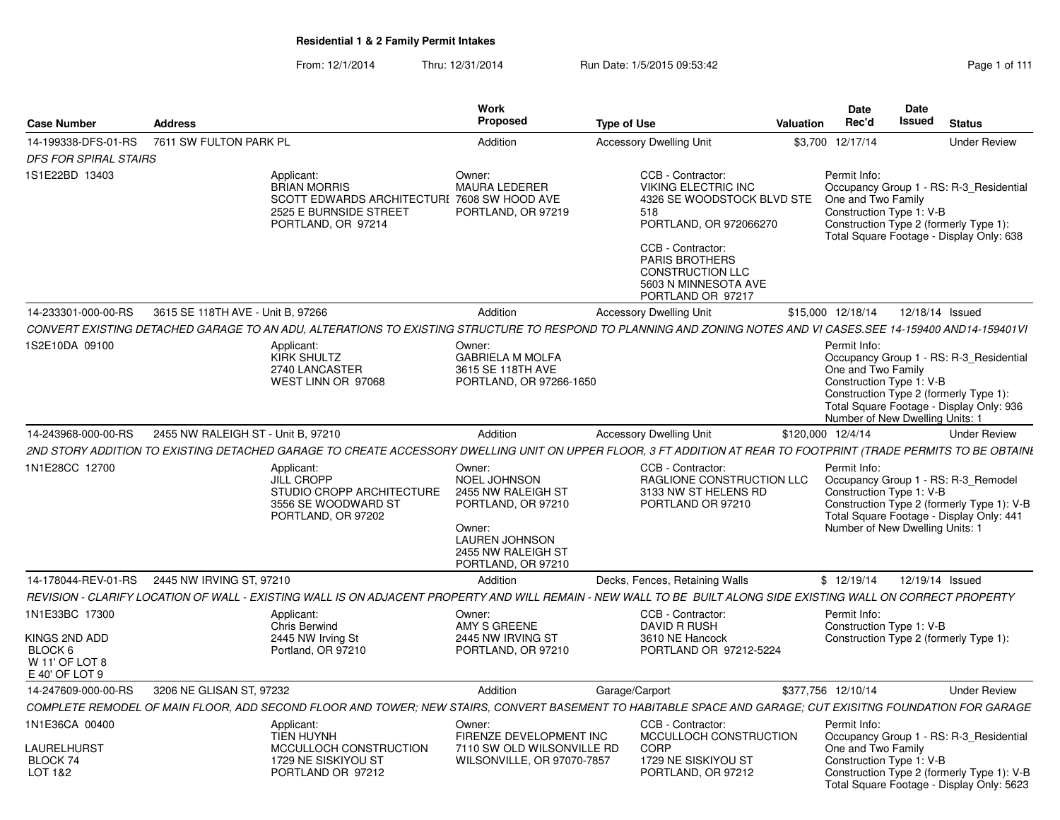# Residential 1 & 2 Family Permit Intakes

From: 12/1/2014 Thru: 12/31/2014 Run Date: 1/5/2015 09:53:42

| Case Number | Address | Work Proposed | Type of Use | Valuation | Date Rec'd | Date Issued | Status |
|---|---|---|---|---|---|---|---|
| 14-199338-DFS-01-RS | 7611 SW FULTON PARK PL | Addition | Accessory Dwelling Unit | $3,700 | 12/17/14 | | Under Review |

*DFS FOR SPIRAL STAIRS*

1S1E22BD 13403

Applicant: BRIAN MORRIS, SCOTT EDWARDS ARCHITECTURE, 2525 E BURNSIDE STREET, PORTLAND, OR 97214

Owner: MAURA LEDERER, 7608 SW HOOD AVE, PORTLAND, OR 97219

CCB - Contractor: VIKING ELECTRIC INC, 4326 SE WOODSTOCK BLVD STE 518, PORTLAND, OR 972066270

CCB - Contractor: PARIS BROTHERS CONSTRUCTION LLC, 5603 N MINNESOTA AVE, PORTLAND OR 97217

Permit Info: Occupancy Group 1 - RS: R-3_Residential One and Two Family; Construction Type 1: V-B; Construction Type 2 (formerly Type 1):; Total Square Footage - Display Only: 638

| Case Number | Address | Work Proposed | Type of Use | Valuation | Date Rec'd | Date Issued | Status |
|---|---|---|---|---|---|---|---|
| 14-233301-000-00-RS | 3615 SE 118TH AVE - Unit B, 97266 | Addition | Accessory Dwelling Unit | $15,000 | 12/18/14 | 12/18/14 | Issued |

*CONVERT EXISTING DETACHED GARAGE TO AN ADU, ALTERATIONS TO EXISTING STRUCTURE TO RESPOND TO PLANNING AND ZONING NOTES AND VI CASES.SEE 14-159400 AND14-159401VI*

1S2E10DA 09100

Applicant: KIRK SHULTZ, 2740 LANCASTER, WEST LINN OR 97068

Owner: GABRIELA M MOLFA, 3615 SE 118TH AVE, PORTLAND, OR 97266-1650

Permit Info: Occupancy Group 1 - RS: R-3_Residential One and Two Family; Construction Type 1: V-B; Construction Type 2 (formerly Type 1):; Total Square Footage - Display Only: 936; Number of New Dwelling Units: 1

| Case Number | Address | Work Proposed | Type of Use | Valuation | Date Rec'd | Date Issued | Status |
|---|---|---|---|---|---|---|---|
| 14-243968-000-00-RS | 2455 NW RALEIGH ST - Unit B, 97210 | Addition | Accessory Dwelling Unit | $120,000 | 12/4/14 | | Under Review |

*2ND STORY ADDITION TO EXISTING DETACHED GARAGE TO CREATE ACCESSORY DWELLING UNIT ON UPPER FLOOR, 3 FT ADDITION AT REAR TO FOOTPRINT (TRADE PERMITS TO BE OBTAINE*

1N1E28CC 12700

Applicant: JILL CROPP, STUDIO CROPP ARCHITECTURE, 3556 SE WOODWARD ST, PORTLAND, OR 97202

Owner: NOEL JOHNSON, 2455 NW RALEIGH ST, PORTLAND, OR 97210

Owner: LAUREN JOHNSON, 2455 NW RALEIGH ST, PORTLAND, OR 97210

CCB - Contractor: RAGLIONE CONSTRUCTION LLC, 3133 NW ST HELENS RD, PORTLAND OR 97210

Permit Info: Occupancy Group 1 - RS: R-3_Remodel; Construction Type 1: V-B; Construction Type 2 (formerly Type 1): V-B; Total Square Footage - Display Only: 441; Number of New Dwelling Units: 1

| Case Number | Address | Work Proposed | Type of Use | Valuation | Date Rec'd | Date Issued | Status |
|---|---|---|---|---|---|---|---|
| 14-178044-REV-01-RS | 2445 NW IRVING ST, 97210 | Addition | Decks, Fences, Retaining Walls | $ | 12/19/14 | 12/19/14 | Issued |

*REVISION - CLARIFY LOCATION OF WALL - EXISTING WALL IS ON ADJACENT PROPERTY AND WILL REMAIN - NEW WALL TO BE BUILT ALONG SIDE EXISTING WALL ON CORRECT PROPERTY*

1N1E33BC 17300

KINGS 2ND ADD
BLOCK 6
W 11' OF LOT 8
E 40' OF LOT 9

Applicant: Chris Berwind, 2445 NW Irving St, Portland, OR 97210

Owner: AMY S GREENE, 2445 NW IRVING ST, PORTLAND, OR 97210

CCB - Contractor: DAVID R RUSH, 3610 NE Hancock, PORTLAND OR 97212-5224

Permit Info: Construction Type 1: V-B; Construction Type 2 (formerly Type 1):

| Case Number | Address | Work Proposed | Type of Use | Valuation | Date Rec'd | Date Issued | Status |
|---|---|---|---|---|---|---|---|
| 14-247609-000-00-RS | 3206 NE GLISAN ST, 97232 | Addition | Garage/Carport | $377,756 | 12/10/14 | | Under Review |

*COMPLETE REMODEL OF MAIN FLOOR, ADD SECOND FLOOR AND TOWER; NEW STAIRS, CONVERT BASEMENT TO HABITABLE SPACE AND GARAGE; CUT EXISITNG FOUNDATION FOR GARAGE*

1N1E36CA 00400

LAURELHURST
BLOCK 74
LOT 1&2

Applicant: TIEN HUYNH, MCCULLOCH CONSTRUCTION, 1729 NE SISKIYOU ST, PORTLAND OR 97212

Owner: FIRENZE DEVELOPMENT INC, 7110 SW OLD WILSONVILLE RD, WILSONVILLE, OR 97070-7857

CCB - Contractor: MCCULLOCH CONSTRUCTION CORP, 1729 NE SISKIYOU ST, PORTLAND, OR 97212

Permit Info: Occupancy Group 1 - RS: R-3_Residential One and Two Family; Construction Type 1: V-B; Construction Type 2 (formerly Type 1): V-B; Total Square Footage - Display Only: 5623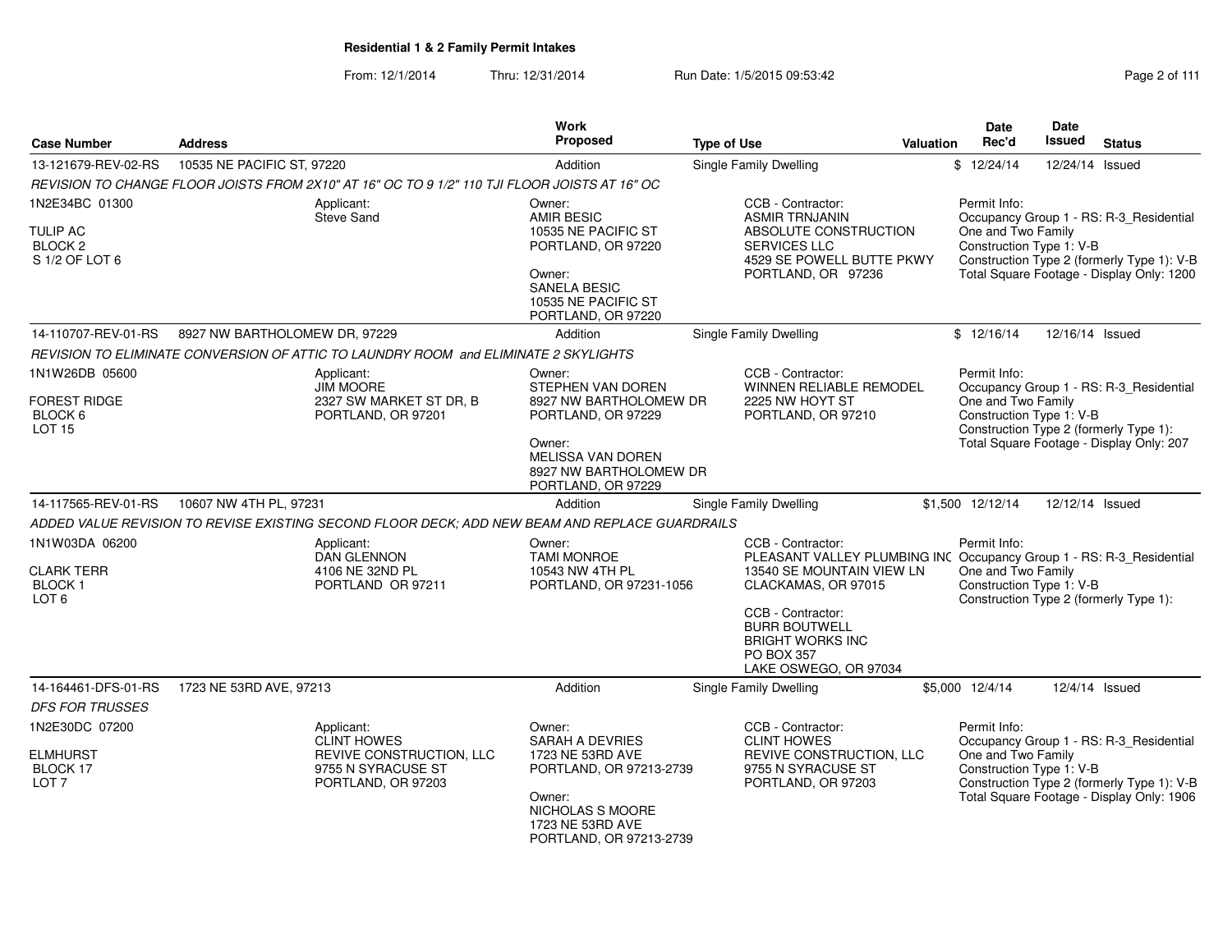**Residential 1 & 2 Family Permit Intakes**

From: 12/1/2014 Thru: 12/31/2014 Run Date: 1/5/2015 09:53:42

| Case Number | Address | Work Proposed | Type of Use | Valuation | Date Rec'd | Date Issued | Status |
|---|---|---|---|---|---|---|---|
| 13-121679-REV-02-RS | 10535 NE PACIFIC ST, 97220 | Addition | Single Family Dwelling | $ | 12/24/14 | 12/24/14 | Issued |

*REVISION TO CHANGE FLOOR JOISTS FROM 2X10" AT 16" OC TO 9 1/2" 110 TJI FLOOR JOISTS AT 16" OC*

1N2E34BC 01300
TULIP AC
BLOCK 2
S 1/2 OF LOT 6

Applicant:
Steve Sand

Owner:
AMIR BESIC
10535 NE PACIFIC ST
PORTLAND, OR 97220

Owner:
SANELA BESIC
10535 NE PACIFIC ST
PORTLAND, OR 97220

CCB - Contractor:
ASMIR TRNJANIN
ABSOLUTE CONSTRUCTION SERVICES LLC
4529 SE POWELL BUTTE PKWY
PORTLAND, OR 97236

Permit Info:
Occupancy Group 1 - RS: R-3_Residential One and Two Family
Construction Type 1: V-B
Construction Type 2 (formerly Type 1): V-B
Total Square Footage - Display Only: 1200

| Case Number | Address | Work Proposed | Type of Use | Valuation | Date Rec'd | Date Issued | Status |
|---|---|---|---|---|---|---|---|
| 14-110707-REV-01-RS | 8927 NW BARTHOLOMEW DR, 97229 | Addition | Single Family Dwelling | $ | 12/16/14 | 12/16/14 | Issued |

*REVISION TO ELIMINATE CONVERSION OF ATTIC TO LAUNDRY ROOM and ELIMINATE 2 SKYLIGHTS*

1N1W26DB 05600
FOREST RIDGE
BLOCK 6
LOT 15

Applicant:
JIM MOORE
2327 SW MARKET ST DR, B
PORTLAND, OR 97201

Owner:
STEPHEN VAN DOREN
8927 NW BARTHOLOMEW DR
PORTLAND, OR 97229

Owner:
MELISSA VAN DOREN
8927 NW BARTHOLOMEW DR
PORTLAND, OR 97229

CCB - Contractor:
WINNEN RELIABLE REMODEL
2225 NW HOYT ST
PORTLAND, OR 97210

Permit Info:
Occupancy Group 1 - RS: R-3_Residential One and Two Family
Construction Type 1: V-B
Construction Type 2 (formerly Type 1):
Total Square Footage - Display Only: 207

| Case Number | Address | Work Proposed | Type of Use | Valuation | Date Rec'd | Date Issued | Status |
|---|---|---|---|---|---|---|---|
| 14-117565-REV-01-RS | 10607 NW 4TH PL, 97231 | Addition | Single Family Dwelling | $1,500 | 12/12/14 | 12/12/14 | Issued |

*ADDED VALUE REVISION TO REVISE EXISTING SECOND FLOOR DECK; ADD NEW BEAM AND REPLACE GUARDRAILS*

1N1W03DA 06200
CLARK TERR
BLOCK 1
LOT 6

Applicant:
DAN GLENNON
4106 NE 32ND PL
PORTLAND OR 97211

Owner:
TAMI MONROE
10543 NW 4TH PL
PORTLAND, OR 97231-1056

CCB - Contractor:
PLEASANT VALLEY PLUMBING INC
13540 SE MOUNTAIN VIEW LN
CLACKAMAS, OR 97015

CCB - Contractor:
BURR BOUTWELL
BRIGHT WORKS INC
PO BOX 357
LAKE OSWEGO, OR 97034

Permit Info:
Occupancy Group 1 - RS: R-3_Residential One and Two Family
Construction Type 1: V-B
Construction Type 2 (formerly Type 1):

| Case Number | Address | Work Proposed | Type of Use | Valuation | Date Rec'd | Date Issued | Status |
|---|---|---|---|---|---|---|---|
| 14-164461-DFS-01-RS | 1723 NE 53RD AVE, 97213 | Addition | Single Family Dwelling | $5,000 | 12/4/14 | 12/4/14 | Issued |

*DFS FOR TRUSSES*

1N2E30DC 07200
ELMHURST
BLOCK 17
LOT 7

Applicant:
CLINT HOWES
REVIVE CONSTRUCTION, LLC
9755 N SYRACUSE ST
PORTLAND, OR 97203

Owner:
SARAH A DEVRIES
1723 NE 53RD AVE
PORTLAND, OR 97213-2739

Owner:
NICHOLAS S MOORE
1723 NE 53RD AVE
PORTLAND, OR 97213-2739

CCB - Contractor:
CLINT HOWES
REVIVE CONSTRUCTION, LLC
9755 N SYRACUSE ST
PORTLAND, OR 97203

Permit Info:
Occupancy Group 1 - RS: R-3_Residential One and Two Family
Construction Type 1: V-B
Construction Type 2 (formerly Type 1): V-B
Total Square Footage - Display Only: 1906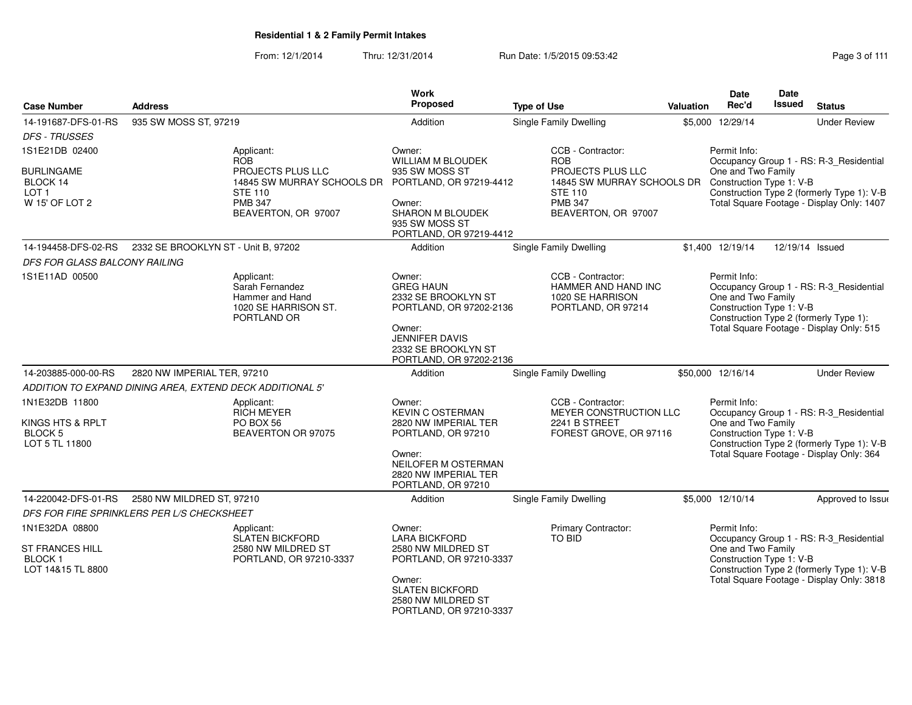**Residential 1 & 2 Family Permit Intakes**

From: 12/1/2014 Thru: 12/31/2014 Run Date: 1/5/2015 09:53:42

| Case Number | Address | Work Proposed | Type of Use | Valuation | Date Rec'd | Date Issued | Status |
|---|---|---|---|---|---|---|---|
| 14-191687-DFS-01-RS | 935 SW MOSS ST, 97219 | Addition | Single Family Dwelling | $5,000 | 12/29/14 | | Under Review |
| 14-194458-DFS-02-RS | 2332 SE BROOKLYN ST - Unit B, 97202 | Addition | Single Family Dwelling | $1,400 | 12/19/14 | 12/19/14 | Issued |
| 14-203885-000-00-RS | 2820 NW IMPERIAL TER, 97210 | Addition | Single Family Dwelling | $50,000 | 12/16/14 | | Under Review |
| 14-220042-DFS-01-RS | 2580 NW MILDRED ST, 97210 | Addition | Single Family Dwelling | $5,000 | 12/10/14 | | Approved to Issue |

**14-191687-DFS-01-RS** — 935 SW MOSS ST, 97219

*DFS - TRUSSES*

1S1E21DB 02400

BURLINGAME
BLOCK 14
LOT 1
W 15' OF LOT 2

Applicant:
ROB
PROJECTS PLUS LLC
14845 SW MURRAY SCHOOLS DR
STE 110
PMB 347
BEAVERTON, OR 97007

Owner:
WILLIAM M BLOUDEK
935 SW MOSS ST
PORTLAND, OR 97219-4412

Owner:
SHARON M BLOUDEK
935 SW MOSS ST
PORTLAND, OR 97219-4412

CCB - Contractor:
ROB
PROJECTS PLUS LLC
14845 SW MURRAY SCHOOLS DR
STE 110
PMB 347
BEAVERTON, OR 97007

Permit Info:
Occupancy Group 1 - RS: R-3_Residential One and Two Family
Construction Type 1: V-B
Construction Type 2 (formerly Type 1): V-B
Total Square Footage - Display Only: 1407

**14-194458-DFS-02-RS** — 2332 SE BROOKLYN ST - Unit B, 97202

*DFS FOR GLASS BALCONY RAILING*

1S1E11AD 00500

Applicant:
Sarah Fernandez
Hammer and Hand
1020 SE HARRISON ST.
PORTLAND OR

Owner:
GREG HAUN
2332 SE BROOKLYN ST
PORTLAND, OR 97202-2136

Owner:
JENNIFER DAVIS
2332 SE BROOKLYN ST
PORTLAND, OR 97202-2136

CCB - Contractor:
HAMMER AND HAND INC
1020 SE HARRISON
PORTLAND, OR 97214

Permit Info:
Occupancy Group 1 - RS: R-3_Residential One and Two Family
Construction Type 1: V-B
Construction Type 2 (formerly Type 1):
Total Square Footage - Display Only: 515

**14-203885-000-00-RS** — 2820 NW IMPERIAL TER, 97210

*ADDITION TO EXPAND DINING AREA, EXTEND DECK ADDITIONAL 5'*

1N1E32DB 11800

KINGS HTS & RPLT
BLOCK 5
LOT 5 TL 11800

Applicant:
RICH MEYER
PO BOX 56
BEAVERTON OR 97075

Owner:
KEVIN C OSTERMAN
2820 NW IMPERIAL TER
PORTLAND, OR 97210

Owner:
NEILOFER M OSTERMAN
2820 NW IMPERIAL TER
PORTLAND, OR 97210

CCB - Contractor:
MEYER CONSTRUCTION LLC
2241 B STREET
FOREST GROVE, OR 97116

Permit Info:
Occupancy Group 1 - RS: R-3_Residential One and Two Family
Construction Type 1: V-B
Construction Type 2 (formerly Type 1): V-B
Total Square Footage - Display Only: 364

**14-220042-DFS-01-RS** — 2580 NW MILDRED ST, 97210

*DFS FOR FIRE SPRINKLERS PER L/S CHECKSHEET*

1N1E32DA 08800

ST FRANCES HILL
BLOCK 1
LOT 14&15 TL 8800

Applicant:
SLATEN BICKFORD
2580 NW MILDRED ST
PORTLAND, OR 97210-3337

Owner:
LARA BICKFORD
2580 NW MILDRED ST
PORTLAND, OR 97210-3337

Owner:
SLATEN BICKFORD
2580 NW MILDRED ST
PORTLAND, OR 97210-3337

Primary Contractor:
TO BID

Permit Info:
Occupancy Group 1 - RS: R-3_Residential One and Two Family
Construction Type 1: V-B
Construction Type 2 (formerly Type 1): V-B
Total Square Footage - Display Only: 3818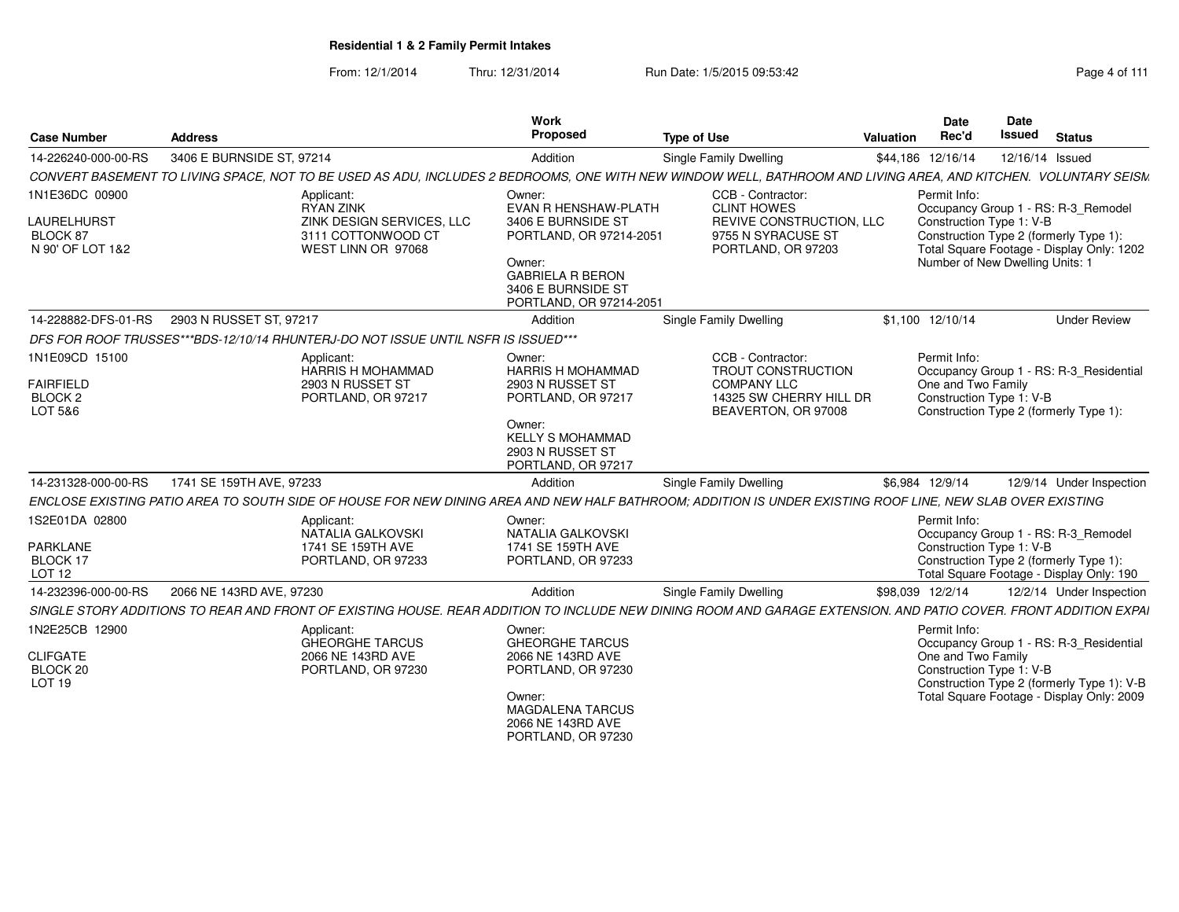**Residential 1 & 2 Family Permit Intakes**

From: 12/1/2014 Thru: 12/31/2014 Run Date: 1/5/2015 09:53:42

| Case Number | Address | Work Proposed | Type of Use | Valuation | Date Rec'd | Date Issued | Status |
|---|---|---|---|---|---|---|---|
| 14-226240-000-00-RS | 3406 E BURNSIDE ST, 97214 | Addition | Single Family Dwelling | $44,186 | 12/16/14 | 12/16/14 | Issued |

*CONVERT BASEMENT TO LIVING SPACE, NOT TO BE USED AS ADU, INCLUDES 2 BEDROOMS, ONE WITH NEW WINDOW WELL, BATHROOM AND LIVING AREA, AND KITCHEN. VOLUNTARY SEISM*

1N1E36DC 00900
LAURELHURST
BLOCK 87
N 90' OF LOT 1&2

Applicant:
RYAN ZINK
ZINK DESIGN SERVICES, LLC
3111 COTTONWOOD CT
WEST LINN OR 97068

Owner:
EVAN R HENSHAW-PLATH
3406 E BURNSIDE ST
PORTLAND, OR 97214-2051

Owner:
GABRIELA R BERON
3406 E BURNSIDE ST
PORTLAND, OR 97214-2051

CCB - Contractor:
CLINT HOWES
REVIVE CONSTRUCTION, LLC
9755 N SYRACUSE ST
PORTLAND, OR 97203

Permit Info:
Occupancy Group 1 - RS: R-3_Remodel
Construction Type 1: V-B
Construction Type 2 (formerly Type 1):
Total Square Footage - Display Only: 1202
Number of New Dwelling Units: 1

| Case Number | Address | Work Proposed | Type of Use | Valuation | Date Rec'd | Date Issued | Status |
|---|---|---|---|---|---|---|---|
| 14-228882-DFS-01-RS | 2903 N RUSSET ST, 97217 | Addition | Single Family Dwelling | $1,100 | 12/10/14 | | Under Review |

*DFS FOR ROOF TRUSSES***BDS-12/10/14 RHUNTERJ-DO NOT ISSUE UNTIL NSFR IS ISSUED****

1N1E09CD 15100
FAIRFIELD
BLOCK 2
LOT 5&6

Applicant:
HARRIS H MOHAMMAD
2903 N RUSSET ST
PORTLAND, OR 97217

Owner:
HARRIS H MOHAMMAD
2903 N RUSSET ST
PORTLAND, OR 97217

Owner:
KELLY S MOHAMMAD
2903 N RUSSET ST
PORTLAND, OR 97217

CCB - Contractor:
TROUT CONSTRUCTION
COMPANY LLC
14325 SW CHERRY HILL DR
BEAVERTON, OR 97008

Permit Info:
Occupancy Group 1 - RS: R-3_Residential
One and Two Family
Construction Type 1: V-B
Construction Type 2 (formerly Type 1):

| Case Number | Address | Work Proposed | Type of Use | Valuation | Date Rec'd | Date Issued | Status |
|---|---|---|---|---|---|---|---|
| 14-231328-000-00-RS | 1741 SE 159TH AVE, 97233 | Addition | Single Family Dwelling | $6,984 | 12/9/14 | 12/9/14 | Under Inspection |

*ENCLOSE EXISTING PATIO AREA TO SOUTH SIDE OF HOUSE FOR NEW DINING AREA AND NEW HALF BATHROOM; ADDITION IS UNDER EXISTING ROOF LINE, NEW SLAB OVER EXISTING*

1S2E01DA 02800
PARKLANE
BLOCK 17
LOT 12

Applicant:
NATALIA GALKOVSKI
1741 SE 159TH AVE
PORTLAND, OR 97233

Owner:
NATALIA GALKOVSKI
1741 SE 159TH AVE
PORTLAND, OR 97233

Permit Info:
Occupancy Group 1 - RS: R-3_Remodel
Construction Type 1: V-B
Construction Type 2 (formerly Type 1):
Total Square Footage - Display Only: 190

| Case Number | Address | Work Proposed | Type of Use | Valuation | Date Rec'd | Date Issued | Status |
|---|---|---|---|---|---|---|---|
| 14-232396-000-00-RS | 2066 NE 143RD AVE, 97230 | Addition | Single Family Dwelling | $98,039 | 12/2/14 | 12/2/14 | Under Inspection |

*SINGLE STORY ADDITIONS TO REAR AND FRONT OF EXISTING HOUSE. REAR ADDITION TO INCLUDE NEW DINING ROOM AND GARAGE EXTENSION. AND PATIO COVER. FRONT ADDITION EXPA*

1N2E25CB 12900
CLIFGATE
BLOCK 20
LOT 19

Applicant:
GHEORGHE TARCUS
2066 NE 143RD AVE
PORTLAND, OR 97230

Owner:
GHEORGHE TARCUS
2066 NE 143RD AVE
PORTLAND, OR 97230

Owner:
MAGDALENA TARCUS
2066 NE 143RD AVE
PORTLAND, OR 97230

Permit Info:
Occupancy Group 1 - RS: R-3_Residential
One and Two Family
Construction Type 1: V-B
Construction Type 2 (formerly Type 1): V-B
Total Square Footage - Display Only: 2009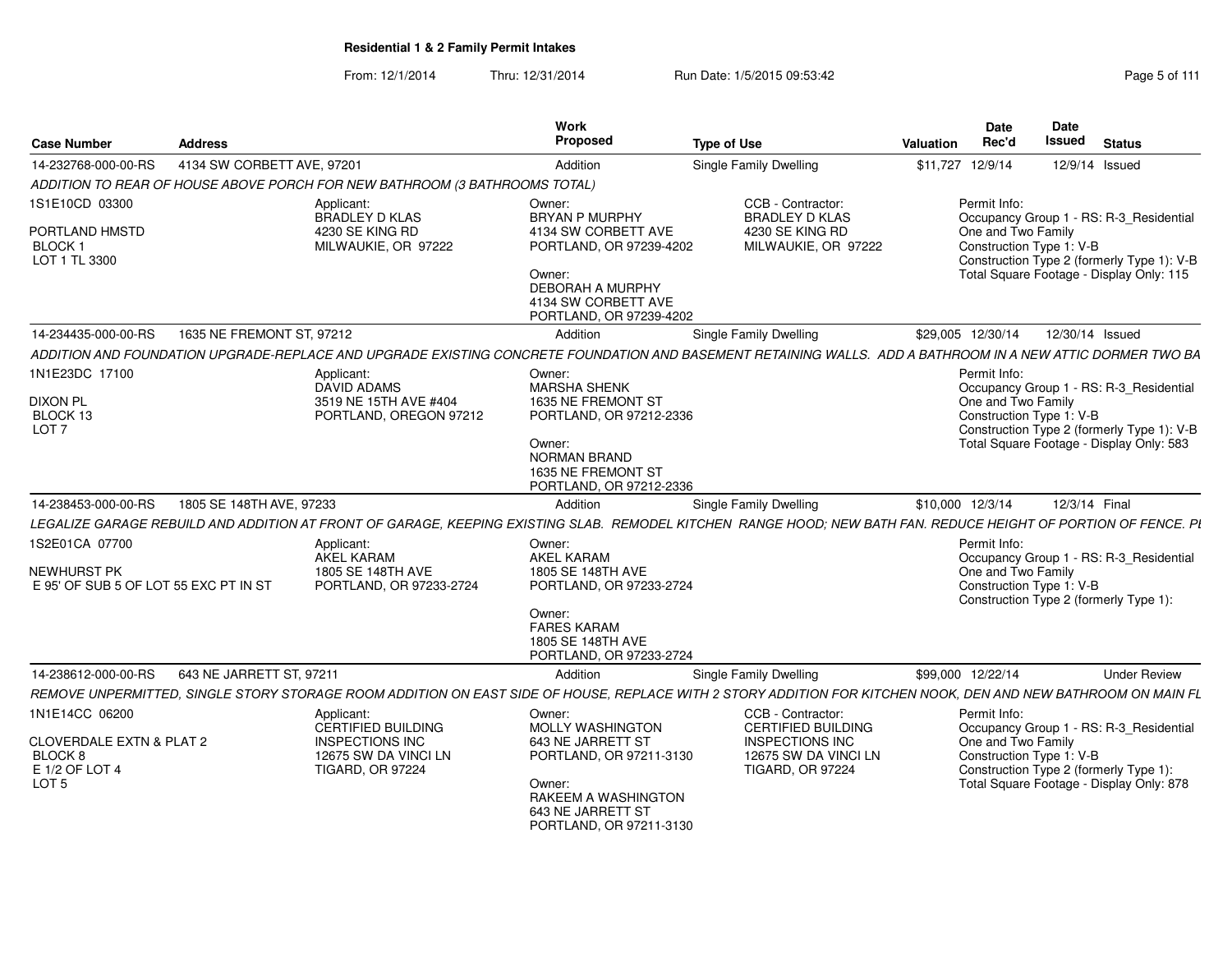## Residential 1 & 2 Family Permit Intakes

From: 12/1/2014 Thru: 12/31/2014 Run Date: 1/5/2015 09:53:42

| Case Number | Address | Work Proposed | Type of Use | Valuation | Date Rec'd | Date Issued | Status |
|---|---|---|---|---|---|---|---|
| 14-232768-000-00-RS | 4134 SW CORBETT AVE, 97201 | Addition | Single Family Dwelling | $11,727 | 12/9/14 | 12/9/14 | Issued |

ADDITION TO REAR OF HOUSE ABOVE PORCH FOR NEW BATHROOM (3 BATHROOMS TOTAL)

1S1E10CD 03300
PORTLAND HMSTD
BLOCK 1
LOT 1 TL 3300

Applicant:
BRADLEY D KLAS
4230 SE KING RD
MILWAUKIE, OR 97222

Owner:
BRYAN P MURPHY
4134 SW CORBETT AVE
PORTLAND, OR 97239-4202

Owner:
DEBORAH A MURPHY
4134 SW CORBETT AVE
PORTLAND, OR 97239-4202

CCB - Contractor:
BRADLEY D KLAS
4230 SE KING RD
MILWAUKIE, OR 97222

Permit Info:
Occupancy Group 1 - RS: R-3_Residential One and Two Family
Construction Type 1: V-B
Construction Type 2 (formerly Type 1): V-B
Total Square Footage - Display Only: 115

| Case Number | Address | Work Proposed | Type of Use | Valuation | Date Rec'd | Date Issued | Status |
|---|---|---|---|---|---|---|---|
| 14-234435-000-00-RS | 1635 NE FREMONT ST, 97212 | Addition | Single Family Dwelling | $29,005 | 12/30/14 | 12/30/14 | Issued |

ADDITION AND FOUNDATION UPGRADE-REPLACE AND UPGRADE EXISTING CONCRETE FOUNDATION AND BASEMENT RETAINING WALLS. ADD A BATHROOM IN A NEW ATTIC DORMER TWO BA

1N1E23DC 17100
DIXON PL
BLOCK 13
LOT 7

Applicant:
DAVID ADAMS
3519 NE 15TH AVE #404
PORTLAND, OREGON 97212

Owner:
MARSHA SHENK
1635 NE FREMONT ST
PORTLAND, OR 97212-2336

Owner:
NORMAN BRAND
1635 NE FREMONT ST
PORTLAND, OR 97212-2336

Permit Info:
Occupancy Group 1 - RS: R-3_Residential One and Two Family
Construction Type 1: V-B
Construction Type 2 (formerly Type 1): V-B
Total Square Footage - Display Only: 583

| Case Number | Address | Work Proposed | Type of Use | Valuation | Date Rec'd | Date Issued | Status |
|---|---|---|---|---|---|---|---|
| 14-238453-000-00-RS | 1805 SE 148TH AVE, 97233 | Addition | Single Family Dwelling | $10,000 | 12/3/14 | 12/3/14 | Final |

LEGALIZE GARAGE REBUILD AND ADDITION AT FRONT OF GARAGE, KEEPING EXISTING SLAB. REMODEL KITCHEN RANGE HOOD; NEW BATH FAN. REDUCE HEIGHT OF PORTION OF FENCE. PI

1S2E01CA 07700
NEWHURST PK
E 95' OF SUB 5 OF LOT 55 EXC PT IN ST

Applicant:
AKEL KARAM
1805 SE 148TH AVE
PORTLAND, OR 97233-2724

Owner:
AKEL KARAM
1805 SE 148TH AVE
PORTLAND, OR 97233-2724

Owner:
FARES KARAM
1805 SE 148TH AVE
PORTLAND, OR 97233-2724

Permit Info:
Occupancy Group 1 - RS: R-3_Residential One and Two Family
Construction Type 1: V-B
Construction Type 2 (formerly Type 1):

| Case Number | Address | Work Proposed | Type of Use | Valuation | Date Rec'd | Date Issued | Status |
|---|---|---|---|---|---|---|---|
| 14-238612-000-00-RS | 643 NE JARRETT ST, 97211 | Addition | Single Family Dwelling | $99,000 | 12/22/14 | | Under Review |

REMOVE UNPERMITTED, SINGLE STORY STORAGE ROOM ADDITION ON EAST SIDE OF HOUSE, REPLACE WITH 2 STORY ADDITION FOR KITCHEN NOOK, DEN AND NEW BATHROOM ON MAIN FL

1N1E14CC 06200
CLOVERDALE EXTN & PLAT 2
BLOCK 8
E 1/2 OF LOT 4
LOT 5

Applicant:
CERTIFIED BUILDING INSPECTIONS INC
12675 SW DA VINCI LN
TIGARD, OR 97224

Owner:
MOLLY WASHINGTON
643 NE JARRETT ST
PORTLAND, OR 97211-3130

Owner:
RAKEEM A WASHINGTON
643 NE JARRETT ST
PORTLAND, OR 97211-3130

CCB - Contractor:
CERTIFIED BUILDING INSPECTIONS INC
12675 SW DA VINCI LN
TIGARD, OR 97224

Permit Info:
Occupancy Group 1 - RS: R-3_Residential One and Two Family
Construction Type 1: V-B
Construction Type 2 (formerly Type 1):
Total Square Footage - Display Only: 878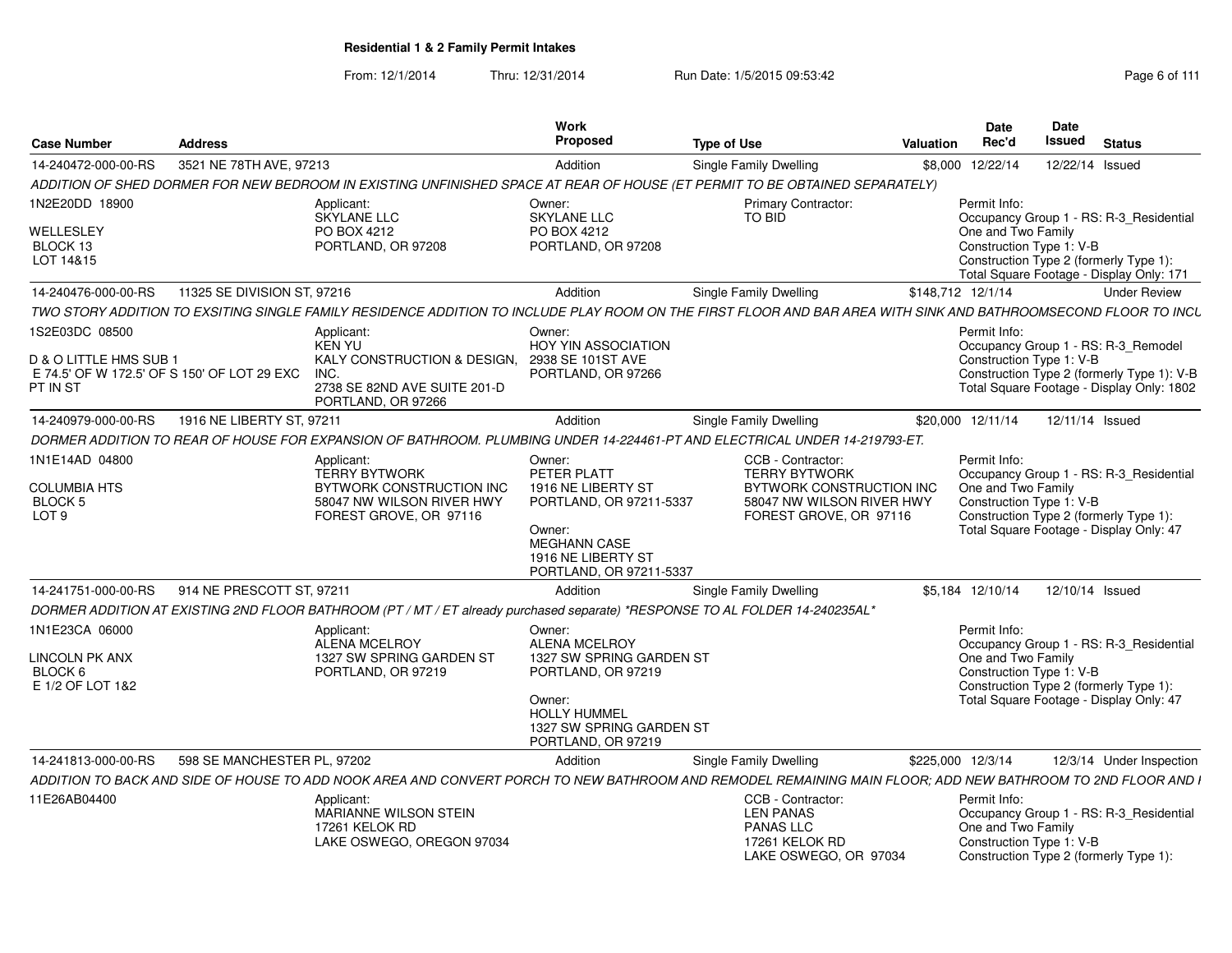**Residential 1 & 2 Family Permit Intakes**

From: 12/1/2014 Thru: 12/31/2014 Run Date: 1/5/2015 09:53:42

| Case Number | Address | Work Proposed | Type of Use | Valuation | Date Rec'd | Date Issued | Status |
|---|---|---|---|---|---|---|---|
| 14-240472-000-00-RS | 3521 NE 78TH AVE, 97213 | Addition | Single Family Dwelling | $8,000 | 12/22/14 | 12/22/14 | Issued |

ADDITION OF SHED DORMER FOR NEW BEDROOM IN EXISTING UNFINISHED SPACE AT REAR OF HOUSE (ET PERMIT TO BE OBTAINED SEPARATELY)

1N2E20DD 18900
WELLESLEY
BLOCK 13
LOT 14&15

Applicant:
SKYLANE LLC
PO BOX 4212
PORTLAND, OR 97208

Owner:
SKYLANE LLC
PO BOX 4212
PORTLAND, OR 97208

Primary Contractor:
TO BID

Permit Info:
Occupancy Group 1 - RS: R-3_Residential One and Two Family
Construction Type 1: V-B
Construction Type 2 (formerly Type 1):
Total Square Footage - Display Only: 171

| Case Number | Address | Work Proposed | Type of Use | Valuation | Date Rec'd | Date Issued | Status |
|---|---|---|---|---|---|---|---|
| 14-240476-000-00-RS | 11325 SE DIVISION ST, 97216 | Addition | Single Family Dwelling | $148,712 | 12/1/14 | | Under Review |

TWO STORY ADDITION TO EXSITING SINGLE FAMILY RESIDENCE ADDITION TO INCLUDE PLAY ROOM ON THE FIRST FLOOR AND BAR AREA WITH SINK AND BATHROOMSECOND FLOOR TO INCL

1S2E03DC 08500
D & O LITTLE HMS SUB 1
E 74.5' OF W 172.5' OF S 150' OF LOT 29 EXC PT IN ST

Applicant:
KEN YU
KALY CONSTRUCTION & DESIGN, INC.
2738 SE 82ND AVE SUITE 201-D
PORTLAND, OR 97266

Owner:
HOY YIN ASSOCIATION
2938 SE 101ST AVE
PORTLAND, OR 97266

Permit Info:
Occupancy Group 1 - RS: R-3_Remodel
Construction Type 1: V-B
Construction Type 2 (formerly Type 1): V-B
Total Square Footage - Display Only: 1802

| Case Number | Address | Work Proposed | Type of Use | Valuation | Date Rec'd | Date Issued | Status |
|---|---|---|---|---|---|---|---|
| 14-240979-000-00-RS | 1916 NE LIBERTY ST, 97211 | Addition | Single Family Dwelling | $20,000 | 12/11/14 | 12/11/14 | Issued |

DORMER ADDITION TO REAR OF HOUSE FOR EXPANSION OF BATHROOM. PLUMBING UNDER 14-224461-PT AND ELECTRICAL UNDER 14-219793-ET.

1N1E14AD 04800
COLUMBIA HTS
BLOCK 5
LOT 9

Applicant:
TERRY BYTWORK
BYTWORK CONSTRUCTION INC
58047 NW WILSON RIVER HWY
FOREST GROVE, OR 97116

Owner:
PETER PLATT
1916 NE LIBERTY ST
PORTLAND, OR 97211-5337

Owner:
MEGHANN CASE
1916 NE LIBERTY ST
PORTLAND, OR 97211-5337

CCB - Contractor:
TERRY BYTWORK
BYTWORK CONSTRUCTION INC
58047 NW WILSON RIVER HWY
FOREST GROVE, OR 97116

Permit Info:
Occupancy Group 1 - RS: R-3_Residential One and Two Family
Construction Type 1: V-B
Construction Type 2 (formerly Type 1):
Total Square Footage - Display Only: 47

| Case Number | Address | Work Proposed | Type of Use | Valuation | Date Rec'd | Date Issued | Status |
|---|---|---|---|---|---|---|---|
| 14-241751-000-00-RS | 914 NE PRESCOTT ST, 97211 | Addition | Single Family Dwelling | $5,184 | 12/10/14 | 12/10/14 | Issued |

DORMER ADDITION AT EXISTING 2ND FLOOR BATHROOM (PT / MT / ET already purchased separate) *RESPONSE TO AL FOLDER 14-240235AL*

1N1E23CA 06000
LINCOLN PK ANX
BLOCK 6
E 1/2 OF LOT 1&2

Applicant:
ALENA MCELROY
1327 SW SPRING GARDEN ST
PORTLAND, OR 97219

Owner:
ALENA MCELROY
1327 SW SPRING GARDEN ST
PORTLAND, OR 97219

Owner:
HOLLY HUMMEL
1327 SW SPRING GARDEN ST
PORTLAND, OR 97219

Permit Info:
Occupancy Group 1 - RS: R-3_Residential One and Two Family
Construction Type 1: V-B
Construction Type 2 (formerly Type 1):
Total Square Footage - Display Only: 47

| Case Number | Address | Work Proposed | Type of Use | Valuation | Date Rec'd | Date Issued | Status |
|---|---|---|---|---|---|---|---|
| 14-241813-000-00-RS | 598 SE MANCHESTER PL, 97202 | Addition | Single Family Dwelling | $225,000 | 12/3/14 | 12/3/14 | Under Inspection |

ADDITION TO BACK AND SIDE OF HOUSE TO ADD NOOK AREA AND CONVERT PORCH TO NEW BATHROOM AND REMODEL REMAINING MAIN FLOOR; ADD NEW BATHROOM TO 2ND FLOOR AND I

11E26AB04400

Applicant:
MARIANNE WILSON STEIN
17261 KELOK RD
LAKE OSWEGO, OREGON 97034

CCB - Contractor:
LEN PANAS
PANAS LLC
17261 KELOK RD
LAKE OSWEGO, OR 97034

Permit Info:
Occupancy Group 1 - RS: R-3_Residential One and Two Family
Construction Type 1: V-B
Construction Type 2 (formerly Type 1):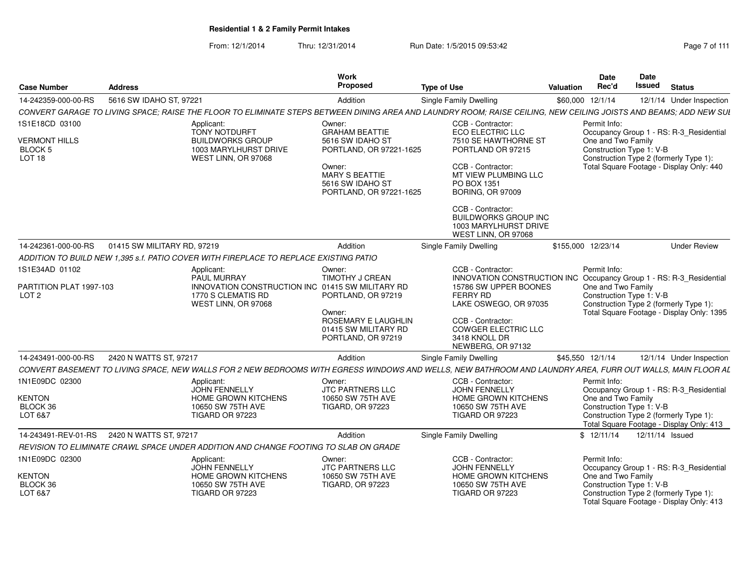**Residential 1 & 2 Family Permit Intakes**

From: 12/1/2014 Thru: 12/31/2014 Run Date: 1/5/2015 09:53:42

| Case Number | Address | Work Proposed | Type of Use | Valuation | Date Rec'd | Date Issued | Status |
|---|---|---|---|---|---|---|---|
| 14-242359-000-00-RS | 5616 SW IDAHO ST, 97221 | Addition | Single Family Dwelling | $60,000 | 12/1/14 | 12/1/14 | Under Inspection |

*CONVERT GARAGE TO LIVING SPACE; RAISE THE FLOOR TO ELIMINATE STEPS BETWEEN DINING AREA AND LAUNDRY ROOM; RAISE CEILING, NEW CEILING JOISTS AND BEAMS; ADD NEW SUI*

1S1E18CD 03100
VERMONT HILLS
BLOCK 5
LOT 18

Applicant:
TONY NOTDURFT
BUILDWORKS GROUP
1003 MARYLHURST DRIVE
WEST LINN, OR 97068

Owner:
GRAHAM BEATTIE
5616 SW IDAHO ST
PORTLAND, OR 97221-1625

Owner:
MARY S BEATTIE
5616 SW IDAHO ST
PORTLAND, OR 97221-1625

CCB - Contractor:
ECO ELECTRIC LLC
7510 SE HAWTHORNE ST
PORTLAND OR 97215

CCB - Contractor:
MT VIEW PLUMBING LLC
PO BOX 1351
BORING, OR 97009

CCB - Contractor:
BUILDWORKS GROUP INC
1003 MARYLHURST DRIVE
WEST LINN, OR 97068

Permit Info:
Occupancy Group 1 - RS: R-3_Residential One and Two Family
Construction Type 1: V-B
Construction Type 2 (formerly Type 1):
Total Square Footage - Display Only: 440

| Case Number | Address | Work Proposed | Type of Use | Valuation | Date Rec'd | Date Issued | Status |
|---|---|---|---|---|---|---|---|
| 14-242361-000-00-RS | 01415 SW MILITARY RD, 97219 | Addition | Single Family Dwelling | $155,000 | 12/23/14 | | Under Review |

*ADDITION TO BUILD NEW 1,395 s.f. PATIO COVER WITH FIREPLACE TO REPLACE EXISTING PATIO*

1S1E34AD 01102
PARTITION PLAT 1997-103
LOT 2

Applicant:
PAUL MURRAY
INNOVATION CONSTRUCTION INC
1770 S CLEMATIS RD
WEST LINN, OR 97068

Owner:
TIMOTHY J CREAN
01415 SW MILITARY RD
PORTLAND, OR 97219

Owner:
ROSEMARY E LAUGHLIN
01415 SW MILITARY RD
PORTLAND, OR 97219

CCB - Contractor:
INNOVATION CONSTRUCTION INC
15786 SW UPPER BOONES FERRY RD
LAKE OSWEGO, OR 97035

CCB - Contractor:
COWGER ELECTRIC LLC
3418 KNOLL DR
NEWBERG, OR 97132

Permit Info:
Occupancy Group 1 - RS: R-3_Residential One and Two Family
Construction Type 1: V-B
Construction Type 2 (formerly Type 1):
Total Square Footage - Display Only: 1395

| Case Number | Address | Work Proposed | Type of Use | Valuation | Date Rec'd | Date Issued | Status |
|---|---|---|---|---|---|---|---|
| 14-243491-000-00-RS | 2420 N WATTS ST, 97217 | Addition | Single Family Dwelling | $45,550 | 12/1/14 | 12/1/14 | Under Inspection |

*CONVERT BASEMENT TO LIVING SPACE, NEW WALLS FOR 2 NEW BEDROOMS WITH EGRESS WINDOWS AND WELLS, NEW BATHROOM AND LAUNDRY AREA, FURR OUT WALLS, MAIN FLOOR AL*

1N1E09DC 02300
KENTON
BLOCK 36
LOT 6&7

Applicant:
JOHN FENNELLY
HOME GROWN KITCHENS
10650 SW 75TH AVE
TIGARD OR 97223

Owner:
JTC PARTNERS LLC
10650 SW 75TH AVE
TIGARD, OR 97223

CCB - Contractor:
JOHN FENNELLY
HOME GROWN KITCHENS
10650 SW 75TH AVE
TIGARD OR 97223

Permit Info:
Occupancy Group 1 - RS: R-3_Residential One and Two Family
Construction Type 1: V-B
Construction Type 2 (formerly Type 1):
Total Square Footage - Display Only: 413

| Case Number | Address | Work Proposed | Type of Use | Valuation | Date Rec'd | Date Issued | Status |
|---|---|---|---|---|---|---|---|
| 14-243491-REV-01-RS | 2420 N WATTS ST, 97217 | Addition | Single Family Dwelling | $ | 12/11/14 | 12/11/14 | Issued |

*REVISION TO ELIMINATE CRAWL SPACE UNDER ADDITION AND CHANGE FOOTING TO SLAB ON GRADE*

1N1E09DC 02300
KENTON
BLOCK 36
LOT 6&7

Applicant:
JOHN FENNELLY
HOME GROWN KITCHENS
10650 SW 75TH AVE
TIGARD OR 97223

Owner:
JTC PARTNERS LLC
10650 SW 75TH AVE
TIGARD, OR 97223

CCB - Contractor:
JOHN FENNELLY
HOME GROWN KITCHENS
10650 SW 75TH AVE
TIGARD OR 97223

Permit Info:
Occupancy Group 1 - RS: R-3_Residential One and Two Family
Construction Type 1: V-B
Construction Type 2 (formerly Type 1):
Total Square Footage - Display Only: 413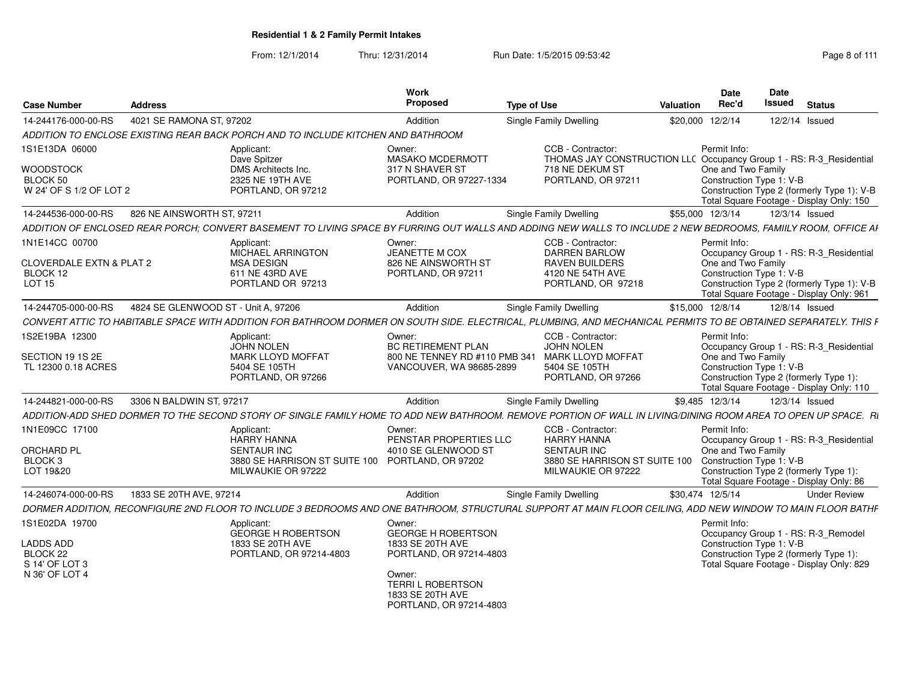**Residential 1 & 2 Family Permit Intakes**

From: 12/1/2014 Thru: 12/31/2014 Run Date: 1/5/2015 09:53:42

| Case Number | Address | Work Proposed | Type of Use | Valuation | Date Rec'd | Date Issued | Status |
|---|---|---|---|---|---|---|---|
| 14-244176-000-00-RS | 4021 SE RAMONA ST, 97202 | Addition | Single Family Dwelling | $20,000 | 12/2/14 | 12/2/14 | Issued |

*ADDITION TO ENCLOSE EXISTING REAR BACK PORCH AND TO INCLUDE KITCHEN AND BATHROOM*

1S1E13DA 06000
WOODSTOCK
BLOCK 50
W 24' OF S 1/2 OF LOT 2

Applicant: Dave Spitzer, DMS Architects Inc., 2325 NE 19TH AVE, PORTLAND, OR 97212

Owner: MASAKO MCDERMOTT, 317 N SHAVER ST, PORTLAND, OR 97227-1334

CCB - Contractor: THOMAS JAY CONSTRUCTION LLC, 718 NE DEKUM ST, PORTLAND, OR 97211

Permit Info: Occupancy Group 1 - RS: R-3_Residential One and Two Family; Construction Type 1: V-B; Construction Type 2 (formerly Type 1): V-B; Total Square Footage - Display Only: 150

| Case Number | Address | Work Proposed | Type of Use | Valuation | Date Rec'd | Date Issued | Status |
|---|---|---|---|---|---|---|---|
| 14-244536-000-00-RS | 826 NE AINSWORTH ST, 97211 | Addition | Single Family Dwelling | $55,000 | 12/3/14 | 12/3/14 | Issued |

*ADDITION OF ENCLOSED REAR PORCH; CONVERT BASEMENT TO LIVING SPACE BY FURRING OUT WALLS AND ADDING NEW WALLS TO INCLUDE 2 NEW BEDROOMS, FAMIILY ROOM, OFFICE AI*

1N1E14CC 00700
CLOVERDALE EXTN & PLAT 2
BLOCK 12
LOT 15

Applicant: MICHAEL ARRINGTON, MSA DESIGN, 611 NE 43RD AVE, PORTLAND OR 97213

Owner: JEANETTE M COX, 826 NE AINSWORTH ST, PORTLAND, OR 97211

CCB - Contractor: DARREN BARLOW, RAVEN BUILDERS, 4120 NE 54TH AVE, PORTLAND, OR 97218

Permit Info: Occupancy Group 1 - RS: R-3_Residential One and Two Family; Construction Type 1: V-B; Construction Type 2 (formerly Type 1): V-B; Total Square Footage - Display Only: 961

| Case Number | Address | Work Proposed | Type of Use | Valuation | Date Rec'd | Date Issued | Status |
|---|---|---|---|---|---|---|---|
| 14-244705-000-00-RS | 4824 SE GLENWOOD ST - Unit A, 97206 | Addition | Single Family Dwelling | $15,000 | 12/8/14 | 12/8/14 | Issued |

*CONVERT ATTIC TO HABITABLE SPACE WITH ADDITION FOR BATHROOM DORMER ON SOUTH SIDE. ELECTRICAL, PLUMBING, AND MECHANICAL PERMITS TO BE OBTAINED SEPARATELY. THIS F*

1S2E19BA 12300
SECTION 19 1S 2E
TL 12300 0.18 ACRES

Applicant: JOHN NOLEN, MARK LLOYD MOFFAT, 5404 SE 105TH, PORTLAND, OR 97266

Owner: BC RETIREMENT PLAN, 800 NE TENNEY RD #110 PMB 341, VANCOUVER, WA 98685-2899

CCB - Contractor: JOHN NOLEN, MARK LLOYD MOFFAT, 5404 SE 105TH, PORTLAND, OR 97266

Permit Info: Occupancy Group 1 - RS: R-3_Residential One and Two Family; Construction Type 1: V-B; Construction Type 2 (formerly Type 1):; Total Square Footage - Display Only: 110

| Case Number | Address | Work Proposed | Type of Use | Valuation | Date Rec'd | Date Issued | Status |
|---|---|---|---|---|---|---|---|
| 14-244821-000-00-RS | 3306 N BALDWIN ST, 97217 | Addition | Single Family Dwelling | $9,485 | 12/3/14 | 12/3/14 | Issued |

*ADDITION-ADD SHED DORMER TO THE SECOND STORY OF SINGLE FAMILY HOME TO ADD NEW BATHROOM. REMOVE PORTION OF WALL IN LIVING/DINING ROOM AREA TO OPEN UP SPACE. RI*

1N1E09CC 17100
ORCHARD PL
BLOCK 3
LOT 19&20

Applicant: HARRY HANNA, SENTAUR INC, 3880 SE HARRISON ST SUITE 100, MILWAUKIE OR 97222

Owner: PENSTAR PROPERTIES LLC, 4010 SE GLENWOOD ST, PORTLAND, OR 97202

CCB - Contractor: HARRY HANNA, SENTAUR INC, 3880 SE HARRISON ST SUITE 100, MILWAUKIE OR 97222

Permit Info: Occupancy Group 1 - RS: R-3_Residential One and Two Family; Construction Type 1: V-B; Construction Type 2 (formerly Type 1):; Total Square Footage - Display Only: 86

| Case Number | Address | Work Proposed | Type of Use | Valuation | Date Rec'd | Date Issued | Status |
|---|---|---|---|---|---|---|---|
| 14-246074-000-00-RS | 1833 SE 20TH AVE, 97214 | Addition | Single Family Dwelling | $30,474 | 12/5/14 | | Under Review |

*DORMER ADDITION, RECONFIGURE 2ND FLOOR TO INCLUDE 3 BEDROOMS AND ONE BATHROOM, STRUCTURAL SUPPORT AT MAIN FLOOR CEILING, ADD NEW WINDOW TO MAIN FLOOR BATHF*

1S1E02DA 19700
LADDS ADD
BLOCK 22
S 14' OF LOT 3
N 36' OF LOT 4

Applicant: GEORGE H ROBERTSON, 1833 SE 20TH AVE, PORTLAND, OR 97214-4803

Owner: GEORGE H ROBERTSON, 1833 SE 20TH AVE, PORTLAND, OR 97214-4803

Owner: TERRI L ROBERTSON, 1833 SE 20TH AVE, PORTLAND, OR 97214-4803

Permit Info: Occupancy Group 1 - RS: R-3_Remodel; Construction Type 1: V-B; Construction Type 2 (formerly Type 1):; Total Square Footage - Display Only: 829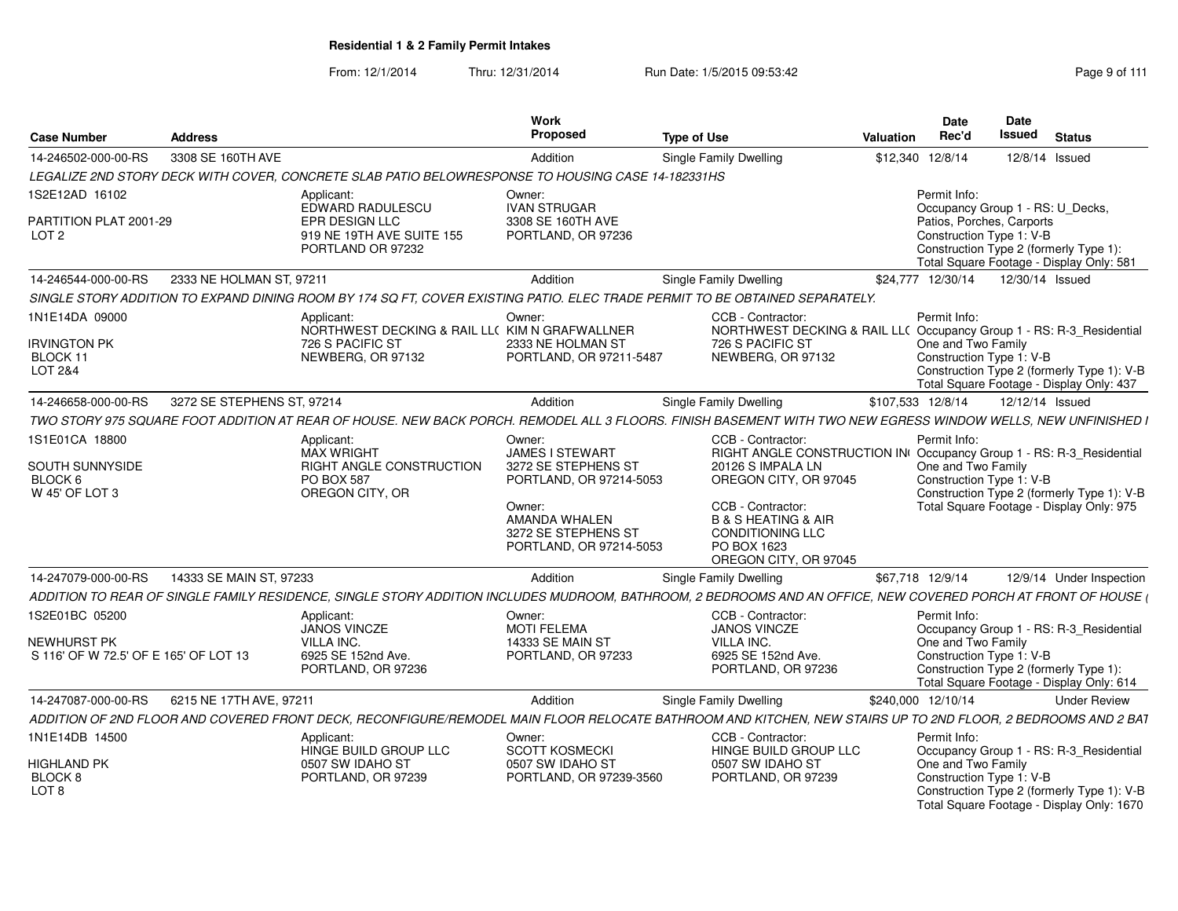## Residential 1 & 2 Family Permit Intakes

From: 12/1/2014 Thru: 12/31/2014 Run Date: 1/5/2015 09:53:42

| Case Number | Address | Work Proposed | Type of Use | Valuation | Date Rec'd | Date Issued | Status |
|---|---|---|---|---|---|---|---|
| 14-246502-000-00-RS | 3308 SE 160TH AVE | Addition | Single Family Dwelling | $12,340 | 12/8/14 | 12/8/14 | Issued |

*LEGALIZE 2ND STORY DECK WITH COVER, CONCRETE SLAB PATIO BELOWRESPONSE TO HOUSING CASE 14-182331HS*

1S2E12AD 16102
PARTITION PLAT 2001-29
LOT 2

Applicant: EDWARD RADULESCU, EPR DESIGN LLC, 919 NE 19TH AVE SUITE 155, PORTLAND OR 97232

Owner: IVAN STRUGAR, 3308 SE 160TH AVE, PORTLAND, OR 97236

Permit Info: Occupancy Group 1 - RS: U_Decks, Patios, Porches, Carports; Construction Type 1: V-B; Construction Type 2 (formerly Type 1):; Total Square Footage - Display Only: 581

| Case Number | Address | Work Proposed | Type of Use | Valuation | Date Rec'd | Date Issued | Status |
|---|---|---|---|---|---|---|---|
| 14-246544-000-00-RS | 2333 NE HOLMAN ST, 97211 | Addition | Single Family Dwelling | $24,777 | 12/30/14 | 12/30/14 | Issued |

*SINGLE STORY ADDITION TO EXPAND DINING ROOM BY 174 SQ FT, COVER EXISTING PATIO. ELEC TRADE PERMIT TO BE OBTAINED SEPARATELY.*

1N1E14DA 09000
IRVINGTON PK
BLOCK 11
LOT 2&4

Applicant: NORTHWEST DECKING & RAIL LL( 726 S PACIFIC ST, NEWBERG, OR 97132

Owner: KIM N GRAFWALLNER, 2333 NE HOLMAN ST, PORTLAND, OR 97211-5487

CCB - Contractor: NORTHWEST DECKING & RAIL LL( 726 S PACIFIC ST, NEWBERG, OR 97132

Permit Info: Occupancy Group 1 - RS: R-3_Residential One and Two Family; Construction Type 1: V-B; Construction Type 2 (formerly Type 1): V-B; Total Square Footage - Display Only: 437

| Case Number | Address | Work Proposed | Type of Use | Valuation | Date Rec'd | Date Issued | Status |
|---|---|---|---|---|---|---|---|
| 14-246658-000-00-RS | 3272 SE STEPHENS ST, 97214 | Addition | Single Family Dwelling | $107,533 | 12/8/14 | 12/12/14 | Issued |

*TWO STORY 975 SQUARE FOOT ADDITION AT REAR OF HOUSE. NEW BACK PORCH. REMODEL ALL 3 FLOORS. FINISH BASEMENT WITH TWO NEW EGRESS WINDOW WELLS, NEW UNFINISHED I*

1S1E01CA 18800
SOUTH SUNNYSIDE
BLOCK 6
W 45' OF LOT 3

Applicant: MAX WRIGHT, RIGHT ANGLE CONSTRUCTION, PO BOX 587, OREGON CITY, OR

Owner: JAMES I STEWART, 3272 SE STEPHENS ST, PORTLAND, OR 97214-5053

Owner: AMANDA WHALEN, 3272 SE STEPHENS ST, PORTLAND, OR 97214-5053

CCB - Contractor: RIGHT ANGLE CONSTRUCTION IN( 20126 S IMPALA LN, OREGON CITY, OR 97045

CCB - Contractor: B & S HEATING & AIR CONDITIONING LLC, PO BOX 1623, OREGON CITY, OR 97045

Permit Info: Occupancy Group 1 - RS: R-3_Residential One and Two Family; Construction Type 1: V-B; Construction Type 2 (formerly Type 1): V-B; Total Square Footage - Display Only: 975

| Case Number | Address | Work Proposed | Type of Use | Valuation | Date Rec'd | Date Issued | Status |
|---|---|---|---|---|---|---|---|
| 14-247079-000-00-RS | 14333 SE MAIN ST, 97233 | Addition | Single Family Dwelling | $67,718 | 12/9/14 | 12/9/14 | Under Inspection |

*ADDITION TO REAR OF SINGLE FAMILY RESIDENCE, SINGLE STORY ADDITION INCLUDES MUDROOM, BATHROOM, 2 BEDROOMS AND AN OFFICE, NEW COVERED PORCH AT FRONT OF HOUSE (*

1S2E01BC 05200
NEWHURST PK
S 116' OF W 72.5' OF E 165' OF LOT 13

Applicant: JANOS VINCZE, VILLA INC., 6925 SE 152nd Ave., PORTLAND, OR 97236

Owner: MOTI FELEMA, 14333 SE MAIN ST, PORTLAND, OR 97233

CCB - Contractor: JANOS VINCZE, VILLA INC., 6925 SE 152nd Ave., PORTLAND, OR 97236

Permit Info: Occupancy Group 1 - RS: R-3_Residential One and Two Family; Construction Type 1: V-B; Construction Type 2 (formerly Type 1):; Total Square Footage - Display Only: 614

| Case Number | Address | Work Proposed | Type of Use | Valuation | Date Rec'd | Date Issued | Status |
|---|---|---|---|---|---|---|---|
| 14-247087-000-00-RS | 6215 NE 17TH AVE, 97211 | Addition | Single Family Dwelling | $240,000 | 12/10/14 | | Under Review |

*ADDITION OF 2ND FLOOR AND COVERED FRONT DECK, RECONFIGURE/REMODEL MAIN FLOOR RELOCATE BATHROOM AND KITCHEN, NEW STAIRS UP TO 2ND FLOOR, 2 BEDROOMS AND 2 BAT*

1N1E14DB 14500
HIGHLAND PK
BLOCK 8
LOT 8

Applicant: HINGE BUILD GROUP LLC, 0507 SW IDAHO ST, PORTLAND, OR 97239

Owner: SCOTT KOSMECKI, 0507 SW IDAHO ST, PORTLAND, OR 97239-3560

CCB - Contractor: HINGE BUILD GROUP LLC, 0507 SW IDAHO ST, PORTLAND, OR 97239

Permit Info: Occupancy Group 1 - RS: R-3_Residential One and Two Family; Construction Type 1: V-B; Construction Type 2 (formerly Type 1): V-B; Total Square Footage - Display Only: 1670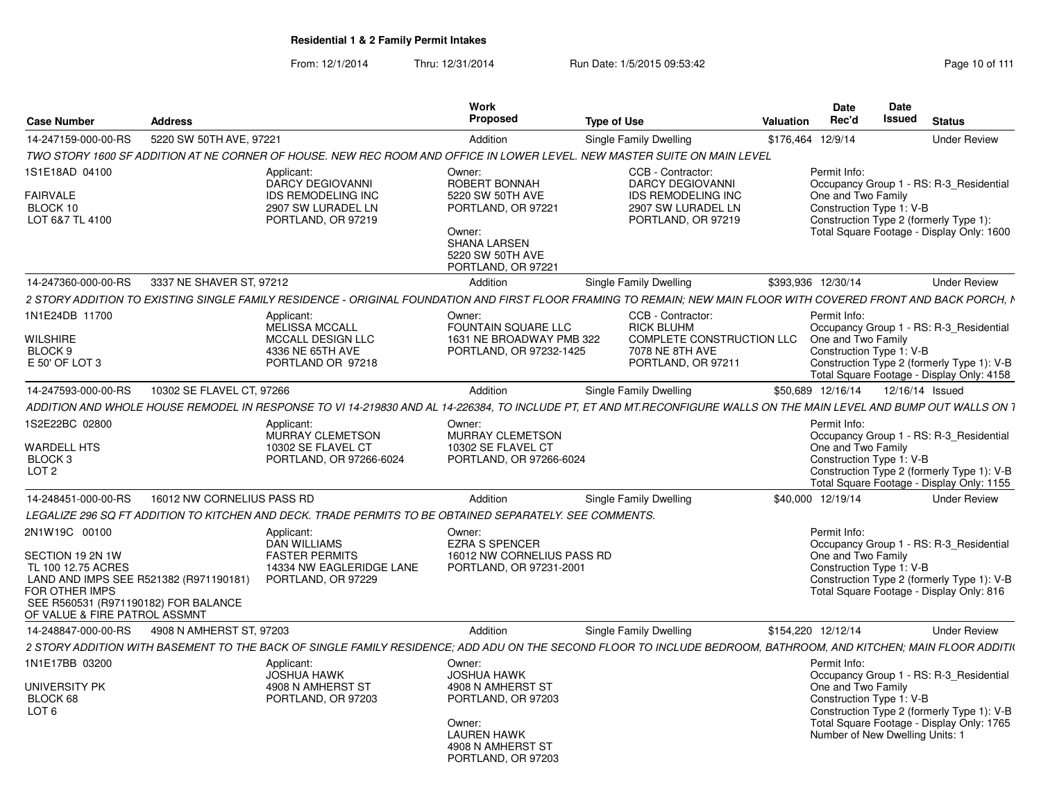**Residential 1 & 2 Family Permit Intakes**

From: 12/1/2014 Thru: 12/31/2014 Run Date: 1/5/2015 09:53:42

| Case Number | Address | Work Proposed | Type of Use | Valuation | Date Rec'd | Date Issued | Status |
|---|---|---|---|---|---|---|---|
| 14-247159-000-00-RS | 5220 SW 50TH AVE, 97221 | Addition | Single Family Dwelling | $176,464 | 12/9/14 | | Under Review |
| 14-247360-000-00-RS | 3337 NE SHAVER ST, 97212 | Addition | Single Family Dwelling | $393,936 | 12/30/14 | | Under Review |
| 14-247593-000-00-RS | 10302 SE FLAVEL CT, 97266 | Addition | Single Family Dwelling | $50,689 | 12/16/14 | 12/16/14 | Issued |
| 14-248451-000-00-RS | 16012 NW CORNELIUS PASS RD | Addition | Single Family Dwelling | $40,000 | 12/19/14 | | Under Review |
| 14-248847-000-00-RS | 4908 N AMHERST ST, 97203 | Addition | Single Family Dwelling | $154,220 | 12/12/14 | | Under Review |

**14-247159-000-00-RS** — 5220 SW 50TH AVE, 97221

*TWO STORY 1600 SF ADDITION AT NE CORNER OF HOUSE. NEW REC ROOM AND OFFICE IN LOWER LEVEL. NEW MASTER SUITE ON MAIN LEVEL*

- 1S1E18AD 04100 — FAIRVALE, BLOCK 10, LOT 6&7 TL 4100
- Applicant: DARCY DEGIOVANNI, IDS REMODELING INC, 2907 SW LURADEL LN, PORTLAND, OR 97219
- Owner: ROBERT BONNAH, 5220 SW 50TH AVE, PORTLAND, OR 97221
- Owner: SHANA LARSEN, 5220 SW 50TH AVE, PORTLAND, OR 97221
- CCB - Contractor: DARCY DEGIOVANNI, IDS REMODELING INC, 2907 SW LURADEL LN, PORTLAND, OR 97219
- Permit Info: Occupancy Group 1 - RS: R-3_Residential One and Two Family; Construction Type 1: V-B; Construction Type 2 (formerly Type 1): ; Total Square Footage - Display Only: 1600

**14-247360-000-00-RS** — 3337 NE SHAVER ST, 97212

*2 STORY ADDITION TO EXISTING SINGLE FAMILY RESIDENCE - ORIGINAL FOUNDATION AND FIRST FLOOR FRAMING TO REMAIN; NEW MAIN FLOOR WITH COVERED FRONT AND BACK PORCH, N*

- 1N1E24DB 11700 — WILSHIRE, BLOCK 9, E 50' OF LOT 3
- Applicant: MELISSA MCCALL, MCCALL DESIGN LLC, 4336 NE 65TH AVE, PORTLAND OR 97218
- Owner: FOUNTAIN SQUARE LLC, 1631 NE BROADWAY PMB 322, PORTLAND, OR 97232-1425
- CCB - Contractor: RICK BLUHM, COMPLETE CONSTRUCTION LLC, 7078 NE 8TH AVE, PORTLAND, OR 97211
- Permit Info: Occupancy Group 1 - RS: R-3_Residential One and Two Family; Construction Type 1: V-B; Construction Type 2 (formerly Type 1): V-B; Total Square Footage - Display Only: 4158

**14-247593-000-00-RS** — 10302 SE FLAVEL CT, 97266

*ADDITION AND WHOLE HOUSE REMODEL IN RESPONSE TO VI 14-219830 AND AL 14-226384, TO INCLUDE PT, ET AND MT.RECONFIGURE WALLS ON THE MAIN LEVEL AND BUMP OUT WALLS ON T*

- 1S2E22BC 02800 — WARDELL HTS, BLOCK 3, LOT 2
- Applicant: MURRAY CLEMETSON, 10302 SE FLAVEL CT, PORTLAND, OR 97266-6024
- Owner: MURRAY CLEMETSON, 10302 SE FLAVEL CT, PORTLAND, OR 97266-6024
- Permit Info: Occupancy Group 1 - RS: R-3_Residential One and Two Family; Construction Type 1: V-B; Construction Type 2 (formerly Type 1): V-B; Total Square Footage - Display Only: 1155

**14-248451-000-00-RS** — 16012 NW CORNELIUS PASS RD

*LEGALIZE 296 SQ FT ADDITION TO KITCHEN AND DECK. TRADE PERMITS TO BE OBTAINED SEPARATELY. SEE COMMENTS.*

- 2N1W19C 00100 — SECTION 19 2N 1W, TL 100 12.75 ACRES, LAND AND IMPS SEE R521382 (R971190181) FOR OTHER IMPS, SEE R560531 (R971190182) FOR BALANCE OF VALUE & FIRE PATROL ASSMNT
- Applicant: DAN WILLIAMS, FASTER PERMITS, 14334 NW EAGLERIDGE LANE, PORTLAND, OR 97229
- Owner: EZRA S SPENCER, 16012 NW CORNELIUS PASS RD, PORTLAND, OR 97231-2001
- Permit Info: Occupancy Group 1 - RS: R-3_Residential One and Two Family; Construction Type 1: V-B; Construction Type 2 (formerly Type 1): V-B; Total Square Footage - Display Only: 816

**14-248847-000-00-RS** — 4908 N AMHERST ST, 97203

*2 STORY ADDITION WITH BASEMENT TO THE BACK OF SINGLE FAMILY RESIDENCE; ADD ADU ON THE SECOND FLOOR TO INCLUDE BEDROOM, BATHROOM, AND KITCHEN; MAIN FLOOR ADDITI*

- 1N1E17BB 03200 — UNIVERSITY PK, BLOCK 68, LOT 6
- Applicant: JOSHUA HAWK, 4908 N AMHERST ST, PORTLAND, OR 97203
- Owner: JOSHUA HAWK, 4908 N AMHERST ST, PORTLAND, OR 97203
- Owner: LAUREN HAWK, 4908 N AMHERST ST, PORTLAND, OR 97203
- Permit Info: Occupancy Group 1 - RS: R-3_Residential One and Two Family; Construction Type 1: V-B; Construction Type 2 (formerly Type 1): V-B; Total Square Footage - Display Only: 1765; Number of New Dwelling Units: 1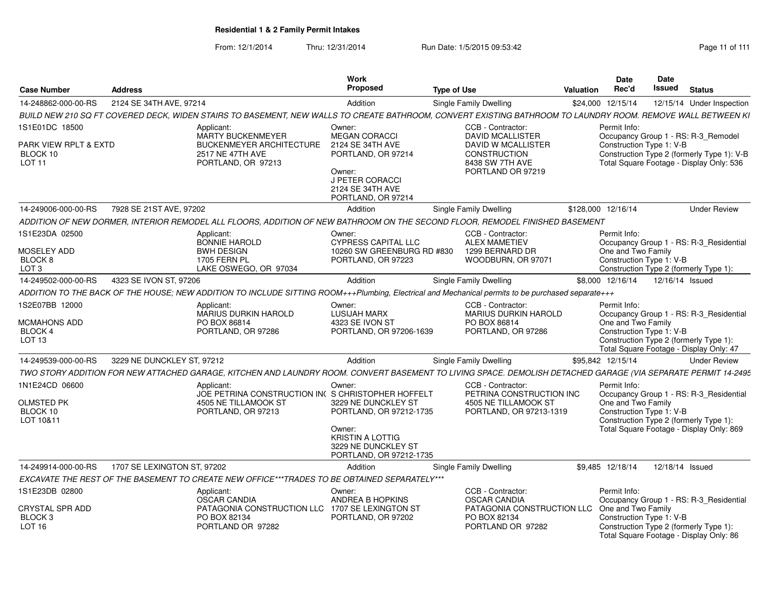# Residential 1 & 2 Family Permit Intakes

From: 12/1/2014 Thru: 12/31/2014 Run Date: 1/5/2015 09:53:42

| Case Number | Address | Work Proposed | Type of Use | Valuation | Date Rec'd | Date Issued | Status |
|---|---|---|---|---|---|---|---|
| 14-248862-000-00-RS | 2124 SE 34TH AVE, 97214 | Addition | Single Family Dwelling | $24,000 | 12/15/14 | 12/15/14 | Under Inspection |

BUILD NEW 210 SQ FT COVERED DECK, WIDEN STAIRS TO BASEMENT, NEW WALLS TO CREATE BATHROOM, CONVERT EXISTING BATHROOM TO LAUNDRY ROOM. REMOVE WALL BETWEEN KI

1S1E01DC 18500
PARK VIEW RPLT & EXTD
BLOCK 10
LOT 11

Applicant:
MARTY BUCKENMEYER
BUCKENMEYER ARCHITECTURE
2517 NE 47TH AVE
PORTLAND, OR 97213

Owner:
MEGAN CORACCI
2124 SE 34TH AVE
PORTLAND, OR 97214

Owner:
J PETER CORACCI
2124 SE 34TH AVE
PORTLAND, OR 97214

CCB - Contractor:
DAVID MCALLISTER
DAVID W MCALLISTER CONSTRUCTION
8438 SW 7TH AVE
PORTLAND OR 97219

Permit Info:
Occupancy Group 1 - RS: R-3_Remodel
Construction Type 1: V-B
Construction Type 2 (formerly Type 1): V-B
Total Square Footage - Display Only: 536

| Case Number | Address | Work Proposed | Type of Use | Valuation | Date Rec'd | Date Issued | Status |
|---|---|---|---|---|---|---|---|
| 14-249006-000-00-RS | 7928 SE 21ST AVE, 97202 | Addition | Single Family Dwelling | $128,000 | 12/16/14 | | Under Review |

ADDITION OF NEW DORMER, INTERIOR REMODEL ALL FLOORS, ADDITION OF NEW BATHROOM ON THE SECOND FLOOR, REMODEL FINISHED BASEMENT

1S1E23DA 02500
MOSELEY ADD
BLOCK 8
LOT 3

Applicant:
BONNIE HAROLD
BWH DESIGN
1705 FERN PL
LAKE OSWEGO, OR 97034

Owner:
CYPRESS CAPITAL LLC
10260 SW GREENBURG RD #830
PORTLAND, OR 97223

CCB - Contractor:
ALEX MAMETIEV
1299 BERNARD DR
WOODBURN, OR 97071

Permit Info:
Occupancy Group 1 - RS: R-3_Residential One and Two Family
Construction Type 1: V-B
Construction Type 2 (formerly Type 1):

| Case Number | Address | Work Proposed | Type of Use | Valuation | Date Rec'd | Date Issued | Status |
|---|---|---|---|---|---|---|---|
| 14-249502-000-00-RS | 4323 SE IVON ST, 97206 | Addition | Single Family Dwelling | $8,000 | 12/16/14 | 12/16/14 | Issued |

ADDITION TO THE BACK OF THE HOUSE; NEW ADDITION TO INCLUDE SITTING ROOM+++Plumbing, Electrical and Mechanical permits to be purchased separate+++

1S2E07BB 12000
MCMAHONS ADD
BLOCK 4
LOT 13

Applicant:
MARIUS DURKIN HAROLD
PO BOX 86814
PORTLAND, OR 97286

Owner:
LUSIJAH MARX
4323 SE IVON ST
PORTLAND, OR 97206-1639

CCB - Contractor:
MARIUS DURKIN HAROLD
PO BOX 86814
PORTLAND, OR 97286

Permit Info:
Occupancy Group 1 - RS: R-3_Residential One and Two Family
Construction Type 1: V-B
Construction Type 2 (formerly Type 1):
Total Square Footage - Display Only: 47

| Case Number | Address | Work Proposed | Type of Use | Valuation | Date Rec'd | Date Issued | Status |
|---|---|---|---|---|---|---|---|
| 14-249539-000-00-RS | 3229 NE DUNCKLEY ST, 97212 | Addition | Single Family Dwelling | $95,842 | 12/15/14 | | Under Review |

TWO STORY ADDITION FOR NEW ATTACHED GARAGE, KITCHEN AND LAUNDRY ROOM. CONVERT BASEMENT TO LIVING SPACE. DEMOLISH DETACHED GARAGE (VIA SEPARATE PERMIT 14-2495

1N1E24CD 06600
OLMSTED PK
BLOCK 10
LOT 10&11

Applicant:
JOE PETRINA CONSTRUCTION INC
4505 NE TILLAMOOK ST
PORTLAND, OR 97213

Owner:
S CHRISTOPHER HOFFELT
3229 NE DUNCKLEY ST
PORTLAND, OR 97212-1735

Owner:
KRISTIN A LOTTIG
3229 NE DUNCKLEY ST
PORTLAND, OR 97212-1735

CCB - Contractor:
PETRINA CONSTRUCTION INC
4505 NE TILLAMOOK ST
PORTLAND, OR 97213-1319

Permit Info:
Occupancy Group 1 - RS: R-3_Residential One and Two Family
Construction Type 1: V-B
Construction Type 2 (formerly Type 1):
Total Square Footage - Display Only: 869

| Case Number | Address | Work Proposed | Type of Use | Valuation | Date Rec'd | Date Issued | Status |
|---|---|---|---|---|---|---|---|
| 14-249914-000-00-RS | 1707 SE LEXINGTON ST, 97202 | Addition | Single Family Dwelling | $9,485 | 12/18/14 | 12/18/14 | Issued |

EXCAVATE THE REST OF THE BASEMENT TO CREATE NEW OFFICE***TRADES TO BE OBTAINED SEPARATELY***

1S1E23DB 02800
CRYSTAL SPR ADD
BLOCK 3
LOT 16

Applicant:
OSCAR CANDIA
PATAGONIA CONSTRUCTION LLC
PO BOX 82134
PORTLAND OR 97282

Owner:
ANDREA B HOPKINS
1707 SE LEXINGTON ST
PORTLAND, OR 97202

CCB - Contractor:
OSCAR CANDIA
PATAGONIA CONSTRUCTION LLC
PO BOX 82134
PORTLAND OR 97282

Permit Info:
Occupancy Group 1 - RS: R-3_Residential One and Two Family
Construction Type 1: V-B
Construction Type 2 (formerly Type 1):
Total Square Footage - Display Only: 86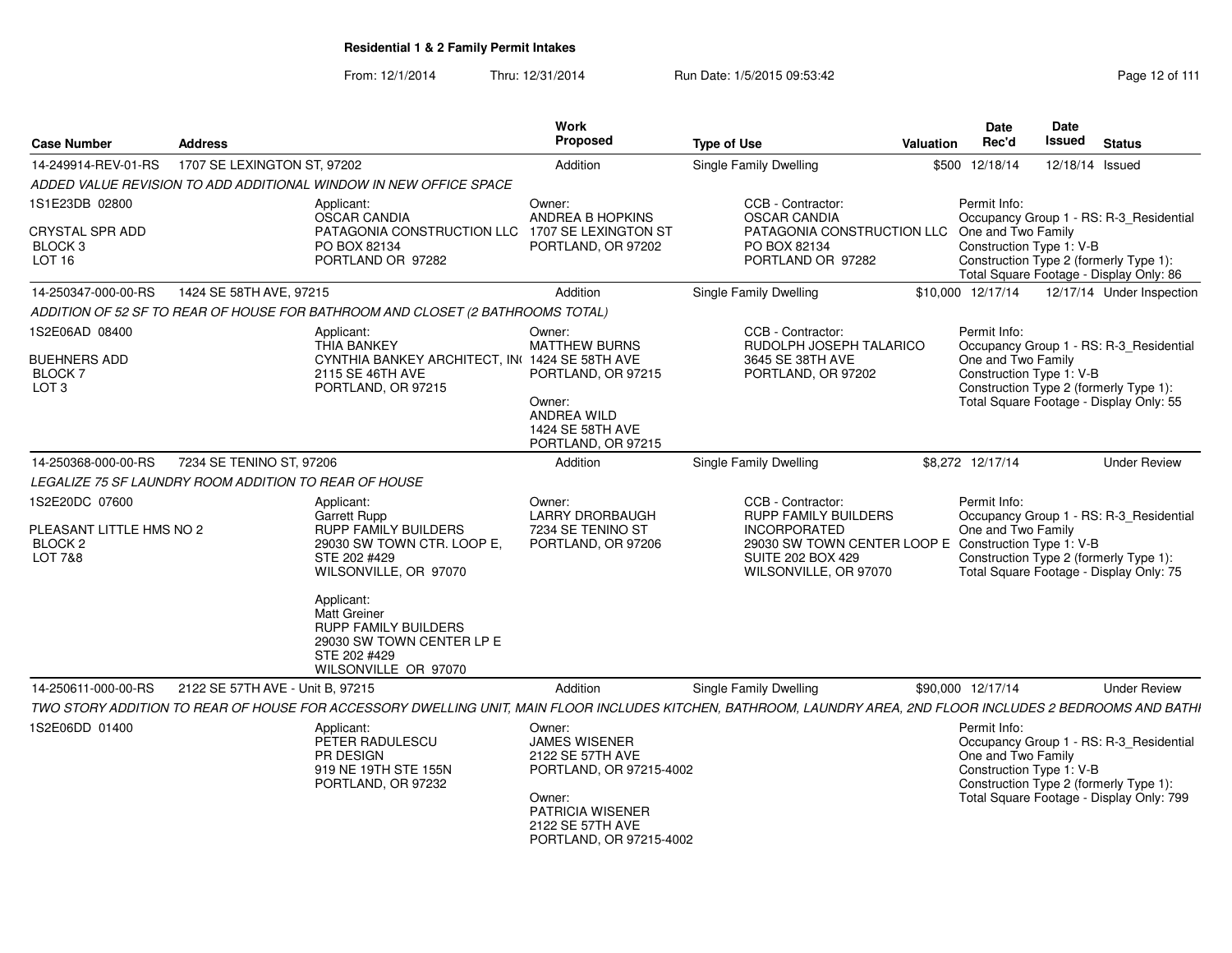## Residential 1 & 2 Family Permit Intakes

From: 12/1/2014 Thru: 12/31/2014 Run Date: 1/5/2015 09:53:42

| Case Number | Address | Work Proposed | Type of Use | Valuation | Date Rec'd | Date Issued | Status |
|---|---|---|---|---|---|---|---|
| 14-249914-REV-01-RS | 1707 SE LEXINGTON ST, 97202 | Addition | Single Family Dwelling | $500 | 12/18/14 | 12/18/14 | Issued |

*ADDED VALUE REVISION TO ADD ADDITIONAL WINDOW IN NEW OFFICE SPACE*

1S1E23DB 02800
CRYSTAL SPR ADD
BLOCK 3
LOT 16

Applicant:
OSCAR CANDIA
PATAGONIA CONSTRUCTION LLC
PO BOX 82134
PORTLAND OR 97282

Owner:
ANDREA B HOPKINS
1707 SE LEXINGTON ST
PORTLAND, OR 97202

CCB - Contractor:
OSCAR CANDIA
PATAGONIA CONSTRUCTION LLC
PO BOX 82134
PORTLAND OR 97282

Permit Info:
Occupancy Group 1 - RS: R-3_Residential One and Two Family
Construction Type 1: V-B
Construction Type 2 (formerly Type 1):
Total Square Footage - Display Only: 86

| Case Number | Address | Work Proposed | Type of Use | Valuation | Date Rec'd | Date Issued | Status |
|---|---|---|---|---|---|---|---|
| 14-250347-000-00-RS | 1424 SE 58TH AVE, 97215 | Addition | Single Family Dwelling | $10,000 | 12/17/14 | 12/17/14 | Under Inspection |

*ADDITION OF 52 SF TO REAR OF HOUSE FOR BATHROOM AND CLOSET (2 BATHROOMS TOTAL)*

1S2E06AD 08400
BUEHNERS ADD
BLOCK 7
LOT 3

Applicant:
THIA BANKEY
CYNTHIA BANKEY ARCHITECT, IN(
2115 SE 46TH AVE
PORTLAND, OR 97215

Owner:
MATTHEW BURNS
1424 SE 58TH AVE
PORTLAND, OR 97215

Owner:
ANDREA WILD
1424 SE 58TH AVE
PORTLAND, OR 97215

CCB - Contractor:
RUDOLPH JOSEPH TALARICO
3645 SE 38TH AVE
PORTLAND, OR 97202

Permit Info:
Occupancy Group 1 - RS: R-3_Residential One and Two Family
Construction Type 1: V-B
Construction Type 2 (formerly Type 1):
Total Square Footage - Display Only: 55

| Case Number | Address | Work Proposed | Type of Use | Valuation | Date Rec'd | Date Issued | Status |
|---|---|---|---|---|---|---|---|
| 14-250368-000-00-RS | 7234 SE TENINO ST, 97206 | Addition | Single Family Dwelling | $8,272 | 12/17/14 | | Under Review |

*LEGALIZE 75 SF LAUNDRY ROOM ADDITION TO REAR OF HOUSE*

1S2E20DC 07600
PLEASANT LITTLE HMS NO 2
BLOCK 2
LOT 7&8

Applicant:
Garrett Rupp
RUPP FAMILY BUILDERS
29030 SW TOWN CTR. LOOP E, STE 202 #429
WILSONVILLE, OR 97070

Applicant:
Matt Greiner
RUPP FAMILY BUILDERS
29030 SW TOWN CENTER LP E
STE 202 #429
WILSONVILLE OR 97070

Owner:
LARRY DRORBAUGH
7234 SE TENINO ST
PORTLAND, OR 97206

CCB - Contractor:
RUPP FAMILY BUILDERS INCORPORATED
29030 SW TOWN CENTER LOOP E
SUITE 202 BOX 429
WILSONVILLE, OR 97070

Permit Info:
Occupancy Group 1 - RS: R-3_Residential One and Two Family
Construction Type 1: V-B
Construction Type 2 (formerly Type 1):
Total Square Footage - Display Only: 75

| Case Number | Address | Work Proposed | Type of Use | Valuation | Date Rec'd | Date Issued | Status |
|---|---|---|---|---|---|---|---|
| 14-250611-000-00-RS | 2122 SE 57TH AVE - Unit B, 97215 | Addition | Single Family Dwelling | $90,000 | 12/17/14 | | Under Review |

*TWO STORY ADDITION TO REAR OF HOUSE FOR ACCESSORY DWELLING UNIT, MAIN FLOOR INCLUDES KITCHEN, BATHROOM, LAUNDRY AREA, 2ND FLOOR INCLUDES 2 BEDROOMS AND BATHI*

1S2E06DD 01400

Applicant:
PETER RADULESCU
PR DESIGN
919 NE 19TH STE 155N
PORTLAND, OR 97232

Owner:
JAMES WISENER
2122 SE 57TH AVE
PORTLAND, OR 97215-4002

Owner:
PATRICIA WISENER
2122 SE 57TH AVE
PORTLAND, OR 97215-4002

Permit Info:
Occupancy Group 1 - RS: R-3_Residential One and Two Family
Construction Type 1: V-B
Construction Type 2 (formerly Type 1):
Total Square Footage - Display Only: 799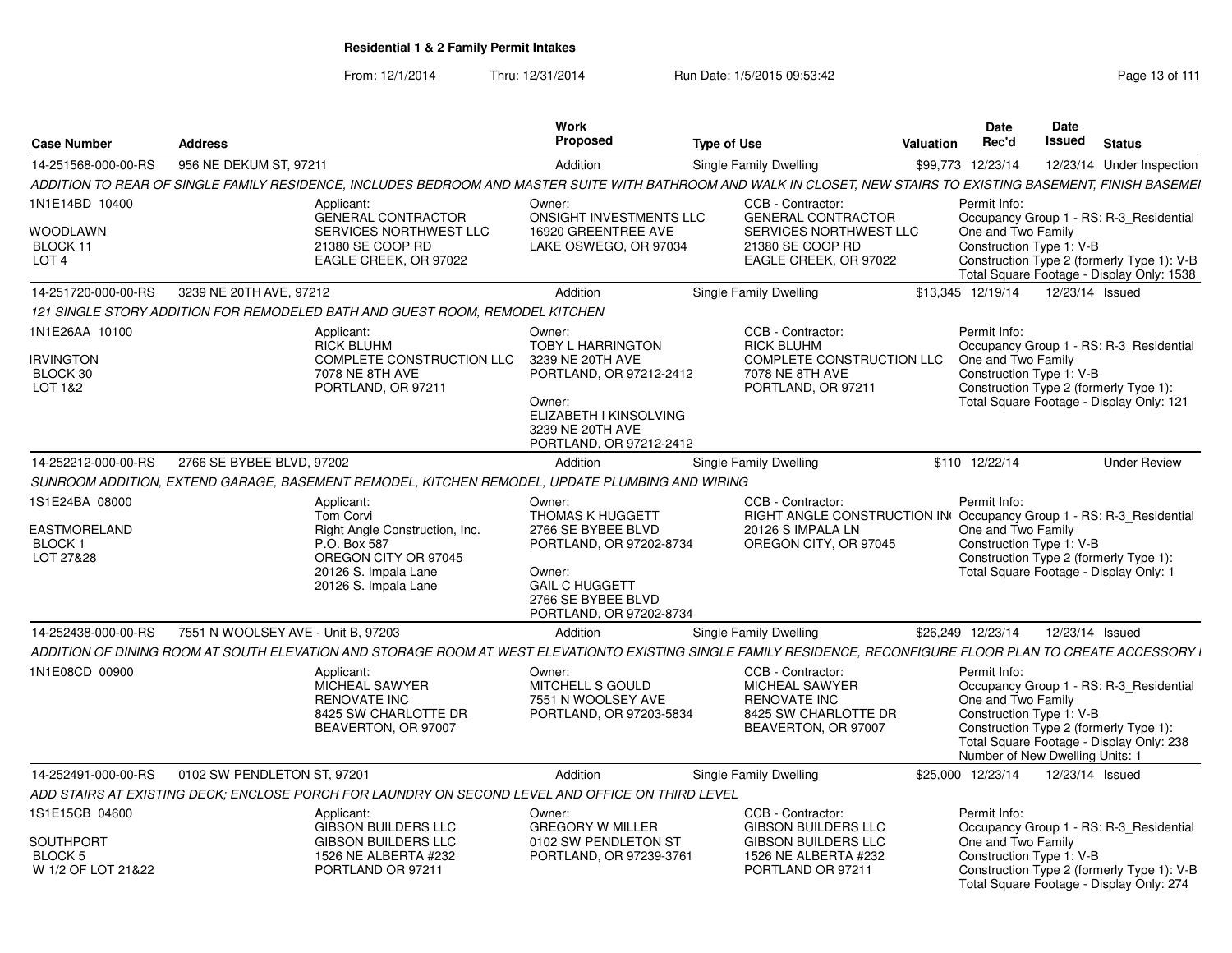# Residential 1 & 2 Family Permit Intakes

From: 12/1/2014 Thru: 12/31/2014 Run Date: 1/5/2015 09:53:42

| Case Number | Address | Work Proposed | Type of Use | Valuation | Date Rec'd | Date Issued | Status |
|---|---|---|---|---|---|---|---|
| 14-251568-000-00-RS | 956 NE DEKUM ST, 97211 | Addition | Single Family Dwelling | $99,773 | 12/23/14 | 12/23/14 | Under Inspection |

ADDITION TO REAR OF SINGLE FAMILY RESIDENCE, INCLUDES BEDROOM AND MASTER SUITE WITH BATHROOM AND WALK IN CLOSET, NEW STAIRS TO EXISTING BASEMENT, FINISH BASEMEI

1N1E14BD 10400
WOODLAWN
BLOCK 11
LOT 4

Applicant:
GENERAL CONTRACTOR
SERVICES NORTHWEST LLC
21380 SE COOP RD
EAGLE CREEK, OR 97022

Owner:
ONSIGHT INVESTMENTS LLC
16920 GREENTREE AVE
LAKE OSWEGO, OR 97034

CCB - Contractor:
GENERAL CONTRACTOR
SERVICES NORTHWEST LLC
21380 SE COOP RD
EAGLE CREEK, OR 97022

Permit Info:
Occupancy Group 1 - RS: R-3_Residential One and Two Family
Construction Type 1: V-B
Construction Type 2 (formerly Type 1): V-B
Total Square Footage - Display Only: 1538

| Case Number | Address | Work Proposed | Type of Use | Valuation | Date Rec'd | Date Issued | Status |
|---|---|---|---|---|---|---|---|
| 14-251720-000-00-RS | 3239 NE 20TH AVE, 97212 | Addition | Single Family Dwelling | $13,345 | 12/19/14 | 12/23/14 | Issued |

121 SINGLE STORY ADDITION FOR REMODELED BATH AND GUEST ROOM, REMODEL KITCHEN

1N1E26AA 10100
IRVINGTON
BLOCK 30
LOT 1&2

Applicant:
RICK BLUHM
COMPLETE CONSTRUCTION LLC
7078 NE 8TH AVE
PORTLAND, OR 97211

Owner:
TOBY L HARRINGTON
3239 NE 20TH AVE
PORTLAND, OR 97212-2412

Owner:
ELIZABETH I KINSOLVING
3239 NE 20TH AVE
PORTLAND, OR 97212-2412

CCB - Contractor:
RICK BLUHM
COMPLETE CONSTRUCTION LLC
7078 NE 8TH AVE
PORTLAND, OR 97211

Permit Info:
Occupancy Group 1 - RS: R-3_Residential One and Two Family
Construction Type 1: V-B
Construction Type 2 (formerly Type 1):
Total Square Footage - Display Only: 121

| Case Number | Address | Work Proposed | Type of Use | Valuation | Date Rec'd | Date Issued | Status |
|---|---|---|---|---|---|---|---|
| 14-252212-000-00-RS | 2766 SE BYBEE BLVD, 97202 | Addition | Single Family Dwelling | $110 | 12/22/14 | | Under Review |

SUNROOM ADDITION, EXTEND GARAGE, BASEMENT REMODEL, KITCHEN REMODEL, UPDATE PLUMBING AND WIRING

1S1E24BA 08000
EASTMORELAND
BLOCK 1
LOT 27&28

Applicant:
Tom Corvi
Right Angle Construction, Inc.
P.O. Box 587
OREGON CITY OR 97045
20126 S. Impala Lane
20126 S. Impala Lane

Owner:
THOMAS K HUGGETT
2766 SE BYBEE BLVD
PORTLAND, OR 97202-8734

Owner:
GAIL C HUGGETT
2766 SE BYBEE BLVD
PORTLAND, OR 97202-8734

CCB - Contractor:
RIGHT ANGLE CONSTRUCTION IN
20126 S IMPALA LN
OREGON CITY, OR 97045

Permit Info:
Occupancy Group 1 - RS: R-3_Residential One and Two Family
Construction Type 1: V-B
Construction Type 2 (formerly Type 1):
Total Square Footage - Display Only: 1

| Case Number | Address | Work Proposed | Type of Use | Valuation | Date Rec'd | Date Issued | Status |
|---|---|---|---|---|---|---|---|
| 14-252438-000-00-RS | 7551 N WOOLSEY AVE - Unit B, 97203 | Addition | Single Family Dwelling | $26,249 | 12/23/14 | 12/23/14 | Issued |

ADDITION OF DINING ROOM AT SOUTH ELEVATION AND STORAGE ROOM AT WEST ELEVATIONTO EXISTING SINGLE FAMILY RESIDENCE, RECONFIGURE FLOOR PLAN TO CREATE ACCESSORY I

1N1E08CD 00900

Applicant:
MICHEAL SAWYER
RENOVATE INC
8425 SW CHARLOTTE DR
BEAVERTON, OR 97007

Owner:
MITCHELL S GOULD
7551 N WOOLSEY AVE
PORTLAND, OR 97203-5834

CCB - Contractor:
MICHEAL SAWYER
RENOVATE INC
8425 SW CHARLOTTE DR
BEAVERTON, OR 97007

Permit Info:
Occupancy Group 1 - RS: R-3_Residential One and Two Family
Construction Type 1: V-B
Construction Type 2 (formerly Type 1):
Total Square Footage - Display Only: 238
Number of New Dwelling Units: 1

| Case Number | Address | Work Proposed | Type of Use | Valuation | Date Rec'd | Date Issued | Status |
|---|---|---|---|---|---|---|---|
| 14-252491-000-00-RS | 0102 SW PENDLETON ST, 97201 | Addition | Single Family Dwelling | $25,000 | 12/23/14 | 12/23/14 | Issued |

ADD STAIRS AT EXISTING DECK; ENCLOSE PORCH FOR LAUNDRY ON SECOND LEVEL AND OFFICE ON THIRD LEVEL

1S1E15CB 04600
SOUTHPORT
BLOCK 5
W 1/2 OF LOT 21&22

Applicant:
GIBSON BUILDERS LLC
GIBSON BUILDERS LLC
1526 NE ALBERTA #232
PORTLAND OR 97211

Owner:
GREGORY W MILLER
0102 SW PENDLETON ST
PORTLAND, OR 97239-3761

CCB - Contractor:
GIBSON BUILDERS LLC
GIBSON BUILDERS LLC
1526 NE ALBERTA #232
PORTLAND OR 97211

Permit Info:
Occupancy Group 1 - RS: R-3_Residential One and Two Family
Construction Type 1: V-B
Construction Type 2 (formerly Type 1): V-B
Total Square Footage - Display Only: 274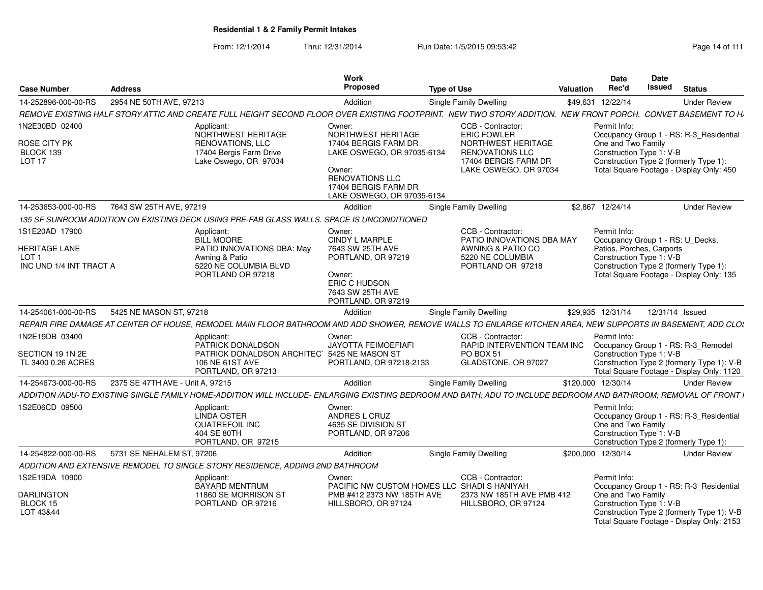# Residential 1 & 2 Family Permit Intakes

From: 12/1/2014 Thru: 12/31/2014 Run Date: 1/5/2015 09:53:42

| Case Number | Address | Work Proposed | Type of Use | Valuation | Date Rec'd | Date Issued | Status |
|---|---|---|---|---|---|---|---|
| 14-252896-000-00-RS | 2954 NE 50TH AVE, 97213 | Addition | Single Family Dwelling | $49,631 | 12/22/14 | | Under Review |

REMOVE EXISTING HALF STORY ATTIC AND CREATE FULL HEIGHT SECOND FLOOR OVER EXISTING FOOTPRINT. NEW TWO STORY ADDITION. NEW FRONT PORCH. CONVET BASEMENT TO H.

- 1N2E30BD 02400, ROSE CITY PK, BLOCK 139, LOT 17
- Applicant: NORTHWEST HERITAGE RENOVATIONS, LLC, 17404 Bergis Farm Drive, Lake Oswego, OR 97034
- Owner: NORTHWEST HERITAGE, 17404 BERGIS FARM DR, LAKE OSWEGO, OR 97035-6134
- Owner: RENOVATIONS LLC, 17404 BERGIS FARM DR, LAKE OSWEGO, OR 97035-6134
- CCB - Contractor: ERIC FOWLER, NORTHWEST HERITAGE RENOVATIONS LLC, 17404 BERGIS FARM DR, LAKE OSWEGO, OR 97034
- Permit Info: Occupancy Group 1 - RS: R-3_Residential One and Two Family; Construction Type 1: V-B; Construction Type 2 (formerly Type 1):; Total Square Footage - Display Only: 450

| Case Number | Address | Work Proposed | Type of Use | Valuation | Date Rec'd | Date Issued | Status |
|---|---|---|---|---|---|---|---|
| 14-253653-000-00-RS | 7643 SW 25TH AVE, 97219 | Addition | Single Family Dwelling | $2,867 | 12/24/14 | | Under Review |

135 SF SUNROOM ADDITION ON EXISTING DECK USING PRE-FAB GLASS WALLS. SPACE IS UNCONDITIONED

- 1S1E20AD 17900, HERITAGE LANE, LOT 1, INC UND 1/4 INT TRACT A
- Applicant: BILL MOORE, PATIO INNOVATIONS DBA: May Awning & Patio, 5220 NE COLUMBIA BLVD, PORTLAND OR 97218
- Owner: CINDY L MARPLE, 7643 SW 25TH AVE, PORTLAND, OR 97219
- Owner: ERIC C HUDSON, 7643 SW 25TH AVE, PORTLAND, OR 97219
- CCB - Contractor: PATIO INNOVATIONS DBA MAY AWNING & PATIO CO, 5220 NE COLUMBIA, PORTLAND OR 97218
- Permit Info: Occupancy Group 1 - RS: U_Decks, Patios, Porches, Carports; Construction Type 1: V-B; Construction Type 2 (formerly Type 1):; Total Square Footage - Display Only: 135

| Case Number | Address | Work Proposed | Type of Use | Valuation | Date Rec'd | Date Issued | Status |
|---|---|---|---|---|---|---|---|
| 14-254061-000-00-RS | 5425 NE MASON ST, 97218 | Addition | Single Family Dwelling | $29,935 | 12/31/14 | 12/31/14 | Issued |

REPAIR FIRE DAMAGE AT CENTER OF HOUSE, REMODEL MAIN FLOOR BATHROOM AND ADD SHOWER, REMOVE WALLS TO ENLARGE KITCHEN AREA, NEW SUPPORTS IN BASEMENT, ADD CLOS

- 1N2E19DB 03400, SECTION 19 1N 2E, TL 3400 0.26 ACRES
- Applicant: PATRICK DONALDSON, PATRICK DONALDSON ARCHITECT, 106 NE 61ST AVE, PORTLAND, OR 97213
- Owner: JAYOTTA FEIMOEFIAFI, 5425 NE MASON ST, PORTLAND, OR 97218-2133
- CCB - Contractor: RAPID INTERVENTION TEAM INC, PO BOX 51, GLADSTONE, OR 97027
- Permit Info: Occupancy Group 1 - RS: R-3_Remodel; Construction Type 1: V-B; Construction Type 2 (formerly Type 1): V-B; Total Square Footage - Display Only: 1120

| Case Number | Address | Work Proposed | Type of Use | Valuation | Date Rec'd | Date Issued | Status |
|---|---|---|---|---|---|---|---|
| 14-254673-000-00-RS | 2375 SE 47TH AVE - Unit A, 97215 | Addition | Single Family Dwelling | $120,000 | 12/30/14 | | Under Review |

ADDITION /ADU-TO EXISTING SINGLE FAMILY HOME-ADDITION WILL INCLUDE- ENLARGING EXISTING BEDROOM AND BATH; ADU TO INCLUDE BEDROOM AND BATHROOM; REMOVAL OF FRONT I

- 1S2E06CD 09500
- Applicant: LINDA OSTER, QUATREFOIL INC, 404 SE 80TH, PORTLAND, OR 97215
- Owner: ANDRES L CRUZ, 4635 SE DIVISION ST, PORTLAND, OR 97206
- Permit Info: Occupancy Group 1 - RS: R-3_Residential One and Two Family; Construction Type 1: V-B; Construction Type 2 (formerly Type 1):

| Case Number | Address | Work Proposed | Type of Use | Valuation | Date Rec'd | Date Issued | Status |
|---|---|---|---|---|---|---|---|
| 14-254822-000-00-RS | 5731 SE NEHALEM ST, 97206 | Addition | Single Family Dwelling | $200,000 | 12/30/14 | | Under Review |

ADDITION AND EXTENSIVE REMODEL TO SINGLE STORY RESIDENCE, ADDING 2ND BATHROOM

- 1S2E19DA 10900, DARLINGTON, BLOCK 15, LOT 43&44
- Applicant: BAYARD MENTRUM, 11860 SE MORRISON ST, PORTLAND OR 97216
- Owner: PACIFIC NW CUSTOM HOMES LLC, PMB #412 2373 NW 185TH AVE, HILLSBORO, OR 97124
- CCB - Contractor: SHADI S HANIYAH, 2373 NW 185TH AVE PMB 412, HILLSBORO, OR 97124
- Permit Info: Occupancy Group 1 - RS: R-3_Residential One and Two Family; Construction Type 1: V-B; Construction Type 2 (formerly Type 1): V-B; Total Square Footage - Display Only: 2153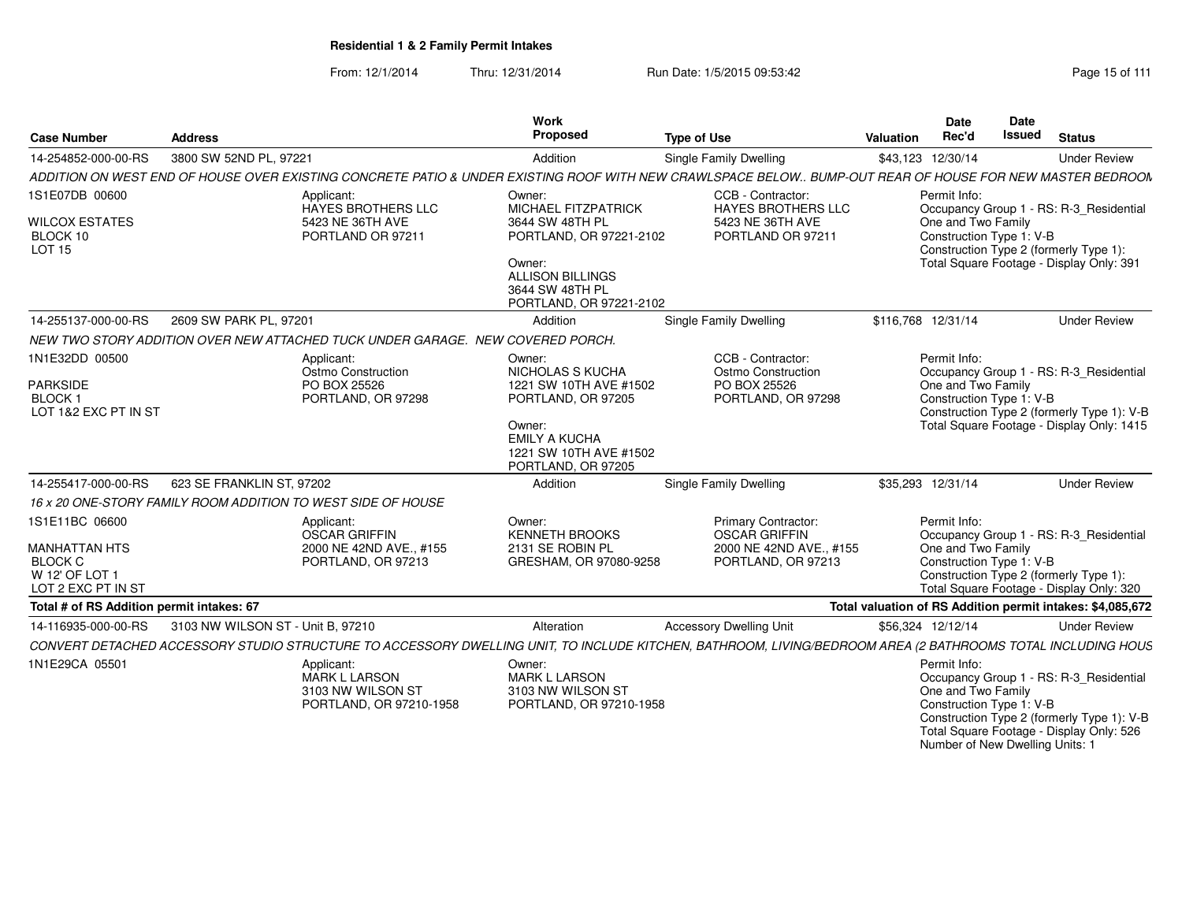**Residential 1 & 2 Family Permit Intakes**

From: 12/1/2014 Thru: 12/31/2014 Run Date: 1/5/2015 09:53:42

| Case Number | Address | Work Proposed | Type of Use | Valuation | Date Rec'd | Date Issued | Status |
|---|---|---|---|---|---|---|---|
| 14-254852-000-00-RS | 3800 SW 52ND PL, 97221 | Addition | Single Family Dwelling | $43,123 | 12/30/14 | | Under Review |

ADDITION ON WEST END OF HOUSE OVER EXISTING CONCRETE PATIO & UNDER EXISTING ROOF WITH NEW CRAWLSPACE BELOW.. BUMP-OUT REAR OF HOUSE FOR NEW MASTER BEDROOM

1S1E07DB 00600
WILCOX ESTATES
BLOCK 10
LOT 15

Applicant:
HAYES BROTHERS LLC
5423 NE 36TH AVE
PORTLAND OR 97211

Owner:
MICHAEL FITZPATRICK
3644 SW 48TH PL
PORTLAND, OR 97221-2102

Owner:
ALLISON BILLINGS
3644 SW 48TH PL
PORTLAND, OR 97221-2102

CCB - Contractor:
HAYES BROTHERS LLC
5423 NE 36TH AVE
PORTLAND OR 97211

Permit Info:
Occupancy Group 1 - RS: R-3_Residential One and Two Family
Construction Type 1: V-B
Construction Type 2 (formerly Type 1):
Total Square Footage - Display Only: 391

| Case Number | Address | Work Proposed | Type of Use | Valuation | Date Rec'd | Date Issued | Status |
|---|---|---|---|---|---|---|---|
| 14-255137-000-00-RS | 2609 SW PARK PL, 97201 | Addition | Single Family Dwelling | $116,768 | 12/31/14 | | Under Review |

NEW TWO STORY ADDITION OVER NEW ATTACHED TUCK UNDER GARAGE. NEW COVERED PORCH.

1N1E32DD 00500
PARKSIDE
BLOCK 1
LOT 1&2 EXC PT IN ST

Applicant:
Ostmo Construction
PO BOX 25526
PORTLAND, OR 97298

Owner:
NICHOLAS S KUCHA
1221 SW 10TH AVE #1502
PORTLAND, OR 97205

Owner:
EMILY A KUCHA
1221 SW 10TH AVE #1502
PORTLAND, OR 97205

CCB - Contractor:
Ostmo Construction
PO BOX 25526
PORTLAND, OR 97298

Permit Info:
Occupancy Group 1 - RS: R-3_Residential One and Two Family
Construction Type 1: V-B
Construction Type 2 (formerly Type 1): V-B
Total Square Footage - Display Only: 1415

| Case Number | Address | Work Proposed | Type of Use | Valuation | Date Rec'd | Date Issued | Status |
|---|---|---|---|---|---|---|---|
| 14-255417-000-00-RS | 623 SE FRANKLIN ST, 97202 | Addition | Single Family Dwelling | $35,293 | 12/31/14 | | Under Review |

16 x 20 ONE-STORY FAMILY ROOM ADDITION TO WEST SIDE OF HOUSE

1S1E11BC 06600
MANHATTAN HTS
BLOCK C
W 12' OF LOT 1
LOT 2 EXC PT IN ST

Applicant:
OSCAR GRIFFIN
2000 NE 42ND AVE., #155
PORTLAND, OR 97213

Owner:
KENNETH BROOKS
2131 SE ROBIN PL
GRESHAM, OR 97080-9258

Primary Contractor:
OSCAR GRIFFIN
2000 NE 42ND AVE., #155
PORTLAND, OR 97213

Permit Info:
Occupancy Group 1 - RS: R-3_Residential One and Two Family
Construction Type 1: V-B
Construction Type 2 (formerly Type 1):
Total Square Footage - Display Only: 320

**Total # of RS Addition permit intakes: 67** — **Total valuation of RS Addition permit intakes: $4,085,672**

| Case Number | Address | Work Proposed | Type of Use | Valuation | Date Rec'd | Date Issued | Status |
|---|---|---|---|---|---|---|---|
| 14-116935-000-00-RS | 3103 NW WILSON ST - Unit B, 97210 | Alteration | Accessory Dwelling Unit | $56,324 | 12/12/14 | | Under Review |

CONVERT DETACHED ACCESSORY STUDIO STRUCTURE TO ACCESSORY DWELLING UNIT, TO INCLUDE KITCHEN, BATHROOM, LIVING/BEDROOM AREA (2 BATHROOMS TOTAL INCLUDING HOUS

1N1E29CA 05501

Applicant:
MARK L LARSON
3103 NW WILSON ST
PORTLAND, OR 97210-1958

Owner:
MARK L LARSON
3103 NW WILSON ST
PORTLAND, OR 97210-1958

Permit Info:
Occupancy Group 1 - RS: R-3_Residential One and Two Family
Construction Type 1: V-B
Construction Type 2 (formerly Type 1): V-B
Total Square Footage - Display Only: 526
Number of New Dwelling Units: 1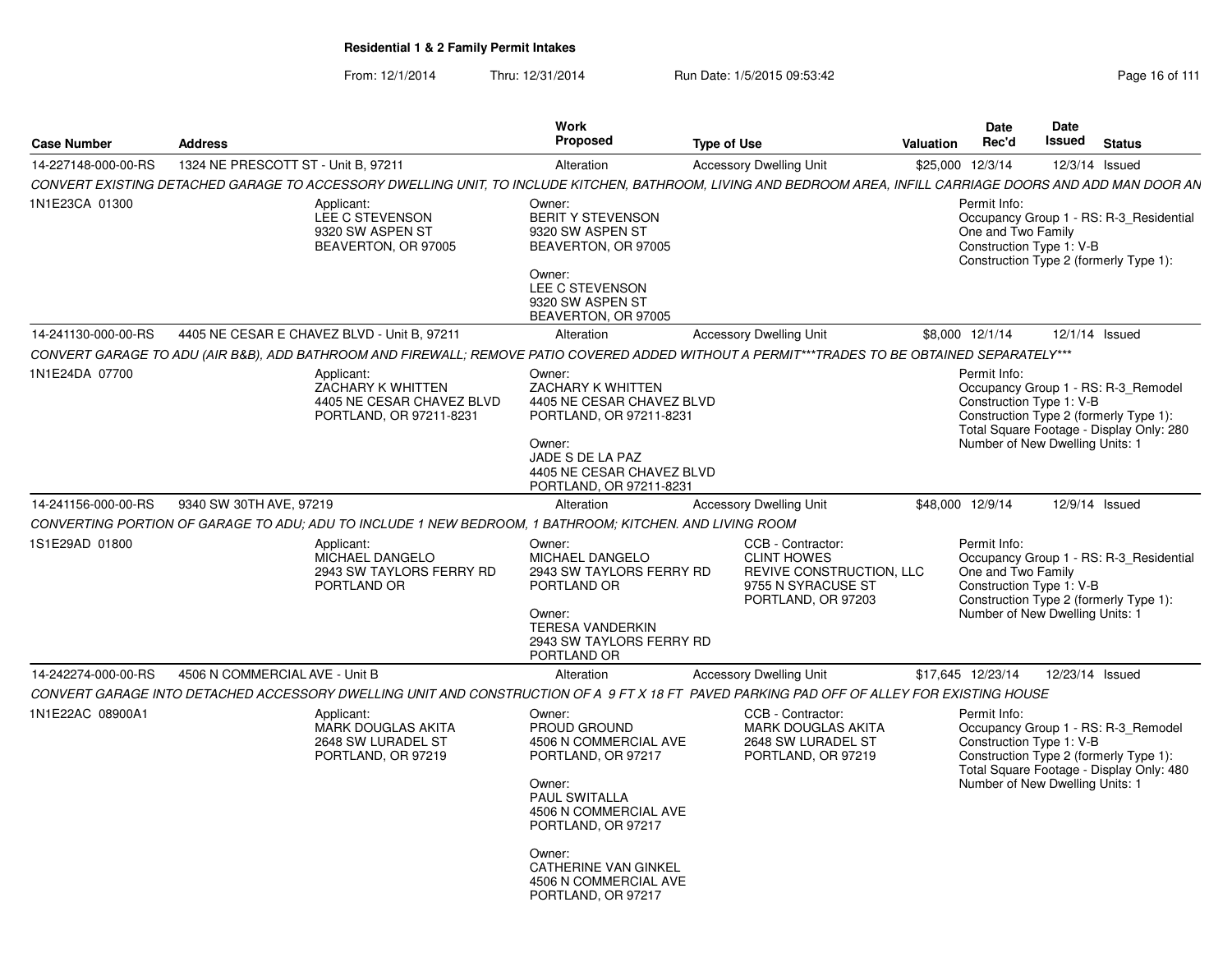**Residential 1 & 2 Family Permit Intakes**

From: 12/1/2014 Thru: 12/31/2014 Run Date: 1/5/2015 09:53:42

| Case Number | Address | Work Proposed | Type of Use | Valuation | Date Rec'd | Date Issued | Status |
|---|---|---|---|---|---|---|---|
| 14-227148-000-00-RS | 1324 NE PRESCOTT ST - Unit B, 97211 | Alteration | Accessory Dwelling Unit | $25,000 | 12/3/14 | 12/3/14 | Issued |

*CONVERT EXISTING DETACHED GARAGE TO ACCESSORY DWELLING UNIT, TO INCLUDE KITCHEN, BATHROOM, LIVING AND BEDROOM AREA, INFILL CARRIAGE DOORS AND ADD MAN DOOR AN*

1N1E23CA 01300

Applicant:
LEE C STEVENSON
9320 SW ASPEN ST
BEAVERTON, OR 97005

Owner:
BERIT Y STEVENSON
9320 SW ASPEN ST
BEAVERTON, OR 97005

Owner:
LEE C STEVENSON
9320 SW ASPEN ST
BEAVERTON, OR 97005

Permit Info:
Occupancy Group 1 - RS: R-3_Residential One and Two Family
Construction Type 1: V-B
Construction Type 2 (formerly Type 1):

| Case Number | Address | Work Proposed | Type of Use | Valuation | Date Rec'd | Date Issued | Status |
|---|---|---|---|---|---|---|---|
| 14-241130-000-00-RS | 4405 NE CESAR E CHAVEZ BLVD - Unit B, 97211 | Alteration | Accessory Dwelling Unit | $8,000 | 12/1/14 | 12/1/14 | Issued |

*CONVERT GARAGE TO ADU (AIR B&B), ADD BATHROOM AND FIREWALL; REMOVE PATIO COVERED ADDED WITHOUT A PERMIT***TRADES TO BE OBTAINED SEPARATELY****

1N1E24DA 07700

Applicant:
ZACHARY K WHITTEN
4405 NE CESAR CHAVEZ BLVD
PORTLAND, OR 97211-8231

Owner:
ZACHARY K WHITTEN
4405 NE CESAR CHAVEZ BLVD
PORTLAND, OR 97211-8231

Owner:
JADE S DE LA PAZ
4405 NE CESAR CHAVEZ BLVD
PORTLAND, OR 97211-8231

Permit Info:
Occupancy Group 1 - RS: R-3_Remodel
Construction Type 1: V-B
Construction Type 2 (formerly Type 1):
Total Square Footage - Display Only: 280
Number of New Dwelling Units: 1

| Case Number | Address | Work Proposed | Type of Use | Valuation | Date Rec'd | Date Issued | Status |
|---|---|---|---|---|---|---|---|
| 14-241156-000-00-RS | 9340 SW 30TH AVE, 97219 | Alteration | Accessory Dwelling Unit | $48,000 | 12/9/14 | 12/9/14 | Issued |

*CONVERTING PORTION OF GARAGE TO ADU; ADU TO INCLUDE 1 NEW BEDROOM, 1 BATHROOM; KITCHEN. AND LIVING ROOM*

1S1E29AD 01800

Applicant:
MICHAEL DANGELO
2943 SW TAYLORS FERRY RD
PORTLAND OR

Owner:
MICHAEL DANGELO
2943 SW TAYLORS FERRY RD
PORTLAND OR

Owner:
TERESA VANDERKIN
2943 SW TAYLORS FERRY RD
PORTLAND OR

CCB - Contractor:
CLINT HOWES
REVIVE CONSTRUCTION, LLC
9755 N SYRACUSE ST
PORTLAND, OR 97203

Permit Info:
Occupancy Group 1 - RS: R-3_Residential One and Two Family
Construction Type 1: V-B
Construction Type 2 (formerly Type 1):
Number of New Dwelling Units: 1

| Case Number | Address | Work Proposed | Type of Use | Valuation | Date Rec'd | Date Issued | Status |
|---|---|---|---|---|---|---|---|
| 14-242274-000-00-RS | 4506 N COMMERCIAL AVE - Unit B | Alteration | Accessory Dwelling Unit | $17,645 | 12/23/14 | 12/23/14 | Issued |

*CONVERT GARAGE INTO DETACHED ACCESSORY DWELLING UNIT AND CONSTRUCTION OF A 9 FT X 18 FT PAVED PARKING PAD OFF OF ALLEY FOR EXISTING HOUSE*

1N1E22AC 08900A1

Applicant:
MARK DOUGLAS AKITA
2648 SW LURADEL ST
PORTLAND, OR 97219

Owner:
PROUD GROUND
4506 N COMMERCIAL AVE
PORTLAND, OR 97217

Owner:
PAUL SWITALLA
4506 N COMMERCIAL AVE
PORTLAND, OR 97217

Owner:
CATHERINE VAN GINKEL
4506 N COMMERCIAL AVE
PORTLAND, OR 97217

CCB - Contractor:
MARK DOUGLAS AKITA
2648 SW LURADEL ST
PORTLAND, OR 97219

Permit Info:
Occupancy Group 1 - RS: R-3_Remodel
Construction Type 1: V-B
Construction Type 2 (formerly Type 1):
Total Square Footage - Display Only: 480
Number of New Dwelling Units: 1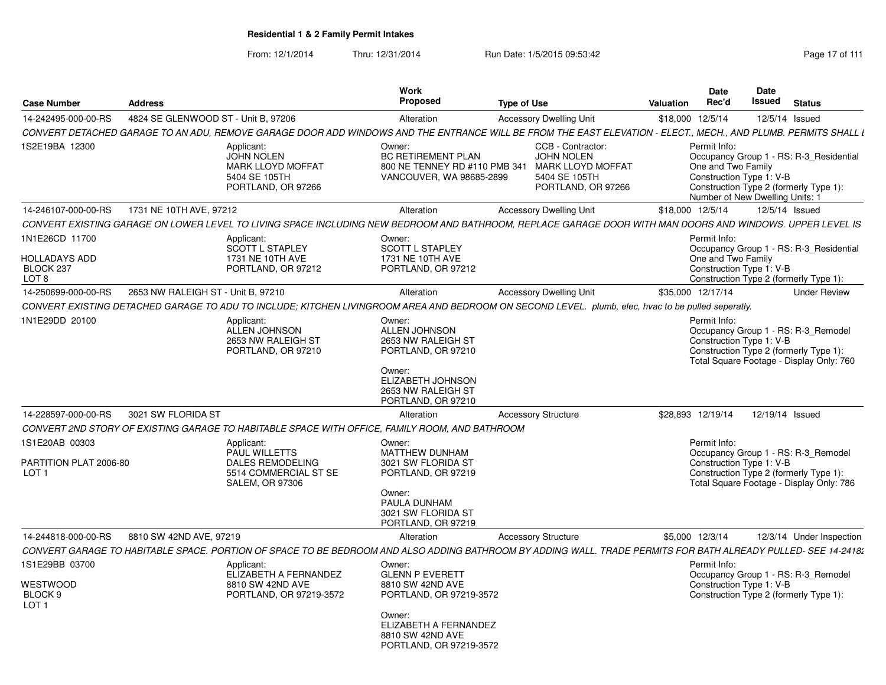**Residential 1 & 2 Family Permit Intakes**

From: 12/1/2014 Thru: 12/31/2014 Run Date: 1/5/2015 09:53:42

| Case Number | Address | Work Proposed | Type of Use | Valuation | Date Rec'd | Date Issued | Status |
|---|---|---|---|---|---|---|---|
| 14-242495-000-00-RS | 4824 SE GLENWOOD ST - Unit B, 97206 | Alteration | Accessory Dwelling Unit | $18,000 | 12/5/14 | 12/5/14 | Issued |

CONVERT DETACHED GARAGE TO AN ADU, REMOVE GARAGE DOOR ADD WINDOWS AND THE ENTRANCE WILL BE FROM THE EAST ELEVATION - ELECT., MECH., AND PLUMB. PERMITS SHALL I

1S2E19BA 12300

Applicant: JOHN NOLEN, MARK LLOYD MOFFAT, 5404 SE 105TH, PORTLAND, OR 97266

Owner: BC RETIREMENT PLAN, 800 NE TENNEY RD #110 PMB 341, VANCOUVER, WA 98685-2899

CCB - Contractor: JOHN NOLEN, MARK LLOYD MOFFAT, 5404 SE 105TH, PORTLAND, OR 97266

Permit Info: Occupancy Group 1 - RS: R-3_Residential One and Two Family; Construction Type 1: V-B; Construction Type 2 (formerly Type 1):; Number of New Dwelling Units: 1

| Case Number | Address | Work Proposed | Type of Use | Valuation | Date Rec'd | Date Issued | Status |
|---|---|---|---|---|---|---|---|
| 14-246107-000-00-RS | 1731 NE 10TH AVE, 97212 | Alteration | Accessory Dwelling Unit | $18,000 | 12/5/14 | 12/5/14 | Issued |

CONVERT EXISTING GARAGE ON LOWER LEVEL TO LIVING SPACE INCLUDING NEW BEDROOM AND BATHROOM, REPLACE GARAGE DOOR WITH MAN DOORS AND WINDOWS. UPPER LEVEL IS

1N1E26CD 11700, HOLLADAYS ADD, BLOCK 237, LOT 8

Applicant: SCOTT L STAPLEY, 1731 NE 10TH AVE, PORTLAND, OR 97212

Owner: SCOTT L STAPLEY, 1731 NE 10TH AVE, PORTLAND, OR 97212

Permit Info: Occupancy Group 1 - RS: R-3_Residential One and Two Family; Construction Type 1: V-B; Construction Type 2 (formerly Type 1):

| Case Number | Address | Work Proposed | Type of Use | Valuation | Date Rec'd | Date Issued | Status |
|---|---|---|---|---|---|---|---|
| 14-250699-000-00-RS | 2653 NW RALEIGH ST - Unit B, 97210 | Alteration | Accessory Dwelling Unit | $35,000 | 12/17/14 | | Under Review |

CONVERT EXISTING DETACHED GARAGE TO ADU TO INCLUDE; KITCHEN LIVINGROOM AREA AND BEDROOM ON SECOND LEVEL. plumb, elec, hvac to be pulled seperatly.

1N1E29DD 20100

Applicant: ALLEN JOHNSON, 2653 NW RALEIGH ST, PORTLAND, OR 97210

Owner: ALLEN JOHNSON, 2653 NW RALEIGH ST, PORTLAND, OR 97210

Owner: ELIZABETH JOHNSON, 2653 NW RALEIGH ST, PORTLAND, OR 97210

Permit Info: Occupancy Group 1 - RS: R-3_Remodel; Construction Type 1: V-B; Construction Type 2 (formerly Type 1):; Total Square Footage - Display Only: 760

| Case Number | Address | Work Proposed | Type of Use | Valuation | Date Rec'd | Date Issued | Status |
|---|---|---|---|---|---|---|---|
| 14-228597-000-00-RS | 3021 SW FLORIDA ST | Alteration | Accessory Structure | $28,893 | 12/19/14 | 12/19/14 | Issued |

CONVERT 2ND STORY OF EXISTING GARAGE TO HABITABLE SPACE WITH OFFICE, FAMILY ROOM, AND BATHROOM

1S1E20AB 00303, PARTITION PLAT 2006-80, LOT 1

Applicant: PAUL WILLETTS, DALES REMODELING, 5514 COMMERCIAL ST SE, SALEM, OR 97306

Owner: MATTHEW DUNHAM, 3021 SW FLORIDA ST, PORTLAND, OR 97219

Owner: PAULA DUNHAM, 3021 SW FLORIDA ST, PORTLAND, OR 97219

Permit Info: Occupancy Group 1 - RS: R-3_Remodel; Construction Type 1: V-B; Construction Type 2 (formerly Type 1):; Total Square Footage - Display Only: 786

| Case Number | Address | Work Proposed | Type of Use | Valuation | Date Rec'd | Date Issued | Status |
|---|---|---|---|---|---|---|---|
| 14-244818-000-00-RS | 8810 SW 42ND AVE, 97219 | Alteration | Accessory Structure | $5,000 | 12/3/14 | 12/3/14 | Under Inspection |

CONVERT GARAGE TO HABITABLE SPACE. PORTION OF SPACE TO BE BEDROOM AND ALSO ADDING BATHROOM BY ADDING WALL. TRADE PERMITS FOR BATH ALREADY PULLED- SEE 14-24182

1S1E29BB 03700, WESTWOOD, BLOCK 9, LOT 1

Applicant: ELIZABETH A FERNANDEZ, 8810 SW 42ND AVE, PORTLAND, OR 97219-3572

Owner: GLENN P EVERETT, 8810 SW 42ND AVE, PORTLAND, OR 97219-3572

Owner: ELIZABETH A FERNANDEZ, 8810 SW 42ND AVE, PORTLAND, OR 97219-3572

Permit Info: Occupancy Group 1 - RS: R-3_Remodel; Construction Type 1: V-B; Construction Type 2 (formerly Type 1):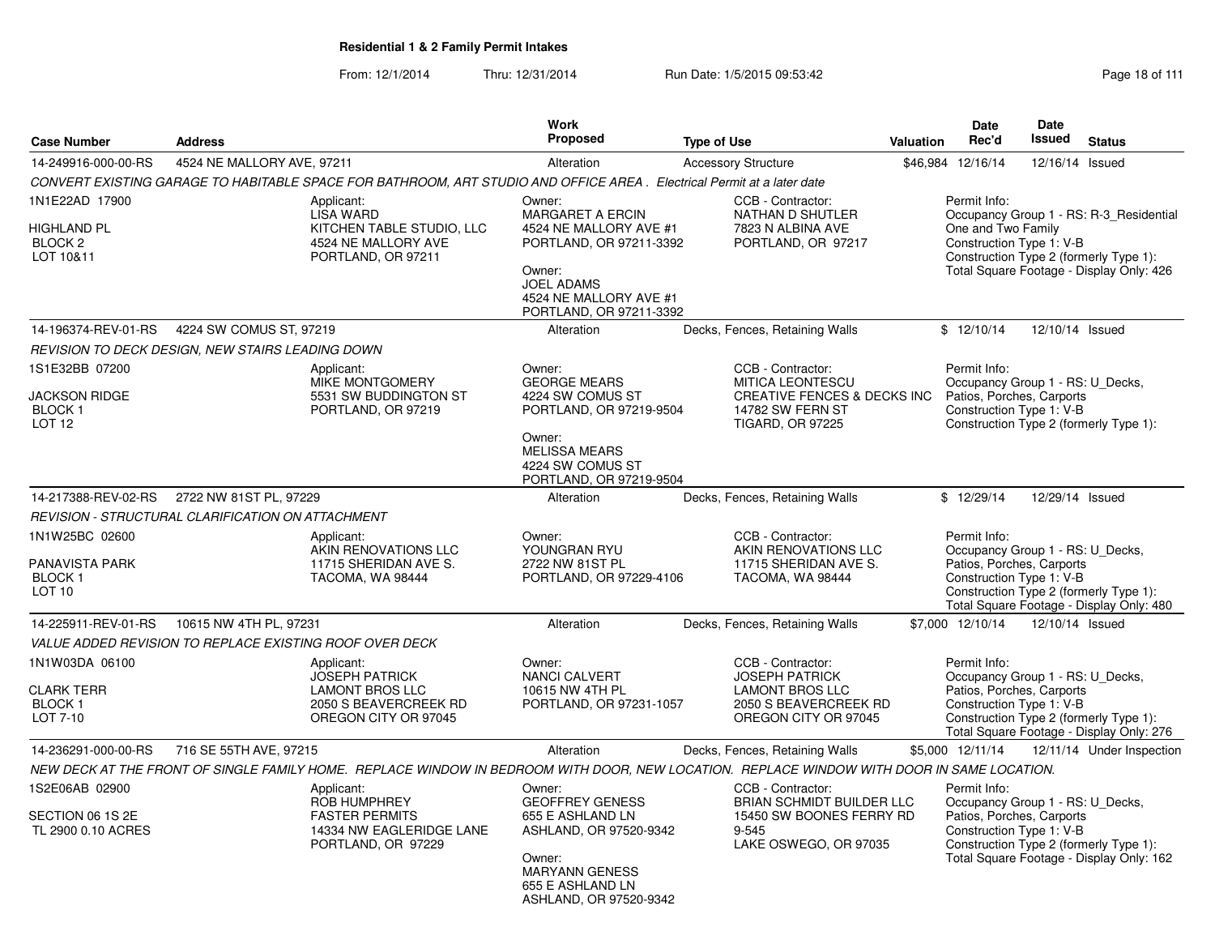**Residential 1 & 2 Family Permit Intakes**

From: 12/1/2014 Thru: 12/31/2014 Run Date: 1/5/2015 09:53:42

| Case Number | Address | Work Proposed | Type of Use | Valuation | Date Rec'd | Date Issued | Status |
|---|---|---|---|---|---|---|---|
| 14-249916-000-00-RS | 4524 NE MALLORY AVE, 97211 | Alteration | Accessory Structure | $46,984 | 12/16/14 | 12/16/14 | Issued |

*CONVERT EXISTING GARAGE TO HABITABLE SPACE FOR BATHROOM, ART STUDIO AND OFFICE AREA . Electrical Permit at a later date*

1N1E22AD 17900
HIGHLAND PL
BLOCK 2
LOT 10&11

Applicant:
LISA WARD
KITCHEN TABLE STUDIO, LLC
4524 NE MALLORY AVE
PORTLAND, OR 97211

Owner:
MARGARET A ERCIN
4524 NE MALLORY AVE #1
PORTLAND, OR 97211-3392

Owner:
JOEL ADAMS
4524 NE MALLORY AVE #1
PORTLAND, OR 97211-3392

CCB - Contractor:
NATHAN D SHUTLER
7823 N ALBINA AVE
PORTLAND, OR 97217

Permit Info:
Occupancy Group 1 - RS: R-3_Residential One and Two Family
Construction Type 1: V-B
Construction Type 2 (formerly Type 1):
Total Square Footage - Display Only: 426

| Case Number | Address | Work Proposed | Type of Use | Valuation | Date Rec'd | Date Issued | Status |
|---|---|---|---|---|---|---|---|
| 14-196374-REV-01-RS | 4224 SW COMUS ST, 97219 | Alteration | Decks, Fences, Retaining Walls | $ | 12/10/14 | 12/10/14 | Issued |

*REVISION TO DECK DESIGN, NEW STAIRS LEADING DOWN*

1S1E32BB 07200
JACKSON RIDGE
BLOCK 1
LOT 12

Applicant:
MIKE MONTGOMERY
5531 SW BUDDINGTON ST
PORTLAND, OR 97219

Owner:
GEORGE MEARS
4224 SW COMUS ST
PORTLAND, OR 97219-9504

Owner:
MELISSA MEARS
4224 SW COMUS ST
PORTLAND, OR 97219-9504

CCB - Contractor:
MITICA LEONTESCU
CREATIVE FENCES & DECKS INC
14782 SW FERN ST
TIGARD, OR 97225

Permit Info:
Occupancy Group 1 - RS: U_Decks, Patios, Porches, Carports
Construction Type 1: V-B
Construction Type 2 (formerly Type 1):

| Case Number | Address | Work Proposed | Type of Use | Valuation | Date Rec'd | Date Issued | Status |
|---|---|---|---|---|---|---|---|
| 14-217388-REV-02-RS | 2722 NW 81ST PL, 97229 | Alteration | Decks, Fences, Retaining Walls | $ | 12/29/14 | 12/29/14 | Issued |

*REVISION - STRUCTURAL CLARIFICATION ON ATTACHMENT*

1N1W25BC 02600
PANAVISTA PARK
BLOCK 1
LOT 10

Applicant:
AKIN RENOVATIONS LLC
11715 SHERIDAN AVE S.
TACOMA, WA 98444

Owner:
YOUNGRAN RYU
2722 NW 81ST PL
PORTLAND, OR 97229-4106

CCB - Contractor:
AKIN RENOVATIONS LLC
11715 SHERIDAN AVE S.
TACOMA, WA 98444

Permit Info:
Occupancy Group 1 - RS: U_Decks, Patios, Porches, Carports
Construction Type 1: V-B
Construction Type 2 (formerly Type 1):
Total Square Footage - Display Only: 480

| Case Number | Address | Work Proposed | Type of Use | Valuation | Date Rec'd | Date Issued | Status |
|---|---|---|---|---|---|---|---|
| 14-225911-REV-01-RS | 10615 NW 4TH PL, 97231 | Alteration | Decks, Fences, Retaining Walls | $7,000 | 12/10/14 | 12/10/14 | Issued |

*VALUE ADDED REVISION TO REPLACE EXISTING ROOF OVER DECK*

1N1W03DA 06100
CLARK TERR
BLOCK 1
LOT 7-10

Applicant:
JOSEPH PATRICK
LAMONT BROS LLC
2050 S BEAVERCREEK RD
OREGON CITY OR 97045

Owner:
NANCI CALVERT
10615 NW 4TH PL
PORTLAND, OR 97231-1057

CCB - Contractor:
JOSEPH PATRICK
LAMONT BROS LLC
2050 S BEAVERCREEK RD
OREGON CITY OR 97045

Permit Info:
Occupancy Group 1 - RS: U_Decks, Patios, Porches, Carports
Construction Type 1: V-B
Construction Type 2 (formerly Type 1):
Total Square Footage - Display Only: 276

| Case Number | Address | Work Proposed | Type of Use | Valuation | Date Rec'd | Date Issued | Status |
|---|---|---|---|---|---|---|---|
| 14-236291-000-00-RS | 716 SE 55TH AVE, 97215 | Alteration | Decks, Fences, Retaining Walls | $5,000 | 12/11/14 | 12/11/14 | Under Inspection |

*NEW DECK AT THE FRONT OF SINGLE FAMILY HOME. REPLACE WINDOW IN BEDROOM WITH DOOR, NEW LOCATION. REPLACE WINDOW WITH DOOR IN SAME LOCATION.*

1S2E06AB 02900
SECTION 06 1S 2E
TL 2900 0.10 ACRES

Applicant:
ROB HUMPHREY
FASTER PERMITS
14334 NW EAGLERIDGE LANE
PORTLAND, OR 97229

Owner:
GEOFFREY GENESS
655 E ASHLAND LN
ASHLAND, OR 97520-9342

Owner:
MARYANN GENESS
655 E ASHLAND LN
ASHLAND, OR 97520-9342

CCB - Contractor:
BRIAN SCHMIDT BUILDER LLC
15450 SW BOONES FERRY RD
9-545
LAKE OSWEGO, OR 97035

Permit Info:
Occupancy Group 1 - RS: U_Decks, Patios, Porches, Carports
Construction Type 1: V-B
Construction Type 2 (formerly Type 1):
Total Square Footage - Display Only: 162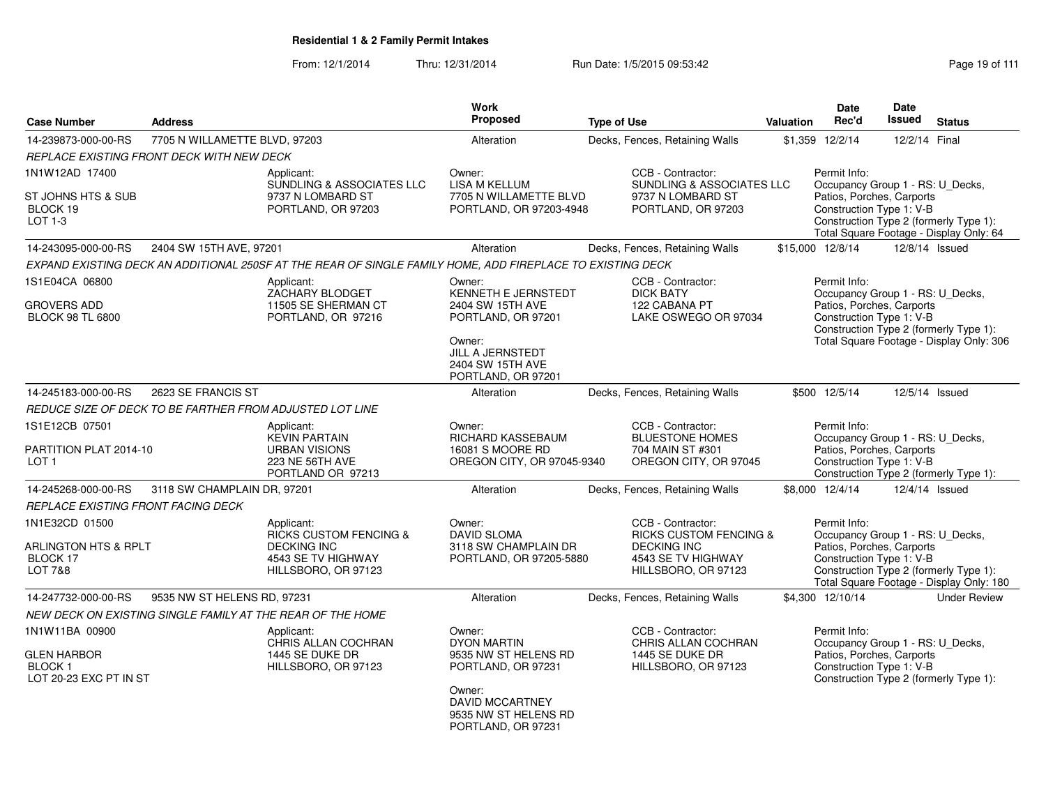**Residential 1 & 2 Family Permit Intakes**

From: 12/1/2014 Thru: 12/31/2014 Run Date: 1/5/2015 09:53:42

| Case Number | Address | Work Proposed | Type of Use | Valuation | Date Rec'd | Date Issued | Status |
|---|---|---|---|---|---|---|---|
| 14-239873-000-00-RS | 7705 N WILLAMETTE BLVD, 97203 | Alteration | Decks, Fences, Retaining Walls | $1,359 | 12/2/14 | 12/2/14 | Final |

*REPLACE EXISTING FRONT DECK WITH NEW DECK*

1N1W12AD 17400
ST JOHNS HTS & SUB
BLOCK 19
LOT 1-3

Applicant:
SUNDLING & ASSOCIATES LLC
9737 N LOMBARD ST
PORTLAND, OR 97203

Owner:
LISA M KELLUM
7705 N WILLAMETTE BLVD
PORTLAND, OR 97203-4948

CCB - Contractor:
SUNDLING & ASSOCIATES LLC
9737 N LOMBARD ST
PORTLAND, OR 97203

Permit Info:
Occupancy Group 1 - RS: U_Decks, Patios, Porches, Carports
Construction Type 1: V-B
Construction Type 2 (formerly Type 1):
Total Square Footage - Display Only: 64

| Case Number | Address | Work Proposed | Type of Use | Valuation | Date Rec'd | Date Issued | Status |
|---|---|---|---|---|---|---|---|
| 14-243095-000-00-RS | 2404 SW 15TH AVE, 97201 | Alteration | Decks, Fences, Retaining Walls | $15,000 | 12/8/14 | 12/8/14 | Issued |

*EXPAND EXISTING DECK AN ADDITIONAL 250SF AT THE REAR OF SINGLE FAMILY HOME, ADD FIREPLACE TO EXISTING DECK*

1S1E04CA 06800
GROVERS ADD
BLOCK 98 TL 6800

Applicant:
ZACHARY BLODGET
11505 SE SHERMAN CT
PORTLAND, OR 97216

Owner:
KENNETH E JERNSTEDT
2404 SW 15TH AVE
PORTLAND, OR 97201

Owner:
JILL A JERNSTEDT
2404 SW 15TH AVE
PORTLAND, OR 97201

CCB - Contractor:
DICK BATY
122 CABANA PT
LAKE OSWEGO OR 97034

Permit Info:
Occupancy Group 1 - RS: U_Decks, Patios, Porches, Carports
Construction Type 1: V-B
Construction Type 2 (formerly Type 1):
Total Square Footage - Display Only: 306

| Case Number | Address | Work Proposed | Type of Use | Valuation | Date Rec'd | Date Issued | Status |
|---|---|---|---|---|---|---|---|
| 14-245183-000-00-RS | 2623 SE FRANCIS ST | Alteration | Decks, Fences, Retaining Walls | $500 | 12/5/14 | 12/5/14 | Issued |

*REDUCE SIZE OF DECK TO BE FARTHER FROM ADJUSTED LOT LINE*

1S1E12CB 07501
PARTITION PLAT 2014-10
LOT 1

Applicant:
KEVIN PARTAIN
URBAN VISIONS
223 NE 56TH AVE
PORTLAND OR 97213

Owner:
RICHARD KASSEBAUM
16081 S MOORE RD
OREGON CITY, OR 97045-9340

CCB - Contractor:
BLUESTONE HOMES
704 MAIN ST #301
OREGON CITY, OR 97045

Permit Info:
Occupancy Group 1 - RS: U_Decks, Patios, Porches, Carports
Construction Type 1: V-B
Construction Type 2 (formerly Type 1):

| Case Number | Address | Work Proposed | Type of Use | Valuation | Date Rec'd | Date Issued | Status |
|---|---|---|---|---|---|---|---|
| 14-245268-000-00-RS | 3118 SW CHAMPLAIN DR, 97201 | Alteration | Decks, Fences, Retaining Walls | $8,000 | 12/4/14 | 12/4/14 | Issued |

*REPLACE EXISTING FRONT FACING DECK*

1N1E32CD 01500
ARLINGTON HTS & RPLT
BLOCK 17
LOT 7&8

Applicant:
RICKS CUSTOM FENCING & DECKING INC
4543 SE TV HIGHWAY
HILLSBORO, OR 97123

Owner:
DAVID SLOMA
3118 SW CHAMPLAIN DR
PORTLAND, OR 97205-5880

CCB - Contractor:
RICKS CUSTOM FENCING & DECKING INC
4543 SE TV HIGHWAY
HILLSBORO, OR 97123

Permit Info:
Occupancy Group 1 - RS: U_Decks, Patios, Porches, Carports
Construction Type 1: V-B
Construction Type 2 (formerly Type 1):
Total Square Footage - Display Only: 180

| Case Number | Address | Work Proposed | Type of Use | Valuation | Date Rec'd | Date Issued | Status |
|---|---|---|---|---|---|---|---|
| 14-247732-000-00-RS | 9535 NW ST HELENS RD, 97231 | Alteration | Decks, Fences, Retaining Walls | $4,300 | 12/10/14 | | Under Review |

*NEW DECK ON EXISTING SINGLE FAMILY AT THE REAR OF THE HOME*

1N1W11BA 00900
GLEN HARBOR
BLOCK 1
LOT 20-23 EXC PT IN ST

Applicant:
CHRIS ALLAN COCHRAN
1445 SE DUKE DR
HILLSBORO, OR 97123

Owner:
DYON MARTIN
9535 NW ST HELENS RD
PORTLAND, OR 97231

Owner:
DAVID MCCARTNEY
9535 NW ST HELENS RD
PORTLAND, OR 97231

CCB - Contractor:
CHRIS ALLAN COCHRAN
1445 SE DUKE DR
HILLSBORO, OR 97123

Permit Info:
Occupancy Group 1 - RS: U_Decks, Patios, Porches, Carports
Construction Type 1: V-B
Construction Type 2 (formerly Type 1):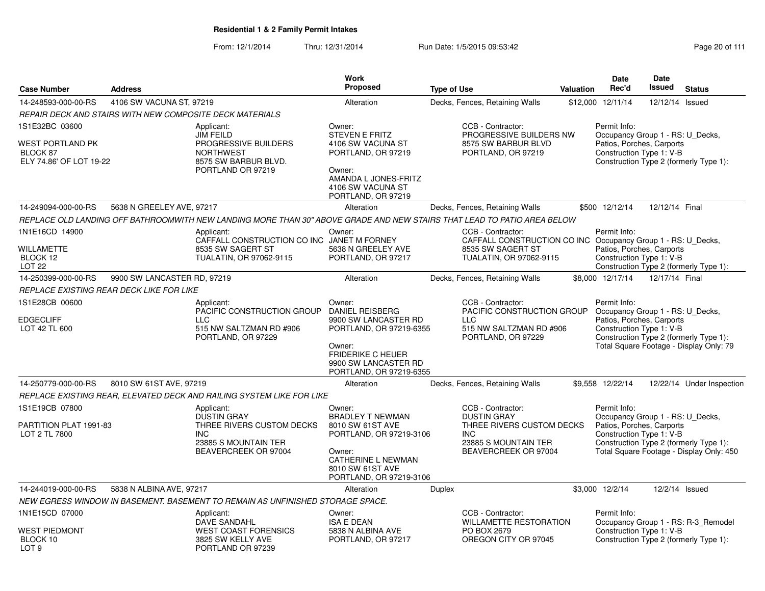**Residential 1 & 2 Family Permit Intakes**

From: 12/1/2014 Thru: 12/31/2014 Run Date: 1/5/2015 09:53:42

| Case Number | Address | Work Proposed | Type of Use | Valuation | Date Rec'd | Date Issued | Status |
|---|---|---|---|---|---|---|---|
| 14-248593-000-00-RS | 4106 SW VACUNA ST, 97219 | Alteration | Decks, Fences, Retaining Walls | $12,000 | 12/11/14 | 12/12/14 | Issued |

*REPAIR DECK AND STAIRS WITH NEW COMPOSITE DECK MATERIALS*

1S1E32BC 03600

WEST PORTLAND PK
BLOCK 87
ELY 74.86' OF LOT 19-22

Applicant:
JIM FEILD
PROGRESSIVE BUILDERS NORTHWEST
8575 SW BARBUR BLVD.
PORTLAND OR 97219

Owner:
STEVEN E FRITZ
4106 SW VACUNA ST
PORTLAND, OR 97219

Owner:
AMANDA L JONES-FRITZ
4106 SW VACUNA ST
PORTLAND, OR 97219

CCB - Contractor:
PROGRESSIVE BUILDERS NW
8575 SW BARBUR BLVD
PORTLAND, OR 97219

Permit Info:
Occupancy Group 1 - RS: U_Decks, Patios, Porches, Carports
Construction Type 1: V-B
Construction Type 2 (formerly Type 1):

| Case Number | Address | Work Proposed | Type of Use | Valuation | Date Rec'd | Date Issued | Status |
|---|---|---|---|---|---|---|---|
| 14-249094-000-00-RS | 5638 N GREELEY AVE, 97217 | Alteration | Decks, Fences, Retaining Walls | $500 | 12/12/14 | 12/12/14 | Final |

*REPLACE OLD LANDING OFF BATHROOMWITH NEW LANDING MORE THAN 30" ABOVE GRADE AND NEW STAIRS THAT LEAD TO PATIO AREA BELOW*

1N1E16CD 14900

WILLAMETTE
BLOCK 12
LOT 22

Applicant:
CAFFALL CONSTRUCTION CO INC
8535 SW SAGERT ST
TUALATIN, OR 97062-9115

Owner:
JANET M FORNEY
5638 N GREELEY AVE
PORTLAND, OR 97217

CCB - Contractor:
CAFFALL CONSTRUCTION CO INC
8535 SW SAGERT ST
TUALATIN, OR 97062-9115

Permit Info:
Occupancy Group 1 - RS: U_Decks, Patios, Porches, Carports
Construction Type 1: V-B
Construction Type 2 (formerly Type 1):

| Case Number | Address | Work Proposed | Type of Use | Valuation | Date Rec'd | Date Issued | Status |
|---|---|---|---|---|---|---|---|
| 14-250399-000-00-RS | 9900 SW LANCASTER RD, 97219 | Alteration | Decks, Fences, Retaining Walls | $8,000 | 12/17/14 | 12/17/14 | Final |

*REPLACE EXISTING REAR DECK LIKE FOR LIKE*

1S1E28CB 00600

EDGECLIFF
LOT 42 TL 600

Applicant:
PACIFIC CONSTRUCTION GROUP LLC
515 NW SALTZMAN RD #906
PORTLAND, OR 97229

Owner:
DANIEL REISBERG
9900 SW LANCASTER RD
PORTLAND, OR 97219-6355

Owner:
FRIDERIKE C HEUER
9900 SW LANCASTER RD
PORTLAND, OR 97219-6355

CCB - Contractor:
PACIFIC CONSTRUCTION GROUP LLC
515 NW SALTZMAN RD #906
PORTLAND, OR 97229

Permit Info:
Occupancy Group 1 - RS: U_Decks, Patios, Porches, Carports
Construction Type 1: V-B
Construction Type 2 (formerly Type 1):
Total Square Footage - Display Only: 79

| Case Number | Address | Work Proposed | Type of Use | Valuation | Date Rec'd | Date Issued | Status |
|---|---|---|---|---|---|---|---|
| 14-250779-000-00-RS | 8010 SW 61ST AVE, 97219 | Alteration | Decks, Fences, Retaining Walls | $9,558 | 12/22/14 | 12/22/14 | Under Inspection |

*REPLACE EXISTING REAR, ELEVATED DECK AND RAILING SYSTEM LIKE FOR LIKE*

1S1E19CB 07800

PARTITION PLAT 1991-83
LOT 2 TL 7800

Applicant:
DUSTIN GRAY
THREE RIVERS CUSTOM DECKS INC
23885 S MOUNTAIN TER
BEAVERCREEK OR 97004

Owner:
BRADLEY T NEWMAN
8010 SW 61ST AVE
PORTLAND, OR 97219-3106

Owner:
CATHERINE L NEWMAN
8010 SW 61ST AVE
PORTLAND, OR 97219-3106

CCB - Contractor:
DUSTIN GRAY
THREE RIVERS CUSTOM DECKS INC
23885 S MOUNTAIN TER
BEAVERCREEK OR 97004

Permit Info:
Occupancy Group 1 - RS: U_Decks, Patios, Porches, Carports
Construction Type 1: V-B
Construction Type 2 (formerly Type 1):
Total Square Footage - Display Only: 450

| Case Number | Address | Work Proposed | Type of Use | Valuation | Date Rec'd | Date Issued | Status |
|---|---|---|---|---|---|---|---|
| 14-244019-000-00-RS | 5838 N ALBINA AVE, 97217 | Alteration | Duplex | $3,000 | 12/2/14 | 12/2/14 | Issued |

*NEW EGRESS WINDOW IN BASEMENT. BASEMENT TO REMAIN AS UNFINISHED STORAGE SPACE.*

1N1E15CD 07000

WEST PIEDMONT
BLOCK 10
LOT 9

Applicant:
DAVE SANDAHL
WEST COAST FORENSICS
3825 SW KELLY AVE
PORTLAND OR 97239

Owner:
ISA E DEAN
5838 N ALBINA AVE
PORTLAND, OR 97217

CCB - Contractor:
WILLAMETTE RESTORATION
PO BOX 2679
OREGON CITY OR 97045

Permit Info:
Occupancy Group 1 - RS: R-3_Remodel
Construction Type 1: V-B
Construction Type 2 (formerly Type 1):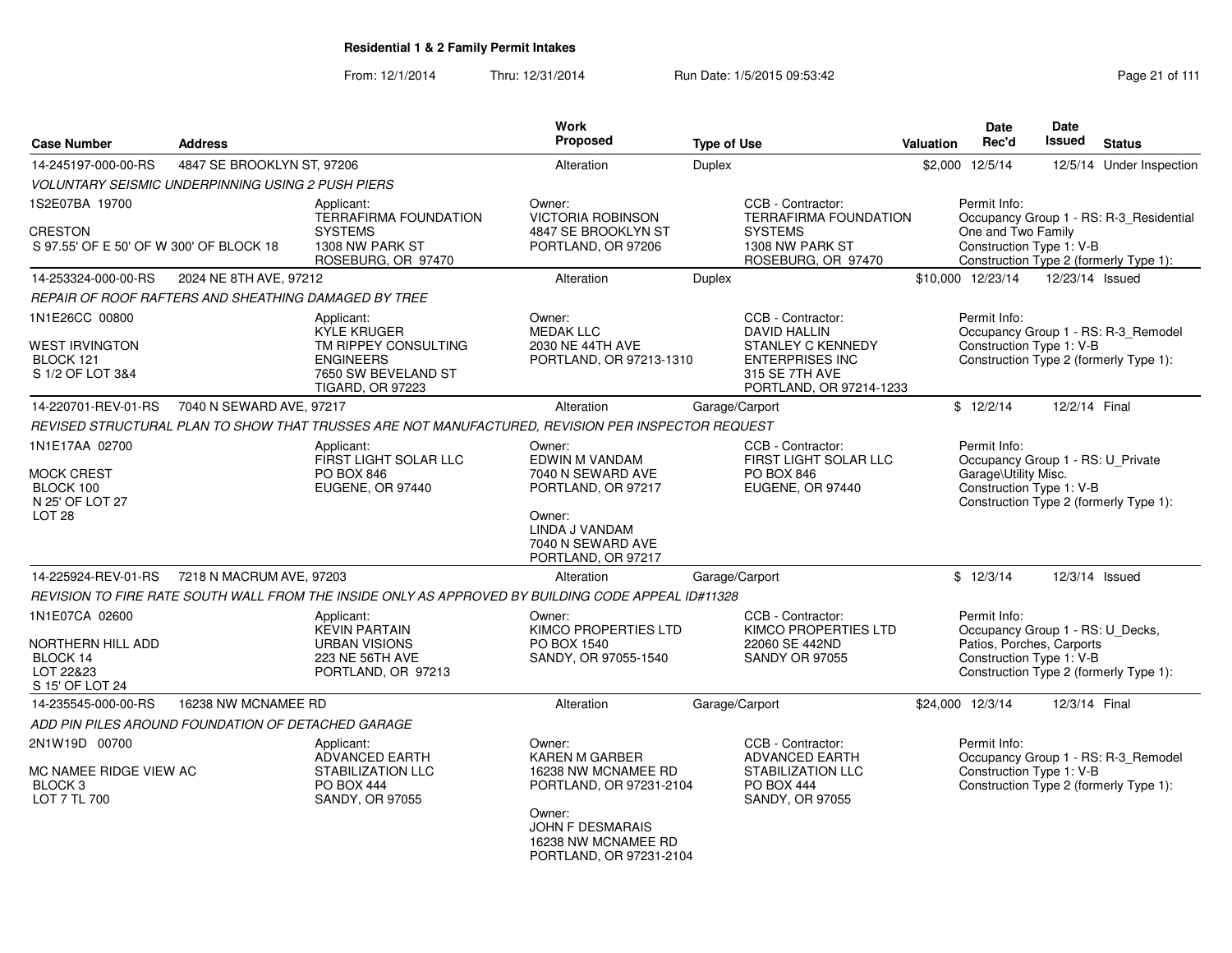## Residential 1 & 2 Family Permit Intakes

From: 12/1/2014 Thru: 12/31/2014 Run Date: 1/5/2015 09:53:42

| Case Number | Address | Work Proposed | Type of Use | Valuation | Date Rec'd | Date Issued | Status |
|---|---|---|---|---|---|---|---|
| 14-245197-000-00-RS | 4847 SE BROOKLYN ST, 97206 | Alteration | Duplex | $2,000 | 12/5/14 | 12/5/14 | Under Inspection |
| 14-253324-000-00-RS | 2024 NE 8TH AVE, 97212 | Alteration | Duplex | $10,000 | 12/23/14 | 12/23/14 | Issued |
| 14-220701-REV-01-RS | 7040 N SEWARD AVE, 97217 | Alteration | Garage/Carport | $ | 12/2/14 | 12/2/14 | Final |
| 14-225924-REV-01-RS | 7218 N MACRUM AVE, 97203 | Alteration | Garage/Carport | $ | 12/3/14 | 12/3/14 | Issued |
| 14-235545-000-00-RS | 16238 NW MCNAMEE RD | Alteration | Garage/Carport | $24,000 | 12/3/14 | 12/3/14 | Final |

### 14-245197-000-00-RS — 4847 SE BROOKLYN ST, 97206

*VOLUNTARY SEISMIC UNDERPINNING USING 2 PUSH PIERS*

- 1S2E07BA 19700
- CRESTON
- S 97.55' OF E 50' OF W 300' OF BLOCK 18

Applicant: TERRAFIRMA FOUNDATION SYSTEMS, 1308 NW PARK ST, ROSEBURG, OR 97470

Owner: VICTORIA ROBINSON, 4847 SE BROOKLYN ST, PORTLAND, OR 97206

CCB - Contractor: TERRAFIRMA FOUNDATION SYSTEMS, 1308 NW PARK ST, ROSEBURG, OR 97470

Permit Info: Occupancy Group 1 - RS: R-3_Residential One and Two Family; Construction Type 1: V-B; Construction Type 2 (formerly Type 1):

### 14-253324-000-00-RS — 2024 NE 8TH AVE, 97212

*REPAIR OF ROOF RAFTERS AND SHEATHING DAMAGED BY TREE*

- 1N1E26CC 00800
- WEST IRVINGTON
- BLOCK 121
- S 1/2 OF LOT 3&4

Applicant: KYLE KRUGER, TM RIPPEY CONSULTING ENGINEERS, 7650 SW BEVELAND ST, TIGARD, OR 97223

Owner: MEDAK LLC, 2030 NE 44TH AVE, PORTLAND, OR 97213-1310

CCB - Contractor: DAVID HALLIN, STANLEY C KENNEDY ENTERPRISES INC, 315 SE 7TH AVE, PORTLAND, OR 97214-1233

Permit Info: Occupancy Group 1 - RS: R-3_Remodel; Construction Type 1: V-B; Construction Type 2 (formerly Type 1):

### 14-220701-REV-01-RS — 7040 N SEWARD AVE, 97217

*REVISED STRUCTURAL PLAN TO SHOW THAT TRUSSES ARE NOT MANUFACTURED, REVISION PER INSPECTOR REQUEST*

- 1N1E17AA 02700
- MOCK CREST
- BLOCK 100
- N 25' OF LOT 27
- LOT 28

Applicant: FIRST LIGHT SOLAR LLC, PO BOX 846, EUGENE, OR 97440

Owner: EDWIN M VANDAM, 7040 N SEWARD AVE, PORTLAND, OR 97217

Owner: LINDA J VANDAM, 7040 N SEWARD AVE, PORTLAND, OR 97217

CCB - Contractor: FIRST LIGHT SOLAR LLC, PO BOX 846, EUGENE, OR 97440

Permit Info: Occupancy Group 1 - RS: U_Private Garage\Utility Misc.; Construction Type 1: V-B; Construction Type 2 (formerly Type 1):

### 14-225924-REV-01-RS — 7218 N MACRUM AVE, 97203

*REVISION TO FIRE RATE SOUTH WALL FROM THE INSIDE ONLY AS APPROVED BY BUILDING CODE APPEAL ID#11328*

- 1N1E07CA 02600
- NORTHERN HILL ADD
- BLOCK 14
- LOT 22&23
- S 15' OF LOT 24

Applicant: KEVIN PARTAIN, URBAN VISIONS, 223 NE 56TH AVE, PORTLAND, OR 97213

Owner: KIMCO PROPERTIES LTD, PO BOX 1540, SANDY, OR 97055-1540

CCB - Contractor: KIMCO PROPERTIES LTD, 22060 SE 442ND, SANDY OR 97055

Permit Info: Occupancy Group 1 - RS: U_Decks, Patios, Porches, Carports; Construction Type 1: V-B; Construction Type 2 (formerly Type 1):

### 14-235545-000-00-RS — 16238 NW MCNAMEE RD

*ADD PIN PILES AROUND FOUNDATION OF DETACHED GARAGE*

- 2N1W19D 00700
- MC NAMEE RIDGE VIEW AC
- BLOCK 3
- LOT 7 TL 700

Applicant: ADVANCED EARTH STABILIZATION LLC, PO BOX 444, SANDY, OR 97055

Owner: KAREN M GARBER, 16238 NW MCNAMEE RD, PORTLAND, OR 97231-2104

Owner: JOHN F DESMARAIS, 16238 NW MCNAMEE RD, PORTLAND, OR 97231-2104

CCB - Contractor: ADVANCED EARTH STABILIZATION LLC, PO BOX 444, SANDY, OR 97055

Permit Info: Occupancy Group 1 - RS: R-3_Remodel; Construction Type 1: V-B; Construction Type 2 (formerly Type 1):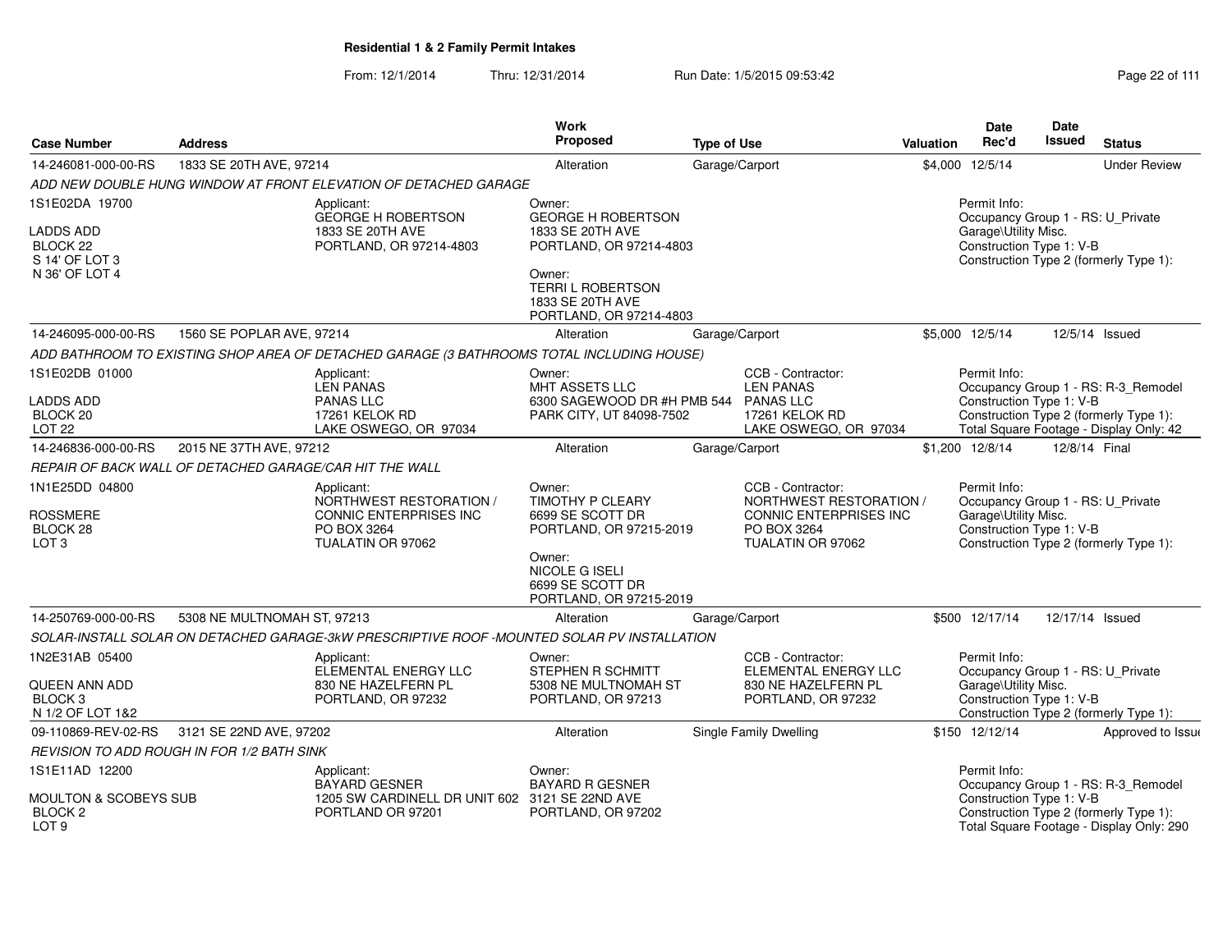## Residential 1 & 2 Family Permit Intakes

From: 12/1/2014 Thru: 12/31/2014 Run Date: 1/5/2015 09:53:42

| Case Number | Address | Work Proposed | Type of Use | Valuation | Date Rec'd | Date Issued | Status |
|---|---|---|---|---|---|---|---|
| 14-246081-000-00-RS | 1833 SE 20TH AVE, 97214 | Alteration | Garage/Carport | $4,000 | 12/5/14 | | Under Review |

ADD NEW DOUBLE HUNG WINDOW AT FRONT ELEVATION OF DETACHED GARAGE

1S1E02DA 19700
LADDS ADD
BLOCK 22
S 14' OF LOT 3
N 36' OF LOT 4

Applicant:
GEORGE H ROBERTSON
1833 SE 20TH AVE
PORTLAND, OR 97214-4803

Owner:
GEORGE H ROBERTSON
1833 SE 20TH AVE
PORTLAND, OR 97214-4803

Owner:
TERRI L ROBERTSON
1833 SE 20TH AVE
PORTLAND, OR 97214-4803

Permit Info:
Occupancy Group 1 - RS: U_Private Garage\Utility Misc.
Construction Type 1: V-B
Construction Type 2 (formerly Type 1):

| Case Number | Address | Work Proposed | Type of Use | Valuation | Date Rec'd | Date Issued | Status |
|---|---|---|---|---|---|---|---|
| 14-246095-000-00-RS | 1560 SE POPLAR AVE, 97214 | Alteration | Garage/Carport | $5,000 | 12/5/14 | 12/5/14 | Issued |

ADD BATHROOM TO EXISTING SHOP AREA OF DETACHED GARAGE (3 BATHROOMS TOTAL INCLUDING HOUSE)

1S1E02DB 01000
LADDS ADD
BLOCK 20
LOT 22

Applicant:
LEN PANAS
PANAS LLC
17261 KELOK RD
LAKE OSWEGO, OR 97034

Owner:
MHT ASSETS LLC
6300 SAGEWOOD DR #H PMB 544
PARK CITY, UT 84098-7502

CCB - Contractor:
LEN PANAS
PANAS LLC
17261 KELOK RD
LAKE OSWEGO, OR 97034

Permit Info:
Occupancy Group 1 - RS: R-3_Remodel
Construction Type 1: V-B
Construction Type 2 (formerly Type 1):
Total Square Footage - Display Only: 42

| Case Number | Address | Work Proposed | Type of Use | Valuation | Date Rec'd | Date Issued | Status |
|---|---|---|---|---|---|---|---|
| 14-246836-000-00-RS | 2015 NE 37TH AVE, 97212 | Alteration | Garage/Carport | $1,200 | 12/8/14 | 12/8/14 | Final |

REPAIR OF BACK WALL OF DETACHED GARAGE/CAR HIT THE WALL

1N1E25DD 04800
ROSSMERE
BLOCK 28
LOT 3

Applicant:
NORTHWEST RESTORATION / CONNIC ENTERPRISES INC
PO BOX 3264
TUALATIN OR 97062

Owner:
TIMOTHY P CLEARY
6699 SE SCOTT DR
PORTLAND, OR 97215-2019

Owner:
NICOLE G ISELI
6699 SE SCOTT DR
PORTLAND, OR 97215-2019

CCB - Contractor:
NORTHWEST RESTORATION / CONNIC ENTERPRISES INC
PO BOX 3264
TUALATIN OR 97062

Permit Info:
Occupancy Group 1 - RS: U_Private Garage\Utility Misc.
Construction Type 1: V-B
Construction Type 2 (formerly Type 1):

| Case Number | Address | Work Proposed | Type of Use | Valuation | Date Rec'd | Date Issued | Status |
|---|---|---|---|---|---|---|---|
| 14-250769-000-00-RS | 5308 NE MULTNOMAH ST, 97213 | Alteration | Garage/Carport | $500 | 12/17/14 | 12/17/14 | Issued |

SOLAR-INSTALL SOLAR ON DETACHED GARAGE-3kW PRESCRIPTIVE ROOF -MOUNTED SOLAR PV INSTALLATION

1N2E31AB 05400
QUEEN ANN ADD
BLOCK 3
N 1/2 OF LOT 1&2

Applicant:
ELEMENTAL ENERGY LLC
830 NE HAZELFERN PL
PORTLAND, OR 97232

Owner:
STEPHEN R SCHMITT
5308 NE MULTNOMAH ST
PORTLAND, OR 97213

CCB - Contractor:
ELEMENTAL ENERGY LLC
830 NE HAZELFERN PL
PORTLAND, OR 97232

Permit Info:
Occupancy Group 1 - RS: U_Private Garage\Utility Misc.
Construction Type 1: V-B
Construction Type 2 (formerly Type 1):

| Case Number | Address | Work Proposed | Type of Use | Valuation | Date Rec'd | Date Issued | Status |
|---|---|---|---|---|---|---|---|
| 09-110869-REV-02-RS | 3121 SE 22ND AVE, 97202 | Alteration | Single Family Dwelling | $150 | 12/12/14 | | Approved to Issue |

REVISION TO ADD ROUGH IN FOR 1/2 BATH SINK

1S1E11AD 12200
MOULTON & SCOBEYS SUB
BLOCK 2
LOT 9

Applicant:
BAYARD GESNER
1205 SW CARDINELL DR UNIT 602
PORTLAND OR 97201

Owner:
BAYARD R GESNER
3121 SE 22ND AVE
PORTLAND, OR 97202

Permit Info:
Occupancy Group 1 - RS: R-3_Remodel
Construction Type 1: V-B
Construction Type 2 (formerly Type 1):
Total Square Footage - Display Only: 290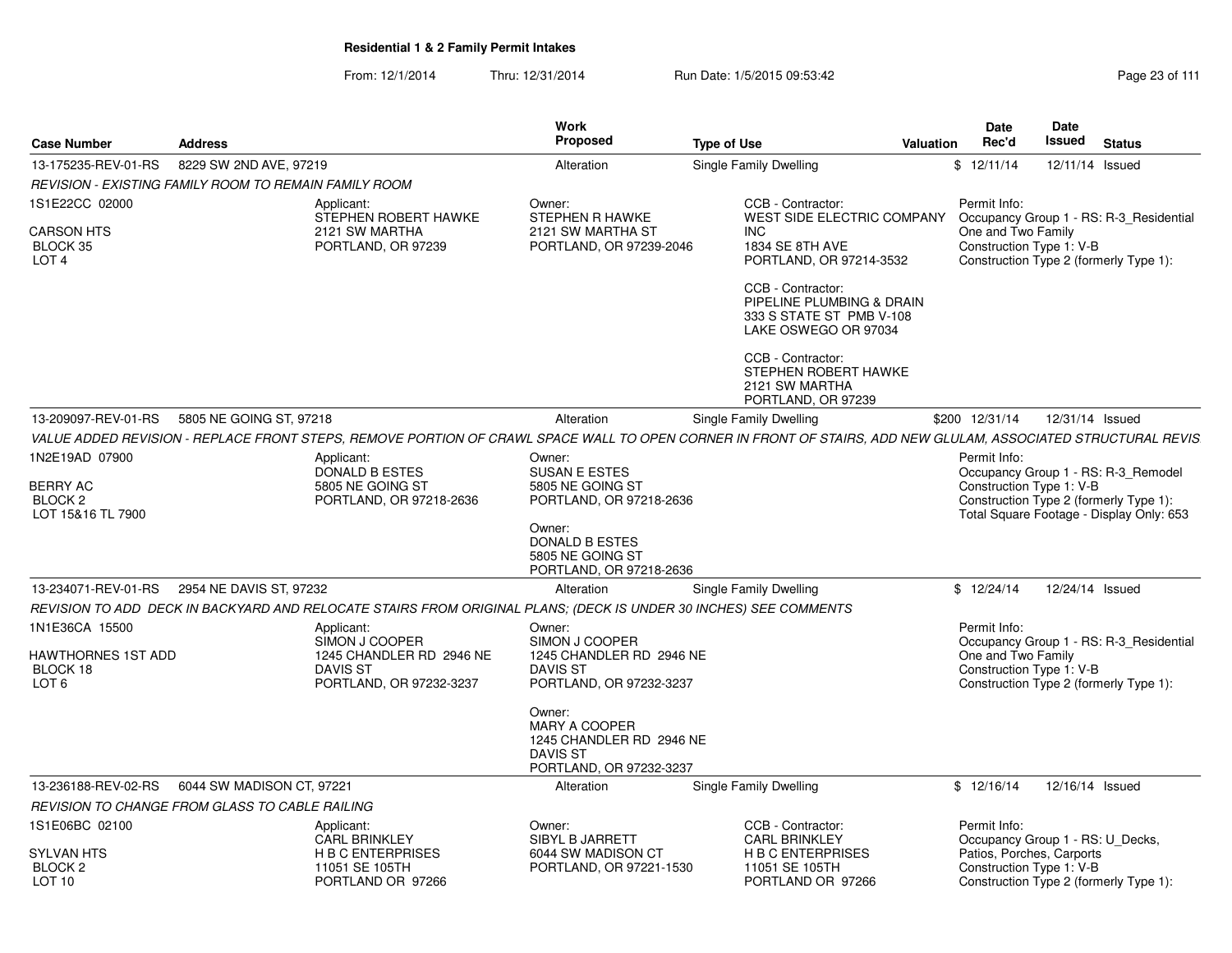# Residential 1 & 2 Family Permit Intakes

From: 12/1/2014 Thru: 12/31/2014 Run Date: 1/5/2015 09:53:42

| Case Number | Address | Work Proposed | Type of Use | Valuation | Date Rec'd | Date Issued | Status |
|---|---|---|---|---|---|---|---|
| 13-175235-REV-01-RS | 8229 SW 2ND AVE, 97219 | Alteration | Single Family Dwelling | $ | 12/11/14 | 12/11/14 | Issued |

*REVISION - EXISTING FAMILY ROOM TO REMAIN FAMILY ROOM*

1S1E22CC 02000
CARSON HTS
BLOCK 35
LOT 4

Applicant:
STEPHEN ROBERT HAWKE
2121 SW MARTHA
PORTLAND, OR 97239

Owner:
STEPHEN R HAWKE
2121 SW MARTHA ST
PORTLAND, OR 97239-2046

CCB - Contractor:
WEST SIDE ELECTRIC COMPANY INC
1834 SE 8TH AVE
PORTLAND, OR 97214-3532

CCB - Contractor:
PIPELINE PLUMBING & DRAIN
333 S STATE ST PMB V-108
LAKE OSWEGO OR 97034

CCB - Contractor:
STEPHEN ROBERT HAWKE
2121 SW MARTHA
PORTLAND, OR 97239

Permit Info:
Occupancy Group 1 - RS: R-3_Residential One and Two Family
Construction Type 1: V-B
Construction Type 2 (formerly Type 1):

---

| Case Number | Address | Work Proposed | Type of Use | Valuation | Date Rec'd | Date Issued | Status |
|---|---|---|---|---|---|---|---|
| 13-209097-REV-01-RS | 5805 NE GOING ST, 97218 | Alteration | Single Family Dwelling | $200 | 12/31/14 | 12/31/14 | Issued |

*VALUE ADDED REVISION - REPLACE FRONT STEPS, REMOVE PORTION OF CRAWL SPACE WALL TO OPEN CORNER IN FRONT OF STAIRS, ADD NEW GLULAM, ASSOCIATED STRUCTURAL REVIS*

1N2E19AD 07900
BERRY AC
BLOCK 2
LOT 15&16 TL 7900

Applicant:
DONALD B ESTES
5805 NE GOING ST
PORTLAND, OR 97218-2636

Owner:
SUSAN E ESTES
5805 NE GOING ST
PORTLAND, OR 97218-2636

Owner:
DONALD B ESTES
5805 NE GOING ST
PORTLAND, OR 97218-2636

Permit Info:
Occupancy Group 1 - RS: R-3_Remodel
Construction Type 1: V-B
Construction Type 2 (formerly Type 1):
Total Square Footage - Display Only: 653

---

| Case Number | Address | Work Proposed | Type of Use | Valuation | Date Rec'd | Date Issued | Status |
|---|---|---|---|---|---|---|---|
| 13-234071-REV-01-RS | 2954 NE DAVIS ST, 97232 | Alteration | Single Family Dwelling | $ | 12/24/14 | 12/24/14 | Issued |

*REVISION TO ADD DECK IN BACKYARD AND RELOCATE STAIRS FROM ORIGINAL PLANS; (DECK IS UNDER 30 INCHES) SEE COMMENTS*

1N1E36CA 15500
HAWTHORNES 1ST ADD
BLOCK 18
LOT 6

Applicant:
SIMON J COOPER
1245 CHANDLER RD 2946 NE DAVIS ST
PORTLAND, OR 97232-3237

Owner:
SIMON J COOPER
1245 CHANDLER RD 2946 NE DAVIS ST
PORTLAND, OR 97232-3237

Owner:
MARY A COOPER
1245 CHANDLER RD 2946 NE DAVIS ST
PORTLAND, OR 97232-3237

Permit Info:
Occupancy Group 1 - RS: R-3_Residential One and Two Family
Construction Type 1: V-B
Construction Type 2 (formerly Type 1):

---

| Case Number | Address | Work Proposed | Type of Use | Valuation | Date Rec'd | Date Issued | Status |
|---|---|---|---|---|---|---|---|
| 13-236188-REV-02-RS | 6044 SW MADISON CT, 97221 | Alteration | Single Family Dwelling | $ | 12/16/14 | 12/16/14 | Issued |

*REVISION TO CHANGE FROM GLASS TO CABLE RAILING*

1S1E06BC 02100
SYLVAN HTS
BLOCK 2
LOT 10

Applicant:
CARL BRINKLEY
H B C ENTERPRISES
11051 SE 105TH
PORTLAND OR 97266

Owner:
SIBYL B JARRETT
6044 SW MADISON CT
PORTLAND, OR 97221-1530

CCB - Contractor:
CARL BRINKLEY
H B C ENTERPRISES
11051 SE 105TH
PORTLAND OR 97266

Permit Info:
Occupancy Group 1 - RS: U_Decks, Patios, Porches, Carports
Construction Type 1: V-B
Construction Type 2 (formerly Type 1):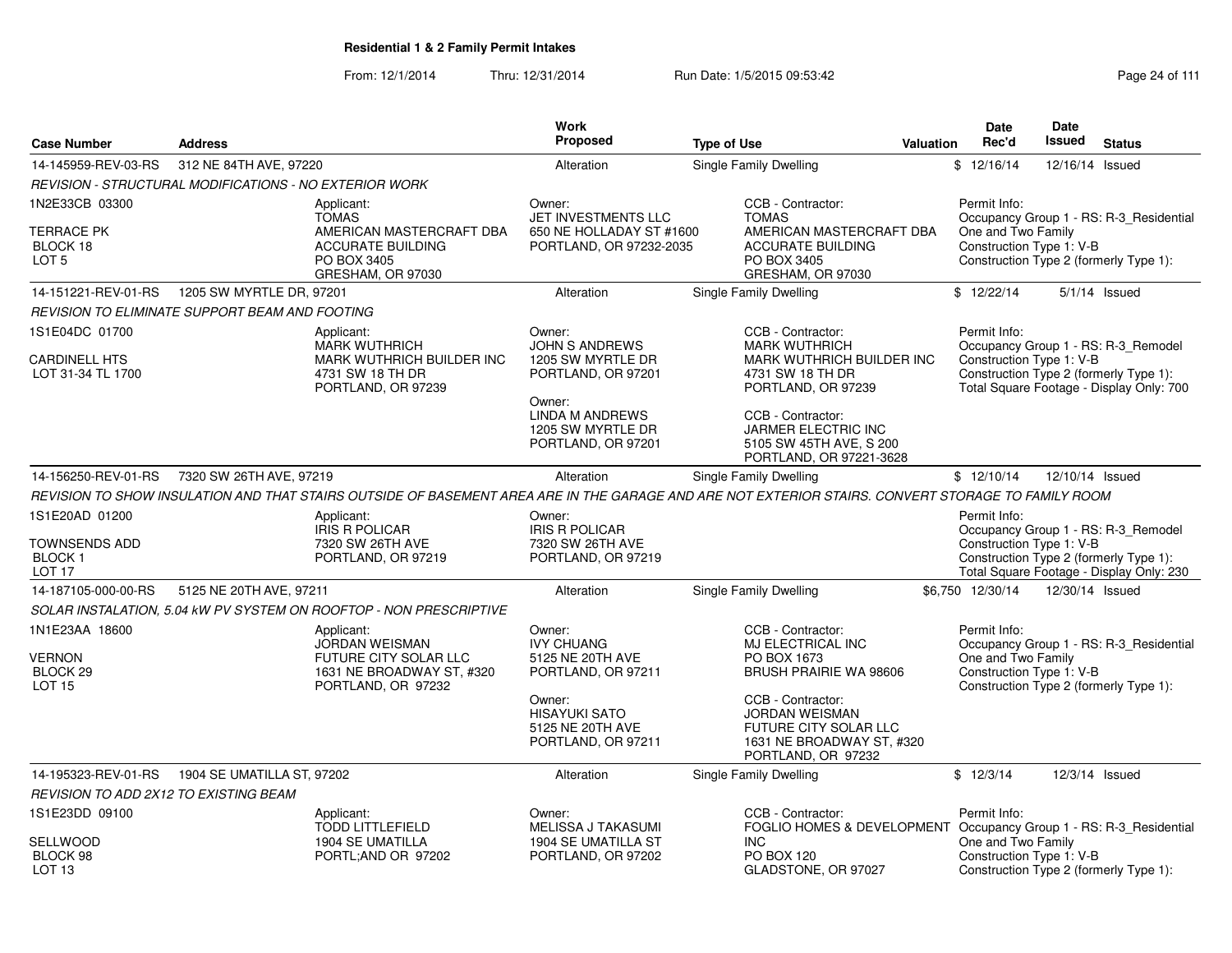# Residential 1 & 2 Family Permit Intakes

From: 12/1/2014 Thru: 12/31/2014 Run Date: 1/5/2015 09:53:42

| Case Number | Address | Work Proposed | Type of Use | Valuation | Date Rec'd | Date Issued | Status |
|---|---|---|---|---|---|---|---|
| 14-145959-REV-03-RS | 312 NE 84TH AVE, 97220 | Alteration | Single Family Dwelling | $ | 12/16/14 | 12/16/14 | Issued |

*REVISION - STRUCTURAL MODIFICATIONS - NO EXTERIOR WORK*

1N2E33CB 03300
TERRACE PK
BLOCK 18
LOT 5

Applicant:
TOMAS
AMERICAN MASTERCRAFT DBA
ACCURATE BUILDING
PO BOX 3405
GRESHAM, OR 97030

Owner:
JET INVESTMENTS LLC
650 NE HOLLADAY ST #1600
PORTLAND, OR 97232-2035

CCB - Contractor:
TOMAS
AMERICAN MASTERCRAFT DBA
ACCURATE BUILDING
PO BOX 3405
GRESHAM, OR 97030

Permit Info:
Occupancy Group 1 - RS: R-3_Residential One and Two Family
Construction Type 1: V-B
Construction Type 2 (formerly Type 1):

| Case Number | Address | Work Proposed | Type of Use | Valuation | Date Rec'd | Date Issued | Status |
|---|---|---|---|---|---|---|---|
| 14-151221-REV-01-RS | 1205 SW MYRTLE DR, 97201 | Alteration | Single Family Dwelling | $ | 12/22/14 | 5/1/14 | Issued |

*REVISION TO ELIMINATE SUPPORT BEAM AND FOOTING*

1S1E04DC 01700
CARDINELL HTS
LOT 31-34 TL 1700

Applicant:
MARK WUTHRICH
MARK WUTHRICH BUILDER INC
4731 SW 18 TH DR
PORTLAND, OR 97239

Owner:
JOHN S ANDREWS
1205 SW MYRTLE DR
PORTLAND, OR 97201

Owner:
LINDA M ANDREWS
1205 SW MYRTLE DR
PORTLAND, OR 97201

CCB - Contractor:
MARK WUTHRICH
MARK WUTHRICH BUILDER INC
4731 SW 18 TH DR
PORTLAND, OR 97239

CCB - Contractor:
JARMER ELECTRIC INC
5105 SW 45TH AVE, S 200
PORTLAND, OR 97221-3628

Permit Info:
Occupancy Group 1 - RS: R-3_Remodel
Construction Type 1: V-B
Construction Type 2 (formerly Type 1):
Total Square Footage - Display Only: 700

| Case Number | Address | Work Proposed | Type of Use | Valuation | Date Rec'd | Date Issued | Status |
|---|---|---|---|---|---|---|---|
| 14-156250-REV-01-RS | 7320 SW 26TH AVE, 97219 | Alteration | Single Family Dwelling | $ | 12/10/14 | 12/10/14 | Issued |

*REVISION TO SHOW INSULATION AND THAT STAIRS OUTSIDE OF BASEMENT AREA ARE IN THE GARAGE AND ARE NOT EXTERIOR STAIRS. CONVERT STORAGE TO FAMILY ROOM*

1S1E20AD 01200
TOWNSENDS ADD
BLOCK 1
LOT 17

Applicant:
IRIS R POLICAR
7320 SW 26TH AVE
PORTLAND, OR 97219

Owner:
IRIS R POLICAR
7320 SW 26TH AVE
PORTLAND, OR 97219

Permit Info:
Occupancy Group 1 - RS: R-3_Remodel
Construction Type 1: V-B
Construction Type 2 (formerly Type 1):
Total Square Footage - Display Only: 230

| Case Number | Address | Work Proposed | Type of Use | Valuation | Date Rec'd | Date Issued | Status |
|---|---|---|---|---|---|---|---|
| 14-187105-000-00-RS | 5125 NE 20TH AVE, 97211 | Alteration | Single Family Dwelling | $6,750 | 12/30/14 | 12/30/14 | Issued |

*SOLAR INSTALATION, 5.04 kW PV SYSTEM ON ROOFTOP - NON PRESCRIPTIVE*

1N1E23AA 18600
VERNON
BLOCK 29
LOT 15

Applicant:
JORDAN WEISMAN
FUTURE CITY SOLAR LLC
1631 NE BROADWAY ST, #320
PORTLAND, OR 97232

Owner:
IVY CHUANG
5125 NE 20TH AVE
PORTLAND, OR 97211

Owner:
HISAYUKI SATO
5125 NE 20TH AVE
PORTLAND, OR 97211

CCB - Contractor:
MJ ELECTRICAL INC
PO BOX 1673
BRUSH PRAIRIE WA 98606

CCB - Contractor:
JORDAN WEISMAN
FUTURE CITY SOLAR LLC
1631 NE BROADWAY ST, #320
PORTLAND, OR 97232

Permit Info:
Occupancy Group 1 - RS: R-3_Residential One and Two Family
Construction Type 1: V-B
Construction Type 2 (formerly Type 1):

| Case Number | Address | Work Proposed | Type of Use | Valuation | Date Rec'd | Date Issued | Status |
|---|---|---|---|---|---|---|---|
| 14-195323-REV-01-RS | 1904 SE UMATILLA ST, 97202 | Alteration | Single Family Dwelling | $ | 12/3/14 | 12/3/14 | Issued |

*REVISION TO ADD 2X12 TO EXISTING BEAM*

1S1E23DD 09100
SELLWOOD
BLOCK 98
LOT 13

Applicant:
TODD LITTLEFIELD
1904 SE UMATILLA
PORTL;AND OR 97202

Owner:
MELISSA J TAKASUMI
1904 SE UMATILLA ST
PORTLAND, OR 97202

CCB - Contractor:
FOGLIO HOMES & DEVELOPMENT INC
PO BOX 120
GLADSTONE, OR 97027

Permit Info:
Occupancy Group 1 - RS: R-3_Residential One and Two Family
Construction Type 1: V-B
Construction Type 2 (formerly Type 1):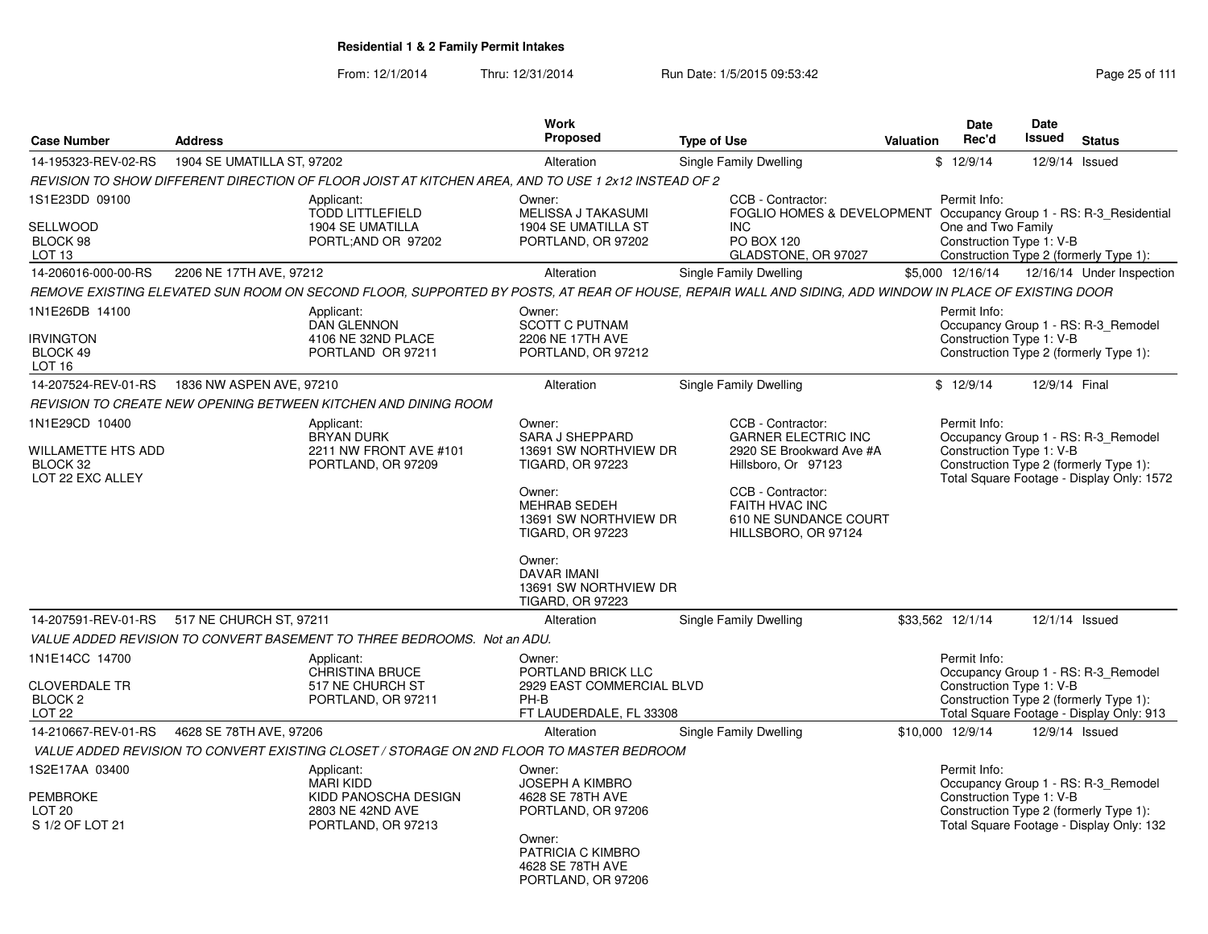**Residential 1 & 2 Family Permit Intakes**

From: 12/1/2014 Thru: 12/31/2014 Run Date: 1/5/2015 09:53:42

| Case Number | Address | Work Proposed | Type of Use | Valuation | Date Rec'd | Date Issued | Status |
|---|---|---|---|---|---|---|---|
| 14-195323-REV-02-RS | 1904 SE UMATILLA ST, 97202 | Alteration | Single Family Dwelling | $ | 12/9/14 | 12/9/14 | Issued |

*REVISION TO SHOW DIFFERENT DIRECTION OF FLOOR JOIST AT KITCHEN AREA, AND TO USE 1 2x12 INSTEAD OF 2*

1S1E23DD 09100
SELLWOOD
BLOCK 98
LOT 13

Applicant: TODD LITTLEFIELD, 1904 SE UMATILLA, PORTL;AND OR 97202

Owner: MELISSA J TAKASUMI, 1904 SE UMATILLA ST, PORTLAND, OR 97202

CCB - Contractor: FOGLIO HOMES & DEVELOPMENT INC, PO BOX 120, GLADSTONE, OR 97027

Permit Info: Occupancy Group 1 - RS: R-3_Residential One and Two Family; Construction Type 1: V-B; Construction Type 2 (formerly Type 1):

| Case Number | Address | Work Proposed | Type of Use | Valuation | Date Rec'd | Date Issued | Status |
|---|---|---|---|---|---|---|---|
| 14-206016-000-00-RS | 2206 NE 17TH AVE, 97212 | Alteration | Single Family Dwelling | $5,000 | 12/16/14 | 12/16/14 | Under Inspection |

*REMOVE EXISTING ELEVATED SUN ROOM ON SECOND FLOOR, SUPPORTED BY POSTS, AT REAR OF HOUSE, REPAIR WALL AND SIDING, ADD WINDOW IN PLACE OF EXISTING DOOR*

1N1E26DB 14100
IRVINGTON
BLOCK 49
LOT 16

Applicant: DAN GLENNON, 4106 NE 32ND PLACE, PORTLAND OR 97211

Owner: SCOTT C PUTNAM, 2206 NE 17TH AVE, PORTLAND, OR 97212

Permit Info: Occupancy Group 1 - RS: R-3_Remodel; Construction Type 1: V-B; Construction Type 2 (formerly Type 1):

| Case Number | Address | Work Proposed | Type of Use | Valuation | Date Rec'd | Date Issued | Status |
|---|---|---|---|---|---|---|---|
| 14-207524-REV-01-RS | 1836 NW ASPEN AVE, 97210 | Alteration | Single Family Dwelling | $ | 12/9/14 | 12/9/14 | Final |

*REVISION TO CREATE NEW OPENING BETWEEN KITCHEN AND DINING ROOM*

1N1E29CD 10400
WILLAMETTE HTS ADD
BLOCK 32
LOT 22 EXC ALLEY

Applicant: BRYAN DURK, 2211 NW FRONT AVE #101, PORTLAND, OR 97209

Owner: SARA J SHEPPARD, 13691 SW NORTHVIEW DR, TIGARD, OR 97223

Owner: MEHRAB SEDEH, 13691 SW NORTHVIEW DR, TIGARD, OR 97223

Owner: DAVAR IMANI, 13691 SW NORTHVIEW DR, TIGARD, OR 97223

CCB - Contractor: GARNER ELECTRIC INC, 2920 SE Brookward Ave #A, Hillsboro, Or 97123

CCB - Contractor: FAITH HVAC INC, 610 NE SUNDANCE COURT, HILLSBORO, OR 97124

Permit Info: Occupancy Group 1 - RS: R-3_Remodel; Construction Type 1: V-B; Construction Type 2 (formerly Type 1):; Total Square Footage - Display Only: 1572

| Case Number | Address | Work Proposed | Type of Use | Valuation | Date Rec'd | Date Issued | Status |
|---|---|---|---|---|---|---|---|
| 14-207591-REV-01-RS | 517 NE CHURCH ST, 97211 | Alteration | Single Family Dwelling | $33,562 | 12/1/14 | 12/1/14 | Issued |

*VALUE ADDED REVISION TO CONVERT BASEMENT TO THREE BEDROOMS. Not an ADU.*

1N1E14CC 14700
CLOVERDALE TR
BLOCK 2
LOT 22

Applicant: CHRISTINA BRUCE, 517 NE CHURCH ST, PORTLAND, OR 97211

Owner: PORTLAND BRICK LLC, 2929 EAST COMMERCIAL BLVD PH-B, FT LAUDERDALE, FL 33308

Permit Info: Occupancy Group 1 - RS: R-3_Remodel; Construction Type 1: V-B; Construction Type 2 (formerly Type 1):; Total Square Footage - Display Only: 913

| Case Number | Address | Work Proposed | Type of Use | Valuation | Date Rec'd | Date Issued | Status |
|---|---|---|---|---|---|---|---|
| 14-210667-REV-01-RS | 4628 SE 78TH AVE, 97206 | Alteration | Single Family Dwelling | $10,000 | 12/9/14 | 12/9/14 | Issued |

*VALUE ADDED REVISION TO CONVERT EXISTING CLOSET / STORAGE ON 2ND FLOOR TO MASTER BEDROOM*

1S2E17AA 03400
PEMBROKE
LOT 20
S 1/2 OF LOT 21

Applicant: MARI KIDD, KIDD PANOSCHA DESIGN, 2803 NE 42ND AVE, PORTLAND, OR 97213

Owner: JOSEPH A KIMBRO, 4628 SE 78TH AVE, PORTLAND, OR 97206

Owner: PATRICIA C KIMBRO, 4628 SE 78TH AVE, PORTLAND, OR 97206

Permit Info: Occupancy Group 1 - RS: R-3_Remodel; Construction Type 1: V-B; Construction Type 2 (formerly Type 1):; Total Square Footage - Display Only: 132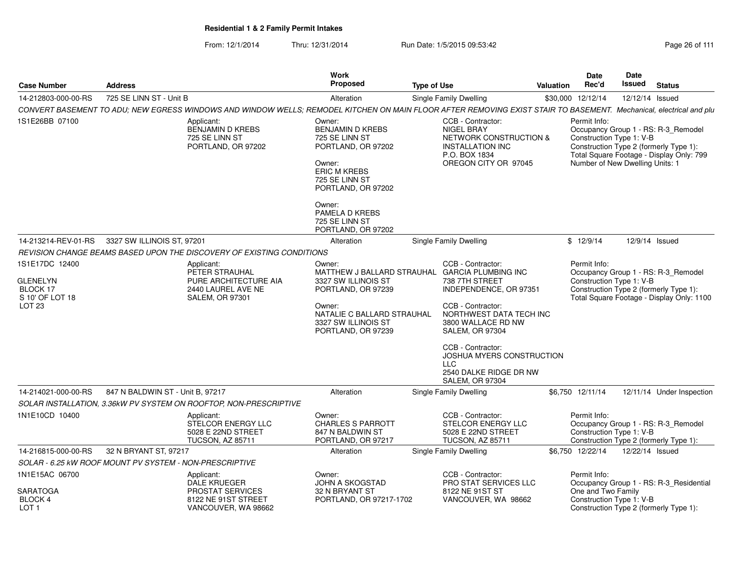**Residential 1 & 2 Family Permit Intakes**

From: 12/1/2014 Thru: 12/31/2014 Run Date: 1/5/2015 09:53:42

| Case Number | Address | Work Proposed | Type of Use | Valuation | Date Rec'd | Date Issued | Status |
|---|---|---|---|---|---|---|---|
| 14-212803-000-00-RS | 725 SE LINN ST - Unit B | Alteration | Single Family Dwelling | $30,000 | 12/12/14 | 12/12/14 | Issued |

*CONVERT BASEMENT TO ADU; NEW EGRESS WINDOWS AND WINDOW WELLS; REMODEL KITCHEN ON MAIN FLOOR AFTER REMOVING EXIST STAIR TO BASEMENT. Mechanical, electrical and plu*

1S1E26BB 07100

Applicant:
BENJAMIN D KREBS
725 SE LINN ST
PORTLAND, OR 97202

Owner:
BENJAMIN D KREBS
725 SE LINN ST
PORTLAND, OR 97202

Owner:
ERIC M KREBS
725 SE LINN ST
PORTLAND, OR 97202

Owner:
PAMELA D KREBS
725 SE LINN ST
PORTLAND, OR 97202

CCB - Contractor:
NIGEL BRAY
NETWORK CONSTRUCTION & INSTALLATION INC
P.O. BOX 1834
OREGON CITY OR 97045

Permit Info:
Occupancy Group 1 - RS: R-3_Remodel
Construction Type 1: V-B
Construction Type 2 (formerly Type 1):
Total Square Footage - Display Only: 799
Number of New Dwelling Units: 1

| Case Number | Address | Work Proposed | Type of Use | Valuation | Date Rec'd | Date Issued | Status |
|---|---|---|---|---|---|---|---|
| 14-213214-REV-01-RS | 3327 SW ILLINOIS ST, 97201 | Alteration | Single Family Dwelling | $ | 12/9/14 | 12/9/14 | Issued |

*REVISION CHANGE BEAMS BASED UPON THE DISCOVERY OF EXISTING CONDITIONS*

1S1E17DC 12400

GLENELYN
BLOCK 17
S 10' OF LOT 18
LOT 23

Applicant:
PETER STRAUHAL
PURE ARCHITECTURE AIA
2440 LAUREL AVE NE
SALEM, OR 97301

Owner:
MATTHEW J BALLARD STRAUHAL
3327 SW ILLINOIS ST
PORTLAND, OR 97239

Owner:
NATALIE C BALLARD STRAUHAL
3327 SW ILLINOIS ST
PORTLAND, OR 97239

CCB - Contractor:
GARCIA PLUMBING INC
738 7TH STREET
INDEPENDENCE, OR 97351

CCB - Contractor:
NORTHWEST DATA TECH INC
3800 WALLACE RD NW
SALEM, OR 97304

CCB - Contractor:
JOSHUA MYERS CONSTRUCTION LLC
2540 DALKE RIDGE DR NW
SALEM, OR 97304

Permit Info:
Occupancy Group 1 - RS: R-3_Remodel
Construction Type 1: V-B
Construction Type 2 (formerly Type 1):
Total Square Footage - Display Only: 1100

| Case Number | Address | Work Proposed | Type of Use | Valuation | Date Rec'd | Date Issued | Status |
|---|---|---|---|---|---|---|---|
| 14-214021-000-00-RS | 847 N BALDWIN ST - Unit B, 97217 | Alteration | Single Family Dwelling | $6,750 | 12/11/14 | 12/11/14 | Under Inspection |

*SOLAR INSTALLATION, 3.36kW PV SYSTEM ON ROOFTOP, NON-PRESCRIPTIVE*

1N1E10CD 10400

Applicant:
STELCOR ENERGY LLC
5028 E 22ND STREET
TUCSON, AZ 85711

Owner:
CHARLES S PARROTT
847 N BALDWIN ST
PORTLAND, OR 97217

CCB - Contractor:
STELCOR ENERGY LLC
5028 E 22ND STREET
TUCSON, AZ 85711

Permit Info:
Occupancy Group 1 - RS: R-3_Remodel
Construction Type 1: V-B
Construction Type 2 (formerly Type 1):

| Case Number | Address | Work Proposed | Type of Use | Valuation | Date Rec'd | Date Issued | Status |
|---|---|---|---|---|---|---|---|
| 14-216815-000-00-RS | 32 N BRYANT ST, 97217 | Alteration | Single Family Dwelling | $6,750 | 12/22/14 | 12/22/14 | Issued |

*SOLAR - 6.25 kW ROOF MOUNT PV SYSTEM - NON-PRESCRIPTIVE*

1N1E15AC 06700

SARATOGA
BLOCK 4
LOT 1

Applicant:
DALE KRUEGER
PROSTAT SERVICES
8122 NE 91ST STREET
VANCOUVER, WA 98662

Owner:
JOHN A SKOGSTAD
32 N BRYANT ST
PORTLAND, OR 97217-1702

CCB - Contractor:
PRO STAT SERVICES LLC
8122 NE 91ST ST
VANCOUVER, WA 98662

Permit Info:
Occupancy Group 1 - RS: R-3_Residential One and Two Family
Construction Type 1: V-B
Construction Type 2 (formerly Type 1):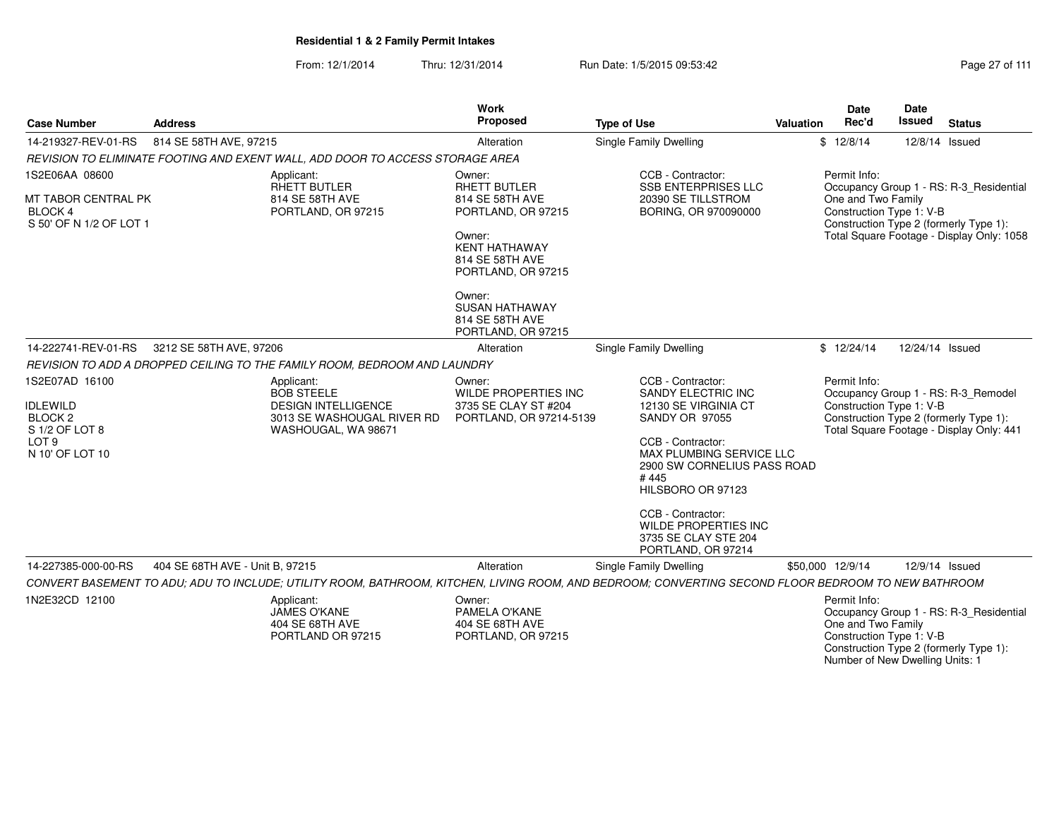## Residential 1 & 2 Family Permit Intakes

From: 12/1/2014 Thru: 12/31/2014 Run Date: 1/5/2015 09:53:42

| Case Number | Address | Work Proposed | Type of Use | Valuation | Date Rec'd | Date Issued | Status |
|---|---|---|---|---|---|---|---|
| 14-219327-REV-01-RS | 814 SE 58TH AVE, 97215 | Alteration | Single Family Dwelling | $ | 12/8/14 | 12/8/14 | Issued |

*REVISION TO ELIMINATE FOOTING AND EXENT WALL, ADD DOOR TO ACCESS STORAGE AREA*

1S2E06AA 08600

MT TABOR CENTRAL PK
BLOCK 4
S 50' OF N 1/2 OF LOT 1

Applicant:
RHETT BUTLER
814 SE 58TH AVE
PORTLAND, OR 97215

Owner:
RHETT BUTLER
814 SE 58TH AVE
PORTLAND, OR 97215

Owner:
KENT HATHAWAY
814 SE 58TH AVE
PORTLAND, OR 97215

Owner:
SUSAN HATHAWAY
814 SE 58TH AVE
PORTLAND, OR 97215

CCB - Contractor:
SSB ENTERPRISES LLC
20390 SE TILLSTROM
BORING, OR 970090000

Permit Info:
Occupancy Group 1 - RS: R-3_Residential One and Two Family
Construction Type 1: V-B
Construction Type 2 (formerly Type 1):
Total Square Footage - Display Only: 1058

| Case Number | Address | Work Proposed | Type of Use | Valuation | Date Rec'd | Date Issued | Status |
|---|---|---|---|---|---|---|---|
| 14-222741-REV-01-RS | 3212 SE 58TH AVE, 97206 | Alteration | Single Family Dwelling | $ | 12/24/14 | 12/24/14 | Issued |

*REVISION TO ADD A DROPPED CEILING TO THE FAMILY ROOM, BEDROOM AND LAUNDRY*

1S2E07AD 16100

IDLEWILD
BLOCK 2
S 1/2 OF LOT 8
LOT 9
N 10' OF LOT 10

Applicant:
BOB STEELE
DESIGN INTELLIGENCE
3013 SE WASHOUGAL RIVER RD
WASHOUGAL, WA 98671

Owner:
WILDE PROPERTIES INC
3735 SE CLAY ST #204
PORTLAND, OR 97214-5139

CCB - Contractor:
SANDY ELECTRIC INC
12130 SE VIRGINIA CT
SANDY OR 97055

CCB - Contractor:
MAX PLUMBING SERVICE LLC
2900 SW CORNELIUS PASS ROAD # 445
HILSBORO OR 97123

CCB - Contractor:
WILDE PROPERTIES INC
3735 SE CLAY STE 204
PORTLAND, OR 97214

Permit Info:
Occupancy Group 1 - RS: R-3_Remodel
Construction Type 1: V-B
Construction Type 2 (formerly Type 1):
Total Square Footage - Display Only: 441

| Case Number | Address | Work Proposed | Type of Use | Valuation | Date Rec'd | Date Issued | Status |
|---|---|---|---|---|---|---|---|
| 14-227385-000-00-RS | 404 SE 68TH AVE - Unit B, 97215 | Alteration | Single Family Dwelling | $50,000 | 12/9/14 | 12/9/14 | Issued |

*CONVERT BASEMENT TO ADU; ADU TO INCLUDE; UTILITY ROOM, BATHROOM, KITCHEN, LIVING ROOM, AND BEDROOM; CONVERTING SECOND FLOOR BEDROOM TO NEW BATHROOM*

1N2E32CD 12100

Applicant:
JAMES O'KANE
404 SE 68TH AVE
PORTLAND OR 97215

Owner:
PAMELA O'KANE
404 SE 68TH AVE
PORTLAND, OR 97215

Permit Info:
Occupancy Group 1 - RS: R-3_Residential One and Two Family
Construction Type 1: V-B
Construction Type 2 (formerly Type 1):
Number of New Dwelling Units: 1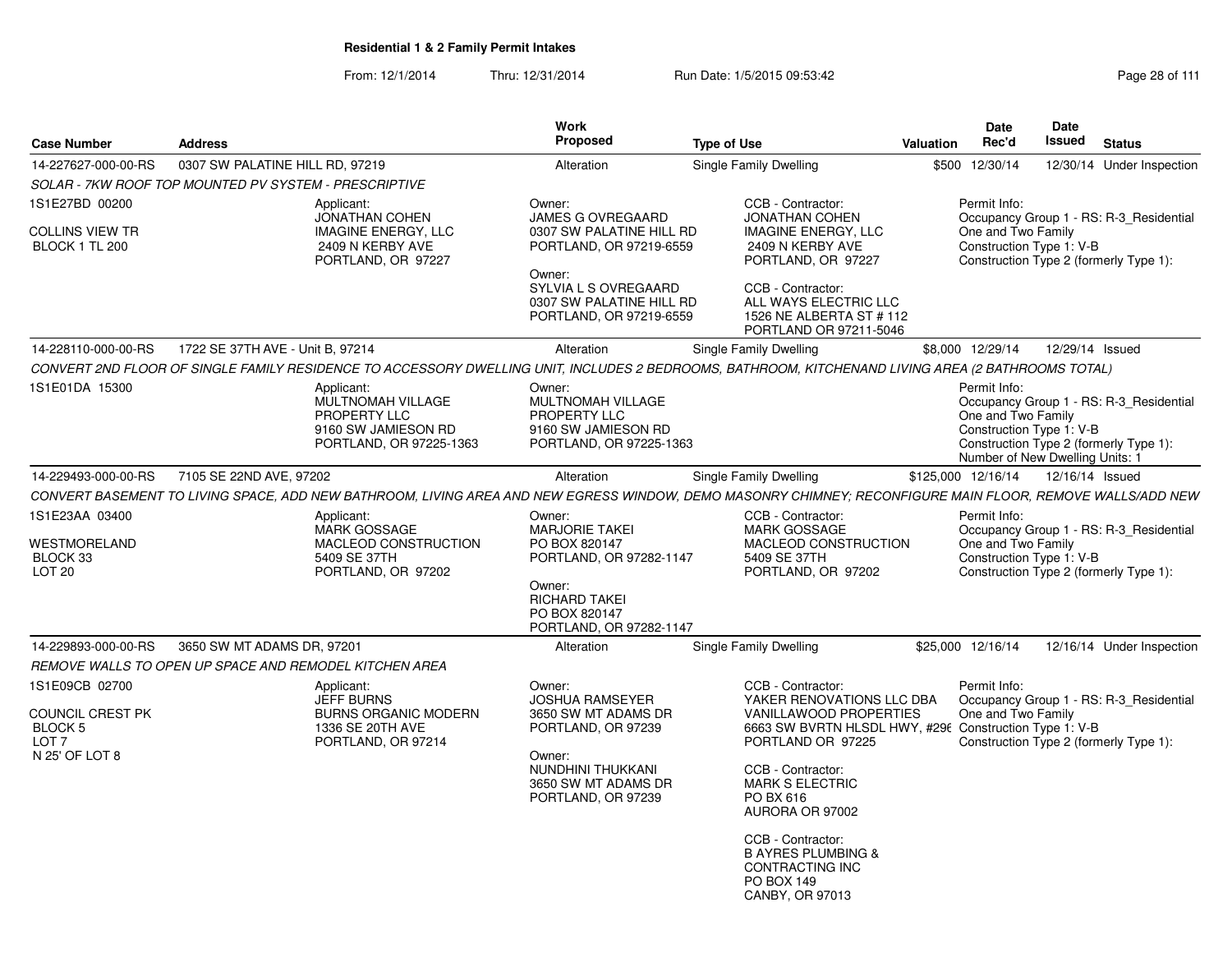**Residential 1 & 2 Family Permit Intakes**

From: 12/1/2014 Thru: 12/31/2014 Run Date: 1/5/2015 09:53:42

| Case Number | Address | Work Proposed | Type of Use | Valuation | Date Rec'd | Date Issued | Status |
|---|---|---|---|---|---|---|---|
| 14-227627-000-00-RS | 0307 SW PALATINE HILL RD, 97219 | Alteration | Single Family Dwelling | $500 | 12/30/14 | 12/30/14 | Under Inspection |
| 14-228110-000-00-RS | 1722 SE 37TH AVE - Unit B, 97214 | Alteration | Single Family Dwelling | $8,000 | 12/29/14 | 12/29/14 | Issued |
| 14-229493-000-00-RS | 7105 SE 22ND AVE, 97202 | Alteration | Single Family Dwelling | $125,000 | 12/16/14 | 12/16/14 | Issued |
| 14-229893-000-00-RS | 3650 SW MT ADAMS DR, 97201 | Alteration | Single Family Dwelling | $25,000 | 12/16/14 | 12/16/14 | Under Inspection |

**14-227627-000-00-RS**

*SOLAR - 7KW ROOF TOP MOUNTED PV SYSTEM - PRESCRIPTIVE*

1S1E27BD 00200
COLLINS VIEW TR
BLOCK 1 TL 200

Applicant:
JONATHAN COHEN
IMAGINE ENERGY, LLC
2409 N KERBY AVE
PORTLAND, OR 97227

Owner:
JAMES G OVREGAARD
0307 SW PALATINE HILL RD
PORTLAND, OR 97219-6559

Owner:
SYLVIA L S OVREGAARD
0307 SW PALATINE HILL RD
PORTLAND, OR 97219-6559

CCB - Contractor:
JONATHAN COHEN
IMAGINE ENERGY, LLC
2409 N KERBY AVE
PORTLAND, OR 97227

CCB - Contractor:
ALL WAYS ELECTRIC LLC
1526 NE ALBERTA ST # 112
PORTLAND OR 97211-5046

Permit Info:
Occupancy Group 1 - RS: R-3_Residential One and Two Family
Construction Type 1: V-B
Construction Type 2 (formerly Type 1):

**14-228110-000-00-RS**

*CONVERT 2ND FLOOR OF SINGLE FAMILY RESIDENCE TO ACCESSORY DWELLING UNIT, INCLUDES 2 BEDROOMS, BATHROOM, KITCHENAND LIVING AREA (2 BATHROOMS TOTAL)*

1S1E01DA 15300

Applicant:
MULTNOMAH VILLAGE PROPERTY LLC
9160 SW JAMIESON RD
PORTLAND, OR 97225-1363

Owner:
MULTNOMAH VILLAGE PROPERTY LLC
9160 SW JAMIESON RD
PORTLAND, OR 97225-1363

Permit Info:
Occupancy Group 1 - RS: R-3_Residential One and Two Family
Construction Type 1: V-B
Construction Type 2 (formerly Type 1):
Number of New Dwelling Units: 1

**14-229493-000-00-RS**

*CONVERT BASEMENT TO LIVING SPACE, ADD NEW BATHROOM, LIVING AREA AND NEW EGRESS WINDOW, DEMO MASONRY CHIMNEY; RECONFIGURE MAIN FLOOR, REMOVE WALLS/ADD NEW*

1S1E23AA 03400
WESTMORELAND
BLOCK 33
LOT 20

Applicant:
MARK GOSSAGE
MACLEOD CONSTRUCTION
5409 SE 37TH
PORTLAND, OR 97202

Owner:
MARJORIE TAKEI
PO BOX 820147
PORTLAND, OR 97282-1147

Owner:
RICHARD TAKEI
PO BOX 820147
PORTLAND, OR 97282-1147

CCB - Contractor:
MARK GOSSAGE
MACLEOD CONSTRUCTION
5409 SE 37TH
PORTLAND, OR 97202

Permit Info:
Occupancy Group 1 - RS: R-3_Residential One and Two Family
Construction Type 1: V-B
Construction Type 2 (formerly Type 1):

**14-229893-000-00-RS**

*REMOVE WALLS TO OPEN UP SPACE AND REMODEL KITCHEN AREA*

1S1E09CB 02700
COUNCIL CREST PK
BLOCK 5
LOT 7
N 25' OF LOT 8

Applicant:
JEFF BURNS
BURNS ORGANIC MODERN
1336 SE 20TH AVE
PORTLAND, OR 97214

Owner:
JOSHUA RAMSEYER
3650 SW MT ADAMS DR
PORTLAND, OR 97239

Owner:
NUNDHINI THUKKANI
3650 SW MT ADAMS DR
PORTLAND, OR 97239

CCB - Contractor:
YAKER RENOVATIONS LLC DBA VANILLAWOOD PROPERTIES
6663 SW BVRTN HLSDL HWY, #296
PORTLAND OR 97225

CCB - Contractor:
MARK S ELECTRIC
PO BX 616
AURORA OR 97002

CCB - Contractor:
B AYRES PLUMBING & CONTRACTING INC
PO BOX 149
CANBY, OR 97013

Permit Info:
Occupancy Group 1 - RS: R-3_Residential One and Two Family
Construction Type 1: V-B
Construction Type 2 (formerly Type 1):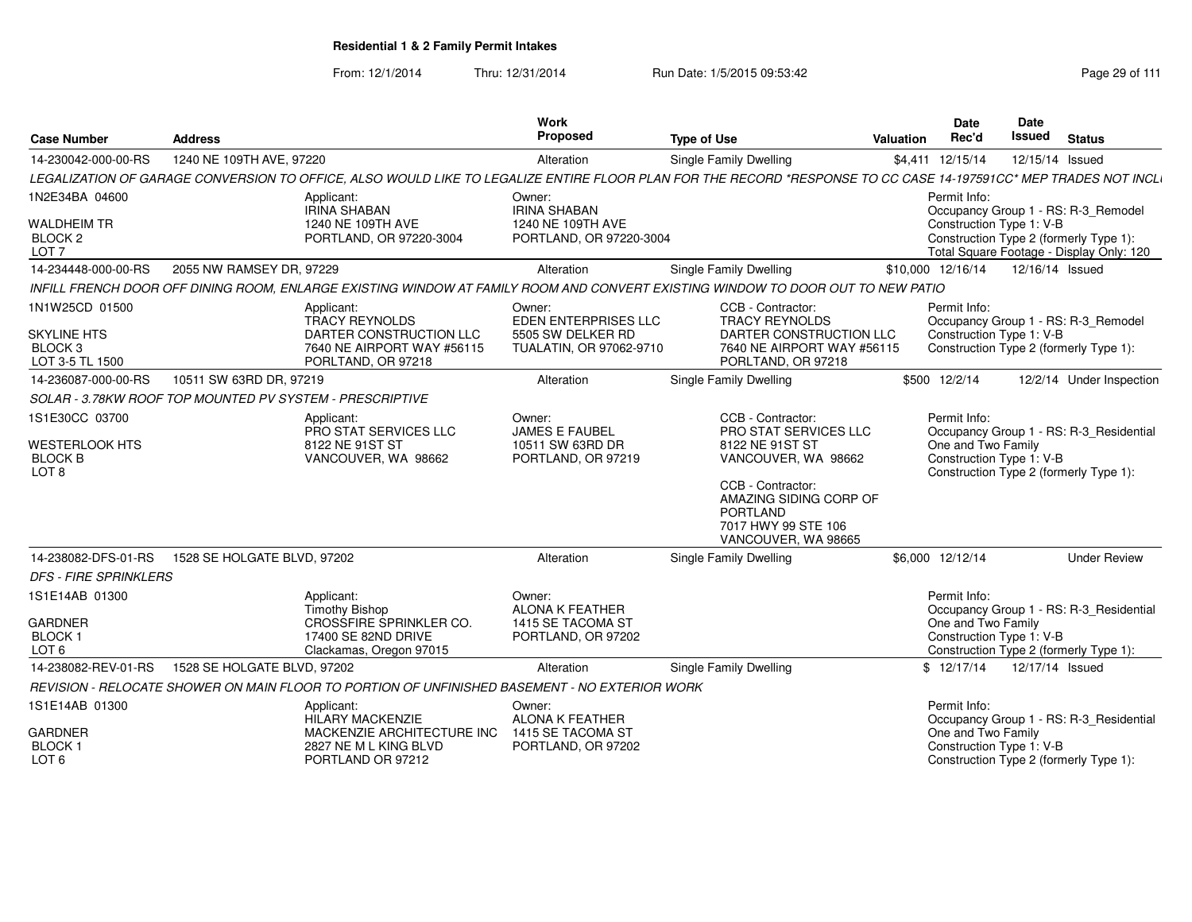# Residential 1 & 2 Family Permit Intakes

From: 12/1/2014 Thru: 12/31/2014 Run Date: 1/5/2015 09:53:42

| Case Number | Address | Work Proposed | Type of Use | Valuation | Date Rec'd | Date Issued | Status |
|---|---|---|---|---|---|---|---|
| 14-230042-000-00-RS | 1240 NE 109TH AVE, 97220 | Alteration | Single Family Dwelling | $4,411 | 12/15/14 | 12/15/14 | Issued |

*LEGALIZATION OF GARAGE CONVERSION TO OFFICE, ALSO WOULD LIKE TO LEGALIZE ENTIRE FLOOR PLAN FOR THE RECORD *RESPONSE TO CC CASE 14-197591CC* MEP TRADES NOT INCL*

1N2E34BA 04600
WALDHEIM TR
BLOCK 2
LOT 7

Applicant:
IRINA SHABAN
1240 NE 109TH AVE
PORTLAND, OR 97220-3004

Owner:
IRINA SHABAN
1240 NE 109TH AVE
PORTLAND, OR 97220-3004

Permit Info:
Occupancy Group 1 - RS: R-3_Remodel
Construction Type 1: V-B
Construction Type 2 (formerly Type 1):
Total Square Footage - Display Only: 120

| Case Number | Address | Work Proposed | Type of Use | Valuation | Date Rec'd | Date Issued | Status |
|---|---|---|---|---|---|---|---|
| 14-234448-000-00-RS | 2055 NW RAMSEY DR, 97229 | Alteration | Single Family Dwelling | $10,000 | 12/16/14 | 12/16/14 | Issued |

*INFILL FRENCH DOOR OFF DINING ROOM, ENLARGE EXISTING WINDOW AT FAMILY ROOM AND CONVERT EXISTING WINDOW TO DOOR OUT TO NEW PATIO*

1N1W25CD 01500
SKYLINE HTS
BLOCK 3
LOT 3-5 TL 1500

Applicant:
TRACY REYNOLDS
DARTER CONSTRUCTION LLC
7640 NE AIRPORT WAY #56115
PORTLAND, OR 97218

Owner:
EDEN ENTERPRISES LLC
5505 SW DELKER RD
TUALATIN, OR 97062-9710

CCB - Contractor:
TRACY REYNOLDS
DARTER CONSTRUCTION LLC
7640 NE AIRPORT WAY #56115
PORTLAND, OR 97218

Permit Info:
Occupancy Group 1 - RS: R-3_Remodel
Construction Type 1: V-B
Construction Type 2 (formerly Type 1):

| Case Number | Address | Work Proposed | Type of Use | Valuation | Date Rec'd | Date Issued | Status |
|---|---|---|---|---|---|---|---|
| 14-236087-000-00-RS | 10511 SW 63RD DR, 97219 | Alteration | Single Family Dwelling | $500 | 12/2/14 | 12/2/14 | Under Inspection |

*SOLAR - 3.78KW ROOF TOP MOUNTED PV SYSTEM - PRESCRIPTIVE*

1S1E30CC 03700
WESTERLOOK HTS
BLOCK B
LOT 8

Applicant:
PRO STAT SERVICES LLC
8122 NE 91ST ST
VANCOUVER, WA 98662

Owner:
JAMES E FAUBEL
10511 SW 63RD DR
PORTLAND, OR 97219

CCB - Contractor:
PRO STAT SERVICES LLC
8122 NE 91ST ST
VANCOUVER, WA 98662

CCB - Contractor:
AMAZING SIDING CORP OF PORTLAND
7017 HWY 99 STE 106
VANCOUVER, WA 98665

Permit Info:
Occupancy Group 1 - RS: R-3_Residential One and Two Family
Construction Type 1: V-B
Construction Type 2 (formerly Type 1):

| Case Number | Address | Work Proposed | Type of Use | Valuation | Date Rec'd | Date Issued | Status |
|---|---|---|---|---|---|---|---|
| 14-238082-DFS-01-RS | 1528 SE HOLGATE BLVD, 97202 | Alteration | Single Family Dwelling | $6,000 | 12/12/14 | | Under Review |

*DFS - FIRE SPRINKLERS*

1S1E14AB 01300
GARDNER
BLOCK 1
LOT 6

Applicant:
Timothy Bishop
CROSSFIRE SPRINKLER CO.
17400 SE 82ND DRIVE
Clackamas, Oregon 97015

Owner:
ALONA K FEATHER
1415 SE TACOMA ST
PORTLAND, OR 97202

Permit Info:
Occupancy Group 1 - RS: R-3_Residential One and Two Family
Construction Type 1: V-B
Construction Type 2 (formerly Type 1):

| Case Number | Address | Work Proposed | Type of Use | Valuation | Date Rec'd | Date Issued | Status |
|---|---|---|---|---|---|---|---|
| 14-238082-REV-01-RS | 1528 SE HOLGATE BLVD, 97202 | Alteration | Single Family Dwelling | $ | 12/17/14 | 12/17/14 | Issued |

*REVISION - RELOCATE SHOWER ON MAIN FLOOR TO PORTION OF UNFINISHED BASEMENT - NO EXTERIOR WORK*

1S1E14AB 01300
GARDNER
BLOCK 1
LOT 6

Applicant:
HILARY MACKENZIE
MACKENZIE ARCHITECTURE INC
2827 NE M L KING BLVD
PORTLAND OR 97212

Owner:
ALONA K FEATHER
1415 SE TACOMA ST
PORTLAND, OR 97202

Permit Info:
Occupancy Group 1 - RS: R-3_Residential One and Two Family
Construction Type 1: V-B
Construction Type 2 (formerly Type 1):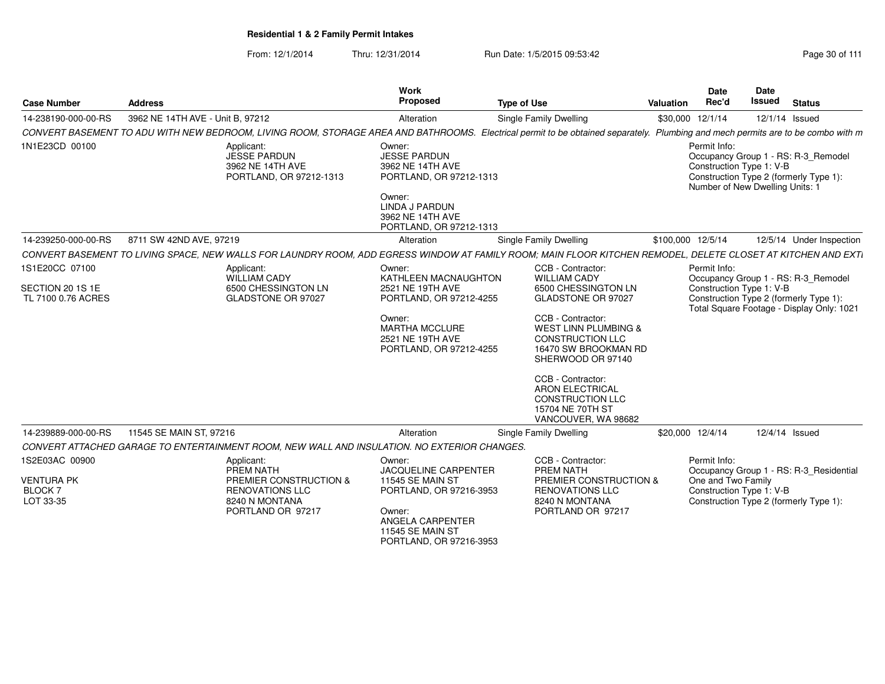**Residential 1 & 2 Family Permit Intakes**

From: 12/1/2014 Thru: 12/31/2014 Run Date: 1/5/2015 09:53:42

| Case Number | Address | Work Proposed | Type of Use | Valuation | Date Rec'd | Date Issued | Status |
|---|---|---|---|---|---|---|---|
| 14-238190-000-00-RS | 3962 NE 14TH AVE - Unit B, 97212 | Alteration | Single Family Dwelling | $30,000 | 12/1/14 | 12/1/14 | Issued |

*CONVERT BASEMENT TO ADU WITH NEW BEDROOM, LIVING ROOM, STORAGE AREA AND BATHROOMS. Electrical permit to be obtained separately. Plumbing and mech permits are to be combo with m*

1N1E23CD 00100

Applicant:
JESSE PARDUN
3962 NE 14TH AVE
PORTLAND, OR 97212-1313

Owner:
JESSE PARDUN
3962 NE 14TH AVE
PORTLAND, OR 97212-1313

Owner:
LINDA J PARDUN
3962 NE 14TH AVE
PORTLAND, OR 97212-1313

Permit Info:
Occupancy Group 1 - RS: R-3_Remodel
Construction Type 1: V-B
Construction Type 2 (formerly Type 1):
Number of New Dwelling Units: 1

| Case Number | Address | Work Proposed | Type of Use | Valuation | Date Rec'd | Date Issued | Status |
|---|---|---|---|---|---|---|---|
| 14-239250-000-00-RS | 8711 SW 42ND AVE, 97219 | Alteration | Single Family Dwelling | $100,000 | 12/5/14 | 12/5/14 | Under Inspection |

*CONVERT BASEMENT TO LIVING SPACE, NEW WALLS FOR LAUNDRY ROOM, ADD EGRESS WINDOW AT FAMILY ROOM; MAIN FLOOR KITCHEN REMODEL, DELETE CLOSET AT KITCHEN AND EXT*

1S1E20CC 07100

SECTION 20 1S 1E
TL 7100 0.76 ACRES

Applicant:
WILLIAM CADY
6500 CHESSINGTON LN
GLADSTONE OR 97027

Owner:
KATHLEEN MACNAUGHTON
2521 NE 19TH AVE
PORTLAND, OR 97212-4255

Owner:
MARTHA MCCLURE
2521 NE 19TH AVE
PORTLAND, OR 97212-4255

CCB - Contractor:
WILLIAM CADY
6500 CHESSINGTON LN
GLADSTONE OR 97027

CCB - Contractor:
WEST LINN PLUMBING &
CONSTRUCTION LLC
16470 SW BROOKMAN RD
SHERWOOD OR 97140

CCB - Contractor:
ARON ELECTRICAL
CONSTRUCTION LLC
15704 NE 70TH ST
VANCOUVER, WA 98682

Permit Info:
Occupancy Group 1 - RS: R-3_Remodel
Construction Type 1: V-B
Construction Type 2 (formerly Type 1):
Total Square Footage - Display Only: 1021

| Case Number | Address | Work Proposed | Type of Use | Valuation | Date Rec'd | Date Issued | Status |
|---|---|---|---|---|---|---|---|
| 14-239889-000-00-RS | 11545 SE MAIN ST, 97216 | Alteration | Single Family Dwelling | $20,000 | 12/4/14 | 12/4/14 | Issued |

*CONVERT ATTACHED GARAGE TO ENTERTAINMENT ROOM, NEW WALL AND INSULATION. NO EXTERIOR CHANGES.*

1S2E03AC 00900

VENTURA PK
BLOCK 7
LOT 33-35

Applicant:
PREM NATH
PREMIER CONSTRUCTION &
RENOVATIONS LLC
8240 N MONTANA
PORTLAND OR 97217

Owner:
JACQUELINE CARPENTER
11545 SE MAIN ST
PORTLAND, OR 97216-3953

Owner:
ANGELA CARPENTER
11545 SE MAIN ST
PORTLAND, OR 97216-3953

CCB - Contractor:
PREM NATH
PREMIER CONSTRUCTION &
RENOVATIONS LLC
8240 N MONTANA
PORTLAND OR 97217

Permit Info:
Occupancy Group 1 - RS: R-3_Residential
One and Two Family
Construction Type 1: V-B
Construction Type 2 (formerly Type 1):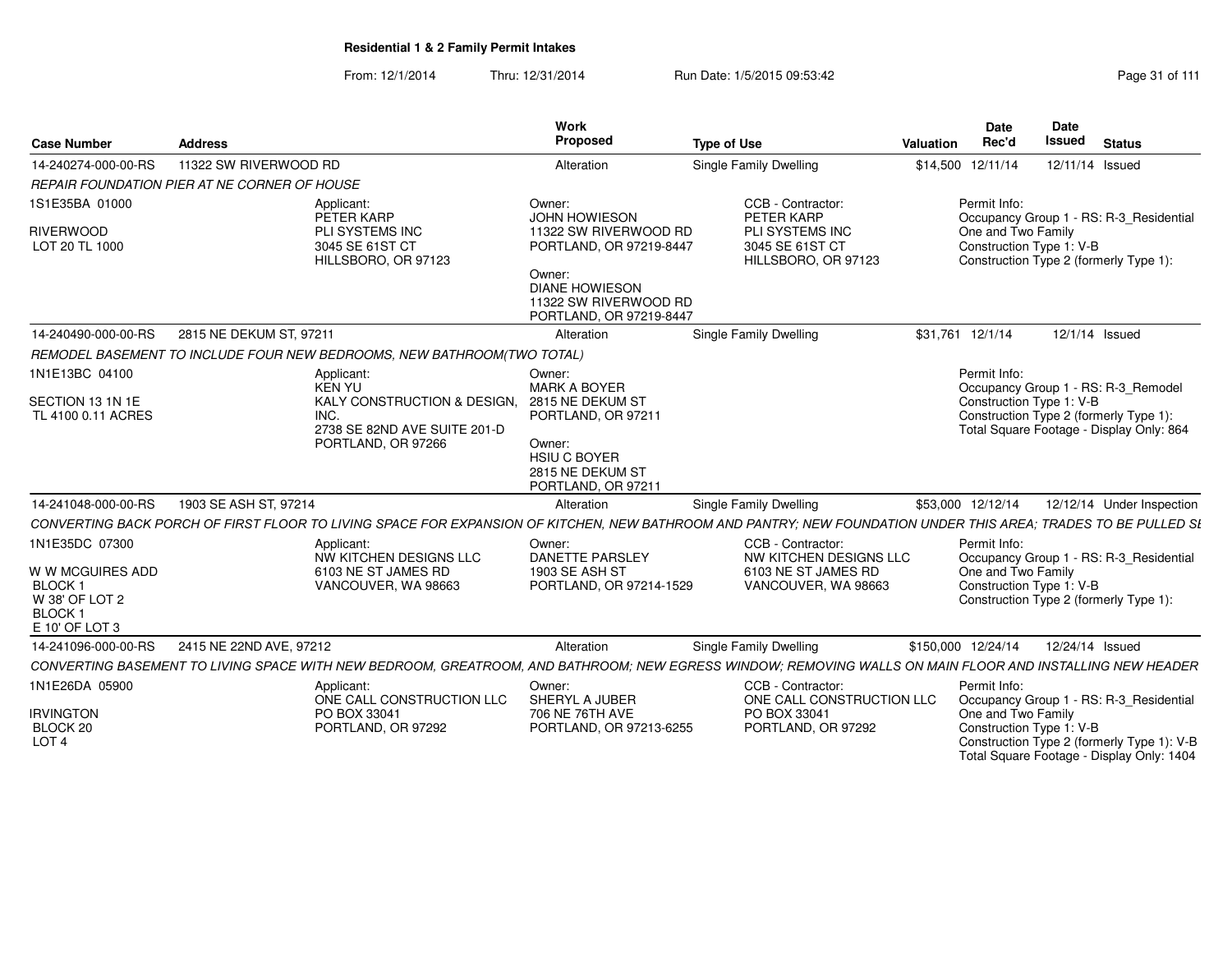**Residential 1 & 2 Family Permit Intakes**

From: 12/1/2014 Thru: 12/31/2014 Run Date: 1/5/2015 09:53:42

| Case Number | Address | Work Proposed | Type of Use | Valuation | Date Rec'd | Date Issued | Status |
|---|---|---|---|---|---|---|---|
| 14-240274-000-00-RS | 11322 SW RIVERWOOD RD | Alteration | Single Family Dwelling | $14,500 | 12/11/14 | 12/11/14 | Issued |

*REPAIR FOUNDATION PIER AT NE CORNER OF HOUSE*

1S1E35BA 01000

RIVERWOOD
LOT 20 TL 1000

Applicant:
PETER KARP
PLI SYSTEMS INC
3045 SE 61ST CT
HILLSBORO, OR 97123

Owner:
JOHN HOWIESON
11322 SW RIVERWOOD RD
PORTLAND, OR 97219-8447

Owner:
DIANE HOWIESON
11322 SW RIVERWOOD RD
PORTLAND, OR 97219-8447

CCB - Contractor:
PETER KARP
PLI SYSTEMS INC
3045 SE 61ST CT
HILLSBORO, OR 97123

Permit Info:
Occupancy Group 1 - RS: R-3_Residential One and Two Family
Construction Type 1: V-B
Construction Type 2 (formerly Type 1):

| Case Number | Address | Work Proposed | Type of Use | Valuation | Date Rec'd | Date Issued | Status |
|---|---|---|---|---|---|---|---|
| 14-240490-000-00-RS | 2815 NE DEKUM ST, 97211 | Alteration | Single Family Dwelling | $31,761 | 12/1/14 | 12/1/14 | Issued |

*REMODEL BASEMENT TO INCLUDE FOUR NEW BEDROOMS, NEW BATHROOM(TWO TOTAL)*

1N1E13BC 04100

SECTION 13 1N 1E
TL 4100 0.11 ACRES

Applicant:
KEN YU
KALY CONSTRUCTION & DESIGN, INC.
2738 SE 82ND AVE SUITE 201-D
PORTLAND, OR 97266

Owner:
MARK A BOYER
2815 NE DEKUM ST
PORTLAND, OR 97211

Owner:
HSIU C BOYER
2815 NE DEKUM ST
PORTLAND, OR 97211

Permit Info:
Occupancy Group 1 - RS: R-3_Remodel
Construction Type 1: V-B
Construction Type 2 (formerly Type 1):
Total Square Footage - Display Only: 864

| Case Number | Address | Work Proposed | Type of Use | Valuation | Date Rec'd | Date Issued | Status |
|---|---|---|---|---|---|---|---|
| 14-241048-000-00-RS | 1903 SE ASH ST, 97214 | Alteration | Single Family Dwelling | $53,000 | 12/12/14 | 12/12/14 | Under Inspection |

*CONVERTING BACK PORCH OF FIRST FLOOR TO LIVING SPACE FOR EXPANSION OF KITCHEN, NEW BATHROOM AND PANTRY; NEW FOUNDATION UNDER THIS AREA; TRADES TO BE PULLED SE*

1N1E35DC 07300

W W MCGUIRES ADD
BLOCK 1
W 38' OF LOT 2
BLOCK 1
E 10' OF LOT 3

Applicant:
NW KITCHEN DESIGNS LLC
6103 NE ST JAMES RD
VANCOUVER, WA 98663

Owner:
DANETTE PARSLEY
1903 SE ASH ST
PORTLAND, OR 97214-1529

CCB - Contractor:
NW KITCHEN DESIGNS LLC
6103 NE ST JAMES RD
VANCOUVER, WA 98663

Permit Info:
Occupancy Group 1 - RS: R-3_Residential One and Two Family
Construction Type 1: V-B
Construction Type 2 (formerly Type 1):

| Case Number | Address | Work Proposed | Type of Use | Valuation | Date Rec'd | Date Issued | Status |
|---|---|---|---|---|---|---|---|
| 14-241096-000-00-RS | 2415 NE 22ND AVE, 97212 | Alteration | Single Family Dwelling | $150,000 | 12/24/14 | 12/24/14 | Issued |

*CONVERTING BASEMENT TO LIVING SPACE WITH NEW BEDROOM, GREATROOM, AND BATHROOM; NEW EGRESS WINDOW; REMOVING WALLS ON MAIN FLOOR AND INSTALLING NEW HEADER*

1N1E26DA 05900

IRVINGTON
BLOCK 20
LOT 4

Applicant:
ONE CALL CONSTRUCTION LLC
PO BOX 33041
PORTLAND, OR 97292

Owner:
SHERYL A JUBER
706 NE 76TH AVE
PORTLAND, OR 97213-6255

CCB - Contractor:
ONE CALL CONSTRUCTION LLC
PO BOX 33041
PORTLAND, OR 97292

Permit Info:
Occupancy Group 1 - RS: R-3_Residential One and Two Family
Construction Type 1: V-B
Construction Type 2 (formerly Type 1): V-B
Total Square Footage - Display Only: 1404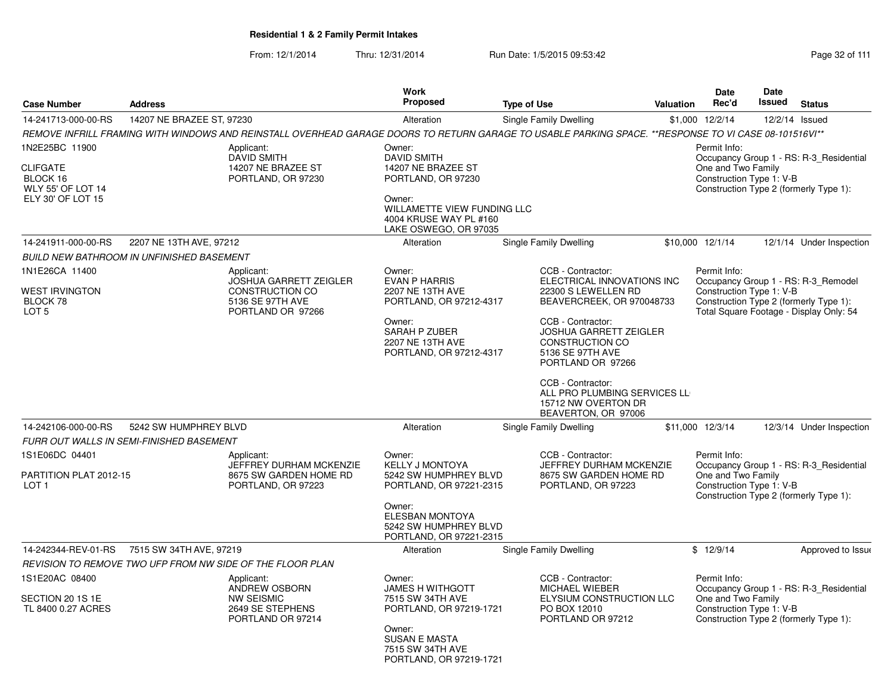# Residential 1 & 2 Family Permit Intakes

From: 12/1/2014 Thru: 12/31/2014 Run Date: 1/5/2015 09:53:42

| Case Number | Address | Work Proposed | Type of Use | Valuation | Date Rec'd | Date Issued | Status |
|---|---|---|---|---|---|---|---|
| 14-241713-000-00-RS | 14207 NE BRAZEE ST, 97230 | Alteration | Single Family Dwelling | $1,000 | 12/2/14 | 12/2/14 | Issued |

*REMOVE INFRILL FRAMING WITH WINDOWS AND REINSTALL OVERHEAD GARAGE DOORS TO RETURN GARAGE TO USABLE PARKING SPACE. **RESPONSE TO VI CASE 08-101516VI***

1N2E25BC 11900
CLIFGATE
BLOCK 16
WLY 55' OF LOT 14
ELY 30' OF LOT 15

Applicant:
DAVID SMITH
14207 NE BRAZEE ST
PORTLAND, OR 97230

Owner:
DAVID SMITH
14207 NE BRAZEE ST
PORTLAND, OR 97230

Owner:
WILLAMETTE VIEW FUNDING LLC
4004 KRUSE WAY PL #160
LAKE OSWEGO, OR 97035

Permit Info:
Occupancy Group 1 - RS: R-3_Residential One and Two Family
Construction Type 1: V-B
Construction Type 2 (formerly Type 1):

---

| Case Number | Address | Work Proposed | Type of Use | Valuation | Date Rec'd | Date Issued | Status |
|---|---|---|---|---|---|---|---|
| 14-241911-000-00-RS | 2207 NE 13TH AVE, 97212 | Alteration | Single Family Dwelling | $10,000 | 12/1/14 | 12/1/14 | Under Inspection |

*BUILD NEW BATHROOM IN UNFINISHED BASEMENT*

1N1E26CA 11400
WEST IRVINGTON
BLOCK 78
LOT 5

Applicant:
JOSHUA GARRETT ZEIGLER CONSTRUCTION CO
5136 SE 97TH AVE
PORTLAND OR 97266

Owner:
EVAN P HARRIS
2207 NE 13TH AVE
PORTLAND, OR 97212-4317

Owner:
SARAH P ZUBER
2207 NE 13TH AVE
PORTLAND, OR 97212-4317

CCB - Contractor:
ELECTRICAL INNOVATIONS INC
22300 S LEWELLEN RD
BEAVERCREEK, OR 970048733

CCB - Contractor:
JOSHUA GARRETT ZEIGLER CONSTRUCTION CO
5136 SE 97TH AVE
PORTLAND OR 97266

CCB - Contractor:
ALL PRO PLUMBING SERVICES LL
15712 NW OVERTON DR
BEAVERTON, OR 97006

Permit Info:
Occupancy Group 1 - RS: R-3_Remodel
Construction Type 1: V-B
Construction Type 2 (formerly Type 1):
Total Square Footage - Display Only: 54

---

| Case Number | Address | Work Proposed | Type of Use | Valuation | Date Rec'd | Date Issued | Status |
|---|---|---|---|---|---|---|---|
| 14-242106-000-00-RS | 5242 SW HUMPHREY BLVD | Alteration | Single Family Dwelling | $11,000 | 12/3/14 | 12/3/14 | Under Inspection |

*FURR OUT WALLS IN SEMI-FINISHED BASEMENT*

1S1E06DC 04401
PARTITION PLAT 2012-15
LOT 1

Applicant:
JEFFREY DURHAM MCKENZIE
8675 SW GARDEN HOME RD
PORTLAND, OR 97223

Owner:
KELLY J MONTOYA
5242 SW HUMPHREY BLVD
PORTLAND, OR 97221-2315

Owner:
ELESBAN MONTOYA
5242 SW HUMPHREY BLVD
PORTLAND, OR 97221-2315

CCB - Contractor:
JEFFREY DURHAM MCKENZIE
8675 SW GARDEN HOME RD
PORTLAND, OR 97223

Permit Info:
Occupancy Group 1 - RS: R-3_Residential One and Two Family
Construction Type 1: V-B
Construction Type 2 (formerly Type 1):

---

| Case Number | Address | Work Proposed | Type of Use | Valuation | Date Rec'd | Date Issued | Status |
|---|---|---|---|---|---|---|---|
| 14-242344-REV-01-RS | 7515 SW 34TH AVE, 97219 | Alteration | Single Family Dwelling | $ | 12/9/14 | | Approved to Issue |

*REVISION TO REMOVE TWO UFP FROM NW SIDE OF THE FLOOR PLAN*

1S1E20AC 08400
SECTION 20 1S 1E
TL 8400 0.27 ACRES

Applicant:
ANDREW OSBORN
NW SEISMIC
2649 SE STEPHENS
PORTLAND OR 97214

Owner:
JAMES H WITHGOTT
7515 SW 34TH AVE
PORTLAND, OR 97219-1721

Owner:
SUSAN E MASTA
7515 SW 34TH AVE
PORTLAND, OR 97219-1721

CCB - Contractor:
MICHAEL WIEBER
ELYSIUM CONSTRUCTION LLC
PO BOX 12010
PORTLAND OR 97212

Permit Info:
Occupancy Group 1 - RS: R-3_Residential One and Two Family
Construction Type 1: V-B
Construction Type 2 (formerly Type 1):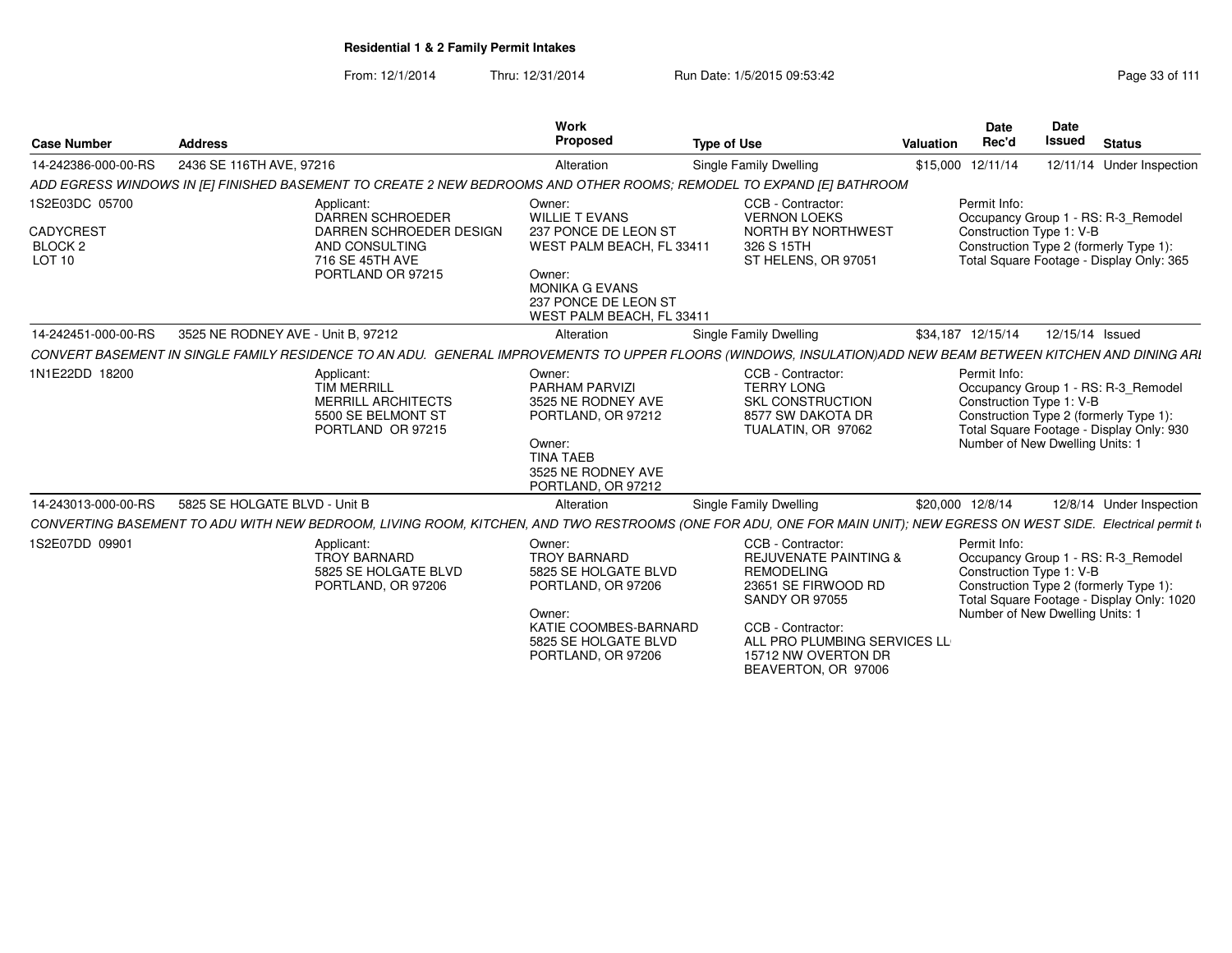**Residential 1 & 2 Family Permit Intakes**

From: 12/1/2014 Thru: 12/31/2014 Run Date: 1/5/2015 09:53:42

| Case Number | Address | Work Proposed | Type of Use | Valuation | Date Rec'd | Date Issued | Status |
|---|---|---|---|---|---|---|---|
| 14-242386-000-00-RS | 2436 SE 116TH AVE, 97216 | Alteration | Single Family Dwelling | $15,000 | 12/11/14 | 12/11/14 | Under Inspection |

ADD EGRESS WINDOWS IN [E] FINISHED BASEMENT TO CREATE 2 NEW BEDROOMS AND OTHER ROOMS; REMODEL TO EXPAND [E] BATHROOM

1S2E03DC 05700
CADYCREST
BLOCK 2
LOT 10

Applicant:
DARREN SCHROEDER
DARREN SCHROEDER DESIGN AND CONSULTING
716 SE 45TH AVE
PORTLAND OR 97215

Owner:
WILLIE T EVANS
237 PONCE DE LEON ST
WEST PALM BEACH, FL 33411

Owner:
MONIKA G EVANS
237 PONCE DE LEON ST
WEST PALM BEACH, FL 33411

CCB - Contractor:
VERNON LOEKS
NORTH BY NORTHWEST
326 S 15TH
ST HELENS, OR 97051

Permit Info:
Occupancy Group 1 - RS: R-3_Remodel
Construction Type 1: V-B
Construction Type 2 (formerly Type 1):
Total Square Footage - Display Only: 365

| Case Number | Address | Work Proposed | Type of Use | Valuation | Date Rec'd | Date Issued | Status |
|---|---|---|---|---|---|---|---|
| 14-242451-000-00-RS | 3525 NE RODNEY AVE - Unit B, 97212 | Alteration | Single Family Dwelling | $34,187 | 12/15/14 | 12/15/14 | Issued |

CONVERT BASEMENT IN SINGLE FAMILY RESIDENCE TO AN ADU. GENERAL IMPROVEMENTS TO UPPER FLOORS (WINDOWS, INSULATION)ADD NEW BEAM BETWEEN KITCHEN AND DINING ARI

1N1E22DD 18200

Applicant:
TIM MERRILL
MERRILL ARCHITECTS
5500 SE BELMONT ST
PORTLAND OR 97215

Owner:
PARHAM PARVIZI
3525 NE RODNEY AVE
PORTLAND, OR 97212

Owner:
TINA TAEB
3525 NE RODNEY AVE
PORTLAND, OR 97212

CCB - Contractor:
TERRY LONG
SKL CONSTRUCTION
8577 SW DAKOTA DR
TUALATIN, OR 97062

Permit Info:
Occupancy Group 1 - RS: R-3_Remodel
Construction Type 1: V-B
Construction Type 2 (formerly Type 1):
Total Square Footage - Display Only: 930
Number of New Dwelling Units: 1

| Case Number | Address | Work Proposed | Type of Use | Valuation | Date Rec'd | Date Issued | Status |
|---|---|---|---|---|---|---|---|
| 14-243013-000-00-RS | 5825 SE HOLGATE BLVD - Unit B | Alteration | Single Family Dwelling | $20,000 | 12/8/14 | 12/8/14 | Under Inspection |

CONVERTING BASEMENT TO ADU WITH NEW BEDROOM, LIVING ROOM, KITCHEN, AND TWO RESTROOMS (ONE FOR ADU, ONE FOR MAIN UNIT); NEW EGRESS ON WEST SIDE. Electrical permit t

1S2E07DD 09901

Applicant:
TROY BARNARD
5825 SE HOLGATE BLVD
PORTLAND, OR 97206

Owner:
TROY BARNARD
5825 SE HOLGATE BLVD
PORTLAND, OR 97206

Owner:
KATIE COOMBES-BARNARD
5825 SE HOLGATE BLVD
PORTLAND, OR 97206

CCB - Contractor:
REJUVENATE PAINTING & REMODELING
23651 SE FIRWOOD RD
SANDY OR 97055

CCB - Contractor:
ALL PRO PLUMBING SERVICES LL
15712 NW OVERTON DR
BEAVERTON, OR 97006

Permit Info:
Occupancy Group 1 - RS: R-3_Remodel
Construction Type 1: V-B
Construction Type 2 (formerly Type 1):
Total Square Footage - Display Only: 1020
Number of New Dwelling Units: 1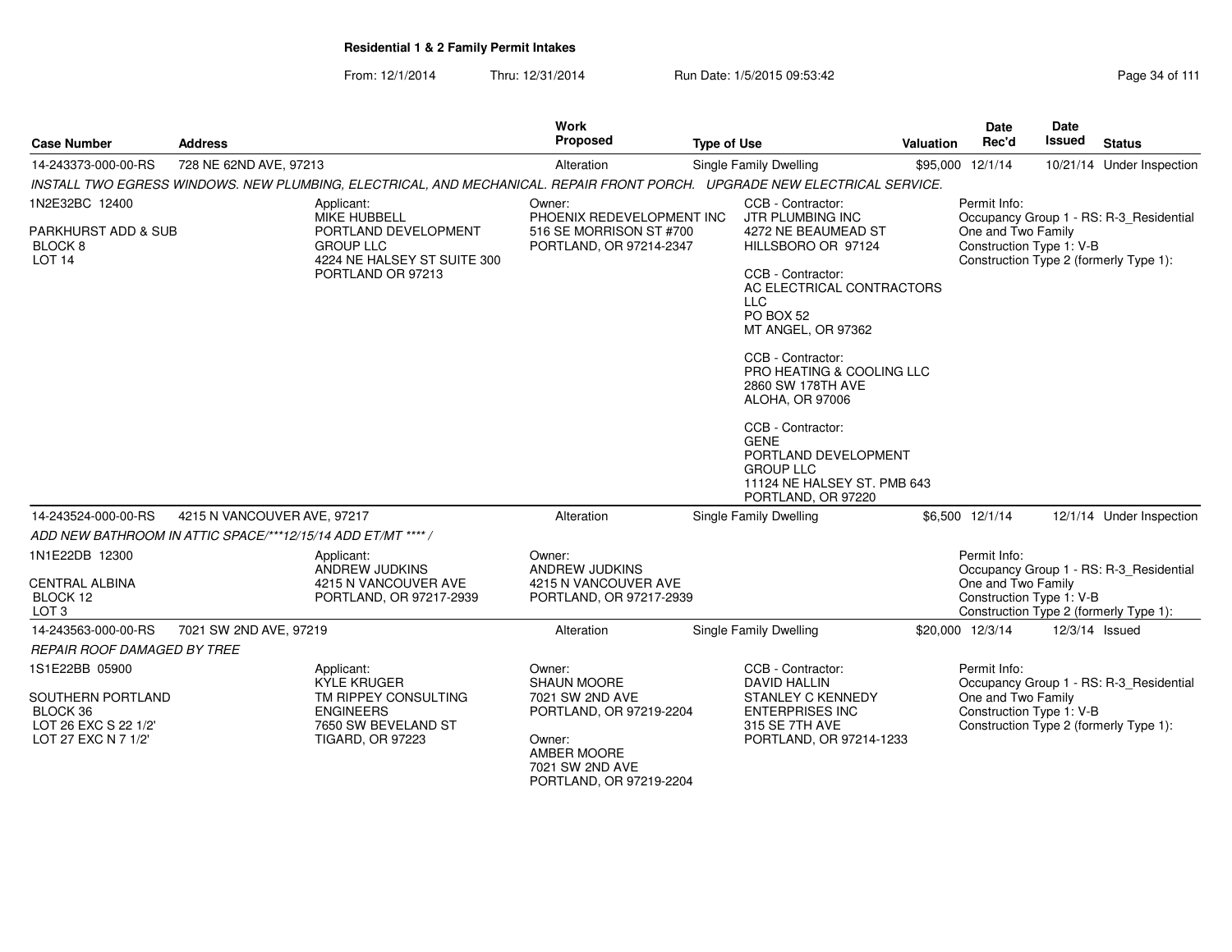**Residential 1 & 2 Family Permit Intakes**

From: 12/1/2014 Thru: 12/31/2014 Run Date: 1/5/2015 09:53:42

| Case Number | Address | Work Proposed | Type of Use | Valuation | Date Rec'd | Date Issued | Status |
|---|---|---|---|---|---|---|---|
| 14-243373-000-00-RS | 728 NE 62ND AVE, 97213 | Alteration | Single Family Dwelling | $95,000 | 12/1/14 | 10/21/14 | Under Inspection |

*INSTALL TWO EGRESS WINDOWS. NEW PLUMBING, ELECTRICAL, AND MECHANICAL. REPAIR FRONT PORCH. UPGRADE NEW ELECTRICAL SERVICE.*

1N2E32BC 12400
PARKHURST ADD & SUB
BLOCK 8
LOT 14

Applicant:
MIKE HUBBELL
PORTLAND DEVELOPMENT GROUP LLC
4224 NE HALSEY ST SUITE 300
PORTLAND OR 97213

Owner:
PHOENIX REDEVELOPMENT INC
516 SE MORRISON ST #700
PORTLAND, OR 97214-2347

CCB - Contractor:
JTR PLUMBING INC
4272 NE BEAUMEAD ST
HILLSBORO OR 97124

CCB - Contractor:
AC ELECTRICAL CONTRACTORS LLC
PO BOX 52
MT ANGEL, OR 97362

CCB - Contractor:
PRO HEATING & COOLING LLC
2860 SW 178TH AVE
ALOHA, OR 97006

CCB - Contractor:
GENE
PORTLAND DEVELOPMENT GROUP LLC
11124 NE HALSEY ST. PMB 643
PORTLAND, OR 97220

Permit Info:
Occupancy Group 1 - RS: R-3_Residential One and Two Family
Construction Type 1: V-B
Construction Type 2 (formerly Type 1):

| Case Number | Address | Work Proposed | Type of Use | Valuation | Date Rec'd | Date Issued | Status |
|---|---|---|---|---|---|---|---|
| 14-243524-000-00-RS | 4215 N VANCOUVER AVE, 97217 | Alteration | Single Family Dwelling | $6,500 | 12/1/14 | 12/1/14 | Under Inspection |

*ADD NEW BATHROOM IN ATTIC SPACE/***12/15/14 ADD ET/MT **** /*

1N1E22DB 12300
CENTRAL ALBINA
BLOCK 12
LOT 3

Applicant:
ANDREW JUDKINS
4215 N VANCOUVER AVE
PORTLAND, OR 97217-2939

Owner:
ANDREW JUDKINS
4215 N VANCOUVER AVE
PORTLAND, OR 97217-2939

Permit Info:
Occupancy Group 1 - RS: R-3_Residential One and Two Family
Construction Type 1: V-B
Construction Type 2 (formerly Type 1):

| Case Number | Address | Work Proposed | Type of Use | Valuation | Date Rec'd | Date Issued | Status |
|---|---|---|---|---|---|---|---|
| 14-243563-000-00-RS | 7021 SW 2ND AVE, 97219 | Alteration | Single Family Dwelling | $20,000 | 12/3/14 | 12/3/14 | Issued |

*REPAIR ROOF DAMAGED BY TREE*

1S1E22BB 05900
SOUTHERN PORTLAND
BLOCK 36
LOT 26 EXC S 22 1/2'
LOT 27 EXC N 7 1/2'

Applicant:
KYLE KRUGER
TM RIPPEY CONSULTING ENGINEERS
7650 SW BEVELAND ST
TIGARD, OR 97223

Owner:
SHAUN MOORE
7021 SW 2ND AVE
PORTLAND, OR 97219-2204

Owner:
AMBER MOORE
7021 SW 2ND AVE
PORTLAND, OR 97219-2204

CCB - Contractor:
DAVID HALLIN
STANLEY C KENNEDY ENTERPRISES INC
315 SE 7TH AVE
PORTLAND, OR 97214-1233

Permit Info:
Occupancy Group 1 - RS: R-3_Residential One and Two Family
Construction Type 1: V-B
Construction Type 2 (formerly Type 1):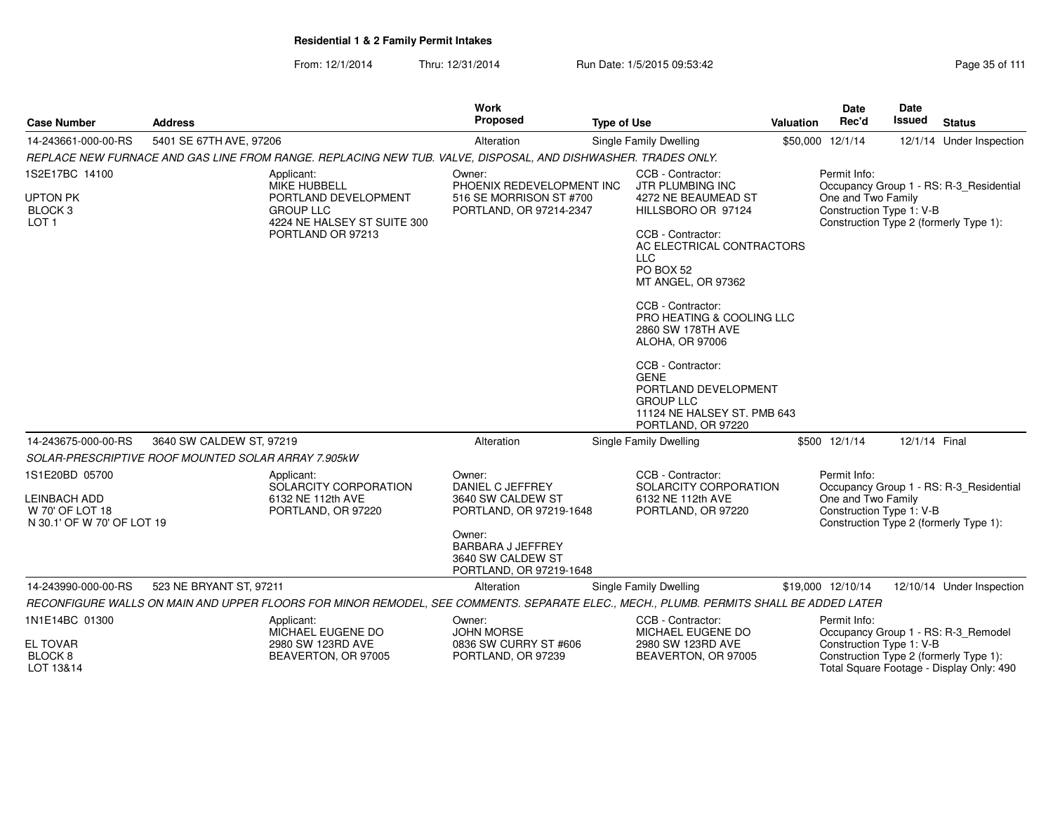**Residential 1 & 2 Family Permit Intakes**

From: 12/1/2014 Thru: 12/31/2014 Run Date: 1/5/2015 09:53:42

| Case Number | Address | Work Proposed | Type of Use | Valuation | Date Rec'd | Date Issued | Status |
|---|---|---|---|---|---|---|---|
| 14-243661-000-00-RS | 5401 SE 67TH AVE, 97206 | Alteration | Single Family Dwelling | $50,000 | 12/1/14 | 12/1/14 | Under Inspection |

*REPLACE NEW FURNACE AND GAS LINE FROM RANGE. REPLACING NEW TUB. VALVE, DISPOSAL, AND DISHWASHER. TRADES ONLY.*

1S2E17BC 14100
UPTON PK
BLOCK 3
LOT 1

Applicant:
MIKE HUBBELL
PORTLAND DEVELOPMENT GROUP LLC
4224 NE HALSEY ST SUITE 300
PORTLAND OR 97213

Owner:
PHOENIX REDEVELOPMENT INC
516 SE MORRISON ST #700
PORTLAND, OR 97214-2347

CCB - Contractor:
JTR PLUMBING INC
4272 NE BEAUMEAD ST
HILLSBORO OR 97124

CCB - Contractor:
AC ELECTRICAL CONTRACTORS LLC
PO BOX 52
MT ANGEL, OR 97362

CCB - Contractor:
PRO HEATING & COOLING LLC
2860 SW 178TH AVE
ALOHA, OR 97006

CCB - Contractor:
GENE
PORTLAND DEVELOPMENT GROUP LLC
11124 NE HALSEY ST. PMB 643
PORTLAND, OR 97220

Permit Info:
Occupancy Group 1 - RS: R-3_Residential One and Two Family
Construction Type 1: V-B
Construction Type 2 (formerly Type 1):

| Case Number | Address | Work Proposed | Type of Use | Valuation | Date Rec'd | Date Issued | Status |
|---|---|---|---|---|---|---|---|
| 14-243675-000-00-RS | 3640 SW CALDEW ST, 97219 | Alteration | Single Family Dwelling | $500 | 12/1/14 | 12/1/14 | Final |

*SOLAR-PRESCRIPTIVE ROOF MOUNTED SOLAR ARRAY 7.905kW*

1S1E20BD 05700
LEINBACH ADD
W 70' OF LOT 18
N 30.1' OF W 70' OF LOT 19

Applicant:
SOLARCITY CORPORATION
6132 NE 112th AVE
PORTLAND, OR 97220

Owner:
DANIEL C JEFFREY
3640 SW CALDEW ST
PORTLAND, OR 97219-1648

Owner:
BARBARA J JEFFREY
3640 SW CALDEW ST
PORTLAND, OR 97219-1648

CCB - Contractor:
SOLARCITY CORPORATION
6132 NE 112th AVE
PORTLAND, OR 97220

Permit Info:
Occupancy Group 1 - RS: R-3_Residential One and Two Family
Construction Type 1: V-B
Construction Type 2 (formerly Type 1):

| Case Number | Address | Work Proposed | Type of Use | Valuation | Date Rec'd | Date Issued | Status |
|---|---|---|---|---|---|---|---|
| 14-243990-000-00-RS | 523 NE BRYANT ST, 97211 | Alteration | Single Family Dwelling | $19,000 | 12/10/14 | 12/10/14 | Under Inspection |

*RECONFIGURE WALLS ON MAIN AND UPPER FLOORS FOR MINOR REMODEL, SEE COMMENTS. SEPARATE ELEC., MECH., PLUMB. PERMITS SHALL BE ADDED LATER*

1N1E14BC 01300
EL TOVAR
BLOCK 8
LOT 13&14

Applicant:
MICHAEL EUGENE DO
2980 SW 123RD AVE
BEAVERTON, OR 97005

Owner:
JOHN MORSE
0836 SW CURRY ST #606
PORTLAND, OR 97239

CCB - Contractor:
MICHAEL EUGENE DO
2980 SW 123RD AVE
BEAVERTON, OR 97005

Permit Info:
Occupancy Group 1 - RS: R-3_Remodel
Construction Type 1: V-B
Construction Type 2 (formerly Type 1):
Total Square Footage - Display Only: 490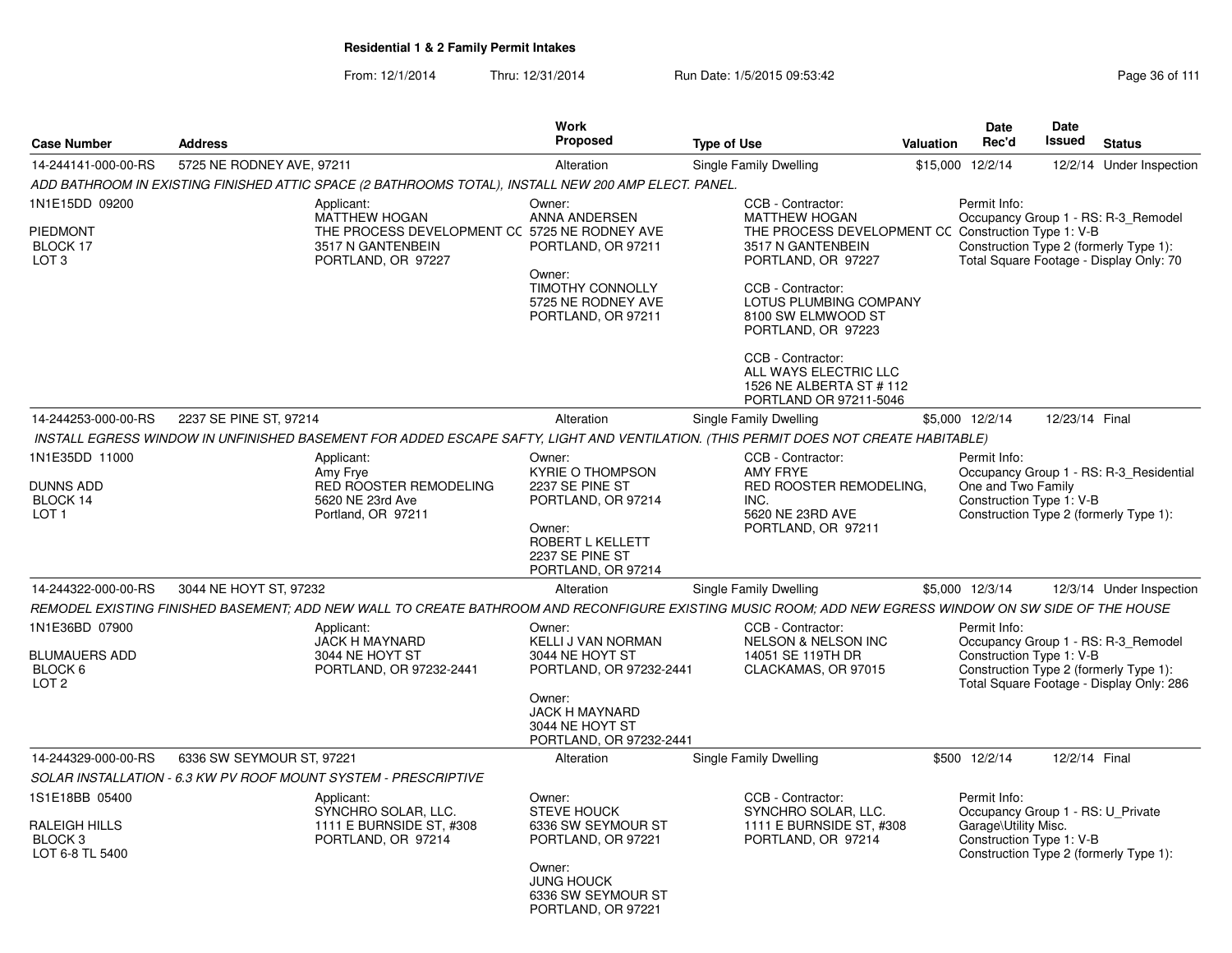**Residential 1 & 2 Family Permit Intakes**

From: 12/1/2014 Thru: 12/31/2014 Run Date: 1/5/2015 09:53:42

| Case Number | Address | Work Proposed | Type of Use | Valuation | Date Rec'd | Date Issued | Status |
|---|---|---|---|---|---|---|---|
| 14-244141-000-00-RS | 5725 NE RODNEY AVE, 97211 | Alteration | Single Family Dwelling | $15,000 | 12/2/14 | 12/2/14 | Under Inspection |

*ADD BATHROOM IN EXISTING FINISHED ATTIC SPACE (2 BATHROOMS TOTAL), INSTALL NEW 200 AMP ELECT. PANEL.*

1N1E15DD 09200
PIEDMONT
BLOCK 17
LOT 3

Applicant:
MATTHEW HOGAN
THE PROCESS DEVELOPMENT CO
3517 N GANTENBEIN
PORTLAND, OR 97227

Owner:
ANNA ANDERSEN
5725 NE RODNEY AVE
PORTLAND, OR 97211

Owner:
TIMOTHY CONNOLLY
5725 NE RODNEY AVE
PORTLAND, OR 97211

CCB - Contractor:
MATTHEW HOGAN
THE PROCESS DEVELOPMENT CO
3517 N GANTENBEIN
PORTLAND, OR 97227

CCB - Contractor:
LOTUS PLUMBING COMPANY
8100 SW ELMWOOD ST
PORTLAND, OR 97223

CCB - Contractor:
ALL WAYS ELECTRIC LLC
1526 NE ALBERTA ST # 112
PORTLAND OR 97211-5046

Permit Info:
Occupancy Group 1 - RS: R-3_Remodel
Construction Type 1: V-B
Construction Type 2 (formerly Type 1):
Total Square Footage - Display Only: 70

| Case Number | Address | Work Proposed | Type of Use | Valuation | Date Rec'd | Date Issued | Status |
|---|---|---|---|---|---|---|---|
| 14-244253-000-00-RS | 2237 SE PINE ST, 97214 | Alteration | Single Family Dwelling | $5,000 | 12/2/14 | 12/23/14 | Final |

*INSTALL EGRESS WINDOW IN UNFINISHED BASEMENT FOR ADDED ESCAPE SAFTY, LIGHT AND VENTILATION. (THIS PERMIT DOES NOT CREATE HABITABLE)*

1N1E35DD 11000
DUNNS ADD
BLOCK 14
LOT 1

Applicant:
Amy Frye
RED ROOSTER REMODELING
5620 NE 23rd Ave
Portland, OR 97211

Owner:
KYRIE O THOMPSON
2237 SE PINE ST
PORTLAND, OR 97214

Owner:
ROBERT L KELLETT
2237 SE PINE ST
PORTLAND, OR 97214

CCB - Contractor:
AMY FRYE
RED ROOSTER REMODELING, INC.
5620 NE 23RD AVE
PORTLAND, OR 97211

Permit Info:
Occupancy Group 1 - RS: R-3_Residential One and Two Family
Construction Type 1: V-B
Construction Type 2 (formerly Type 1):

| Case Number | Address | Work Proposed | Type of Use | Valuation | Date Rec'd | Date Issued | Status |
|---|---|---|---|---|---|---|---|
| 14-244322-000-00-RS | 3044 NE HOYT ST, 97232 | Alteration | Single Family Dwelling | $5,000 | 12/3/14 | 12/3/14 | Under Inspection |

*REMODEL EXISTING FINISHED BASEMENT; ADD NEW WALL TO CREATE BATHROOM AND RECONFIGURE EXISTING MUSIC ROOM; ADD NEW EGRESS WINDOW ON SW SIDE OF THE HOUSE*

1N1E36BD 07900
BLUMAUERS ADD
BLOCK 6
LOT 2

Applicant:
JACK H MAYNARD
3044 NE HOYT ST
PORTLAND, OR 97232-2441

Owner:
KELLI J VAN NORMAN
3044 NE HOYT ST
PORTLAND, OR 97232-2441

Owner:
JACK H MAYNARD
3044 NE HOYT ST
PORTLAND, OR 97232-2441

CCB - Contractor:
NELSON & NELSON INC
14051 SE 119TH DR
CLACKAMAS, OR 97015

Permit Info:
Occupancy Group 1 - RS: R-3_Remodel
Construction Type 1: V-B
Construction Type 2 (formerly Type 1):
Total Square Footage - Display Only: 286

| Case Number | Address | Work Proposed | Type of Use | Valuation | Date Rec'd | Date Issued | Status |
|---|---|---|---|---|---|---|---|
| 14-244329-000-00-RS | 6336 SW SEYMOUR ST, 97221 | Alteration | Single Family Dwelling | $500 | 12/2/14 | 12/2/14 | Final |

*SOLAR INSTALLATION - 6.3 KW PV ROOF MOUNT SYSTEM - PRESCRIPTIVE*

1S1E18BB 05400
RALEIGH HILLS
BLOCK 3
LOT 6-8 TL 5400

Applicant:
SYNCHRO SOLAR, LLC.
1111 E BURNSIDE ST, #308
PORTLAND, OR 97214

Owner:
STEVE HOUCK
6336 SW SEYMOUR ST
PORTLAND, OR 97221

Owner:
JUNG HOUCK
6336 SW SEYMOUR ST
PORTLAND, OR 97221

CCB - Contractor:
SYNCHRO SOLAR, LLC.
1111 E BURNSIDE ST, #308
PORTLAND, OR 97214

Permit Info:
Occupancy Group 1 - RS: U_Private Garage\Utility Misc.
Construction Type 1: V-B
Construction Type 2 (formerly Type 1):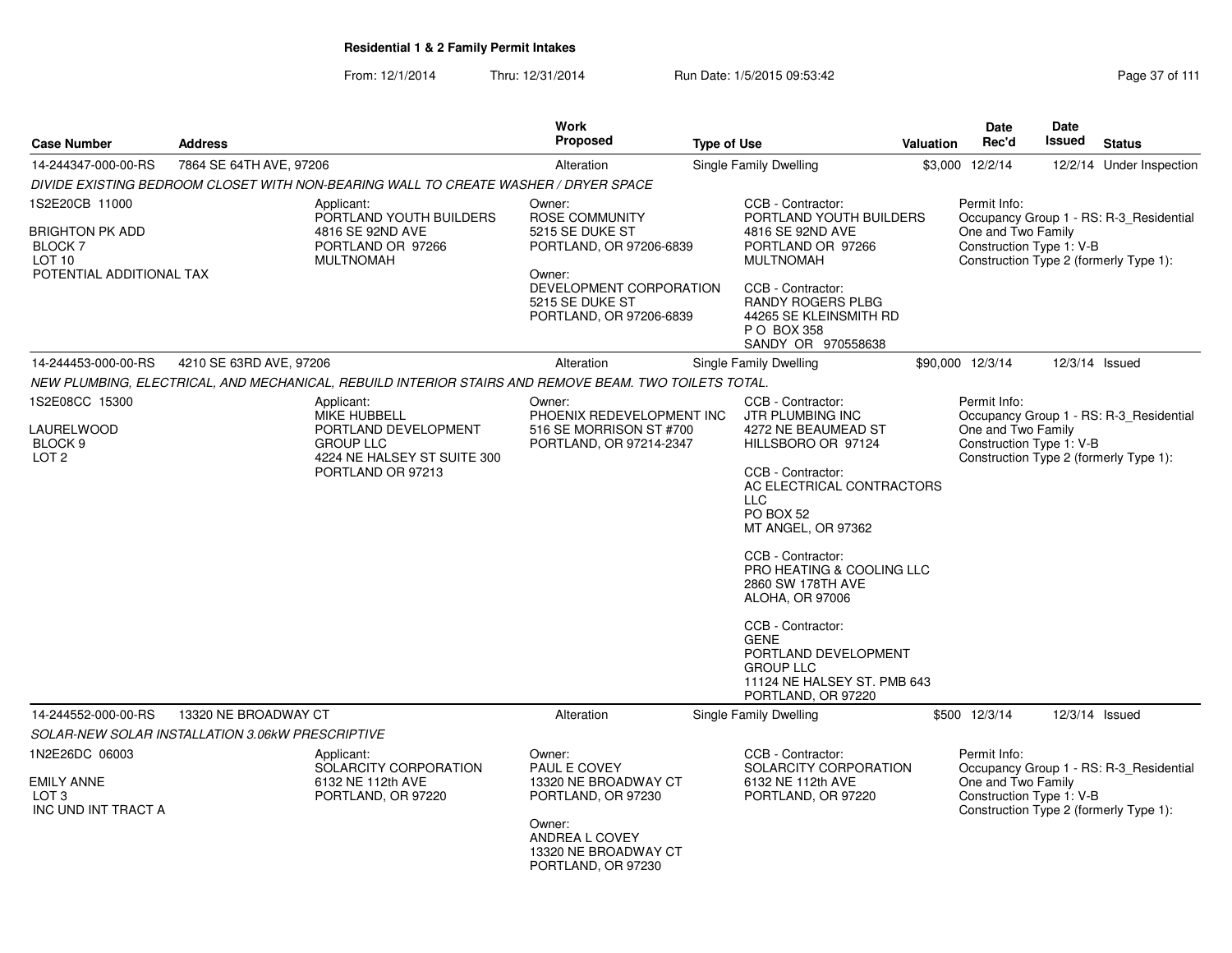**Residential 1 & 2 Family Permit Intakes**

From: 12/1/2014 Thru: 12/31/2014 Run Date: 1/5/2015 09:53:42

| Case Number | Address | Work Proposed | Type of Use | Valuation | Date Rec'd | Date Issued | Status |
|---|---|---|---|---|---|---|---|
| 14-244347-000-00-RS | 7864 SE 64TH AVE, 97206 | Alteration | Single Family Dwelling | $3,000 | 12/2/14 | 12/2/14 | Under Inspection |

*DIVIDE EXISTING BEDROOM CLOSET WITH NON-BEARING WALL TO CREATE WASHER / DRYER SPACE*

1S2E20CB 11000

BRIGHTON PK ADD
BLOCK 7
LOT 10
POTENTIAL ADDITIONAL TAX

Applicant:
PORTLAND YOUTH BUILDERS
4816 SE 92ND AVE
PORTLAND OR 97266
MULTNOMAH

Owner:
ROSE COMMUNITY
5215 SE DUKE ST
PORTLAND, OR 97206-6839

Owner:
DEVELOPMENT CORPORATION
5215 SE DUKE ST
PORTLAND, OR 97206-6839

CCB - Contractor:
PORTLAND YOUTH BUILDERS
4816 SE 92ND AVE
PORTLAND OR 97266
MULTNOMAH

CCB - Contractor:
RANDY ROGERS PLBG
44265 SE KLEINSMITH RD
P O BOX 358
SANDY OR 970558638

Permit Info:
Occupancy Group 1 - RS: R-3_Residential One and Two Family
Construction Type 1: V-B
Construction Type 2 (formerly Type 1):

| Case Number | Address | Work Proposed | Type of Use | Valuation | Date Rec'd | Date Issued | Status |
|---|---|---|---|---|---|---|---|
| 14-244453-000-00-RS | 4210 SE 63RD AVE, 97206 | Alteration | Single Family Dwelling | $90,000 | 12/3/14 | 12/3/14 | Issued |

*NEW PLUMBING, ELECTRICAL, AND MECHANICAL, REBUILD INTERIOR STAIRS AND REMOVE BEAM. TWO TOILETS TOTAL.*

1S2E08CC 15300

LAURELWOOD
BLOCK 9
LOT 2

Applicant:
MIKE HUBBELL
PORTLAND DEVELOPMENT GROUP LLC
4224 NE HALSEY ST SUITE 300
PORTLAND OR 97213

Owner:
PHOENIX REDEVELOPMENT INC
516 SE MORRISON ST #700
PORTLAND, OR 97214-2347

CCB - Contractor:
JTR PLUMBING INC
4272 NE BEAUMEAD ST
HILLSBORO OR 97124

CCB - Contractor:
AC ELECTRICAL CONTRACTORS LLC
PO BOX 52
MT ANGEL, OR 97362

CCB - Contractor:
PRO HEATING & COOLING LLC
2860 SW 178TH AVE
ALOHA, OR 97006

CCB - Contractor:
GENE
PORTLAND DEVELOPMENT GROUP LLC
11124 NE HALSEY ST. PMB 643
PORTLAND, OR 97220

Permit Info:
Occupancy Group 1 - RS: R-3_Residential One and Two Family
Construction Type 1: V-B
Construction Type 2 (formerly Type 1):

| Case Number | Address | Work Proposed | Type of Use | Valuation | Date Rec'd | Date Issued | Status |
|---|---|---|---|---|---|---|---|
| 14-244552-000-00-RS | 13320 NE BROADWAY CT | Alteration | Single Family Dwelling | $500 | 12/3/14 | 12/3/14 | Issued |

*SOLAR-NEW SOLAR INSTALLATION 3.06kW PRESCRIPTIVE*

1N2E26DC 06003

EMILY ANNE
LOT 3
INC UND INT TRACT A

Applicant:
SOLARCITY CORPORATION
6132 NE 112th AVE
PORTLAND, OR 97220

Owner:
PAUL E COVEY
13320 NE BROADWAY CT
PORTLAND, OR 97230

Owner:
ANDREA L COVEY
13320 NE BROADWAY CT
PORTLAND, OR 97230

CCB - Contractor:
SOLARCITY CORPORATION
6132 NE 112th AVE
PORTLAND, OR 97220

Permit Info:
Occupancy Group 1 - RS: R-3_Residential One and Two Family
Construction Type 1: V-B
Construction Type 2 (formerly Type 1):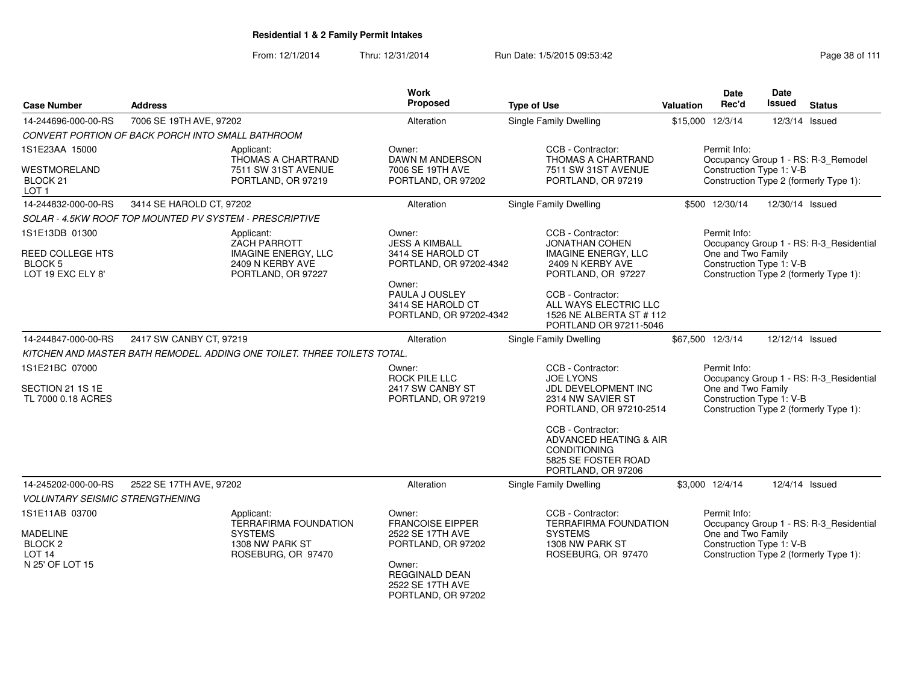# Residential 1 & 2 Family Permit Intakes

From: 12/1/2014 Thru: 12/31/2014 Run Date: 1/5/2015 09:53:42

| Case Number | Address | Work Proposed | Type of Use | Valuation | Date Rec'd | Date Issued | Status |
|---|---|---|---|---|---|---|---|
| 14-244696-000-00-RS | 7006 SE 19TH AVE, 97202 | Alteration | Single Family Dwelling | $15,000 | 12/3/14 | 12/3/14 | Issued |

*CONVERT PORTION OF BACK PORCH INTO SMALL BATHROOM*

1S1E23AA 15000
WESTMORELAND
BLOCK 21
LOT 1

Applicant:
THOMAS A CHARTRAND
7511 SW 31ST AVENUE
PORTLAND, OR 97219

Owner:
DAWN M ANDERSON
7006 SE 19TH AVE
PORTLAND, OR 97202

CCB - Contractor:
THOMAS A CHARTRAND
7511 SW 31ST AVENUE
PORTLAND, OR 97219

Permit Info:
Occupancy Group 1 - RS: R-3_Remodel
Construction Type 1: V-B
Construction Type 2 (formerly Type 1):

| Case Number | Address | Work Proposed | Type of Use | Valuation | Date Rec'd | Date Issued | Status |
|---|---|---|---|---|---|---|---|
| 14-244832-000-00-RS | 3414 SE HAROLD CT, 97202 | Alteration | Single Family Dwelling | $500 | 12/30/14 | 12/30/14 | Issued |

*SOLAR - 4.5KW ROOF TOP MOUNTED PV SYSTEM - PRESCRIPTIVE*

1S1E13DB 01300
REED COLLEGE HTS
BLOCK 5
LOT 19 EXC ELY 8'

Applicant:
ZACH PARROTT
IMAGINE ENERGY, LLC
2409 N KERBY AVE
PORTLAND, OR 97227

Owner:
JESS A KIMBALL
3414 SE HAROLD CT
PORTLAND, OR 97202-4342

Owner:
PAULA J OUSLEY
3414 SE HAROLD CT
PORTLAND, OR 97202-4342

CCB - Contractor:
JONATHAN COHEN
IMAGINE ENERGY, LLC
2409 N KERBY AVE
PORTLAND, OR 97227

CCB - Contractor:
ALL WAYS ELECTRIC LLC
1526 NE ALBERTA ST # 112
PORTLAND OR 97211-5046

Permit Info:
Occupancy Group 1 - RS: R-3_Residential One and Two Family
Construction Type 1: V-B
Construction Type 2 (formerly Type 1):

| Case Number | Address | Work Proposed | Type of Use | Valuation | Date Rec'd | Date Issued | Status |
|---|---|---|---|---|---|---|---|
| 14-244847-000-00-RS | 2417 SW CANBY CT, 97219 | Alteration | Single Family Dwelling | $67,500 | 12/3/14 | 12/12/14 | Issued |

*KITCHEN AND MASTER BATH REMODEL. ADDING ONE TOILET. THREE TOILETS TOTAL.*

1S1E21BC 07000
SECTION 21 1S 1E
TL 7000 0.18 ACRES

Owner:
ROCK PILE LLC
2417 SW CANBY ST
PORTLAND, OR 97219

CCB - Contractor:
JOE LYONS
JDL DEVELOPMENT INC
2314 NW SAVIER ST
PORTLAND, OR 97210-2514

CCB - Contractor:
ADVANCED HEATING & AIR CONDITIONING
5825 SE FOSTER ROAD
PORTLAND, OR 97206

Permit Info:
Occupancy Group 1 - RS: R-3_Residential One and Two Family
Construction Type 1: V-B
Construction Type 2 (formerly Type 1):

| Case Number | Address | Work Proposed | Type of Use | Valuation | Date Rec'd | Date Issued | Status |
|---|---|---|---|---|---|---|---|
| 14-245202-000-00-RS | 2522 SE 17TH AVE, 97202 | Alteration | Single Family Dwelling | $3,000 | 12/4/14 | 12/4/14 | Issued |

*VOLUNTARY SEISMIC STRENGTHENING*

1S1E11AB 03700
MADELINE
BLOCK 2
LOT 14
N 25' OF LOT 15

Applicant:
TERRAFIRMA FOUNDATION SYSTEMS
1308 NW PARK ST
ROSEBURG, OR 97470

Owner:
FRANCOISE EIPPER
2522 SE 17TH AVE
PORTLAND, OR 97202

Owner:
REGGINALD DEAN
2522 SE 17TH AVE
PORTLAND, OR 97202

CCB - Contractor:
TERRAFIRMA FOUNDATION SYSTEMS
1308 NW PARK ST
ROSEBURG, OR 97470

Permit Info:
Occupancy Group 1 - RS: R-3_Residential One and Two Family
Construction Type 1: V-B
Construction Type 2 (formerly Type 1):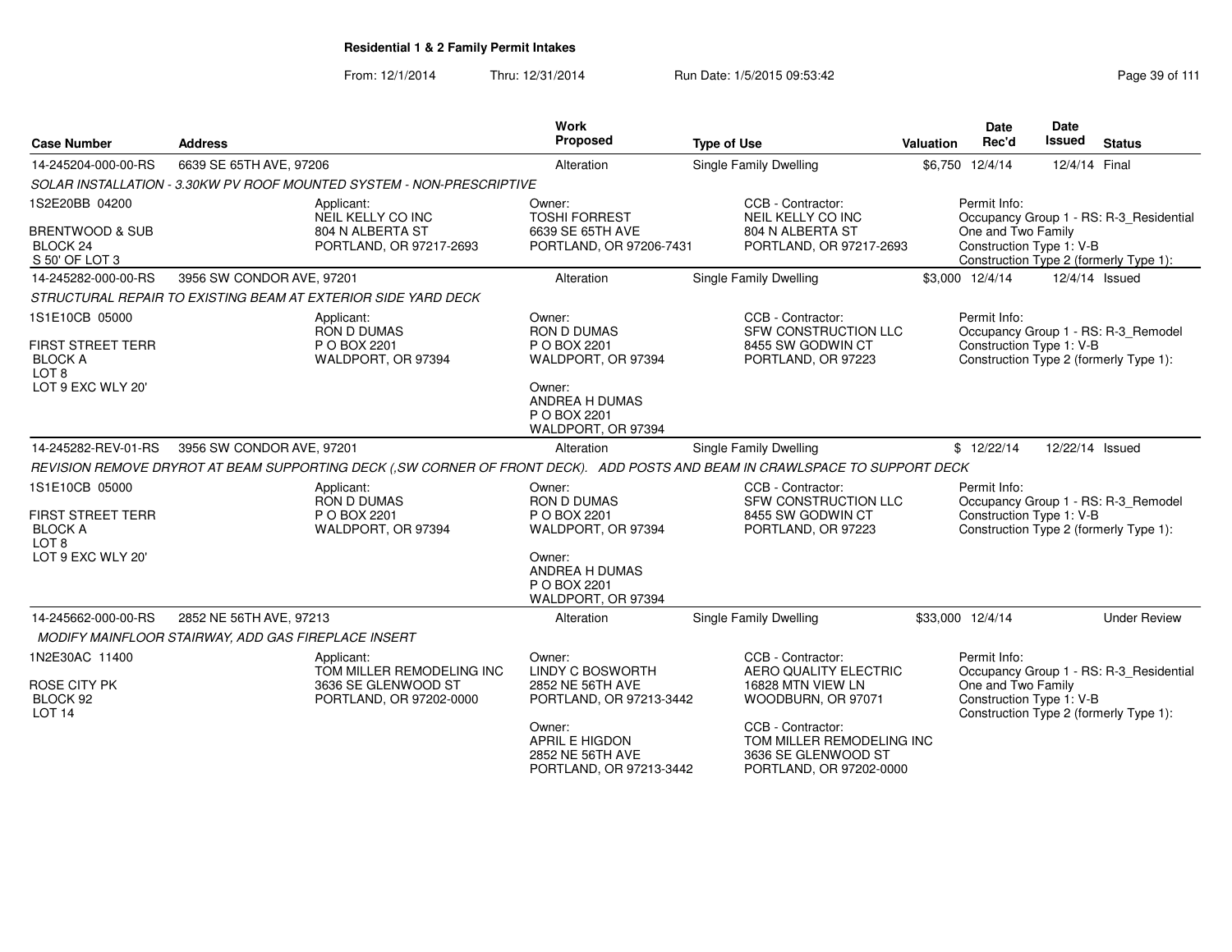## Residential 1 & 2 Family Permit Intakes

From: 12/1/2014 Thru: 12/31/2014 Run Date: 1/5/2015 09:53:42

| Case Number | Address | Work Proposed | Type of Use | Valuation | Date Rec'd | Date Issued | Status |
|---|---|---|---|---|---|---|---|
| 14-245204-000-00-RS | 6639 SE 65TH AVE, 97206 | Alteration | Single Family Dwelling | $6,750 | 12/4/14 | 12/4/14 | Final |

*SOLAR INSTALLATION - 3.30KW PV ROOF MOUNTED SYSTEM - NON-PRESCRIPTIVE*

1S2E20BB 04200
BRENTWOOD & SUB
BLOCK 24
S 50' OF LOT 3

Applicant: NEIL KELLY CO INC, 804 N ALBERTA ST, PORTLAND, OR 97217-2693

Owner: TOSHI FORREST, 6639 SE 65TH AVE, PORTLAND, OR 97206-7431

CCB - Contractor: NEIL KELLY CO INC, 804 N ALBERTA ST, PORTLAND, OR 97217-2693

Permit Info: Occupancy Group 1 - RS: R-3_Residential One and Two Family; Construction Type 1: V-B; Construction Type 2 (formerly Type 1):

| Case Number | Address | Work Proposed | Type of Use | Valuation | Date Rec'd | Date Issued | Status |
|---|---|---|---|---|---|---|---|
| 14-245282-000-00-RS | 3956 SW CONDOR AVE, 97201 | Alteration | Single Family Dwelling | $3,000 | 12/4/14 | 12/4/14 | Issued |

*STRUCTURAL REPAIR TO EXISTING BEAM AT EXTERIOR SIDE YARD DECK*

1S1E10CB 05000
FIRST STREET TERR
BLOCK A
LOT 8
LOT 9 EXC WLY 20'

Applicant: RON D DUMAS, P O BOX 2201, WALDPORT, OR 97394

Owner: RON D DUMAS, P O BOX 2201, WALDPORT, OR 97394

Owner: ANDREA H DUMAS, P O BOX 2201, WALDPORT, OR 97394

CCB - Contractor: SFW CONSTRUCTION LLC, 8455 SW GODWIN CT, PORTLAND, OR 97223

Permit Info: Occupancy Group 1 - RS: R-3_Remodel; Construction Type 1: V-B; Construction Type 2 (formerly Type 1):

| Case Number | Address | Work Proposed | Type of Use | Valuation | Date Rec'd | Date Issued | Status |
|---|---|---|---|---|---|---|---|
| 14-245282-REV-01-RS | 3956 SW CONDOR AVE, 97201 | Alteration | Single Family Dwelling | $ | 12/22/14 | 12/22/14 | Issued |

*REVISION REMOVE DRYROT AT BEAM SUPPORTING DECK (,SW CORNER OF FRONT DECK). ADD POSTS AND BEAM IN CRAWLSPACE TO SUPPORT DECK*

1S1E10CB 05000
FIRST STREET TERR
BLOCK A
LOT 8
LOT 9 EXC WLY 20'

Applicant: RON D DUMAS, P O BOX 2201, WALDPORT, OR 97394

Owner: RON D DUMAS, P O BOX 2201, WALDPORT, OR 97394

Owner: ANDREA H DUMAS, P O BOX 2201, WALDPORT, OR 97394

CCB - Contractor: SFW CONSTRUCTION LLC, 8455 SW GODWIN CT, PORTLAND, OR 97223

Permit Info: Occupancy Group 1 - RS: R-3_Remodel; Construction Type 1: V-B; Construction Type 2 (formerly Type 1):

| Case Number | Address | Work Proposed | Type of Use | Valuation | Date Rec'd | Date Issued | Status |
|---|---|---|---|---|---|---|---|
| 14-245662-000-00-RS | 2852 NE 56TH AVE, 97213 | Alteration | Single Family Dwelling | $33,000 | 12/4/14 | | Under Review |

*MODIFY MAINFLOOR STAIRWAY, ADD GAS FIREPLACE INSERT*

1N2E30AC 11400
ROSE CITY PK
BLOCK 92
LOT 14

Applicant: TOM MILLER REMODELING INC, 3636 SE GLENWOOD ST, PORTLAND, OR 97202-0000

Owner: LINDY C BOSWORTH, 2852 NE 56TH AVE, PORTLAND, OR 97213-3442

Owner: APRIL E HIGDON, 2852 NE 56TH AVE, PORTLAND, OR 97213-3442

CCB - Contractor: AERO QUALITY ELECTRIC, 16828 MTN VIEW LN, WOODBURN, OR 97071

CCB - Contractor: TOM MILLER REMODELING INC, 3636 SE GLENWOOD ST, PORTLAND, OR 97202-0000

Permit Info: Occupancy Group 1 - RS: R-3_Residential One and Two Family; Construction Type 1: V-B; Construction Type 2 (formerly Type 1):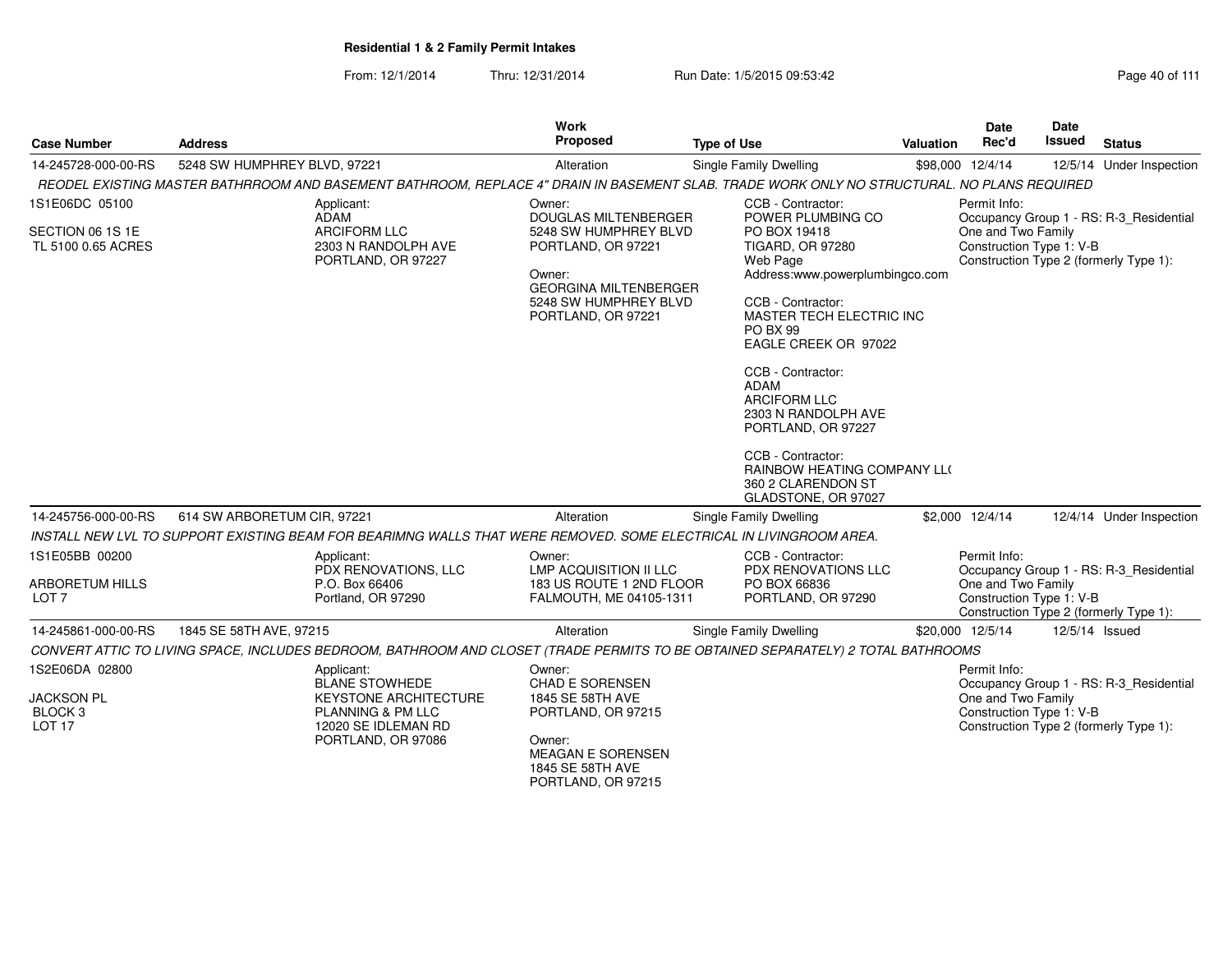**Residential 1 & 2 Family Permit Intakes**

From: 12/1/2014 Thru: 12/31/2014 Run Date: 1/5/2015 09:53:42

| Case Number | Address | Work Proposed | Type of Use | Valuation | Date Rec'd | Date Issued | Status |
|---|---|---|---|---|---|---|---|
| 14-245728-000-00-RS | 5248 SW HUMPHREY BLVD, 97221 | Alteration | Single Family Dwelling | $98,000 | 12/4/14 | 12/5/14 | Under Inspection |

*REODEL EXISTING MASTER BATHRROOM AND BASEMENT BATHROOM, REPLACE 4" DRAIN IN BASEMENT SLAB. TRADE WORK ONLY NO STRUCTURAL. NO PLANS REQUIRED*

1S1E06DC 05100
SECTION 06 1S 1E
TL 5100 0.65 ACRES

Applicant:
ADAM
ARCIFORM LLC
2303 N RANDOLPH AVE
PORTLAND, OR 97227

Owner:
DOUGLAS MILTENBERGER
5248 SW HUMPHREY BLVD
PORTLAND, OR 97221

Owner:
GEORGINA MILTENBERGER
5248 SW HUMPHREY BLVD
PORTLAND, OR 97221

CCB - Contractor:
POWER PLUMBING CO
PO BOX 19418
TIGARD, OR 97280
Web Page
Address:www.powerplumbingco.com

CCB - Contractor:
MASTER TECH ELECTRIC INC
PO BX 99
EAGLE CREEK OR 97022

CCB - Contractor:
ADAM
ARCIFORM LLC
2303 N RANDOLPH AVE
PORTLAND, OR 97227

CCB - Contractor:
RAINBOW HEATING COMPANY LL(
360 2 CLARENDON ST
GLADSTONE, OR 97027

Permit Info:
Occupancy Group 1 - RS: R-3_Residential One and Two Family
Construction Type 1: V-B
Construction Type 2 (formerly Type 1):

| Case Number | Address | Work Proposed | Type of Use | Valuation | Date Rec'd | Date Issued | Status |
|---|---|---|---|---|---|---|---|
| 14-245756-000-00-RS | 614 SW ARBORETUM CIR, 97221 | Alteration | Single Family Dwelling | $2,000 | 12/4/14 | 12/4/14 | Under Inspection |

*INSTALL NEW LVL TO SUPPORT EXISTING BEAM FOR BEARIMNG WALLS THAT WERE REMOVED. SOME ELECTRICAL IN LIVINGROOM AREA.*

1S1E05BB 00200
ARBORETUM HILLS
LOT 7

Applicant:
PDX RENOVATIONS, LLC
P.O. Box 66406
Portland, OR 97290

Owner:
LMP ACQUISITION II LLC
183 US ROUTE 1 2ND FLOOR
FALMOUTH, ME 04105-1311

CCB - Contractor:
PDX RENOVATIONS LLC
PO BOX 66836
PORTLAND, OR 97290

Permit Info:
Occupancy Group 1 - RS: R-3_Residential One and Two Family
Construction Type 1: V-B
Construction Type 2 (formerly Type 1):

| Case Number | Address | Work Proposed | Type of Use | Valuation | Date Rec'd | Date Issued | Status |
|---|---|---|---|---|---|---|---|
| 14-245861-000-00-RS | 1845 SE 58TH AVE, 97215 | Alteration | Single Family Dwelling | $20,000 | 12/5/14 | 12/5/14 | Issued |

*CONVERT ATTIC TO LIVING SPACE, INCLUDES BEDROOM, BATHROOM AND CLOSET (TRADE PERMITS TO BE OBTAINED SEPARATELY) 2 TOTAL BATHROOMS*

1S2E06DA 02800
JACKSON PL
BLOCK 3
LOT 17

Applicant:
BLANE STOWHEDE
KEYSTONE ARCHITECTURE PLANNING & PM LLC
12020 SE IDLEMAN RD
PORTLAND, OR 97086

Owner:
CHAD E SORENSEN
1845 SE 58TH AVE
PORTLAND, OR 97215

Owner:
MEAGAN E SORENSEN
1845 SE 58TH AVE
PORTLAND, OR 97215

Permit Info:
Occupancy Group 1 - RS: R-3_Residential One and Two Family
Construction Type 1: V-B
Construction Type 2 (formerly Type 1):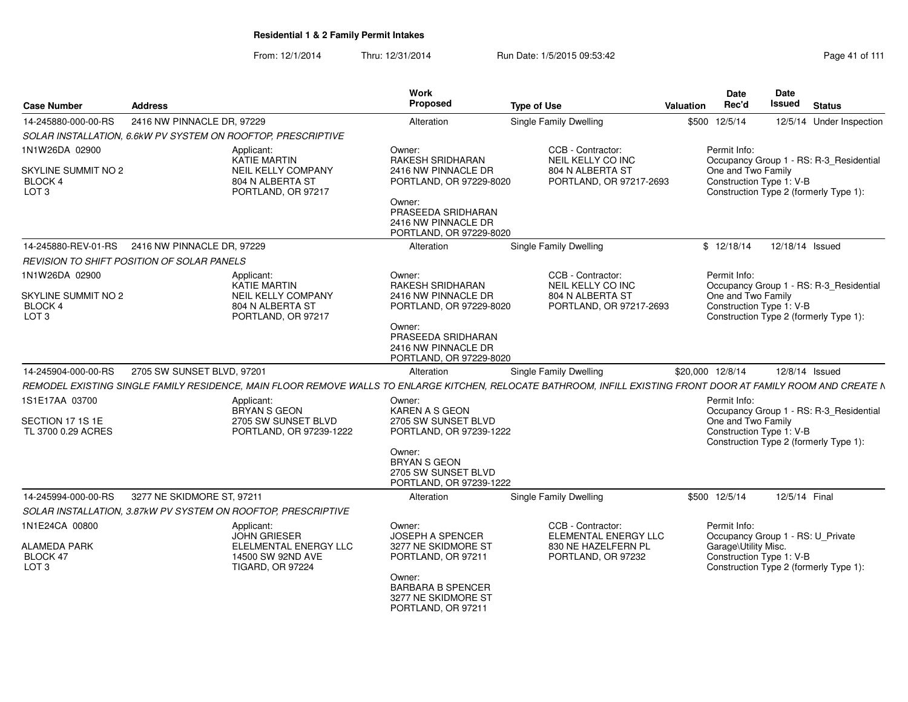**Residential 1 & 2 Family Permit Intakes**

From: 12/1/2014 Thru: 12/31/2014 Run Date: 1/5/2015 09:53:42

| Case Number | Address | Work Proposed | Type of Use | Valuation | Date Rec'd | Date Issued | Status |
|---|---|---|---|---|---|---|---|
| 14-245880-000-00-RS | 2416 NW PINNACLE DR, 97229 | Alteration | Single Family Dwelling | $500 | 12/5/14 | 12/5/14 | Under Inspection |

*SOLAR INSTALLATION, 6.6kW PV SYSTEM ON ROOFTOP, PRESCRIPTIVE*

1N1W26DA 02900

SKYLINE SUMMIT NO 2
BLOCK 4
LOT 3

Applicant:
KATIE MARTIN
NEIL KELLY COMPANY
804 N ALBERTA ST
PORTLAND, OR 97217

Owner:
RAKESH SRIDHARAN
2416 NW PINNACLE DR
PORTLAND, OR 97229-8020

Owner:
PRASEEDA SRIDHARAN
2416 NW PINNACLE DR
PORTLAND, OR 97229-8020

CCB - Contractor:
NEIL KELLY CO INC
804 N ALBERTA ST
PORTLAND, OR 97217-2693

Permit Info:
Occupancy Group 1 - RS: R-3_Residential One and Two Family
Construction Type 1: V-B
Construction Type 2 (formerly Type 1):

| Case Number | Address | Work Proposed | Type of Use | Valuation | Date Rec'd | Date Issued | Status |
|---|---|---|---|---|---|---|---|
| 14-245880-REV-01-RS | 2416 NW PINNACLE DR, 97229 | Alteration | Single Family Dwelling | $ | 12/18/14 | 12/18/14 | Issued |

*REVISION TO SHIFT POSITION OF SOLAR PANELS*

1N1W26DA 02900

SKYLINE SUMMIT NO 2
BLOCK 4
LOT 3

Applicant:
KATIE MARTIN
NEIL KELLY COMPANY
804 N ALBERTA ST
PORTLAND, OR 97217

Owner:
RAKESH SRIDHARAN
2416 NW PINNACLE DR
PORTLAND, OR 97229-8020

Owner:
PRASEEDA SRIDHARAN
2416 NW PINNACLE DR
PORTLAND, OR 97229-8020

CCB - Contractor:
NEIL KELLY CO INC
804 N ALBERTA ST
PORTLAND, OR 97217-2693

Permit Info:
Occupancy Group 1 - RS: R-3_Residential One and Two Family
Construction Type 1: V-B
Construction Type 2 (formerly Type 1):

| Case Number | Address | Work Proposed | Type of Use | Valuation | Date Rec'd | Date Issued | Status |
|---|---|---|---|---|---|---|---|
| 14-245904-000-00-RS | 2705 SW SUNSET BLVD, 97201 | Alteration | Single Family Dwelling | $20,000 | 12/8/14 | 12/8/14 | Issued |

*REMODEL EXISTING SINGLE FAMILY RESIDENCE, MAIN FLOOR REMOVE WALLS TO ENLARGE KITCHEN, RELOCATE BATHROOM, INFILL EXISTING FRONT DOOR AT FAMILY ROOM AND CREATE N*

1S1E17AA 03700

SECTION 17 1S 1E
TL 3700 0.29 ACRES

Applicant:
BRYAN S GEON
2705 SW SUNSET BLVD
PORTLAND, OR 97239-1222

Owner:
KAREN A S GEON
2705 SW SUNSET BLVD
PORTLAND, OR 97239-1222

Owner:
BRYAN S GEON
2705 SW SUNSET BLVD
PORTLAND, OR 97239-1222

Permit Info:
Occupancy Group 1 - RS: R-3_Residential One and Two Family
Construction Type 1: V-B
Construction Type 2 (formerly Type 1):

| Case Number | Address | Work Proposed | Type of Use | Valuation | Date Rec'd | Date Issued | Status |
|---|---|---|---|---|---|---|---|
| 14-245994-000-00-RS | 3277 NE SKIDMORE ST, 97211 | Alteration | Single Family Dwelling | $500 | 12/5/14 | 12/5/14 | Final |

*SOLAR INSTALLATION, 3.87kW PV SYSTEM ON ROOFTOP, PRESCRIPTIVE*

1N1E24CA 00800

ALAMEDA PARK
BLOCK 47
LOT 3

Applicant:
JOHN GRIESER
ELELMENTAL ENERGY LLC
14500 SW 92ND AVE
TIGARD, OR 97224

Owner:
JOSEPH A SPENCER
3277 NE SKIDMORE ST
PORTLAND, OR 97211

Owner:
BARBARA B SPENCER
3277 NE SKIDMORE ST
PORTLAND, OR 97211

CCB - Contractor:
ELEMENTAL ENERGY LLC
830 NE HAZELFERN PL
PORTLAND, OR 97232

Permit Info:
Occupancy Group 1 - RS: U_Private Garage\Utility Misc.
Construction Type 1: V-B
Construction Type 2 (formerly Type 1):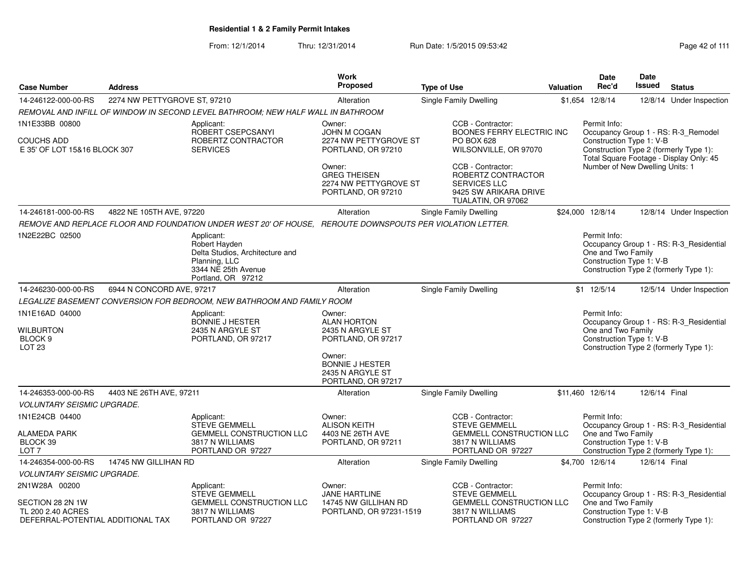**Residential 1 & 2 Family Permit Intakes**

From: 12/1/2014 Thru: 12/31/2014 Run Date: 1/5/2015 09:53:42

| Case Number | Address | Work Proposed | Type of Use | Valuation | Date Rec'd | Date Issued | Status |
|---|---|---|---|---|---|---|---|
| 14-246122-000-00-RS | 2274 NW PETTYGROVE ST, 97210 | Alteration | Single Family Dwelling | $1,654 | 12/8/14 | 12/8/14 | Under Inspection |

*REMOVAL AND INFILL OF WINDOW IN SECOND LEVEL BATHROOM; NEW HALF WALL IN BATHROOM*

1N1E33BB 00800

COUCHS ADD
E 35' OF LOT 15&16 BLOCK 307

Applicant:
ROBERT CSEPCSANYI
ROBERTZ CONTRACTOR SERVICES

Owner:
JOHN M COGAN
2274 NW PETTYGROVE ST
PORTLAND, OR 97210

Owner:
GREG THEISEN
2274 NW PETTYGROVE ST
PORTLAND, OR 97210

CCB - Contractor:
BOONES FERRY ELECTRIC INC
PO BOX 628
WILSONVILLE, OR 97070

CCB - Contractor:
ROBERTZ CONTRACTOR SERVICES LLC
9425 SW ARIKARA DRIVE
TUALATIN, OR 97062

Permit Info:
Occupancy Group 1 - RS: R-3_Remodel
Construction Type 1: V-B
Construction Type 2 (formerly Type 1):
Total Square Footage - Display Only: 45
Number of New Dwelling Units: 1

| Case Number | Address | Work Proposed | Type of Use | Valuation | Date Rec'd | Date Issued | Status |
|---|---|---|---|---|---|---|---|
| 14-246181-000-00-RS | 4822 NE 105TH AVE, 97220 | Alteration | Single Family Dwelling | $24,000 | 12/8/14 | 12/8/14 | Under Inspection |

*REMOVE AND REPLACE FLOOR AND FOUNDATION UNDER WEST 20' OF HOUSE, REROUTE DOWNSPOUTS PER VIOLATION LETTER.*

1N2E22BC 02500

Applicant:
Robert Hayden
Delta Studios, Architecture and Planning, LLC
3344 NE 25th Avenue
Portland, OR 97212

Permit Info:
Occupancy Group 1 - RS: R-3_Residential One and Two Family
Construction Type 1: V-B
Construction Type 2 (formerly Type 1):

| Case Number | Address | Work Proposed | Type of Use | Valuation | Date Rec'd | Date Issued | Status |
|---|---|---|---|---|---|---|---|
| 14-246230-000-00-RS | 6944 N CONCORD AVE, 97217 | Alteration | Single Family Dwelling | $1 | 12/5/14 | 12/5/14 | Under Inspection |

*LEGALIZE BASEMENT CONVERSION FOR BEDROOM, NEW BATHROOM AND FAMILY ROOM*

1N1E16AD 04000

WILBURTON
BLOCK 9
LOT 23

Applicant:
BONNIE J HESTER
2435 N ARGYLE ST
PORTLAND, OR 97217

Owner:
ALAN HORTON
2435 N ARGYLE ST
PORTLAND, OR 97217

Owner:
BONNIE J HESTER
2435 N ARGYLE ST
PORTLAND, OR 97217

Permit Info:
Occupancy Group 1 - RS: R-3_Residential One and Two Family
Construction Type 1: V-B
Construction Type 2 (formerly Type 1):

| Case Number | Address | Work Proposed | Type of Use | Valuation | Date Rec'd | Date Issued | Status |
|---|---|---|---|---|---|---|---|
| 14-246353-000-00-RS | 4403 NE 26TH AVE, 97211 | Alteration | Single Family Dwelling | $11,460 | 12/6/14 | 12/6/14 | Final |

*VOLUNTARY SEISMIC UPGRADE.*

1N1E24CB 04400

ALAMEDA PARK
BLOCK 39
LOT 7

Applicant:
STEVE GEMMELL
GEMMELL CONSTRUCTION LLC
3817 N WILLIAMS
PORTLAND OR 97227

Owner:
ALISON KEITH
4403 NE 26TH AVE
PORTLAND, OR 97211

CCB - Contractor:
STEVE GEMMELL
GEMMELL CONSTRUCTION LLC
3817 N WILLIAMS
PORTLAND OR 97227

Permit Info:
Occupancy Group 1 - RS: R-3_Residential One and Two Family
Construction Type 1: V-B
Construction Type 2 (formerly Type 1):

| Case Number | Address | Work Proposed | Type of Use | Valuation | Date Rec'd | Date Issued | Status |
|---|---|---|---|---|---|---|---|
| 14-246354-000-00-RS | 14745 NW GILLIHAN RD | Alteration | Single Family Dwelling | $4,700 | 12/6/14 | 12/6/14 | Final |

*VOLUNTARY SEISMIC UPGRADE.*

2N1W28A 00200

SECTION 28 2N 1W
TL 200 2.40 ACRES
DEFERRAL-POTENTIAL ADDITIONAL TAX

Applicant:
STEVE GEMMELL
GEMMELL CONSTRUCTION LLC
3817 N WILLIAMS
PORTLAND OR 97227

Owner:
JANE HARTLINE
14745 NW GILLIHAN RD
PORTLAND, OR 97231-1519

CCB - Contractor:
STEVE GEMMELL
GEMMELL CONSTRUCTION LLC
3817 N WILLIAMS
PORTLAND OR 97227

Permit Info:
Occupancy Group 1 - RS: R-3_Residential One and Two Family
Construction Type 1: V-B
Construction Type 2 (formerly Type 1):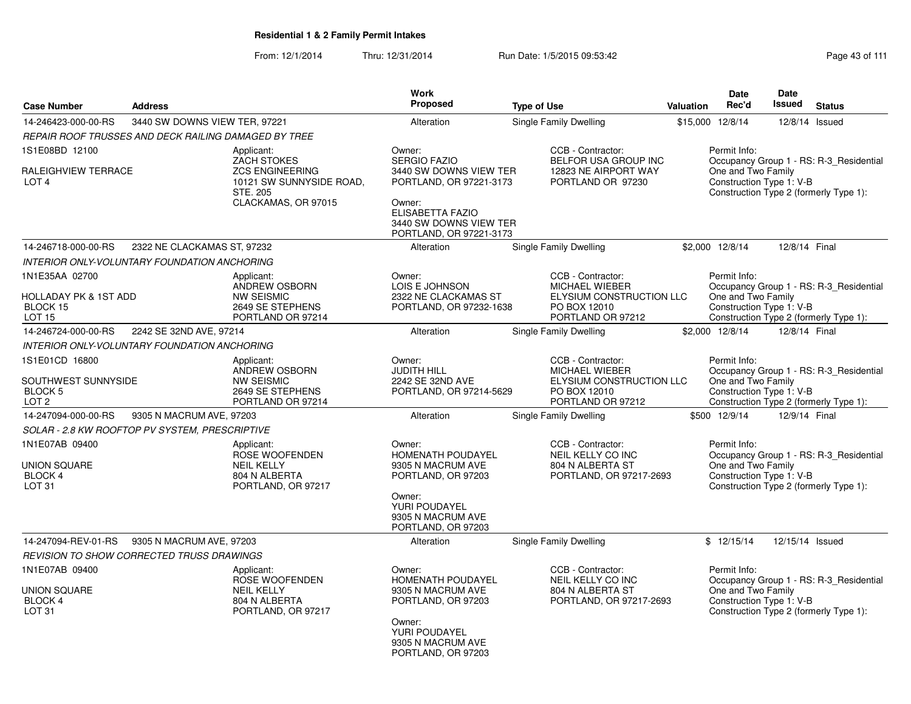# Residential 1 & 2 Family Permit Intakes

From: 12/1/2014 Thru: 12/31/2014 Run Date: 1/5/2015 09:53:42

| Case Number | Address | Work Proposed | Type of Use | Valuation | Date Rec'd | Date Issued | Status |
|---|---|---|---|---|---|---|---|
| 14-246423-000-00-RS | 3440 SW DOWNS VIEW TER, 97221 | Alteration | Single Family Dwelling | $15,000 | 12/8/14 | 12/8/14 | Issued |

*REPAIR ROOF TRUSSES AND DECK RAILING DAMAGED BY TREE*

1S1E08BD 12100
RALEIGHVIEW TERRACE
LOT 4

Applicant: ZACH STOKES, ZCS ENGINEERING, 10121 SW SUNNYSIDE ROAD, STE. 205, CLACKAMAS, OR 97015

Owner: SERGIO FAZIO, 3440 SW DOWNS VIEW TER, PORTLAND, OR 97221-3173
Owner: ELISABETTA FAZIO, 3440 SW DOWNS VIEW TER, PORTLAND, OR 97221-3173

CCB - Contractor: BELFOR USA GROUP INC, 12823 NE AIRPORT WAY, PORTLAND OR 97230

Permit Info: Occupancy Group 1 - RS: R-3_Residential One and Two Family; Construction Type 1: V-B; Construction Type 2 (formerly Type 1):

| Case Number | Address | Work Proposed | Type of Use | Valuation | Date Rec'd | Date Issued | Status |
|---|---|---|---|---|---|---|---|
| 14-246718-000-00-RS | 2322 NE CLACKAMAS ST, 97232 | Alteration | Single Family Dwelling | $2,000 | 12/8/14 | 12/8/14 | Final |

*INTERIOR ONLY-VOLUNTARY FOUNDATION ANCHORING*

1N1E35AA 02700
HOLLADAY PK & 1ST ADD
BLOCK 15
LOT 15

Applicant: ANDREW OSBORN, NW SEISMIC, 2649 SE STEPHENS, PORTLAND OR 97214

Owner: LOIS E JOHNSON, 2322 NE CLACKAMAS ST, PORTLAND, OR 97232-1638

CCB - Contractor: MICHAEL WIEBER, ELYSIUM CONSTRUCTION LLC, PO BOX 12010, PORTLAND OR 97212

Permit Info: Occupancy Group 1 - RS: R-3_Residential One and Two Family; Construction Type 1: V-B; Construction Type 2 (formerly Type 1):

| Case Number | Address | Work Proposed | Type of Use | Valuation | Date Rec'd | Date Issued | Status |
|---|---|---|---|---|---|---|---|
| 14-246724-000-00-RS | 2242 SE 32ND AVE, 97214 | Alteration | Single Family Dwelling | $2,000 | 12/8/14 | 12/8/14 | Final |

*INTERIOR ONLY-VOLUNTARY FOUNDATION ANCHORING*

1S1E01CD 16800
SOUTHWEST SUNNYSIDE
BLOCK 5
LOT 2

Applicant: ANDREW OSBORN, NW SEISMIC, 2649 SE STEPHENS, PORTLAND OR 97214

Owner: JUDITH HILL, 2242 SE 32ND AVE, PORTLAND, OR 97214-5629

CCB - Contractor: MICHAEL WIEBER, ELYSIUM CONSTRUCTION LLC, PO BOX 12010, PORTLAND OR 97212

Permit Info: Occupancy Group 1 - RS: R-3_Residential One and Two Family; Construction Type 1: V-B; Construction Type 2 (formerly Type 1):

| Case Number | Address | Work Proposed | Type of Use | Valuation | Date Rec'd | Date Issued | Status |
|---|---|---|---|---|---|---|---|
| 14-247094-000-00-RS | 9305 N MACRUM AVE, 97203 | Alteration | Single Family Dwelling | $500 | 12/9/14 | 12/9/14 | Final |

*SOLAR - 2.8 KW ROOFTOP PV SYSTEM, PRESCRIPTIVE*

1N1E07AB 09400
UNION SQUARE
BLOCK 4
LOT 31

Applicant: ROSE WOOFENDEN, NEIL KELLY, 804 N ALBERTA, PORTLAND, OR 97217

Owner: HOMENATH POUDAYEL, 9305 N MACRUM AVE, PORTLAND, OR 97203
Owner: YURI POUDAYEL, 9305 N MACRUM AVE, PORTLAND, OR 97203

CCB - Contractor: NEIL KELLY CO INC, 804 N ALBERTA ST, PORTLAND, OR 97217-2693

Permit Info: Occupancy Group 1 - RS: R-3_Residential One and Two Family; Construction Type 1: V-B; Construction Type 2 (formerly Type 1):

| Case Number | Address | Work Proposed | Type of Use | Valuation | Date Rec'd | Date Issued | Status |
|---|---|---|---|---|---|---|---|
| 14-247094-REV-01-RS | 9305 N MACRUM AVE, 97203 | Alteration | Single Family Dwelling | $ | 12/15/14 | 12/15/14 | Issued |

*REVISION TO SHOW CORRECTED TRUSS DRAWINGS*

1N1E07AB 09400
UNION SQUARE
BLOCK 4
LOT 31

Applicant: ROSE WOOFENDEN, NEIL KELLY, 804 N ALBERTA, PORTLAND, OR 97217

Owner: HOMENATH POUDAYEL, 9305 N MACRUM AVE, PORTLAND, OR 97203
Owner: YURI POUDAYEL, 9305 N MACRUM AVE, PORTLAND, OR 97203

CCB - Contractor: NEIL KELLY CO INC, 804 N ALBERTA ST, PORTLAND, OR 97217-2693

Permit Info: Occupancy Group 1 - RS: R-3_Residential One and Two Family; Construction Type 1: V-B; Construction Type 2 (formerly Type 1):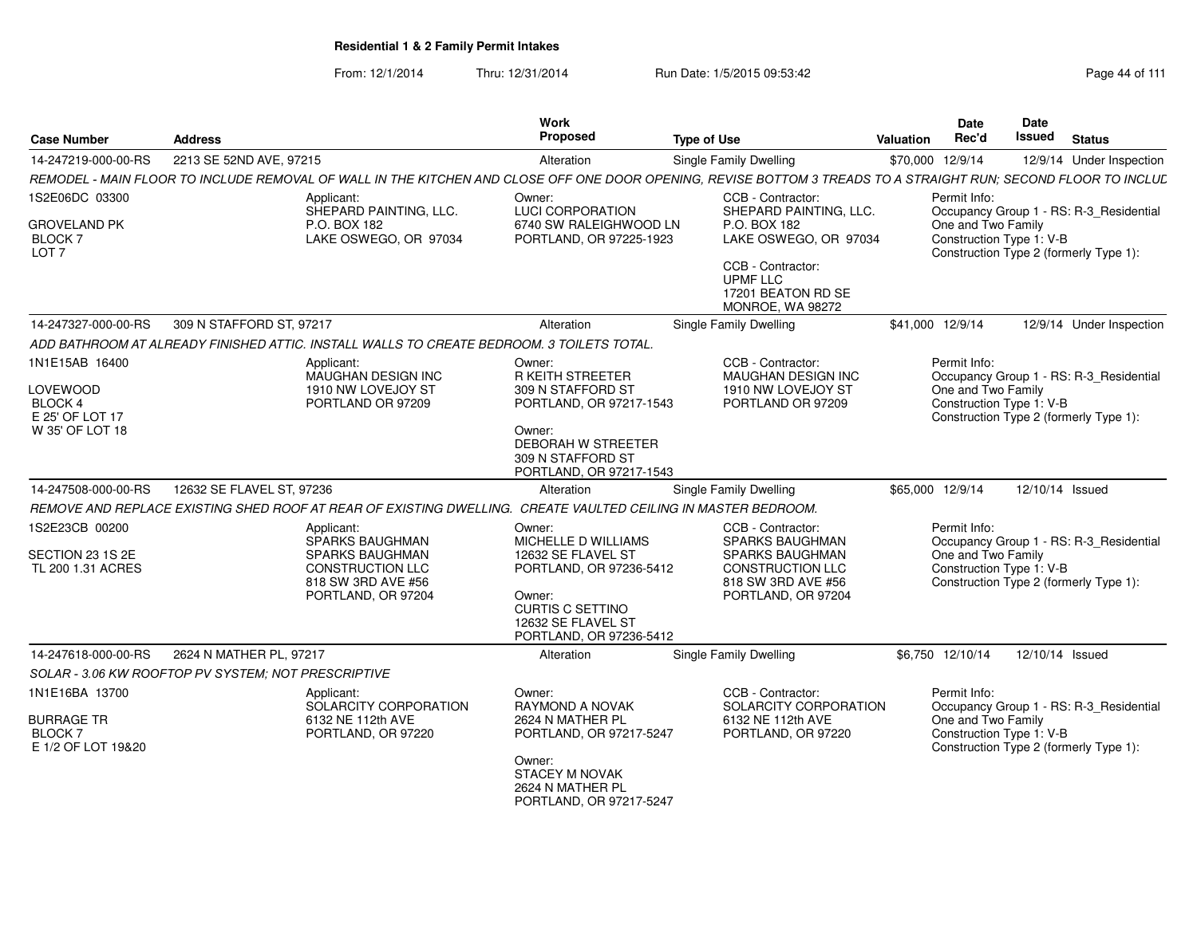# Residential 1 & 2 Family Permit Intakes

From: 12/1/2014 Thru: 12/31/2014 Run Date: 1/5/2015 09:53:42

| Case Number | Address | Work Proposed | Type of Use | Valuation | Date Rec'd | Date Issued | Status |
|---|---|---|---|---|---|---|---|
| 14-247219-000-00-RS | 2213 SE 52ND AVE, 97215 | Alteration | Single Family Dwelling | $70,000 | 12/9/14 | 12/9/14 | Under Inspection |

REMODEL - MAIN FLOOR TO INCLUDE REMOVAL OF WALL IN THE KITCHEN AND CLOSE OFF ONE DOOR OPENING, REVISE BOTTOM 3 TREADS TO A STRAIGHT RUN; SECOND FLOOR TO INCLUD

1S2E06DC 03300
GROVELAND PK
BLOCK 7
LOT 7

Applicant:
SHEPARD PAINTING, LLC.
P.O. BOX 182
LAKE OSWEGO, OR 97034

Owner:
LUCI CORPORATION
6740 SW RALEIGHWOOD LN
PORTLAND, OR 97225-1923

CCB - Contractor:
SHEPARD PAINTING, LLC.
P.O. BOX 182
LAKE OSWEGO, OR 97034

CCB - Contractor:
UPMF LLC
17201 BEATON RD SE
MONROE, WA 98272

Permit Info:
Occupancy Group 1 - RS: R-3_Residential One and Two Family
Construction Type 1: V-B
Construction Type 2 (formerly Type 1):

| Case Number | Address | Work Proposed | Type of Use | Valuation | Date Rec'd | Date Issued | Status |
|---|---|---|---|---|---|---|---|
| 14-247327-000-00-RS | 309 N STAFFORD ST, 97217 | Alteration | Single Family Dwelling | $41,000 | 12/9/14 | 12/9/14 | Under Inspection |

ADD BATHROOM AT ALREADY FINISHED ATTIC. INSTALL WALLS TO CREATE BEDROOM. 3 TOILETS TOTAL.

1N1E15AB 16400
LOVEWOOD
BLOCK 4
E 25' OF LOT 17
W 35' OF LOT 18

Applicant:
MAUGHAN DESIGN INC
1910 NW LOVEJOY ST
PORTLAND OR 97209

Owner:
R KEITH STREETER
309 N STAFFORD ST
PORTLAND, OR 97217-1543

Owner:
DEBORAH W STREETER
309 N STAFFORD ST
PORTLAND, OR 97217-1543

CCB - Contractor:
MAUGHAN DESIGN INC
1910 NW LOVEJOY ST
PORTLAND OR 97209

Permit Info:
Occupancy Group 1 - RS: R-3_Residential One and Two Family
Construction Type 1: V-B
Construction Type 2 (formerly Type 1):

| Case Number | Address | Work Proposed | Type of Use | Valuation | Date Rec'd | Date Issued | Status |
|---|---|---|---|---|---|---|---|
| 14-247508-000-00-RS | 12632 SE FLAVEL ST, 97236 | Alteration | Single Family Dwelling | $65,000 | 12/9/14 | 12/10/14 | Issued |

REMOVE AND REPLACE EXISTING SHED ROOF AT REAR OF EXISTING DWELLING. CREATE VAULTED CEILING IN MASTER BEDROOM.

1S2E23CB 00200
SECTION 23 1S 2E
TL 200 1.31 ACRES

Applicant:
SPARKS BAUGHMAN
SPARKS BAUGHMAN
CONSTRUCTION LLC
818 SW 3RD AVE #56
PORTLAND, OR 97204

Owner:
MICHELLE D WILLIAMS
12632 SE FLAVEL ST
PORTLAND, OR 97236-5412

Owner:
CURTIS C SETTINO
12632 SE FLAVEL ST
PORTLAND, OR 97236-5412

CCB - Contractor:
SPARKS BAUGHMAN
SPARKS BAUGHMAN
CONSTRUCTION LLC
818 SW 3RD AVE #56
PORTLAND, OR 97204

Permit Info:
Occupancy Group 1 - RS: R-3_Residential One and Two Family
Construction Type 1: V-B
Construction Type 2 (formerly Type 1):

| Case Number | Address | Work Proposed | Type of Use | Valuation | Date Rec'd | Date Issued | Status |
|---|---|---|---|---|---|---|---|
| 14-247618-000-00-RS | 2624 N MATHER PL, 97217 | Alteration | Single Family Dwelling | $6,750 | 12/10/14 | 12/10/14 | Issued |

SOLAR - 3.06 KW ROOFTOP PV SYSTEM; NOT PRESCRIPTIVE

1N1E16BA 13700
BURRAGE TR
BLOCK 7
E 1/2 OF LOT 19&20

Applicant:
SOLARCITY CORPORATION
6132 NE 112th AVE
PORTLAND, OR 97220

Owner:
RAYMOND A NOVAK
2624 N MATHER PL
PORTLAND, OR 97217-5247

Owner:
STACEY M NOVAK
2624 N MATHER PL
PORTLAND, OR 97217-5247

CCB - Contractor:
SOLARCITY CORPORATION
6132 NE 112th AVE
PORTLAND, OR 97220

Permit Info:
Occupancy Group 1 - RS: R-3_Residential One and Two Family
Construction Type 1: V-B
Construction Type 2 (formerly Type 1):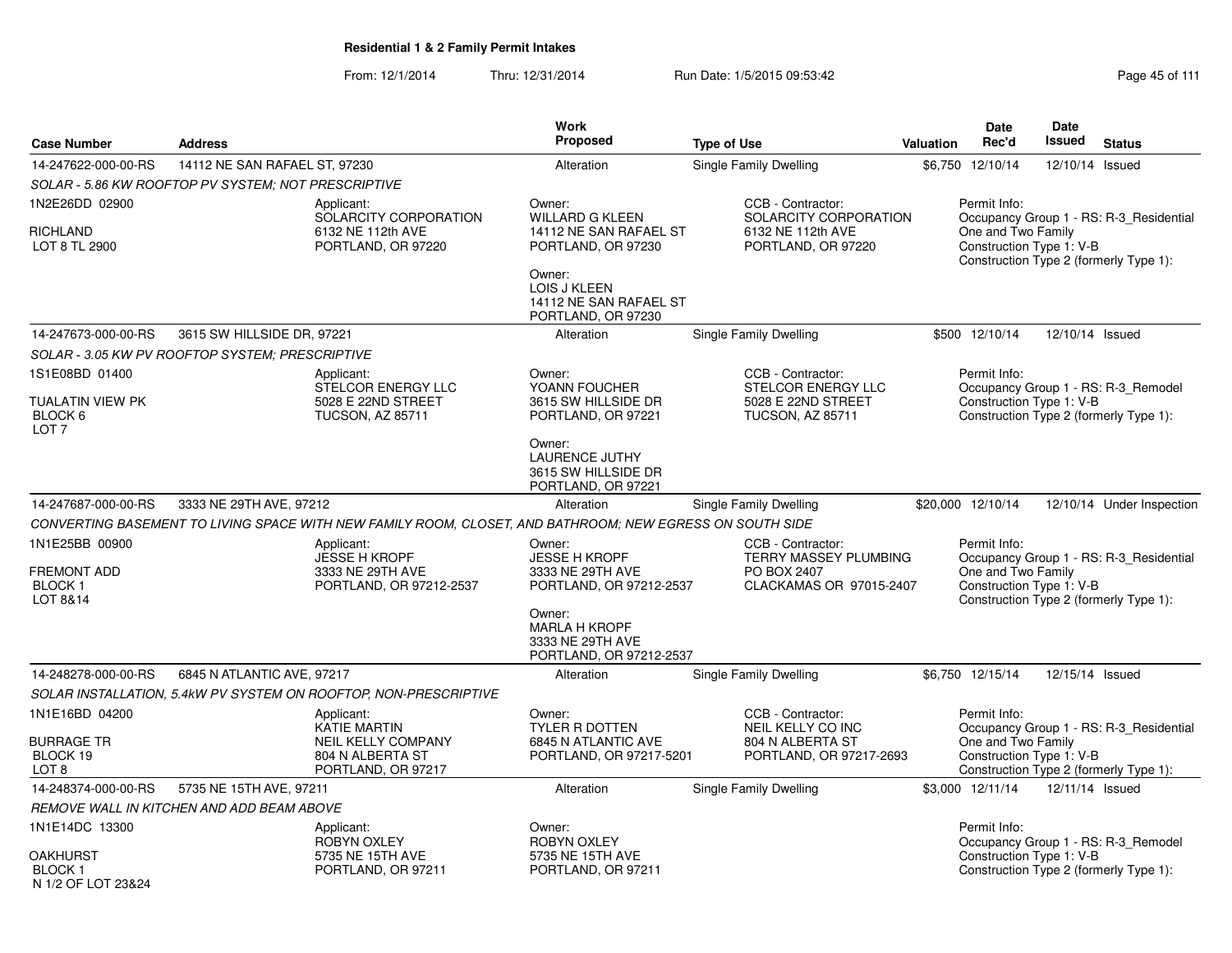## Residential 1 & 2 Family Permit Intakes

From: 12/1/2014 Thru: 12/31/2014 Run Date: 1/5/2015 09:53:42

| Case Number | Address | Work Proposed | Type of Use | Valuation | Date Rec'd | Date Issued | Status |
|---|---|---|---|---|---|---|---|
| 14-247622-000-00-RS | 14112 NE SAN RAFAEL ST, 97230 | Alteration | Single Family Dwelling | $6,750 | 12/10/14 | 12/10/14 | Issued |

*SOLAR - 5.86 KW ROOFTOP PV SYSTEM; NOT PRESCRIPTIVE*

1N2E26DD 02900
RICHLAND
LOT 8 TL 2900

Applicant: SOLARCITY CORPORATION, 6132 NE 112th AVE, PORTLAND, OR 97220

Owner: WILLARD G KLEEN, 14112 NE SAN RAFAEL ST, PORTLAND, OR 97230

Owner: LOIS J KLEEN, 14112 NE SAN RAFAEL ST, PORTLAND, OR 97230

CCB - Contractor: SOLARCITY CORPORATION, 6132 NE 112th AVE, PORTLAND, OR 97220

Permit Info: Occupancy Group 1 - RS: R-3_Residential One and Two Family; Construction Type 1: V-B; Construction Type 2 (formerly Type 1):

---

| Case Number | Address | Work Proposed | Type of Use | Valuation | Date Rec'd | Date Issued | Status |
|---|---|---|---|---|---|---|---|
| 14-247673-000-00-RS | 3615 SW HILLSIDE DR, 97221 | Alteration | Single Family Dwelling | $500 | 12/10/14 | 12/10/14 | Issued |

*SOLAR - 3.05 KW PV ROOFTOP SYSTEM; PRESCRIPTIVE*

1S1E08BD 01400
TUALATIN VIEW PK
BLOCK 6
LOT 7

Applicant: STELCOR ENERGY LLC, 5028 E 22ND STREET, TUCSON, AZ 85711

Owner: YOANN FOUCHER, 3615 SW HILLSIDE DR, PORTLAND, OR 97221

Owner: LAURENCE JUTHY, 3615 SW HILLSIDE DR, PORTLAND, OR 97221

CCB - Contractor: STELCOR ENERGY LLC, 5028 E 22ND STREET, TUCSON, AZ 85711

Permit Info: Occupancy Group 1 - RS: R-3_Remodel; Construction Type 1: V-B; Construction Type 2 (formerly Type 1):

---

| Case Number | Address | Work Proposed | Type of Use | Valuation | Date Rec'd | Date Issued | Status |
|---|---|---|---|---|---|---|---|
| 14-247687-000-00-RS | 3333 NE 29TH AVE, 97212 | Alteration | Single Family Dwelling | $20,000 | 12/10/14 | 12/10/14 | Under Inspection |

*CONVERTING BASEMENT TO LIVING SPACE WITH NEW FAMILY ROOM, CLOSET, AND BATHROOM; NEW EGRESS ON SOUTH SIDE*

1N1E25BB 00900
FREMONT ADD
BLOCK 1
LOT 8&14

Applicant: JESSE H KROPF, 3333 NE 29TH AVE, PORTLAND, OR 97212-2537

Owner: JESSE H KROPF, 3333 NE 29TH AVE, PORTLAND, OR 97212-2537

Owner: MARLA H KROPF, 3333 NE 29TH AVE, PORTLAND, OR 97212-2537

CCB - Contractor: TERRY MASSEY PLUMBING, PO BOX 2407, CLACKAMAS OR 97015-2407

Permit Info: Occupancy Group 1 - RS: R-3_Residential One and Two Family; Construction Type 1: V-B; Construction Type 2 (formerly Type 1):

---

| Case Number | Address | Work Proposed | Type of Use | Valuation | Date Rec'd | Date Issued | Status |
|---|---|---|---|---|---|---|---|
| 14-248278-000-00-RS | 6845 N ATLANTIC AVE, 97217 | Alteration | Single Family Dwelling | $6,750 | 12/15/14 | 12/15/14 | Issued |

*SOLAR INSTALLATION, 5.4kW PV SYSTEM ON ROOFTOP, NON-PRESCRIPTIVE*

1N1E16BD 04200
BURRAGE TR
BLOCK 19
LOT 8

Applicant: KATIE MARTIN, NEIL KELLY COMPANY, 804 N ALBERTA ST, PORTLAND, OR 97217

Owner: TYLER R DOTTEN, 6845 N ATLANTIC AVE, PORTLAND, OR 97217-5201

CCB - Contractor: NEIL KELLY CO INC, 804 N ALBERTA ST, PORTLAND, OR 97217-2693

Permit Info: Occupancy Group 1 - RS: R-3_Residential One and Two Family; Construction Type 1: V-B; Construction Type 2 (formerly Type 1):

---

| Case Number | Address | Work Proposed | Type of Use | Valuation | Date Rec'd | Date Issued | Status |
|---|---|---|---|---|---|---|---|
| 14-248374-000-00-RS | 5735 NE 15TH AVE, 97211 | Alteration | Single Family Dwelling | $3,000 | 12/11/14 | 12/11/14 | Issued |

*REMOVE WALL IN KITCHEN AND ADD BEAM ABOVE*

1N1E14DC 13300
OAKHURST
BLOCK 1
N 1/2 OF LOT 23&24

Applicant: ROBYN OXLEY, 5735 NE 15TH AVE, PORTLAND, OR 97211

Owner: ROBYN OXLEY, 5735 NE 15TH AVE, PORTLAND, OR 97211

Permit Info: Occupancy Group 1 - RS: R-3_Remodel; Construction Type 1: V-B; Construction Type 2 (formerly Type 1):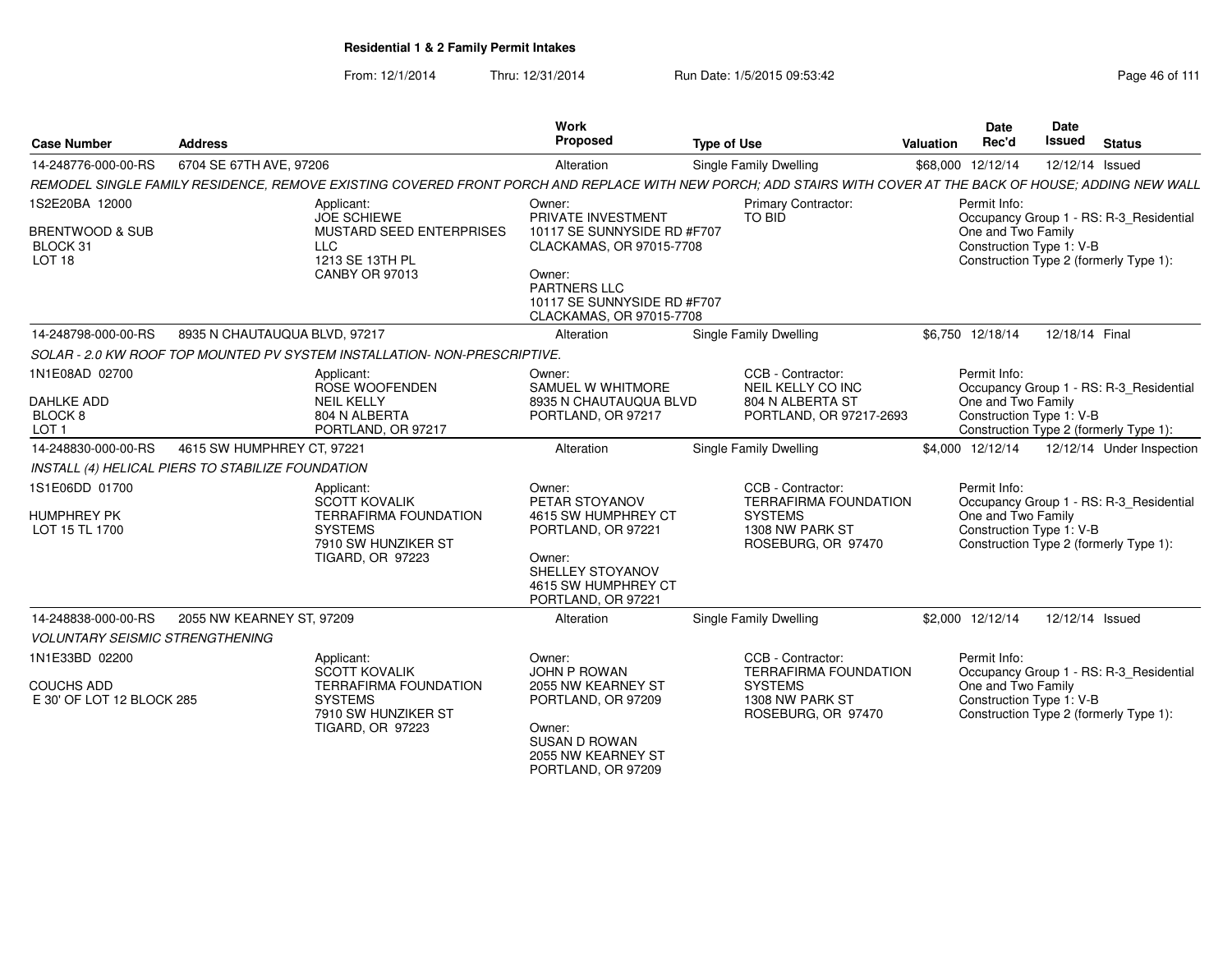## Residential 1 & 2 Family Permit Intakes

From: 12/1/2014 Thru: 12/31/2014 Run Date: 1/5/2015 09:53:42

| Case Number | Address | Work Proposed | Type of Use | Valuation | Date Rec'd | Date Issued | Status |
|---|---|---|---|---|---|---|---|
| 14-248776-000-00-RS | 6704 SE 67TH AVE, 97206 | Alteration | Single Family Dwelling | $68,000 | 12/12/14 | 12/12/14 | Issued |

*REMODEL SINGLE FAMILY RESIDENCE, REMOVE EXISTING COVERED FRONT PORCH AND REPLACE WITH NEW PORCH; ADD STAIRS WITH COVER AT THE BACK OF HOUSE; ADDING NEW WALL*

1S2E20BA 12000
BRENTWOOD & SUB
BLOCK 31
LOT 18

Applicant:
JOE SCHIEWE
MUSTARD SEED ENTERPRISES LLC
1213 SE 13TH PL
CANBY OR 97013

Owner:
PRIVATE INVESTMENT
10117 SE SUNNYSIDE RD #F707
CLACKAMAS, OR 97015-7708

Owner:
PARTNERS LLC
10117 SE SUNNYSIDE RD #F707
CLACKAMAS, OR 97015-7708

Primary Contractor:
TO BID

Permit Info:
Occupancy Group 1 - RS: R-3_Residential One and Two Family
Construction Type 1: V-B
Construction Type 2 (formerly Type 1):

| Case Number | Address | Work Proposed | Type of Use | Valuation | Date Rec'd | Date Issued | Status |
|---|---|---|---|---|---|---|---|
| 14-248798-000-00-RS | 8935 N CHAUTAUQUA BLVD, 97217 | Alteration | Single Family Dwelling | $6,750 | 12/18/14 | 12/18/14 | Final |

*SOLAR - 2.0 KW ROOF TOP MOUNTED PV SYSTEM INSTALLATION- NON-PRESCRIPTIVE.*

1N1E08AD 02700
DAHLKE ADD
BLOCK 8
LOT 1

Applicant:
ROSE WOOFENDEN
NEIL KELLY
804 N ALBERTA
PORTLAND, OR 97217

Owner:
SAMUEL W WHITMORE
8935 N CHAUTAUQUA BLVD
PORTLAND, OR 97217

CCB - Contractor:
NEIL KELLY CO INC
804 N ALBERTA ST
PORTLAND, OR 97217-2693

Permit Info:
Occupancy Group 1 - RS: R-3_Residential One and Two Family
Construction Type 1: V-B
Construction Type 2 (formerly Type 1):

| Case Number | Address | Work Proposed | Type of Use | Valuation | Date Rec'd | Date Issued | Status |
|---|---|---|---|---|---|---|---|
| 14-248830-000-00-RS | 4615 SW HUMPHREY CT, 97221 | Alteration | Single Family Dwelling | $4,000 | 12/12/14 | 12/12/14 | Under Inspection |

*INSTALL (4) HELICAL PIERS TO STABILIZE FOUNDATION*

1S1E06DD 01700
HUMPHREY PK
LOT 15 TL 1700

Applicant:
SCOTT KOVALIK
TERRAFIRMA FOUNDATION SYSTEMS
7910 SW HUNZIKER ST
TIGARD, OR 97223

Owner:
PETAR STOYANOV
4615 SW HUMPHREY CT
PORTLAND, OR 97221

Owner:
SHELLEY STOYANOV
4615 SW HUMPHREY CT
PORTLAND, OR 97221

CCB - Contractor:
TERRAFIRMA FOUNDATION SYSTEMS
1308 NW PARK ST
ROSEBURG, OR 97470

Permit Info:
Occupancy Group 1 - RS: R-3_Residential One and Two Family
Construction Type 1: V-B
Construction Type 2 (formerly Type 1):

| Case Number | Address | Work Proposed | Type of Use | Valuation | Date Rec'd | Date Issued | Status |
|---|---|---|---|---|---|---|---|
| 14-248838-000-00-RS | 2055 NW KEARNEY ST, 97209 | Alteration | Single Family Dwelling | $2,000 | 12/12/14 | 12/12/14 | Issued |

*VOLUNTARY SEISMIC STRENGTHENING*

1N1E33BD 02200
COUCHS ADD
E 30' OF LOT 12 BLOCK 285

Applicant:
SCOTT KOVALIK
TERRAFIRMA FOUNDATION SYSTEMS
7910 SW HUNZIKER ST
TIGARD, OR 97223

Owner:
JOHN P ROWAN
2055 NW KEARNEY ST
PORTLAND, OR 97209

Owner:
SUSAN D ROWAN
2055 NW KEARNEY ST
PORTLAND, OR 97209

CCB - Contractor:
TERRAFIRMA FOUNDATION SYSTEMS
1308 NW PARK ST
ROSEBURG, OR 97470

Permit Info:
Occupancy Group 1 - RS: R-3_Residential One and Two Family
Construction Type 1: V-B
Construction Type 2 (formerly Type 1):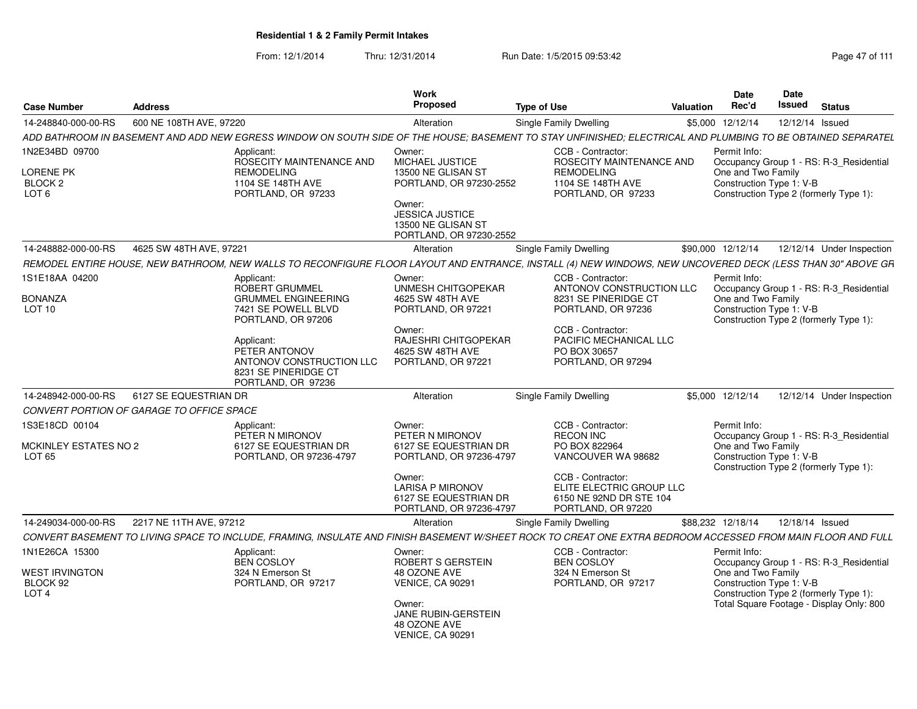**Residential 1 & 2 Family Permit Intakes**

From: 12/1/2014 Thru: 12/31/2014 Run Date: 1/5/2015 09:53:42

| Case Number | Address | Work Proposed | Type of Use | Valuation | Date Rec'd | Date Issued | Status |
|---|---|---|---|---|---|---|---|
| 14-248840-000-00-RS | 600 NE 108TH AVE, 97220 | Alteration | Single Family Dwelling | $5,000 | 12/12/14 | 12/12/14 | Issued |

*ADD BATHROOM IN BASEMENT AND ADD NEW EGRESS WINDOW ON SOUTH SIDE OF THE HOUSE; BASEMENT TO STAY UNFINISHED; ELECTRICAL AND PLUMBING TO BE OBTAINED SEPARATEL*

1N2E34BD 09700
LORENE PK
BLOCK 2
LOT 6

Applicant:
ROSECITY MAINTENANCE AND REMODELING
1104 SE 148TH AVE
PORTLAND, OR 97233

Owner:
MICHAEL JUSTICE
13500 NE GLISAN ST
PORTLAND, OR 97230-2552

Owner:
JESSICA JUSTICE
13500 NE GLISAN ST
PORTLAND, OR 97230-2552

CCB - Contractor:
ROSECITY MAINTENANCE AND REMODELING
1104 SE 148TH AVE
PORTLAND, OR 97233

Permit Info:
Occupancy Group 1 - RS: R-3_Residential One and Two Family
Construction Type 1: V-B
Construction Type 2 (formerly Type 1):

| Case Number | Address | Work Proposed | Type of Use | Valuation | Date Rec'd | Date Issued | Status |
|---|---|---|---|---|---|---|---|
| 14-248882-000-00-RS | 4625 SW 48TH AVE, 97221 | Alteration | Single Family Dwelling | $90,000 | 12/12/14 | 12/12/14 | Under Inspection |

*REMODEL ENTIRE HOUSE, NEW BATHROOM, NEW WALLS TO RECONFIGURE FLOOR LAYOUT AND ENTRANCE, INSTALL (4) NEW WINDOWS, NEW UNCOVERED DECK (LESS THAN 30" ABOVE GR*

1S1E18AA 04200
BONANZA
LOT 10

Applicant:
ROBERT GRUMMEL
GRUMMEL ENGINEERING
7421 SE POWELL BLVD
PORTLAND, OR 97206

Applicant:
PETER ANTONOV
ANTONOV CONSTRUCTION LLC
8231 SE PINERIDGE CT
PORTLAND, OR 97236

Owner:
UNMESH CHITGOPEKAR
4625 SW 48TH AVE
PORTLAND, OR 97221

Owner:
RAJESHRI CHITGOPEKAR
4625 SW 48TH AVE
PORTLAND, OR 97221

CCB - Contractor:
ANTONOV CONSTRUCTION LLC
8231 SE PINERIDGE CT
PORTLAND, OR 97236

CCB - Contractor:
PACIFIC MECHANICAL LLC
PO BOX 30657
PORTLAND, OR 97294

Permit Info:
Occupancy Group 1 - RS: R-3_Residential One and Two Family
Construction Type 1: V-B
Construction Type 2 (formerly Type 1):

| Case Number | Address | Work Proposed | Type of Use | Valuation | Date Rec'd | Date Issued | Status |
|---|---|---|---|---|---|---|---|
| 14-248942-000-00-RS | 6127 SE EQUESTRIAN DR | Alteration | Single Family Dwelling | $5,000 | 12/12/14 | 12/12/14 | Under Inspection |

*CONVERT PORTION OF GARAGE TO OFFICE SPACE*

1S3E18CD 00104
MCKINLEY ESTATES NO 2
LOT 65

Applicant:
PETER N MIRONOV
6127 SE EQUESTRIAN DR
PORTLAND, OR 97236-4797

Owner:
PETER N MIRONOV
6127 SE EQUESTRIAN DR
PORTLAND, OR 97236-4797

Owner:
LARISA P MIRONOV
6127 SE EQUESTRIAN DR
PORTLAND, OR 97236-4797

CCB - Contractor:
RECON INC
PO BOX 822964
VANCOUVER WA 98682

CCB - Contractor:
ELITE ELECTRIC GROUP LLC
6150 NE 92ND DR STE 104
PORTLAND, OR 97220

Permit Info:
Occupancy Group 1 - RS: R-3_Residential One and Two Family
Construction Type 1: V-B
Construction Type 2 (formerly Type 1):

| Case Number | Address | Work Proposed | Type of Use | Valuation | Date Rec'd | Date Issued | Status |
|---|---|---|---|---|---|---|---|
| 14-249034-000-00-RS | 2217 NE 11TH AVE, 97212 | Alteration | Single Family Dwelling | $88,232 | 12/18/14 | 12/18/14 | Issued |

*CONVERT BASEMENT TO LIVING SPACE TO INCLUDE, FRAMING, INSULATE AND FINISH BASEMENT W/SHEET ROCK TO CREAT ONE EXTRA BEDROOM ACCESSED FROM MAIN FLOOR AND FULL*

1N1E26CA 15300
WEST IRVINGTON
BLOCK 92
LOT 4

Applicant:
BEN COSLOY
324 N Emerson St
PORTLAND, OR 97217

Owner:
ROBERT S GERSTEIN
48 OZONE AVE
VENICE, CA 90291

Owner:
JANE RUBIN-GERSTEIN
48 OZONE AVE
VENICE, CA 90291

CCB - Contractor:
BEN COSLOY
324 N Emerson St
PORTLAND, OR 97217

Permit Info:
Occupancy Group 1 - RS: R-3_Residential One and Two Family
Construction Type 1: V-B
Construction Type 2 (formerly Type 1):
Total Square Footage - Display Only: 800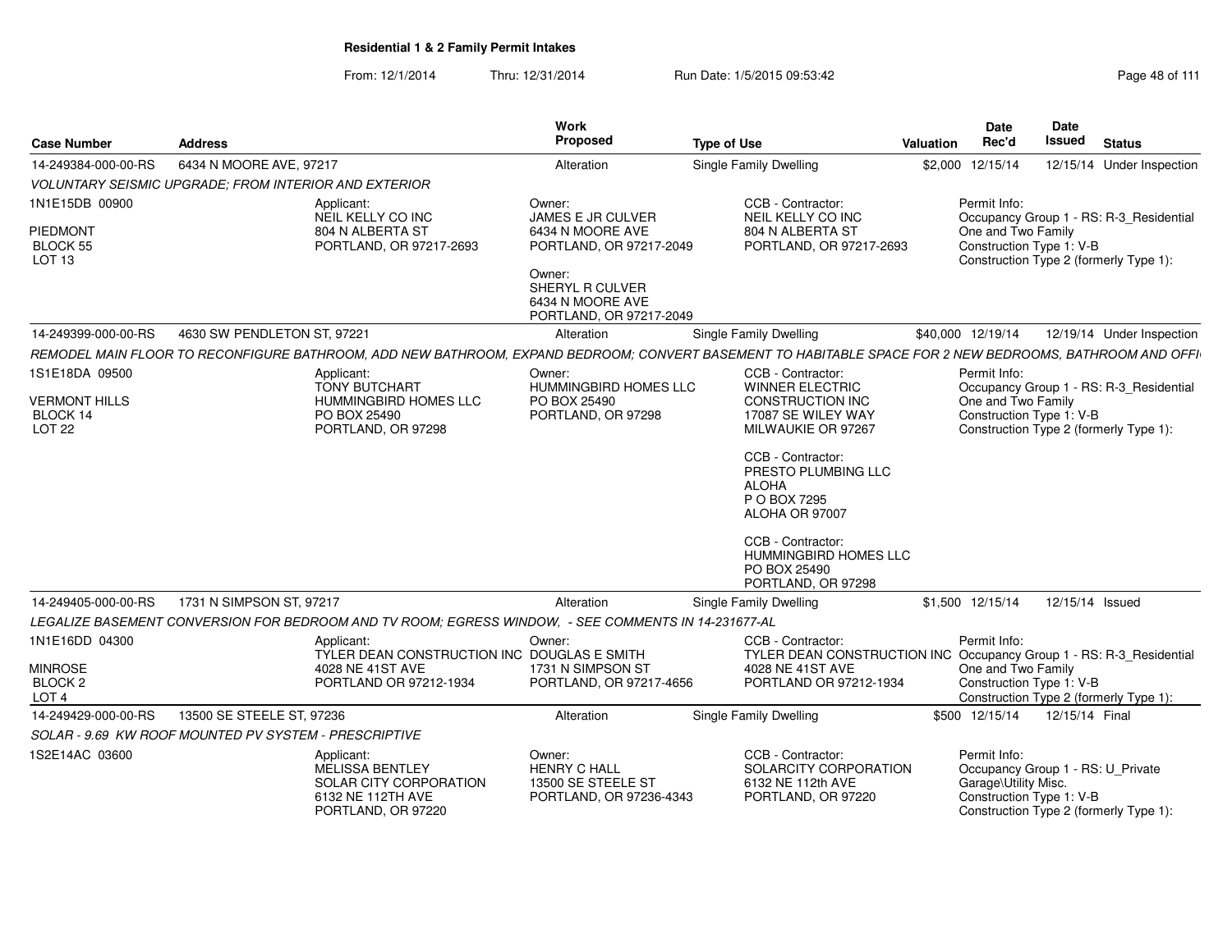**Residential 1 & 2 Family Permit Intakes**

From: 12/1/2014 Thru: 12/31/2014 Run Date: 1/5/2015 09:53:42

| Case Number | Address | Work Proposed | Type of Use | Valuation | Date Rec'd | Date Issued | Status |
|---|---|---|---|---|---|---|---|
| 14-249384-000-00-RS | 6434 N MOORE AVE, 97217 | Alteration | Single Family Dwelling | $2,000 | 12/15/14 | 12/15/14 | Under Inspection |

*VOLUNTARY SEISMIC UPGRADE; FROM INTERIOR AND EXTERIOR*

1N1E15DB 00900
PIEDMONT
BLOCK 55
LOT 13

Applicant: NEIL KELLY CO INC, 804 N ALBERTA ST, PORTLAND, OR 97217-2693

Owner: JAMES E JR CULVER, 6434 N MOORE AVE, PORTLAND, OR 97217-2049

Owner: SHERYL R CULVER, 6434 N MOORE AVE, PORTLAND, OR 97217-2049

CCB - Contractor: NEIL KELLY CO INC, 804 N ALBERTA ST, PORTLAND, OR 97217-2693

Permit Info: Occupancy Group 1 - RS: R-3_Residential One and Two Family; Construction Type 1: V-B; Construction Type 2 (formerly Type 1):

| Case Number | Address | Work Proposed | Type of Use | Valuation | Date Rec'd | Date Issued | Status |
|---|---|---|---|---|---|---|---|
| 14-249399-000-00-RS | 4630 SW PENDLETON ST, 97221 | Alteration | Single Family Dwelling | $40,000 | 12/19/14 | 12/19/14 | Under Inspection |

*REMODEL MAIN FLOOR TO RECONFIGURE BATHROOM, ADD NEW BATHROOM, EXPAND BEDROOM; CONVERT BASEMENT TO HABITABLE SPACE FOR 2 NEW BEDROOMS, BATHROOM AND OFFI*

1S1E18DA 09500
VERMONT HILLS
BLOCK 14
LOT 22

Applicant: TONY BUTCHART, HUMMINGBIRD HOMES LLC, PO BOX 25490, PORTLAND, OR 97298

Owner: HUMMINGBIRD HOMES LLC, PO BOX 25490, PORTLAND, OR 97298

CCB - Contractor: WINNER ELECTRIC CONSTRUCTION INC, 17087 SE WILEY WAY, MILWAUKIE OR 97267

CCB - Contractor: PRESTO PLUMBING LLC, ALOHA, P O BOX 7295, ALOHA OR 97007

CCB - Contractor: HUMMINGBIRD HOMES LLC, PO BOX 25490, PORTLAND, OR 97298

Permit Info: Occupancy Group 1 - RS: R-3_Residential One and Two Family; Construction Type 1: V-B; Construction Type 2 (formerly Type 1):

| Case Number | Address | Work Proposed | Type of Use | Valuation | Date Rec'd | Date Issued | Status |
|---|---|---|---|---|---|---|---|
| 14-249405-000-00-RS | 1731 N SIMPSON ST, 97217 | Alteration | Single Family Dwelling | $1,500 | 12/15/14 | 12/15/14 | Issued |

*LEGALIZE BASEMENT CONVERSION FOR BEDROOM AND TV ROOM; EGRESS WINDOW, - SEE COMMENTS IN 14-231677-AL*

1N1E16DD 04300
MINROSE
BLOCK 2
LOT 4

Applicant: TYLER DEAN CONSTRUCTION INC, 4028 NE 41ST AVE, PORTLAND OR 97212-1934

Owner: DOUGLAS E SMITH, 1731 N SIMPSON ST, PORTLAND, OR 97217-4656

CCB - Contractor: TYLER DEAN CONSTRUCTION INC, 4028 NE 41ST AVE, PORTLAND OR 97212-1934

Permit Info: Occupancy Group 1 - RS: R-3_Residential One and Two Family; Construction Type 1: V-B; Construction Type 2 (formerly Type 1):

| Case Number | Address | Work Proposed | Type of Use | Valuation | Date Rec'd | Date Issued | Status |
|---|---|---|---|---|---|---|---|
| 14-249429-000-00-RS | 13500 SE STEELE ST, 97236 | Alteration | Single Family Dwelling | $500 | 12/15/14 | 12/15/14 | Final |

*SOLAR - 9.69 KW ROOF MOUNTED PV SYSTEM - PRESCRIPTIVE*

1S2E14AC 03600

Applicant: MELISSA BENTLEY, SOLAR CITY CORPORATION, 6132 NE 112TH AVE, PORTLAND, OR 97220

Owner: HENRY C HALL, 13500 SE STEELE ST, PORTLAND, OR 97236-4343

CCB - Contractor: SOLARCITY CORPORATION, 6132 NE 112th AVE, PORTLAND, OR 97220

Permit Info: Occupancy Group 1 - RS: U_Private Garage\Utility Misc.; Construction Type 1: V-B; Construction Type 2 (formerly Type 1):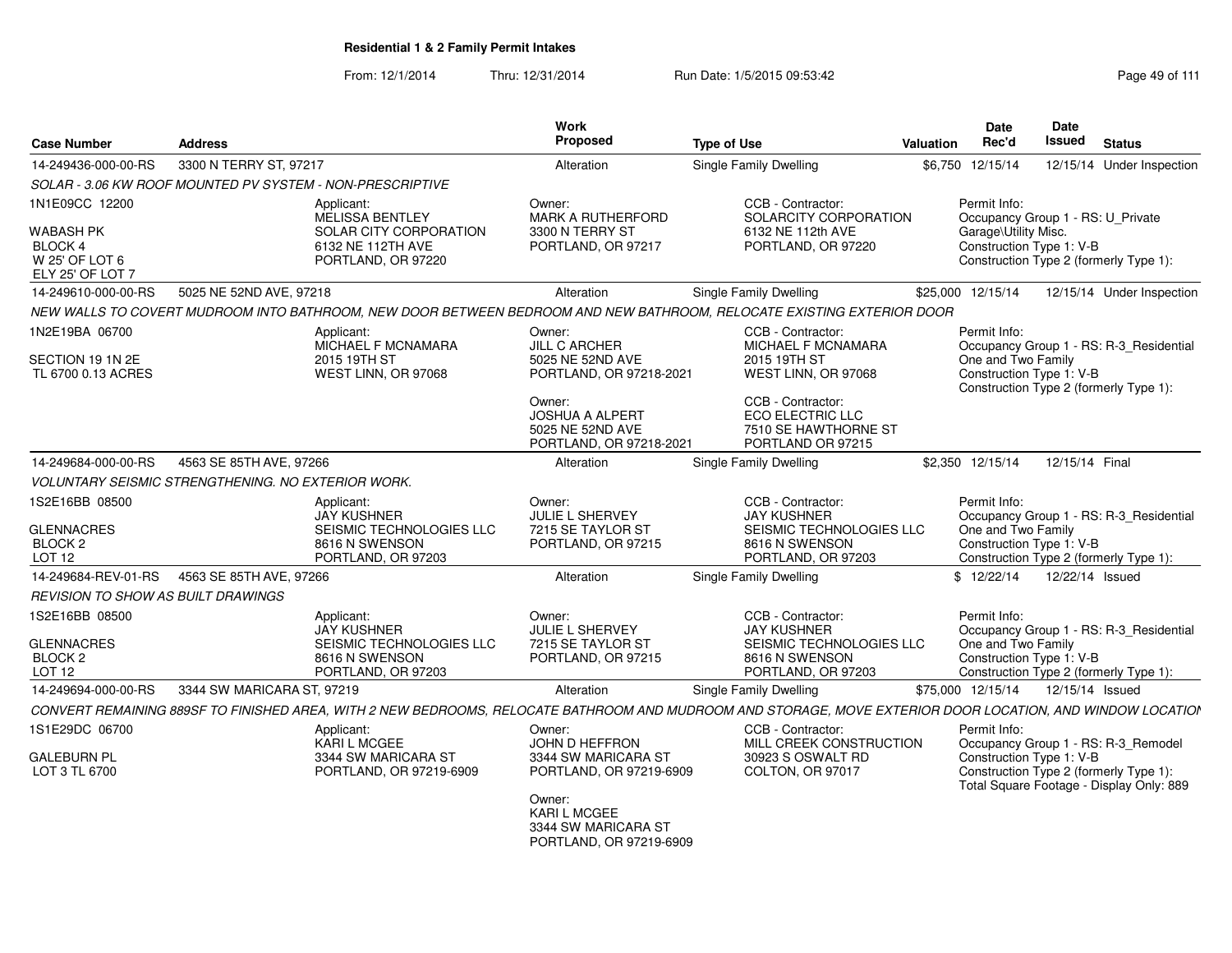# Residential 1 & 2 Family Permit Intakes

From: 12/1/2014 Thru: 12/31/2014 Run Date: 1/5/2015 09:53:42

| Case Number | Address | Work Proposed | Type of Use | Valuation | Date Rec'd | Date Issued | Status |
|---|---|---|---|---|---|---|---|
| 14-249436-000-00-RS | 3300 N TERRY ST, 97217 | Alteration | Single Family Dwelling | $6,750 | 12/15/14 | 12/15/14 | Under Inspection |

*SOLAR - 3.06 KW ROOF MOUNTED PV SYSTEM - NON-PRESCRIPTIVE*

- 1N1E09CC 12200 / WABASH PK / BLOCK 4 / W 25' OF LOT 6 / ELY 25' OF LOT 7
- Applicant: MELISSA BENTLEY, SOLAR CITY CORPORATION, 6132 NE 112TH AVE, PORTLAND, OR 97220
- Owner: MARK A RUTHERFORD, 3300 N TERRY ST, PORTLAND, OR 97217
- CCB - Contractor: SOLARCITY CORPORATION, 6132 NE 112th AVE, PORTLAND, OR 97220
- Permit Info: Occupancy Group 1 - RS: U_Private Garage\Utility Misc.; Construction Type 1: V-B; Construction Type 2 (formerly Type 1):

| Case Number | Address | Work Proposed | Type of Use | Valuation | Date Rec'd | Date Issued | Status |
|---|---|---|---|---|---|---|---|
| 14-249610-000-00-RS | 5025 NE 52ND AVE, 97218 | Alteration | Single Family Dwelling | $25,000 | 12/15/14 | 12/15/14 | Under Inspection |

*NEW WALLS TO COVERT MUDROOM INTO BATHROOM, NEW DOOR BETWEEN BEDROOM AND NEW BATHROOM, RELOCATE EXISTING EXTERIOR DOOR*

- 1N2E19BA 06700 / SECTION 19 1N 2E / TL 6700 0.13 ACRES
- Applicant: MICHAEL F MCNAMARA, 2015 19TH ST, WEST LINN, OR 97068
- Owner: JILL C ARCHER, 5025 NE 52ND AVE, PORTLAND, OR 97218-2021
- Owner: JOSHUA A ALPERT, 5025 NE 52ND AVE, PORTLAND, OR 97218-2021
- CCB - Contractor: MICHAEL F MCNAMARA, 2015 19TH ST, WEST LINN, OR 97068
- CCB - Contractor: ECO ELECTRIC LLC, 7510 SE HAWTHORNE ST, PORTLAND OR 97215
- Permit Info: Occupancy Group 1 - RS: R-3_Residential One and Two Family; Construction Type 1: V-B; Construction Type 2 (formerly Type 1):

| Case Number | Address | Work Proposed | Type of Use | Valuation | Date Rec'd | Date Issued | Status |
|---|---|---|---|---|---|---|---|
| 14-249684-000-00-RS | 4563 SE 85TH AVE, 97266 | Alteration | Single Family Dwelling | $2,350 | 12/15/14 | 12/15/14 | Final |

*VOLUNTARY SEISMIC STRENGTHENING. NO EXTERIOR WORK.*

- 1S2E16BB 08500 / GLENNACRES / BLOCK 2 / LOT 12
- Applicant: JAY KUSHNER, SEISMIC TECHNOLOGIES LLC, 8616 N SWENSON, PORTLAND, OR 97203
- Owner: JULIE L SHERVEY, 7215 SE TAYLOR ST, PORTLAND, OR 97215
- CCB - Contractor: JAY KUSHNER, SEISMIC TECHNOLOGIES LLC, 8616 N SWENSON, PORTLAND, OR 97203
- Permit Info: Occupancy Group 1 - RS: R-3_Residential One and Two Family; Construction Type 1: V-B; Construction Type 2 (formerly Type 1):

| Case Number | Address | Work Proposed | Type of Use | Valuation | Date Rec'd | Date Issued | Status |
|---|---|---|---|---|---|---|---|
| 14-249684-REV-01-RS | 4563 SE 85TH AVE, 97266 | Alteration | Single Family Dwelling | $ | 12/22/14 | 12/22/14 | Issued |

*REVISION TO SHOW AS BUILT DRAWINGS*

- 1S2E16BB 08500 / GLENNACRES / BLOCK 2 / LOT 12
- Applicant: JAY KUSHNER, SEISMIC TECHNOLOGIES LLC, 8616 N SWENSON, PORTLAND, OR 97203
- Owner: JULIE L SHERVEY, 7215 SE TAYLOR ST, PORTLAND, OR 97215
- CCB - Contractor: JAY KUSHNER, SEISMIC TECHNOLOGIES LLC, 8616 N SWENSON, PORTLAND, OR 97203
- Permit Info: Occupancy Group 1 - RS: R-3_Residential One and Two Family; Construction Type 1: V-B; Construction Type 2 (formerly Type 1):

| Case Number | Address | Work Proposed | Type of Use | Valuation | Date Rec'd | Date Issued | Status |
|---|---|---|---|---|---|---|---|
| 14-249694-000-00-RS | 3344 SW MARICARA ST, 97219 | Alteration | Single Family Dwelling | $75,000 | 12/15/14 | 12/15/14 | Issued |

*CONVERT REMAINING 889SF TO FINISHED AREA, WITH 2 NEW BEDROOMS, RELOCATE BATHROOM AND MUDROOM AND STORAGE, MOVE EXTERIOR DOOR LOCATION, AND WINDOW LOCATION*

- 1S1E29DC 06700 / GALEBURN PL / LOT 3 TL 6700
- Applicant: KARI L MCGEE, 3344 SW MARICARA ST, PORTLAND, OR 97219-6909
- Owner: JOHN D HEFFRON, 3344 SW MARICARA ST, PORTLAND, OR 97219-6909
- Owner: KARI L MCGEE, 3344 SW MARICARA ST, PORTLAND, OR 97219-6909
- CCB - Contractor: MILL CREEK CONSTRUCTION, 30923 S OSWALT RD, COLTON, OR 97017
- Permit Info: Occupancy Group 1 - RS: R-3_Remodel; Construction Type 1: V-B; Construction Type 2 (formerly Type 1):; Total Square Footage - Display Only: 889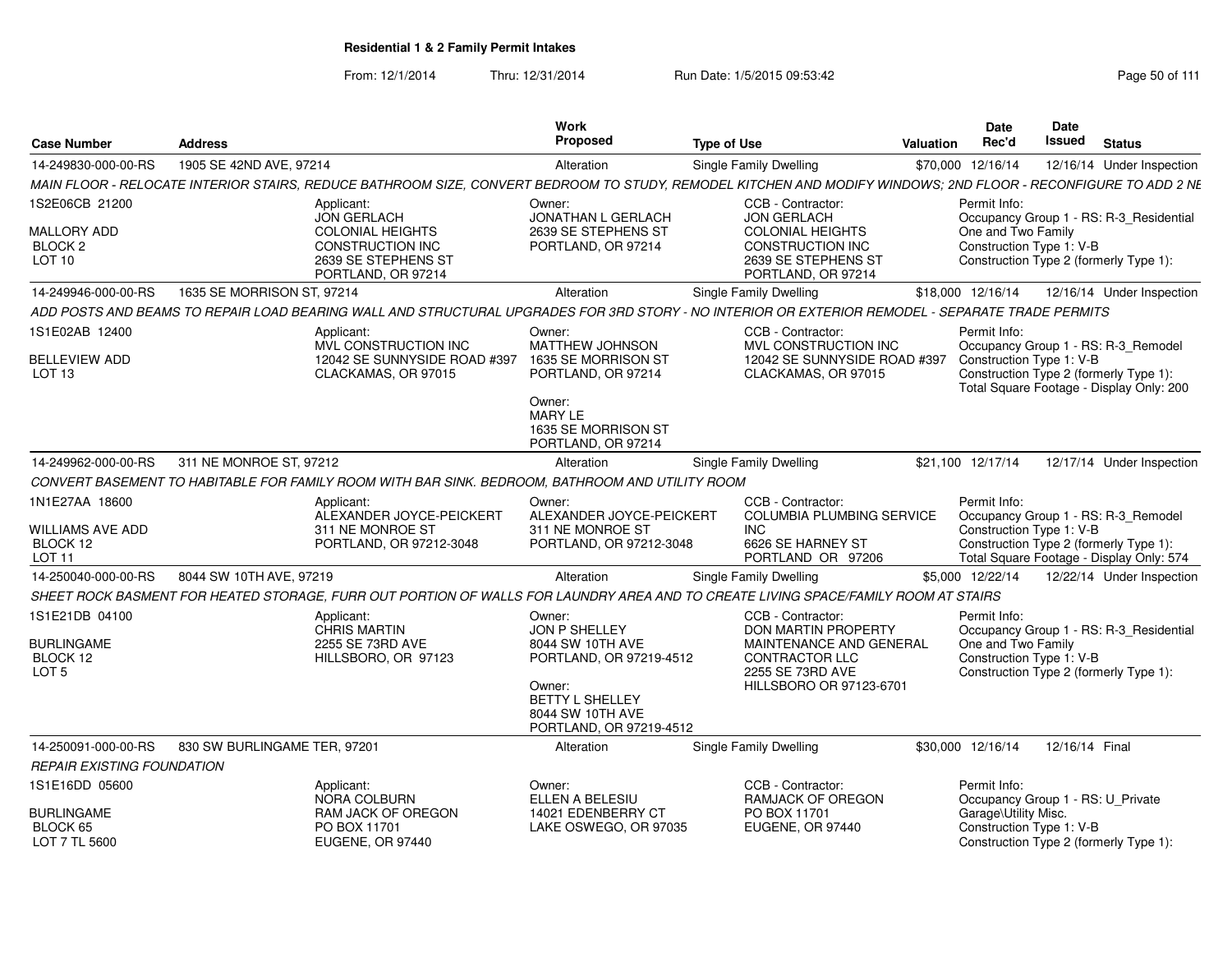**Residential 1 & 2 Family Permit Intakes**

From: 12/1/2014 Thru: 12/31/2014 Run Date: 1/5/2015 09:53:42

| Case Number | Address | Work Proposed | Type of Use | Valuation | Date Rec'd | Date Issued | Status |
|---|---|---|---|---|---|---|---|
| 14-249830-000-00-RS | 1905 SE 42ND AVE, 97214 | Alteration | Single Family Dwelling | $70,000 | 12/16/14 | 12/16/14 | Under Inspection |

MAIN FLOOR - RELOCATE INTERIOR STAIRS, REDUCE BATHROOM SIZE, CONVERT BEDROOM TO STUDY, REMODEL KITCHEN AND MODIFY WINDOWS; 2ND FLOOR - RECONFIGURE TO ADD 2 NE

1S2E06CB 21200
MALLORY ADD
BLOCK 2
LOT 10

Applicant: JON GERLACH, COLONIAL HEIGHTS CONSTRUCTION INC, 2639 SE STEPHENS ST, PORTLAND, OR 97214

Owner: JONATHAN L GERLACH, 2639 SE STEPHENS ST, PORTLAND, OR 97214

CCB - Contractor: JON GERLACH, COLONIAL HEIGHTS CONSTRUCTION INC, 2639 SE STEPHENS ST, PORTLAND, OR 97214

Permit Info: Occupancy Group 1 - RS: R-3_Residential One and Two Family; Construction Type 1: V-B; Construction Type 2 (formerly Type 1):

| Case Number | Address | Work Proposed | Type of Use | Valuation | Date Rec'd | Date Issued | Status |
|---|---|---|---|---|---|---|---|
| 14-249946-000-00-RS | 1635 SE MORRISON ST, 97214 | Alteration | Single Family Dwelling | $18,000 | 12/16/14 | 12/16/14 | Under Inspection |

ADD POSTS AND BEAMS TO REPAIR LOAD BEARING WALL AND STRUCTURAL UPGRADES FOR 3RD STORY - NO INTERIOR OR EXTERIOR REMODEL - SEPARATE TRADE PERMITS

1S1E02AB 12400
BELLEVIEW ADD
LOT 13

Applicant: MVL CONSTRUCTION INC, 12042 SE SUNNYSIDE ROAD #397, CLACKAMAS, OR 97015

Owner: MATTHEW JOHNSON, 1635 SE MORRISON ST, PORTLAND, OR 97214

Owner: MARY LE, 1635 SE MORRISON ST, PORTLAND, OR 97214

CCB - Contractor: MVL CONSTRUCTION INC, 12042 SE SUNNYSIDE ROAD #397, CLACKAMAS, OR 97015

Permit Info: Occupancy Group 1 - RS: R-3_Remodel; Construction Type 1: V-B; Construction Type 2 (formerly Type 1):; Total Square Footage - Display Only: 200

| Case Number | Address | Work Proposed | Type of Use | Valuation | Date Rec'd | Date Issued | Status |
|---|---|---|---|---|---|---|---|
| 14-249962-000-00-RS | 311 NE MONROE ST, 97212 | Alteration | Single Family Dwelling | $21,100 | 12/17/14 | 12/17/14 | Under Inspection |

CONVERT BASEMENT TO HABITABLE FOR FAMILY ROOM WITH BAR SINK. BEDROOM, BATHROOM AND UTILITY ROOM

1N1E27AA 18600
WILLIAMS AVE ADD
BLOCK 12
LOT 11

Applicant: ALEXANDER JOYCE-PEICKERT, 311 NE MONROE ST, PORTLAND, OR 97212-3048

Owner: ALEXANDER JOYCE-PEICKERT, 311 NE MONROE ST, PORTLAND, OR 97212-3048

CCB - Contractor: COLUMBIA PLUMBING SERVICE INC, 6626 SE HARNEY ST, PORTLAND OR 97206

Permit Info: Occupancy Group 1 - RS: R-3_Remodel; Construction Type 1: V-B; Construction Type 2 (formerly Type 1):; Total Square Footage - Display Only: 574

| Case Number | Address | Work Proposed | Type of Use | Valuation | Date Rec'd | Date Issued | Status |
|---|---|---|---|---|---|---|---|
| 14-250040-000-00-RS | 8044 SW 10TH AVE, 97219 | Alteration | Single Family Dwelling | $5,000 | 12/22/14 | 12/22/14 | Under Inspection |

SHEET ROCK BASMENT FOR HEATED STORAGE, FURR OUT PORTION OF WALLS FOR LAUNDRY AREA AND TO CREATE LIVING SPACE/FAMILY ROOM AT STAIRS

1S1E21DB 04100
BURLINGAME
BLOCK 12
LOT 5

Applicant: CHRIS MARTIN, 2255 SE 73RD AVE, HILLSBORO, OR 97123

Owner: JON P SHELLEY, 8044 SW 10TH AVE, PORTLAND, OR 97219-4512

Owner: BETTY L SHELLEY, 8044 SW 10TH AVE, PORTLAND, OR 97219-4512

CCB - Contractor: DON MARTIN PROPERTY MAINTENANCE AND GENERAL CONTRACTOR LLC, 2255 SE 73RD AVE, HILLSBORO OR 97123-6701

Permit Info: Occupancy Group 1 - RS: R-3_Residential One and Two Family; Construction Type 1: V-B; Construction Type 2 (formerly Type 1):

| Case Number | Address | Work Proposed | Type of Use | Valuation | Date Rec'd | Date Issued | Status |
|---|---|---|---|---|---|---|---|
| 14-250091-000-00-RS | 830 SW BURLINGAME TER, 97201 | Alteration | Single Family Dwelling | $30,000 | 12/16/14 | 12/16/14 | Final |

REPAIR EXISTING FOUNDATION

1S1E16DD 05600
BURLINGAME
BLOCK 65
LOT 7 TL 5600

Applicant: NORA COLBURN, RAM JACK OF OREGON, PO BOX 11701, EUGENE, OR 97440

Owner: ELLEN A BELESIU, 14021 EDENBERRY CT, LAKE OSWEGO, OR 97035

CCB - Contractor: RAMJACK OF OREGON, PO BOX 11701, EUGENE, OR 97440

Permit Info: Occupancy Group 1 - RS: U_Private Garage\Utility Misc.; Construction Type 1: V-B; Construction Type 2 (formerly Type 1):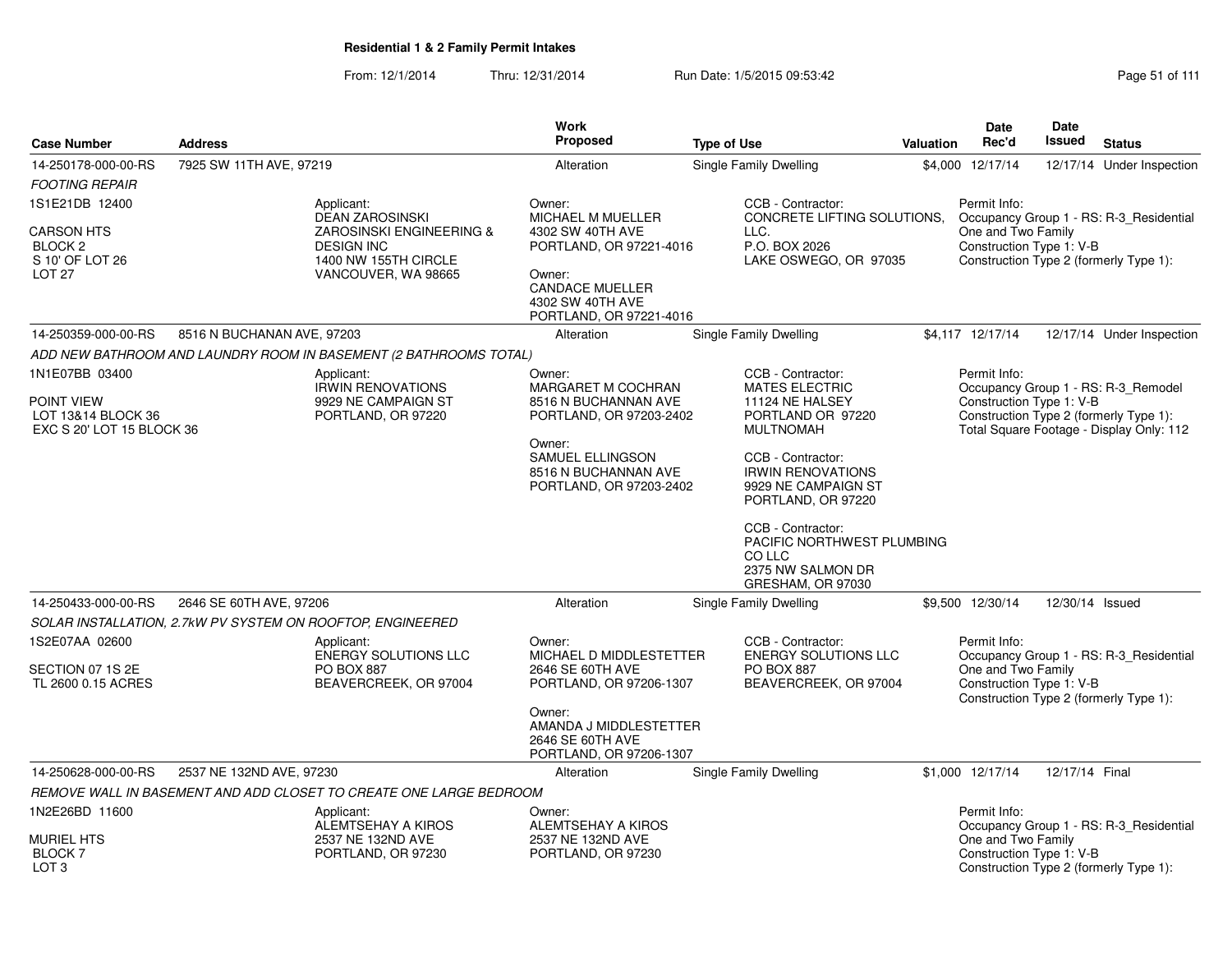# Residential 1 & 2 Family Permit Intakes

From: 12/1/2014 Thru: 12/31/2014 Run Date: 1/5/2015 09:53:42

| Case Number | Address | Work Proposed | Type of Use | Valuation | Date Rec'd | Date Issued | Status |
|---|---|---|---|---|---|---|---|
| 14-250178-000-00-RS | 7925 SW 11TH AVE, 97219 | Alteration | Single Family Dwelling | $4,000 | 12/17/14 | 12/17/14 | Under Inspection |

*FOOTING REPAIR*

1S1E21DB 12400

CARSON HTS
BLOCK 2
S 10' OF LOT 26
LOT 27

Applicant:
DEAN ZAROSINSKI
ZAROSINSKI ENGINEERING & DESIGN INC
1400 NW 155TH CIRCLE
VANCOUVER, WA 98665

Owner:
MICHAEL M MUELLER
4302 SW 40TH AVE
PORTLAND, OR 97221-4016

Owner:
CANDACE MUELLER
4302 SW 40TH AVE
PORTLAND, OR 97221-4016

CCB - Contractor:
CONCRETE LIFTING SOLUTIONS, LLC.
P.O. BOX 2026
LAKE OSWEGO, OR 97035

Permit Info:
Occupancy Group 1 - RS: R-3_Residential One and Two Family
Construction Type 1: V-B
Construction Type 2 (formerly Type 1):

| Case Number | Address | Work Proposed | Type of Use | Valuation | Date Rec'd | Date Issued | Status |
|---|---|---|---|---|---|---|---|
| 14-250359-000-00-RS | 8516 N BUCHANAN AVE, 97203 | Alteration | Single Family Dwelling | $4,117 | 12/17/14 | 12/17/14 | Under Inspection |

*ADD NEW BATHROOM AND LAUNDRY ROOM IN BASEMENT (2 BATHROOMS TOTAL)*

1N1E07BB 03400

POINT VIEW
LOT 13&14 BLOCK 36
EXC S 20' LOT 15 BLOCK 36

Applicant:
IRWIN RENOVATIONS
9929 NE CAMPAIGN ST
PORTLAND, OR 97220

Owner:
MARGARET M COCHRAN
8516 N BUCHANNAN AVE
PORTLAND, OR 97203-2402

Owner:
SAMUEL ELLINGSON
8516 N BUCHANNAN AVE
PORTLAND, OR 97203-2402

CCB - Contractor:
MATES ELECTRIC
11124 NE HALSEY
PORTLAND OR 97220
MULTNOMAH

CCB - Contractor:
IRWIN RENOVATIONS
9929 NE CAMPAIGN ST
PORTLAND, OR 97220

CCB - Contractor:
PACIFIC NORTHWEST PLUMBING CO LLC
2375 NW SALMON DR
GRESHAM, OR 97030

Permit Info:
Occupancy Group 1 - RS: R-3_Remodel
Construction Type 1: V-B
Construction Type 2 (formerly Type 1):
Total Square Footage - Display Only: 112

| Case Number | Address | Work Proposed | Type of Use | Valuation | Date Rec'd | Date Issued | Status |
|---|---|---|---|---|---|---|---|
| 14-250433-000-00-RS | 2646 SE 60TH AVE, 97206 | Alteration | Single Family Dwelling | $9,500 | 12/30/14 | 12/30/14 | Issued |

*SOLAR INSTALLATION, 2.7kW PV SYSTEM ON ROOFTOP, ENGINEERED*

1S2E07AA 02600

SECTION 07 1S 2E
TL 2600 0.15 ACRES

Applicant:
ENERGY SOLUTIONS LLC
PO BOX 887
BEAVERCREEK, OR 97004

Owner:
MICHAEL D MIDDLESTETTER
2646 SE 60TH AVE
PORTLAND, OR 97206-1307

Owner:
AMANDA J MIDDLESTETTER
2646 SE 60TH AVE
PORTLAND, OR 97206-1307

CCB - Contractor:
ENERGY SOLUTIONS LLC
PO BOX 887
BEAVERCREEK, OR 97004

Permit Info:
Occupancy Group 1 - RS: R-3_Residential One and Two Family
Construction Type 1: V-B
Construction Type 2 (formerly Type 1):

| Case Number | Address | Work Proposed | Type of Use | Valuation | Date Rec'd | Date Issued | Status |
|---|---|---|---|---|---|---|---|
| 14-250628-000-00-RS | 2537 NE 132ND AVE, 97230 | Alteration | Single Family Dwelling | $1,000 | 12/17/14 | 12/17/14 | Final |

*REMOVE WALL IN BASEMENT AND ADD CLOSET TO CREATE ONE LARGE BEDROOM*

1N2E26BD 11600

MURIEL HTS
BLOCK 7
LOT 3

Applicant:
ALEMTSEHAY A KIROS
2537 NE 132ND AVE
PORTLAND, OR 97230

Owner:
ALEMTSEHAY A KIROS
2537 NE 132ND AVE
PORTLAND, OR 97230

Permit Info:
Occupancy Group 1 - RS: R-3_Residential One and Two Family
Construction Type 1: V-B
Construction Type 2 (formerly Type 1):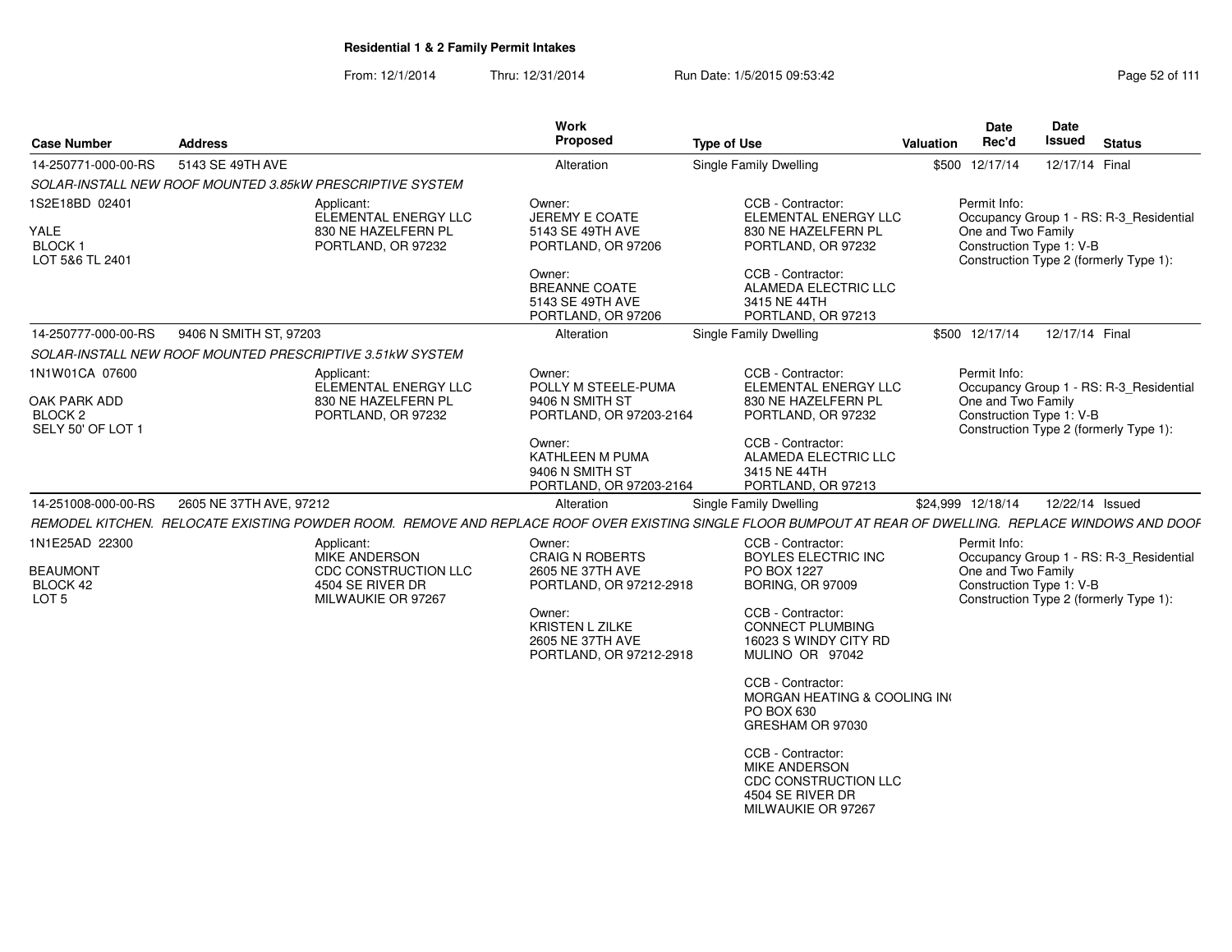# Residential 1 & 2 Family Permit Intakes

From: 12/1/2014 Thru: 12/31/2014 Run Date: 1/5/2015 09:53:42

| Case Number | Address | Work Proposed | Type of Use | Valuation | Date Rec'd | Date Issued | Status |
|---|---|---|---|---|---|---|---|
| 14-250771-000-00-RS | 5143 SE 49TH AVE | Alteration | Single Family Dwelling | $500 | 12/17/14 | 12/17/14 | Final |

SOLAR-INSTALL NEW ROOF MOUNTED 3.85kW PRESCRIPTIVE SYSTEM

1S2E18BD 02401
YALE
BLOCK 1
LOT 5&6 TL 2401

Applicant:
ELEMENTAL ENERGY LLC
830 NE HAZELFERN PL
PORTLAND, OR 97232

Owner:
JEREMY E COATE
5143 SE 49TH AVE
PORTLAND, OR 97206

Owner:
BREANNE COATE
5143 SE 49TH AVE
PORTLAND, OR 97206

CCB - Contractor:
ELEMENTAL ENERGY LLC
830 NE HAZELFERN PL
PORTLAND, OR 97232

CCB - Contractor:
ALAMEDA ELECTRIC LLC
3415 NE 44TH
PORTLAND, OR 97213

Permit Info:
Occupancy Group 1 - RS: R-3_Residential One and Two Family
Construction Type 1: V-B
Construction Type 2 (formerly Type 1):

| Case Number | Address | Work Proposed | Type of Use | Valuation | Date Rec'd | Date Issued | Status |
|---|---|---|---|---|---|---|---|
| 14-250777-000-00-RS | 9406 N SMITH ST, 97203 | Alteration | Single Family Dwelling | $500 | 12/17/14 | 12/17/14 | Final |

SOLAR-INSTALL NEW ROOF MOUNTED PRESCRIPTIVE 3.51kW SYSTEM

1N1W01CA 07600
OAK PARK ADD
BLOCK 2
SELY 50' OF LOT 1

Applicant:
ELEMENTAL ENERGY LLC
830 NE HAZELFERN PL
PORTLAND, OR 97232

Owner:
POLLY M STEELE-PUMA
9406 N SMITH ST
PORTLAND, OR 97203-2164

Owner:
KATHLEEN M PUMA
9406 N SMITH ST
PORTLAND, OR 97203-2164

CCB - Contractor:
ELEMENTAL ENERGY LLC
830 NE HAZELFERN PL
PORTLAND, OR 97232

CCB - Contractor:
ALAMEDA ELECTRIC LLC
3415 NE 44TH
PORTLAND, OR 97213

Permit Info:
Occupancy Group 1 - RS: R-3_Residential One and Two Family
Construction Type 1: V-B
Construction Type 2 (formerly Type 1):

| Case Number | Address | Work Proposed | Type of Use | Valuation | Date Rec'd | Date Issued | Status |
|---|---|---|---|---|---|---|---|
| 14-251008-000-00-RS | 2605 NE 37TH AVE, 97212 | Alteration | Single Family Dwelling | $24,999 | 12/18/14 | 12/22/14 | Issued |

REMODEL KITCHEN. RELOCATE EXISTING POWDER ROOM. REMOVE AND REPLACE ROOF OVER EXISTING SINGLE FLOOR BUMPOUT AT REAR OF DWELLING. REPLACE WINDOWS AND DOOF

1N1E25AD 22300
BEAUMONT
BLOCK 42
LOT 5

Applicant:
MIKE ANDERSON
CDC CONSTRUCTION LLC
4504 SE RIVER DR
MILWAUKIE OR 97267

Owner:
CRAIG N ROBERTS
2605 NE 37TH AVE
PORTLAND, OR 97212-2918

Owner:
KRISTEN L ZILKE
2605 NE 37TH AVE
PORTLAND, OR 97212-2918

CCB - Contractor:
BOYLES ELECTRIC INC
PO BOX 1227
BORING, OR 97009

CCB - Contractor:
CONNECT PLUMBING
16023 S WINDY CITY RD
MULINO OR 97042

CCB - Contractor:
MORGAN HEATING & COOLING IN(
PO BOX 630
GRESHAM OR 97030

CCB - Contractor:
MIKE ANDERSON
CDC CONSTRUCTION LLC
4504 SE RIVER DR
MILWAUKIE OR 97267

Permit Info:
Occupancy Group 1 - RS: R-3_Residential One and Two Family
Construction Type 1: V-B
Construction Type 2 (formerly Type 1):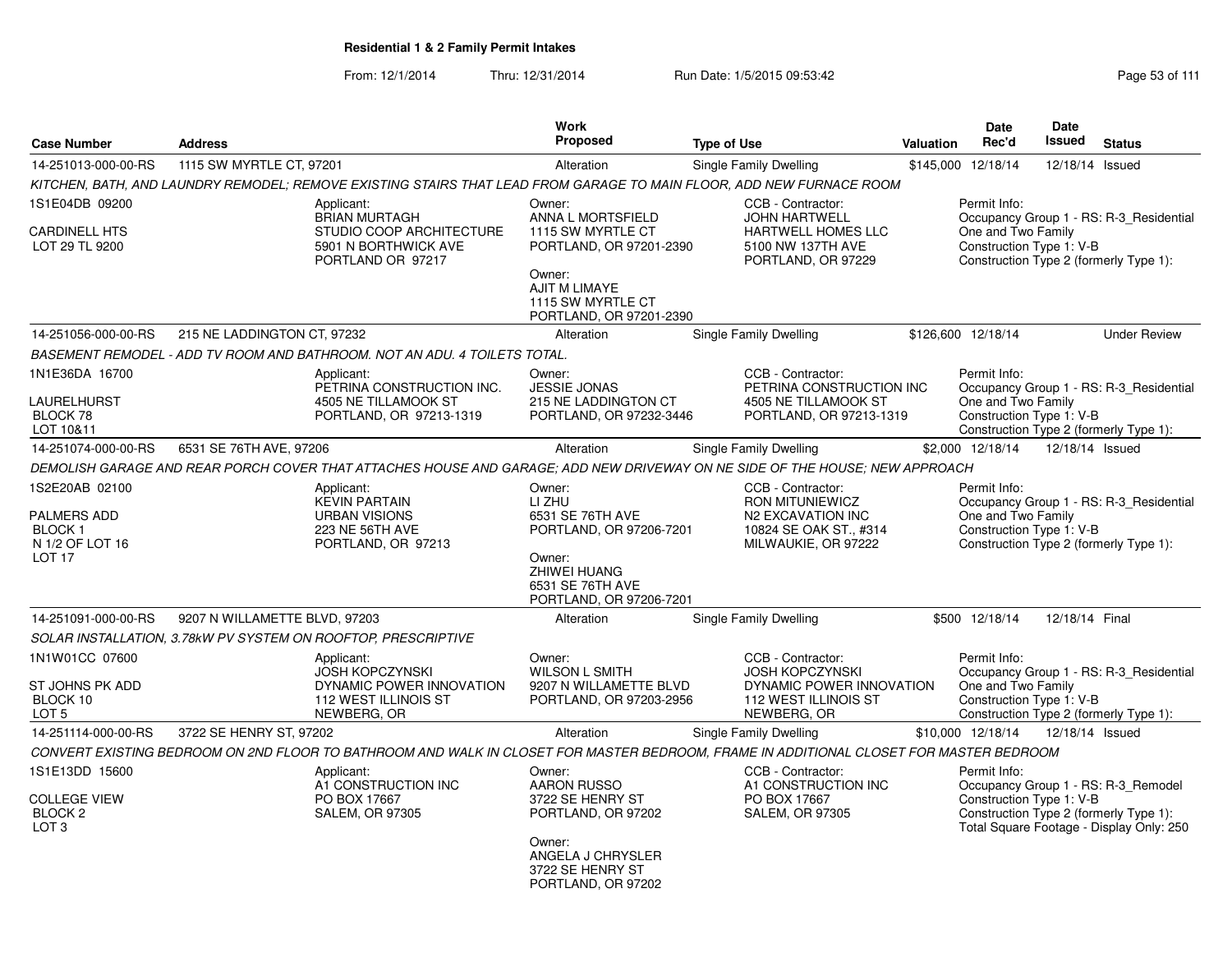**Residential 1 & 2 Family Permit Intakes**

From: 12/1/2014 Thru: 12/31/2014 Run Date: 1/5/2015 09:53:42

| Case Number | Address | Work Proposed | Type of Use | Valuation | Date Rec'd | Date Issued | Status |
|---|---|---|---|---|---|---|---|
| 14-251013-000-00-RS | 1115 SW MYRTLE CT, 97201 | Alteration | Single Family Dwelling | $145,000 | 12/18/14 | 12/18/14 | Issued |
| 14-251056-000-00-RS | 215 NE LADDINGTON CT, 97232 | Alteration | Single Family Dwelling | $126,600 | 12/18/14 | | Under Review |
| 14-251074-000-00-RS | 6531 SE 76TH AVE, 97206 | Alteration | Single Family Dwelling | $2,000 | 12/18/14 | 12/18/14 | Issued |
| 14-251091-000-00-RS | 9207 N WILLAMETTE BLVD, 97203 | Alteration | Single Family Dwelling | $500 | 12/18/14 | 12/18/14 | Final |
| 14-251114-000-00-RS | 3722 SE HENRY ST, 97202 | Alteration | Single Family Dwelling | $10,000 | 12/18/14 | 12/18/14 | Issued |

**14-251013-000-00-RS** — 1115 SW MYRTLE CT, 97201

*KITCHEN, BATH, AND LAUNDRY REMODEL; REMOVE EXISTING STAIRS THAT LEAD FROM GARAGE TO MAIN FLOOR, ADD NEW FURNACE ROOM*

1S1E04DB 09200
CARDINELL HTS
LOT 29 TL 9200

Applicant:
BRIAN MURTAGH
STUDIO COOP ARCHITECTURE
5901 N BORTHWICK AVE
PORTLAND OR 97217

Owner:
ANNA L MORTSFIELD
1115 SW MYRTLE CT
PORTLAND, OR 97201-2390

Owner:
AJIT M LIMAYE
1115 SW MYRTLE CT
PORTLAND, OR 97201-2390

CCB - Contractor:
JOHN HARTWELL
HARTWELL HOMES LLC
5100 NW 137TH AVE
PORTLAND, OR 97229

Permit Info:
Occupancy Group 1 - RS: R-3_Residential One and Two Family
Construction Type 1: V-B
Construction Type 2 (formerly Type 1):

**14-251056-000-00-RS** — 215 NE LADDINGTON CT, 97232

*BASEMENT REMODEL - ADD TV ROOM AND BATHROOM. NOT AN ADU. 4 TOILETS TOTAL.*

1N1E36DA 16700
LAURELHURST
BLOCK 78
LOT 10&11

Applicant:
PETRINA CONSTRUCTION INC.
4505 NE TILLAMOOK ST
PORTLAND, OR 97213-1319

Owner:
JESSIE JONAS
215 NE LADDINGTON CT
PORTLAND, OR 97232-3446

CCB - Contractor:
PETRINA CONSTRUCTION INC
4505 NE TILLAMOOK ST
PORTLAND, OR 97213-1319

Permit Info:
Occupancy Group 1 - RS: R-3_Residential One and Two Family
Construction Type 1: V-B
Construction Type 2 (formerly Type 1):

**14-251074-000-00-RS** — 6531 SE 76TH AVE, 97206

*DEMOLISH GARAGE AND REAR PORCH COVER THAT ATTACHES HOUSE AND GARAGE; ADD NEW DRIVEWAY ON NE SIDE OF THE HOUSE; NEW APPROACH*

1S2E20AB 02100
PALMERS ADD
BLOCK 1
N 1/2 OF LOT 16
LOT 17

Applicant:
KEVIN PARTAIN
URBAN VISIONS
223 NE 56TH AVE
PORTLAND, OR 97213

Owner:
LI ZHU
6531 SE 76TH AVE
PORTLAND, OR 97206-7201

Owner:
ZHIWEI HUANG
6531 SE 76TH AVE
PORTLAND, OR 97206-7201

CCB - Contractor:
RON MITUNIEWICZ
N2 EXCAVATION INC
10824 SE OAK ST., #314
MILWAUKIE, OR 97222

Permit Info:
Occupancy Group 1 - RS: R-3_Residential One and Two Family
Construction Type 1: V-B
Construction Type 2 (formerly Type 1):

**14-251091-000-00-RS** — 9207 N WILLAMETTE BLVD, 97203

*SOLAR INSTALLATION, 3.78kW PV SYSTEM ON ROOFTOP, PRESCRIPTIVE*

1N1W01CC 07600
ST JOHNS PK ADD
BLOCK 10
LOT 5

Applicant:
JOSH KOPCZYNSKI
DYNAMIC POWER INNOVATION
112 WEST ILLINOIS ST
NEWBERG, OR

Owner:
WILSON L SMITH
9207 N WILLAMETTE BLVD
PORTLAND, OR 97203-2956

CCB - Contractor:
JOSH KOPCZYNSKI
DYNAMIC POWER INNOVATION
112 WEST ILLINOIS ST
NEWBERG, OR

Permit Info:
Occupancy Group 1 - RS: R-3_Residential One and Two Family
Construction Type 1: V-B
Construction Type 2 (formerly Type 1):

**14-251114-000-00-RS** — 3722 SE HENRY ST, 97202

*CONVERT EXISTING BEDROOM ON 2ND FLOOR TO BATHROOM AND WALK IN CLOSET FOR MASTER BEDROOM, FRAME IN ADDITIONAL CLOSET FOR MASTER BEDROOM*

1S1E13DD 15600
COLLEGE VIEW
BLOCK 2
LOT 3

Applicant:
A1 CONSTRUCTION INC
PO BOX 17667
SALEM, OR 97305

Owner:
AARON RUSSO
3722 SE HENRY ST
PORTLAND, OR 97202

Owner:
ANGELA J CHRYSLER
3722 SE HENRY ST
PORTLAND, OR 97202

CCB - Contractor:
A1 CONSTRUCTION INC
PO BOX 17667
SALEM, OR 97305

Permit Info:
Occupancy Group 1 - RS: R-3_Remodel
Construction Type 1: V-B
Construction Type 2 (formerly Type 1):
Total Square Footage - Display Only: 250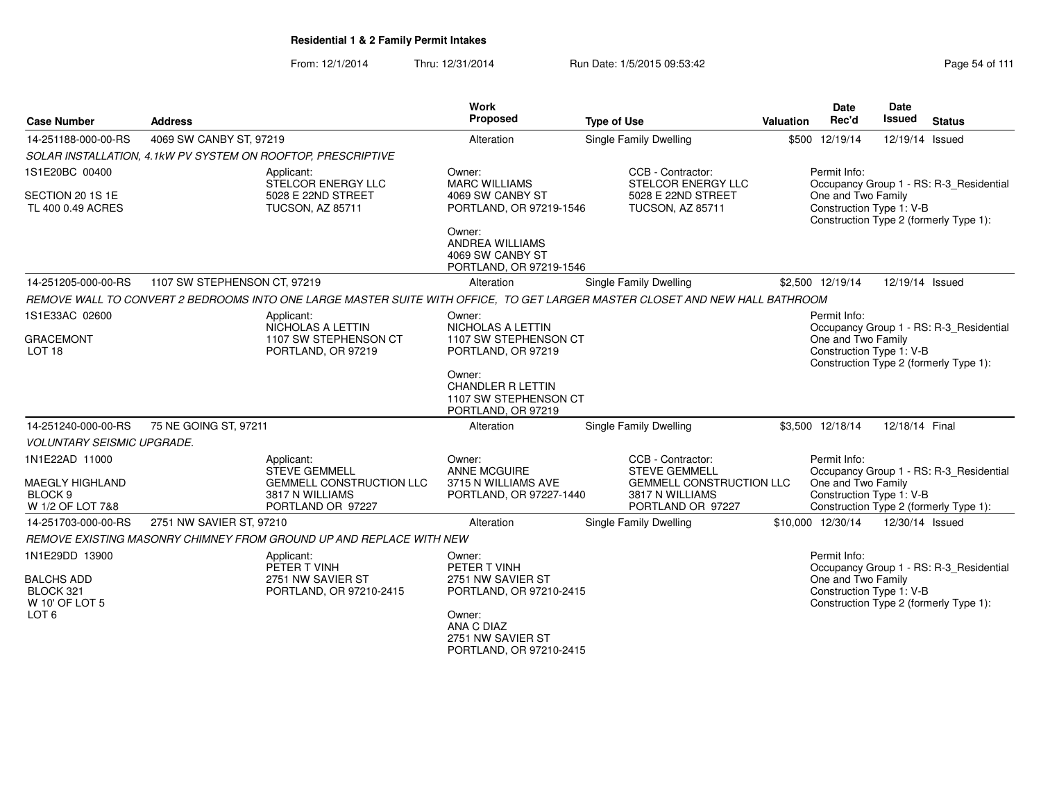**Residential 1 & 2 Family Permit Intakes**

From: 12/1/2014 Thru: 12/31/2014 Run Date: 1/5/2015 09:53:42

| Case Number | Address | Work Proposed | Type of Use | Valuation | Date Rec'd | Date Issued | Status |
|---|---|---|---|---|---|---|---|
| 14-251188-000-00-RS | 4069 SW CANBY ST, 97219 | Alteration | Single Family Dwelling | $500 | 12/19/14 | 12/19/14 | Issued |

*SOLAR INSTALLATION, 4.1kW PV SYSTEM ON ROOFTOP, PRESCRIPTIVE*

1S1E20BC 00400
SECTION 20 1S 1E
TL 400 0.49 ACRES

Applicant:
STELCOR ENERGY LLC
5028 E 22ND STREET
TUCSON, AZ 85711

Owner:
MARC WILLIAMS
4069 SW CANBY ST
PORTLAND, OR 97219-1546

Owner:
ANDREA WILLIAMS
4069 SW CANBY ST
PORTLAND, OR 97219-1546

CCB - Contractor:
STELCOR ENERGY LLC
5028 E 22ND STREET
TUCSON, AZ 85711

Permit Info:
Occupancy Group 1 - RS: R-3_Residential One and Two Family
Construction Type 1: V-B
Construction Type 2 (formerly Type 1):

| Case Number | Address | Work Proposed | Type of Use | Valuation | Date Rec'd | Date Issued | Status |
|---|---|---|---|---|---|---|---|
| 14-251205-000-00-RS | 1107 SW STEPHENSON CT, 97219 | Alteration | Single Family Dwelling | $2,500 | 12/19/14 | 12/19/14 | Issued |

*REMOVE WALL TO CONVERT 2 BEDROOMS INTO ONE LARGE MASTER SUITE WITH OFFICE, TO GET LARGER MASTER CLOSET AND NEW HALL BATHROOM*

1S1E33AC 02600
GRACEMONT
LOT 18

Applicant:
NICHOLAS A LETTIN
1107 SW STEPHENSON CT
PORTLAND, OR 97219

Owner:
NICHOLAS A LETTIN
1107 SW STEPHENSON CT
PORTLAND, OR 97219

Owner:
CHANDLER R LETTIN
1107 SW STEPHENSON CT
PORTLAND, OR 97219

Permit Info:
Occupancy Group 1 - RS: R-3_Residential One and Two Family
Construction Type 1: V-B
Construction Type 2 (formerly Type 1):

| Case Number | Address | Work Proposed | Type of Use | Valuation | Date Rec'd | Date Issued | Status |
|---|---|---|---|---|---|---|---|
| 14-251240-000-00-RS | 75 NE GOING ST, 97211 | Alteration | Single Family Dwelling | $3,500 | 12/18/14 | 12/18/14 | Final |

*VOLUNTARY SEISMIC UPGRADE.*

1N1E22AD 11000
MAEGLY HIGHLAND
BLOCK 9
W 1/2 OF LOT 7&8

Applicant:
STEVE GEMMELL
GEMMELL CONSTRUCTION LLC
3817 N WILLIAMS
PORTLAND OR 97227

Owner:
ANNE MCGUIRE
3715 N WILLIAMS AVE
PORTLAND, OR 97227-1440

CCB - Contractor:
STEVE GEMMELL
GEMMELL CONSTRUCTION LLC
3817 N WILLIAMS
PORTLAND OR 97227

Permit Info:
Occupancy Group 1 - RS: R-3_Residential One and Two Family
Construction Type 1: V-B
Construction Type 2 (formerly Type 1):

| Case Number | Address | Work Proposed | Type of Use | Valuation | Date Rec'd | Date Issued | Status |
|---|---|---|---|---|---|---|---|
| 14-251703-000-00-RS | 2751 NW SAVIER ST, 97210 | Alteration | Single Family Dwelling | $10,000 | 12/30/14 | 12/30/14 | Issued |

*REMOVE EXISTING MASONRY CHIMNEY FROM GROUND UP AND REPLACE WITH NEW*

1N1E29DD 13900
BALCHS ADD
BLOCK 321
W 10' OF LOT 5
LOT 6

Applicant:
PETER T VINH
2751 NW SAVIER ST
PORTLAND, OR 97210-2415

Owner:
PETER T VINH
2751 NW SAVIER ST
PORTLAND, OR 97210-2415

Owner:
ANA C DIAZ
2751 NW SAVIER ST
PORTLAND, OR 97210-2415

Permit Info:
Occupancy Group 1 - RS: R-3_Residential One and Two Family
Construction Type 1: V-B
Construction Type 2 (formerly Type 1):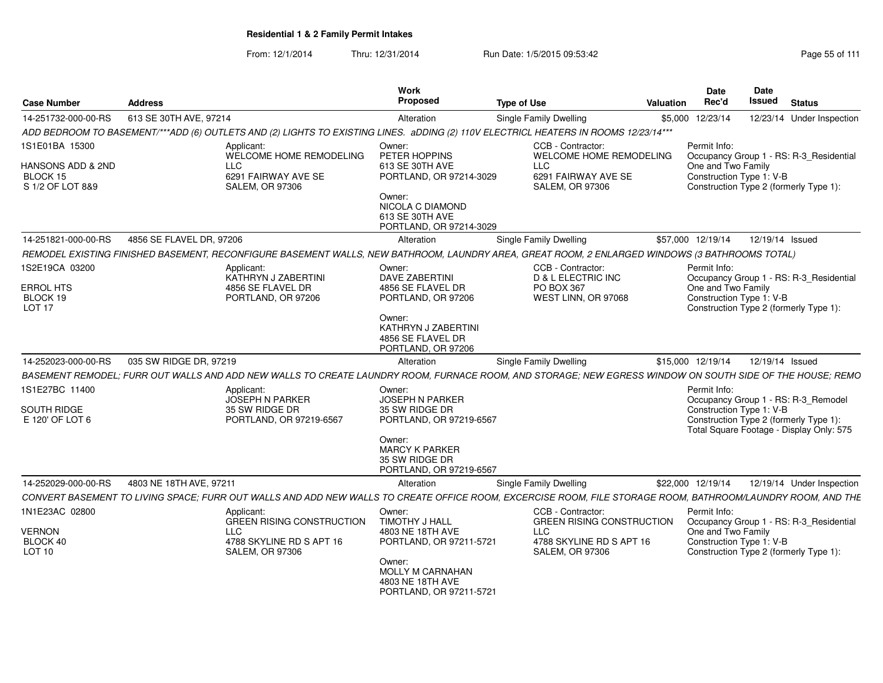**Residential 1 & 2 Family Permit Intakes**

From: 12/1/2014 Thru: 12/31/2014 Run Date: 1/5/2015 09:53:42

| Case Number | Address | Work Proposed | Type of Use | Valuation | Date Rec'd | Date Issued | Status |
|---|---|---|---|---|---|---|---|
| 14-251732-000-00-RS | 613 SE 30TH AVE, 97214 | Alteration | Single Family Dwelling | $5,000 | 12/23/14 | 12/23/14 | Under Inspection |

ADD BEDROOM TO BASEMENT/***ADD (6) OUTLETS AND (2) LIGHTS TO EXISTING LINES. aDDING (2) 110V ELECTRICL HEATERS IN ROOMS 12/23/14***

1S1E01BA 15300
HANSONS ADD & 2ND
BLOCK 15
S 1/2 OF LOT 8&9

Applicant:
WELCOME HOME REMODELING LLC
6291 FAIRWAY AVE SE
SALEM, OR 97306

Owner:
PETER HOPPINS
613 SE 30TH AVE
PORTLAND, OR 97214-3029

Owner:
NICOLA C DIAMOND
613 SE 30TH AVE
PORTLAND, OR 97214-3029

CCB - Contractor:
WELCOME HOME REMODELING LLC
6291 FAIRWAY AVE SE
SALEM, OR 97306

Permit Info:
Occupancy Group 1 - RS: R-3_Residential One and Two Family
Construction Type 1: V-B
Construction Type 2 (formerly Type 1):

| Case Number | Address | Work Proposed | Type of Use | Valuation | Date Rec'd | Date Issued | Status |
|---|---|---|---|---|---|---|---|
| 14-251821-000-00-RS | 4856 SE FLAVEL DR, 97206 | Alteration | Single Family Dwelling | $57,000 | 12/19/14 | 12/19/14 | Issued |

REMODEL EXISTING FINISHED BASEMENT, RECONFIGURE BASEMENT WALLS, NEW BATHROOM, LAUNDRY AREA, GREAT ROOM, 2 ENLARGED WINDOWS (3 BATHROOMS TOTAL)

1S2E19CA 03200
ERROL HTS
BLOCK 19
LOT 17

Applicant:
KATHRYN J ZABERTINI
4856 SE FLAVEL DR
PORTLAND, OR 97206

Owner:
DAVE ZABERTINI
4856 SE FLAVEL DR
PORTLAND, OR 97206

Owner:
KATHRYN J ZABERTINI
4856 SE FLAVEL DR
PORTLAND, OR 97206

CCB - Contractor:
D & L ELECTRIC INC
PO BOX 367
WEST LINN, OR 97068

Permit Info:
Occupancy Group 1 - RS: R-3_Residential One and Two Family
Construction Type 1: V-B
Construction Type 2 (formerly Type 1):

| Case Number | Address | Work Proposed | Type of Use | Valuation | Date Rec'd | Date Issued | Status |
|---|---|---|---|---|---|---|---|
| 14-252023-000-00-RS | 035 SW RIDGE DR, 97219 | Alteration | Single Family Dwelling | $15,000 | 12/19/14 | 12/19/14 | Issued |

BASEMENT REMODEL; FURR OUT WALLS AND ADD NEW WALLS TO CREATE LAUNDRY ROOM, FURNACE ROOM, AND STORAGE; NEW EGRESS WINDOW ON SOUTH SIDE OF THE HOUSE; REMO

1S1E27BC 11400
SOUTH RIDGE
E 120' OF LOT 6

Applicant:
JOSEPH N PARKER
35 SW RIDGE DR
PORTLAND, OR 97219-6567

Owner:
JOSEPH N PARKER
35 SW RIDGE DR
PORTLAND, OR 97219-6567

Owner:
MARCY K PARKER
35 SW RIDGE DR
PORTLAND, OR 97219-6567

Permit Info:
Occupancy Group 1 - RS: R-3_Remodel
Construction Type 1: V-B
Construction Type 2 (formerly Type 1):
Total Square Footage - Display Only: 575

| Case Number | Address | Work Proposed | Type of Use | Valuation | Date Rec'd | Date Issued | Status |
|---|---|---|---|---|---|---|---|
| 14-252029-000-00-RS | 4803 NE 18TH AVE, 97211 | Alteration | Single Family Dwelling | $22,000 | 12/19/14 | 12/19/14 | Under Inspection |

CONVERT BASEMENT TO LIVING SPACE; FURR OUT WALLS AND ADD NEW WALLS TO CREATE OFFICE ROOM, EXCERCISE ROOM, FILE STORAGE ROOM, BATHROOM/LAUNDRY ROOM, AND THE

1N1E23AC 02800
VERNON
BLOCK 40
LOT 10

Applicant:
GREEN RISING CONSTRUCTION LLC
4788 SKYLINE RD S APT 16
SALEM, OR 97306

Owner:
TIMOTHY J HALL
4803 NE 18TH AVE
PORTLAND, OR 97211-5721

Owner:
MOLLY M CARNAHAN
4803 NE 18TH AVE
PORTLAND, OR 97211-5721

CCB - Contractor:
GREEN RISING CONSTRUCTION LLC
4788 SKYLINE RD S APT 16
SALEM, OR 97306

Permit Info:
Occupancy Group 1 - RS: R-3_Residential One and Two Family
Construction Type 1: V-B
Construction Type 2 (formerly Type 1):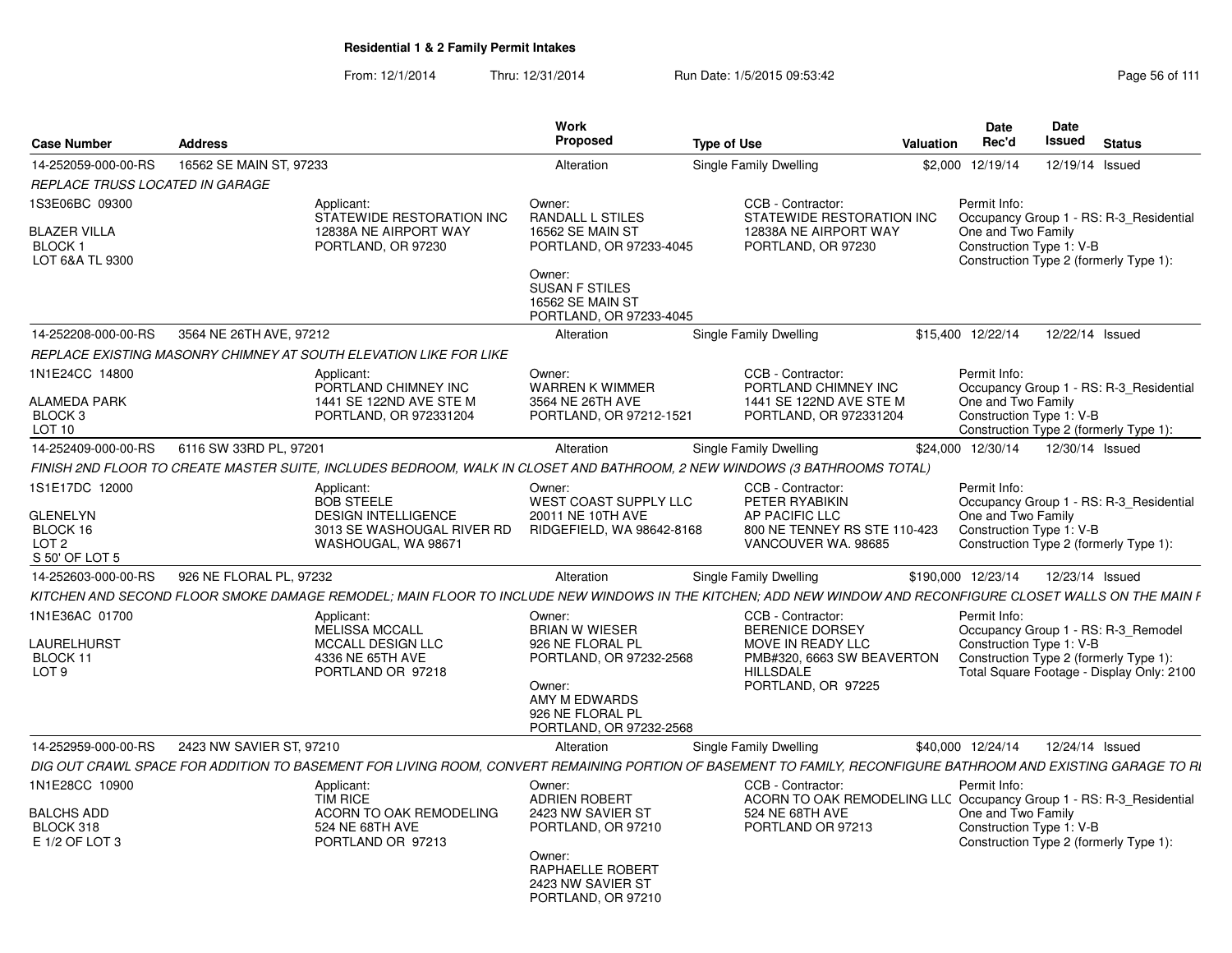# Residential 1 & 2 Family Permit Intakes

From: 12/1/2014 Thru: 12/31/2014 Run Date: 1/5/2015 09:53:42

| Case Number | Address | Work Proposed | Type of Use | Valuation | Date Rec'd | Date Issued | Status |
|---|---|---|---|---|---|---|---|
| 14-252059-000-00-RS | 16562 SE MAIN ST, 97233 | Alteration | Single Family Dwelling | $2,000 | 12/19/14 | 12/19/14 | Issued |

*REPLACE TRUSS LOCATED IN GARAGE*

1S3E06BC 09300
BLAZER VILLA
BLOCK 1
LOT 6&A TL 9300

Applicant:
STATEWIDE RESTORATION INC
12838A NE AIRPORT WAY
PORTLAND, OR 97230

Owner:
RANDALL L STILES
16562 SE MAIN ST
PORTLAND, OR 97233-4045

Owner:
SUSAN F STILES
16562 SE MAIN ST
PORTLAND, OR 97233-4045

CCB - Contractor:
STATEWIDE RESTORATION INC
12838A NE AIRPORT WAY
PORTLAND, OR 97230

Permit Info:
Occupancy Group 1 - RS: R-3_Residential One and Two Family
Construction Type 1: V-B
Construction Type 2 (formerly Type 1):

| Case Number | Address | Work Proposed | Type of Use | Valuation | Date Rec'd | Date Issued | Status |
|---|---|---|---|---|---|---|---|
| 14-252208-000-00-RS | 3564 NE 26TH AVE, 97212 | Alteration | Single Family Dwelling | $15,400 | 12/22/14 | 12/22/14 | Issued |

*REPLACE EXISTING MASONRY CHIMNEY AT SOUTH ELEVATION LIKE FOR LIKE*

1N1E24CC 14800
ALAMEDA PARK
BLOCK 3
LOT 10

Applicant:
PORTLAND CHIMNEY INC
1441 SE 122ND AVE STE M
PORTLAND, OR 972331204

Owner:
WARREN K WIMMER
3564 NE 26TH AVE
PORTLAND, OR 97212-1521

CCB - Contractor:
PORTLAND CHIMNEY INC
1441 SE 122ND AVE STE M
PORTLAND, OR 972331204

Permit Info:
Occupancy Group 1 - RS: R-3_Residential One and Two Family
Construction Type 1: V-B
Construction Type 2 (formerly Type 1):

| Case Number | Address | Work Proposed | Type of Use | Valuation | Date Rec'd | Date Issued | Status |
|---|---|---|---|---|---|---|---|
| 14-252409-000-00-RS | 6116 SW 33RD PL, 97201 | Alteration | Single Family Dwelling | $24,000 | 12/30/14 | 12/30/14 | Issued |

*FINISH 2ND FLOOR TO CREATE MASTER SUITE, INCLUDES BEDROOM, WALK IN CLOSET AND BATHROOM, 2 NEW WINDOWS (3 BATHROOMS TOTAL)*

1S1E17DC 12000
GLENELYN
BLOCK 16
LOT 2
S 50' OF LOT 5

Applicant:
BOB STEELE
DESIGN INTELLIGENCE
3013 SE WASHOUGAL RIVER RD
WASHOUGAL, WA 98671

Owner:
WEST COAST SUPPLY LLC
20011 NE 10TH AVE
RIDGEFIELD, WA 98642-8168

CCB - Contractor:
PETER RYABIKIN
AP PACIFIC LLC
800 NE TENNEY RS STE 110-423
VANCOUVER WA. 98685

Permit Info:
Occupancy Group 1 - RS: R-3_Residential One and Two Family
Construction Type 1: V-B
Construction Type 2 (formerly Type 1):

| Case Number | Address | Work Proposed | Type of Use | Valuation | Date Rec'd | Date Issued | Status |
|---|---|---|---|---|---|---|---|
| 14-252603-000-00-RS | 926 NE FLORAL PL, 97232 | Alteration | Single Family Dwelling | $190,000 | 12/23/14 | 12/23/14 | Issued |

*KITCHEN AND SECOND FLOOR SMOKE DAMAGE REMODEL; MAIN FLOOR TO INCLUDE NEW WINDOWS IN THE KITCHEN; ADD NEW WINDOW AND RECONFIGURE CLOSET WALLS ON THE MAIN F*

1N1E36AC 01700
LAURELHURST
BLOCK 11
LOT 9

Applicant:
MELISSA MCCALL
MCCALL DESIGN LLC
4336 NE 65TH AVE
PORTLAND OR 97218

Owner:
BRIAN W WIESER
926 NE FLORAL PL
PORTLAND, OR 97232-2568

Owner:
AMY M EDWARDS
926 NE FLORAL PL
PORTLAND, OR 97232-2568

CCB - Contractor:
BERENICE DORSEY
MOVE IN READY LLC
PMB#320, 6663 SW BEAVERTON HILLSDALE
PORTLAND, OR 97225

Permit Info:
Occupancy Group 1 - RS: R-3_Remodel
Construction Type 1: V-B
Construction Type 2 (formerly Type 1):
Total Square Footage - Display Only: 2100

| Case Number | Address | Work Proposed | Type of Use | Valuation | Date Rec'd | Date Issued | Status |
|---|---|---|---|---|---|---|---|
| 14-252959-000-00-RS | 2423 NW SAVIER ST, 97210 | Alteration | Single Family Dwelling | $40,000 | 12/24/14 | 12/24/14 | Issued |

*DIG OUT CRAWL SPACE FOR ADDITION TO BASEMENT FOR LIVING ROOM, CONVERT REMAINING PORTION OF BASEMENT TO FAMILY, RECONFIGURE BATHROOM AND EXISTING GARAGE TO RI*

1N1E28CC 10900
BALCHS ADD
BLOCK 318
E 1/2 OF LOT 3

Applicant:
TIM RICE
ACORN TO OAK REMODELING
524 NE 68TH AVE
PORTLAND OR 97213

Owner:
ADRIEN ROBERT
2423 NW SAVIER ST
PORTLAND, OR 97210

Owner:
RAPHAELLE ROBERT
2423 NW SAVIER ST
PORTLAND, OR 97210

CCB - Contractor:
ACORN TO OAK REMODELING LLC
524 NE 68TH AVE
PORTLAND OR 97213

Permit Info:
Occupancy Group 1 - RS: R-3_Residential One and Two Family
Construction Type 1: V-B
Construction Type 2 (formerly Type 1):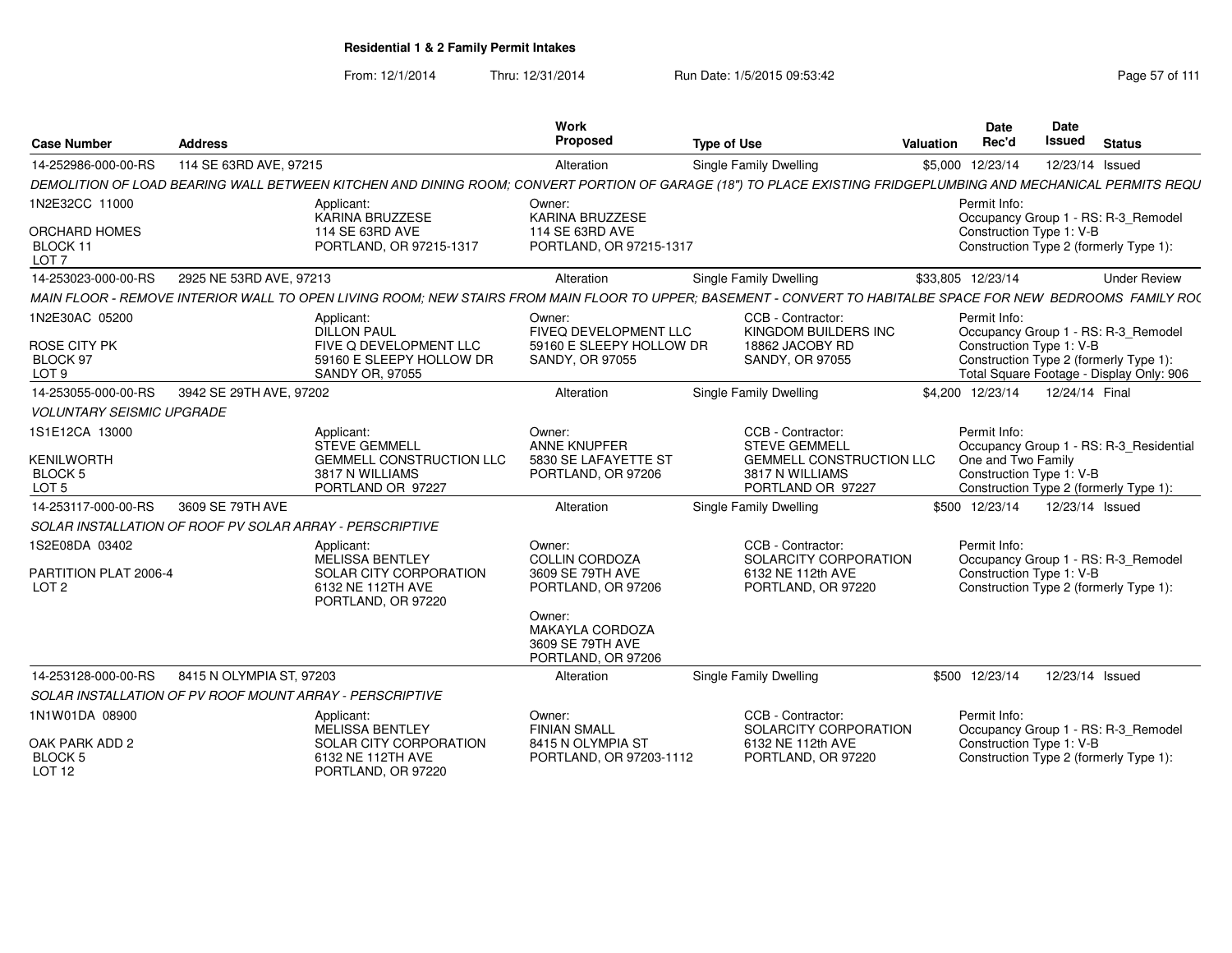# Residential 1 & 2 Family Permit Intakes

From: 12/1/2014 Thru: 12/31/2014 Run Date: 1/5/2015 09:53:42

| Case Number | Address | Work Proposed | Type of Use | Valuation | Date Rec'd | Date Issued | Status |
|---|---|---|---|---|---|---|---|
| 14-252986-000-00-RS | 114 SE 63RD AVE, 97215 | Alteration | Single Family Dwelling | $5,000 | 12/23/14 | 12/23/14 | Issued |

*DEMOLITION OF LOAD BEARING WALL BETWEEN KITCHEN AND DINING ROOM; CONVERT PORTION OF GARAGE (18") TO PLACE EXISTING FRIDGEPLUMBING AND MECHANICAL PERMITS REQU*

1N2E32CC 11000
ORCHARD HOMES
BLOCK 11
LOT 7

Applicant:
KARINA BRUZZESE
114 SE 63RD AVE
PORTLAND, OR 97215-1317

Owner:
KARINA BRUZZESE
114 SE 63RD AVE
PORTLAND, OR 97215-1317

Permit Info:
Occupancy Group 1 - RS: R-3_Remodel
Construction Type 1: V-B
Construction Type 2 (formerly Type 1):

---

| Case Number | Address | Work Proposed | Type of Use | Valuation | Date Rec'd | Date Issued | Status |
|---|---|---|---|---|---|---|---|
| 14-253023-000-00-RS | 2925 NE 53RD AVE, 97213 | Alteration | Single Family Dwelling | $33,805 | 12/23/14 | | Under Review |

*MAIN FLOOR - REMOVE INTERIOR WALL TO OPEN LIVING ROOM; NEW STAIRS FROM MAIN FLOOR TO UPPER; BASEMENT - CONVERT TO HABITALBE SPACE FOR NEW BEDROOMS FAMILY ROC*

1N2E30AC 05200
ROSE CITY PK
BLOCK 97
LOT 9

Applicant:
DILLON PAUL
FIVE Q DEVELOPMENT LLC
59160 E SLEEPY HOLLOW DR
SANDY OR, 97055

Owner:
FIVEQ DEVELOPMENT LLC
59160 E SLEEPY HOLLOW DR
SANDY, OR 97055

CCB - Contractor:
KINGDOM BUILDERS INC
18862 JACOBY RD
SANDY, OR 97055

Permit Info:
Occupancy Group 1 - RS: R-3_Remodel
Construction Type 1: V-B
Construction Type 2 (formerly Type 1):
Total Square Footage - Display Only: 906

---

| Case Number | Address | Work Proposed | Type of Use | Valuation | Date Rec'd | Date Issued | Status |
|---|---|---|---|---|---|---|---|
| 14-253055-000-00-RS | 3942 SE 29TH AVE, 97202 | Alteration | Single Family Dwelling | $4,200 | 12/23/14 | 12/24/14 | Final |

*VOLUNTARY SEISMIC UPGRADE*

1S1E12CA 13000
KENILWORTH
BLOCK 5
LOT 5

Applicant:
STEVE GEMMELL
GEMMELL CONSTRUCTION LLC
3817 N WILLIAMS
PORTLAND OR 97227

Owner:
ANNE KNUPFER
5830 SE LAFAYETTE ST
PORTLAND, OR 97206

CCB - Contractor:
STEVE GEMMELL
GEMMELL CONSTRUCTION LLC
3817 N WILLIAMS
PORTLAND OR 97227

Permit Info:
Occupancy Group 1 - RS: R-3_Residential One and Two Family
Construction Type 1: V-B
Construction Type 2 (formerly Type 1):

---

| Case Number | Address | Work Proposed | Type of Use | Valuation | Date Rec'd | Date Issued | Status |
|---|---|---|---|---|---|---|---|
| 14-253117-000-00-RS | 3609 SE 79TH AVE | Alteration | Single Family Dwelling | $500 | 12/23/14 | 12/23/14 | Issued |

*SOLAR INSTALLATION OF ROOF PV SOLAR ARRAY - PERSCRIPTIVE*

1S2E08DA 03402
PARTITION PLAT 2006-4
LOT 2

Applicant:
MELISSA BENTLEY
SOLAR CITY CORPORATION
6132 NE 112TH AVE
PORTLAND, OR 97220

Owner:
COLLIN CORDOZA
3609 SE 79TH AVE
PORTLAND, OR 97206

Owner:
MAKAYLA CORDOZA
3609 SE 79TH AVE
PORTLAND, OR 97206

CCB - Contractor:
SOLARCITY CORPORATION
6132 NE 112th AVE
PORTLAND, OR 97220

Permit Info:
Occupancy Group 1 - RS: R-3_Remodel
Construction Type 1: V-B
Construction Type 2 (formerly Type 1):

---

| Case Number | Address | Work Proposed | Type of Use | Valuation | Date Rec'd | Date Issued | Status |
|---|---|---|---|---|---|---|---|
| 14-253128-000-00-RS | 8415 N OLYMPIA ST, 97203 | Alteration | Single Family Dwelling | $500 | 12/23/14 | 12/23/14 | Issued |

*SOLAR INSTALLATION OF PV ROOF MOUNT ARRAY - PERSCRIPTIVE*

1N1W01DA 08900
OAK PARK ADD 2
BLOCK 5
LOT 12

Applicant:
MELISSA BENTLEY
SOLAR CITY CORPORATION
6132 NE 112TH AVE
PORTLAND, OR 97220

Owner:
FINIAN SMALL
8415 N OLYMPIA ST
PORTLAND, OR 97203-1112

CCB - Contractor:
SOLARCITY CORPORATION
6132 NE 112th AVE
PORTLAND, OR 97220

Permit Info:
Occupancy Group 1 - RS: R-3_Remodel
Construction Type 1: V-B
Construction Type 2 (formerly Type 1):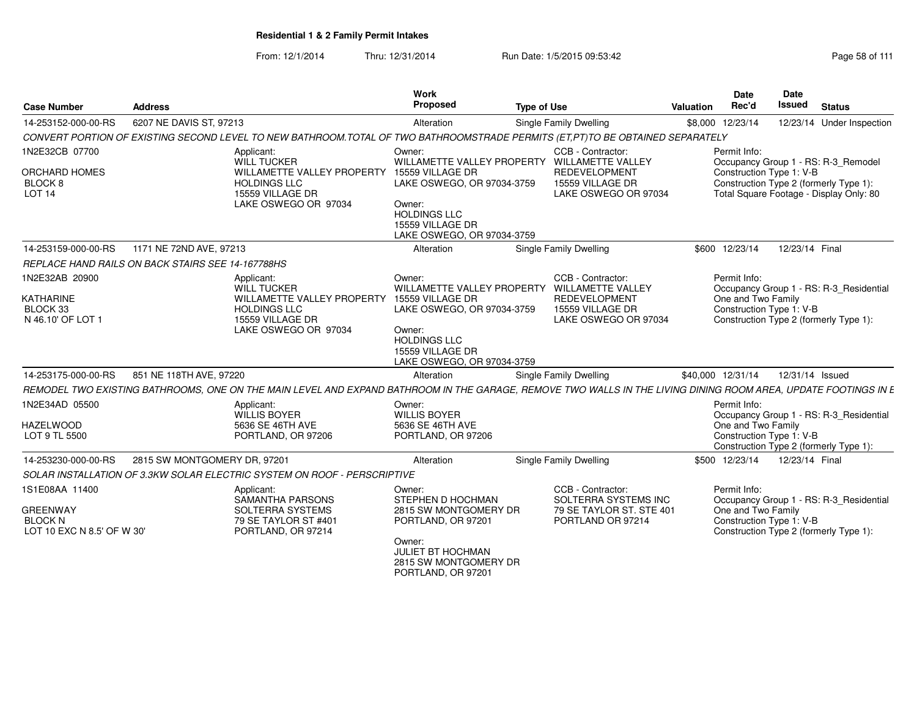**Residential 1 & 2 Family Permit Intakes**

From: 12/1/2014 Thru: 12/31/2014 Run Date: 1/5/2015 09:53:42

| Case Number | Address | Work Proposed | Type of Use | Valuation | Date Rec'd | Date Issued | Status |
|---|---|---|---|---|---|---|---|
| 14-253152-000-00-RS | 6207 NE DAVIS ST, 97213 | Alteration | Single Family Dwelling | $8,000 | 12/23/14 | 12/23/14 | Under Inspection |

*CONVERT PORTION OF EXISTING SECOND LEVEL TO NEW BATHROOM.TOTAL OF TWO BATHROOMSTRADE PERMITS (ET,PT)TO BE OBTAINED SEPARATELY*

1N2E32CB 07700
ORCHARD HOMES
BLOCK 8
LOT 14

Applicant:
WILL TUCKER
WILLAMETTE VALLEY PROPERTY HOLDINGS LLC
15559 VILLAGE DR
LAKE OSWEGO OR 97034

Owner:
WILLAMETTE VALLEY PROPERTY
15559 VILLAGE DR
LAKE OSWEGO, OR 97034-3759

Owner:
HOLDINGS LLC
15559 VILLAGE DR
LAKE OSWEGO, OR 97034-3759

CCB - Contractor:
WILLAMETTE VALLEY REDEVELOPMENT
15559 VILLAGE DR
LAKE OSWEGO OR 97034

Permit Info:
Occupancy Group 1 - RS: R-3_Remodel
Construction Type 1: V-B
Construction Type 2 (formerly Type 1):
Total Square Footage - Display Only: 80

| Case Number | Address | Work Proposed | Type of Use | Valuation | Date Rec'd | Date Issued | Status |
|---|---|---|---|---|---|---|---|
| 14-253159-000-00-RS | 1171 NE 72ND AVE, 97213 | Alteration | Single Family Dwelling | $600 | 12/23/14 | 12/23/14 | Final |

*REPLACE HAND RAILS ON BACK STAIRS SEE 14-167788HS*

1N2E32AB 20900
KATHARINE
BLOCK 33
N 46.10' OF LOT 1

Applicant:
WILL TUCKER
WILLAMETTE VALLEY PROPERTY HOLDINGS LLC
15559 VILLAGE DR
LAKE OSWEGO OR 97034

Owner:
WILLAMETTE VALLEY PROPERTY
15559 VILLAGE DR
LAKE OSWEGO, OR 97034-3759

Owner:
HOLDINGS LLC
15559 VILLAGE DR
LAKE OSWEGO, OR 97034-3759

CCB - Contractor:
WILLAMETTE VALLEY REDEVELOPMENT
15559 VILLAGE DR
LAKE OSWEGO OR 97034

Permit Info:
Occupancy Group 1 - RS: R-3_Residential One and Two Family
Construction Type 1: V-B
Construction Type 2 (formerly Type 1):

| Case Number | Address | Work Proposed | Type of Use | Valuation | Date Rec'd | Date Issued | Status |
|---|---|---|---|---|---|---|---|
| 14-253175-000-00-RS | 851 NE 118TH AVE, 97220 | Alteration | Single Family Dwelling | $40,000 | 12/31/14 | 12/31/14 | Issued |

*REMODEL TWO EXISTING BATHROOMS, ONE ON THE MAIN LEVEL AND EXPAND BATHROOM IN THE GARAGE, REMOVE TWO WALLS IN THE LIVING DINING ROOM AREA, UPDATE FOOTINGS IN E*

1N2E34AD 05500
HAZELWOOD
LOT 9 TL 5500

Applicant:
WILLIS BOYER
5636 SE 46TH AVE
PORTLAND, OR 97206

Owner:
WILLIS BOYER
5636 SE 46TH AVE
PORTLAND, OR 97206

Permit Info:
Occupancy Group 1 - RS: R-3_Residential One and Two Family
Construction Type 1: V-B
Construction Type 2 (formerly Type 1):

| Case Number | Address | Work Proposed | Type of Use | Valuation | Date Rec'd | Date Issued | Status |
|---|---|---|---|---|---|---|---|
| 14-253230-000-00-RS | 2815 SW MONTGOMERY DR, 97201 | Alteration | Single Family Dwelling | $500 | 12/23/14 | 12/23/14 | Final |

*SOLAR INSTALLATION OF 3.3KW SOLAR ELECTRIC SYSTEM ON ROOF - PERSCRIPTIVE*

1S1E08AA 11400
GREENWAY
BLOCK N
LOT 10 EXC N 8.5' OF W 30'

Applicant:
SAMANTHA PARSONS
SOLTERRA SYSTEMS
79 SE TAYLOR ST #401
PORTLAND, OR 97214

Owner:
STEPHEN D HOCHMAN
2815 SW MONTGOMERY DR
PORTLAND, OR 97201

Owner:
JULIET BT HOCHMAN
2815 SW MONTGOMERY DR
PORTLAND, OR 97201

CCB - Contractor:
SOLTERRA SYSTEMS INC
79 SE TAYLOR ST. STE 401
PORTLAND OR 97214

Permit Info:
Occupancy Group 1 - RS: R-3_Residential One and Two Family
Construction Type 1: V-B
Construction Type 2 (formerly Type 1):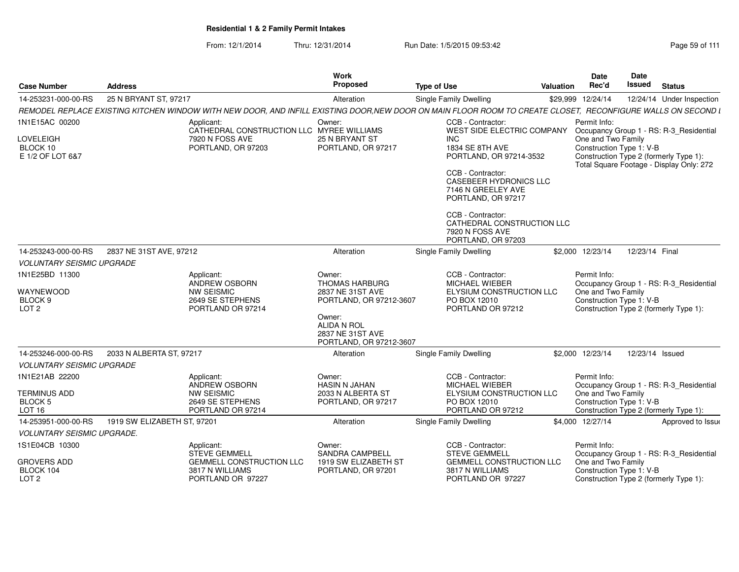**Residential 1 & 2 Family Permit Intakes**

From: 12/1/2014 Thru: 12/31/2014 Run Date: 1/5/2015 09:53:42

| Case Number | Address | Work Proposed | Type of Use | Valuation | Date Rec'd | Date Issued | Status |
|---|---|---|---|---|---|---|---|
| 14-253231-000-00-RS | 25 N BRYANT ST, 97217 | Alteration | Single Family Dwelling | $29,999 | 12/24/14 | 12/24/14 | Under Inspection |

*REMODEL REPLACE EXISTING KITCHEN WINDOW WITH NEW DOOR, AND INFILL EXISTING DOOR,NEW DOOR ON MAIN FLOOR ROOM TO CREATE CLOSET, RECONFIGURE WALLS ON SECOND L*

1N1E15AC 00200
LOVELEIGH
BLOCK 10
E 1/2 OF LOT 6&7

Applicant:
CATHEDRAL CONSTRUCTION LLC
7920 N FOSS AVE
PORTLAND, OR 97203

Owner:
MYREE WILLIAMS
25 N BRYANT ST
PORTLAND, OR 97217

CCB - Contractor:
WEST SIDE ELECTRIC COMPANY INC
1834 SE 8TH AVE
PORTLAND, OR 97214-3532

CCB - Contractor:
CASEBEER HYDRONICS LLC
7146 N GREELEY AVE
PORTLAND, OR 97217

CCB - Contractor:
CATHEDRAL CONSTRUCTION LLC
7920 N FOSS AVE
PORTLAND, OR 97203

Permit Info:
Occupancy Group 1 - RS: R-3_Residential One and Two Family
Construction Type 1: V-B
Construction Type 2 (formerly Type 1):
Total Square Footage - Display Only: 272

| Case Number | Address | Work Proposed | Type of Use | Valuation | Date Rec'd | Date Issued | Status |
|---|---|---|---|---|---|---|---|
| 14-253243-000-00-RS | 2837 NE 31ST AVE, 97212 | Alteration | Single Family Dwelling | $2,000 | 12/23/14 | 12/23/14 | Final |

*VOLUNTARY SEISMIC UPGRADE*

1N1E25BD 11300
WAYNEWOOD
BLOCK 9
LOT 2

Applicant:
ANDREW OSBORN
NW SEISMIC
2649 SE STEPHENS
PORTLAND OR 97214

Owner:
THOMAS HARBURG
2837 NE 31ST AVE
PORTLAND, OR 97212-3607

Owner:
ALIDA N ROL
2837 NE 31ST AVE
PORTLAND, OR 97212-3607

CCB - Contractor:
MICHAEL WIEBER
ELYSIUM CONSTRUCTION LLC
PO BOX 12010
PORTLAND OR 97212

Permit Info:
Occupancy Group 1 - RS: R-3_Residential One and Two Family
Construction Type 1: V-B
Construction Type 2 (formerly Type 1):

| Case Number | Address | Work Proposed | Type of Use | Valuation | Date Rec'd | Date Issued | Status |
|---|---|---|---|---|---|---|---|
| 14-253246-000-00-RS | 2033 N ALBERTA ST, 97217 | Alteration | Single Family Dwelling | $2,000 | 12/23/14 | 12/23/14 | Issued |

*VOLUNTARY SEISMIC UPGRADE*

1N1E21AB 22200
TERMINUS ADD
BLOCK 5
LOT 16

Applicant:
ANDREW OSBORN
NW SEISMIC
2649 SE STEPHENS
PORTLAND OR 97214

Owner:
HASIN N JAHAN
2033 N ALBERTA ST
PORTLAND, OR 97217

CCB - Contractor:
MICHAEL WIEBER
ELYSIUM CONSTRUCTION LLC
PO BOX 12010
PORTLAND OR 97212

Permit Info:
Occupancy Group 1 - RS: R-3_Residential One and Two Family
Construction Type 1: V-B
Construction Type 2 (formerly Type 1):

| Case Number | Address | Work Proposed | Type of Use | Valuation | Date Rec'd | Date Issued | Status |
|---|---|---|---|---|---|---|---|
| 14-253951-000-00-RS | 1919 SW ELIZABETH ST, 97201 | Alteration | Single Family Dwelling | $4,000 | 12/27/14 | | Approved to Issue |

*VOLUNTARY SEISMIC UPGRADE.*

1S1E04CB 10300
GROVERS ADD
BLOCK 104
LOT 2

Applicant:
STEVE GEMMELL
GEMMELL CONSTRUCTION LLC
3817 N WILLIAMS
PORTLAND OR 97227

Owner:
SANDRA CAMPBELL
1919 SW ELIZABETH ST
PORTLAND, OR 97201

CCB - Contractor:
STEVE GEMMELL
GEMMELL CONSTRUCTION LLC
3817 N WILLIAMS
PORTLAND OR 97227

Permit Info:
Occupancy Group 1 - RS: R-3_Residential One and Two Family
Construction Type 1: V-B
Construction Type 2 (formerly Type 1):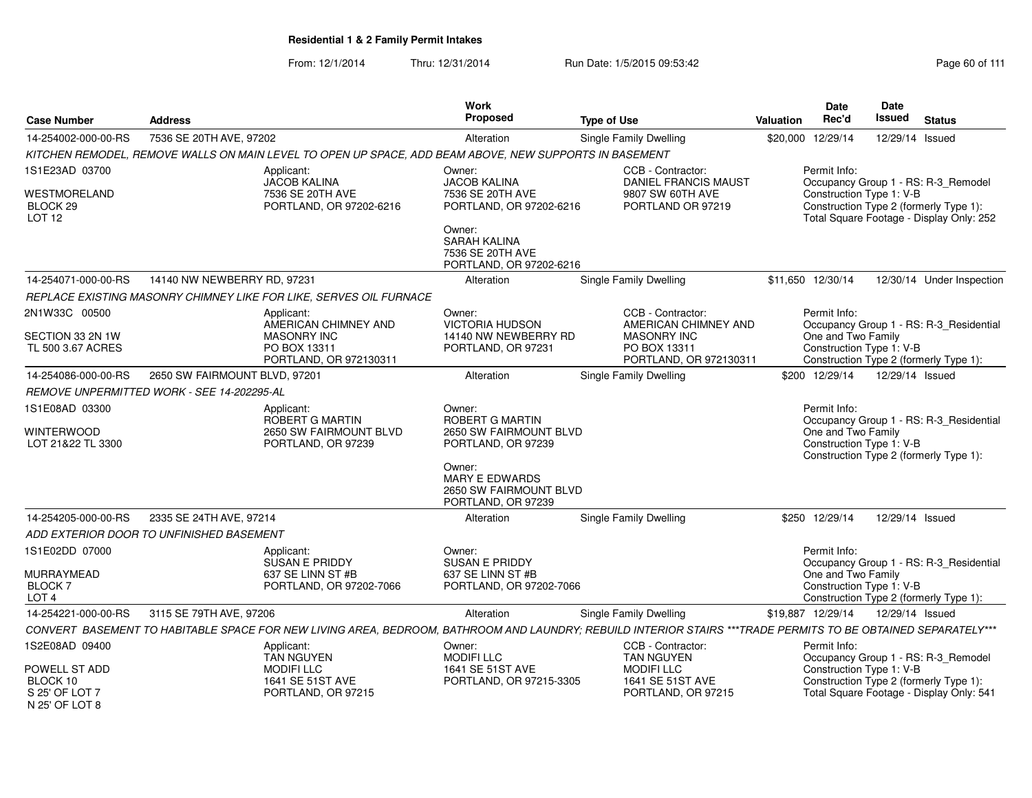**Residential 1 & 2 Family Permit Intakes**

From: 12/1/2014 Thru: 12/31/2014 Run Date: 1/5/2015 09:53:42

| Case Number | Address | Work Proposed | Type of Use | Valuation | Date Rec'd | Date Issued | Status |
|---|---|---|---|---|---|---|---|
| 14-254002-000-00-RS | 7536 SE 20TH AVE, 97202 | Alteration | Single Family Dwelling | $20,000 | 12/29/14 | 12/29/14 | Issued |

KITCHEN REMODEL, REMOVE WALLS ON MAIN LEVEL TO OPEN UP SPACE, ADD BEAM ABOVE, NEW SUPPORTS IN BASEMENT

1S1E23AD 03700
WESTMORELAND
BLOCK 29
LOT 12

Applicant: JACOB KALINA, 7536 SE 20TH AVE, PORTLAND, OR 97202-6216

Owner: JACOB KALINA, 7536 SE 20TH AVE, PORTLAND, OR 97202-6216

Owner: SARAH KALINA, 7536 SE 20TH AVE, PORTLAND, OR 97202-6216

CCB - Contractor: DANIEL FRANCIS MAUST, 9807 SW 60TH AVE, PORTLAND OR 97219

Permit Info:
Occupancy Group 1 - RS: R-3_Remodel
Construction Type 1: V-B
Construction Type 2 (formerly Type 1):
Total Square Footage - Display Only: 252

| Case Number | Address | Work Proposed | Type of Use | Valuation | Date Rec'd | Date Issued | Status |
|---|---|---|---|---|---|---|---|
| 14-254071-000-00-RS | 14140 NW NEWBERRY RD, 97231 | Alteration | Single Family Dwelling | $11,650 | 12/30/14 | 12/30/14 | Under Inspection |

REPLACE EXISTING MASONRY CHIMNEY LIKE FOR LIKE, SERVES OIL FURNACE

2N1W33C 00500
SECTION 33 2N 1W
TL 500 3.67 ACRES

Applicant: AMERICAN CHIMNEY AND MASONRY INC, PO BOX 13311, PORTLAND, OR 972130311

Owner: VICTORIA HUDSON, 14140 NW NEWBERRY RD, PORTLAND, OR 97231

CCB - Contractor: AMERICAN CHIMNEY AND MASONRY INC, PO BOX 13311, PORTLAND, OR 972130311

Permit Info:
Occupancy Group 1 - RS: R-3_Residential One and Two Family
Construction Type 1: V-B
Construction Type 2 (formerly Type 1):

| Case Number | Address | Work Proposed | Type of Use | Valuation | Date Rec'd | Date Issued | Status |
|---|---|---|---|---|---|---|---|
| 14-254086-000-00-RS | 2650 SW FAIRMOUNT BLVD, 97201 | Alteration | Single Family Dwelling | $200 | 12/29/14 | 12/29/14 | Issued |

REMOVE UNPERMITTED WORK - SEE 14-202295-AL

1S1E08AD 03300
WINTERWOOD
LOT 21&22 TL 3300

Applicant: ROBERT G MARTIN, 2650 SW FAIRMOUNT BLVD, PORTLAND, OR 97239

Owner: ROBERT G MARTIN, 2650 SW FAIRMOUNT BLVD, PORTLAND, OR 97239

Owner: MARY E EDWARDS, 2650 SW FAIRMOUNT BLVD, PORTLAND, OR 97239

Permit Info:
Occupancy Group 1 - RS: R-3_Residential One and Two Family
Construction Type 1: V-B
Construction Type 2 (formerly Type 1):

| Case Number | Address | Work Proposed | Type of Use | Valuation | Date Rec'd | Date Issued | Status |
|---|---|---|---|---|---|---|---|
| 14-254205-000-00-RS | 2335 SE 24TH AVE, 97214 | Alteration | Single Family Dwelling | $250 | 12/29/14 | 12/29/14 | Issued |

ADD EXTERIOR DOOR TO UNFINISHED BASEMENT

1S1E02DD 07000
MURRAYMEAD
BLOCK 7
LOT 4

Applicant: SUSAN E PRIDDY, 637 SE LINN ST #B, PORTLAND, OR 97202-7066

Owner: SUSAN E PRIDDY, 637 SE LINN ST #B, PORTLAND, OR 97202-7066

Permit Info:
Occupancy Group 1 - RS: R-3_Residential One and Two Family
Construction Type 1: V-B
Construction Type 2 (formerly Type 1):

| Case Number | Address | Work Proposed | Type of Use | Valuation | Date Rec'd | Date Issued | Status |
|---|---|---|---|---|---|---|---|
| 14-254221-000-00-RS | 3115 SE 79TH AVE, 97206 | Alteration | Single Family Dwelling | $19,887 | 12/29/14 | 12/29/14 | Issued |

CONVERT BASEMENT TO HABITABLE SPACE FOR NEW LIVING AREA, BEDROOM, BATHROOM AND LAUNDRY; REBUILD INTERIOR STAIRS ***TRADE PERMITS TO BE OBTAINED SEPARATELY***

1S2E08AD 09400
POWELL ST ADD
BLOCK 10
S 25' OF LOT 7
N 25' OF LOT 8

Applicant: TAN NGUYEN, MODIFI LLC, 1641 SE 51ST AVE, PORTLAND, OR 97215

Owner: MODIFI LLC, 1641 SE 51ST AVE, PORTLAND, OR 97215-3305

CCB - Contractor: TAN NGUYEN, MODIFI LLC, 1641 SE 51ST AVE, PORTLAND, OR 97215

Permit Info:
Occupancy Group 1 - RS: R-3_Remodel
Construction Type 1: V-B
Construction Type 2 (formerly Type 1):
Total Square Footage - Display Only: 541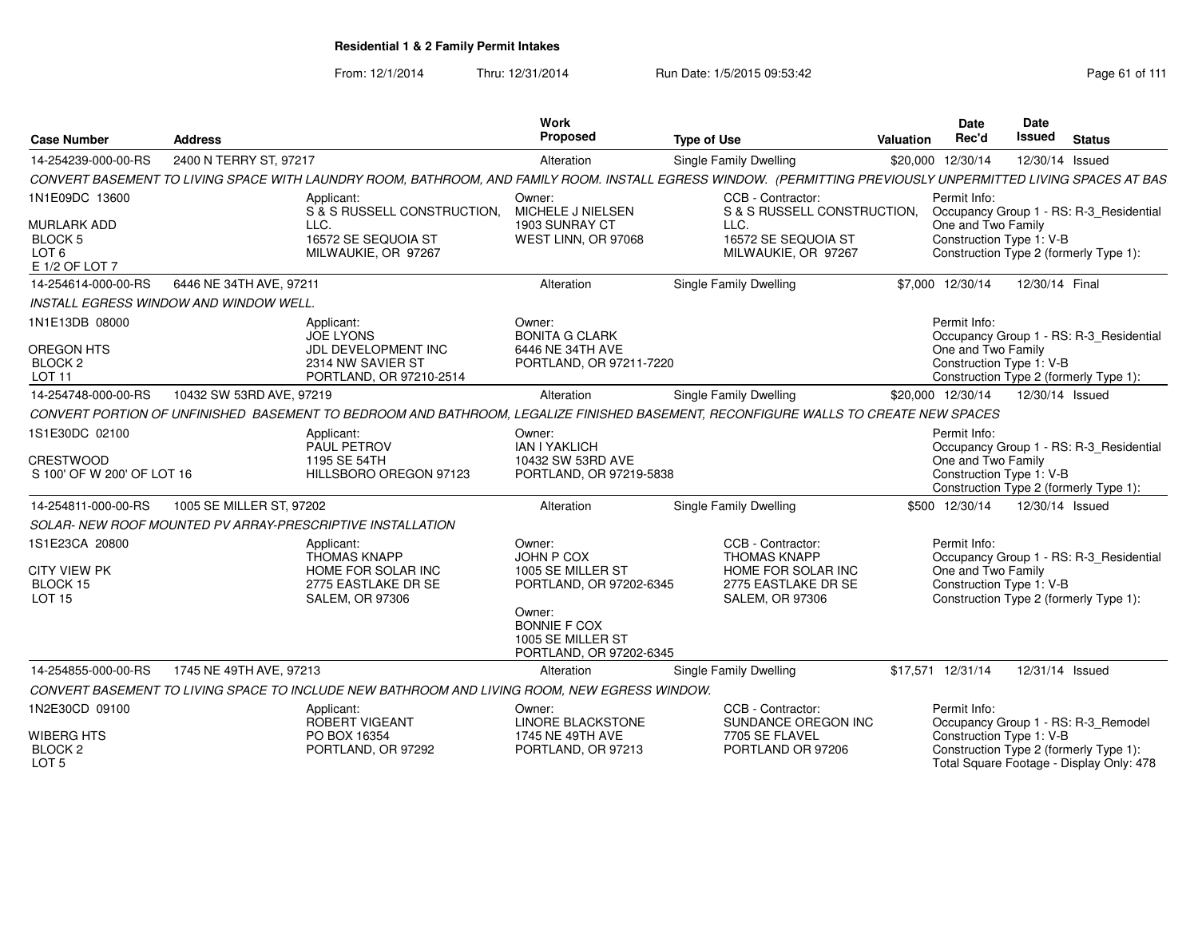**Residential 1 & 2 Family Permit Intakes**

From: 12/1/2014 Thru: 12/31/2014 Run Date: 1/5/2015 09:53:42

| Case Number | Address | Work Proposed | Type of Use | Valuation | Date Rec'd | Date Issued | Status |
|---|---|---|---|---|---|---|---|
| 14-254239-000-00-RS | 2400 N TERRY ST, 97217 | Alteration | Single Family Dwelling | $20,000 | 12/30/14 | 12/30/14 | Issued |

CONVERT BASEMENT TO LIVING SPACE WITH LAUNDRY ROOM, BATHROOM, AND FAMILY ROOM. INSTALL EGRESS WINDOW. (PERMITTING PREVIOUSLY UNPERMITTED LIVING SPACES AT BAS

1N1E09DC 13600
MURLARK ADD
BLOCK 5
LOT 6
E 1/2 OF LOT 7

Applicant:
S & S RUSSELL CONSTRUCTION, LLC.
16572 SE SEQUOIA ST
MILWAUKIE, OR 97267

Owner:
MICHELE J NIELSEN
1903 SUNRAY CT
WEST LINN, OR 97068

CCB - Contractor:
S & S RUSSELL CONSTRUCTION, LLC.
16572 SE SEQUOIA ST
MILWAUKIE, OR 97267

Permit Info:
Occupancy Group 1 - RS: R-3_Residential One and Two Family
Construction Type 1: V-B
Construction Type 2 (formerly Type 1):

| Case Number | Address | Work Proposed | Type of Use | Valuation | Date Rec'd | Date Issued | Status |
|---|---|---|---|---|---|---|---|
| 14-254614-000-00-RS | 6446 NE 34TH AVE, 97211 | Alteration | Single Family Dwelling | $7,000 | 12/30/14 | 12/30/14 | Final |

INSTALL EGRESS WINDOW AND WINDOW WELL.

1N1E13DB 08000
OREGON HTS
BLOCK 2
LOT 11

Applicant:
JOE LYONS
JDL DEVELOPMENT INC
2314 NW SAVIER ST
PORTLAND, OR 97210-2514

Owner:
BONITA G CLARK
6446 NE 34TH AVE
PORTLAND, OR 97211-7220

Permit Info:
Occupancy Group 1 - RS: R-3_Residential One and Two Family
Construction Type 1: V-B
Construction Type 2 (formerly Type 1):

| Case Number | Address | Work Proposed | Type of Use | Valuation | Date Rec'd | Date Issued | Status |
|---|---|---|---|---|---|---|---|
| 14-254748-000-00-RS | 10432 SW 53RD AVE, 97219 | Alteration | Single Family Dwelling | $20,000 | 12/30/14 | 12/30/14 | Issued |

CONVERT PORTION OF UNFINISHED BASEMENT TO BEDROOM AND BATHROOM, LEGALIZE FINISHED BASEMENT, RECONFIGURE WALLS TO CREATE NEW SPACES

1S1E30DC 02100
CRESTWOOD
S 100' OF W 200' OF LOT 16

Applicant:
PAUL PETROV
1195 SE 54TH
HILLSBORO OREGON 97123

Owner:
IAN I YAKLICH
10432 SW 53RD AVE
PORTLAND, OR 97219-5838

Permit Info:
Occupancy Group 1 - RS: R-3_Residential One and Two Family
Construction Type 1: V-B
Construction Type 2 (formerly Type 1):

| Case Number | Address | Work Proposed | Type of Use | Valuation | Date Rec'd | Date Issued | Status |
|---|---|---|---|---|---|---|---|
| 14-254811-000-00-RS | 1005 SE MILLER ST, 97202 | Alteration | Single Family Dwelling | $500 | 12/30/14 | 12/30/14 | Issued |

SOLAR- NEW ROOF MOUNTED PV ARRAY-PRESCRIPTIVE INSTALLATION

1S1E23CA 20800
CITY VIEW PK
BLOCK 15
LOT 15

Applicant:
THOMAS KNAPP
HOME FOR SOLAR INC
2775 EASTLAKE DR SE
SALEM, OR 97306

Owner:
JOHN P COX
1005 SE MILLER ST
PORTLAND, OR 97202-6345

Owner:
BONNIE F COX
1005 SE MILLER ST
PORTLAND, OR 97202-6345

CCB - Contractor:
THOMAS KNAPP
HOME FOR SOLAR INC
2775 EASTLAKE DR SE
SALEM, OR 97306

Permit Info:
Occupancy Group 1 - RS: R-3_Residential One and Two Family
Construction Type 1: V-B
Construction Type 2 (formerly Type 1):

| Case Number | Address | Work Proposed | Type of Use | Valuation | Date Rec'd | Date Issued | Status |
|---|---|---|---|---|---|---|---|
| 14-254855-000-00-RS | 1745 NE 49TH AVE, 97213 | Alteration | Single Family Dwelling | $17,571 | 12/31/14 | 12/31/14 | Issued |

CONVERT BASEMENT TO LIVING SPACE TO INCLUDE NEW BATHROOM AND LIVING ROOM, NEW EGRESS WINDOW.

1N2E30CD 09100
WIBERG HTS
BLOCK 2
LOT 5

Applicant:
ROBERT VIGEANT
PO BOX 16354
PORTLAND, OR 97292

Owner:
LINORE BLACKSTONE
1745 NE 49TH AVE
PORTLAND, OR 97213

CCB - Contractor:
SUNDANCE OREGON INC
7705 SE FLAVEL
PORTLAND OR 97206

Permit Info:
Occupancy Group 1 - RS: R-3_Remodel
Construction Type 1: V-B
Construction Type 2 (formerly Type 1):
Total Square Footage - Display Only: 478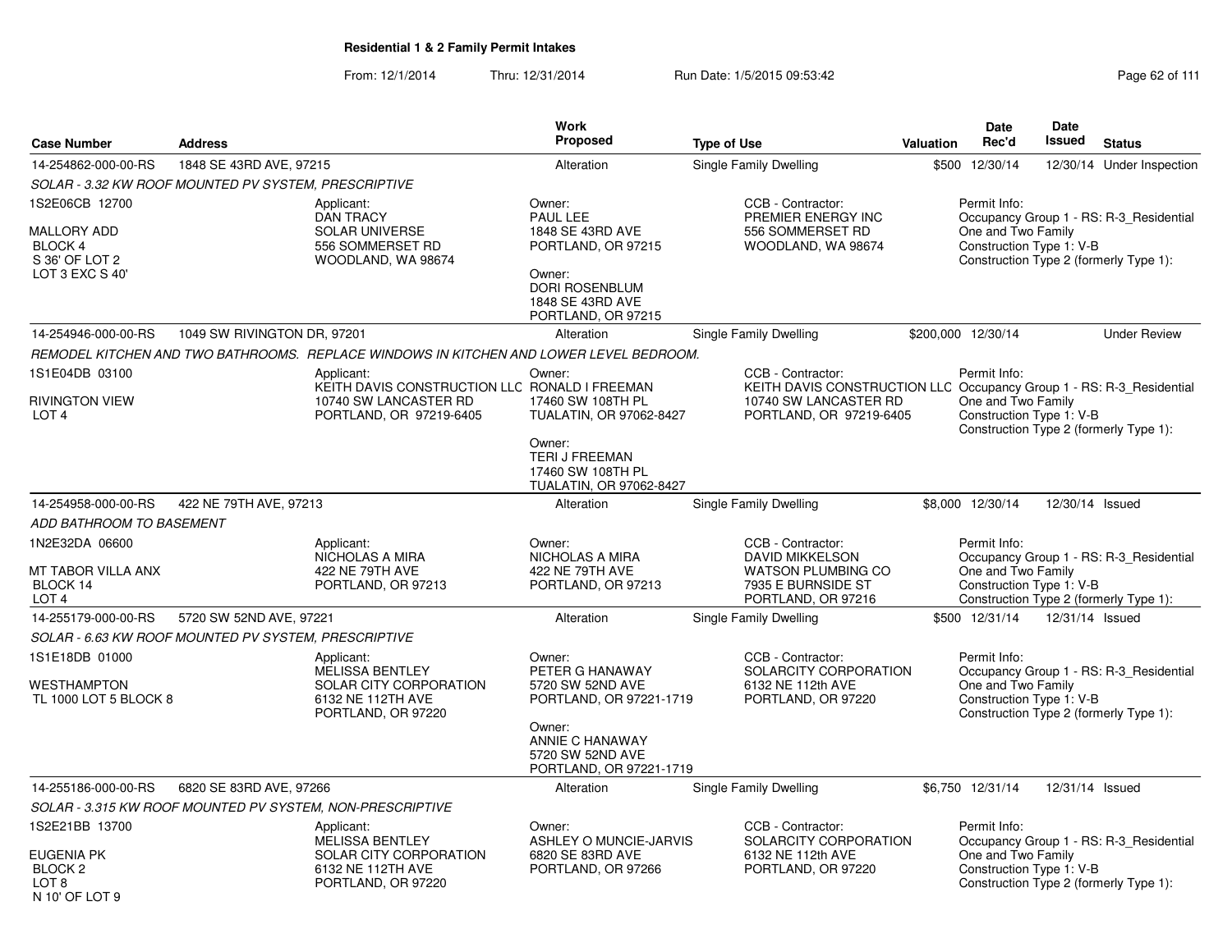# Residential 1 & 2 Family Permit Intakes

From: 12/1/2014 Thru: 12/31/2014 Run Date: 1/5/2015 09:53:42

| Case Number | Address | Work Proposed | Type of Use | Valuation | Date Rec'd | Date Issued | Status |
|---|---|---|---|---|---|---|---|
| 14-254862-000-00-RS | 1848 SE 43RD AVE, 97215 | Alteration | Single Family Dwelling | $500 | 12/30/14 | 12/30/14 | Under Inspection |

*SOLAR - 3.32 KW ROOF MOUNTED PV SYSTEM, PRESCRIPTIVE*

1S2E06CB 12700
MALLORY ADD
BLOCK 4
S 36' OF LOT 2
LOT 3 EXC S 40'

Applicant:
DAN TRACY
SOLAR UNIVERSE
556 SOMMERSET RD
WOODLAND, WA 98674

Owner:
PAUL LEE
1848 SE 43RD AVE
PORTLAND, OR 97215

Owner:
DORI ROSENBLUM
1848 SE 43RD AVE
PORTLAND, OR 97215

CCB - Contractor:
PREMIER ENERGY INC
556 SOMMERSET RD
WOODLAND, WA 98674

Permit Info:
Occupancy Group 1 - RS: R-3_Residential One and Two Family
Construction Type 1: V-B
Construction Type 2 (formerly Type 1):

| Case Number | Address | Work Proposed | Type of Use | Valuation | Date Rec'd | Date Issued | Status |
|---|---|---|---|---|---|---|---|
| 14-254946-000-00-RS | 1049 SW RIVINGTON DR, 97201 | Alteration | Single Family Dwelling | $200,000 | 12/30/14 | | Under Review |

*REMODEL KITCHEN AND TWO BATHROOMS. REPLACE WINDOWS IN KITCHEN AND LOWER LEVEL BEDROOM.*

1S1E04DB 03100
RIVINGTON VIEW
LOT 4

Applicant:
KEITH DAVIS CONSTRUCTION LLC
10740 SW LANCASTER RD
PORTLAND, OR 97219-6405

Owner:
RONALD I FREEMAN
17460 SW 108TH PL
TUALATIN, OR 97062-8427

Owner:
TERI J FREEMAN
17460 SW 108TH PL
TUALATIN, OR 97062-8427

CCB - Contractor:
KEITH DAVIS CONSTRUCTION LLC
10740 SW LANCASTER RD
PORTLAND, OR 97219-6405

Permit Info:
Occupancy Group 1 - RS: R-3_Residential One and Two Family
Construction Type 1: V-B
Construction Type 2 (formerly Type 1):

| Case Number | Address | Work Proposed | Type of Use | Valuation | Date Rec'd | Date Issued | Status |
|---|---|---|---|---|---|---|---|
| 14-254958-000-00-RS | 422 NE 79TH AVE, 97213 | Alteration | Single Family Dwelling | $8,000 | 12/30/14 | 12/30/14 | Issued |

*ADD BATHROOM TO BASEMENT*

1N2E32DA 06600
MT TABOR VILLA ANX
BLOCK 14
LOT 4

Applicant:
NICHOLAS A MIRA
422 NE 79TH AVE
PORTLAND, OR 97213

Owner:
NICHOLAS A MIRA
422 NE 79TH AVE
PORTLAND, OR 97213

CCB - Contractor:
DAVID MIKKELSON
WATSON PLUMBING CO
7935 E BURNSIDE ST
PORTLAND, OR 97216

Permit Info:
Occupancy Group 1 - RS: R-3_Residential One and Two Family
Construction Type 1: V-B
Construction Type 2 (formerly Type 1):

| Case Number | Address | Work Proposed | Type of Use | Valuation | Date Rec'd | Date Issued | Status |
|---|---|---|---|---|---|---|---|
| 14-255179-000-00-RS | 5720 SW 52ND AVE, 97221 | Alteration | Single Family Dwelling | $500 | 12/31/14 | 12/31/14 | Issued |

*SOLAR - 6.63 KW ROOF MOUNTED PV SYSTEM, PRESCRIPTIVE*

1S1E18DB 01000
WESTHAMPTON
TL 1000 LOT 5 BLOCK 8

Applicant:
MELISSA BENTLEY
SOLAR CITY CORPORATION
6132 NE 112TH AVE
PORTLAND, OR 97220

Owner:
PETER G HANAWAY
5720 SW 52ND AVE
PORTLAND, OR 97221-1719

Owner:
ANNIE C HANAWAY
5720 SW 52ND AVE
PORTLAND, OR 97221-1719

CCB - Contractor:
SOLARCITY CORPORATION
6132 NE 112th AVE
PORTLAND, OR 97220

Permit Info:
Occupancy Group 1 - RS: R-3_Residential One and Two Family
Construction Type 1: V-B
Construction Type 2 (formerly Type 1):

| Case Number | Address | Work Proposed | Type of Use | Valuation | Date Rec'd | Date Issued | Status |
|---|---|---|---|---|---|---|---|
| 14-255186-000-00-RS | 6820 SE 83RD AVE, 97266 | Alteration | Single Family Dwelling | $6,750 | 12/31/14 | 12/31/14 | Issued |

*SOLAR - 3.315 KW ROOF MOUNTED PV SYSTEM, NON-PRESCRIPTIVE*

1S2E21BB 13700
EUGENIA PK
BLOCK 2
LOT 8
N 10' OF LOT 9

Applicant:
MELISSA BENTLEY
SOLAR CITY CORPORATION
6132 NE 112TH AVE
PORTLAND, OR 97220

Owner:
ASHLEY O MUNCIE-JARVIS
6820 SE 83RD AVE
PORTLAND, OR 97266

CCB - Contractor:
SOLARCITY CORPORATION
6132 NE 112th AVE
PORTLAND, OR 97220

Permit Info:
Occupancy Group 1 - RS: R-3_Residential One and Two Family
Construction Type 1: V-B
Construction Type 2 (formerly Type 1):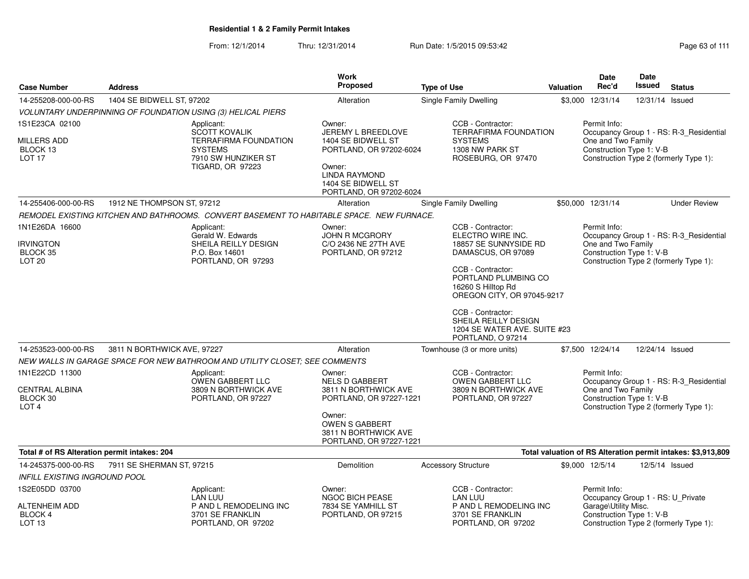**Residential 1 & 2 Family Permit Intakes**

From: 12/1/2014 Thru: 12/31/2014 Run Date: 1/5/2015 09:53:42

| Case Number | Address | Work Proposed | Type of Use | Valuation | Date Rec'd | Date Issued | Status |
|---|---|---|---|---|---|---|---|
| 14-255208-000-00-RS | 1404 SE BIDWELL ST, 97202 | Alteration | Single Family Dwelling | $3,000 | 12/31/14 | 12/31/14 | Issued |

*VOLUNTARY UNDERPINNING OF FOUNDATION USING (3) HELICAL PIERS*

1S1E23CA 02100
MILLERS ADD
BLOCK 13
LOT 17

Applicant:
SCOTT KOVALIK
TERRAFIRMA FOUNDATION SYSTEMS
7910 SW HUNZIKER ST
TIGARD, OR 97223

Owner:
JEREMY L BREEDLOVE
1404 SE BIDWELL ST
PORTLAND, OR 97202-6024

Owner:
LINDA RAYMOND
1404 SE BIDWELL ST
PORTLAND, OR 97202-6024

CCB - Contractor:
TERRAFIRMA FOUNDATION SYSTEMS
1308 NW PARK ST
ROSEBURG, OR 97470

Permit Info:
Occupancy Group 1 - RS: R-3_Residential One and Two Family
Construction Type 1: V-B
Construction Type 2 (formerly Type 1):

| Case Number | Address | Work Proposed | Type of Use | Valuation | Date Rec'd | Date Issued | Status |
|---|---|---|---|---|---|---|---|
| 14-255406-000-00-RS | 1912 NE THOMPSON ST, 97212 | Alteration | Single Family Dwelling | $50,000 | 12/31/14 | | Under Review |

*REMODEL EXISTING KITCHEN AND BATHROOMS. CONVERT BASEMENT TO HABITABLE SPACE. NEW FURNACE.*

1N1E26DA 16600
IRVINGTON
BLOCK 35
LOT 20

Applicant:
Gerald W. Edwards
SHEILA REILLY DESIGN
P.O. Box 14601
PORTLAND, OR 97293

Owner:
JOHN R MCGRORY
C/O 2436 NE 27TH AVE
PORTLAND, OR 97212

CCB - Contractor:
ELECTRO WIRE INC.
18857 SE SUNNYSIDE RD
DAMASCUS, OR 97089

CCB - Contractor:
PORTLAND PLUMBING CO
16260 S Hilltop Rd
OREGON CITY, OR 97045-9217

CCB - Contractor:
SHEILA REILLY DESIGN
1204 SE WATER AVE. SUITE #23
PORTLAND, O 97214

Permit Info:
Occupancy Group 1 - RS: R-3_Residential One and Two Family
Construction Type 1: V-B
Construction Type 2 (formerly Type 1):

| Case Number | Address | Work Proposed | Type of Use | Valuation | Date Rec'd | Date Issued | Status |
|---|---|---|---|---|---|---|---|
| 14-253523-000-00-RS | 3811 N BORTHWICK AVE, 97227 | Alteration | Townhouse (3 or more units) | $7,500 | 12/24/14 | 12/24/14 | Issued |

*NEW WALLS IN GARAGE SPACE FOR NEW BATHROOM AND UTILITY CLOSET; SEE COMMENTS*

1N1E22CD 11300
CENTRAL ALBINA
BLOCK 30
LOT 4

Applicant:
OWEN GABBERT LLC
3809 N BORTHWICK AVE
PORTLAND, OR 97227

Owner:
NELS D GABBERT
3811 N BORTHWICK AVE
PORTLAND, OR 97227-1221

Owner:
OWEN S GABBERT
3811 N BORTHWICK AVE
PORTLAND, OR 97227-1221

CCB - Contractor:
OWEN GABBERT LLC
3809 N BORTHWICK AVE
PORTLAND, OR 97227

Permit Info:
Occupancy Group 1 - RS: R-3_Residential One and Two Family
Construction Type 1: V-B
Construction Type 2 (formerly Type 1):

**Total # of RS Alteration permit intakes: 204**

**Total valuation of RS Alteration permit intakes: $3,913,809**

| Case Number | Address | Work Proposed | Type of Use | Valuation | Date Rec'd | Date Issued | Status |
|---|---|---|---|---|---|---|---|
| 14-245375-000-00-RS | 7911 SE SHERMAN ST, 97215 | Demolition | Accessory Structure | $9,000 | 12/5/14 | 12/5/14 | Issued |

*INFILL EXISTING INGROUND POOL*

1S2E05DD 03700
ALTENHEIM ADD
BLOCK 4
LOT 13

Applicant:
LAN LUU
P AND L REMODELING INC
3701 SE FRANKLIN
PORTLAND, OR 97202

Owner:
NGOC BICH PEASE
7834 SE YAMHILL ST
PORTLAND, OR 97215

CCB - Contractor:
LAN LUU
P AND L REMODELING INC
3701 SE FRANKLIN
PORTLAND, OR 97202

Permit Info:
Occupancy Group 1 - RS: U_Private Garage\Utility Misc.
Construction Type 1: V-B
Construction Type 2 (formerly Type 1):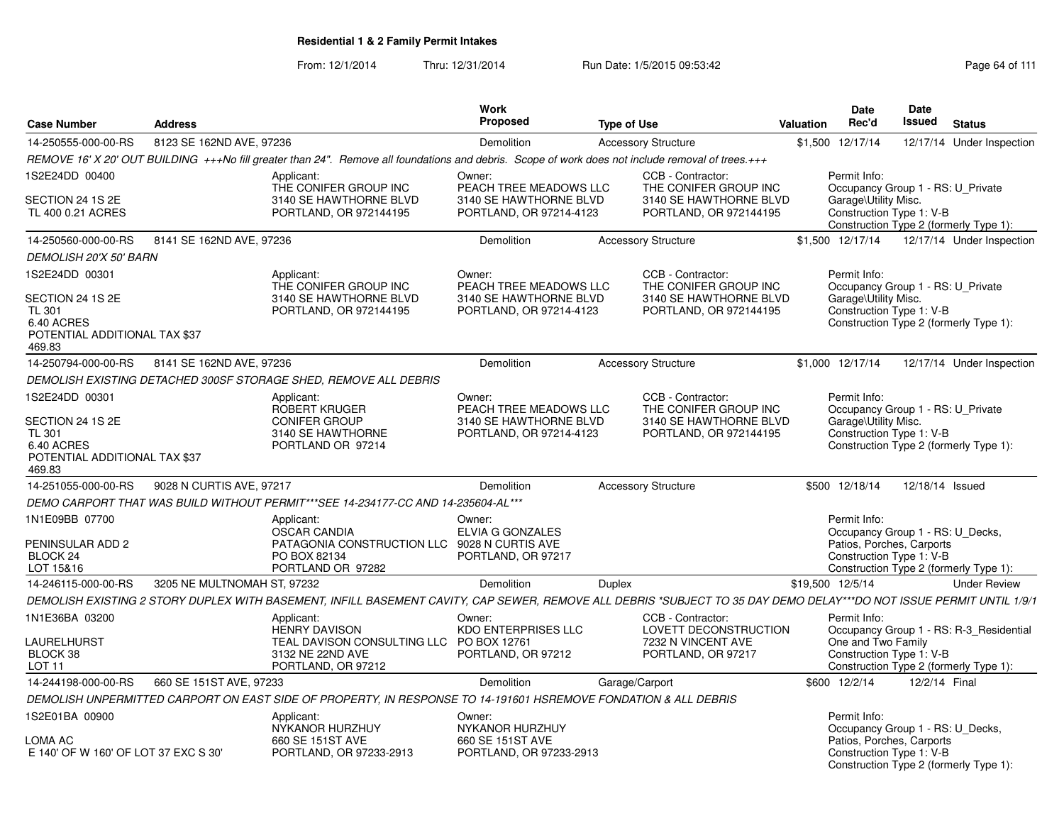## Residential 1 & 2 Family Permit Intakes

From: 12/1/2014 Thru: 12/31/2014 Run Date: 1/5/2015 09:53:42

| Case Number | Address | Work Proposed | Type of Use | Valuation | Date Rec'd | Date Issued | Status |
|---|---|---|---|---|---|---|---|
| 14-250555-000-00-RS | 8123 SE 162ND AVE, 97236 | Demolition | Accessory Structure | $1,500 | 12/17/14 | 12/17/14 | Under Inspection |

*REMOVE 16' X 20' OUT BUILDING +++No fill greater than 24". Remove all foundations and debris. Scope of work does not include removal of trees.+++*

1S2E24DD 00400
SECTION 24 1S 2E
TL 400 0.21 ACRES

Applicant: THE CONIFER GROUP INC, 3140 SE HAWTHORNE BLVD, PORTLAND, OR 972144195
Owner: PEACH TREE MEADOWS LLC, 3140 SE HAWTHORNE BLVD, PORTLAND, OR 97214-4123
CCB - Contractor: THE CONIFER GROUP INC, 3140 SE HAWTHORNE BLVD, PORTLAND, OR 972144195
Permit Info: Occupancy Group 1 - RS: U_Private Garage\Utility Misc.; Construction Type 1: V-B; Construction Type 2 (formerly Type 1):

| Case Number | Address | Work Proposed | Type of Use | Valuation | Date Rec'd | Date Issued | Status |
|---|---|---|---|---|---|---|---|
| 14-250560-000-00-RS | 8141 SE 162ND AVE, 97236 | Demolition | Accessory Structure | $1,500 | 12/17/14 | 12/17/14 | Under Inspection |

*DEMOLISH 20'X 50' BARN*

1S2E24DD 00301
SECTION 24 1S 2E
TL 301
6.40 ACRES
POTENTIAL ADDITIONAL TAX $37 469.83

Applicant: THE CONIFER GROUP INC, 3140 SE HAWTHORNE BLVD, PORTLAND, OR 972144195
Owner: PEACH TREE MEADOWS LLC, 3140 SE HAWTHORNE BLVD, PORTLAND, OR 97214-4123
CCB - Contractor: THE CONIFER GROUP INC, 3140 SE HAWTHORNE BLVD, PORTLAND, OR 972144195
Permit Info: Occupancy Group 1 - RS: U_Private Garage\Utility Misc.; Construction Type 1: V-B; Construction Type 2 (formerly Type 1):

| Case Number | Address | Work Proposed | Type of Use | Valuation | Date Rec'd | Date Issued | Status |
|---|---|---|---|---|---|---|---|
| 14-250794-000-00-RS | 8141 SE 162ND AVE, 97236 | Demolition | Accessory Structure | $1,000 | 12/17/14 | 12/17/14 | Under Inspection |

*DEMOLISH EXISTING DETACHED 300SF STORAGE SHED, REMOVE ALL DEBRIS*

1S2E24DD 00301
SECTION 24 1S 2E
TL 301
6.40 ACRES
POTENTIAL ADDITIONAL TAX $37 469.83

Applicant: ROBERT KRUGER, CONIFER GROUP, 3140 SE HAWTHORNE, PORTLAND OR 97214
Owner: PEACH TREE MEADOWS LLC, 3140 SE HAWTHORNE BLVD, PORTLAND, OR 97214-4123
CCB - Contractor: THE CONIFER GROUP INC, 3140 SE HAWTHORNE BLVD, PORTLAND, OR 972144195
Permit Info: Occupancy Group 1 - RS: U_Private Garage\Utility Misc.; Construction Type 1: V-B; Construction Type 2 (formerly Type 1):

| Case Number | Address | Work Proposed | Type of Use | Valuation | Date Rec'd | Date Issued | Status |
|---|---|---|---|---|---|---|---|
| 14-251055-000-00-RS | 9028 N CURTIS AVE, 97217 | Demolition | Accessory Structure | $500 | 12/18/14 | 12/18/14 | Issued |

*DEMO CARPORT THAT WAS BUILD WITHOUT PERMIT***SEE 14-234177-CC AND 14-235604-AL****

1N1E09BB 07700
PENINSULAR ADD 2
BLOCK 24
LOT 15&16

Applicant: OSCAR CANDIA, PATAGONIA CONSTRUCTION LLC, PO BOX 82134, PORTLAND OR 97282
Owner: ELVIA G GONZALES, 9028 N CURTIS AVE, PORTLAND, OR 97217
Permit Info: Occupancy Group 1 - RS: U_Decks, Patios, Porches, Carports; Construction Type 1: V-B; Construction Type 2 (formerly Type 1):

| Case Number | Address | Work Proposed | Type of Use | Valuation | Date Rec'd | Date Issued | Status |
|---|---|---|---|---|---|---|---|
| 14-246115-000-00-RS | 3205 NE MULTNOMAH ST, 97232 | Demolition | Duplex | $19,500 | 12/5/14 | | Under Review |

*DEMOLISH EXISTING 2 STORY DUPLEX WITH BASEMENT, INFILL BASEMENT CAVITY, CAP SEWER, REMOVE ALL DEBRIS *SUBJECT TO 35 DAY DEMO DELAY***DO NOT ISSUE PERMIT UNTIL 1/9/1*

1N1E36BA 03200
LAURELHURST
BLOCK 38
LOT 11

Applicant: HENRY DAVISON, TEAL DAVISON CONSULTING LLC, 3132 NE 22ND AVE, PORTLAND, OR 97212
Owner: KDO ENTERPRISES LLC, PO BOX 12761, PORTLAND, OR 97212
CCB - Contractor: LOVETT DECONSTRUCTION, 7232 N VINCENT AVE, PORTLAND, OR 97217
Permit Info: Occupancy Group 1 - RS: R-3_Residential One and Two Family; Construction Type 1: V-B; Construction Type 2 (formerly Type 1):

| Case Number | Address | Work Proposed | Type of Use | Valuation | Date Rec'd | Date Issued | Status |
|---|---|---|---|---|---|---|---|
| 14-244198-000-00-RS | 660 SE 151ST AVE, 97233 | Demolition | Garage/Carport | $600 | 12/2/14 | 12/2/14 | Final |

*DEMOLISH UNPERMITTED CARPORT ON EAST SIDE OF PROPERTY, IN RESPONSE TO 14-191601 HSREMOVE FONDATION & ALL DEBRIS*

1S2E01BA 00900
LOMA AC
E 140' OF W 160' OF LOT 37 EXC S 30'

Applicant: NYKANOR HURZHUY, 660 SE 151ST AVE, PORTLAND, OR 97233-2913
Owner: NYKANOR HURZHUY, 660 SE 151ST AVE, PORTLAND, OR 97233-2913
Permit Info: Occupancy Group 1 - RS: U_Decks, Patios, Porches, Carports; Construction Type 1: V-B; Construction Type 2 (formerly Type 1):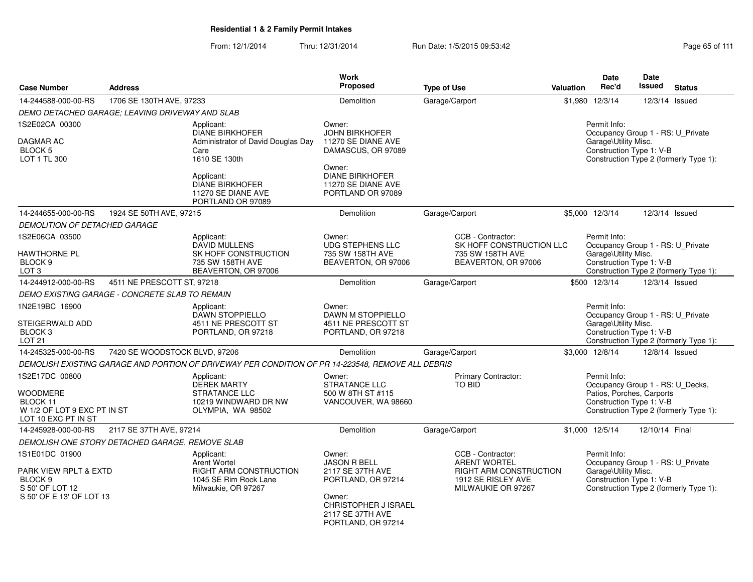# Residential 1 & 2 Family Permit Intakes

From: 12/1/2014 Thru: 12/31/2014 Run Date: 1/5/2015 09:53:42

| Case Number | Address | Work Proposed | Type of Use | Valuation | Date Rec'd | Date Issued | Status |
|---|---|---|---|---|---|---|---|
| 14-244588-000-00-RS | 1706 SE 130TH AVE, 97233 | Demolition | Garage/Carport | $1,980 | 12/3/14 | 12/3/14 | Issued |
| 14-244655-000-00-RS | 1924 SE 50TH AVE, 97215 | Demolition | Garage/Carport | $5,000 | 12/3/14 | 12/3/14 | Issued |
| 14-244912-000-00-RS | 4511 NE PRESCOTT ST, 97218 | Demolition | Garage/Carport | $500 | 12/3/14 | 12/3/14 | Issued |
| 14-245325-000-00-RS | 7420 SE WOODSTOCK BLVD, 97206 | Demolition | Garage/Carport | $3,000 | 12/8/14 | 12/8/14 | Issued |
| 14-245928-000-00-RS | 2117 SE 37TH AVE, 97214 | Demolition | Garage/Carport | $1,000 | 12/5/14 | 12/10/14 | Final |

## 14-244588-000-00-RS — 1706 SE 130TH AVE, 97233

*DEMO DETACHED GARAGE; LEAVING DRIVEWAY AND SLAB*

1S2E02CA 00300
DAGMAR AC
BLOCK 5
LOT 1 TL 300

Applicant:
DIANE BIRKHOFER
Administrator of David Douglas Day Care
1610 SE 130th

Applicant:
DIANE BIRKHOFER
11270 SE DIANE AVE
PORTLAND OR 97089

Owner:
JOHN BIRKHOFER
11270 SE DIANE AVE
DAMASCUS, OR 97089

Owner:
DIANE BIRKHOFER
11270 SE DIANE AVE
PORTLAND OR 97089

Permit Info:
Occupancy Group 1 - RS: U_Private Garage\Utility Misc.
Construction Type 1: V-B
Construction Type 2 (formerly Type 1):

## 14-244655-000-00-RS — 1924 SE 50TH AVE, 97215

*DEMOLITION OF DETACHED GARAGE*

1S2E06CA 03500
HAWTHORNE PL
BLOCK 9
LOT 3

Applicant:
DAVID MULLENS
SK HOFF CONSTRUCTION
735 SW 158TH AVE
BEAVERTON, OR 97006

Owner:
UDG STEPHENS LLC
735 SW 158TH AVE
BEAVERTON, OR 97006

CCB - Contractor:
SK HOFF CONSTRUCTION LLC
735 SW 158TH AVE
BEAVERTON, OR 97006

Permit Info:
Occupancy Group 1 - RS: U_Private Garage\Utility Misc.
Construction Type 1: V-B
Construction Type 2 (formerly Type 1):

## 14-244912-000-00-RS — 4511 NE PRESCOTT ST, 97218

*DEMO EXISTING GARAGE - CONCRETE SLAB TO REMAIN*

1N2E19BC 16900
STEIGERWALD ADD
BLOCK 3
LOT 21

Applicant:
DAWN STOPPIELLO
4511 NE PRESCOTT ST
PORTLAND, OR 97218

Owner:
DAWN M STOPPIELLO
4511 NE PRESCOTT ST
PORTLAND, OR 97218

Permit Info:
Occupancy Group 1 - RS: U_Private Garage\Utility Misc.
Construction Type 1: V-B
Construction Type 2 (formerly Type 1):

## 14-245325-000-00-RS — 7420 SE WOODSTOCK BLVD, 97206

*DEMOLISH EXISTING GARAGE AND PORTION OF DRIVEWAY PER CONDITION OF PR 14-223548, REMOVE ALL DEBRIS*

1S2E17DC 00800
WOODMERE
BLOCK 11
W 1/2 OF LOT 9 EXC PT IN ST
LOT 10 EXC PT IN ST

Applicant:
DEREK MARTY
STRATANCE LLC
10219 WINDWARD DR NW
OLYMPIA, WA 98502

Owner:
STRATANCE LLC
500 W 8TH ST #115
VANCOUVER, WA 98660

Primary Contractor:
TO BID

Permit Info:
Occupancy Group 1 - RS: U_Decks, Patios, Porches, Carports
Construction Type 1: V-B
Construction Type 2 (formerly Type 1):

## 14-245928-000-00-RS — 2117 SE 37TH AVE, 97214

*DEMOLISH ONE STORY DETACHED GARAGE. REMOVE SLAB*

1S1E01DC 01900
PARK VIEW RPLT & EXTD
BLOCK 9
S 50' OF LOT 12
S 50' OF E 13' OF LOT 13

Applicant:
Arent Wortel
RIGHT ARM CONSTRUCTION
1045 SE Rim Rock Lane
Milwaukie, OR 97267

Owner:
JASON R BELL
2117 SE 37TH AVE
PORTLAND, OR 97214

Owner:
CHRISTOPHER J ISRAEL
2117 SE 37TH AVE
PORTLAND, OR 97214

CCB - Contractor:
ARENT WORTEL
RIGHT ARM CONSTRUCTION
1912 SE RISLEY AVE
MILWAUKIE OR 97267

Permit Info:
Occupancy Group 1 - RS: U_Private Garage\Utility Misc.
Construction Type 1: V-B
Construction Type 2 (formerly Type 1):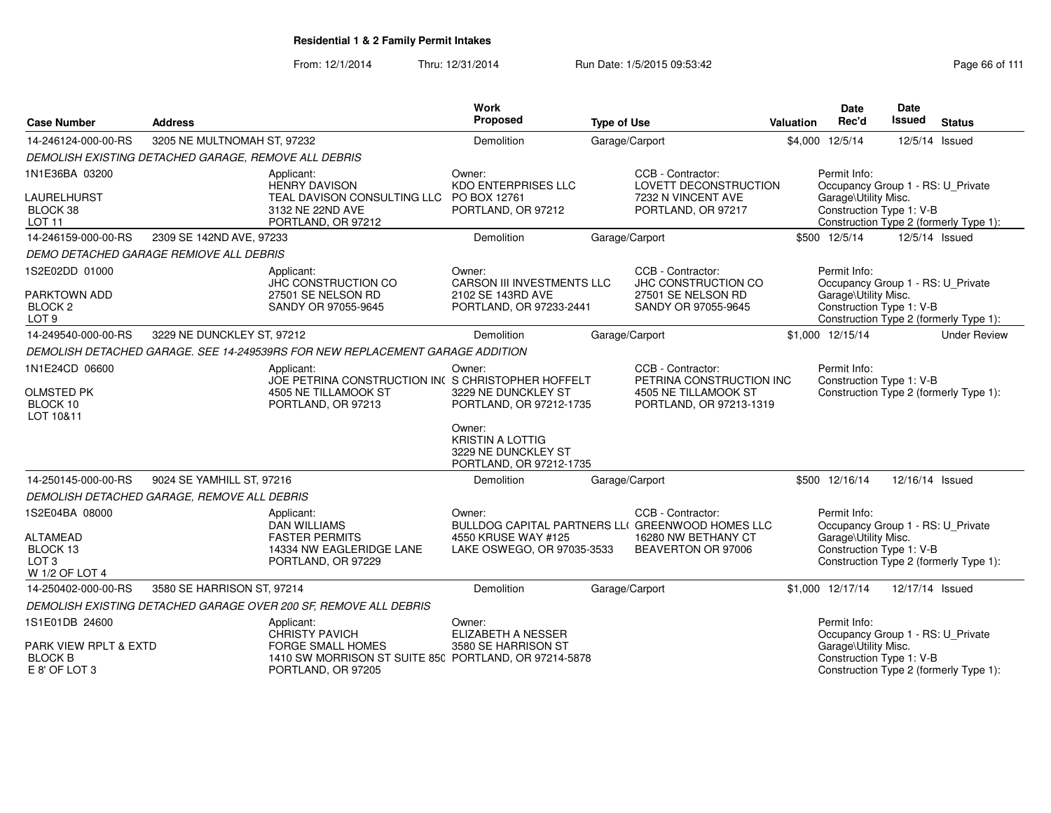# Residential 1 & 2 Family Permit Intakes

From: 12/1/2014 Thru: 12/31/2014 Run Date: 1/5/2015 09:53:42

| Case Number | Address | Work Proposed | Type of Use | Valuation | Date Rec'd | Date Issued | Status |
|---|---|---|---|---|---|---|---|
| 14-246124-000-00-RS | 3205 NE MULTNOMAH ST, 97232 | Demolition | Garage/Carport | $4,000 | 12/5/14 | 12/5/14 | Issued |
| 14-246159-000-00-RS | 2309 SE 142ND AVE, 97233 | Demolition | Garage/Carport | $500 | 12/5/14 | 12/5/14 | Issued |
| 14-249540-000-00-RS | 3229 NE DUNCKLEY ST, 97212 | Demolition | Garage/Carport | $1,000 | 12/15/14 | | Under Review |
| 14-250145-000-00-RS | 9024 SE YAMHILL ST, 97216 | Demolition | Garage/Carport | $500 | 12/16/14 | 12/16/14 | Issued |
| 14-250402-000-00-RS | 3580 SE HARRISON ST, 97214 | Demolition | Garage/Carport | $1,000 | 12/17/14 | 12/17/14 | Issued |

**14-246124-000-00-RS** — *DEMOLISH EXISTING DETACHED GARAGE, REMOVE ALL DEBRIS*

1N1E36BA 03200, LAURELHURST, BLOCK 38, LOT 11

- Applicant: HENRY DAVISON, TEAL DAVISON CONSULTING LLC, 3132 NE 22ND AVE, PORTLAND, OR 97212
- Owner: KDO ENTERPRISES LLC, PO BOX 12761, PORTLAND, OR 97212
- CCB - Contractor: LOVETT DECONSTRUCTION, 7232 N VINCENT AVE, PORTLAND, OR 97217
- Permit Info: Occupancy Group 1 - RS: U_Private Garage\Utility Misc.; Construction Type 1: V-B; Construction Type 2 (formerly Type 1):

**14-246159-000-00-RS** — *DEMO DETACHED GARAGE REMIOVE ALL DEBRIS*

1S2E02DD 01000, PARKTOWN ADD, BLOCK 2, LOT 9

- Applicant: JHC CONSTRUCTION CO, 27501 SE NELSON RD, SANDY OR 97055-9645
- Owner: CARSON III INVESTMENTS LLC, 2102 SE 143RD AVE, PORTLAND, OR 97233-2441
- CCB - Contractor: JHC CONSTRUCTION CO, 27501 SE NELSON RD, SANDY OR 97055-9645
- Permit Info: Occupancy Group 1 - RS: U_Private Garage\Utility Misc.; Construction Type 1: V-B; Construction Type 2 (formerly Type 1):

**14-249540-000-00-RS** — *DEMOLISH DETACHED GARAGE. SEE 14-249539RS FOR NEW REPLACEMENT GARAGE ADDITION*

1N1E24CD 06600, OLMSTED PK, BLOCK 10, LOT 10&11

- Applicant: JOE PETRINA CONSTRUCTION INC, 4505 NE TILLAMOOK ST, PORTLAND, OR 97213
- Owner: S CHRISTOPHER HOFFELT, 3229 NE DUNCKLEY ST, PORTLAND, OR 97212-1735
- Owner: KRISTIN A LOTTIG, 3229 NE DUNCKLEY ST, PORTLAND, OR 97212-1735
- CCB - Contractor: PETRINA CONSTRUCTION INC, 4505 NE TILLAMOOK ST, PORTLAND, OR 97213-1319
- Permit Info: Construction Type 1: V-B; Construction Type 2 (formerly Type 1):

**14-250145-000-00-RS** — *DEMOLISH DETACHED GARAGE, REMOVE ALL DEBRIS*

1S2E04BA 08000, ALTAMEAD, BLOCK 13, LOT 3, W 1/2 OF LOT 4

- Applicant: DAN WILLIAMS, FASTER PERMITS, 14334 NW EAGLERIDGE LANE, PORTLAND, OR 97229
- Owner: BULLDOG CAPITAL PARTNERS LLC, 4550 KRUSE WAY #125, LAKE OSWEGO, OR 97035-3533
- CCB - Contractor: GREENWOOD HOMES LLC, 16280 NW BETHANY CT, BEAVERTON OR 97006
- Permit Info: Occupancy Group 1 - RS: U_Private Garage\Utility Misc.; Construction Type 1: V-B; Construction Type 2 (formerly Type 1):

**14-250402-000-00-RS** — *DEMOLISH EXISTING DETACHED GARAGE OVER 200 SF, REMOVE ALL DEBRIS*

1S1E01DB 24600, PARK VIEW RPLT & EXTD, BLOCK B, E 8' OF LOT 3

- Applicant: CHRISTY PAVICH, FORGE SMALL HOMES, 1410 SW MORRISON ST SUITE 850, PORTLAND, OR 97205
- Owner: ELIZABETH A NESSER, 3580 SE HARRISON ST, PORTLAND, OR 97214-5878
- Permit Info: Occupancy Group 1 - RS: U_Private Garage\Utility Misc.; Construction Type 1: V-B; Construction Type 2 (formerly Type 1):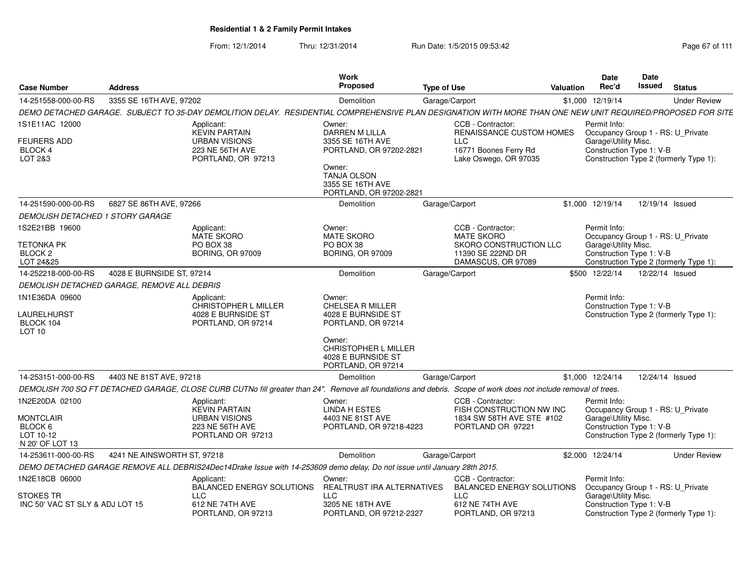**Residential 1 & 2 Family Permit Intakes**

From: 12/1/2014 Thru: 12/31/2014 Run Date: 1/5/2015 09:53:42

| Case Number | Address | Work Proposed | Type of Use | Valuation | Date Rec'd | Date Issued | Status |
|---|---|---|---|---|---|---|---|
| 14-251558-000-00-RS | 3355 SE 16TH AVE, 97202 | Demolition | Garage/Carport | $1,000 | 12/19/14 | | Under Review |

DEMO DETACHED GARAGE. SUBJECT TO 35-DAY DEMOLITION DELAY. RESIDENTIAL COMPREHENSIVE PLAN DESIGNATION WITH MORE THAN ONE NEW UNIT REQUIRED/PROPOSED FOR SITE

1S1E11AC 12000
FEURERS ADD
BLOCK 4
LOT 2&3

Applicant: KEVIN PARTAIN, URBAN VISIONS, 223 NE 56TH AVE, PORTLAND, OR 97213

Owner: DARREN M LILLA, 3355 SE 16TH AVE, PORTLAND, OR 97202-2821

Owner: TANJA OLSON, 3355 SE 16TH AVE, PORTLAND, OR 97202-2821

CCB - Contractor: RENAISSANCE CUSTOM HOMES LLC, 16771 Boones Ferry Rd, Lake Oswego, OR 97035

Permit Info: Occupancy Group 1 - RS: U_Private Garage\Utility Misc.; Construction Type 1: V-B; Construction Type 2 (formerly Type 1):

| Case Number | Address | Work Proposed | Type of Use | Valuation | Date Rec'd | Date Issued | Status |
|---|---|---|---|---|---|---|---|
| 14-251590-000-00-RS | 6827 SE 86TH AVE, 97266 | Demolition | Garage/Carport | $1,000 | 12/19/14 | 12/19/14 | Issued |

DEMOLISH DETACHED 1 STORY GARAGE

1S2E21BB 19600
TETONKA PK
BLOCK 2
LOT 24&25

Applicant: MATE SKORO, PO BOX 38, BORING, OR 97009

Owner: MATE SKORO, PO BOX 38, BORING, OR 97009

CCB - Contractor: MATE SKORO, SKORO CONSTRUCTION LLC, 11390 SE 222ND DR, DAMASCUS, OR 97089

Permit Info: Occupancy Group 1 - RS: U_Private Garage\Utility Misc.; Construction Type 1: V-B; Construction Type 2 (formerly Type 1):

| Case Number | Address | Work Proposed | Type of Use | Valuation | Date Rec'd | Date Issued | Status |
|---|---|---|---|---|---|---|---|
| 14-252218-000-00-RS | 4028 E BURNSIDE ST, 97214 | Demolition | Garage/Carport | $500 | 12/22/14 | 12/22/14 | Issued |

DEMOLISH DETACHED GARAGE, REMOVE ALL DEBRIS

1N1E36DA 09600
LAURELHURST
BLOCK 104
LOT 10

Applicant: CHRISTOPHER L MILLER, 4028 E BURNSIDE ST, PORTLAND, OR 97214

Owner: CHELSEA R MILLER, 4028 E BURNSIDE ST, PORTLAND, OR 97214

Owner: CHRISTOPHER L MILLER, 4028 E BURNSIDE ST, PORTLAND, OR 97214

Permit Info: Construction Type 1: V-B; Construction Type 2 (formerly Type 1):

| Case Number | Address | Work Proposed | Type of Use | Valuation | Date Rec'd | Date Issued | Status |
|---|---|---|---|---|---|---|---|
| 14-253151-000-00-RS | 4403 NE 81ST AVE, 97218 | Demolition | Garage/Carport | $1,000 | 12/24/14 | 12/24/14 | Issued |

DEMOLISH 700 SQ FT DETACHED GARAGE, CLOSE CURB CUTNo fill greater than 24". Remove all foundations and debris. Scope of work does not include removal of trees.

1N2E20DA 02100
MONTCLAIR
BLOCK 6
LOT 10-12
N 20' OF LOT 13

Applicant: KEVIN PARTAIN, URBAN VISIONS, 223 NE 56TH AVE, PORTLAND OR 97213

Owner: LINDA H ESTES, 4403 NE 81ST AVE, PORTLAND, OR 97218-4223

CCB - Contractor: FISH CONSTRUCTION NW INC, 1834 SW 58TH AVE STE #102, PORTLAND OR 97221

Permit Info: Occupancy Group 1 - RS: U_Private Garage\Utility Misc.; Construction Type 1: V-B; Construction Type 2 (formerly Type 1):

| Case Number | Address | Work Proposed | Type of Use | Valuation | Date Rec'd | Date Issued | Status |
|---|---|---|---|---|---|---|---|
| 14-253611-000-00-RS | 4241 NE AINSWORTH ST, 97218 | Demolition | Garage/Carport | $2,000 | 12/24/14 | | Under Review |

DEMO DETACHED GARAGE REMOVE ALL DEBRIS24Dec14Drake Issue with 14-253609 demo delay, Do not issue until January 28th 2015.

1N2E18CB 06000
STOKES TR
INC 50' VAC ST SLY & ADJ LOT 15

Applicant: BALANCED ENERGY SOLUTIONS LLC, 612 NE 74TH AVE, PORTLAND, OR 97213

Owner: REALTRUST IRA ALTERNATIVES LLC, 3205 NE 18TH AVE, PORTLAND, OR 97212-2327

CCB - Contractor: BALANCED ENERGY SOLUTIONS LLC, 612 NE 74TH AVE, PORTLAND, OR 97213

Permit Info: Occupancy Group 1 - RS: U_Private Garage\Utility Misc.; Construction Type 1: V-B; Construction Type 2 (formerly Type 1):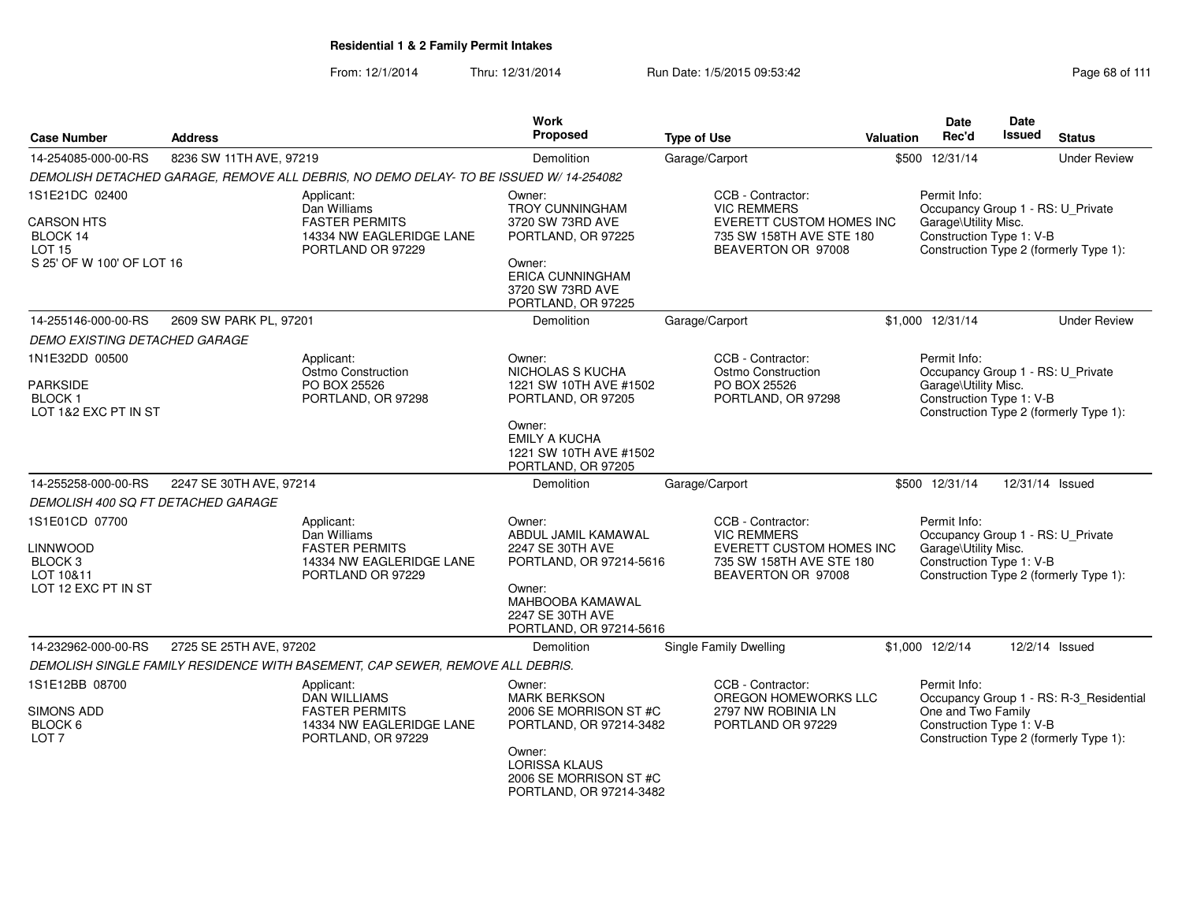**Residential 1 & 2 Family Permit Intakes**

From: 12/1/2014 Thru: 12/31/2014 Run Date: 1/5/2015 09:53:42

| Case Number | Address | Work Proposed | Type of Use | Valuation | Date Rec'd | Date Issued | Status |
|---|---|---|---|---|---|---|---|
| 14-254085-000-00-RS | 8236 SW 11TH AVE, 97219 | Demolition | Garage/Carport | $500 | 12/31/14 | | Under Review |

*DEMOLISH DETACHED GARAGE, REMOVE ALL DEBRIS, NO DEMO DELAY- TO BE ISSUED W/ 14-254082*

1S1E21DC 02400
CARSON HTS
BLOCK 14
LOT 15
S 25' OF W 100' OF LOT 16

Applicant: Dan Williams, FASTER PERMITS, 14334 NW EAGLERIDGE LANE, PORTLAND OR 97229

Owner: TROY CUNNINGHAM, 3720 SW 73RD AVE, PORTLAND, OR 97225
Owner: ERICA CUNNINGHAM, 3720 SW 73RD AVE, PORTLAND, OR 97225

CCB - Contractor: VIC REMMERS, EVERETT CUSTOM HOMES INC, 735 SW 158TH AVE STE 180, BEAVERTON OR 97008

Permit Info: Occupancy Group 1 - RS: U_Private Garage\Utility Misc. Construction Type 1: V-B Construction Type 2 (formerly Type 1):

---

| Case Number | Address | Work Proposed | Type of Use | Valuation | Date Rec'd | Date Issued | Status |
|---|---|---|---|---|---|---|---|
| 14-255146-000-00-RS | 2609 SW PARK PL, 97201 | Demolition | Garage/Carport | $1,000 | 12/31/14 | | Under Review |

*DEMO EXISTING DETACHED GARAGE*

1N1E32DD 00500
PARKSIDE
BLOCK 1
LOT 1&2 EXC PT IN ST

Applicant: Ostmo Construction, PO BOX 25526, PORTLAND, OR 97298

Owner: NICHOLAS S KUCHA, 1221 SW 10TH AVE #1502, PORTLAND, OR 97205
Owner: EMILY A KUCHA, 1221 SW 10TH AVE #1502, PORTLAND, OR 97205

CCB - Contractor: Ostmo Construction, PO BOX 25526, PORTLAND, OR 97298

Permit Info: Occupancy Group 1 - RS: U_Private Garage\Utility Misc. Construction Type 1: V-B Construction Type 2 (formerly Type 1):

---

| Case Number | Address | Work Proposed | Type of Use | Valuation | Date Rec'd | Date Issued | Status |
|---|---|---|---|---|---|---|---|
| 14-255258-000-00-RS | 2247 SE 30TH AVE, 97214 | Demolition | Garage/Carport | $500 | 12/31/14 | 12/31/14 | Issued |

*DEMOLISH 400 SQ FT DETACHED GARAGE*

1S1E01CD 07700
LINNWOOD
BLOCK 3
LOT 10&11
LOT 12 EXC PT IN ST

Applicant: Dan Williams, FASTER PERMITS, 14334 NW EAGLERIDGE LANE, PORTLAND OR 97229

Owner: ABDUL JAMIL KAMAWAL, 2247 SE 30TH AVE, PORTLAND, OR 97214-5616
Owner: MAHBOOBA KAMAWAL, 2247 SE 30TH AVE, PORTLAND, OR 97214-5616

CCB - Contractor: VIC REMMERS, EVERETT CUSTOM HOMES INC, 735 SW 158TH AVE STE 180, BEAVERTON OR 97008

Permit Info: Occupancy Group 1 - RS: U_Private Garage\Utility Misc. Construction Type 1: V-B Construction Type 2 (formerly Type 1):

---

| Case Number | Address | Work Proposed | Type of Use | Valuation | Date Rec'd | Date Issued | Status |
|---|---|---|---|---|---|---|---|
| 14-232962-000-00-RS | 2725 SE 25TH AVE, 97202 | Demolition | Single Family Dwelling | $1,000 | 12/2/14 | 12/2/14 | Issued |

*DEMOLISH SINGLE FAMILY RESIDENCE WITH BASEMENT, CAP SEWER, REMOVE ALL DEBRIS.*

1S1E12BB 08700
SIMONS ADD
BLOCK 6
LOT 7

Applicant: DAN WILLIAMS, FASTER PERMITS, 14334 NW EAGLERIDGE LANE, PORTLAND, OR 97229

Owner: MARK BERKSON, 2006 SE MORRISON ST #C, PORTLAND, OR 97214-3482
Owner: LORISSA KLAUS, 2006 SE MORRISON ST #C, PORTLAND, OR 97214-3482

CCB - Contractor: OREGON HOMEWORKS LLC, 2797 NW ROBINIA LN, PORTLAND OR 97229

Permit Info: Occupancy Group 1 - RS: R-3_Residential One and Two Family Construction Type 1: V-B Construction Type 2 (formerly Type 1):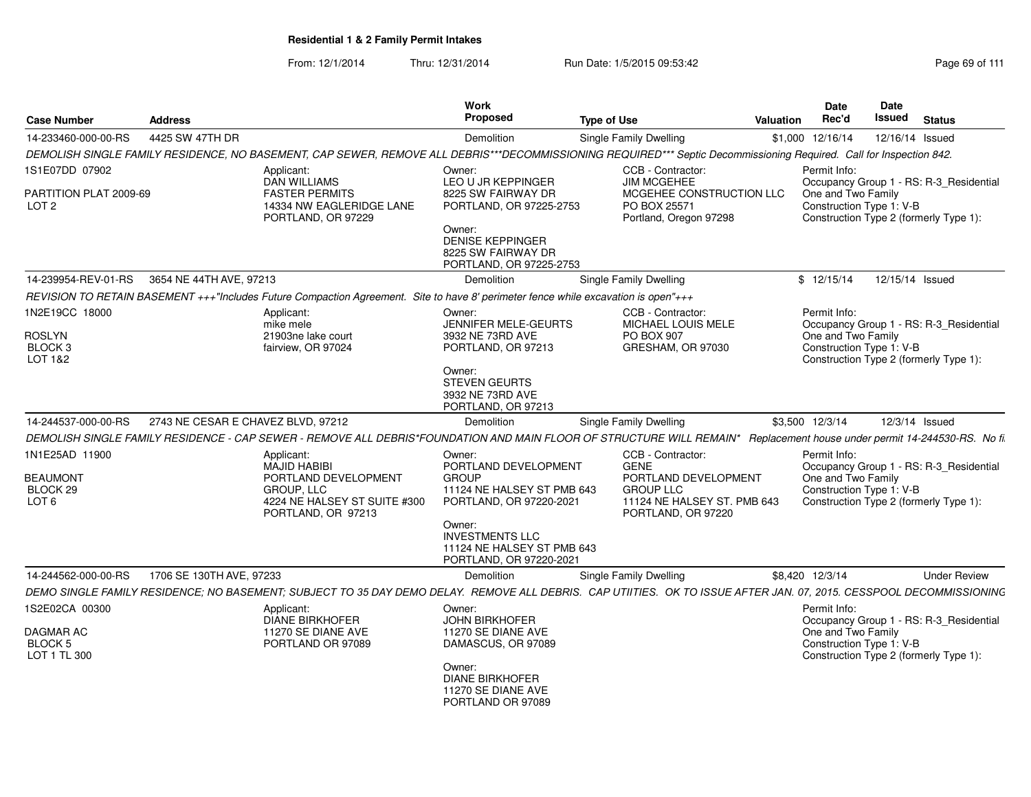# Residential 1 & 2 Family Permit Intakes

From: 12/1/2014 Thru: 12/31/2014 Run Date: 1/5/2015 09:53:42

| Case Number | Address | Work Proposed | Type of Use | Valuation | Date Rec'd | Date Issued | Status |
|---|---|---|---|---|---|---|---|
| 14-233460-000-00-RS | 4425 SW 47TH DR | Demolition | Single Family Dwelling | $1,000 | 12/16/14 | 12/16/14 | Issued |

*DEMOLISH SINGLE FAMILY RESIDENCE, NO BASEMENT, CAP SEWER, REMOVE ALL DEBRIS***DECOMMISSIONING REQUIRED*** Septic Decommissioning Required. Call for Inspection 842.*

1S1E07DD 07902
PARTITION PLAT 2009-69
LOT 2

Applicant:
DAN WILLIAMS
FASTER PERMITS
14334 NW EAGLERIDGE LANE
PORTLAND, OR 97229

Owner:
LEO U JR KEPPINGER
8225 SW FAIRWAY DR
PORTLAND, OR 97225-2753

Owner:
DENISE KEPPINGER
8225 SW FAIRWAY DR
PORTLAND, OR 97225-2753

CCB - Contractor:
JIM MCGEHEE
MCGEHEE CONSTRUCTION LLC
PO BOX 25571
Portland, Oregon 97298

Permit Info:
Occupancy Group 1 - RS: R-3_Residential One and Two Family
Construction Type 1: V-B
Construction Type 2 (formerly Type 1):

| Case Number | Address | Work Proposed | Type of Use | Valuation | Date Rec'd | Date Issued | Status |
|---|---|---|---|---|---|---|---|
| 14-239954-REV-01-RS | 3654 NE 44TH AVE, 97213 | Demolition | Single Family Dwelling | $ | 12/15/14 | 12/15/14 | Issued |

*REVISION TO RETAIN BASEMENT +++"Includes Future Compaction Agreement. Site to have 8' perimeter fence while excavation is open"+++*

1N2E19CC 18000
ROSLYN
BLOCK 3
LOT 1&2

Applicant:
mike mele
21903ne lake court
fairview, OR 97024

Owner:
JENNIFER MELE-GEURTS
3932 NE 73RD AVE
PORTLAND, OR 97213

Owner:
STEVEN GEURTS
3932 NE 73RD AVE
PORTLAND, OR 97213

CCB - Contractor:
MICHAEL LOUIS MELE
PO BOX 907
GRESHAM, OR 97030

Permit Info:
Occupancy Group 1 - RS: R-3_Residential One and Two Family
Construction Type 1: V-B
Construction Type 2 (formerly Type 1):

| Case Number | Address | Work Proposed | Type of Use | Valuation | Date Rec'd | Date Issued | Status |
|---|---|---|---|---|---|---|---|
| 14-244537-000-00-RS | 2743 NE CESAR E CHAVEZ BLVD, 97212 | Demolition | Single Family Dwelling | $3,500 | 12/3/14 | 12/3/14 | Issued |

*DEMOLISH SINGLE FAMILY RESIDENCE - CAP SEWER - REMOVE ALL DEBRIS*FOUNDATION AND MAIN FLOOR OF STRUCTURE WILL REMAIN* Replacement house under permit 14-244530-RS. No fi*

1N1E25AD 11900
BEAUMONT
BLOCK 29
LOT 6

Applicant:
MAJID HABIBI
PORTLAND DEVELOPMENT GROUP, LLC
4224 NE HALSEY ST SUITE #300
PORTLAND, OR 97213

Owner:
PORTLAND DEVELOPMENT GROUP
11124 NE HALSEY ST PMB 643
PORTLAND, OR 97220-2021

Owner:
INVESTMENTS LLC
11124 NE HALSEY ST PMB 643
PORTLAND, OR 97220-2021

CCB - Contractor:
GENE
PORTLAND DEVELOPMENT GROUP LLC
11124 NE HALSEY ST. PMB 643
PORTLAND, OR 97220

Permit Info:
Occupancy Group 1 - RS: R-3_Residential One and Two Family
Construction Type 1: V-B
Construction Type 2 (formerly Type 1):

| Case Number | Address | Work Proposed | Type of Use | Valuation | Date Rec'd | Date Issued | Status |
|---|---|---|---|---|---|---|---|
| 14-244562-000-00-RS | 1706 SE 130TH AVE, 97233 | Demolition | Single Family Dwelling | $8,420 | 12/3/14 | | Under Review |

*DEMO SINGLE FAMILY RESIDENCE; NO BASEMENT; SUBJECT TO 35 DAY DEMO DELAY. REMOVE ALL DEBRIS. CAP UTIITIES. OK TO ISSUE AFTER JAN. 07, 2015. CESSPOOL DECOMMISSIONING*

1S2E02CA 00300
DAGMAR AC
BLOCK 5
LOT 1 TL 300

Applicant:
DIANE BIRKHOFER
11270 SE DIANE AVE
PORTLAND OR 97089

Owner:
JOHN BIRKHOFER
11270 SE DIANE AVE
DAMASCUS, OR 97089

Owner:
DIANE BIRKHOFER
11270 SE DIANE AVE
PORTLAND OR 97089

Permit Info:
Occupancy Group 1 - RS: R-3_Residential One and Two Family
Construction Type 1: V-B
Construction Type 2 (formerly Type 1):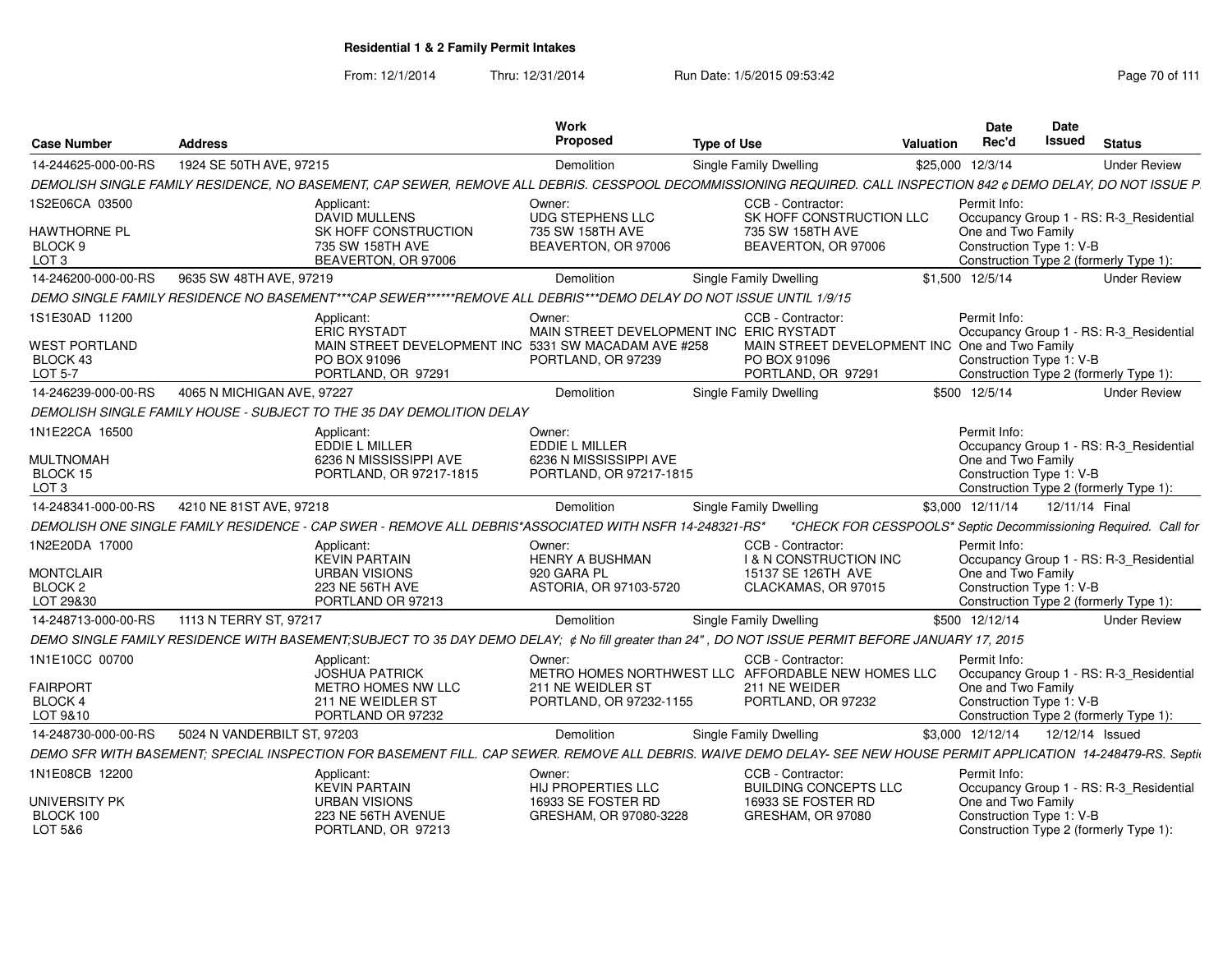**Residential 1 & 2 Family Permit Intakes**

From: 12/1/2014 Thru: 12/31/2014 Run Date: 1/5/2015 09:53:42

| Case Number | Address | Work Proposed | Type of Use | Valuation | Date Rec'd | Date Issued | Status |
|---|---|---|---|---|---|---|---|
| 14-244625-000-00-RS | 1924 SE 50TH AVE, 97215 | Demolition | Single Family Dwelling | $25,000 | 12/3/14 | | Under Review |

DEMOLISH SINGLE FAMILY RESIDENCE, NO BASEMENT, CAP SEWER, REMOVE ALL DEBRIS. CESSPOOL DECOMMISSIONING REQUIRED. CALL INSPECTION 842 ¢ DEMO DELAY, DO NOT ISSUE P.

1S2E06CA 03500
HAWTHORNE PL
BLOCK 9
LOT 3

Applicant: DAVID MULLENS, SK HOFF CONSTRUCTION, 735 SW 158TH AVE, BEAVERTON, OR 97006
Owner: UDG STEPHENS LLC, 735 SW 158TH AVE, BEAVERTON, OR 97006
CCB - Contractor: SK HOFF CONSTRUCTION LLC, 735 SW 158TH AVE, BEAVERTON, OR 97006
Permit Info: Occupancy Group 1 - RS: R-3_Residential One and Two Family; Construction Type 1: V-B; Construction Type 2 (formerly Type 1):

| Case Number | Address | Work Proposed | Type of Use | Valuation | Date Rec'd | Date Issued | Status |
|---|---|---|---|---|---|---|---|
| 14-246200-000-00-RS | 9635 SW 48TH AVE, 97219 | Demolition | Single Family Dwelling | $1,500 | 12/5/14 | | Under Review |

DEMO SINGLE FAMILY RESIDENCE NO BASEMENT***CAP SEWER******REMOVE ALL DEBRIS***DEMO DELAY DO NOT ISSUE UNTIL 1/9/15

1S1E30AD 11200
WEST PORTLAND
BLOCK 43
LOT 5-7

Applicant: ERIC RYSTADT, MAIN STREET DEVELOPMENT INC, PO BOX 91096, PORTLAND, OR 97291
Owner: MAIN STREET DEVELOPMENT INC, 5331 SW MACADAM AVE #258, PORTLAND, OR 97239
CCB - Contractor: ERIC RYSTADT, MAIN STREET DEVELOPMENT INC, PO BOX 91096, PORTLAND, OR 97291
Permit Info: Occupancy Group 1 - RS: R-3_Residential One and Two Family; Construction Type 1: V-B; Construction Type 2 (formerly Type 1):

| Case Number | Address | Work Proposed | Type of Use | Valuation | Date Rec'd | Date Issued | Status |
|---|---|---|---|---|---|---|---|
| 14-246239-000-00-RS | 4065 N MICHIGAN AVE, 97227 | Demolition | Single Family Dwelling | $500 | 12/5/14 | | Under Review |

DEMOLISH SINGLE FAMILY HOUSE - SUBJECT TO THE 35 DAY DEMOLITION DELAY

1N1E22CA 16500
MULTNOMAH
BLOCK 15
LOT 3

Applicant: EDDIE L MILLER, 6236 N MISSISSIPPI AVE, PORTLAND, OR 97217-1815
Owner: EDDIE L MILLER, 6236 N MISSISSIPPI AVE, PORTLAND, OR 97217-1815
Permit Info: Occupancy Group 1 - RS: R-3_Residential One and Two Family; Construction Type 1: V-B; Construction Type 2 (formerly Type 1):

| Case Number | Address | Work Proposed | Type of Use | Valuation | Date Rec'd | Date Issued | Status |
|---|---|---|---|---|---|---|---|
| 14-248341-000-00-RS | 4210 NE 81ST AVE, 97218 | Demolition | Single Family Dwelling | $3,000 | 12/11/14 | 12/11/14 | Final |

DEMOLISH ONE SINGLE FAMILY RESIDENCE - CAP SWER - REMOVE ALL DEBRIS*ASSOCIATED WITH NSFR 14-248321-RS* *CHECK FOR CESSPOOLS* Septic Decommissioning Required. Call for

1N2E20DA 17000
MONTCLAIR
BLOCK 2
LOT 29&30

Applicant: KEVIN PARTAIN, URBAN VISIONS, 223 NE 56TH AVE, PORTLAND OR 97213
Owner: HENRY A BUSHMAN, 920 GARA PL, ASTORIA, OR 97103-5720
CCB - Contractor: I & N CONSTRUCTION INC, 15137 SE 126TH AVE, CLACKAMAS, OR 97015
Permit Info: Occupancy Group 1 - RS: R-3_Residential One and Two Family; Construction Type 1: V-B; Construction Type 2 (formerly Type 1):

| Case Number | Address | Work Proposed | Type of Use | Valuation | Date Rec'd | Date Issued | Status |
|---|---|---|---|---|---|---|---|
| 14-248713-000-00-RS | 1113 N TERRY ST, 97217 | Demolition | Single Family Dwelling | $500 | 12/12/14 | | Under Review |

DEMO SINGLE FAMILY RESIDENCE WITH BASEMENT;SUBJECT TO 35 DAY DEMO DELAY; ¢ No fill greater than 24" , DO NOT ISSUE PERMIT BEFORE JANUARY 17, 2015

1N1E10CC 00700
FAIRPORT
BLOCK 4
LOT 9&10

Applicant: JOSHUA PATRICK, METRO HOMES NW LLC, 211 NE WEIDLER ST, PORTLAND OR 97232
Owner: METRO HOMES NORTHWEST LLC, 211 NE WEIDLER ST, PORTLAND, OR 97232-1155
CCB - Contractor: AFFORDABLE NEW HOMES LLC, 211 NE WEIDER, PORTLAND, OR 97232
Permit Info: Occupancy Group 1 - RS: R-3_Residential One and Two Family; Construction Type 1: V-B; Construction Type 2 (formerly Type 1):

| Case Number | Address | Work Proposed | Type of Use | Valuation | Date Rec'd | Date Issued | Status |
|---|---|---|---|---|---|---|---|
| 14-248730-000-00-RS | 5024 N VANDERBILT ST, 97203 | Demolition | Single Family Dwelling | $3,000 | 12/12/14 | 12/12/14 | Issued |

DEMO SFR WITH BASEMENT; SPECIAL INSPECTION FOR BASEMENT FILL. CAP SEWER. REMOVE ALL DEBRIS. WAIVE DEMO DELAY- SEE NEW HOUSE PERMIT APPLICATION 14-248479-RS. Septi

1N1E08CB 12200
UNIVERSITY PK
BLOCK 100
LOT 5&6

Applicant: KEVIN PARTAIN, URBAN VISIONS, 223 NE 56TH AVENUE, PORTLAND, OR 97213
Owner: HIJ PROPERTIES LLC, 16933 SE FOSTER RD, GRESHAM, OR 97080-3228
CCB - Contractor: BUILDING CONCEPTS LLC, 16933 SE FOSTER RD, GRESHAM, OR 97080
Permit Info: Occupancy Group 1 - RS: R-3_Residential One and Two Family; Construction Type 1: V-B; Construction Type 2 (formerly Type 1):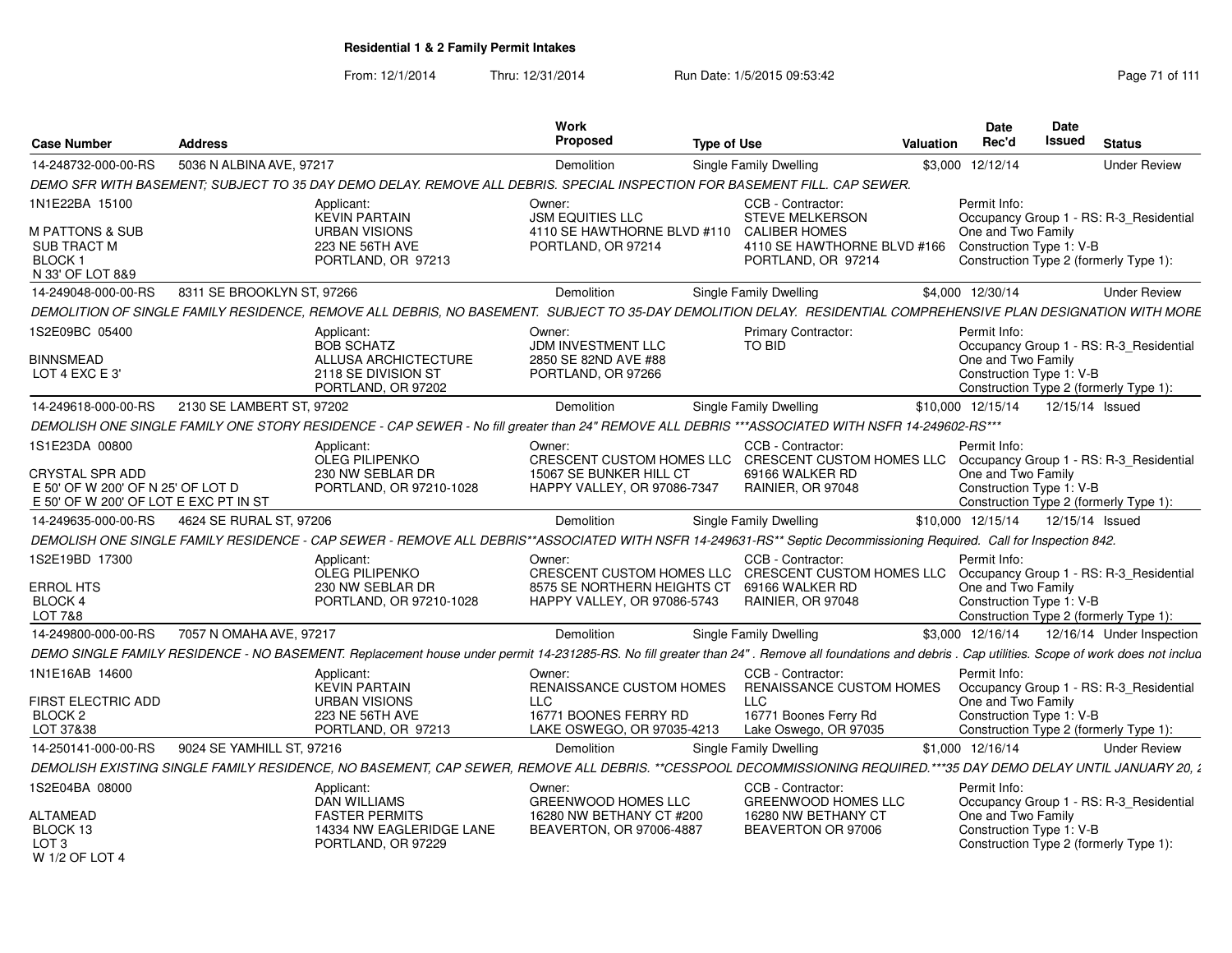## Residential 1 & 2 Family Permit Intakes

From: 12/1/2014 Thru: 12/31/2014 Run Date: 1/5/2015 09:53:42

| Case Number | Address | Work Proposed | Type of Use | Valuation | Date Rec'd | Date Issued | Status |
|---|---|---|---|---|---|---|---|
| 14-248732-000-00-RS | 5036 N ALBINA AVE, 97217 | Demolition | Single Family Dwelling | $3,000 | 12/12/14 | | Under Review |

DEMO SFR WITH BASEMENT; SUBJECT TO 35 DAY DEMO DELAY. REMOVE ALL DEBRIS. SPECIAL INSPECTION FOR BASEMENT FILL. CAP SEWER.

1N1E22BA 15100
M PATTONS & SUB
SUB TRACT M
BLOCK 1
N 33' OF LOT 8&9

Applicant: KEVIN PARTAIN, URBAN VISIONS, 223 NE 56TH AVE, PORTLAND, OR 97213
Owner: JSM EQUITIES LLC, 4110 SE HAWTHORNE BLVD #110, PORTLAND, OR 97214
CCB - Contractor: STEVE MELKERSON, CALIBER HOMES, 4110 SE HAWTHORNE BLVD #166, PORTLAND, OR 97214
Permit Info: Occupancy Group 1 - RS: R-3_Residential One and Two Family; Construction Type 1: V-B; Construction Type 2 (formerly Type 1):

| Case Number | Address | Work Proposed | Type of Use | Valuation | Date Rec'd | Date Issued | Status |
|---|---|---|---|---|---|---|---|
| 14-249048-000-00-RS | 8311 SE BROOKLYN ST, 97266 | Demolition | Single Family Dwelling | $4,000 | 12/30/14 | | Under Review |

DEMOLITION OF SINGLE FAMILY RESIDENCE, REMOVE ALL DEBRIS, NO BASEMENT. SUBJECT TO 35-DAY DEMOLITION DELAY. RESIDENTIAL COMPREHENSIVE PLAN DESIGNATION WITH MORE

1S2E09BC 05400
BINNSMEAD
LOT 4 EXC E 3'

Applicant: BOB SCHATZ, ALLUSA ARCHICTECTURE, 2118 SE DIVISION ST, PORTLAND, OR 97202
Owner: JDM INVESTMENT LLC, 2850 SE 82ND AVE #88, PORTLAND, OR 97266
Primary Contractor: TO BID
Permit Info: Occupancy Group 1 - RS: R-3_Residential One and Two Family; Construction Type 1: V-B; Construction Type 2 (formerly Type 1):

| Case Number | Address | Work Proposed | Type of Use | Valuation | Date Rec'd | Date Issued | Status |
|---|---|---|---|---|---|---|---|
| 14-249618-000-00-RS | 2130 SE LAMBERT ST, 97202 | Demolition | Single Family Dwelling | $10,000 | 12/15/14 | 12/15/14 | Issued |

DEMOLISH ONE SINGLE FAMILY ONE STORY RESIDENCE - CAP SEWER - No fill greater than 24" REMOVE ALL DEBRIS ***ASSOCIATED WITH NSFR 14-249602-RS***

1S1E23DA 00800
CRYSTAL SPR ADD
E 50' OF W 200' OF N 25' OF LOT D
E 50' OF W 200' OF LOT E EXC PT IN ST

Applicant: OLEG PILIPENKO, 230 NW SEBLAR DR, PORTLAND, OR 97210-1028
Owner: CRESCENT CUSTOM HOMES LLC, 15067 SE BUNKER HILL CT, HAPPY VALLEY, OR 97086-7347
CCB - Contractor: CRESCENT CUSTOM HOMES LLC, 69166 WALKER RD, RAINIER, OR 97048
Permit Info: Occupancy Group 1 - RS: R-3_Residential One and Two Family; Construction Type 1: V-B; Construction Type 2 (formerly Type 1):

| Case Number | Address | Work Proposed | Type of Use | Valuation | Date Rec'd | Date Issued | Status |
|---|---|---|---|---|---|---|---|
| 14-249635-000-00-RS | 4624 SE RURAL ST, 97206 | Demolition | Single Family Dwelling | $10,000 | 12/15/14 | 12/15/14 | Issued |

DEMOLISH ONE SINGLE FAMILY RESIDENCE - CAP SEWER - REMOVE ALL DEBRIS**ASSOCIATED WITH NSFR 14-249631-RS** Septic Decommissioning Required. Call for Inspection 842.

1S2E19BD 17300
ERROL HTS
BLOCK 4
LOT 7&8

Applicant: OLEG PILIPENKO, 230 NW SEBLAR DR, PORTLAND, OR 97210-1028
Owner: CRESCENT CUSTOM HOMES LLC, 8575 SE NORTHERN HEIGHTS CT, HAPPY VALLEY, OR 97086-5743
CCB - Contractor: CRESCENT CUSTOM HOMES LLC, 69166 WALKER RD, RAINIER, OR 97048
Permit Info: Occupancy Group 1 - RS: R-3_Residential One and Two Family; Construction Type 1: V-B; Construction Type 2 (formerly Type 1):

| Case Number | Address | Work Proposed | Type of Use | Valuation | Date Rec'd | Date Issued | Status |
|---|---|---|---|---|---|---|---|
| 14-249800-000-00-RS | 7057 N OMAHA AVE, 97217 | Demolition | Single Family Dwelling | $3,000 | 12/16/14 | 12/16/14 | Under Inspection |

DEMO SINGLE FAMILY RESIDENCE - NO BASEMENT. Replacement house under permit 14-231285-RS. No fill greater than 24" . Remove all foundations and debris . Cap utilities. Scope of work does not inclu

1N1E16AB 14600
FIRST ELECTRIC ADD
BLOCK 2
LOT 37&38

Applicant: KEVIN PARTAIN, URBAN VISIONS, 223 NE 56TH AVE, PORTLAND, OR 97213
Owner: RENAISSANCE CUSTOM HOMES LLC, 16771 BOONES FERRY RD, LAKE OSWEGO, OR 97035-4213
CCB - Contractor: RENAISSANCE CUSTOM HOMES LLC, 16771 Boones Ferry Rd, Lake Oswego, OR 97035
Permit Info: Occupancy Group 1 - RS: R-3_Residential One and Two Family; Construction Type 1: V-B; Construction Type 2 (formerly Type 1):

| Case Number | Address | Work Proposed | Type of Use | Valuation | Date Rec'd | Date Issued | Status |
|---|---|---|---|---|---|---|---|
| 14-250141-000-00-RS | 9024 SE YAMHILL ST, 97216 | Demolition | Single Family Dwelling | $1,000 | 12/16/14 | | Under Review |

DEMOLISH EXISTING SINGLE FAMILY RESIDENCE, NO BASEMENT, CAP SEWER, REMOVE ALL DEBRIS. **CESSPOOL DECOMMISSIONING REQUIRED.***35 DAY DEMO DELAY UNTIL JANUARY 20, 2

1S2E04BA 08000
ALTAMEAD
BLOCK 13
LOT 3
W 1/2 OF LOT 4

Applicant: DAN WILLIAMS, FASTER PERMITS, 14334 NW EAGLERIDGE LANE, PORTLAND, OR 97229
Owner: GREENWOOD HOMES LLC, 16280 NW BETHANY CT #200, BEAVERTON, OR 97006-4887
CCB - Contractor: GREENWOOD HOMES LLC, 16280 NW BETHANY CT, BEAVERTON OR 97006
Permit Info: Occupancy Group 1 - RS: R-3_Residential One and Two Family; Construction Type 1: V-B; Construction Type 2 (formerly Type 1):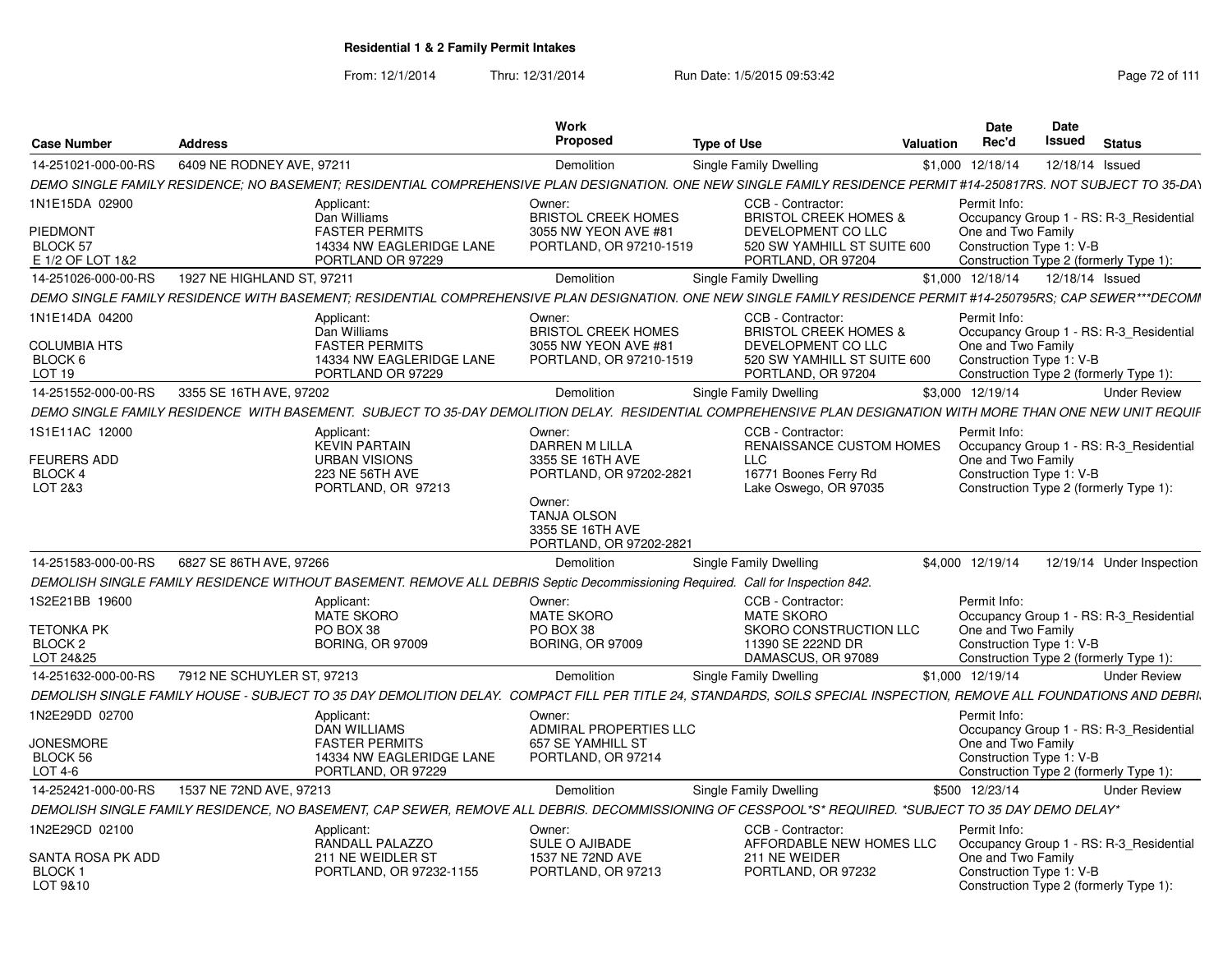**Residential 1 & 2 Family Permit Intakes**

From: 12/1/2014 Thru: 12/31/2014 Run Date: 1/5/2015 09:53:42

| Case Number | Address | Work Proposed | Type of Use | Valuation | Date Rec'd | Date Issued | Status |
|---|---|---|---|---|---|---|---|
| 14-251021-000-00-RS | 6409 NE RODNEY AVE, 97211 | Demolition | Single Family Dwelling | $1,000 | 12/18/14 | 12/18/14 | Issued |

*DEMO SINGLE FAMILY RESIDENCE; NO BASEMENT; RESIDENTIAL COMPREHENSIVE PLAN DESIGNATION. ONE NEW SINGLE FAMILY RESIDENCE PERMIT #14-250817RS. NOT SUBJECT TO 35-DAY*

1N1E15DA 02900
PIEDMONT
BLOCK 57
E 1/2 OF LOT 1&2

Applicant: Dan Williams, FASTER PERMITS, 14334 NW EAGLERIDGE LANE, PORTLAND OR 97229

Owner: BRISTOL CREEK HOMES, 3055 NW YEON AVE #81, PORTLAND, OR 97210-1519

CCB - Contractor: BRISTOL CREEK HOMES & DEVELOPMENT CO LLC, 520 SW YAMHILL ST SUITE 600, PORTLAND, OR 97204

Permit Info: Occupancy Group 1 - RS: R-3_Residential One and Two Family; Construction Type 1: V-B; Construction Type 2 (formerly Type 1):

| Case Number | Address | Work Proposed | Type of Use | Valuation | Date Rec'd | Date Issued | Status |
|---|---|---|---|---|---|---|---|
| 14-251026-000-00-RS | 1927 NE HIGHLAND ST, 97211 | Demolition | Single Family Dwelling | $1,000 | 12/18/14 | 12/18/14 | Issued |

*DEMO SINGLE FAMILY RESIDENCE WITH BASEMENT; RESIDENTIAL COMPREHENSIVE PLAN DESIGNATION. ONE NEW SINGLE FAMILY RESIDENCE PERMIT #14-250795RS; CAP SEWER***DECOMI*

1N1E14DA 04200
COLUMBIA HTS
BLOCK 6
LOT 19

Applicant: Dan Williams, FASTER PERMITS, 14334 NW EAGLERIDGE LANE, PORTLAND OR 97229

Owner: BRISTOL CREEK HOMES, 3055 NW YEON AVE #81, PORTLAND, OR 97210-1519

CCB - Contractor: BRISTOL CREEK HOMES & DEVELOPMENT CO LLC, 520 SW YAMHILL ST SUITE 600, PORTLAND, OR 97204

Permit Info: Occupancy Group 1 - RS: R-3_Residential One and Two Family; Construction Type 1: V-B; Construction Type 2 (formerly Type 1):

| Case Number | Address | Work Proposed | Type of Use | Valuation | Date Rec'd | Date Issued | Status |
|---|---|---|---|---|---|---|---|
| 14-251552-000-00-RS | 3355 SE 16TH AVE, 97202 | Demolition | Single Family Dwelling | $3,000 | 12/19/14 | | Under Review |

*DEMO SINGLE FAMILY RESIDENCE WITH BASEMENT. SUBJECT TO 35-DAY DEMOLITION DELAY. RESIDENTIAL COMPREHENSIVE PLAN DESIGNATION WITH MORE THAN ONE NEW UNIT REQUIF*

1S1E11AC 12000
FEURERS ADD
BLOCK 4
LOT 2&3

Applicant: KEVIN PARTAIN, URBAN VISIONS, 223 NE 56TH AVE, PORTLAND, OR 97213

Owner: DARREN M LILLA, 3355 SE 16TH AVE, PORTLAND, OR 97202-2821

Owner: TANJA OLSON, 3355 SE 16TH AVE, PORTLAND, OR 97202-2821

CCB - Contractor: RENAISSANCE CUSTOM HOMES LLC, 16771 Boones Ferry Rd, Lake Oswego, OR 97035

Permit Info: Occupancy Group 1 - RS: R-3_Residential One and Two Family; Construction Type 1: V-B; Construction Type 2 (formerly Type 1):

| Case Number | Address | Work Proposed | Type of Use | Valuation | Date Rec'd | Date Issued | Status |
|---|---|---|---|---|---|---|---|
| 14-251583-000-00-RS | 6827 SE 86TH AVE, 97266 | Demolition | Single Family Dwelling | $4,000 | 12/19/14 | 12/19/14 | Under Inspection |

*DEMOLISH SINGLE FAMILY RESIDENCE WITHOUT BASEMENT. REMOVE ALL DEBRIS Septic Decommissioning Required. Call for Inspection 842.*

1S2E21BB 19600
TETONKA PK
BLOCK 2
LOT 24&25

Applicant: MATE SKORO, PO BOX 38, BORING, OR 97009

Owner: MATE SKORO, PO BOX 38, BORING, OR 97009

CCB - Contractor: MATE SKORO, SKORO CONSTRUCTION LLC, 11390 SE 222ND DR, DAMASCUS, OR 97089

Permit Info: Occupancy Group 1 - RS: R-3_Residential One and Two Family; Construction Type 1: V-B; Construction Type 2 (formerly Type 1):

| Case Number | Address | Work Proposed | Type of Use | Valuation | Date Rec'd | Date Issued | Status |
|---|---|---|---|---|---|---|---|
| 14-251632-000-00-RS | 7912 NE SCHUYLER ST, 97213 | Demolition | Single Family Dwelling | $1,000 | 12/19/14 | | Under Review |

*DEMOLISH SINGLE FAMILY HOUSE - SUBJECT TO 35 DAY DEMOLITION DELAY. COMPACT FILL PER TITLE 24, STANDARDS, SOILS SPECIAL INSPECTION, REMOVE ALL FOUNDATIONS AND DEBRI*

1N2E29DD 02700
JONESMORE
BLOCK 56
LOT 4-6

Applicant: DAN WILLIAMS, FASTER PERMITS, 14334 NW EAGLERIDGE LANE, PORTLAND, OR 97229

Owner: ADMIRAL PROPERTIES LLC, 657 SE YAMHILL ST, PORTLAND, OR 97214

Permit Info: Occupancy Group 1 - RS: R-3_Residential One and Two Family; Construction Type 1: V-B; Construction Type 2 (formerly Type 1):

| Case Number | Address | Work Proposed | Type of Use | Valuation | Date Rec'd | Date Issued | Status |
|---|---|---|---|---|---|---|---|
| 14-252421-000-00-RS | 1537 NE 72ND AVE, 97213 | Demolition | Single Family Dwelling | $500 | 12/23/14 | | Under Review |

*DEMOLISH SINGLE FAMILY RESIDENCE, NO BASEMENT, CAP SEWER, REMOVE ALL DEBRIS. DECOMMISSIONING OF CESSPOOL*S* REQUIRED. *SUBJECT TO 35 DAY DEMO DELAY**

1N2E29CD 02100
SANTA ROSA PK ADD
BLOCK 1
LOT 9&10

Applicant: RANDALL PALAZZO, 211 NE WEIDLER ST, PORTLAND, OR 97232-1155

Owner: SULE O AJIBADE, 1537 NE 72ND AVE, PORTLAND, OR 97213

CCB - Contractor: AFFORDABLE NEW HOMES LLC, 211 NE WEIDER, PORTLAND, OR 97232

Permit Info: Occupancy Group 1 - RS: R-3_Residential One and Two Family; Construction Type 1: V-B; Construction Type 2 (formerly Type 1):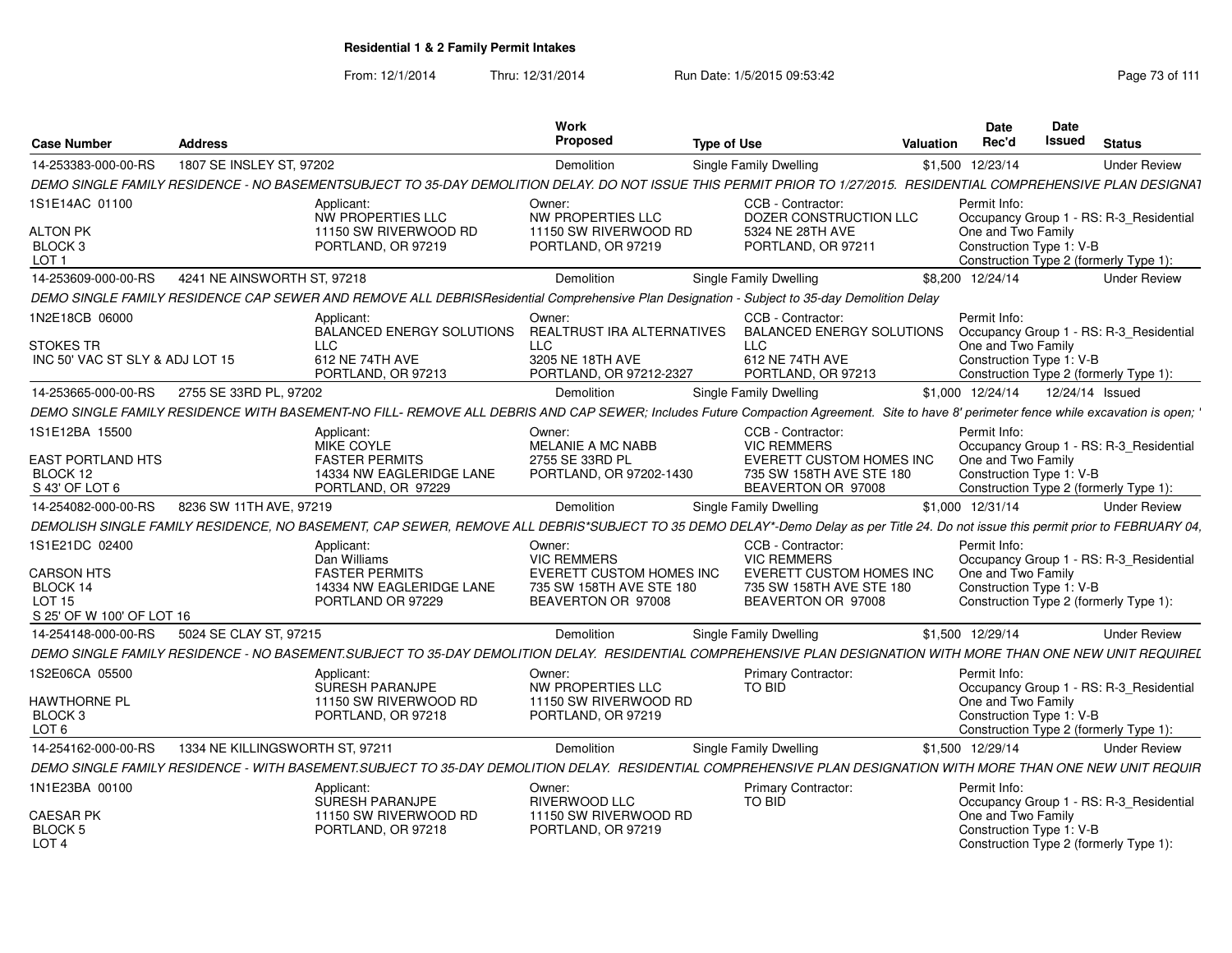**Residential 1 & 2 Family Permit Intakes**

From: 12/1/2014 Thru: 12/31/2014 Run Date: 1/5/2015 09:53:42

| Case Number | Address | Work Proposed | Type of Use | Valuation | Date Rec'd | Date Issued | Status |
|---|---|---|---|---|---|---|---|
| 14-253383-000-00-RS | 1807 SE INSLEY ST, 97202 | Demolition | Single Family Dwelling | $1,500 | 12/23/14 | | Under Review |

DEMO SINGLE FAMILY RESIDENCE - NO BASEMENTSUBJECT TO 35-DAY DEMOLITION DELAY. DO NOT ISSUE THIS PERMIT PRIOR TO 1/27/2015. RESIDENTIAL COMPREHENSIVE PLAN DESIGNAT

1S1E14AC 01100
ALTON PK
BLOCK 3
LOT 1

Applicant: NW PROPERTIES LLC, 11150 SW RIVERWOOD RD, PORTLAND, OR 97219
Owner: NW PROPERTIES LLC, 11150 SW RIVERWOOD RD, PORTLAND, OR 97219
CCB - Contractor: DOZER CONSTRUCTION LLC, 5324 NE 28TH AVE, PORTLAND, OR 97211
Permit Info: Occupancy Group 1 - RS: R-3_Residential One and Two Family; Construction Type 1: V-B; Construction Type 2 (formerly Type 1):

| Case Number | Address | Work Proposed | Type of Use | Valuation | Date Rec'd | Date Issued | Status |
|---|---|---|---|---|---|---|---|
| 14-253609-000-00-RS | 4241 NE AINSWORTH ST, 97218 | Demolition | Single Family Dwelling | $8,200 | 12/24/14 | | Under Review |

DEMO SINGLE FAMILY RESIDENCE CAP SEWER AND REMOVE ALL DEBRISResidential Comprehensive Plan Designation - Subject to 35-day Demolition Delay

1N2E18CB 06000
STOKES TR
INC 50' VAC ST SLY & ADJ LOT 15

Applicant: BALANCED ENERGY SOLUTIONS LLC, 612 NE 74TH AVE, PORTLAND, OR 97213
Owner: REALTRUST IRA ALTERNATIVES LLC, 3205 NE 18TH AVE, PORTLAND, OR 97212-2327
CCB - Contractor: BALANCED ENERGY SOLUTIONS LLC, 612 NE 74TH AVE, PORTLAND, OR 97213
Permit Info: Occupancy Group 1 - RS: R-3_Residential One and Two Family; Construction Type 1: V-B; Construction Type 2 (formerly Type 1):

| Case Number | Address | Work Proposed | Type of Use | Valuation | Date Rec'd | Date Issued | Status |
|---|---|---|---|---|---|---|---|
| 14-253665-000-00-RS | 2755 SE 33RD PL, 97202 | Demolition | Single Family Dwelling | $1,000 | 12/24/14 | 12/24/14 | Issued |

DEMO SINGLE FAMILY RESIDENCE WITH BASEMENT-NO FILL- REMOVE ALL DEBRIS AND CAP SEWER; Includes Future Compaction Agreement. Site to have 8' perimeter fence while excavation is open; '

1S1E12BA 15500
EAST PORTLAND HTS
BLOCK 12
S 43' OF LOT 6

Applicant: MIKE COYLE, FASTER PERMITS, 14334 NW EAGLERIDGE LANE, PORTLAND, OR 97229
Owner: MELANIE A MC NABB, 2755 SE 33RD PL, PORTLAND, OR 97202-1430
CCB - Contractor: VIC REMMERS, EVERETT CUSTOM HOMES INC, 735 SW 158TH AVE STE 180, BEAVERTON OR 97008
Permit Info: Occupancy Group 1 - RS: R-3_Residential One and Two Family; Construction Type 1: V-B; Construction Type 2 (formerly Type 1):

| Case Number | Address | Work Proposed | Type of Use | Valuation | Date Rec'd | Date Issued | Status |
|---|---|---|---|---|---|---|---|
| 14-254082-000-00-RS | 8236 SW 11TH AVE, 97219 | Demolition | Single Family Dwelling | $1,000 | 12/31/14 | | Under Review |

DEMOLISH SINGLE FAMILY RESIDENCE, NO BASEMENT, CAP SEWER, REMOVE ALL DEBRIS*SUBJECT TO 35 DEMO DELAY*-Demo Delay as per Title 24. Do not issue this permit prior to FEBRUARY 04,

1S1E21DC 02400
CARSON HTS
BLOCK 14
LOT 15
S 25' OF W 100' OF LOT 16

Applicant: Dan Williams, FASTER PERMITS, 14334 NW EAGLERIDGE LANE, PORTLAND OR 97229
Owner: VIC REMMERS, EVERETT CUSTOM HOMES INC, 735 SW 158TH AVE STE 180, BEAVERTON OR 97008
CCB - Contractor: VIC REMMERS, EVERETT CUSTOM HOMES INC, 735 SW 158TH AVE STE 180, BEAVERTON OR 97008
Permit Info: Occupancy Group 1 - RS: R-3_Residential One and Two Family; Construction Type 1: V-B; Construction Type 2 (formerly Type 1):

| Case Number | Address | Work Proposed | Type of Use | Valuation | Date Rec'd | Date Issued | Status |
|---|---|---|---|---|---|---|---|
| 14-254148-000-00-RS | 5024 SE CLAY ST, 97215 | Demolition | Single Family Dwelling | $1,500 | 12/29/14 | | Under Review |

DEMO SINGLE FAMILY RESIDENCE - NO BASEMENT.SUBJECT TO 35-DAY DEMOLITION DELAY. RESIDENTIAL COMPREHENSIVE PLAN DESIGNATION WITH MORE THAN ONE NEW UNIT REQUIREL

1S2E06CA 05500
HAWTHORNE PL
BLOCK 3
LOT 6

Applicant: SURESH PARANJPE, 11150 SW RIVERWOOD RD, PORTLAND, OR 97218
Owner: NW PROPERTIES LLC, 11150 SW RIVERWOOD RD, PORTLAND, OR 97219
Primary Contractor: TO BID
Permit Info: Occupancy Group 1 - RS: R-3_Residential One and Two Family; Construction Type 1: V-B; Construction Type 2 (formerly Type 1):

| Case Number | Address | Work Proposed | Type of Use | Valuation | Date Rec'd | Date Issued | Status |
|---|---|---|---|---|---|---|---|
| 14-254162-000-00-RS | 1334 NE KILLINGSWORTH ST, 97211 | Demolition | Single Family Dwelling | $1,500 | 12/29/14 | | Under Review |

DEMO SINGLE FAMILY RESIDENCE - WITH BASEMENT.SUBJECT TO 35-DAY DEMOLITION DELAY. RESIDENTIAL COMPREHENSIVE PLAN DESIGNATION WITH MORE THAN ONE NEW UNIT REQUIR

1N1E23BA 00100
CAESAR PK
BLOCK 5
LOT 4

Applicant: SURESH PARANJPE, 11150 SW RIVERWOOD RD, PORTLAND, OR 97218
Owner: RIVERWOOD LLC, 11150 SW RIVERWOOD RD, PORTLAND, OR 97219
Primary Contractor: TO BID
Permit Info: Occupancy Group 1 - RS: R-3_Residential One and Two Family; Construction Type 1: V-B; Construction Type 2 (formerly Type 1):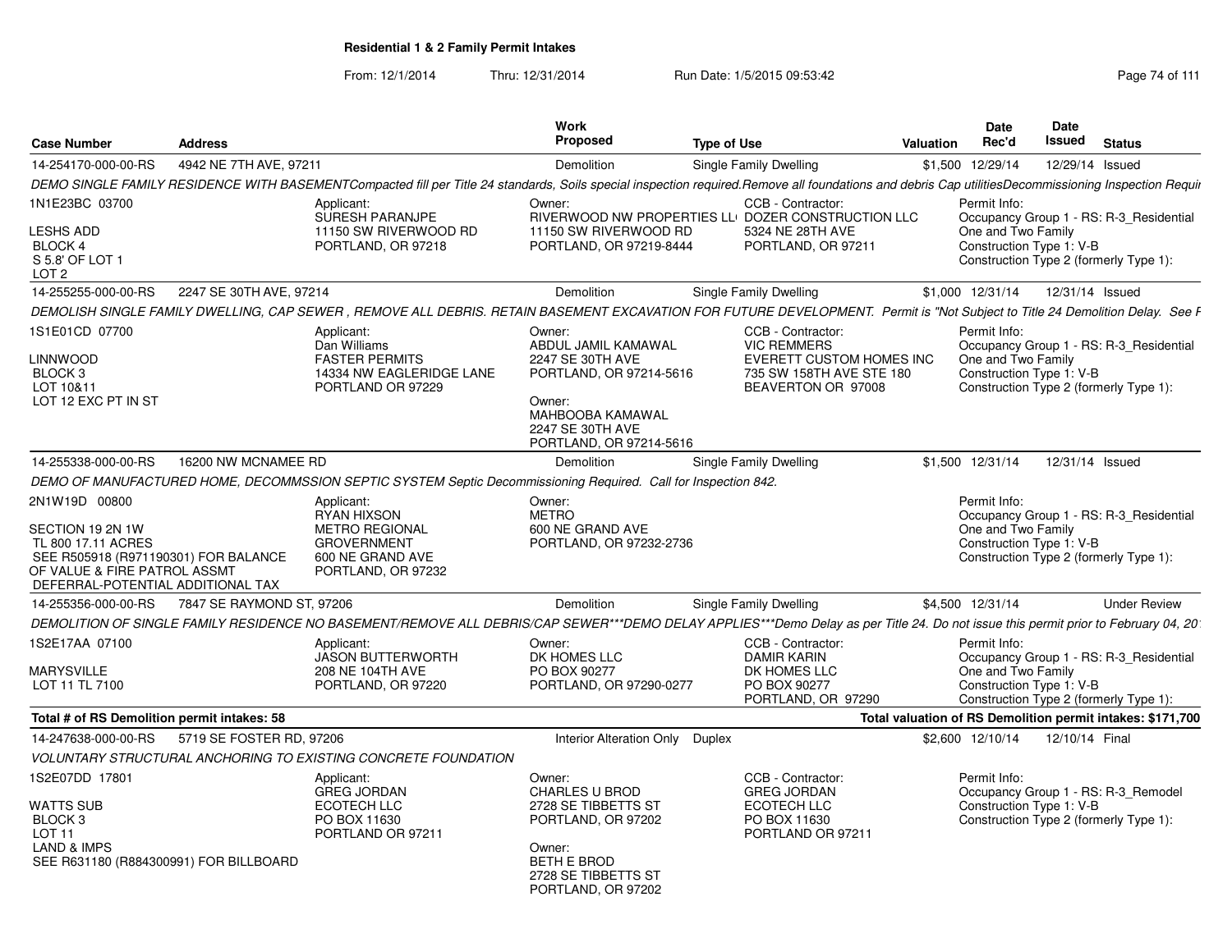## Residential 1 & 2 Family Permit Intakes

From: 12/1/2014 Thru: 12/31/2014 Run Date: 1/5/2015 09:53:42

| Case Number | Address | Work Proposed | Type of Use | Valuation | Date Rec'd | Date Issued | Status |
|---|---|---|---|---|---|---|---|
| 14-254170-000-00-RS | 4942 NE 7TH AVE, 97211 | Demolition | Single Family Dwelling | $1,500 | 12/29/14 | 12/29/14 | Issued |

*DEMO SINGLE FAMILY RESIDENCE WITH BASEMENTCompacted fill per Title 24 standards, Soils special inspection required.Remove all foundations and debris Cap utilitiesDecommissioning Inspection Requi*

1N1E23BC 03700
LESHS ADD
BLOCK 4
S 5.8' OF LOT 1
LOT 2

Applicant:
SURESH PARANJPE
11150 SW RIVERWOOD RD
PORTLAND, OR 97218

Owner:
RIVERWOOD NW PROPERTIES LL
11150 SW RIVERWOOD RD
PORTLAND, OR 97219-8444

CCB - Contractor:
DOZER CONSTRUCTION LLC
5324 NE 28TH AVE
PORTLAND, OR 97211

Permit Info:
Occupancy Group 1 - RS: R-3_Residential One and Two Family
Construction Type 1: V-B
Construction Type 2 (formerly Type 1):

| Case Number | Address | Work Proposed | Type of Use | Valuation | Date Rec'd | Date Issued | Status |
|---|---|---|---|---|---|---|---|
| 14-255255-000-00-RS | 2247 SE 30TH AVE, 97214 | Demolition | Single Family Dwelling | $1,000 | 12/31/14 | 12/31/14 | Issued |

*DEMOLISH SINGLE FAMILY DWELLING, CAP SEWER , REMOVE ALL DEBRIS. RETAIN BASEMENT EXCAVATION FOR FUTURE DEVELOPMENT. Permit is "Not Subject to Title 24 Demolition Delay. See F*

1S1E01CD 07700
LINNWOOD
BLOCK 3
LOT 10&11
LOT 12 EXC PT IN ST

Applicant:
Dan Williams
FASTER PERMITS
14334 NW EAGLERIDGE LANE
PORTLAND OR 97229

Owner:
ABDUL JAMIL KAMAWAL
2247 SE 30TH AVE
PORTLAND, OR 97214-5616

Owner:
MAHBOOBA KAMAWAL
2247 SE 30TH AVE
PORTLAND, OR 97214-5616

CCB - Contractor:
VIC REMMERS
EVERETT CUSTOM HOMES INC
735 SW 158TH AVE STE 180
BEAVERTON OR 97008

Permit Info:
Occupancy Group 1 - RS: R-3_Residential One and Two Family
Construction Type 1: V-B
Construction Type 2 (formerly Type 1):

| Case Number | Address | Work Proposed | Type of Use | Valuation | Date Rec'd | Date Issued | Status |
|---|---|---|---|---|---|---|---|
| 14-255338-000-00-RS | 16200 NW MCNAMEE RD | Demolition | Single Family Dwelling | $1,500 | 12/31/14 | 12/31/14 | Issued |

*DEMO OF MANUFACTURED HOME, DECOMMSSION SEPTIC SYSTEM Septic Decommissioning Required. Call for Inspection 842.*

2N1W19D 00800
SECTION 19 2N 1W
TL 800 17.11 ACRES
SEE R505918 (R971190301) FOR BALANCE OF VALUE & FIRE PATROL ASSMT
DEFERRAL-POTENTIAL ADDITIONAL TAX

Applicant:
RYAN HIXSON
METRO REGIONAL GROVERNMENT
600 NE GRAND AVE
PORTLAND, OR 97232

Owner:
METRO
600 NE GRAND AVE
PORTLAND, OR 97232-2736

Permit Info:
Occupancy Group 1 - RS: R-3_Residential One and Two Family
Construction Type 1: V-B
Construction Type 2 (formerly Type 1):

| Case Number | Address | Work Proposed | Type of Use | Valuation | Date Rec'd | Date Issued | Status |
|---|---|---|---|---|---|---|---|
| 14-255356-000-00-RS | 7847 SE RAYMOND ST, 97206 | Demolition | Single Family Dwelling | $4,500 | 12/31/14 | | Under Review |

*DEMOLITION OF SINGLE FAMILY RESIDENCE NO BASEMENT/REMOVE ALL DEBRIS/CAP SEWER***DEMO DELAY APPLIES***Demo Delay as per Title 24. Do not issue this permit prior to February 04, 20*

1S2E17AA 07100
MARYSVILLE
LOT 11 TL 7100

Applicant:
JASON BUTTERWORTH
208 NE 104TH AVE
PORTLAND, OR 97220

Owner:
DK HOMES LLC
PO BOX 90277
PORTLAND, OR 97290-0277

CCB - Contractor:
DAMIR KARIN
DK HOMES LLC
PO BOX 90277
PORTLAND, OR 97290

Permit Info:
Occupancy Group 1 - RS: R-3_Residential One and Two Family
Construction Type 1: V-B
Construction Type 2 (formerly Type 1):

**Total # of RS Demolition permit intakes: 58**

**Total valuation of RS Demolition permit intakes: $171,700**

| Case Number | Address | Work Proposed | Type of Use | Valuation | Date Rec'd | Date Issued | Status |
|---|---|---|---|---|---|---|---|
| 14-247638-000-00-RS | 5719 SE FOSTER RD, 97206 | Interior Alteration Only | Duplex | $2,600 | 12/10/14 | 12/10/14 | Final |

*VOLUNTARY STRUCTURAL ANCHORING TO EXISTING CONCRETE FOUNDATION*

1S2E07DD 17801
WATTS SUB
BLOCK 3
LOT 11
LAND & IMPS
SEE R631180 (R884300991) FOR BILLBOARD

Applicant:
GREG JORDAN
ECOTECH LLC
PO BOX 11630
PORTLAND OR 97211

Owner:
CHARLES U BROD
2728 SE TIBBETTS ST
PORTLAND, OR 97202

Owner:
BETH E BROD
2728 SE TIBBETTS ST
PORTLAND, OR 97202

CCB - Contractor:
GREG JORDAN
ECOTECH LLC
PO BOX 11630
PORTLAND OR 97211

Permit Info:
Occupancy Group 1 - RS: R-3_Remodel
Construction Type 1: V-B
Construction Type 2 (formerly Type 1):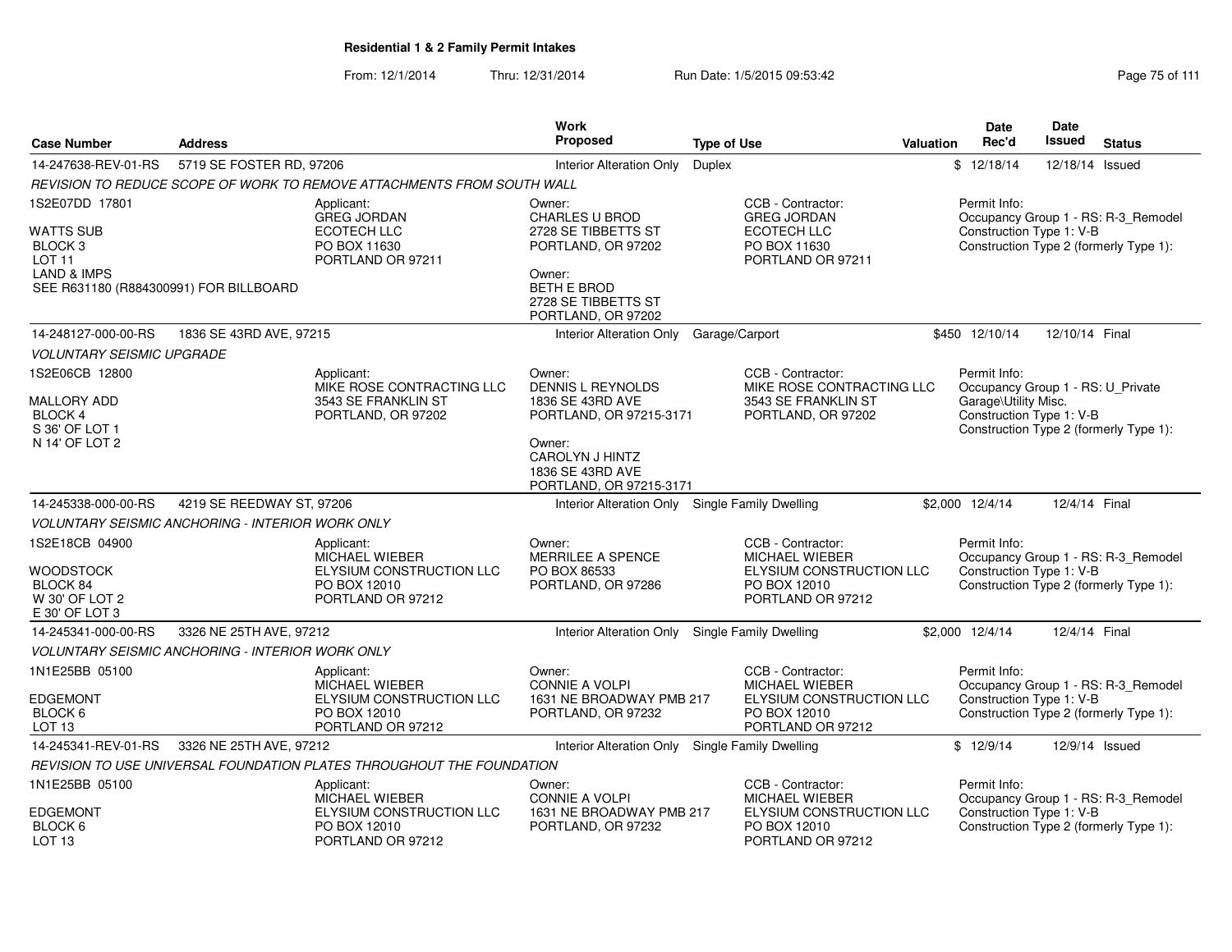**Residential 1 & 2 Family Permit Intakes**

From: 12/1/2014 Thru: 12/31/2014 Run Date: 1/5/2015 09:53:42

| Case Number | Address | Work Proposed | Type of Use | Valuation | Date Rec'd | Date Issued | Status |
|---|---|---|---|---|---|---|---|
| 14-247638-REV-01-RS | 5719 SE FOSTER RD, 97206 | Interior Alteration Only | Duplex | $ | 12/18/14 | 12/18/14 | Issued |

*REVISION TO REDUCE SCOPE OF WORK TO REMOVE ATTACHMENTS FROM SOUTH WALL*

1S2E07DD 17801
WATTS SUB
BLOCK 3
LOT 11
LAND & IMPS
SEE R631180 (R884300991) FOR BILLBOARD

Applicant: GREG JORDAN, ECOTECH LLC, PO BOX 11630, PORTLAND OR 97211

Owner: CHARLES U BROD, 2728 SE TIBBETTS ST, PORTLAND, OR 97202

Owner: BETH E BROD, 2728 SE TIBBETTS ST, PORTLAND, OR 97202

CCB - Contractor: GREG JORDAN, ECOTECH LLC, PO BOX 11630, PORTLAND OR 97211

Permit Info: Occupancy Group 1 - RS: R-3_Remodel; Construction Type 1: V-B; Construction Type 2 (formerly Type 1):

| Case Number | Address | Work Proposed | Type of Use | Valuation | Date Rec'd | Date Issued | Status |
|---|---|---|---|---|---|---|---|
| 14-248127-000-00-RS | 1836 SE 43RD AVE, 97215 | Interior Alteration Only | Garage/Carport | $450 | 12/10/14 | 12/10/14 | Final |

*VOLUNTARY SEISMIC UPGRADE*

1S2E06CB 12800
MALLORY ADD
BLOCK 4
S 36' OF LOT 1
N 14' OF LOT 2

Applicant: MIKE ROSE CONTRACTING LLC, 3543 SE FRANKLIN ST, PORTLAND, OR 97202

Owner: DENNIS L REYNOLDS, 1836 SE 43RD AVE, PORTLAND, OR 97215-3171

Owner: CAROLYN J HINTZ, 1836 SE 43RD AVE, PORTLAND, OR 97215-3171

CCB - Contractor: MIKE ROSE CONTRACTING LLC, 3543 SE FRANKLIN ST, PORTLAND, OR 97202

Permit Info: Occupancy Group 1 - RS: U_Private Garage\Utility Misc.; Construction Type 1: V-B; Construction Type 2 (formerly Type 1):

| Case Number | Address | Work Proposed | Type of Use | Valuation | Date Rec'd | Date Issued | Status |
|---|---|---|---|---|---|---|---|
| 14-245338-000-00-RS | 4219 SE REEDWAY ST, 97206 | Interior Alteration Only | Single Family Dwelling | $2,000 | 12/4/14 | 12/4/14 | Final |

*VOLUNTARY SEISMIC ANCHORING - INTERIOR WORK ONLY*

1S2E18CB 04900
WOODSTOCK
BLOCK 84
W 30' OF LOT 2
E 30' OF LOT 3

Applicant: MICHAEL WIEBER, ELYSIUM CONSTRUCTION LLC, PO BOX 12010, PORTLAND OR 97212

Owner: MERRILEE A SPENCE, PO BOX 86533, PORTLAND, OR 97286

CCB - Contractor: MICHAEL WIEBER, ELYSIUM CONSTRUCTION LLC, PO BOX 12010, PORTLAND OR 97212

Permit Info: Occupancy Group 1 - RS: R-3_Remodel; Construction Type 1: V-B; Construction Type 2 (formerly Type 1):

| Case Number | Address | Work Proposed | Type of Use | Valuation | Date Rec'd | Date Issued | Status |
|---|---|---|---|---|---|---|---|
| 14-245341-000-00-RS | 3326 NE 25TH AVE, 97212 | Interior Alteration Only | Single Family Dwelling | $2,000 | 12/4/14 | 12/4/14 | Final |

*VOLUNTARY SEISMIC ANCHORING - INTERIOR WORK ONLY*

1N1E25BB 05100
EDGEMONT
BLOCK 6
LOT 13

Applicant: MICHAEL WIEBER, ELYSIUM CONSTRUCTION LLC, PO BOX 12010, PORTLAND OR 97212

Owner: CONNIE A VOLPI, 1631 NE BROADWAY PMB 217, PORTLAND, OR 97232

CCB - Contractor: MICHAEL WIEBER, ELYSIUM CONSTRUCTION LLC, PO BOX 12010, PORTLAND OR 97212

Permit Info: Occupancy Group 1 - RS: R-3_Remodel; Construction Type 1: V-B; Construction Type 2 (formerly Type 1):

| Case Number | Address | Work Proposed | Type of Use | Valuation | Date Rec'd | Date Issued | Status |
|---|---|---|---|---|---|---|---|
| 14-245341-REV-01-RS | 3326 NE 25TH AVE, 97212 | Interior Alteration Only | Single Family Dwelling | $ | 12/9/14 | 12/9/14 | Issued |

*REVISION TO USE UNIVERSAL FOUNDATION PLATES THROUGHOUT THE FOUNDATION*

1N1E25BB 05100
EDGEMONT
BLOCK 6
LOT 13

Applicant: MICHAEL WIEBER, ELYSIUM CONSTRUCTION LLC, PO BOX 12010, PORTLAND OR 97212

Owner: CONNIE A VOLPI, 1631 NE BROADWAY PMB 217, PORTLAND, OR 97232

CCB - Contractor: MICHAEL WIEBER, ELYSIUM CONSTRUCTION LLC, PO BOX 12010, PORTLAND OR 97212

Permit Info: Occupancy Group 1 - RS: R-3_Remodel; Construction Type 1: V-B; Construction Type 2 (formerly Type 1):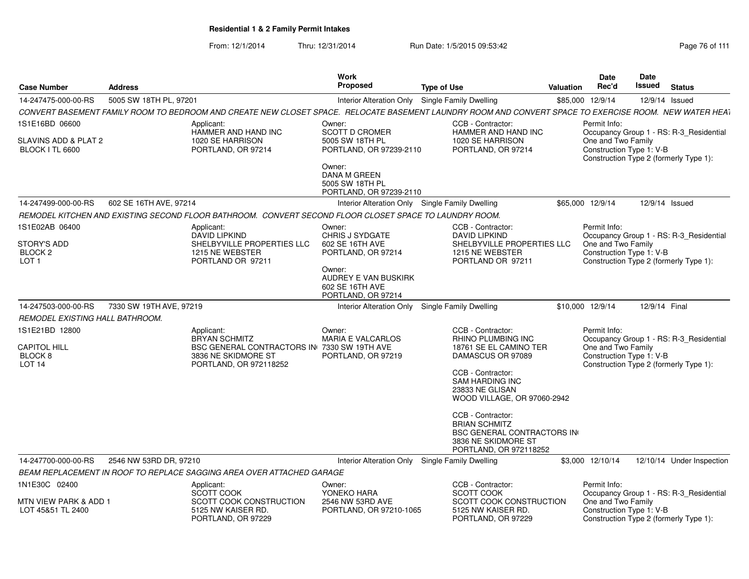# Residential 1 & 2 Family Permit Intakes

From: 12/1/2014 Thru: 12/31/2014 Run Date: 1/5/2015 09:53:42

| Case Number | Address | Work Proposed | Type of Use | Valuation | Date Rec'd | Date Issued | Status |
|---|---|---|---|---|---|---|---|
| 14-247475-000-00-RS | 5005 SW 18TH PL, 97201 | Interior Alteration Only | Single Family Dwelling | $85,000 | 12/9/14 | 12/9/14 | Issued |

*CONVERT BASEMENT FAMILY ROOM TO BEDROOM AND CREATE NEW CLOSET SPACE. RELOCATE BASEMENT LAUNDRY ROOM AND CONVERT SPACE TO EXERCISE ROOM. NEW WATER HEAT*

1S1E16BD 06600
SLAVINS ADD & PLAT 2
BLOCK I TL 6600

Applicant:
HAMMER AND HAND INC
1020 SE HARRISON
PORTLAND, OR 97214

Owner:
SCOTT D CROMER
5005 SW 18TH PL
PORTLAND, OR 97239-2110

Owner:
DANA M GREEN
5005 SW 18TH PL
PORTLAND, OR 97239-2110

CCB - Contractor:
HAMMER AND HAND INC
1020 SE HARRISON
PORTLAND, OR 97214

Permit Info:
Occupancy Group 1 - RS: R-3_Residential One and Two Family
Construction Type 1: V-B
Construction Type 2 (formerly Type 1):

| Case Number | Address | Work Proposed | Type of Use | Valuation | Date Rec'd | Date Issued | Status |
|---|---|---|---|---|---|---|---|
| 14-247499-000-00-RS | 602 SE 16TH AVE, 97214 | Interior Alteration Only | Single Family Dwelling | $65,000 | 12/9/14 | 12/9/14 | Issued |

*REMODEL KITCHEN AND EXISTING SECOND FLOOR BATHROOM. CONVERT SECOND FLOOR CLOSET SPACE TO LAUNDRY ROOM.*

1S1E02AB 06400
STORY'S ADD
BLOCK 2
LOT 1

Applicant:
DAVID LIPKIND
SHELBYVILLE PROPERTIES LLC
1215 NE WEBSTER
PORTLAND OR 97211

Owner:
CHRIS J SYDGATE
602 SE 16TH AVE
PORTLAND, OR 97214

Owner:
AUDREY E VAN BUSKIRK
602 SE 16TH AVE
PORTLAND, OR 97214

CCB - Contractor:
DAVID LIPKIND
SHELBYVILLE PROPERTIES LLC
1215 NE WEBSTER
PORTLAND OR 97211

Permit Info:
Occupancy Group 1 - RS: R-3_Residential One and Two Family
Construction Type 1: V-B
Construction Type 2 (formerly Type 1):

| Case Number | Address | Work Proposed | Type of Use | Valuation | Date Rec'd | Date Issued | Status |
|---|---|---|---|---|---|---|---|
| 14-247503-000-00-RS | 7330 SW 19TH AVE, 97219 | Interior Alteration Only | Single Family Dwelling | $10,000 | 12/9/14 | 12/9/14 | Final |

*REMODEL EXISTING HALL BATHROOM.*

1S1E21BD 12800
CAPITOL HILL
BLOCK 8
LOT 14

Applicant:
BRYAN SCHMITZ
BSC GENERAL CONTRACTORS IN
3836 NE SKIDMORE ST
PORTLAND, OR 972118252

Owner:
MARIA E VALCARLOS
7330 SW 19TH AVE
PORTLAND, OR 97219

CCB - Contractor:
RHINO PLUMBING INC
18761 SE EL CAMINO TER
DAMASCUS OR 97089

CCB - Contractor:
SAM HARDING INC
23833 NE GLISAN
WOOD VILLAGE, OR 97060-2942

CCB - Contractor:
BRIAN SCHMITZ
BSC GENERAL CONTRACTORS IN
3836 NE SKIDMORE ST
PORTLAND, OR 972118252

Permit Info:
Occupancy Group 1 - RS: R-3_Residential One and Two Family
Construction Type 1: V-B
Construction Type 2 (formerly Type 1):

| Case Number | Address | Work Proposed | Type of Use | Valuation | Date Rec'd | Date Issued | Status |
|---|---|---|---|---|---|---|---|
| 14-247700-000-00-RS | 2546 NW 53RD DR, 97210 | Interior Alteration Only | Single Family Dwelling | $3,000 | 12/10/14 | 12/10/14 | Under Inspection |

*BEAM REPLACEMENT IN ROOF TO REPLACE SAGGING AREA OVER ATTACHED GARAGE*

1N1E30C 02400
MTN VIEW PARK & ADD 1
LOT 45&51 TL 2400

Applicant:
SCOTT COOK
SCOTT COOK CONSTRUCTION
5125 NW KAISER RD.
PORTLAND, OR 97229

Owner:
YONEKO HARA
2546 NW 53RD AVE
PORTLAND, OR 97210-1065

CCB - Contractor:
SCOTT COOK
SCOTT COOK CONSTRUCTION
5125 NW KAISER RD.
PORTLAND, OR 97229

Permit Info:
Occupancy Group 1 - RS: R-3_Residential One and Two Family
Construction Type 1: V-B
Construction Type 2 (formerly Type 1):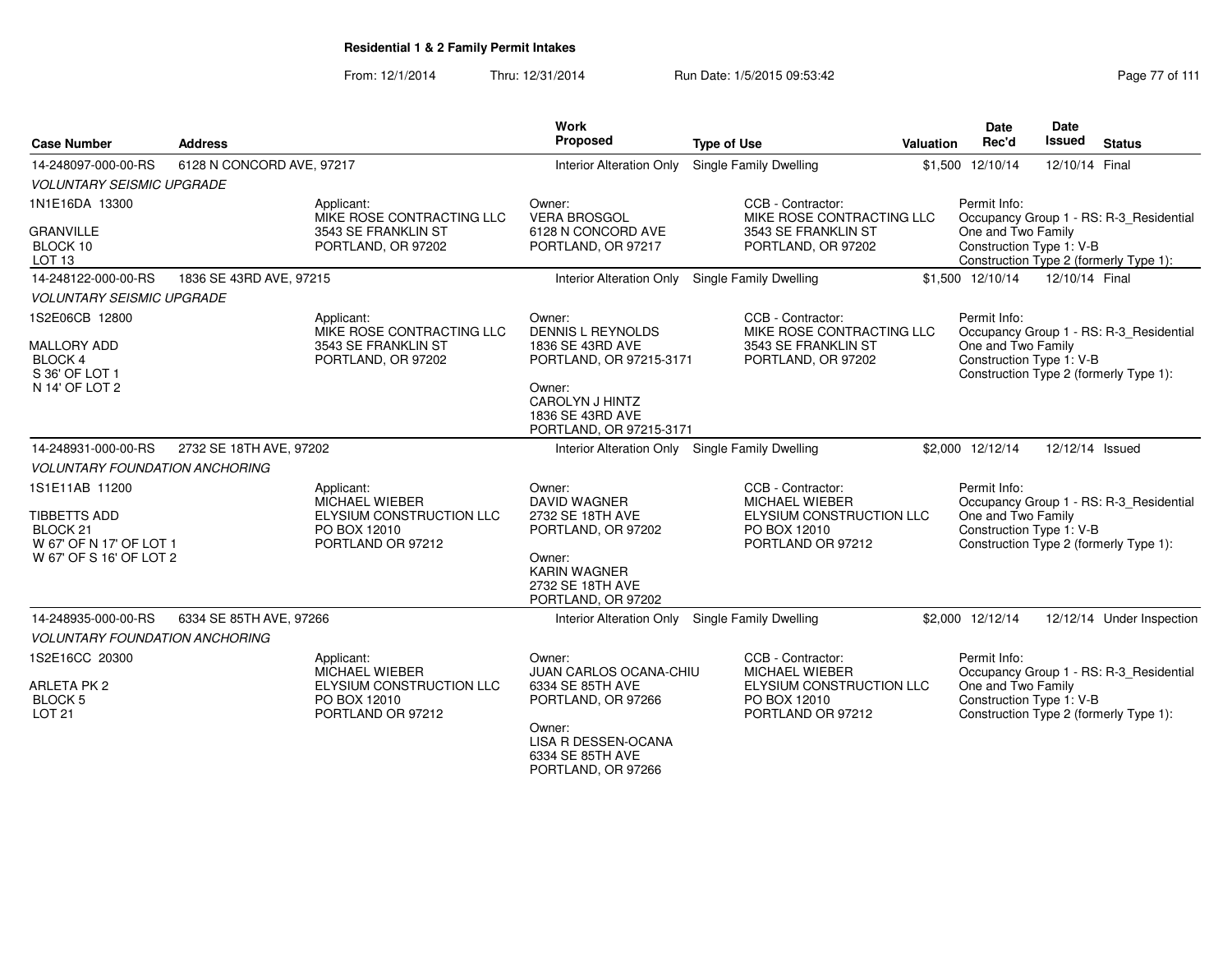## Residential 1 & 2 Family Permit Intakes

From: 12/1/2014 Thru: 12/31/2014 Run Date: 1/5/2015 09:53:42

| Case Number | Address | Work Proposed | Type of Use | Valuation | Date Rec'd | Date Issued | Status |
|---|---|---|---|---|---|---|---|
| 14-248097-000-00-RS | 6128 N CONCORD AVE, 97217 | Interior Alteration Only | Single Family Dwelling | $1,500 | 12/10/14 | 12/10/14 | Final |
| *VOLUNTARY SEISMIC UPGRADE* | | | | | | | |
| 1N1E16DA 13300<br>GRANVILLE<br>BLOCK 10<br>LOT 13 | Applicant:<br>MIKE ROSE CONTRACTING LLC<br>3543 SE FRANKLIN ST<br>PORTLAND, OR 97202 | Owner:<br>VERA BROSGOL<br>6128 N CONCORD AVE<br>PORTLAND, OR 97217 | CCB - Contractor:<br>MIKE ROSE CONTRACTING LLC<br>3543 SE FRANKLIN ST<br>PORTLAND, OR 97202 | | Permit Info:<br>Occupancy Group 1 - RS: R-3_Residential One and Two Family<br>Construction Type 1: V-B<br>Construction Type 2 (formerly Type 1): | | |
| 14-248122-000-00-RS | 1836 SE 43RD AVE, 97215 | Interior Alteration Only | Single Family Dwelling | $1,500 | 12/10/14 | 12/10/14 | Final |
| *VOLUNTARY SEISMIC UPGRADE* | | | | | | | |
| 1S2E06CB 12800<br>MALLORY ADD<br>BLOCK 4<br>S 36' OF LOT 1<br>N 14' OF LOT 2 | Applicant:<br>MIKE ROSE CONTRACTING LLC<br>3543 SE FRANKLIN ST<br>PORTLAND, OR 97202 | Owner:<br>DENNIS L REYNOLDS<br>1836 SE 43RD AVE<br>PORTLAND, OR 97215-3171<br>Owner:<br>CAROLYN J HINTZ<br>1836 SE 43RD AVE<br>PORTLAND, OR 97215-3171 | CCB - Contractor:<br>MIKE ROSE CONTRACTING LLC<br>3543 SE FRANKLIN ST<br>PORTLAND, OR 97202 | | Permit Info:<br>Occupancy Group 1 - RS: R-3_Residential One and Two Family<br>Construction Type 1: V-B<br>Construction Type 2 (formerly Type 1): | | |
| 14-248931-000-00-RS | 2732 SE 18TH AVE, 97202 | Interior Alteration Only | Single Family Dwelling | $2,000 | 12/12/14 | 12/12/14 | Issued |
| *VOLUNTARY FOUNDATION ANCHORING* | | | | | | | |
| 1S1E11AB 11200<br>TIBBETTS ADD<br>BLOCK 21<br>W 67' OF N 17' OF LOT 1<br>W 67' OF S 16' OF LOT 2 | Applicant:<br>MICHAEL WIEBER<br>ELYSIUM CONSTRUCTION LLC<br>PO BOX 12010<br>PORTLAND OR 97212 | Owner:<br>DAVID WAGNER<br>2732 SE 18TH AVE<br>PORTLAND, OR 97202<br>Owner:<br>KARIN WAGNER<br>2732 SE 18TH AVE<br>PORTLAND, OR 97202 | CCB - Contractor:<br>MICHAEL WIEBER<br>ELYSIUM CONSTRUCTION LLC<br>PO BOX 12010<br>PORTLAND OR 97212 | | Permit Info:<br>Occupancy Group 1 - RS: R-3_Residential One and Two Family<br>Construction Type 1: V-B<br>Construction Type 2 (formerly Type 1): | | |
| 14-248935-000-00-RS | 6334 SE 85TH AVE, 97266 | Interior Alteration Only | Single Family Dwelling | $2,000 | 12/12/14 | 12/12/14 | Under Inspection |
| *VOLUNTARY FOUNDATION ANCHORING* | | | | | | | |
| 1S2E16CC 20300<br>ARLETA PK 2<br>BLOCK 5<br>LOT 21 | Applicant:<br>MICHAEL WIEBER<br>ELYSIUM CONSTRUCTION LLC<br>PO BOX 12010<br>PORTLAND OR 97212 | Owner:<br>JUAN CARLOS OCANA-CHIU<br>6334 SE 85TH AVE<br>PORTLAND, OR 97266<br>Owner:<br>LISA R DESSEN-OCANA<br>6334 SE 85TH AVE<br>PORTLAND, OR 97266 | CCB - Contractor:<br>MICHAEL WIEBER<br>ELYSIUM CONSTRUCTION LLC<br>PO BOX 12010<br>PORTLAND OR 97212 | | Permit Info:<br>Occupancy Group 1 - RS: R-3_Residential One and Two Family<br>Construction Type 1: V-B<br>Construction Type 2 (formerly Type 1): | | |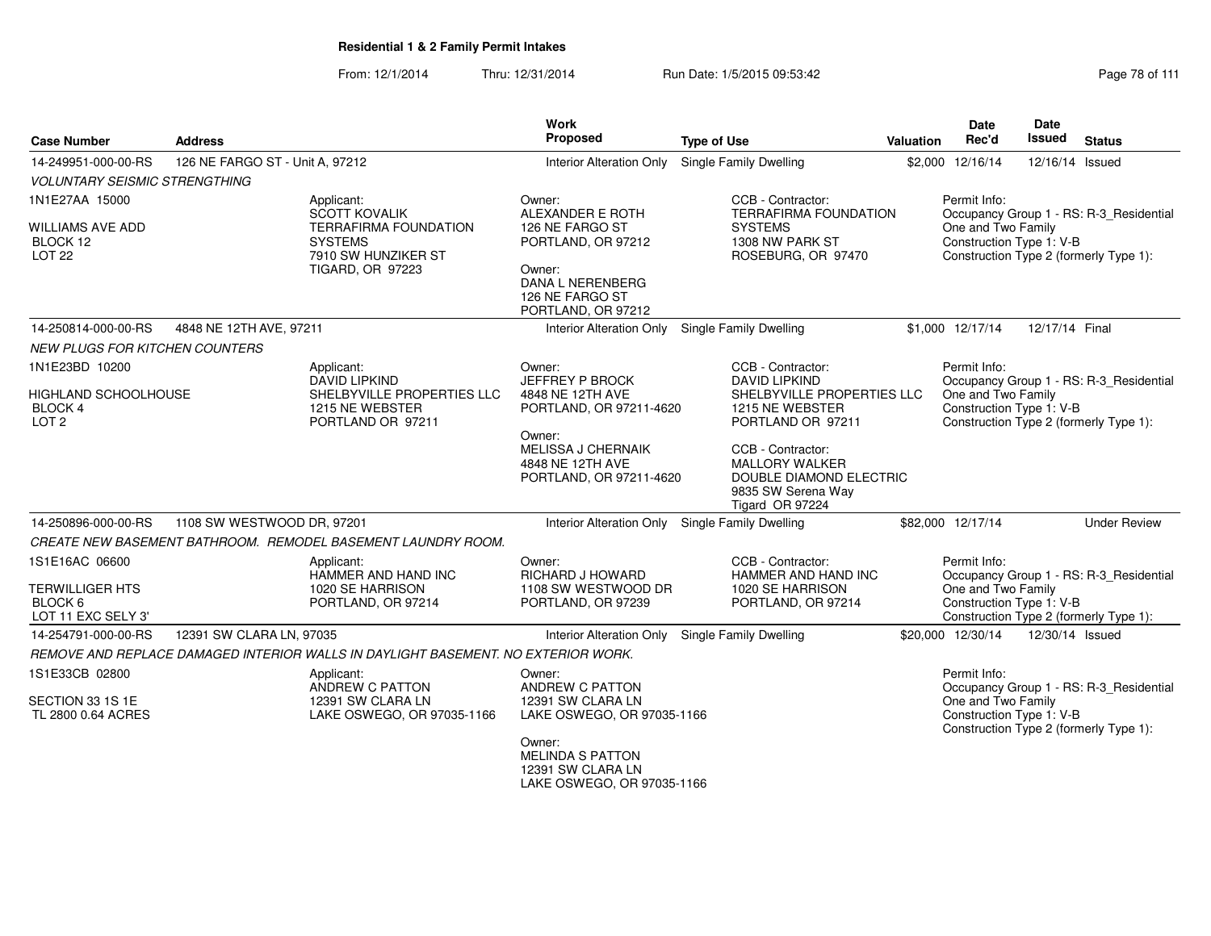# Residential 1 & 2 Family Permit Intakes

From: 12/1/2014 Thru: 12/31/2014 Run Date: 1/5/2015 09:53:42

| Case Number | Address | Work Proposed | Type of Use | Valuation | Date Rec'd | Date Issued | Status |
|---|---|---|---|---|---|---|---|
| 14-249951-000-00-RS | 126 NE FARGO ST - Unit A, 97212 | Interior Alteration Only | Single Family Dwelling | $2,000 | 12/16/14 | 12/16/14 | Issued |

*VOLUNTARY SEISMIC STRENGTHING*

1N1E27AA 15000
WILLIAMS AVE ADD
BLOCK 12
LOT 22

Applicant:
SCOTT KOVALIK
TERRAFIRMA FOUNDATION SYSTEMS
7910 SW HUNZIKER ST
TIGARD, OR 97223

Owner:
ALEXANDER E ROTH
126 NE FARGO ST
PORTLAND, OR 97212

Owner:
DANA L NERENBERG
126 NE FARGO ST
PORTLAND, OR 97212

CCB - Contractor:
TERRAFIRMA FOUNDATION SYSTEMS
1308 NW PARK ST
ROSEBURG, OR 97470

Permit Info:
Occupancy Group 1 - RS: R-3_Residential One and Two Family
Construction Type 1: V-B
Construction Type 2 (formerly Type 1):

| Case Number | Address | Work Proposed | Type of Use | Valuation | Date Rec'd | Date Issued | Status |
|---|---|---|---|---|---|---|---|
| 14-250814-000-00-RS | 4848 NE 12TH AVE, 97211 | Interior Alteration Only | Single Family Dwelling | $1,000 | 12/17/14 | 12/17/14 | Final |

*NEW PLUGS FOR KITCHEN COUNTERS*

1N1E23BD 10200
HIGHLAND SCHOOLHOUSE
BLOCK 4
LOT 2

Applicant:
DAVID LIPKIND
SHELBYVILLE PROPERTIES LLC
1215 NE WEBSTER
PORTLAND OR 97211

Owner:
JEFFREY P BROCK
4848 NE 12TH AVE
PORTLAND, OR 97211-4620

Owner:
MELISSA J CHERNAIK
4848 NE 12TH AVE
PORTLAND, OR 97211-4620

CCB - Contractor:
DAVID LIPKIND
SHELBYVILLE PROPERTIES LLC
1215 NE WEBSTER
PORTLAND OR 97211

CCB - Contractor:
MALLORY WALKER
DOUBLE DIAMOND ELECTRIC
9835 SW Serena Way
Tigard OR 97224

Permit Info:
Occupancy Group 1 - RS: R-3_Residential One and Two Family
Construction Type 1: V-B
Construction Type 2 (formerly Type 1):

| Case Number | Address | Work Proposed | Type of Use | Valuation | Date Rec'd | Date Issued | Status |
|---|---|---|---|---|---|---|---|
| 14-250896-000-00-RS | 1108 SW WESTWOOD DR, 97201 | Interior Alteration Only | Single Family Dwelling | $82,000 | 12/17/14 | | Under Review |

*CREATE NEW BASEMENT BATHROOM. REMODEL BASEMENT LAUNDRY ROOM.*

1S1E16AC 06600
TERWILLIGER HTS
BLOCK 6
LOT 11 EXC SELY 3'

Applicant:
HAMMER AND HAND INC
1020 SE HARRISON
PORTLAND, OR 97214

Owner:
RICHARD J HOWARD
1108 SW WESTWOOD DR
PORTLAND, OR 97239

CCB - Contractor:
HAMMER AND HAND INC
1020 SE HARRISON
PORTLAND, OR 97214

Permit Info:
Occupancy Group 1 - RS: R-3_Residential One and Two Family
Construction Type 1: V-B
Construction Type 2 (formerly Type 1):

| Case Number | Address | Work Proposed | Type of Use | Valuation | Date Rec'd | Date Issued | Status |
|---|---|---|---|---|---|---|---|
| 14-254791-000-00-RS | 12391 SW CLARA LN, 97035 | Interior Alteration Only | Single Family Dwelling | $20,000 | 12/30/14 | 12/30/14 | Issued |

*REMOVE AND REPLACE DAMAGED INTERIOR WALLS IN DAYLIGHT BASEMENT. NO EXTERIOR WORK.*

1S1E33CB 02800
SECTION 33 1S 1E
TL 2800 0.64 ACRES

Applicant:
ANDREW C PATTON
12391 SW CLARA LN
LAKE OSWEGO, OR 97035-1166

Owner:
ANDREW C PATTON
12391 SW CLARA LN
LAKE OSWEGO, OR 97035-1166

Owner:
MELINDA S PATTON
12391 SW CLARA LN
LAKE OSWEGO, OR 97035-1166

Permit Info:
Occupancy Group 1 - RS: R-3_Residential One and Two Family
Construction Type 1: V-B
Construction Type 2 (formerly Type 1):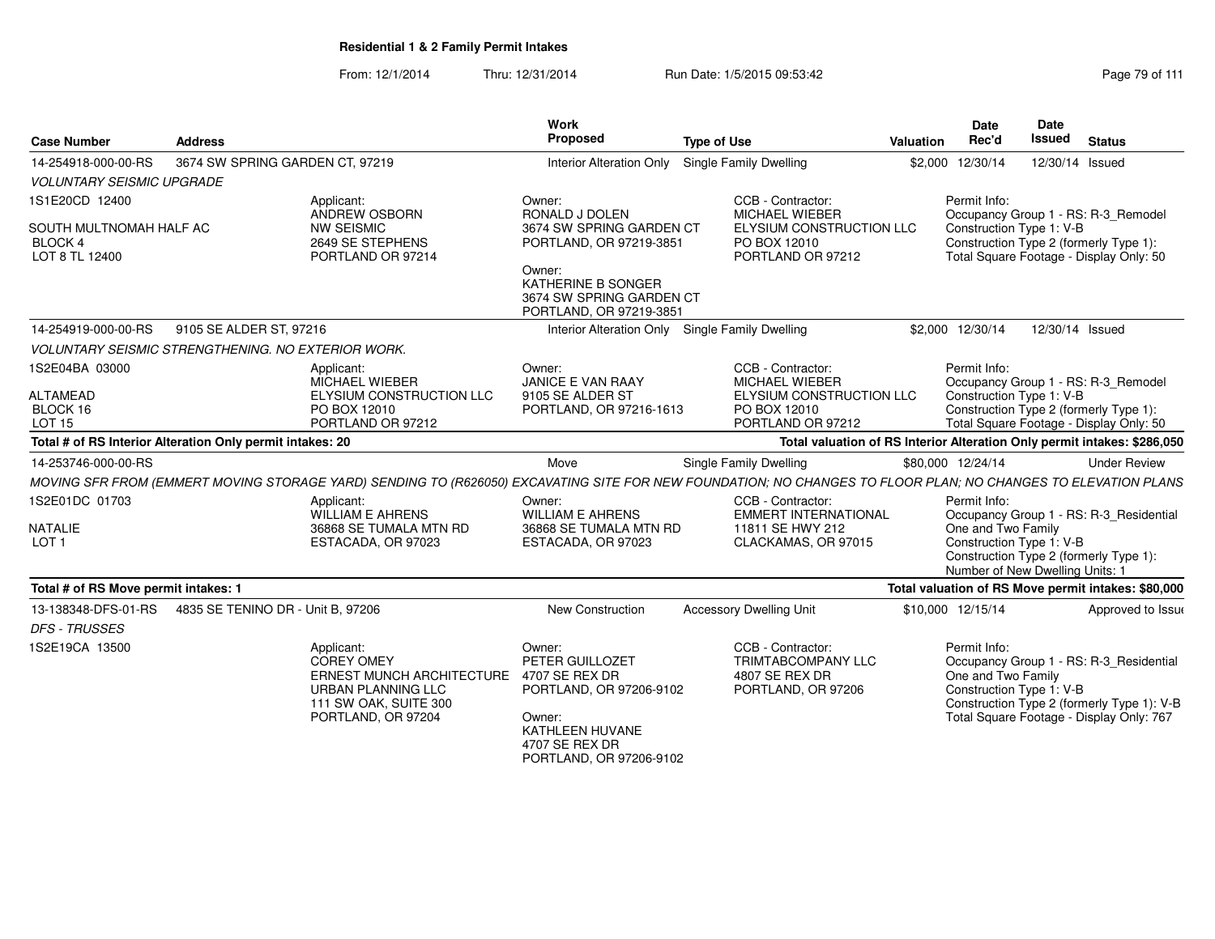## Residential 1 & 2 Family Permit Intakes

From: 12/1/2014 Thru: 12/31/2014 Run Date: 1/5/2015 09:53:42

| Case Number | Address | Work Proposed | Type of Use | Valuation | Date Rec'd | Date Issued | Status |
|---|---|---|---|---|---|---|---|
| 14-254918-000-00-RS | 3674 SW SPRING GARDEN CT, 97219 | Interior Alteration Only | Single Family Dwelling | $2,000 | 12/30/14 | 12/30/14 | Issued |

*VOLUNTARY SEISMIC UPGRADE*

1S1E20CD 12400
SOUTH MULTNOMAH HALF AC
BLOCK 4
LOT 8 TL 12400

Applicant:
ANDREW OSBORN
NW SEISMIC
2649 SE STEPHENS
PORTLAND OR 97214

Owner:
RONALD J DOLEN
3674 SW SPRING GARDEN CT
PORTLAND, OR 97219-3851

Owner:
KATHERINE B SONGER
3674 SW SPRING GARDEN CT
PORTLAND, OR 97219-3851

CCB - Contractor:
MICHAEL WIEBER
ELYSIUM CONSTRUCTION LLC
PO BOX 12010
PORTLAND OR 97212

Permit Info:
Occupancy Group 1 - RS: R-3_Remodel
Construction Type 1: V-B
Construction Type 2 (formerly Type 1):
Total Square Footage - Display Only: 50

| Case Number | Address | Work Proposed | Type of Use | Valuation | Date Rec'd | Date Issued | Status |
|---|---|---|---|---|---|---|---|
| 14-254919-000-00-RS | 9105 SE ALDER ST, 97216 | Interior Alteration Only | Single Family Dwelling | $2,000 | 12/30/14 | 12/30/14 | Issued |

*VOLUNTARY SEISMIC STRENGTHENING. NO EXTERIOR WORK.*

1S2E04BA 03000
ALTAMEAD
BLOCK 16
LOT 15

Applicant:
MICHAEL WIEBER
ELYSIUM CONSTRUCTION LLC
PO BOX 12010
PORTLAND OR 97212

Owner:
JANICE E VAN RAAY
9105 SE ALDER ST
PORTLAND, OR 97216-1613

CCB - Contractor:
MICHAEL WIEBER
ELYSIUM CONSTRUCTION LLC
PO BOX 12010
PORTLAND OR 97212

Permit Info:
Occupancy Group 1 - RS: R-3_Remodel
Construction Type 1: V-B
Construction Type 2 (formerly Type 1):
Total Square Footage - Display Only: 50

**Total # of RS Interior Alteration Only permit intakes: 20** — **Total valuation of RS Interior Alteration Only permit intakes: $286,050**

| Case Number | Address | Work Proposed | Type of Use | Valuation | Date Rec'd | Date Issued | Status |
|---|---|---|---|---|---|---|---|
| 14-253746-000-00-RS | | Move | Single Family Dwelling | $80,000 | 12/24/14 | | Under Review |

*MOVING SFR FROM (EMMERT MOVING STORAGE YARD) SENDING TO (R626050) EXCAVATING SITE FOR NEW FOUNDATION; NO CHANGES TO FLOOR PLAN; NO CHANGES TO ELEVATION PLANS*

1S2E01DC 01703
NATALIE
LOT 1

Applicant:
WILLIAM E AHRENS
36868 SE TUMALA MTN RD
ESTACADA, OR 97023

Owner:
WILLIAM E AHRENS
36868 SE TUMALA MTN RD
ESTACADA, OR 97023

CCB - Contractor:
EMMERT INTERNATIONAL
11811 SE HWY 212
CLACKAMAS, OR 97015

Permit Info:
Occupancy Group 1 - RS: R-3_Residential One and Two Family
Construction Type 1: V-B
Construction Type 2 (formerly Type 1):
Number of New Dwelling Units: 1

**Total # of RS Move permit intakes: 1** — **Total valuation of RS Move permit intakes: $80,000**

| Case Number | Address | Work Proposed | Type of Use | Valuation | Date Rec'd | Date Issued | Status |
|---|---|---|---|---|---|---|---|
| 13-138348-DFS-01-RS | 4835 SE TENINO DR - Unit B, 97206 | New Construction | Accessory Dwelling Unit | $10,000 | 12/15/14 | | Approved to Issue |

*DFS - TRUSSES*

1S2E19CA 13500

Applicant:
COREY OMEY
ERNEST MUNCH ARCHITECTURE
URBAN PLANNING LLC
111 SW OAK, SUITE 300
PORTLAND, OR 97204

Owner:
PETER GUILLOZET
4707 SE REX DR
PORTLAND, OR 97206-9102

Owner:
KATHLEEN HUVANE
4707 SE REX DR
PORTLAND, OR 97206-9102

CCB - Contractor:
TRIMTABCOMPANY LLC
4807 SE REX DR
PORTLAND, OR 97206

Permit Info:
Occupancy Group 1 - RS: R-3_Residential One and Two Family
Construction Type 1: V-B
Construction Type 2 (formerly Type 1): V-B
Total Square Footage - Display Only: 767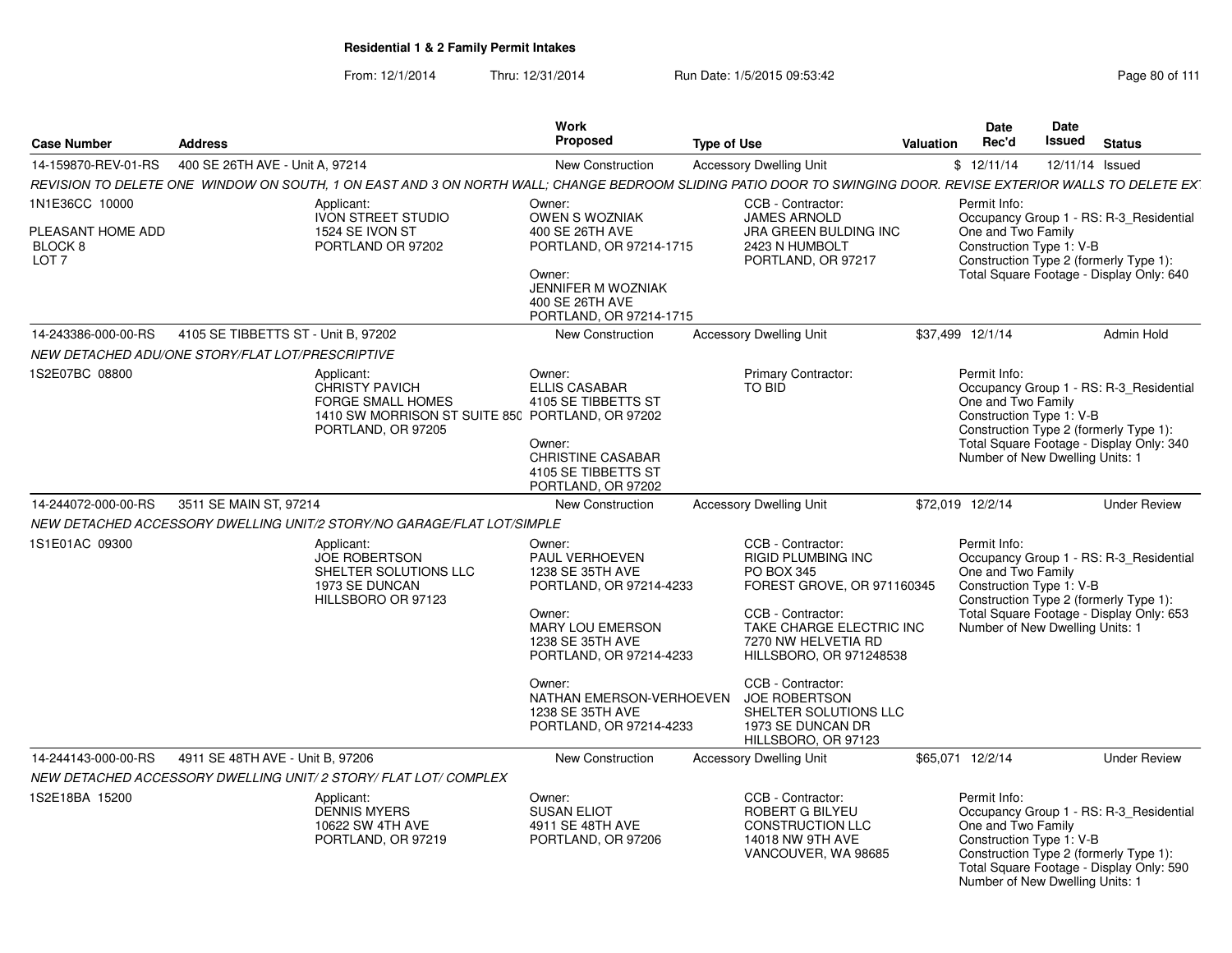**Residential 1 & 2 Family Permit Intakes**

From: 12/1/2014 Thru: 12/31/2014 Run Date: 1/5/2015 09:53:42

| Case Number | Address | Work Proposed | Type of Use | Valuation | Date Rec'd | Date Issued | Status |
|---|---|---|---|---|---|---|---|
| 14-159870-REV-01-RS | 400 SE 26TH AVE - Unit A, 97214 | New Construction | Accessory Dwelling Unit | $ | 12/11/14 | 12/11/14 | Issued |

REVISION TO DELETE ONE WINDOW ON SOUTH, 1 ON EAST AND 3 ON NORTH WALL; CHANGE BEDROOM SLIDING PATIO DOOR TO SWINGING DOOR. REVISE EXTERIOR WALLS TO DELETE EX

1N1E36CC 10000

PLEASANT HOME ADD
BLOCK 8
LOT 7

Applicant:
IVON STREET STUDIO
1524 SE IVON ST
PORTLAND OR 97202

Owner:
OWEN S WOZNIAK
400 SE 26TH AVE
PORTLAND, OR 97214-1715

Owner:
JENNIFER M WOZNIAK
400 SE 26TH AVE
PORTLAND, OR 97214-1715

CCB - Contractor:
JAMES ARNOLD
JRA GREEN BULDING INC
2423 N HUMBOLT
PORTLAND, OR 97217

Permit Info:
Occupancy Group 1 - RS: R-3_Residential One and Two Family
Construction Type 1: V-B
Construction Type 2 (formerly Type 1):
Total Square Footage - Display Only: 640

| Case Number | Address | Work Proposed | Type of Use | Valuation | Date Rec'd | Date Issued | Status |
|---|---|---|---|---|---|---|---|
| 14-243386-000-00-RS | 4105 SE TIBBETTS ST - Unit B, 97202 | New Construction | Accessory Dwelling Unit | $37,499 | 12/1/14 | | Admin Hold |

NEW DETACHED ADU/ONE STORY/FLAT LOT/PRESCRIPTIVE

1S2E07BC 08800

Applicant:
CHRISTY PAVICH
FORGE SMALL HOMES
1410 SW MORRISON ST SUITE 850
PORTLAND, OR 97205

Owner:
ELLIS CASABAR
4105 SE TIBBETTS ST
PORTLAND, OR 97202

Owner:
CHRISTINE CASABAR
4105 SE TIBBETTS ST
PORTLAND, OR 97202

Primary Contractor:
TO BID

Permit Info:
Occupancy Group 1 - RS: R-3_Residential One and Two Family
Construction Type 1: V-B
Construction Type 2 (formerly Type 1):
Total Square Footage - Display Only: 340
Number of New Dwelling Units: 1

| Case Number | Address | Work Proposed | Type of Use | Valuation | Date Rec'd | Date Issued | Status |
|---|---|---|---|---|---|---|---|
| 14-244072-000-00-RS | 3511 SE MAIN ST, 97214 | New Construction | Accessory Dwelling Unit | $72,019 | 12/2/14 | | Under Review |

NEW DETACHED ACCESSORY DWELLING UNIT/2 STORY/NO GARAGE/FLAT LOT/SIMPLE

1S1E01AC 09300

Applicant:
JOE ROBERTSON
SHELTER SOLUTIONS LLC
1973 SE DUNCAN
HILLSBORO OR 97123

Owner:
PAUL VERHOEVEN
1238 SE 35TH AVE
PORTLAND, OR 97214-4233

Owner:
MARY LOU EMERSON
1238 SE 35TH AVE
PORTLAND, OR 97214-4233

Owner:
NATHAN EMERSON-VERHOEVEN
1238 SE 35TH AVE
PORTLAND, OR 97214-4233

CCB - Contractor:
RIGID PLUMBING INC
PO BOX 345
FOREST GROVE, OR 971160345

CCB - Contractor:
TAKE CHARGE ELECTRIC INC
7270 NW HELVETIA RD
HILLSBORO, OR 971248538

CCB - Contractor:
JOE ROBERTSON
SHELTER SOLUTIONS LLC
1973 SE DUNCAN DR
HILLSBORO, OR 97123

Permit Info:
Occupancy Group 1 - RS: R-3_Residential One and Two Family
Construction Type 1: V-B
Construction Type 2 (formerly Type 1):
Total Square Footage - Display Only: 653
Number of New Dwelling Units: 1

| Case Number | Address | Work Proposed | Type of Use | Valuation | Date Rec'd | Date Issued | Status |
|---|---|---|---|---|---|---|---|
| 14-244143-000-00-RS | 4911 SE 48TH AVE - Unit B, 97206 | New Construction | Accessory Dwelling Unit | $65,071 | 12/2/14 | | Under Review |

NEW DETACHED ACCESSORY DWELLING UNIT/ 2 STORY/ FLAT LOT/ COMPLEX

1S2E18BA 15200

Applicant:
DENNIS MYERS
10622 SW 4TH AVE
PORTLAND, OR 97219

Owner:
SUSAN ELIOT
4911 SE 48TH AVE
PORTLAND, OR 97206

CCB - Contractor:
ROBERT G BILYEU
CONSTRUCTION LLC
14018 NW 9TH AVE
VANCOUVER, WA 98685

Permit Info:
Occupancy Group 1 - RS: R-3_Residential One and Two Family
Construction Type 1: V-B
Construction Type 2 (formerly Type 1):
Total Square Footage - Display Only: 590
Number of New Dwelling Units: 1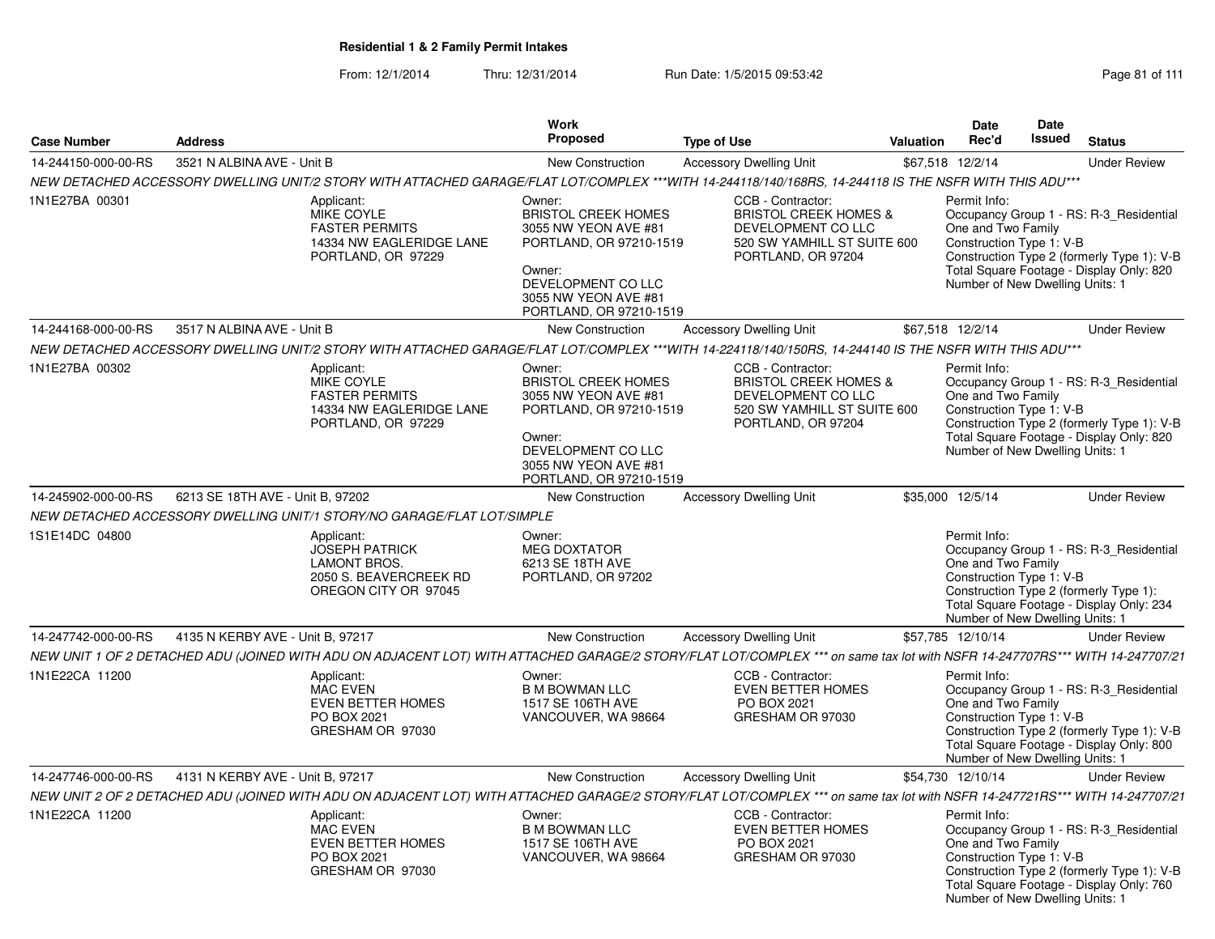**Residential 1 & 2 Family Permit Intakes**

From: 12/1/2014 Thru: 12/31/2014 Run Date: 1/5/2015 09:53:42

| Case Number | Address | Work Proposed | Type of Use | Valuation | Date Rec'd | Date Issued | Status |
|---|---|---|---|---|---|---|---|
| 14-244150-000-00-RS | 3521 N ALBINA AVE - Unit B | New Construction | Accessory Dwelling Unit | $67,518 | 12/2/14 | | Under Review |

*NEW DETACHED ACCESSORY DWELLING UNIT/2 STORY WITH ATTACHED GARAGE/FLAT LOT/COMPLEX \*\*\*WITH 14-244118/140/168RS, 14-244118 IS THE NSFR WITH THIS ADU\*\*\**

1N1E27BA 00301

Applicant: MIKE COYLE, FASTER PERMITS, 14334 NW EAGLERIDGE LANE, PORTLAND, OR 97229

Owner: BRISTOL CREEK HOMES, 3055 NW YEON AVE #81, PORTLAND, OR 97210-1519

Owner: DEVELOPMENT CO LLC, 3055 NW YEON AVE #81, PORTLAND, OR 97210-1519

CCB - Contractor: BRISTOL CREEK HOMES & DEVELOPMENT CO LLC, 520 SW YAMHILL ST SUITE 600, PORTLAND, OR 97204

Permit Info: Occupancy Group 1 - RS: R-3_Residential One and Two Family; Construction Type 1: V-B; Construction Type 2 (formerly Type 1): V-B; Total Square Footage - Display Only: 820; Number of New Dwelling Units: 1

| Case Number | Address | Work Proposed | Type of Use | Valuation | Date Rec'd | Date Issued | Status |
|---|---|---|---|---|---|---|---|
| 14-244168-000-00-RS | 3517 N ALBINA AVE - Unit B | New Construction | Accessory Dwelling Unit | $67,518 | 12/2/14 | | Under Review |

*NEW DETACHED ACCESSORY DWELLING UNIT/2 STORY WITH ATTACHED GARAGE/FLAT LOT/COMPLEX \*\*\*WITH 14-224118/140/150RS, 14-244140 IS THE NSFR WITH THIS ADU\*\*\**

1N1E27BA 00302

Applicant: MIKE COYLE, FASTER PERMITS, 14334 NW EAGLERIDGE LANE, PORTLAND, OR 97229

Owner: BRISTOL CREEK HOMES, 3055 NW YEON AVE #81, PORTLAND, OR 97210-1519

Owner: DEVELOPMENT CO LLC, 3055 NW YEON AVE #81, PORTLAND, OR 97210-1519

CCB - Contractor: BRISTOL CREEK HOMES & DEVELOPMENT CO LLC, 520 SW YAMHILL ST SUITE 600, PORTLAND, OR 97204

Permit Info: Occupancy Group 1 - RS: R-3_Residential One and Two Family; Construction Type 1: V-B; Construction Type 2 (formerly Type 1): V-B; Total Square Footage - Display Only: 820; Number of New Dwelling Units: 1

| Case Number | Address | Work Proposed | Type of Use | Valuation | Date Rec'd | Date Issued | Status |
|---|---|---|---|---|---|---|---|
| 14-245902-000-00-RS | 6213 SE 18TH AVE - Unit B, 97202 | New Construction | Accessory Dwelling Unit | $35,000 | 12/5/14 | | Under Review |

*NEW DETACHED ACCESSORY DWELLING UNIT/1 STORY/NO GARAGE/FLAT LOT/SIMPLE*

1S1E14DC 04800

Applicant: JOSEPH PATRICK, LAMONT BROS., 2050 S. BEAVERCREEK RD, OREGON CITY OR 97045

Owner: MEG DOXTATOR, 6213 SE 18TH AVE, PORTLAND, OR 97202

Permit Info: Occupancy Group 1 - RS: R-3_Residential One and Two Family; Construction Type 1: V-B; Construction Type 2 (formerly Type 1):; Total Square Footage - Display Only: 234; Number of New Dwelling Units: 1

| Case Number | Address | Work Proposed | Type of Use | Valuation | Date Rec'd | Date Issued | Status |
|---|---|---|---|---|---|---|---|
| 14-247742-000-00-RS | 4135 N KERBY AVE - Unit B, 97217 | New Construction | Accessory Dwelling Unit | $57,785 | 12/10/14 | | Under Review |

*NEW UNIT 1 OF 2 DETACHED ADU (JOINED WITH ADU ON ADJACENT LOT) WITH ATTACHED GARAGE/2 STORY/FLAT LOT/COMPLEX \*\*\* on same tax lot with NSFR 14-247707RS\*\*\* WITH 14-247707/21*

1N1E22CA 11200

Applicant: MAC EVEN, EVEN BETTER HOMES, PO BOX 2021, GRESHAM OR 97030

Owner: B M BOWMAN LLC, 1517 SE 106TH AVE, VANCOUVER, WA 98664

CCB - Contractor: EVEN BETTER HOMES, PO BOX 2021, GRESHAM OR 97030

Permit Info: Occupancy Group 1 - RS: R-3_Residential One and Two Family; Construction Type 1: V-B; Construction Type 2 (formerly Type 1): V-B; Total Square Footage - Display Only: 800; Number of New Dwelling Units: 1

| Case Number | Address | Work Proposed | Type of Use | Valuation | Date Rec'd | Date Issued | Status |
|---|---|---|---|---|---|---|---|
| 14-247746-000-00-RS | 4131 N KERBY AVE - Unit B, 97217 | New Construction | Accessory Dwelling Unit | $54,730 | 12/10/14 | | Under Review |

*NEW UNIT 2 OF 2 DETACHED ADU (JOINED WITH ADU ON ADJACENT LOT) WITH ATTACHED GARAGE/2 STORY/FLAT LOT/COMPLEX \*\*\* on same tax lot with NSFR 14-247721RS\*\*\* WITH 14-247707/21*

1N1E22CA 11200

Applicant: MAC EVEN, EVEN BETTER HOMES, PO BOX 2021, GRESHAM OR 97030

Owner: B M BOWMAN LLC, 1517 SE 106TH AVE, VANCOUVER, WA 98664

CCB - Contractor: EVEN BETTER HOMES, PO BOX 2021, GRESHAM OR 97030

Permit Info: Occupancy Group 1 - RS: R-3_Residential One and Two Family; Construction Type 1: V-B; Construction Type 2 (formerly Type 1): V-B; Total Square Footage - Display Only: 760; Number of New Dwelling Units: 1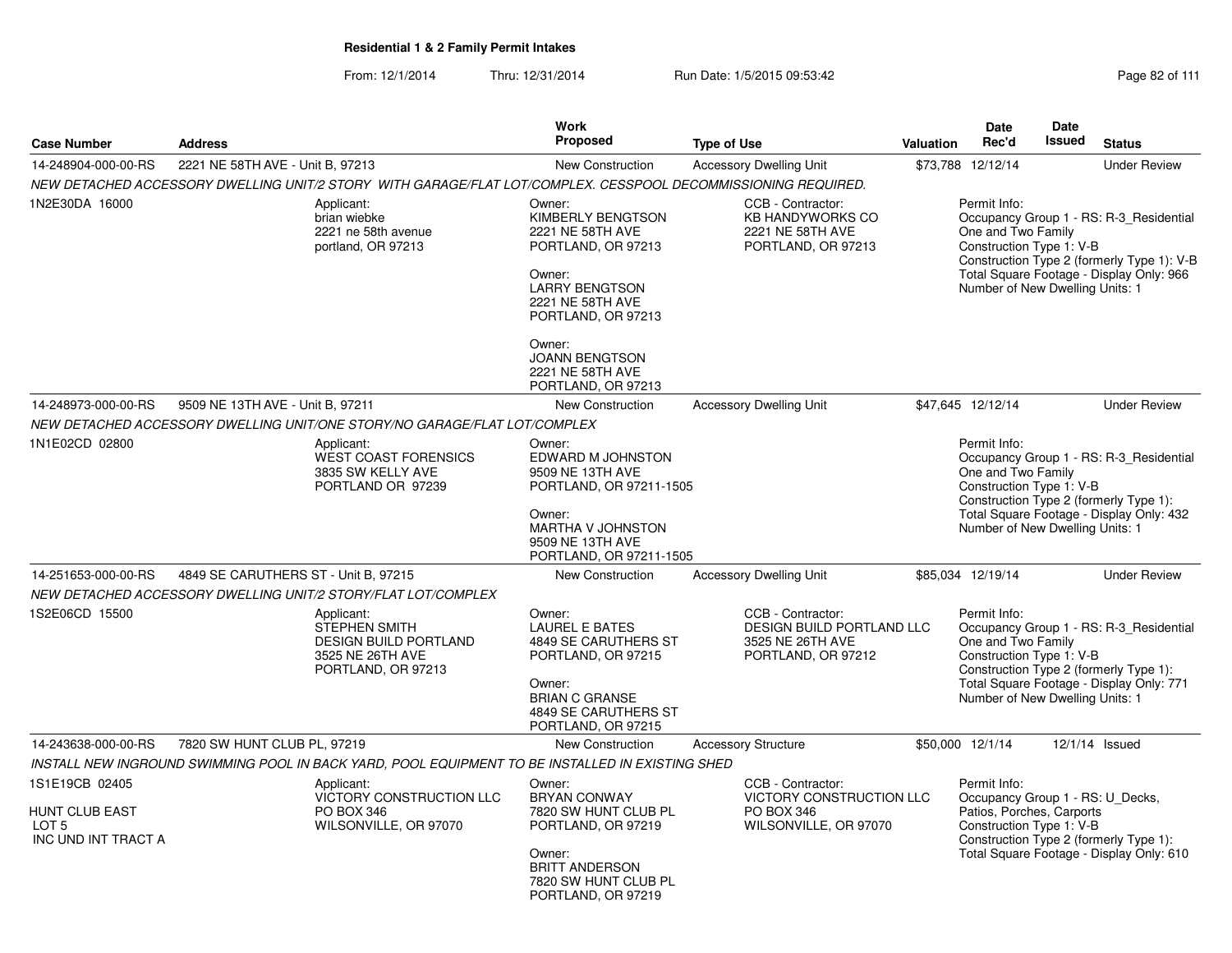**Residential 1 & 2 Family Permit Intakes**

From: 12/1/2014 Thru: 12/31/2014 Run Date: 1/5/2015 09:53:42

| Case Number | Address | Work Proposed | Type of Use | Valuation | Date Rec'd | Date Issued | Status |
|---|---|---|---|---|---|---|---|
| 14-248904-000-00-RS | 2221 NE 58TH AVE - Unit B, 97213 | New Construction | Accessory Dwelling Unit | $73,788 | 12/12/14 | | Under Review |

NEW DETACHED ACCESSORY DWELLING UNIT/2 STORY WITH GARAGE/FLAT LOT/COMPLEX. CESSPOOL DECOMMISSIONING REQUIRED.

1N2E30DA 16000

Applicant:
brian wiebke
2221 ne 58th avenue
portland, OR 97213

Owner:
KIMBERLY BENGTSON
2221 NE 58TH AVE
PORTLAND, OR 97213

Owner:
LARRY BENGTSON
2221 NE 58TH AVE
PORTLAND, OR 97213

Owner:
JOANN BENGTSON
2221 NE 58TH AVE
PORTLAND, OR 97213

CCB - Contractor:
KB HANDYWORKS CO
2221 NE 58TH AVE
PORTLAND, OR 97213

Permit Info:
Occupancy Group 1 - RS: R-3_Residential One and Two Family
Construction Type 1: V-B
Construction Type 2 (formerly Type 1): V-B
Total Square Footage - Display Only: 966
Number of New Dwelling Units: 1

| Case Number | Address | Work Proposed | Type of Use | Valuation | Date Rec'd | Date Issued | Status |
|---|---|---|---|---|---|---|---|
| 14-248973-000-00-RS | 9509 NE 13TH AVE - Unit B, 97211 | New Construction | Accessory Dwelling Unit | $47,645 | 12/12/14 | | Under Review |

NEW DETACHED ACCESSORY DWELLING UNIT/ONE STORY/NO GARAGE/FLAT LOT/COMPLEX

1N1E02CD 02800

Applicant:
WEST COAST FORENSICS
3835 SW KELLY AVE
PORTLAND OR 97239

Owner:
EDWARD M JOHNSTON
9509 NE 13TH AVE
PORTLAND, OR 97211-1505

Owner:
MARTHA V JOHNSTON
9509 NE 13TH AVE
PORTLAND, OR 97211-1505

Permit Info:
Occupancy Group 1 - RS: R-3_Residential One and Two Family
Construction Type 1: V-B
Construction Type 2 (formerly Type 1):
Total Square Footage - Display Only: 432
Number of New Dwelling Units: 1

| Case Number | Address | Work Proposed | Type of Use | Valuation | Date Rec'd | Date Issued | Status |
|---|---|---|---|---|---|---|---|
| 14-251653-000-00-RS | 4849 SE CARUTHERS ST - Unit B, 97215 | New Construction | Accessory Dwelling Unit | $85,034 | 12/19/14 | | Under Review |

NEW DETACHED ACCESSORY DWELLING UNIT/2 STORY/FLAT LOT/COMPLEX

1S2E06CD 15500

Applicant:
STEPHEN SMITH
DESIGN BUILD PORTLAND
3525 NE 26TH AVE
PORTLAND, OR 97213

Owner:
LAUREL E BATES
4849 SE CARUTHERS ST
PORTLAND, OR 97215

Owner:
BRIAN C GRANSE
4849 SE CARUTHERS ST
PORTLAND, OR 97215

CCB - Contractor:
DESIGN BUILD PORTLAND LLC
3525 NE 26TH AVE
PORTLAND, OR 97212

Permit Info:
Occupancy Group 1 - RS: R-3_Residential One and Two Family
Construction Type 1: V-B
Construction Type 2 (formerly Type 1):
Total Square Footage - Display Only: 771
Number of New Dwelling Units: 1

| Case Number | Address | Work Proposed | Type of Use | Valuation | Date Rec'd | Date Issued | Status |
|---|---|---|---|---|---|---|---|
| 14-243638-000-00-RS | 7820 SW HUNT CLUB PL, 97219 | New Construction | Accessory Structure | $50,000 | 12/1/14 | 12/1/14 | Issued |

INSTALL NEW INGROUND SWIMMING POOL IN BACK YARD, POOL EQUIPMENT TO BE INSTALLED IN EXISTING SHED

1S1E19CB 02405

HUNT CLUB EAST
LOT 5
INC UND INT TRACT A

Applicant:
VICTORY CONSTRUCTION LLC
PO BOX 346
WILSONVILLE, OR 97070

Owner:
BRYAN CONWAY
7820 SW HUNT CLUB PL
PORTLAND, OR 97219

Owner:
BRITT ANDERSON
7820 SW HUNT CLUB PL
PORTLAND, OR 97219

CCB - Contractor:
VICTORY CONSTRUCTION LLC
PO BOX 346
WILSONVILLE, OR 97070

Permit Info:
Occupancy Group 1 - RS: U_Decks, Patios, Porches, Carports
Construction Type 1: V-B
Construction Type 2 (formerly Type 1):
Total Square Footage - Display Only: 610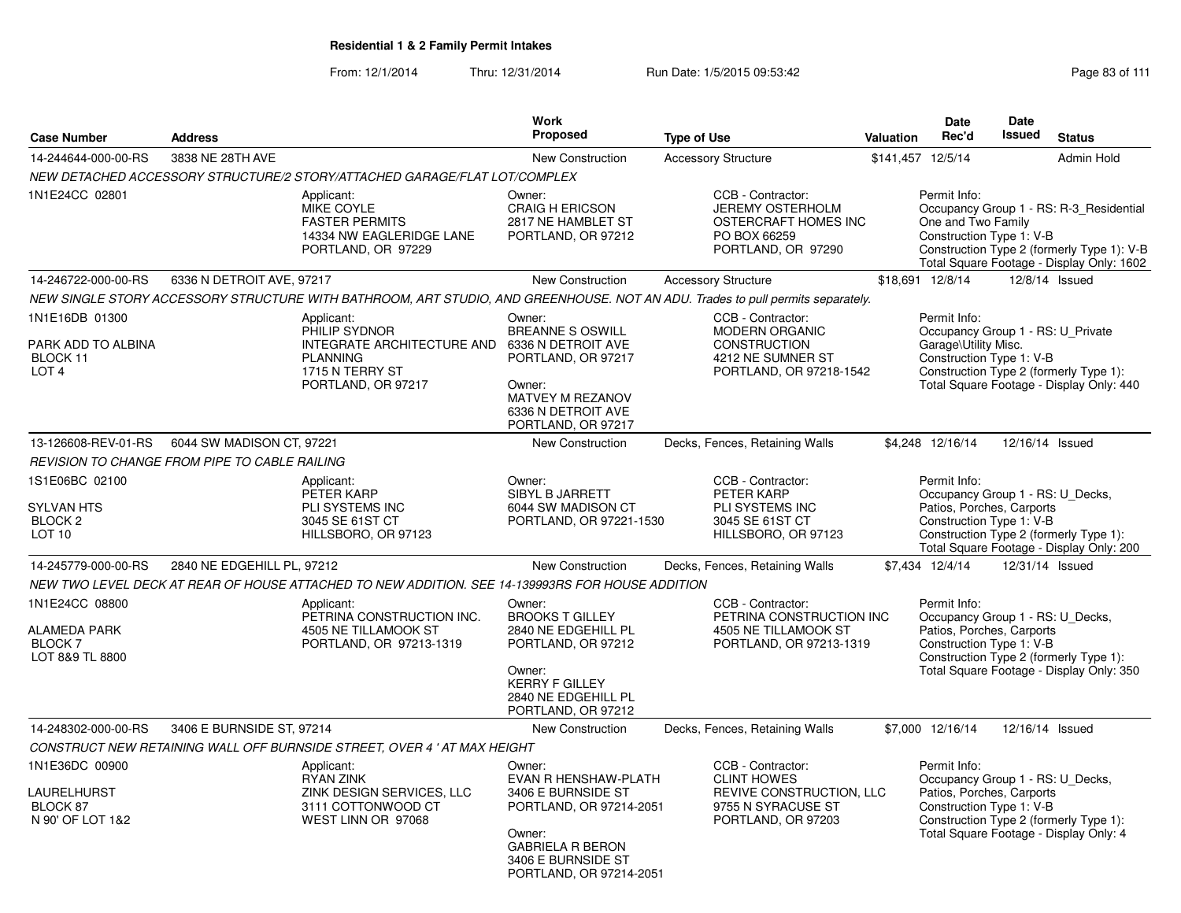**Residential 1 & 2 Family Permit Intakes**

From: 12/1/2014 Thru: 12/31/2014 Run Date: 1/5/2015 09:53:42

| Case Number | Address | Work Proposed | Type of Use | Valuation | Date Rec'd | Date Issued | Status |
|---|---|---|---|---|---|---|---|
| 14-244644-000-00-RS | 3838 NE 28TH AVE | New Construction | Accessory Structure | $141,457 | 12/5/14 | | Admin Hold |
| NEW DETACHED ACCESSORY STRUCTURE/2 STORY/ATTACHED GARAGE/FLAT LOT/COMPLEX | | | | | | | |
| 1N1E24CC 02801 | Applicant: MIKE COYLE FASTER PERMITS 14334 NW EAGLERIDGE LANE PORTLAND, OR 97229 | Owner: CRAIG H ERICSON 2817 NE HAMBLET ST PORTLAND, OR 97212 | CCB - Contractor: JEREMY OSTERHOLM OSTERCRAFT HOMES INC PO BOX 66259 PORTLAND, OR 97290 | | Permit Info: Occupancy Group 1 - RS: R-3_Residential One and Two Family Construction Type 1: V-B Construction Type 2 (formerly Type 1): V-B Total Square Footage - Display Only: 1602 | | |
| 14-246722-000-00-RS | 6336 N DETROIT AVE, 97217 | New Construction | Accessory Structure | $18,691 | 12/8/14 | 12/8/14 | Issued |
| NEW SINGLE STORY ACCESSORY STRUCTURE WITH BATHROOM, ART STUDIO, AND GREENHOUSE. NOT AN ADU. Trades to pull permits separately. | | | | | | | |
| 1N1E16DB 01300 PARK ADD TO ALBINA BLOCK 11 LOT 4 | Applicant: PHILIP SYDNOR INTEGRATE ARCHITECTURE AND PLANNING 1715 N TERRY ST PORTLAND, OR 97217 | Owner: BREANNE S OSWILL 6336 N DETROIT AVE PORTLAND, OR 97217 Owner: MATVEY M REZANOV 6336 N DETROIT AVE PORTLAND, OR 97217 | CCB - Contractor: MODERN ORGANIC CONSTRUCTION 4212 NE SUMNER ST PORTLAND, OR 97218-1542 | | Permit Info: Occupancy Group 1 - RS: U_Private Garage\Utility Misc. Construction Type 1: V-B Construction Type 2 (formerly Type 1): Total Square Footage - Display Only: 440 | | |
| 13-126608-REV-01-RS | 6044 SW MADISON CT, 97221 | New Construction | Decks, Fences, Retaining Walls | $4,248 | 12/16/14 | 12/16/14 | Issued |
| REVISION TO CHANGE FROM PIPE TO CABLE RAILING | | | | | | | |
| 1S1E06BC 02100 SYLVAN HTS BLOCK 2 LOT 10 | Applicant: PETER KARP PLI SYSTEMS INC 3045 SE 61ST CT HILLSBORO, OR 97123 | Owner: SIBYL B JARRETT 6044 SW MADISON CT PORTLAND, OR 97221-1530 | CCB - Contractor: PETER KARP PLI SYSTEMS INC 3045 SE 61ST CT HILLSBORO, OR 97123 | | Permit Info: Occupancy Group 1 - RS: U_Decks, Patios, Porches, Carports Construction Type 1: V-B Construction Type 2 (formerly Type 1): Total Square Footage - Display Only: 200 | | |
| 14-245779-000-00-RS | 2840 NE EDGEHILL PL, 97212 | New Construction | Decks, Fences, Retaining Walls | $7,434 | 12/4/14 | 12/31/14 | Issued |
| NEW TWO LEVEL DECK AT REAR OF HOUSE ATTACHED TO NEW ADDITION. SEE 14-139993RS FOR HOUSE ADDITION | | | | | | | |
| 1N1E24CC 08800 ALAMEDA PARK BLOCK 7 LOT 8&9 TL 8800 | Applicant: PETRINA CONSTRUCTION INC. 4505 NE TILLAMOOK ST PORTLAND, OR 97213-1319 | Owner: BROOKS T GILLEY 2840 NE EDGEHILL PL PORTLAND, OR 97212 Owner: KERRY F GILLEY 2840 NE EDGEHILL PL PORTLAND, OR 97212 | CCB - Contractor: PETRINA CONSTRUCTION INC 4505 NE TILLAMOOK ST PORTLAND, OR 97213-1319 | | Permit Info: Occupancy Group 1 - RS: U_Decks, Patios, Porches, Carports Construction Type 1: V-B Construction Type 2 (formerly Type 1): Total Square Footage - Display Only: 350 | | |
| 14-248302-000-00-RS | 3406 E BURNSIDE ST, 97214 | New Construction | Decks, Fences, Retaining Walls | $7,000 | 12/16/14 | 12/16/14 | Issued |
| CONSTRUCT NEW RETAINING WALL OFF BURNSIDE STREET, OVER 4 ' AT MAX HEIGHT | | | | | | | |
| 1N1E36DC 00900 LAURELHURST BLOCK 87 N 90' OF LOT 1&2 | Applicant: RYAN ZINK ZINK DESIGN SERVICES, LLC 3111 COTTONWOOD CT WEST LINN OR 97068 | Owner: EVAN R HENSHAW-PLATH 3406 E BURNSIDE ST PORTLAND, OR 97214-2051 Owner: GABRIELA R BERON 3406 E BURNSIDE ST PORTLAND, OR 97214-2051 | CCB - Contractor: CLINT HOWES REVIVE CONSTRUCTION, LLC 9755 N SYRACUSE ST PORTLAND, OR 97203 | | Permit Info: Occupancy Group 1 - RS: U_Decks, Patios, Porches, Carports Construction Type 1: V-B Construction Type 2 (formerly Type 1): Total Square Footage - Display Only: 4 | | |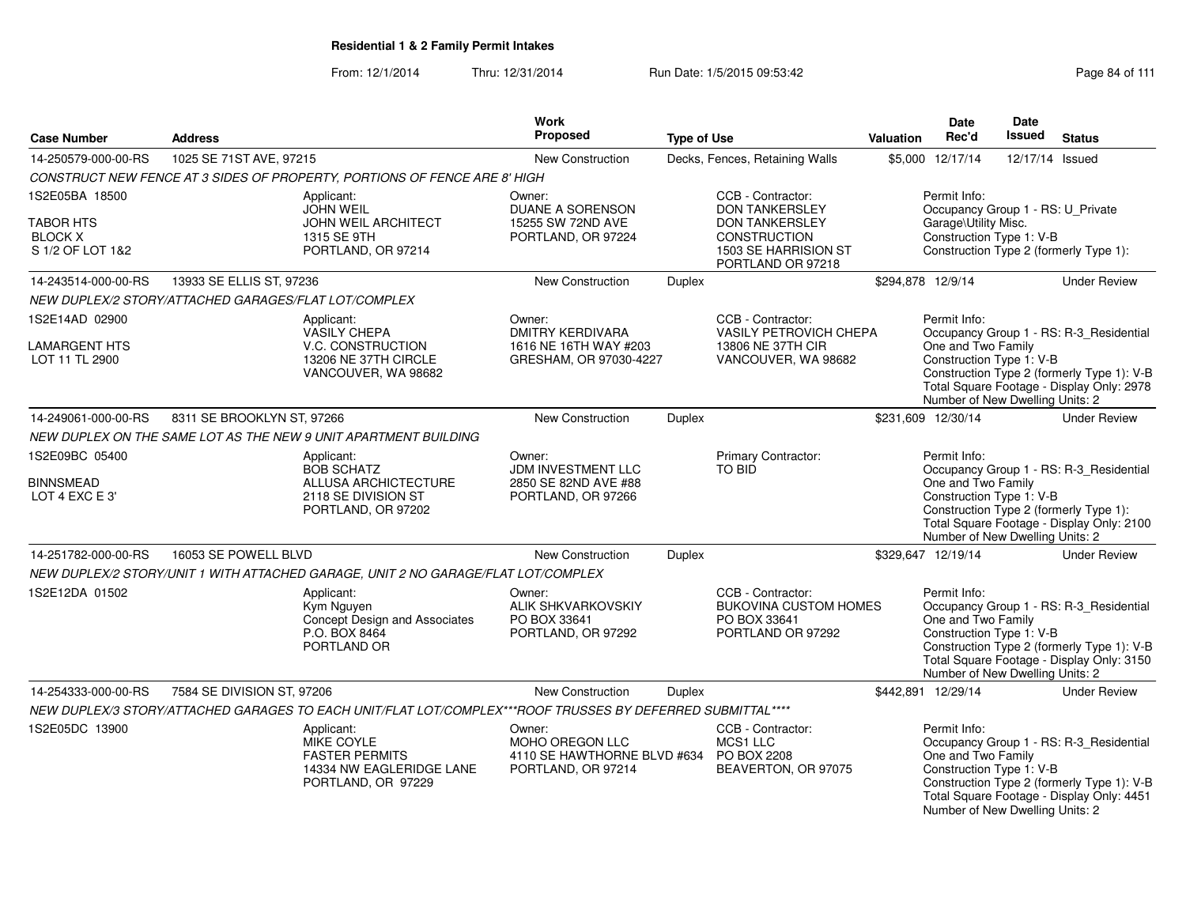**Residential 1 & 2 Family Permit Intakes**

From: 12/1/2014 Thru: 12/31/2014 Run Date: 1/5/2015 09:53:42

| Case Number | Address | Work Proposed | Type of Use | Valuation | Date Rec'd | Date Issued | Status |
|---|---|---|---|---|---|---|---|
| 14-250579-000-00-RS | 1025 SE 71ST AVE, 97215 | New Construction | Decks, Fences, Retaining Walls | $5,000 | 12/17/14 | 12/17/14 | Issued |

CONSTRUCT NEW FENCE AT 3 SIDES OF PROPERTY, PORTIONS OF FENCE ARE 8' HIGH

1S2E05BA 18500
TABOR HTS
BLOCK X
S 1/2 OF LOT 1&2

Applicant: JOHN WEIL, JOHN WEIL ARCHITECT, 1315 SE 9TH, PORTLAND, OR 97214

Owner: DUANE A SORENSON, 15255 SW 72ND AVE, PORTLAND, OR 97224

CCB - Contractor: DON TANKERSLEY, DON TANKERSLEY CONSTRUCTION, 1503 SE HARRISION ST, PORTLAND OR 97218

Permit Info: Occupancy Group 1 - RS: U_Private Garage\Utility Misc.; Construction Type 1: V-B; Construction Type 2 (formerly Type 1):

| Case Number | Address | Work Proposed | Type of Use | Valuation | Date Rec'd | Date Issued | Status |
|---|---|---|---|---|---|---|---|
| 14-243514-000-00-RS | 13933 SE ELLIS ST, 97236 | New Construction | Duplex | $294,878 | 12/9/14 | | Under Review |

NEW DUPLEX/2 STORY/ATTACHED GARAGES/FLAT LOT/COMPLEX

1S2E14AD 02900
LAMARGENT HTS
LOT 11 TL 2900

Applicant: VASILY CHEPA, V.C. CONSTRUCTION, 13206 NE 37TH CIRCLE, VANCOUVER, WA 98682

Owner: DMITRY KERDIVARA, 1616 NE 16TH WAY #203, GRESHAM, OR 97030-4227

CCB - Contractor: VASILY PETROVICH CHEPA, 13806 NE 37TH CIR, VANCOUVER, WA 98682

Permit Info: Occupancy Group 1 - RS: R-3_Residential One and Two Family; Construction Type 1: V-B; Construction Type 2 (formerly Type 1): V-B; Total Square Footage - Display Only: 2978; Number of New Dwelling Units: 2

| Case Number | Address | Work Proposed | Type of Use | Valuation | Date Rec'd | Date Issued | Status |
|---|---|---|---|---|---|---|---|
| 14-249061-000-00-RS | 8311 SE BROOKLYN ST, 97266 | New Construction | Duplex | $231,609 | 12/30/14 | | Under Review |

NEW DUPLEX ON THE SAME LOT AS THE NEW 9 UNIT APARTMENT BUILDING

1S2E09BC 05400
BINNSMEAD
LOT 4 EXC E 3'

Applicant: BOB SCHATZ, ALLUSA ARCHICTECTURE, 2118 SE DIVISION ST, PORTLAND, OR 97202

Owner: JDM INVESTMENT LLC, 2850 SE 82ND AVE #88, PORTLAND, OR 97266

Primary Contractor: TO BID

Permit Info: Occupancy Group 1 - RS: R-3_Residential One and Two Family; Construction Type 1: V-B; Construction Type 2 (formerly Type 1):; Total Square Footage - Display Only: 2100; Number of New Dwelling Units: 2

| Case Number | Address | Work Proposed | Type of Use | Valuation | Date Rec'd | Date Issued | Status |
|---|---|---|---|---|---|---|---|
| 14-251782-000-00-RS | 16053 SE POWELL BLVD | New Construction | Duplex | $329,647 | 12/19/14 | | Under Review |

NEW DUPLEX/2 STORY/UNIT 1 WITH ATTACHED GARAGE, UNIT 2 NO GARAGE/FLAT LOT/COMPLEX

1S2E12DA 01502

Applicant: Kym Nguyen, Concept Design and Associates, P.O. BOX 8464, PORTLAND OR

Owner: ALIK SHKVARKOVSKIY, PO BOX 33641, PORTLAND, OR 97292

CCB - Contractor: BUKOVINA CUSTOM HOMES, PO BOX 33641, PORTLAND OR 97292

Permit Info: Occupancy Group 1 - RS: R-3_Residential One and Two Family; Construction Type 1: V-B; Construction Type 2 (formerly Type 1): V-B; Total Square Footage - Display Only: 3150; Number of New Dwelling Units: 2

| Case Number | Address | Work Proposed | Type of Use | Valuation | Date Rec'd | Date Issued | Status |
|---|---|---|---|---|---|---|---|
| 14-254333-000-00-RS | 7584 SE DIVISION ST, 97206 | New Construction | Duplex | $442,891 | 12/29/14 | | Under Review |

NEW DUPLEX/3 STORY/ATTACHED GARAGES TO EACH UNIT/FLAT LOT/COMPLEX***ROOF TRUSSES BY DEFERRED SUBMITTAL****

1S2E05DC 13900

Applicant: MIKE COYLE, FASTER PERMITS, 14334 NW EAGLERIDGE LANE, PORTLAND, OR 97229

Owner: MOHO OREGON LLC, 4110 SE HAWTHORNE BLVD #634, PORTLAND, OR 97214

CCB - Contractor: MCS1 LLC, PO BOX 2208, BEAVERTON, OR 97075

Permit Info: Occupancy Group 1 - RS: R-3_Residential One and Two Family; Construction Type 1: V-B; Construction Type 2 (formerly Type 1): V-B; Total Square Footage - Display Only: 4451; Number of New Dwelling Units: 2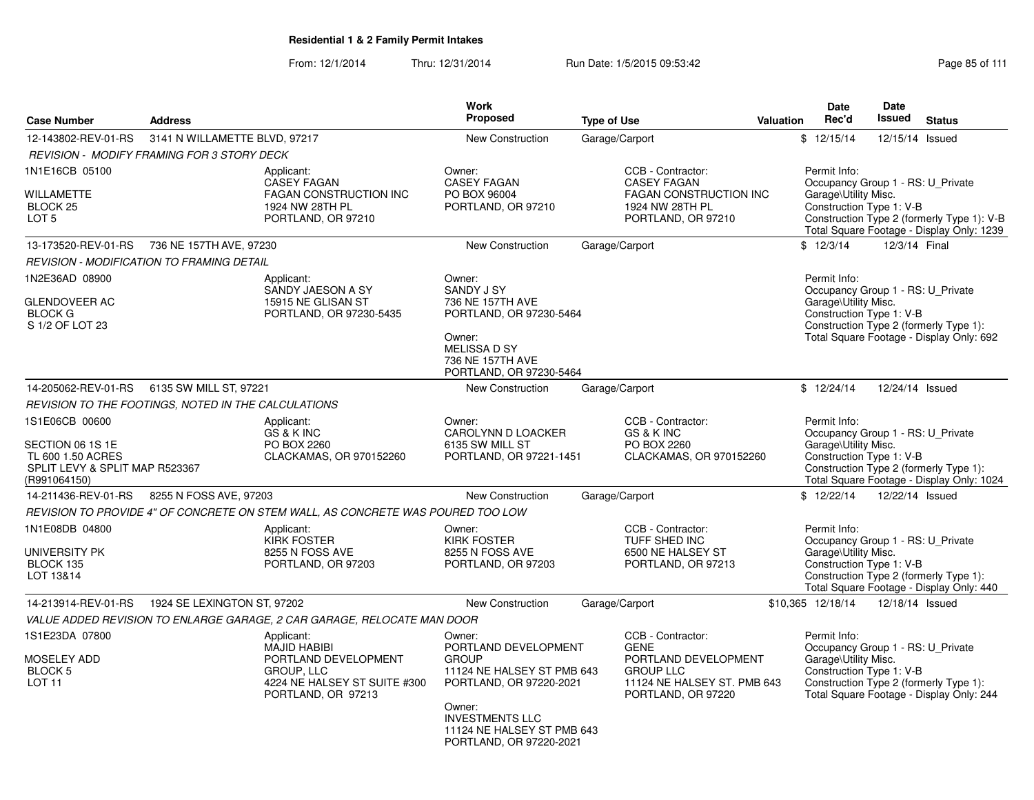**Residential 1 & 2 Family Permit Intakes**

From: 12/1/2014 Thru: 12/31/2014 Run Date: 1/5/2015 09:53:42

| Case Number | Address | Work Proposed | Type of Use | Valuation | Date Rec'd | Date Issued | Status |
|---|---|---|---|---|---|---|---|
| 12-143802-REV-01-RS | 3141 N WILLAMETTE BLVD, 97217 | New Construction | Garage/Carport | $ | 12/15/14 | 12/15/14 | Issued |

*REVISION - MODIFY FRAMING FOR 3 STORY DECK*

1N1E16CB 05100
WILLAMETTE
BLOCK 25
LOT 5

Applicant: CASEY FAGAN, FAGAN CONSTRUCTION INC, 1924 NW 28TH PL, PORTLAND, OR 97210

Owner: CASEY FAGAN, PO BOX 96004, PORTLAND, OR 97210

CCB - Contractor: CASEY FAGAN, FAGAN CONSTRUCTION INC, 1924 NW 28TH PL, PORTLAND, OR 97210

Permit Info:
Occupancy Group 1 - RS: U_Private Garage\Utility Misc.
Construction Type 1: V-B
Construction Type 2 (formerly Type 1): V-B
Total Square Footage - Display Only: 1239

| Case Number | Address | Work Proposed | Type of Use | Valuation | Date Rec'd | Date Issued | Status |
|---|---|---|---|---|---|---|---|
| 13-173520-REV-01-RS | 736 NE 157TH AVE, 97230 | New Construction | Garage/Carport | $ | 12/3/14 | 12/3/14 | Final |

*REVISION - MODIFICATION TO FRAMING DETAIL*

1N2E36AD 08900
GLENDOVEER AC
BLOCK G
S 1/2 OF LOT 23

Applicant: SANDY JAESON A SY, 15915 NE GLISAN ST, PORTLAND, OR 97230-5435

Owner: SANDY J SY, 736 NE 157TH AVE, PORTLAND, OR 97230-5464

Owner: MELISSA D SY, 736 NE 157TH AVE, PORTLAND, OR 97230-5464

Permit Info:
Occupancy Group 1 - RS: U_Private Garage\Utility Misc.
Construction Type 1: V-B
Construction Type 2 (formerly Type 1):
Total Square Footage - Display Only: 692

| Case Number | Address | Work Proposed | Type of Use | Valuation | Date Rec'd | Date Issued | Status |
|---|---|---|---|---|---|---|---|
| 14-205062-REV-01-RS | 6135 SW MILL ST, 97221 | New Construction | Garage/Carport | $ | 12/24/14 | 12/24/14 | Issued |

*REVISION TO THE FOOTINGS, NOTED IN THE CALCULATIONS*

1S1E06CB 00600
SECTION 06 1S 1E
TL 600 1.50 ACRES
SPLIT LEVY & SPLIT MAP R523367 (R991064150)

Applicant: GS & K INC, PO BOX 2260, CLACKAMAS, OR 970152260

Owner: CAROLYNN D LOACKER, 6135 SW MILL ST, PORTLAND, OR 97221-1451

CCB - Contractor: GS & K INC, PO BOX 2260, CLACKAMAS, OR 970152260

Permit Info:
Occupancy Group 1 - RS: U_Private Garage\Utility Misc.
Construction Type 1: V-B
Construction Type 2 (formerly Type 1):
Total Square Footage - Display Only: 1024

| Case Number | Address | Work Proposed | Type of Use | Valuation | Date Rec'd | Date Issued | Status |
|---|---|---|---|---|---|---|---|
| 14-211436-REV-01-RS | 8255 N FOSS AVE, 97203 | New Construction | Garage/Carport | $ | 12/22/14 | 12/22/14 | Issued |

*REVISION TO PROVIDE 4" OF CONCRETE ON STEM WALL, AS CONCRETE WAS POURED TOO LOW*

1N1E08DB 04800
UNIVERSITY PK
BLOCK 135
LOT 13&14

Applicant: KIRK FOSTER, 8255 N FOSS AVE, PORTLAND, OR 97203

Owner: KIRK FOSTER, 8255 N FOSS AVE, PORTLAND, OR 97203

CCB - Contractor: TUFF SHED INC, 6500 NE HALSEY ST, PORTLAND, OR 97213

Permit Info:
Occupancy Group 1 - RS: U_Private Garage\Utility Misc.
Construction Type 1: V-B
Construction Type 2 (formerly Type 1):
Total Square Footage - Display Only: 440

| Case Number | Address | Work Proposed | Type of Use | Valuation | Date Rec'd | Date Issued | Status |
|---|---|---|---|---|---|---|---|
| 14-213914-REV-01-RS | 1924 SE LEXINGTON ST, 97202 | New Construction | Garage/Carport | $10,365 | 12/18/14 | 12/18/14 | Issued |

*VALUE ADDED REVISION TO ENLARGE GARAGE, 2 CAR GARAGE, RELOCATE MAN DOOR*

1S1E23DA 07800
MOSELEY ADD
BLOCK 5
LOT 11

Applicant: MAJID HABIBI, PORTLAND DEVELOPMENT GROUP, LLC, 4224 NE HALSEY ST SUITE #300, PORTLAND, OR 97213

Owner: PORTLAND DEVELOPMENT GROUP, 11124 NE HALSEY ST PMB 643, PORTLAND, OR 97220-2021

Owner: INVESTMENTS LLC, 11124 NE HALSEY ST PMB 643, PORTLAND, OR 97220-2021

CCB - Contractor: GENE, PORTLAND DEVELOPMENT GROUP LLC, 11124 NE HALSEY ST. PMB 643, PORTLAND, OR 97220

Permit Info:
Occupancy Group 1 - RS: U_Private Garage\Utility Misc.
Construction Type 1: V-B
Construction Type 2 (formerly Type 1):
Total Square Footage - Display Only: 244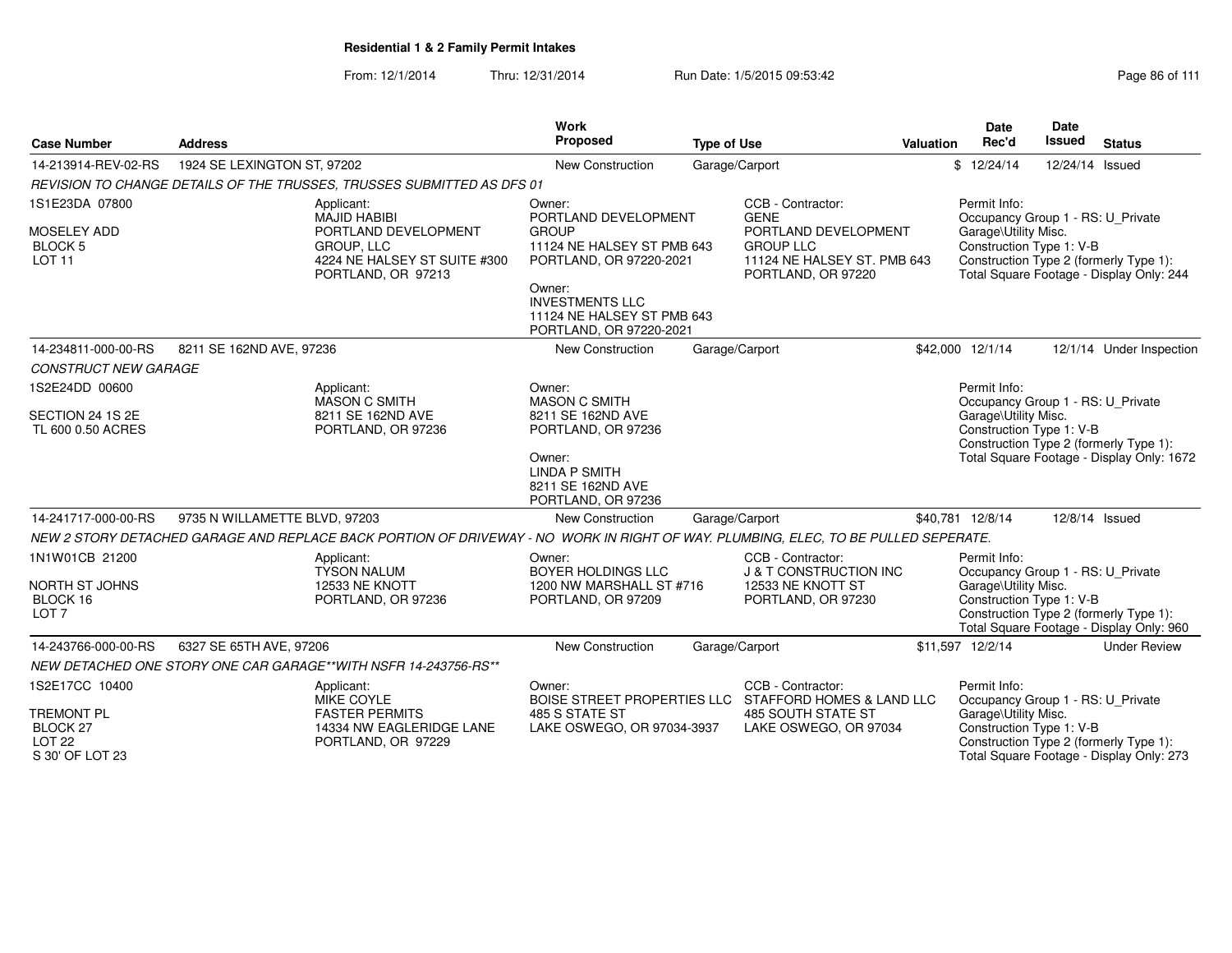**Residential 1 & 2 Family Permit Intakes**

From: 12/1/2014 Thru: 12/31/2014 Run Date: 1/5/2015 09:53:42

| Case Number | Address | Work Proposed | Type of Use | Valuation | Date Rec'd | Date Issued | Status |
|---|---|---|---|---|---|---|---|
| 14-213914-REV-02-RS | 1924 SE LEXINGTON ST, 97202 | New Construction | Garage/Carport | $ | 12/24/14 | 12/24/14 | Issued |
| REVISION TO CHANGE DETAILS OF THE TRUSSES, TRUSSES SUBMITTED AS DFS 01 | | | | | | | |
| 1S1E23DA 07800<br>MOSELEY ADD<br>BLOCK 5<br>LOT 11 | Applicant:<br>MAJID HABIBI<br>PORTLAND DEVELOPMENT GROUP, LLC<br>4224 NE HALSEY ST SUITE #300<br>PORTLAND, OR 97213 | Owner:<br>PORTLAND DEVELOPMENT GROUP<br>11124 NE HALSEY ST PMB 643<br>PORTLAND, OR 97220-2021<br>Owner:<br>INVESTMENTS LLC<br>11124 NE HALSEY ST PMB 643<br>PORTLAND, OR 97220-2021 | CCB - Contractor:<br>GENE<br>PORTLAND DEVELOPMENT GROUP LLC<br>11124 NE HALSEY ST. PMB 643<br>PORTLAND, OR 97220 | | Permit Info:<br>Occupancy Group 1 - RS: U_Private Garage\Utility Misc.<br>Construction Type 1: V-B<br>Construction Type 2 (formerly Type 1):<br>Total Square Footage - Display Only: 244 | | |
| 14-234811-000-00-RS | 8211 SE 162ND AVE, 97236 | New Construction | Garage/Carport | $42,000 | 12/1/14 | 12/1/14 | Under Inspection |
| CONSTRUCT NEW GARAGE | | | | | | | |
| 1S2E24DD 00600<br>SECTION 24 1S 2E<br>TL 600 0.50 ACRES | Applicant:<br>MASON C SMITH<br>8211 SE 162ND AVE<br>PORTLAND, OR 97236 | Owner:<br>MASON C SMITH<br>8211 SE 162ND AVE<br>PORTLAND, OR 97236<br>Owner:<br>LINDA P SMITH<br>8211 SE 162ND AVE<br>PORTLAND, OR 97236 | | | Permit Info:<br>Occupancy Group 1 - RS: U_Private Garage\Utility Misc.<br>Construction Type 1: V-B<br>Construction Type 2 (formerly Type 1):<br>Total Square Footage - Display Only: 1672 | | |
| 14-241717-000-00-RS | 9735 N WILLAMETTE BLVD, 97203 | New Construction | Garage/Carport | $40,781 | 12/8/14 | 12/8/14 | Issued |
| NEW 2 STORY DETACHED GARAGE AND REPLACE BACK PORTION OF DRIVEWAY - NO WORK IN RIGHT OF WAY. PLUMBING, ELEC, TO BE PULLED SEPERATE. | | | | | | | |
| 1N1W01CB 21200<br>NORTH ST JOHNS<br>BLOCK 16<br>LOT 7 | Applicant:<br>TYSON NALUM<br>12533 NE KNOTT<br>PORTLAND, OR 97236 | Owner:<br>BOYER HOLDINGS LLC<br>1200 NW MARSHALL ST #716<br>PORTLAND, OR 97209 | CCB - Contractor:<br>J & T CONSTRUCTION INC<br>12533 NE KNOTT ST<br>PORTLAND, OR 97230 | | Permit Info:<br>Occupancy Group 1 - RS: U_Private Garage\Utility Misc.<br>Construction Type 1: V-B<br>Construction Type 2 (formerly Type 1):<br>Total Square Footage - Display Only: 960 | | |
| 14-243766-000-00-RS | 6327 SE 65TH AVE, 97206 | New Construction | Garage/Carport | $11,597 | 12/2/14 | | Under Review |
| NEW DETACHED ONE STORY ONE CAR GARAGE**WITH NSFR 14-243756-RS** | | | | | | | |
| 1S2E17CC 10400<br>TREMONT PL<br>BLOCK 27<br>LOT 22<br>S 30' OF LOT 23 | Applicant:<br>MIKE COYLE<br>FASTER PERMITS<br>14334 NW EAGLERIDGE LANE<br>PORTLAND, OR 97229 | Owner:<br>BOISE STREET PROPERTIES LLC<br>485 S STATE ST<br>LAKE OSWEGO, OR 97034-3937 | CCB - Contractor:<br>STAFFORD HOMES & LAND LLC<br>485 SOUTH STATE ST<br>LAKE OSWEGO, OR 97034 | | Permit Info:<br>Occupancy Group 1 - RS: U_Private Garage\Utility Misc.<br>Construction Type 1: V-B<br>Construction Type 2 (formerly Type 1):<br>Total Square Footage - Display Only: 273 | | |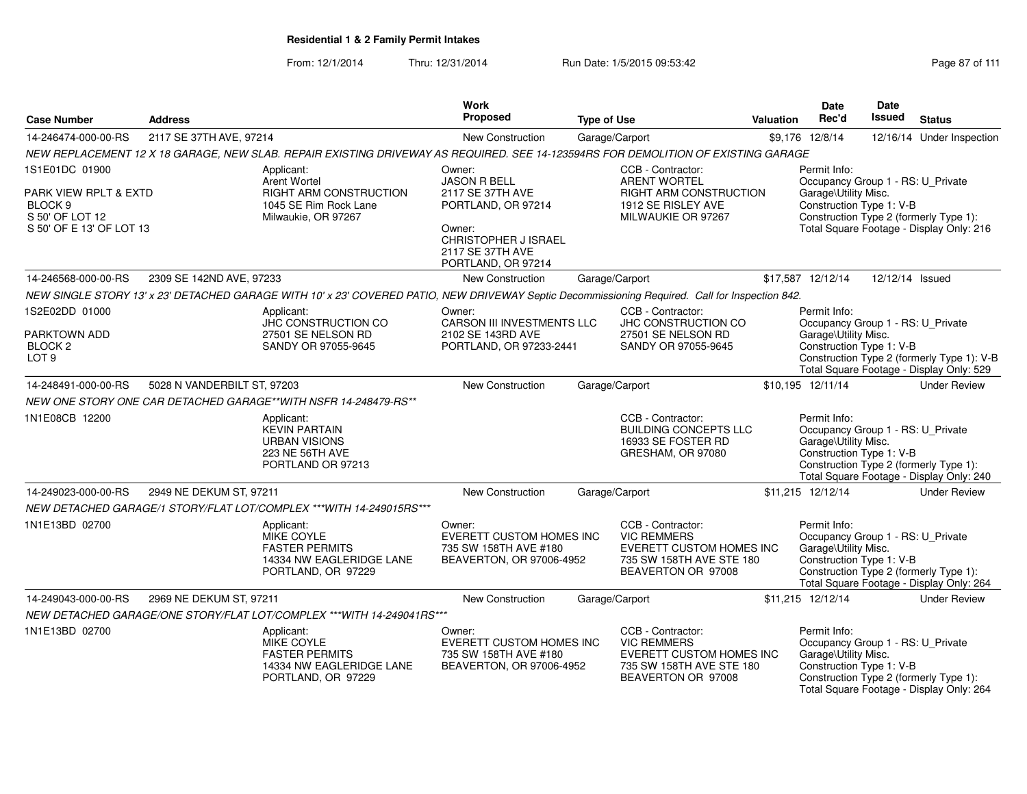**Residential 1 & 2 Family Permit Intakes**

From: 12/1/2014 Thru: 12/31/2014 Run Date: 1/5/2015 09:53:42

| Case Number | Address | Work Proposed | Type of Use | Valuation | Date Rec'd | Date Issued | Status |
|---|---|---|---|---|---|---|---|
| 14-246474-000-00-RS | 2117 SE 37TH AVE, 97214 | New Construction | Garage/Carport | $9,176 | 12/8/14 | 12/16/14 | Under Inspection |

*NEW REPLACEMENT 12 X 18 GARAGE, NEW SLAB. REPAIR EXISTING DRIVEWAY AS REQUIRED. SEE 14-123594RS FOR DEMOLITION OF EXISTING GARAGE*

1S1E01DC 01900

PARK VIEW RPLT & EXTD
BLOCK 9
S 50' OF LOT 12
S 50' OF E 13' OF LOT 13

Applicant:
Arent Wortel
RIGHT ARM CONSTRUCTION
1045 SE Rim Rock Lane
Milwaukie, OR 97267

Owner:
JASON R BELL
2117 SE 37TH AVE
PORTLAND, OR 97214

Owner:
CHRISTOPHER J ISRAEL
2117 SE 37TH AVE
PORTLAND, OR 97214

CCB - Contractor:
ARENT WORTEL
RIGHT ARM CONSTRUCTION
1912 SE RISLEY AVE
MILWAUKIE OR 97267

Permit Info:
Occupancy Group 1 - RS: U_Private Garage\Utility Misc.
Construction Type 1: V-B
Construction Type 2 (formerly Type 1):
Total Square Footage - Display Only: 216

| Case Number | Address | Work Proposed | Type of Use | Valuation | Date Rec'd | Date Issued | Status |
|---|---|---|---|---|---|---|---|
| 14-246568-000-00-RS | 2309 SE 142ND AVE, 97233 | New Construction | Garage/Carport | $17,587 | 12/12/14 | 12/12/14 | Issued |

*NEW SINGLE STORY 13' x 23' DETACHED GARAGE WITH 10' x 23' COVERED PATIO, NEW DRIVEWAY Septic Decommissioning Required. Call for Inspection 842.*

1S2E02DD 01000

PARKTOWN ADD
BLOCK 2
LOT 9

Applicant:
JHC CONSTRUCTION CO
27501 SE NELSON RD
SANDY OR 97055-9645

Owner:
CARSON III INVESTMENTS LLC
2102 SE 143RD AVE
PORTLAND, OR 97233-2441

CCB - Contractor:
JHC CONSTRUCTION CO
27501 SE NELSON RD
SANDY OR 97055-9645

Permit Info:
Occupancy Group 1 - RS: U_Private Garage\Utility Misc.
Construction Type 1: V-B
Construction Type 2 (formerly Type 1): V-B
Total Square Footage - Display Only: 529

| Case Number | Address | Work Proposed | Type of Use | Valuation | Date Rec'd | Date Issued | Status |
|---|---|---|---|---|---|---|---|
| 14-248491-000-00-RS | 5028 N VANDERBILT ST, 97203 | New Construction | Garage/Carport | $10,195 | 12/11/14 | | Under Review |

*NEW ONE STORY ONE CAR DETACHED GARAGE**WITH NSFR 14-248479-RS***

1N1E08CB 12200

Applicant:
KEVIN PARTAIN
URBAN VISIONS
223 NE 56TH AVE
PORTLAND OR 97213

CCB - Contractor:
BUILDING CONCEPTS LLC
16933 SE FOSTER RD
GRESHAM, OR 97080

Permit Info:
Occupancy Group 1 - RS: U_Private Garage\Utility Misc.
Construction Type 1: V-B
Construction Type 2 (formerly Type 1):
Total Square Footage - Display Only: 240

| Case Number | Address | Work Proposed | Type of Use | Valuation | Date Rec'd | Date Issued | Status |
|---|---|---|---|---|---|---|---|
| 14-249023-000-00-RS | 2949 NE DEKUM ST, 97211 | New Construction | Garage/Carport | $11,215 | 12/12/14 | | Under Review |

*NEW DETACHED GARAGE/1 STORY/FLAT LOT/COMPLEX ***WITH 14-249015RS****

1N1E13BD 02700

Applicant:
MIKE COYLE
FASTER PERMITS
14334 NW EAGLERIDGE LANE
PORTLAND, OR 97229

Owner:
EVERETT CUSTOM HOMES INC
735 SW 158TH AVE #180
BEAVERTON, OR 97006-4952

CCB - Contractor:
VIC REMMERS
EVERETT CUSTOM HOMES INC
735 SW 158TH AVE STE 180
BEAVERTON OR 97008

Permit Info:
Occupancy Group 1 - RS: U_Private Garage\Utility Misc.
Construction Type 1: V-B
Construction Type 2 (formerly Type 1):
Total Square Footage - Display Only: 264

| Case Number | Address | Work Proposed | Type of Use | Valuation | Date Rec'd | Date Issued | Status |
|---|---|---|---|---|---|---|---|
| 14-249043-000-00-RS | 2969 NE DEKUM ST, 97211 | New Construction | Garage/Carport | $11,215 | 12/12/14 | | Under Review |

*NEW DETACHED GARAGE/ONE STORY/FLAT LOT/COMPLEX ***WITH 14-249041RS****

1N1E13BD 02700

Applicant:
MIKE COYLE
FASTER PERMITS
14334 NW EAGLERIDGE LANE
PORTLAND, OR 97229

Owner:
EVERETT CUSTOM HOMES INC
735 SW 158TH AVE #180
BEAVERTON, OR 97006-4952

CCB - Contractor:
VIC REMMERS
EVERETT CUSTOM HOMES INC
735 SW 158TH AVE STE 180
BEAVERTON OR 97008

Permit Info:
Occupancy Group 1 - RS: U_Private Garage\Utility Misc.
Construction Type 1: V-B
Construction Type 2 (formerly Type 1):
Total Square Footage - Display Only: 264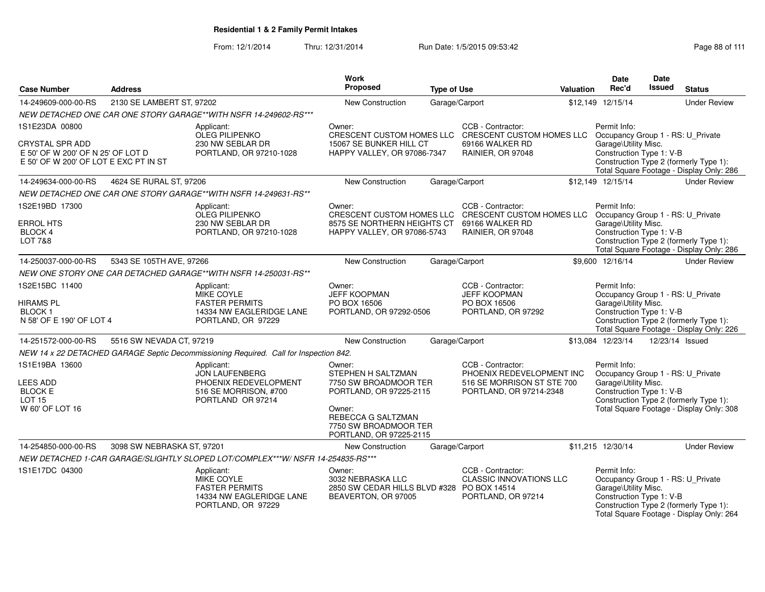**Residential 1 & 2 Family Permit Intakes**

From: 12/1/2014 Thru: 12/31/2014 Run Date: 1/5/2015 09:53:42

| Case Number | Address | Work Proposed | Type of Use | Valuation | Date Rec'd | Date Issued | Status |
|---|---|---|---|---|---|---|---|
| 14-249609-000-00-RS | 2130 SE LAMBERT ST, 97202 | New Construction | Garage/Carport | $12,149 | 12/15/14 | | Under Review |

NEW DETACHED ONE CAR ONE STORY GARAGE**WITH NSFR 14-249602-RS***

1S1E23DA 00800

CRYSTAL SPR ADD
E 50' OF W 200' OF N 25' OF LOT D
E 50' OF W 200' OF LOT E EXC PT IN ST

Applicant: OLEG PILIPENKO, 230 NW SEBLAR DR, PORTLAND, OR 97210-1028

Owner: CRESCENT CUSTOM HOMES LLC, 15067 SE BUNKER HILL CT, HAPPY VALLEY, OR 97086-7347

CCB - Contractor: CRESCENT CUSTOM HOMES LLC, 69166 WALKER RD, RAINIER, OR 97048

Permit Info: Occupancy Group 1 - RS: U_Private Garage\Utility Misc. Construction Type 1: V-B Construction Type 2 (formerly Type 1): Total Square Footage - Display Only: 286

| Case Number | Address | Work Proposed | Type of Use | Valuation | Date Rec'd | Date Issued | Status |
|---|---|---|---|---|---|---|---|
| 14-249634-000-00-RS | 4624 SE RURAL ST, 97206 | New Construction | Garage/Carport | $12,149 | 12/15/14 | | Under Review |

NEW DETACHED ONE CAR ONE STORY GARAGE**WITH NSFR 14-249631-RS**

1S2E19BD 17300

ERROL HTS
BLOCK 4
LOT 7&8

Applicant: OLEG PILIPENKO, 230 NW SEBLAR DR, PORTLAND, OR 97210-1028

Owner: CRESCENT CUSTOM HOMES LLC, 8575 SE NORTHERN HEIGHTS CT, HAPPY VALLEY, OR 97086-5743

CCB - Contractor: CRESCENT CUSTOM HOMES LLC, 69166 WALKER RD, RAINIER, OR 97048

Permit Info: Occupancy Group 1 - RS: U_Private Garage\Utility Misc. Construction Type 1: V-B Construction Type 2 (formerly Type 1): Total Square Footage - Display Only: 286

| Case Number | Address | Work Proposed | Type of Use | Valuation | Date Rec'd | Date Issued | Status |
|---|---|---|---|---|---|---|---|
| 14-250037-000-00-RS | 5343 SE 105TH AVE, 97266 | New Construction | Garage/Carport | $9,600 | 12/16/14 | | Under Review |

NEW ONE STORY ONE CAR DETACHED GARAGE**WITH NSFR 14-250031-RS**

1S2E15BC 11400

HIRAMS PL
BLOCK 1
N 58' OF E 190' OF LOT 4

Applicant: MIKE COYLE, FASTER PERMITS, 14334 NW EAGLERIDGE LANE, PORTLAND, OR 97229

Owner: JEFF KOOPMAN, PO BOX 16506, PORTLAND, OR 97292-0506

CCB - Contractor: JEFF KOOPMAN, PO BOX 16506, PORTLAND, OR 97292

Permit Info: Occupancy Group 1 - RS: U_Private Garage\Utility Misc. Construction Type 1: V-B Construction Type 2 (formerly Type 1): Total Square Footage - Display Only: 226

| Case Number | Address | Work Proposed | Type of Use | Valuation | Date Rec'd | Date Issued | Status |
|---|---|---|---|---|---|---|---|
| 14-251572-000-00-RS | 5516 SW NEVADA CT, 97219 | New Construction | Garage/Carport | $13,084 | 12/23/14 | 12/23/14 | Issued |

NEW 14 x 22 DETACHED GARAGE Septic Decommissioning Required. Call for Inspection 842.

1S1E19BA 13600

LEES ADD
BLOCK E
LOT 15
W 60' OF LOT 16

Applicant: JON LAUFENBERG, PHOENIX REDEVELOPMENT, 516 SE MORRISON, #700, PORTLAND OR 97214

Owner: STEPHEN H SALTZMAN, 7750 SW BROADMOOR TER, PORTLAND, OR 97225-2115

Owner: REBECCA G SALTZMAN, 7750 SW BROADMOOR TER, PORTLAND, OR 97225-2115

CCB - Contractor: PHOENIX REDEVELOPMENT INC, 516 SE MORRISON ST STE 700, PORTLAND, OR 97214-2348

Permit Info: Occupancy Group 1 - RS: U_Private Garage\Utility Misc. Construction Type 1: V-B Construction Type 2 (formerly Type 1): Total Square Footage - Display Only: 308

| Case Number | Address | Work Proposed | Type of Use | Valuation | Date Rec'd | Date Issued | Status |
|---|---|---|---|---|---|---|---|
| 14-254850-000-00-RS | 3098 SW NEBRASKA ST, 97201 | New Construction | Garage/Carport | $11,215 | 12/30/14 | | Under Review |

NEW DETACHED 1-CAR GARAGE/SLIGHTLY SLOPED LOT/COMPLEX***W/ NSFR 14-254835-RS***

1S1E17DC 04300

Applicant: MIKE COYLE, FASTER PERMITS, 14334 NW EAGLERIDGE LANE, PORTLAND, OR 97229

Owner: 3032 NEBRASKA LLC, 2850 SW CEDAR HILLS BLVD #328, BEAVERTON, OR 97005

CCB - Contractor: CLASSIC INNOVATIONS LLC, PO BOX 14514, PORTLAND, OR 97214

Permit Info: Occupancy Group 1 - RS: U_Private Garage\Utility Misc. Construction Type 1: V-B Construction Type 2 (formerly Type 1): Total Square Footage - Display Only: 264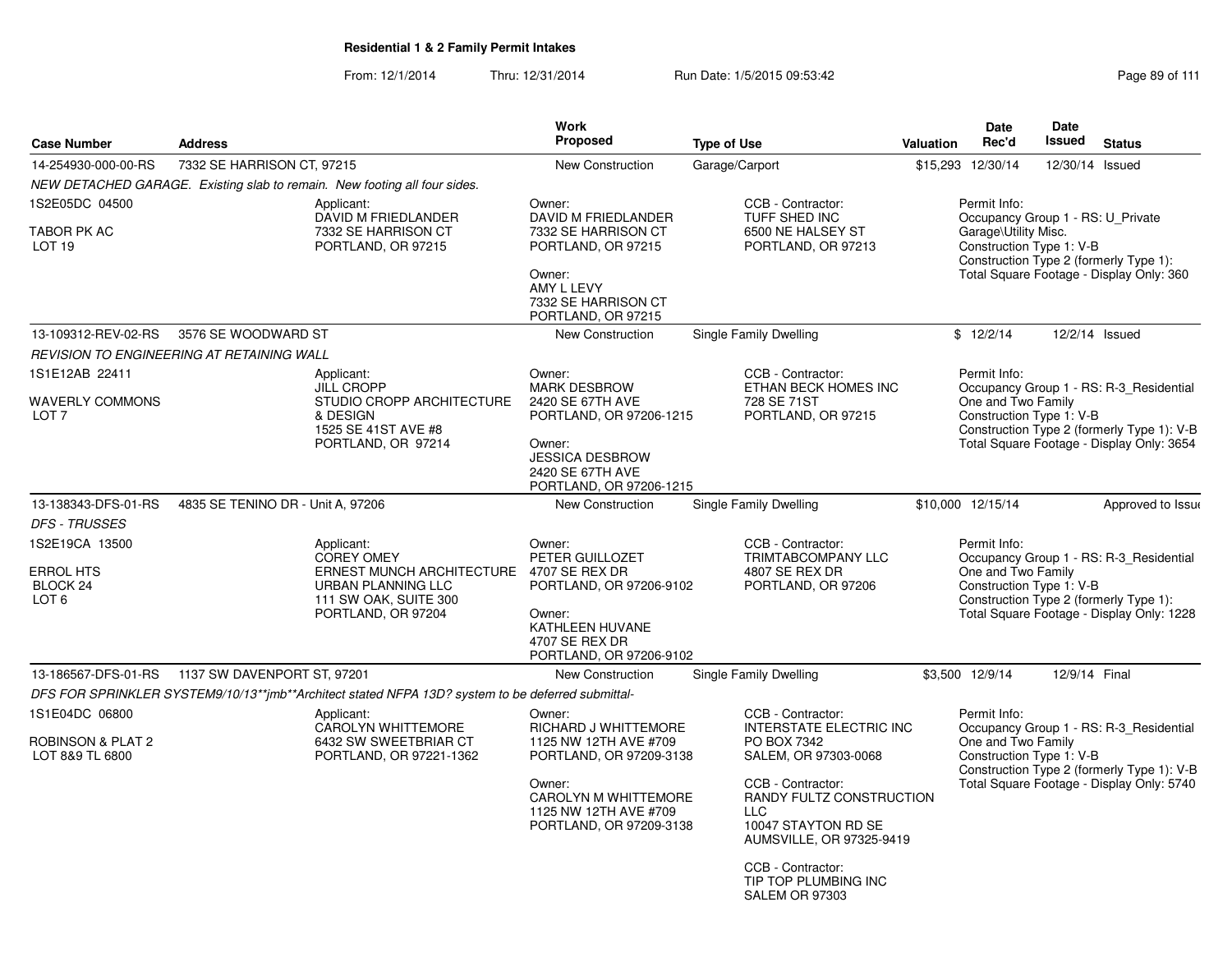**Residential 1 & 2 Family Permit Intakes**

From: 12/1/2014 Thru: 12/31/2014 Run Date: 1/5/2015 09:53:42

| Case Number | Address | Work Proposed | Type of Use | Valuation | Date Rec'd | Date Issued | Status |
|---|---|---|---|---|---|---|---|
| 14-254930-000-00-RS | 7332 SE HARRISON CT, 97215 | New Construction | Garage/Carport | $15,293 | 12/30/14 | 12/30/14 | Issued |
| *NEW DETACHED GARAGE. Existing slab to remain. New footing all four sides.* | | | | | | | |
| 1S2E05DC 04500<br>TABOR PK AC<br>LOT 19 | Applicant:<br>DAVID M FRIEDLANDER<br>7332 SE HARRISON CT<br>PORTLAND, OR 97215 | Owner:<br>DAVID M FRIEDLANDER<br>7332 SE HARRISON CT<br>PORTLAND, OR 97215<br>Owner:<br>AMY L LEVY<br>7332 SE HARRISON CT<br>PORTLAND, OR 97215 | CCB - Contractor:<br>TUFF SHED INC<br>6500 NE HALSEY ST<br>PORTLAND, OR 97213 | | Permit Info:<br>Occupancy Group 1 - RS: U_Private Garage\Utility Misc.<br>Construction Type 1: V-B<br>Construction Type 2 (formerly Type 1):<br>Total Square Footage - Display Only: 360 | | |
| 13-109312-REV-02-RS | 3576 SE WOODWARD ST | New Construction | Single Family Dwelling | $ | 12/2/14 | 12/2/14 | Issued |
| *REVISION TO ENGINEERING AT RETAINING WALL* | | | | | | | |
| 1S1E12AB 22411<br>WAVERLY COMMONS<br>LOT 7 | Applicant:<br>JILL CROPP<br>STUDIO CROPP ARCHITECTURE & DESIGN<br>1525 SE 41ST AVE #8<br>PORTLAND, OR 97214 | Owner:<br>MARK DESBROW<br>2420 SE 67TH AVE<br>PORTLAND, OR 97206-1215<br>Owner:<br>JESSICA DESBROW<br>2420 SE 67TH AVE<br>PORTLAND, OR 97206-1215 | CCB - Contractor:<br>ETHAN BECK HOMES INC<br>728 SE 71ST<br>PORTLAND, OR 97215 | | Permit Info:<br>Occupancy Group 1 - RS: R-3_Residential One and Two Family<br>Construction Type 1: V-B<br>Construction Type 2 (formerly Type 1): V-B<br>Total Square Footage - Display Only: 3654 | | |
| 13-138343-DFS-01-RS | 4835 SE TENINO DR - Unit A, 97206 | New Construction | Single Family Dwelling | $10,000 | 12/15/14 | | Approved to Issue |
| *DFS - TRUSSES* | | | | | | | |
| 1S2E19CA 13500<br>ERROL HTS<br>BLOCK 24<br>LOT 6 | Applicant:<br>COREY OMEY<br>ERNEST MUNCH ARCHITECTURE URBAN PLANNING LLC<br>111 SW OAK, SUITE 300<br>PORTLAND, OR 97204 | Owner:<br>PETER GUILLOZET<br>4707 SE REX DR<br>PORTLAND, OR 97206-9102<br>Owner:<br>KATHLEEN HUVANE<br>4707 SE REX DR<br>PORTLAND, OR 97206-9102 | CCB - Contractor:<br>TRIMTABCOMPANY LLC<br>4807 SE REX DR<br>PORTLAND, OR 97206 | | Permit Info:<br>Occupancy Group 1 - RS: R-3_Residential One and Two Family<br>Construction Type 1: V-B<br>Construction Type 2 (formerly Type 1):<br>Total Square Footage - Display Only: 1228 | | |
| 13-186567-DFS-01-RS | 1137 SW DAVENPORT ST, 97201 | New Construction | Single Family Dwelling | $3,500 | 12/9/14 | 12/9/14 | Final |
| *DFS FOR SPRINKLER SYSTEM9/10/13**jmb**Architect stated NFPA 13D? system to be deferred submittal-* | | | | | | | |
| 1S1E04DC 06800<br>ROBINSON & PLAT 2<br>LOT 8&9 TL 6800 | Applicant:<br>CAROLYN WHITTEMORE<br>6432 SW SWEETBRIAR CT<br>PORTLAND, OR 97221-1362 | Owner:<br>RICHARD J WHITTEMORE<br>1125 NW 12TH AVE #709<br>PORTLAND, OR 97209-3138<br>Owner:<br>CAROLYN M WHITTEMORE<br>1125 NW 12TH AVE #709<br>PORTLAND, OR 97209-3138 | CCB - Contractor:<br>INTERSTATE ELECTRIC INC<br>PO BOX 7342<br>SALEM, OR 97303-0068<br>CCB - Contractor:<br>RANDY FULTZ CONSTRUCTION LLC<br>10047 STAYTON RD SE<br>AUMSVILLE, OR 97325-9419<br>CCB - Contractor:<br>TIP TOP PLUMBING INC<br>SALEM OR 97303 | | Permit Info:<br>Occupancy Group 1 - RS: R-3_Residential One and Two Family<br>Construction Type 1: V-B<br>Construction Type 2 (formerly Type 1): V-B<br>Total Square Footage - Display Only: 5740 | | |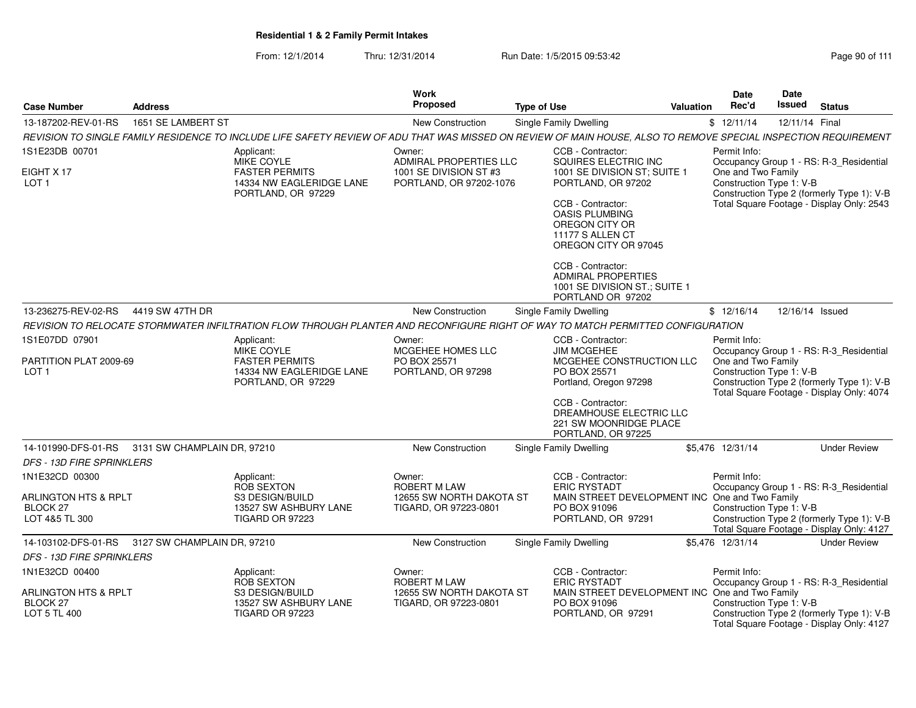# Residential 1 & 2 Family Permit Intakes

From: 12/1/2014 Thru: 12/31/2014 Run Date: 1/5/2015 09:53:42

| Case Number | Address | Work Proposed | Type of Use | Valuation | Date Rec'd | Date Issued | Status |
|---|---|---|---|---|---|---|---|
| 13-187202-REV-01-RS | 1651 SE LAMBERT ST | New Construction | Single Family Dwelling | $ | 12/11/14 | 12/11/14 | Final |

*REVISION TO SINGLE FAMILY RESIDENCE TO INCLUDE LIFE SAFETY REVIEW OF ADU THAT WAS MISSED ON REVIEW OF MAIN HOUSE, ALSO TO REMOVE SPECIAL INSPECTION REQUIREMENT*

1S1E23DB 00701
EIGHT X 17
LOT 1

Applicant:
MIKE COYLE
FASTER PERMITS
14334 NW EAGLERIDGE LANE
PORTLAND, OR 97229

Owner:
ADMIRAL PROPERTIES LLC
1001 SE DIVISION ST #3
PORTLAND, OR 97202-1076

CCB - Contractor:
SQUIRES ELECTRIC INC
1001 SE DIVISION ST; SUITE 1
PORTLAND, OR 97202

CCB - Contractor:
OASIS PLUMBING
OREGON CITY OR
11177 S ALLEN CT
OREGON CITY OR 97045

CCB - Contractor:
ADMIRAL PROPERTIES
1001 SE DIVISION ST.; SUITE 1
PORTLAND OR 97202

Permit Info:
Occupancy Group 1 - RS: R-3_Residential One and Two Family
Construction Type 1: V-B
Construction Type 2 (formerly Type 1): V-B
Total Square Footage - Display Only: 2543

| Case Number | Address | Work Proposed | Type of Use | Valuation | Date Rec'd | Date Issued | Status |
|---|---|---|---|---|---|---|---|
| 13-236275-REV-02-RS | 4419 SW 47TH DR | New Construction | Single Family Dwelling | $ | 12/16/14 | 12/16/14 | Issued |

*REVISION TO RELOCATE STORMWATER INFILTRATION FLOW THROUGH PLANTER AND RECONFIGURE RIGHT OF WAY TO MATCH PERMITTED CONFIGURATION*

1S1E07DD 07901
PARTITION PLAT 2009-69
LOT 1

Applicant:
MIKE COYLE
FASTER PERMITS
14334 NW EAGLERIDGE LANE
PORTLAND, OR 97229

Owner:
MCGEHEE HOMES LLC
PO BOX 25571
PORTLAND, OR 97298

CCB - Contractor:
JIM MCGEHEE
MCGEHEE CONSTRUCTION LLC
PO BOX 25571
Portland, Oregon 97298

CCB - Contractor:
DREAMHOUSE ELECTRIC LLC
221 SW MOONRIDGE PLACE
PORTLAND, OR 97225

Permit Info:
Occupancy Group 1 - RS: R-3_Residential One and Two Family
Construction Type 1: V-B
Construction Type 2 (formerly Type 1): V-B
Total Square Footage - Display Only: 4074

| Case Number | Address | Work Proposed | Type of Use | Valuation | Date Rec'd | Date Issued | Status |
|---|---|---|---|---|---|---|---|
| 14-101990-DFS-01-RS | 3131 SW CHAMPLAIN DR, 97210 | New Construction | Single Family Dwelling | $5,476 | 12/31/14 | | Under Review |

*DFS - 13D FIRE SPRINKLERS*

1N1E32CD 00300
ARLINGTON HTS & RPLT
BLOCK 27
LOT 4&5 TL 300

Applicant:
ROB SEXTON
S3 DESIGN/BUILD
13527 SW ASHBURY LANE
TIGARD OR 97223

Owner:
ROBERT M LAW
12655 SW NORTH DAKOTA ST
TIGARD, OR 97223-0801

CCB - Contractor:
ERIC RYSTADT
MAIN STREET DEVELOPMENT INC
PO BOX 91096
PORTLAND, OR 97291

Permit Info:
Occupancy Group 1 - RS: R-3_Residential One and Two Family
Construction Type 1: V-B
Construction Type 2 (formerly Type 1): V-B
Total Square Footage - Display Only: 4127

| Case Number | Address | Work Proposed | Type of Use | Valuation | Date Rec'd | Date Issued | Status |
|---|---|---|---|---|---|---|---|
| 14-103102-DFS-01-RS | 3127 SW CHAMPLAIN DR, 97210 | New Construction | Single Family Dwelling | $5,476 | 12/31/14 | | Under Review |

*DFS - 13D FIRE SPRINKLERS*

1N1E32CD 00400
ARLINGTON HTS & RPLT
BLOCK 27
LOT 5 TL 400

Applicant:
ROB SEXTON
S3 DESIGN/BUILD
13527 SW ASHBURY LANE
TIGARD OR 97223

Owner:
ROBERT M LAW
12655 SW NORTH DAKOTA ST
TIGARD, OR 97223-0801

CCB - Contractor:
ERIC RYSTADT
MAIN STREET DEVELOPMENT INC
PO BOX 91096
PORTLAND, OR 97291

Permit Info:
Occupancy Group 1 - RS: R-3_Residential One and Two Family
Construction Type 1: V-B
Construction Type 2 (formerly Type 1): V-B
Total Square Footage - Display Only: 4127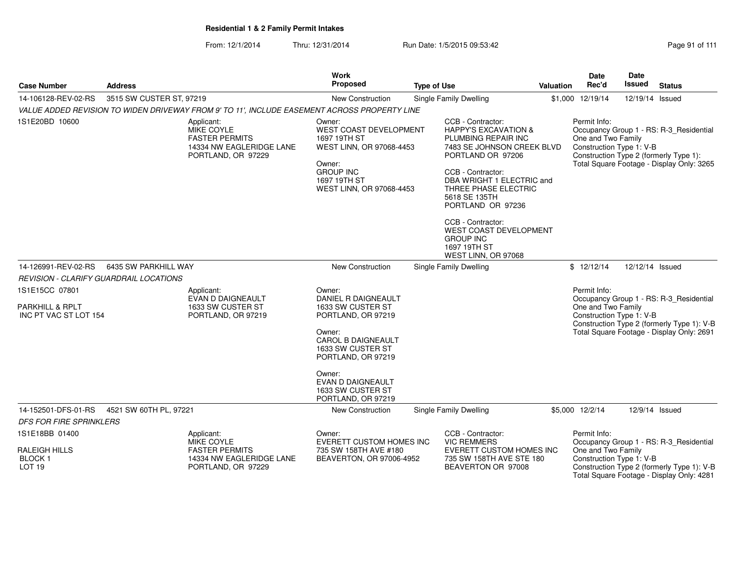# Residential 1 & 2 Family Permit Intakes

From: 12/1/2014 Thru: 12/31/2014 Run Date: 1/5/2015 09:53:42

| Case Number | Address | Work Proposed | Type of Use | Valuation | Date Rec'd | Date Issued | Status |
|---|---|---|---|---|---|---|---|
| 14-106128-REV-02-RS | 3515 SW CUSTER ST, 97219 | New Construction | Single Family Dwelling | $1,000 | 12/19/14 | 12/19/14 | Issued |

*VALUE ADDED REVISION TO WIDEN DRIVEWAY FROM 9' TO 11', INCLUDE EASEMENT ACROSS PROPERTY LINE*

1S1E20BD 10600

Applicant:
MIKE COYLE
FASTER PERMITS
14334 NW EAGLERIDGE LANE
PORTLAND, OR 97229

Owner:
WEST COAST DEVELOPMENT
1697 19TH ST
WEST LINN, OR 97068-4453

Owner:
GROUP INC
1697 19TH ST
WEST LINN, OR 97068-4453

CCB - Contractor:
HAPPY'S EXCAVATION &
PLUMBING REPAIR INC
7483 SE JOHNSON CREEK BLVD
PORTLAND OR 97206

CCB - Contractor:
DBA WRIGHT 1 ELECTRIC and
THREE PHASE ELECTRIC
5618 SE 135TH
PORTLAND OR 97236

CCB - Contractor:
WEST COAST DEVELOPMENT
GROUP INC
1697 19TH ST
WEST LINN, OR 97068

Permit Info:
Occupancy Group 1 - RS: R-3_Residential One and Two Family
Construction Type 1: V-B
Construction Type 2 (formerly Type 1):
Total Square Footage - Display Only: 3265

| Case Number | Address | Work Proposed | Type of Use | Valuation | Date Rec'd | Date Issued | Status |
|---|---|---|---|---|---|---|---|
| 14-126991-REV-02-RS | 6435 SW PARKHILL WAY | New Construction | Single Family Dwelling | $ | 12/12/14 | 12/12/14 | Issued |

*REVISION - CLARIFY GUARDRAIL LOCATIONS*

1S1E15CC 07801

PARKHILL & RPLT
INC PT VAC ST LOT 154

Applicant:
EVAN D DAIGNEAULT
1633 SW CUSTER ST
PORTLAND, OR 97219

Owner:
DANIEL R DAIGNEAULT
1633 SW CUSTER ST
PORTLAND, OR 97219

Owner:
CAROL B DAIGNEAULT
1633 SW CUSTER ST
PORTLAND, OR 97219

Owner:
EVAN D DAIGNEAULT
1633 SW CUSTER ST
PORTLAND, OR 97219

Permit Info:
Occupancy Group 1 - RS: R-3_Residential One and Two Family
Construction Type 1: V-B
Construction Type 2 (formerly Type 1): V-B
Total Square Footage - Display Only: 2691

| Case Number | Address | Work Proposed | Type of Use | Valuation | Date Rec'd | Date Issued | Status |
|---|---|---|---|---|---|---|---|
| 14-152501-DFS-01-RS | 4521 SW 60TH PL, 97221 | New Construction | Single Family Dwelling | $5,000 | 12/2/14 | 12/9/14 | Issued |

*DFS FOR FIRE SPRINKLERS*

1S1E18BB 01400

RALEIGH HILLS
BLOCK 1
LOT 19

Applicant:
MIKE COYLE
FASTER PERMITS
14334 NW EAGLERIDGE LANE
PORTLAND, OR 97229

Owner:
EVERETT CUSTOM HOMES INC
735 SW 158TH AVE #180
BEAVERTON, OR 97006-4952

CCB - Contractor:
VIC REMMERS
EVERETT CUSTOM HOMES INC
735 SW 158TH AVE STE 180
BEAVERTON OR 97008

Permit Info:
Occupancy Group 1 - RS: R-3_Residential One and Two Family
Construction Type 1: V-B
Construction Type 2 (formerly Type 1): V-B
Total Square Footage - Display Only: 4281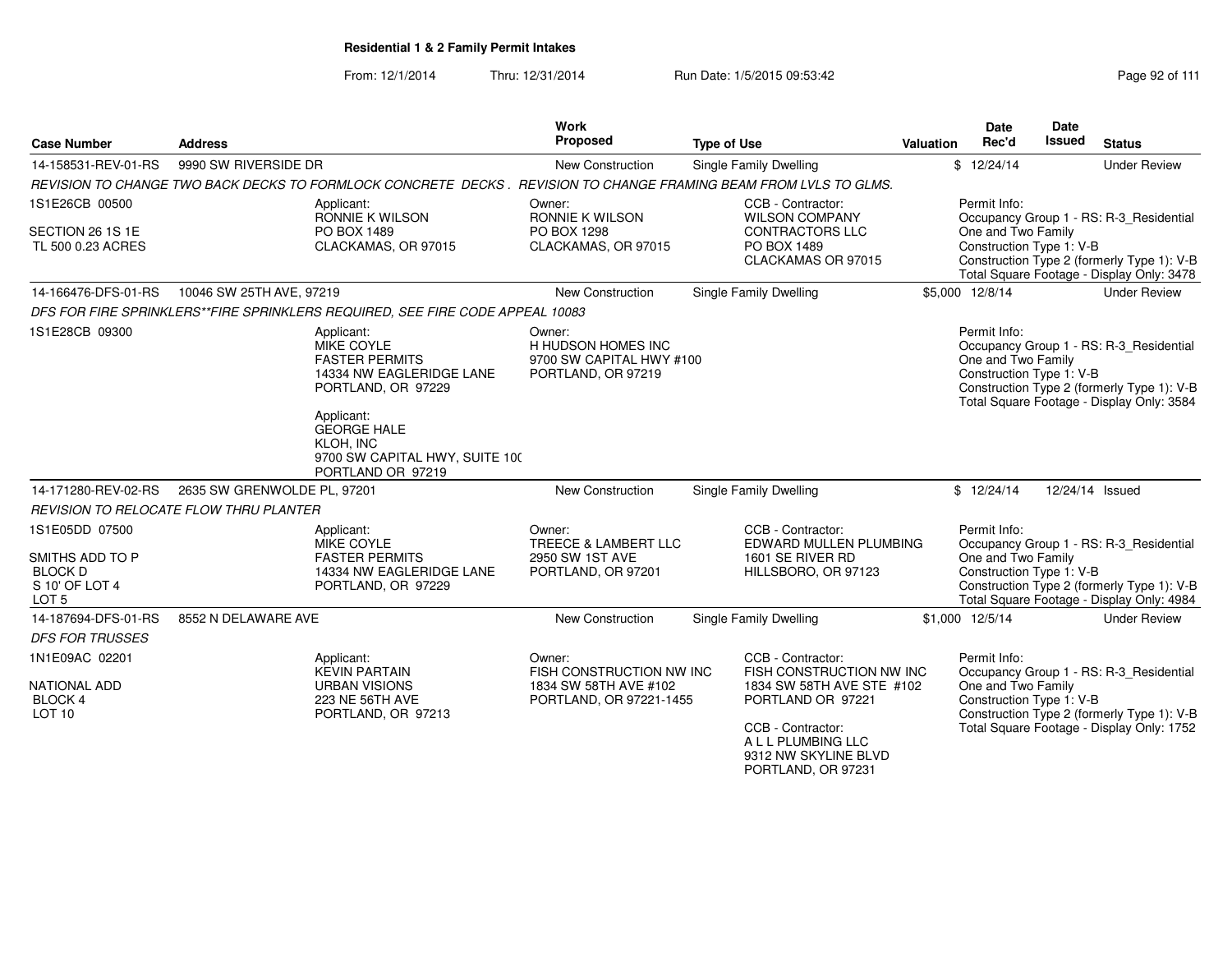**Residential 1 & 2 Family Permit Intakes**

From: 12/1/2014 Thru: 12/31/2014 Run Date: 1/5/2015 09:53:42

| Case Number | Address | Work Proposed | Type of Use | Valuation | Date Rec'd | Date Issued | Status |
|---|---|---|---|---|---|---|---|
| 14-158531-REV-01-RS | 9990 SW RIVERSIDE DR | New Construction | Single Family Dwelling | $ | 12/24/14 | | Under Review |

*REVISION TO CHANGE TWO BACK DECKS TO FORMLOCK CONCRETE DECKS . REVISION TO CHANGE FRAMING BEAM FROM LVLS TO GLMS.*

1S1E26CB 00500
SECTION 26 1S 1E
TL 500 0.23 ACRES

Applicant: RONNIE K WILSON, PO BOX 1489, CLACKAMAS, OR 97015

Owner: RONNIE K WILSON, PO BOX 1298, CLACKAMAS, OR 97015

CCB - Contractor: WILSON COMPANY CONTRACTORS LLC, PO BOX 1489, CLACKAMAS OR 97015

Permit Info: Occupancy Group 1 - RS: R-3_Residential One and Two Family; Construction Type 1: V-B; Construction Type 2 (formerly Type 1): V-B; Total Square Footage - Display Only: 3478

| Case Number | Address | Work Proposed | Type of Use | Valuation | Date Rec'd | Date Issued | Status |
|---|---|---|---|---|---|---|---|
| 14-166476-DFS-01-RS | 10046 SW 25TH AVE, 97219 | New Construction | Single Family Dwelling | $5,000 | 12/8/14 | | Under Review |

*DFS FOR FIRE SPRINKLERS**FIRE SPRINKLERS REQUIRED, SEE FIRE CODE APPEAL 10083*

1S1E28CB 09300

Applicant: MIKE COYLE, FASTER PERMITS, 14334 NW EAGLERIDGE LANE, PORTLAND, OR 97229

Applicant: GEORGE HALE, KLOH, INC, 9700 SW CAPITAL HWY, SUITE 10(, PORTLAND OR 97219

Owner: H HUDSON HOMES INC, 9700 SW CAPITAL HWY #100, PORTLAND, OR 97219

Permit Info: Occupancy Group 1 - RS: R-3_Residential One and Two Family; Construction Type 1: V-B; Construction Type 2 (formerly Type 1): V-B; Total Square Footage - Display Only: 3584

| Case Number | Address | Work Proposed | Type of Use | Valuation | Date Rec'd | Date Issued | Status |
|---|---|---|---|---|---|---|---|
| 14-171280-REV-02-RS | 2635 SW GRENWOLDE PL, 97201 | New Construction | Single Family Dwelling | $ | 12/24/14 | 12/24/14 | Issued |

*REVISION TO RELOCATE FLOW THRU PLANTER*

1S1E05DD 07500
SMITHS ADD TO P
BLOCK D
S 10' OF LOT 4
LOT 5

Applicant: MIKE COYLE, FASTER PERMITS, 14334 NW EAGLERIDGE LANE, PORTLAND, OR 97229

Owner: TREECE & LAMBERT LLC, 2950 SW 1ST AVE, PORTLAND, OR 97201

CCB - Contractor: EDWARD MULLEN PLUMBING, 1601 SE RIVER RD, HILLSBORO, OR 97123

Permit Info: Occupancy Group 1 - RS: R-3_Residential One and Two Family; Construction Type 1: V-B; Construction Type 2 (formerly Type 1): V-B; Total Square Footage - Display Only: 4984

| Case Number | Address | Work Proposed | Type of Use | Valuation | Date Rec'd | Date Issued | Status |
|---|---|---|---|---|---|---|---|
| 14-187694-DFS-01-RS | 8552 N DELAWARE AVE | New Construction | Single Family Dwelling | $1,000 | 12/5/14 | | Under Review |

*DFS FOR TRUSSES*

1N1E09AC 02201
NATIONAL ADD
BLOCK 4
LOT 10

Applicant: KEVIN PARTAIN, URBAN VISIONS, 223 NE 56TH AVE, PORTLAND, OR 97213

Owner: FISH CONSTRUCTION NW INC, 1834 SW 58TH AVE #102, PORTLAND, OR 97221-1455

CCB - Contractor: FISH CONSTRUCTION NW INC, 1834 SW 58TH AVE STE #102, PORTLAND OR 97221

CCB - Contractor: A L L PLUMBING LLC, 9312 NW SKYLINE BLVD, PORTLAND, OR 97231

Permit Info: Occupancy Group 1 - RS: R-3_Residential One and Two Family; Construction Type 1: V-B; Construction Type 2 (formerly Type 1): V-B; Total Square Footage - Display Only: 1752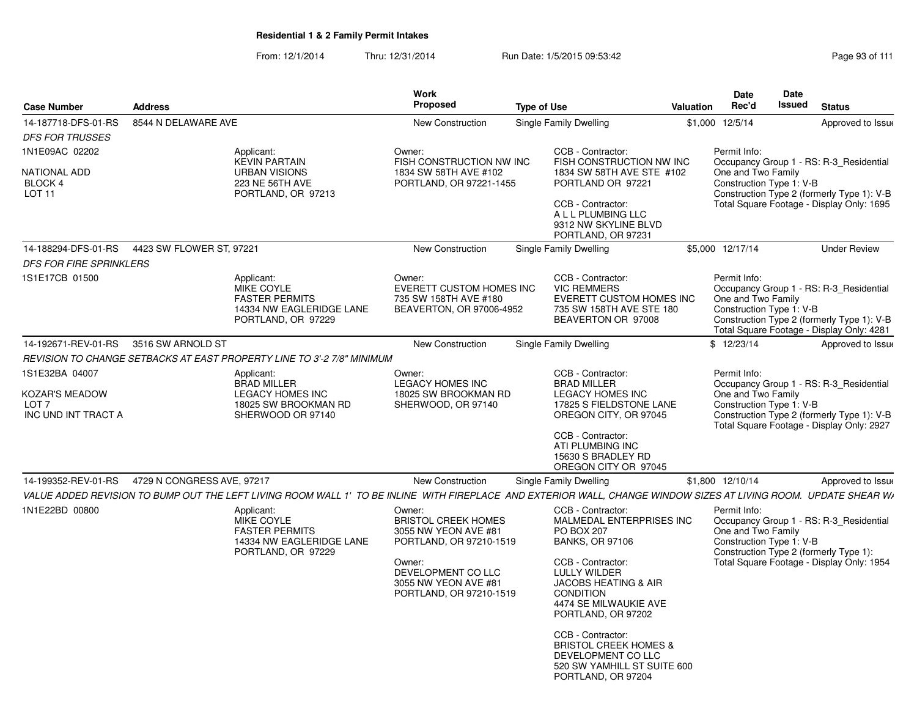**Residential 1 & 2 Family Permit Intakes**

From: 12/1/2014 Thru: 12/31/2014 Run Date: 1/5/2015 09:53:42

| Case Number | Address | Work Proposed | Type of Use | Valuation | Date Rec'd | Date Issued | Status |
|---|---|---|---|---|---|---|---|
| 14-187718-DFS-01-RS | 8544 N DELAWARE AVE | New Construction | Single Family Dwelling | $1,000 | 12/5/14 | | Approved to Issue |
| *DFS FOR TRUSSES* | | | | | | | |
| 1N1E09AC 02202<br>NATIONAL ADD<br>BLOCK 4<br>LOT 11 | Applicant:<br>KEVIN PARTAIN<br>URBAN VISIONS<br>223 NE 56TH AVE<br>PORTLAND, OR 97213 | Owner:<br>FISH CONSTRUCTION NW INC<br>1834 SW 58TH AVE #102<br>PORTLAND, OR 97221-1455 | CCB - Contractor:<br>FISH CONSTRUCTION NW INC<br>1834 SW 58TH AVE STE #102<br>PORTLAND OR 97221<br>CCB - Contractor:<br>A L L PLUMBING LLC<br>9312 NW SKYLINE BLVD<br>PORTLAND, OR 97231 | | Permit Info:<br>Occupancy Group 1 - RS: R-3_Residential One and Two Family<br>Construction Type 1: V-B<br>Construction Type 2 (formerly Type 1): V-B<br>Total Square Footage - Display Only: 1695 | | |
| 14-188294-DFS-01-RS | 4423 SW FLOWER ST, 97221 | New Construction | Single Family Dwelling | $5,000 | 12/17/14 | | Under Review |
| *DFS FOR FIRE SPRINKLERS* | | | | | | | |
| 1S1E17CB 01500 | Applicant:<br>MIKE COYLE<br>FASTER PERMITS<br>14334 NW EAGLERIDGE LANE<br>PORTLAND, OR 97229 | Owner:<br>EVERETT CUSTOM HOMES INC<br>735 SW 158TH AVE #180<br>BEAVERTON, OR 97006-4952 | CCB - Contractor:<br>VIC REMMERS<br>EVERETT CUSTOM HOMES INC<br>735 SW 158TH AVE STE 180<br>BEAVERTON OR 97008 | | Permit Info:<br>Occupancy Group 1 - RS: R-3_Residential One and Two Family<br>Construction Type 1: V-B<br>Construction Type 2 (formerly Type 1): V-B<br>Total Square Footage - Display Only: 4281 | | |
| 14-192671-REV-01-RS | 3516 SW ARNOLD ST | New Construction | Single Family Dwelling | $ | 12/23/14 | | Approved to Issue |
| *REVISION TO CHANGE SETBACKS AT EAST PROPERTY LINE TO 3'-2 7/8" MINIMUM* | | | | | | | |
| 1S1E32BA 04007<br>KOZAR'S MEADOW<br>LOT 7<br>INC UND INT TRACT A | Applicant:<br>BRAD MILLER<br>LEGACY HOMES INC<br>18025 SW BROOKMAN RD<br>SHERWOOD OR 97140 | Owner:<br>LEGACY HOMES INC<br>18025 SW BROOKMAN RD<br>SHERWOOD, OR 97140 | CCB - Contractor:<br>BRAD MILLER<br>LEGACY HOMES INC<br>17825 S FIELDSTONE LANE<br>OREGON CITY, OR 97045<br>CCB - Contractor:<br>ATI PLUMBING INC<br>15630 S BRADLEY RD<br>OREGON CITY OR 97045 | | Permit Info:<br>Occupancy Group 1 - RS: R-3_Residential One and Two Family<br>Construction Type 1: V-B<br>Construction Type 2 (formerly Type 1): V-B<br>Total Square Footage - Display Only: 2927 | | |
| 14-199352-REV-01-RS | 4729 N CONGRESS AVE, 97217 | New Construction | Single Family Dwelling | $1,800 | 12/10/14 | | Approved to Issue |
| *VALUE ADDED REVISION TO BUMP OUT THE LEFT LIVING ROOM WALL 1' TO BE INLINE WITH FIREPLACE AND EXTERIOR WALL, CHANGE WINDOW SIZES AT LIVING ROOM. UPDATE SHEAR WA* | | | | | | | |
| 1N1E22BD 00800 | Applicant:<br>MIKE COYLE<br>FASTER PERMITS<br>14334 NW EAGLERIDGE LANE<br>PORTLAND, OR 97229 | Owner:<br>BRISTOL CREEK HOMES<br>3055 NW YEON AVE #81<br>PORTLAND, OR 97210-1519<br>Owner:<br>DEVELOPMENT CO LLC<br>3055 NW YEON AVE #81<br>PORTLAND, OR 97210-1519 | CCB - Contractor:<br>MALMEDAL ENTERPRISES INC<br>PO BOX 207<br>BANKS, OR 97106<br>CCB - Contractor:<br>LULLY WILDER<br>JACOBS HEATING & AIR CONDITION<br>4474 SE MILWAUKIE AVE<br>PORTLAND, OR 97202<br>CCB - Contractor:<br>BRISTOL CREEK HOMES & DEVELOPMENT CO LLC<br>520 SW YAMHILL ST SUITE 600<br>PORTLAND, OR 97204 | | Permit Info:<br>Occupancy Group 1 - RS: R-3_Residential One and Two Family<br>Construction Type 1: V-B<br>Construction Type 2 (formerly Type 1):<br>Total Square Footage - Display Only: 1954 | | |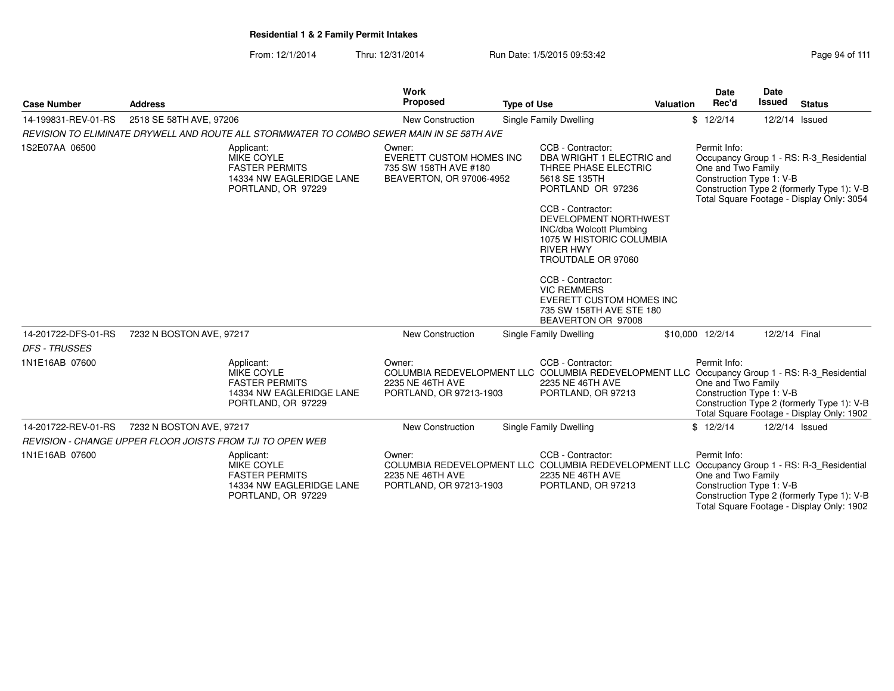**Residential 1 & 2 Family Permit Intakes**

From: 12/1/2014 Thru: 12/31/2014 Run Date: 1/5/2015 09:53:42

| Case Number | Address | Work Proposed | Type of Use | Valuation | Date Rec'd | Date Issued | Status |
|---|---|---|---|---|---|---|---|
| 14-199831-REV-01-RS | 2518 SE 58TH AVE, 97206 | New Construction | Single Family Dwelling | $ | 12/2/14 | 12/2/14 | Issued |

*REVISION TO ELIMINATE DRYWELL AND ROUTE ALL STORMWATER TO COMBO SEWER MAIN IN SE 58TH AVE*

1S2E07AA 06500

Applicant:
MIKE COYLE
FASTER PERMITS
14334 NW EAGLERIDGE LANE
PORTLAND, OR 97229

Owner:
EVERETT CUSTOM HOMES INC
735 SW 158TH AVE #180
BEAVERTON, OR 97006-4952

CCB - Contractor:
DBA WRIGHT 1 ELECTRIC and THREE PHASE ELECTRIC
5618 SE 135TH
PORTLAND OR 97236

CCB - Contractor:
DEVELOPMENT NORTHWEST INC/dba Wolcott Plumbing
1075 W HISTORIC COLUMBIA RIVER HWY
TROUTDALE OR 97060

CCB - Contractor:
VIC REMMERS
EVERETT CUSTOM HOMES INC
735 SW 158TH AVE STE 180
BEAVERTON OR 97008

Permit Info:
Occupancy Group 1 - RS: R-3_Residential One and Two Family
Construction Type 1: V-B
Construction Type 2 (formerly Type 1): V-B
Total Square Footage - Display Only: 3054

| Case Number | Address | Work Proposed | Type of Use | Valuation | Date Rec'd | Date Issued | Status |
|---|---|---|---|---|---|---|---|
| 14-201722-DFS-01-RS | 7232 N BOSTON AVE, 97217 | New Construction | Single Family Dwelling | $10,000 | 12/2/14 | 12/2/14 | Final |

*DFS - TRUSSES*

1N1E16AB 07600

Applicant:
MIKE COYLE
FASTER PERMITS
14334 NW EAGLERIDGE LANE
PORTLAND, OR 97229

Owner:
COLUMBIA REDEVELOPMENT LLC
2235 NE 46TH AVE
PORTLAND, OR 97213-1903

CCB - Contractor:
COLUMBIA REDEVELOPMENT LLC
2235 NE 46TH AVE
PORTLAND, OR 97213

Permit Info:
Occupancy Group 1 - RS: R-3_Residential One and Two Family
Construction Type 1: V-B
Construction Type 2 (formerly Type 1): V-B
Total Square Footage - Display Only: 1902

| Case Number | Address | Work Proposed | Type of Use | Valuation | Date Rec'd | Date Issued | Status |
|---|---|---|---|---|---|---|---|
| 14-201722-REV-01-RS | 7232 N BOSTON AVE, 97217 | New Construction | Single Family Dwelling | $ | 12/2/14 | 12/2/14 | Issued |

*REVISION - CHANGE UPPER FLOOR JOISTS FROM TJI TO OPEN WEB*

1N1E16AB 07600

Applicant:
MIKE COYLE
FASTER PERMITS
14334 NW EAGLERIDGE LANE
PORTLAND, OR 97229

Owner:
COLUMBIA REDEVELOPMENT LLC
2235 NE 46TH AVE
PORTLAND, OR 97213-1903

CCB - Contractor:
COLUMBIA REDEVELOPMENT LLC
2235 NE 46TH AVE
PORTLAND, OR 97213

Permit Info:
Occupancy Group 1 - RS: R-3_Residential One and Two Family
Construction Type 1: V-B
Construction Type 2 (formerly Type 1): V-B
Total Square Footage - Display Only: 1902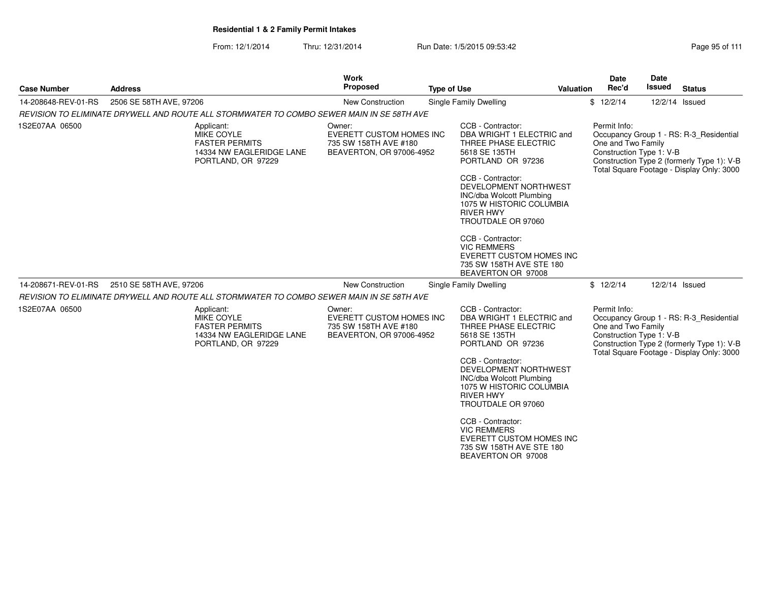**Residential 1 & 2 Family Permit Intakes**

From: 12/1/2014 Thru: 12/31/2014 Run Date: 1/5/2015 09:53:42

| Case Number | Address | Work Proposed | Type of Use | Valuation | Date Rec'd | Date Issued | Status |
|---|---|---|---|---|---|---|---|
| 14-208648-REV-01-RS | 2506 SE 58TH AVE, 97206 | New Construction | Single Family Dwelling | $ | 12/2/14 | 12/2/14 | Issued |

*REVISION TO ELIMINATE DRYWELL AND ROUTE ALL STORMWATER TO COMBO SEWER MAIN IN SE 58TH AVE*

1S2E07AA 06500

Applicant:
MIKE COYLE
FASTER PERMITS
14334 NW EAGLERIDGE LANE
PORTLAND, OR 97229

Owner:
EVERETT CUSTOM HOMES INC
735 SW 158TH AVE #180
BEAVERTON, OR 97006-4952

CCB - Contractor:
DBA WRIGHT 1 ELECTRIC and THREE PHASE ELECTRIC
5618 SE 135TH
PORTLAND OR 97236

CCB - Contractor:
DEVELOPMENT NORTHWEST INC/dba Wolcott Plumbing
1075 W HISTORIC COLUMBIA RIVER HWY
TROUTDALE OR 97060

CCB - Contractor:
VIC REMMERS
EVERETT CUSTOM HOMES INC
735 SW 158TH AVE STE 180
BEAVERTON OR 97008

Permit Info:
Occupancy Group 1 - RS: R-3_Residential One and Two Family
Construction Type 1: V-B
Construction Type 2 (formerly Type 1): V-B
Total Square Footage - Display Only: 3000

| Case Number | Address | Work Proposed | Type of Use | Valuation | Date Rec'd | Date Issued | Status |
|---|---|---|---|---|---|---|---|
| 14-208671-REV-01-RS | 2510 SE 58TH AVE, 97206 | New Construction | Single Family Dwelling | $ | 12/2/14 | 12/2/14 | Issued |

*REVISION TO ELIMINATE DRYWELL AND ROUTE ALL STORMWATER TO COMBO SEWER MAIN IN SE 58TH AVE*

1S2E07AA 06500

Applicant:
MIKE COYLE
FASTER PERMITS
14334 NW EAGLERIDGE LANE
PORTLAND, OR 97229

Owner:
EVERETT CUSTOM HOMES INC
735 SW 158TH AVE #180
BEAVERTON, OR 97006-4952

CCB - Contractor:
DBA WRIGHT 1 ELECTRIC and THREE PHASE ELECTRIC
5618 SE 135TH
PORTLAND OR 97236

CCB - Contractor:
DEVELOPMENT NORTHWEST INC/dba Wolcott Plumbing
1075 W HISTORIC COLUMBIA RIVER HWY
TROUTDALE OR 97060

CCB - Contractor:
VIC REMMERS
EVERETT CUSTOM HOMES INC
735 SW 158TH AVE STE 180
BEAVERTON OR 97008

Permit Info:
Occupancy Group 1 - RS: R-3_Residential One and Two Family
Construction Type 1: V-B
Construction Type 2 (formerly Type 1): V-B
Total Square Footage - Display Only: 3000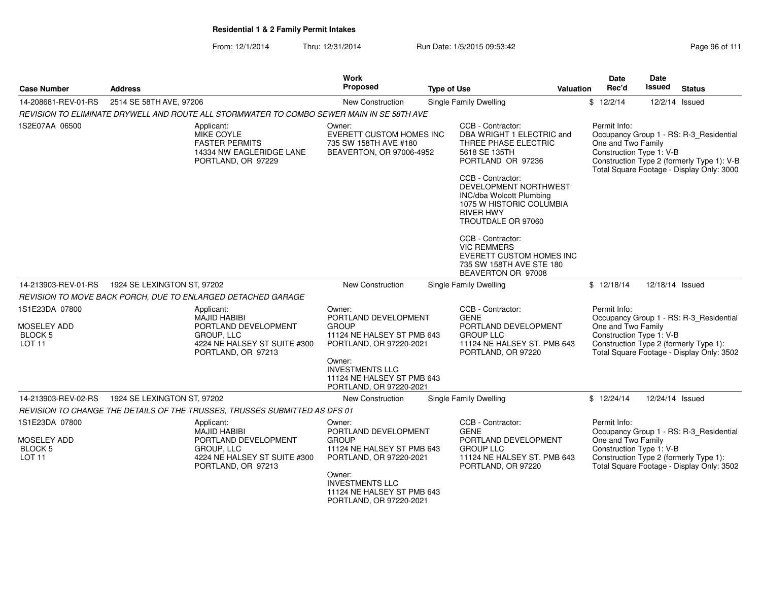## Residential 1 & 2 Family Permit Intakes

From: 12/1/2014 Thru: 12/31/2014 Run Date: 1/5/2015 09:53:42

| Case Number | Address | Work Proposed | Type of Use | Valuation | Date Rec'd | Date Issued | Status |
|---|---|---|---|---|---|---|---|
| 14-208681-REV-01-RS | 2514 SE 58TH AVE, 97206 | New Construction | Single Family Dwelling | $ | 12/2/14 | 12/2/14 | Issued |

*REVISION TO ELIMINATE DRYWELL AND ROUTE ALL STORMWATER TO COMBO SEWER MAIN IN SE 58TH AVE*

1S2E07AA 06500

Applicant:
MIKE COYLE
FASTER PERMITS
14334 NW EAGLERIDGE LANE
PORTLAND, OR 97229

Owner:
EVERETT CUSTOM HOMES INC
735 SW 158TH AVE #180
BEAVERTON, OR 97006-4952

CCB - Contractor:
DBA WRIGHT 1 ELECTRIC and THREE PHASE ELECTRIC
5618 SE 135TH
PORTLAND OR 97236

CCB - Contractor:
DEVELOPMENT NORTHWEST INC/dba Wolcott Plumbing
1075 W HISTORIC COLUMBIA RIVER HWY
TROUTDALE OR 97060

CCB - Contractor:
VIC REMMERS
EVERETT CUSTOM HOMES INC
735 SW 158TH AVE STE 180
BEAVERTON OR 97008

Permit Info:
Occupancy Group 1 - RS: R-3_Residential One and Two Family
Construction Type 1: V-B
Construction Type 2 (formerly Type 1): V-B
Total Square Footage - Display Only: 3000

| Case Number | Address | Work Proposed | Type of Use | Valuation | Date Rec'd | Date Issued | Status |
|---|---|---|---|---|---|---|---|
| 14-213903-REV-01-RS | 1924 SE LEXINGTON ST, 97202 | New Construction | Single Family Dwelling | $ | 12/18/14 | 12/18/14 | Issued |

*REVISION TO MOVE BACK PORCH, DUE TO ENLARGED DETACHED GARAGE*

1S1E23DA 07800

MOSELEY ADD
BLOCK 5
LOT 11

Applicant:
MAJID HABIBI
PORTLAND DEVELOPMENT GROUP, LLC
4224 NE HALSEY ST SUITE #300
PORTLAND, OR 97213

Owner:
PORTLAND DEVELOPMENT GROUP
11124 NE HALSEY ST PMB 643
PORTLAND, OR 97220-2021

Owner:
INVESTMENTS LLC
11124 NE HALSEY ST PMB 643
PORTLAND, OR 97220-2021

CCB - Contractor:
GENE
PORTLAND DEVELOPMENT GROUP LLC
11124 NE HALSEY ST. PMB 643
PORTLAND, OR 97220

Permit Info:
Occupancy Group 1 - RS: R-3_Residential One and Two Family
Construction Type 1: V-B
Construction Type 2 (formerly Type 1):
Total Square Footage - Display Only: 3502

| Case Number | Address | Work Proposed | Type of Use | Valuation | Date Rec'd | Date Issued | Status |
|---|---|---|---|---|---|---|---|
| 14-213903-REV-02-RS | 1924 SE LEXINGTON ST, 97202 | New Construction | Single Family Dwelling | $ | 12/24/14 | 12/24/14 | Issued |

*REVISION TO CHANGE THE DETAILS OF THE TRUSSES, TRUSSES SUBMITTED AS DFS 01*

1S1E23DA 07800

MOSELEY ADD
BLOCK 5
LOT 11

Applicant:
MAJID HABIBI
PORTLAND DEVELOPMENT GROUP, LLC
4224 NE HALSEY ST SUITE #300
PORTLAND, OR 97213

Owner:
PORTLAND DEVELOPMENT GROUP
11124 NE HALSEY ST PMB 643
PORTLAND, OR 97220-2021

Owner:
INVESTMENTS LLC
11124 NE HALSEY ST PMB 643
PORTLAND, OR 97220-2021

CCB - Contractor:
GENE
PORTLAND DEVELOPMENT GROUP LLC
11124 NE HALSEY ST. PMB 643
PORTLAND, OR 97220

Permit Info:
Occupancy Group 1 - RS: R-3_Residential One and Two Family
Construction Type 1: V-B
Construction Type 2 (formerly Type 1):
Total Square Footage - Display Only: 3502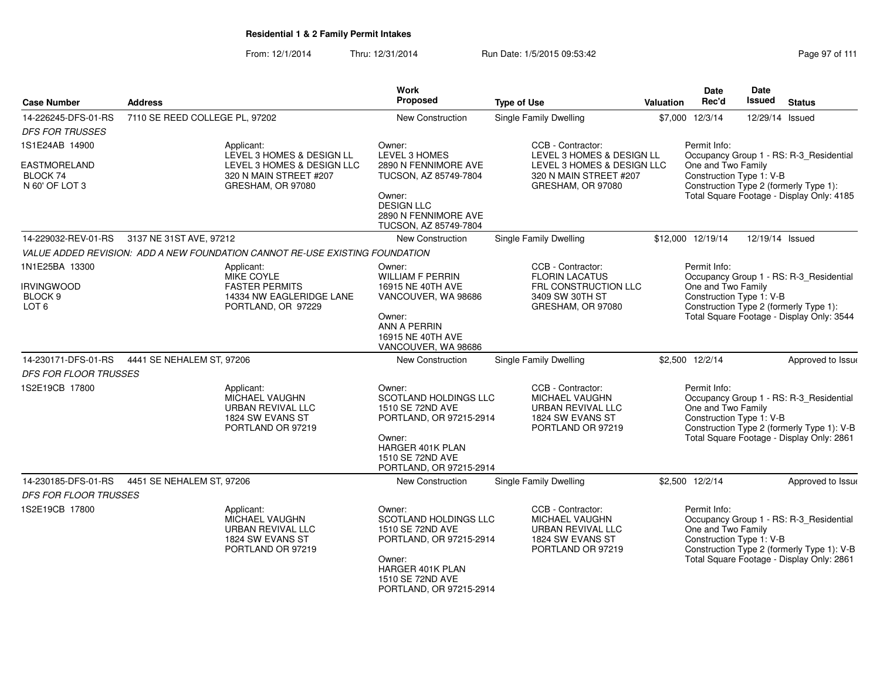**Residential 1 & 2 Family Permit Intakes**

From: 12/1/2014 Thru: 12/31/2014 Run Date: 1/5/2015 09:53:42

| Case Number | Address | Work Proposed | Type of Use | Valuation | Date Rec'd | Date Issued | Status |
|---|---|---|---|---|---|---|---|
| 14-226245-DFS-01-RS | 7110 SE REED COLLEGE PL, 97202 | New Construction | Single Family Dwelling | $7,000 | 12/3/14 | 12/29/14 | Issued |

*DFS FOR TRUSSES*

1S1E24AB 14900
EASTMORELAND
BLOCK 74
N 60' OF LOT 3

Applicant:
LEVEL 3 HOMES & DESIGN LL
LEVEL 3 HOMES & DESIGN LLC
320 N MAIN STREET #207
GRESHAM, OR 97080

Owner:
LEVEL 3 HOMES
2890 N FENNIMORE AVE
TUCSON, AZ 85749-7804

Owner:
DESIGN LLC
2890 N FENNIMORE AVE
TUCSON, AZ 85749-7804

CCB - Contractor:
LEVEL 3 HOMES & DESIGN LL
LEVEL 3 HOMES & DESIGN LLC
320 N MAIN STREET #207
GRESHAM, OR 97080

Permit Info:
Occupancy Group 1 - RS: R-3_Residential One and Two Family
Construction Type 1: V-B
Construction Type 2 (formerly Type 1):
Total Square Footage - Display Only: 4185

| Case Number | Address | Work Proposed | Type of Use | Valuation | Date Rec'd | Date Issued | Status |
|---|---|---|---|---|---|---|---|
| 14-229032-REV-01-RS | 3137 NE 31ST AVE, 97212 | New Construction | Single Family Dwelling | $12,000 | 12/19/14 | 12/19/14 | Issued |

*VALUE ADDED REVISION: ADD A NEW FOUNDATION CANNOT RE-USE EXISTING FOUNDATION*

1N1E25BA 13300
IRVINGWOOD
BLOCK 9
LOT 6

Applicant:
MIKE COYLE
FASTER PERMITS
14334 NW EAGLERIDGE LANE
PORTLAND, OR 97229

Owner:
WILLIAM F PERRIN
16915 NE 40TH AVE
VANCOUVER, WA 98686

Owner:
ANN A PERRIN
16915 NE 40TH AVE
VANCOUVER, WA 98686

CCB - Contractor:
FLORIN LACATUS
FRL CONSTRUCTION LLC
3409 SW 30TH ST
GRESHAM, OR 97080

Permit Info:
Occupancy Group 1 - RS: R-3_Residential One and Two Family
Construction Type 1: V-B
Construction Type 2 (formerly Type 1):
Total Square Footage - Display Only: 3544

| Case Number | Address | Work Proposed | Type of Use | Valuation | Date Rec'd | Date Issued | Status |
|---|---|---|---|---|---|---|---|
| 14-230171-DFS-01-RS | 4441 SE NEHALEM ST, 97206 | New Construction | Single Family Dwelling | $2,500 | 12/2/14 | | Approved to Issue |

*DFS FOR FLOOR TRUSSES*

1S2E19CB 17800

Applicant:
MICHAEL VAUGHN
URBAN REVIVAL LLC
1824 SW EVANS ST
PORTLAND OR 97219

Owner:
SCOTLAND HOLDINGS LLC
1510 SE 72ND AVE
PORTLAND, OR 97215-2914

Owner:
HARGER 401K PLAN
1510 SE 72ND AVE
PORTLAND, OR 97215-2914

CCB - Contractor:
MICHAEL VAUGHN
URBAN REVIVAL LLC
1824 SW EVANS ST
PORTLAND OR 97219

Permit Info:
Occupancy Group 1 - RS: R-3_Residential One and Two Family
Construction Type 1: V-B
Construction Type 2 (formerly Type 1): V-B
Total Square Footage - Display Only: 2861

| Case Number | Address | Work Proposed | Type of Use | Valuation | Date Rec'd | Date Issued | Status |
|---|---|---|---|---|---|---|---|
| 14-230185-DFS-01-RS | 4451 SE NEHALEM ST, 97206 | New Construction | Single Family Dwelling | $2,500 | 12/2/14 | | Approved to Issue |

*DFS FOR FLOOR TRUSSES*

1S2E19CB 17800

Applicant:
MICHAEL VAUGHN
URBAN REVIVAL LLC
1824 SW EVANS ST
PORTLAND OR 97219

Owner:
SCOTLAND HOLDINGS LLC
1510 SE 72ND AVE
PORTLAND, OR 97215-2914

Owner:
HARGER 401K PLAN
1510 SE 72ND AVE
PORTLAND, OR 97215-2914

CCB - Contractor:
MICHAEL VAUGHN
URBAN REVIVAL LLC
1824 SW EVANS ST
PORTLAND OR 97219

Permit Info:
Occupancy Group 1 - RS: R-3_Residential One and Two Family
Construction Type 1: V-B
Construction Type 2 (formerly Type 1): V-B
Total Square Footage - Display Only: 2861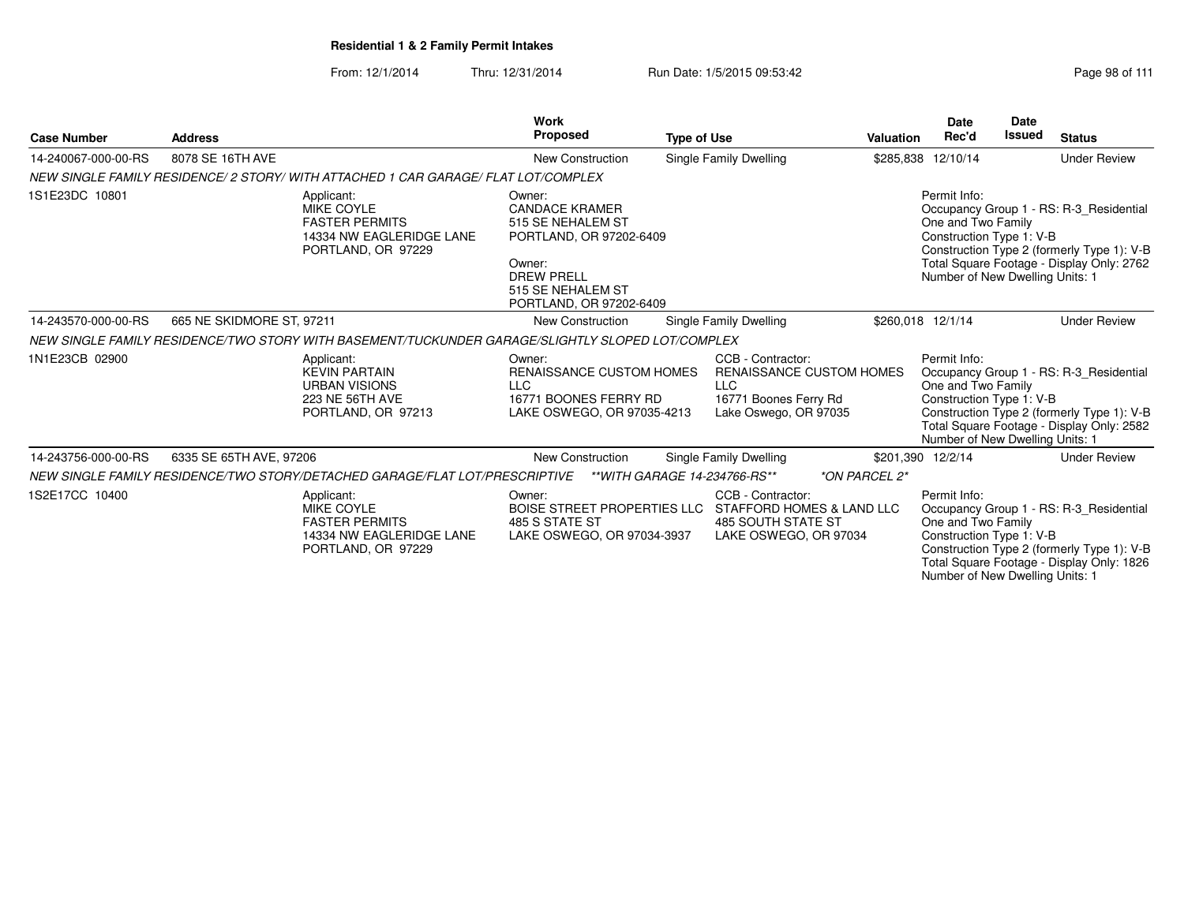**Residential 1 & 2 Family Permit Intakes**

From: 12/1/2014 Thru: 12/31/2014 Run Date: 1/5/2015 09:53:42

| Case Number | Address | Work Proposed | Type of Use | Valuation | Date Rec'd | Date Issued | Status |
|---|---|---|---|---|---|---|---|
| 14-240067-000-00-RS | 8078 SE 16TH AVE | New Construction | Single Family Dwelling | $285,838 | 12/10/14 | | Under Review |

*NEW SINGLE FAMILY RESIDENCE/ 2 STORY/ WITH ATTACHED 1 CAR GARAGE/ FLAT LOT/COMPLEX*

1S1E23DC 10801

Applicant:
MIKE COYLE
FASTER PERMITS
14334 NW EAGLERIDGE LANE
PORTLAND, OR 97229

Owner:
CANDACE KRAMER
515 SE NEHALEM ST
PORTLAND, OR 97202-6409

Owner:
DREW PRELL
515 SE NEHALEM ST
PORTLAND, OR 97202-6409

Permit Info:
Occupancy Group 1 - RS: R-3_Residential One and Two Family
Construction Type 1: V-B
Construction Type 2 (formerly Type 1): V-B
Total Square Footage - Display Only: 2762
Number of New Dwelling Units: 1

| Case Number | Address | Work Proposed | Type of Use | Valuation | Date Rec'd | Date Issued | Status |
|---|---|---|---|---|---|---|---|
| 14-243570-000-00-RS | 665 NE SKIDMORE ST, 97211 | New Construction | Single Family Dwelling | $260,018 | 12/1/14 | | Under Review |

*NEW SINGLE FAMILY RESIDENCE/TWO STORY WITH BASEMENT/TUCKUNDER GARAGE/SLIGHTLY SLOPED LOT/COMPLEX*

1N1E23CB 02900

Applicant:
KEVIN PARTAIN
URBAN VISIONS
223 NE 56TH AVE
PORTLAND, OR 97213

Owner:
RENAISSANCE CUSTOM HOMES LLC
16771 BOONES FERRY RD
LAKE OSWEGO, OR 97035-4213

CCB - Contractor:
RENAISSANCE CUSTOM HOMES LLC
16771 Boones Ferry Rd
Lake Oswego, OR 97035

Permit Info:
Occupancy Group 1 - RS: R-3_Residential One and Two Family
Construction Type 1: V-B
Construction Type 2 (formerly Type 1): V-B
Total Square Footage - Display Only: 2582
Number of New Dwelling Units: 1

| Case Number | Address | Work Proposed | Type of Use | Valuation | Date Rec'd | Date Issued | Status |
|---|---|---|---|---|---|---|---|
| 14-243756-000-00-RS | 6335 SE 65TH AVE, 97206 | New Construction | Single Family Dwelling | $201,390 | 12/2/14 | | Under Review |

*NEW SINGLE FAMILY RESIDENCE/TWO STORY/DETACHED GARAGE/FLAT LOT/PRESCRIPTIVE \*\*WITH GARAGE 14-234766-RS\*\* \*ON PARCEL 2\**

1S2E17CC 10400

Applicant:
MIKE COYLE
FASTER PERMITS
14334 NW EAGLERIDGE LANE
PORTLAND, OR 97229

Owner:
BOISE STREET PROPERTIES LLC
485 S STATE ST
LAKE OSWEGO, OR 97034-3937

CCB - Contractor:
STAFFORD HOMES & LAND LLC
485 SOUTH STATE ST
LAKE OSWEGO, OR 97034

Permit Info:
Occupancy Group 1 - RS: R-3_Residential One and Two Family
Construction Type 1: V-B
Construction Type 2 (formerly Type 1): V-B
Total Square Footage - Display Only: 1826
Number of New Dwelling Units: 1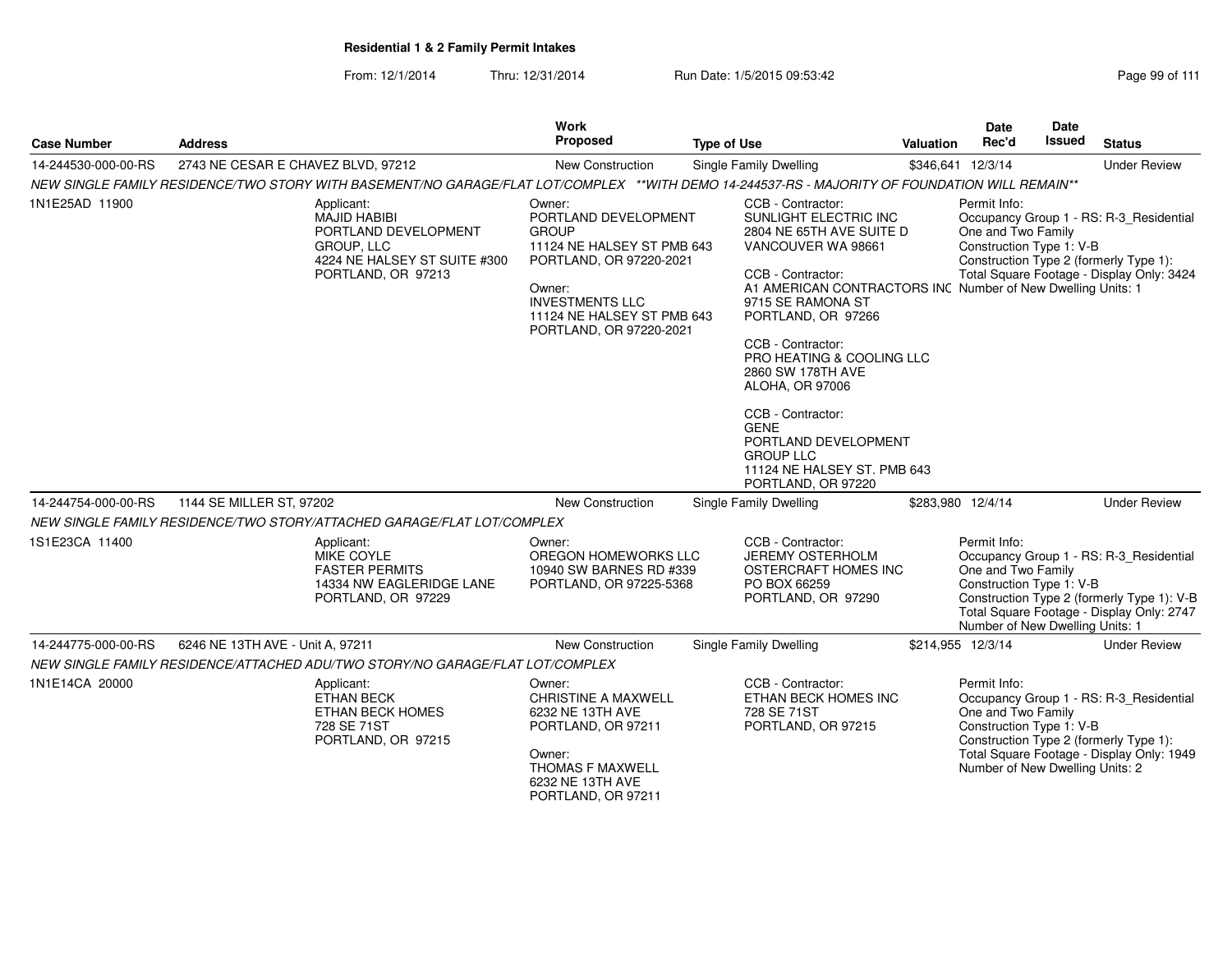## Residential 1 & 2 Family Permit Intakes

From: 12/1/2014 Thru: 12/31/2014 Run Date: 1/5/2015 09:53:42

| Case Number | Address | Work Proposed | Type of Use | Valuation | Date Rec'd | Date Issued | Status |
|---|---|---|---|---|---|---|---|
| 14-244530-000-00-RS | 2743 NE CESAR E CHAVEZ BLVD, 97212 | New Construction | Single Family Dwelling | $346,641 | 12/3/14 | | Under Review |

NEW SINGLE FAMILY RESIDENCE/TWO STORY WITH BASEMENT/NO GARAGE/FLAT LOT/COMPLEX **WITH DEMO 14-244537-RS - MAJORITY OF FOUNDATION WILL REMAIN**

1N1E25AD 11900

Applicant:
MAJID HABIBI
PORTLAND DEVELOPMENT GROUP, LLC
4224 NE HALSEY ST SUITE #300
PORTLAND, OR 97213

Owner:
PORTLAND DEVELOPMENT GROUP
11124 NE HALSEY ST PMB 643
PORTLAND, OR 97220-2021

Owner:
INVESTMENTS LLC
11124 NE HALSEY ST PMB 643
PORTLAND, OR 97220-2021

CCB - Contractor:
SUNLIGHT ELECTRIC INC
2804 NE 65TH AVE SUITE D
VANCOUVER WA 98661

CCB - Contractor:
A1 AMERICAN CONTRACTORS INC
9715 SE RAMONA ST
PORTLAND, OR 97266

CCB - Contractor:
PRO HEATING & COOLING LLC
2860 SW 178TH AVE
ALOHA, OR 97006

CCB - Contractor:
GENE
PORTLAND DEVELOPMENT GROUP LLC
11124 NE HALSEY ST. PMB 643
PORTLAND, OR 97220

Permit Info:
Occupancy Group 1 - RS: R-3_Residential One and Two Family
Construction Type 1: V-B
Construction Type 2 (formerly Type 1):
Total Square Footage - Display Only: 3424
Number of New Dwelling Units: 1

| Case Number | Address | Work Proposed | Type of Use | Valuation | Date Rec'd | Date Issued | Status |
|---|---|---|---|---|---|---|---|
| 14-244754-000-00-RS | 1144 SE MILLER ST, 97202 | New Construction | Single Family Dwelling | $283,980 | 12/4/14 | | Under Review |

NEW SINGLE FAMILY RESIDENCE/TWO STORY/ATTACHED GARAGE/FLAT LOT/COMPLEX

1S1E23CA 11400

Applicant:
MIKE COYLE
FASTER PERMITS
14334 NW EAGLERIDGE LANE
PORTLAND, OR 97229

Owner:
OREGON HOMEWORKS LLC
10940 SW BARNES RD #339
PORTLAND, OR 97225-5368

CCB - Contractor:
JEREMY OSTERHOLM
OSTERCRAFT HOMES INC
PO BOX 66259
PORTLAND, OR 97290

Permit Info:
Occupancy Group 1 - RS: R-3_Residential One and Two Family
Construction Type 1: V-B
Construction Type 2 (formerly Type 1): V-B
Total Square Footage - Display Only: 2747
Number of New Dwelling Units: 1

| Case Number | Address | Work Proposed | Type of Use | Valuation | Date Rec'd | Date Issued | Status |
|---|---|---|---|---|---|---|---|
| 14-244775-000-00-RS | 6246 NE 13TH AVE - Unit A, 97211 | New Construction | Single Family Dwelling | $214,955 | 12/3/14 | | Under Review |

NEW SINGLE FAMILY RESIDENCE/ATTACHED ADU/TWO STORY/NO GARAGE/FLAT LOT/COMPLEX

1N1E14CA 20000

Applicant:
ETHAN BECK
ETHAN BECK HOMES
728 SE 71ST
PORTLAND, OR 97215

Owner:
CHRISTINE A MAXWELL
6232 NE 13TH AVE
PORTLAND, OR 97211

Owner:
THOMAS F MAXWELL
6232 NE 13TH AVE
PORTLAND, OR 97211

CCB - Contractor:
ETHAN BECK HOMES INC
728 SE 71ST
PORTLAND, OR 97215

Permit Info:
Occupancy Group 1 - RS: R-3_Residential One and Two Family
Construction Type 1: V-B
Construction Type 2 (formerly Type 1):
Total Square Footage - Display Only: 1949
Number of New Dwelling Units: 2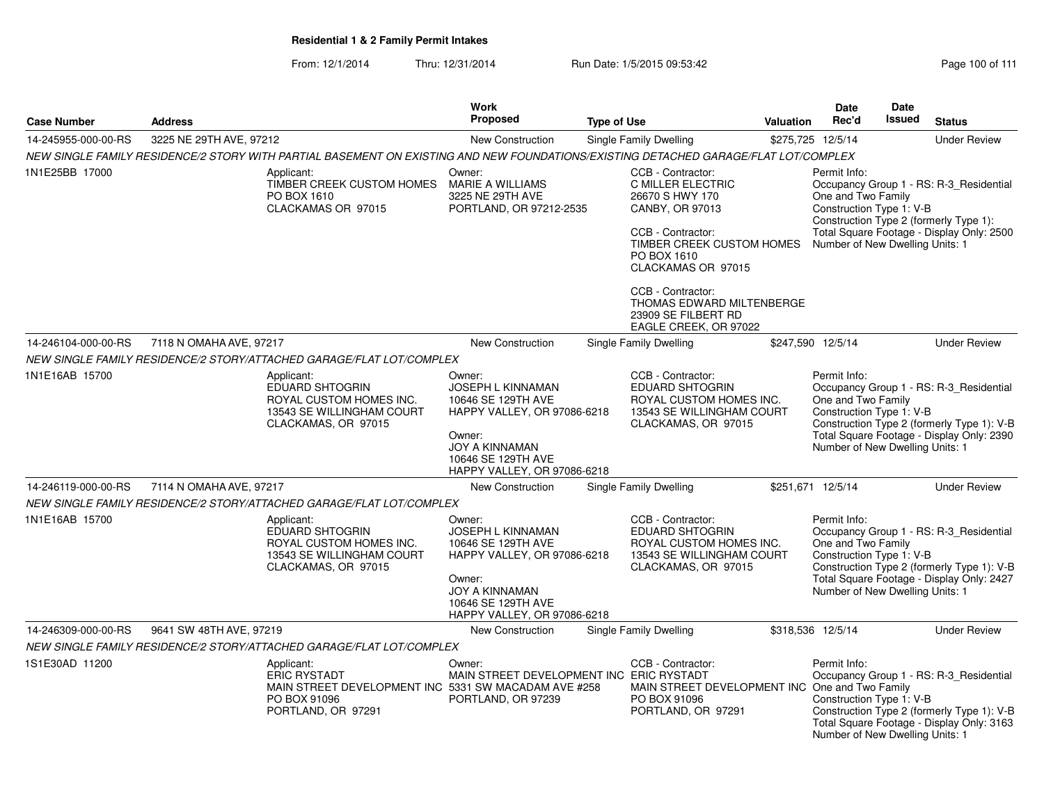## Residential 1 & 2 Family Permit Intakes

From: 12/1/2014 Thru: 12/31/2014 Run Date: 1/5/2015 09:53:42

| Case Number | Address | Work Proposed | Type of Use | Valuation | Date Rec'd | Date Issued | Status |
|---|---|---|---|---|---|---|---|
| 14-245955-000-00-RS | 3225 NE 29TH AVE, 97212 | New Construction | Single Family Dwelling | $275,725 | 12/5/14 | | Under Review |

NEW SINGLE FAMILY RESIDENCE/2 STORY WITH PARTIAL BASEMENT ON EXISTING AND NEW FOUNDATIONS/EXISTING DETACHED GARAGE/FLAT LOT/COMPLEX

1N1E25BB 17000

- Applicant: TIMBER CREEK CUSTOM HOMES, PO BOX 1610, CLACKAMAS OR 97015
- Owner: MARIE A WILLIAMS, 3225 NE 29TH AVE, PORTLAND, OR 97212-2535
- CCB - Contractor: C MILLER ELECTRIC, 26670 S HWY 170, CANBY, OR 97013
- CCB - Contractor: TIMBER CREEK CUSTOM HOMES, PO BOX 1610, CLACKAMAS OR 97015
- CCB - Contractor: THOMAS EDWARD MILTENBERGE, 23909 SE FILBERT RD, EAGLE CREEK, OR 97022
- Permit Info: Occupancy Group 1 - RS: R-3_Residential One and Two Family; Construction Type 1: V-B; Construction Type 2 (formerly Type 1):; Total Square Footage - Display Only: 2500; Number of New Dwelling Units: 1

| Case Number | Address | Work Proposed | Type of Use | Valuation | Date Rec'd | Date Issued | Status |
|---|---|---|---|---|---|---|---|
| 14-246104-000-00-RS | 7118 N OMAHA AVE, 97217 | New Construction | Single Family Dwelling | $247,590 | 12/5/14 | | Under Review |

NEW SINGLE FAMILY RESIDENCE/2 STORY/ATTACHED GARAGE/FLAT LOT/COMPLEX

1N1E16AB 15700

- Applicant: EDUARD SHTOGRIN, ROYAL CUSTOM HOMES INC., 13543 SE WILLINGHAM COURT, CLACKAMAS, OR 97015
- Owner: JOSEPH L KINNAMAN, 10646 SE 129TH AVE, HAPPY VALLEY, OR 97086-6218
- Owner: JOY A KINNAMAN, 10646 SE 129TH AVE, HAPPY VALLEY, OR 97086-6218
- CCB - Contractor: EDUARD SHTOGRIN, ROYAL CUSTOM HOMES INC., 13543 SE WILLINGHAM COURT, CLACKAMAS, OR 97015
- Permit Info: Occupancy Group 1 - RS: R-3_Residential One and Two Family; Construction Type 1: V-B; Construction Type 2 (formerly Type 1): V-B; Total Square Footage - Display Only: 2390; Number of New Dwelling Units: 1

| Case Number | Address | Work Proposed | Type of Use | Valuation | Date Rec'd | Date Issued | Status |
|---|---|---|---|---|---|---|---|
| 14-246119-000-00-RS | 7114 N OMAHA AVE, 97217 | New Construction | Single Family Dwelling | $251,671 | 12/5/14 | | Under Review |

NEW SINGLE FAMILY RESIDENCE/2 STORY/ATTACHED GARAGE/FLAT LOT/COMPLEX

1N1E16AB 15700

- Applicant: EDUARD SHTOGRIN, ROYAL CUSTOM HOMES INC., 13543 SE WILLINGHAM COURT, CLACKAMAS, OR 97015
- Owner: JOSEPH L KINNAMAN, 10646 SE 129TH AVE, HAPPY VALLEY, OR 97086-6218
- Owner: JOY A KINNAMAN, 10646 SE 129TH AVE, HAPPY VALLEY, OR 97086-6218
- CCB - Contractor: EDUARD SHTOGRIN, ROYAL CUSTOM HOMES INC., 13543 SE WILLINGHAM COURT, CLACKAMAS, OR 97015
- Permit Info: Occupancy Group 1 - RS: R-3_Residential One and Two Family; Construction Type 1: V-B; Construction Type 2 (formerly Type 1): V-B; Total Square Footage - Display Only: 2427; Number of New Dwelling Units: 1

| Case Number | Address | Work Proposed | Type of Use | Valuation | Date Rec'd | Date Issued | Status |
|---|---|---|---|---|---|---|---|
| 14-246309-000-00-RS | 9641 SW 48TH AVE, 97219 | New Construction | Single Family Dwelling | $318,536 | 12/5/14 | | Under Review |

NEW SINGLE FAMILY RESIDENCE/2 STORY/ATTACHED GARAGE/FLAT LOT/COMPLEX

1S1E30AD 11200

- Applicant: ERIC RYSTADT, MAIN STREET DEVELOPMENT INC, PO BOX 91096, PORTLAND, OR 97291
- Owner: MAIN STREET DEVELOPMENT INC, 5331 SW MACADAM AVE #258, PORTLAND, OR 97239
- CCB - Contractor: ERIC RYSTADT, MAIN STREET DEVELOPMENT INC, PO BOX 91096, PORTLAND, OR 97291
- Permit Info: Occupancy Group 1 - RS: R-3_Residential One and Two Family; Construction Type 1: V-B; Construction Type 2 (formerly Type 1): V-B; Total Square Footage - Display Only: 3163; Number of New Dwelling Units: 1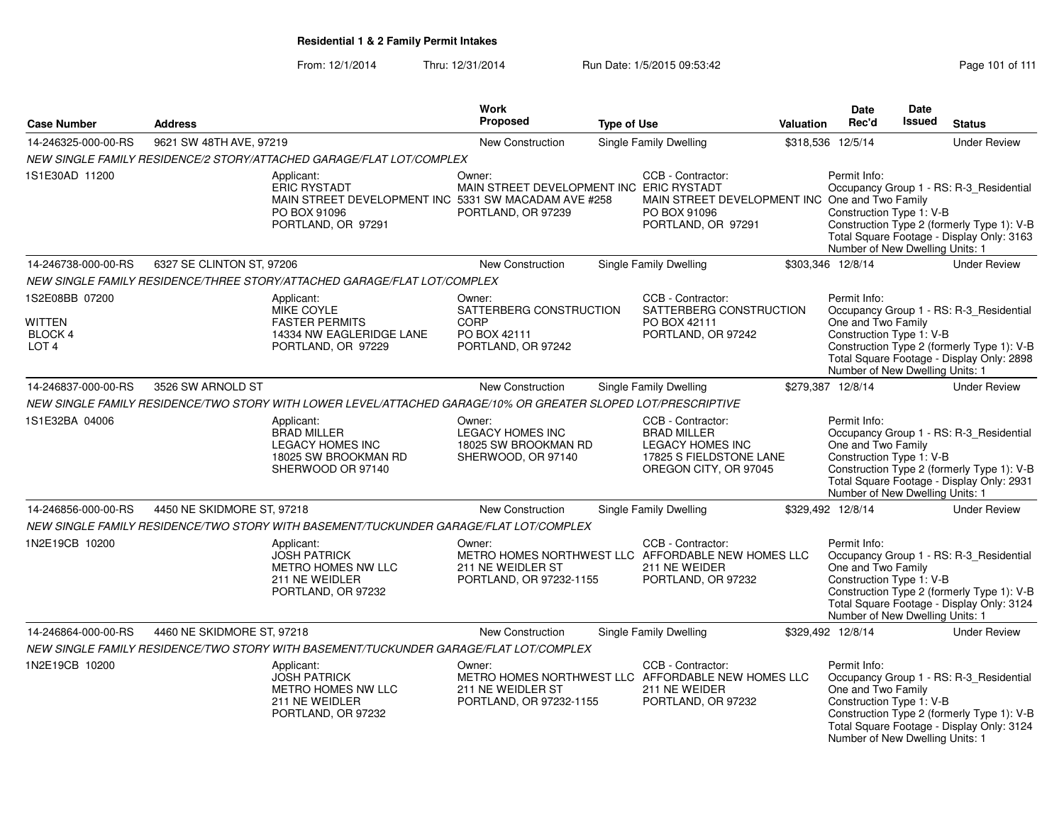## Residential 1 & 2 Family Permit Intakes

From: 12/1/2014 Thru: 12/31/2014 Run Date: 1/5/2015 09:53:42

| Case Number | Address | Work Proposed | Type of Use | Valuation | Date Rec'd | Date Issued | Status |
|---|---|---|---|---|---|---|---|
| 14-246325-000-00-RS | 9621 SW 48TH AVE, 97219 | New Construction | Single Family Dwelling | $318,536 | 12/5/14 | | Under Review |

*NEW SINGLE FAMILY RESIDENCE/2 STORY/ATTACHED GARAGE/FLAT LOT/COMPLEX*

1S1E30AD 11200

Applicant: ERIC RYSTADT, MAIN STREET DEVELOPMENT INC, PO BOX 91096, PORTLAND, OR 97291

Owner: MAIN STREET DEVELOPMENT INC, 5331 SW MACADAM AVE #258, PORTLAND, OR 97239

CCB - Contractor: ERIC RYSTADT, MAIN STREET DEVELOPMENT INC, PO BOX 91096, PORTLAND, OR 97291

Permit Info: Occupancy Group 1 - RS: R-3_Residential One and Two Family; Construction Type 1: V-B; Construction Type 2 (formerly Type 1): V-B; Total Square Footage - Display Only: 3163; Number of New Dwelling Units: 1

| Case Number | Address | Work Proposed | Type of Use | Valuation | Date Rec'd | Date Issued | Status |
|---|---|---|---|---|---|---|---|
| 14-246738-000-00-RS | 6327 SE CLINTON ST, 97206 | New Construction | Single Family Dwelling | $303,346 | 12/8/14 | | Under Review |

*NEW SINGLE FAMILY RESIDENCE/THREE STORY/ATTACHED GARAGE/FLAT LOT/COMPLEX*

1S2E08BB 07200, WITTEN, BLOCK 4, LOT 4

Applicant: MIKE COYLE, FASTER PERMITS, 14334 NW EAGLERIDGE LANE, PORTLAND, OR 97229

Owner: SATTERBERG CONSTRUCTION CORP, PO BOX 42111, PORTLAND, OR 97242

CCB - Contractor: SATTERBERG CONSTRUCTION, PO BOX 42111, PORTLAND, OR 97242

Permit Info: Occupancy Group 1 - RS: R-3_Residential One and Two Family; Construction Type 1: V-B; Construction Type 2 (formerly Type 1): V-B; Total Square Footage - Display Only: 2898; Number of New Dwelling Units: 1

| Case Number | Address | Work Proposed | Type of Use | Valuation | Date Rec'd | Date Issued | Status |
|---|---|---|---|---|---|---|---|
| 14-246837-000-00-RS | 3526 SW ARNOLD ST | New Construction | Single Family Dwelling | $279,387 | 12/8/14 | | Under Review |

*NEW SINGLE FAMILY RESIDENCE/TWO STORY WITH LOWER LEVEL/ATTACHED GARAGE/10% OR GREATER SLOPED LOT/PRESCRIPTIVE*

1S1E32BA 04006

Applicant: BRAD MILLER, LEGACY HOMES INC, 18025 SW BROOKMAN RD, SHERWOOD OR 97140

Owner: LEGACY HOMES INC, 18025 SW BROOKMAN RD, SHERWOOD, OR 97140

CCB - Contractor: BRAD MILLER, LEGACY HOMES INC, 17825 S FIELDSTONE LANE, OREGON CITY, OR 97045

Permit Info: Occupancy Group 1 - RS: R-3_Residential One and Two Family; Construction Type 1: V-B; Construction Type 2 (formerly Type 1): V-B; Total Square Footage - Display Only: 2931; Number of New Dwelling Units: 1

| Case Number | Address | Work Proposed | Type of Use | Valuation | Date Rec'd | Date Issued | Status |
|---|---|---|---|---|---|---|---|
| 14-246856-000-00-RS | 4450 NE SKIDMORE ST, 97218 | New Construction | Single Family Dwelling | $329,492 | 12/8/14 | | Under Review |

*NEW SINGLE FAMILY RESIDENCE/TWO STORY WITH BASEMENT/TUCKUNDER GARAGE/FLAT LOT/COMPLEX*

1N2E19CB 10200

Applicant: JOSH PATRICK, METRO HOMES NW LLC, 211 NE WEIDLER, PORTLAND, OR 97232

Owner: METRO HOMES NORTHWEST LLC, 211 NE WEIDLER ST, PORTLAND, OR 97232-1155

CCB - Contractor: AFFORDABLE NEW HOMES LLC, 211 NE WEIDER, PORTLAND, OR 97232

Permit Info: Occupancy Group 1 - RS: R-3_Residential One and Two Family; Construction Type 1: V-B; Construction Type 2 (formerly Type 1): V-B; Total Square Footage - Display Only: 3124; Number of New Dwelling Units: 1

| Case Number | Address | Work Proposed | Type of Use | Valuation | Date Rec'd | Date Issued | Status |
|---|---|---|---|---|---|---|---|
| 14-246864-000-00-RS | 4460 NE SKIDMORE ST, 97218 | New Construction | Single Family Dwelling | $329,492 | 12/8/14 | | Under Review |

*NEW SINGLE FAMILY RESIDENCE/TWO STORY WITH BASEMENT/TUCKUNDER GARAGE/FLAT LOT/COMPLEX*

1N2E19CB 10200

Applicant: JOSH PATRICK, METRO HOMES NW LLC, 211 NE WEIDLER, PORTLAND, OR 97232

Owner: METRO HOMES NORTHWEST LLC, 211 NE WEIDLER ST, PORTLAND, OR 97232-1155

CCB - Contractor: AFFORDABLE NEW HOMES LLC, 211 NE WEIDER, PORTLAND, OR 97232

Permit Info: Occupancy Group 1 - RS: R-3_Residential One and Two Family; Construction Type 1: V-B; Construction Type 2 (formerly Type 1): V-B; Total Square Footage - Display Only: 3124; Number of New Dwelling Units: 1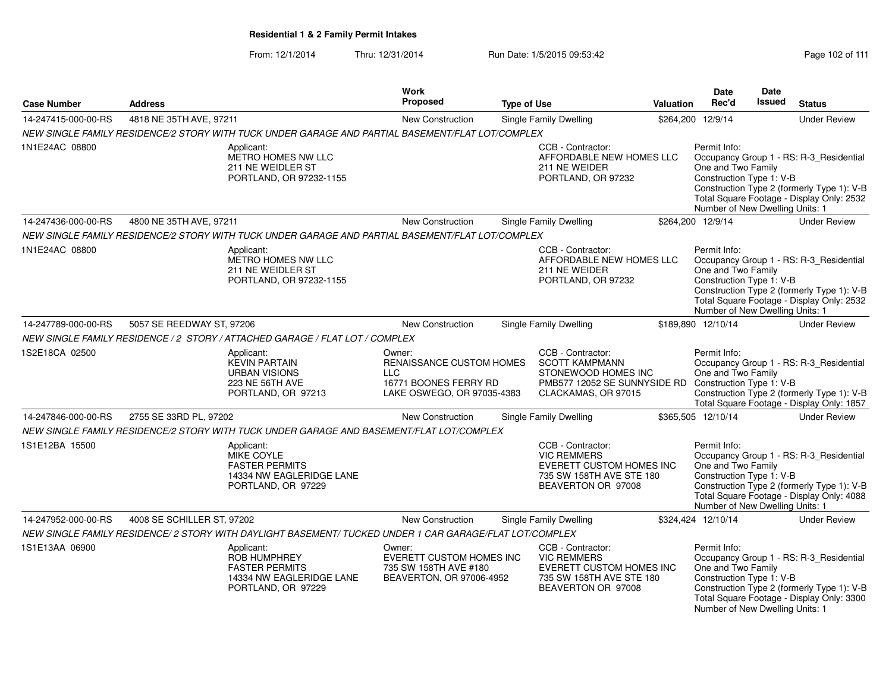## Residential 1 & 2 Family Permit Intakes

From: 12/1/2014 Thru: 12/31/2014 Run Date: 1/5/2015 09:53:42

| Case Number | Address | Work Proposed | Type of Use | Valuation | Date Rec'd | Date Issued | Status |
|---|---|---|---|---|---|---|---|
| 14-247415-000-00-RS | 4818 NE 35TH AVE, 97211 | New Construction | Single Family Dwelling | $264,200 | 12/9/14 | | Under Review |

*NEW SINGLE FAMILY RESIDENCE/2 STORY WITH TUCK UNDER GARAGE AND PARTIAL BASEMENT/FLAT LOT/COMPLEX*

1N1E24AC 08800

Applicant: METRO HOMES NW LLC, 211 NE WEIDLER ST, PORTLAND, OR 97232-1155

CCB - Contractor: AFFORDABLE NEW HOMES LLC, 211 NE WEIDER, PORTLAND, OR 97232

Permit Info: Occupancy Group 1 - RS: R-3_Residential One and Two Family; Construction Type 1: V-B; Construction Type 2 (formerly Type 1): V-B; Total Square Footage - Display Only: 2532; Number of New Dwelling Units: 1

| Case Number | Address | Work Proposed | Type of Use | Valuation | Date Rec'd | Date Issued | Status |
|---|---|---|---|---|---|---|---|
| 14-247436-000-00-RS | 4800 NE 35TH AVE, 97211 | New Construction | Single Family Dwelling | $264,200 | 12/9/14 | | Under Review |

*NEW SINGLE FAMILY RESIDENCE/2 STORY WITH TUCK UNDER GARAGE AND PARTIAL BASEMENT/FLAT LOT/COMPLEX*

1N1E24AC 08800

Applicant: METRO HOMES NW LLC, 211 NE WEIDLER ST, PORTLAND, OR 97232-1155

CCB - Contractor: AFFORDABLE NEW HOMES LLC, 211 NE WEIDER, PORTLAND, OR 97232

Permit Info: Occupancy Group 1 - RS: R-3_Residential One and Two Family; Construction Type 1: V-B; Construction Type 2 (formerly Type 1): V-B; Total Square Footage - Display Only: 2532; Number of New Dwelling Units: 1

| Case Number | Address | Work Proposed | Type of Use | Valuation | Date Rec'd | Date Issued | Status |
|---|---|---|---|---|---|---|---|
| 14-247789-000-00-RS | 5057 SE REEDWAY ST, 97206 | New Construction | Single Family Dwelling | $189,890 | 12/10/14 | | Under Review |

*NEW SINGLE FAMILY RESIDENCE / 2 STORY / ATTACHED GARAGE / FLAT LOT / COMPLEX*

1S2E18CA 02500

Applicant: KEVIN PARTAIN, URBAN VISIONS, 223 NE 56TH AVE, PORTLAND, OR 97213

Owner: RENAISSANCE CUSTOM HOMES LLC, 16771 BOONES FERRY RD, LAKE OSWEGO, OR 97035-4383

CCB - Contractor: SCOTT KAMPMANN, STONEWOOD HOMES INC, PMB577 12052 SE SUNNYSIDE RD, CLACKAMAS, OR 97015

Permit Info: Occupancy Group 1 - RS: R-3_Residential One and Two Family; Construction Type 1: V-B; Construction Type 2 (formerly Type 1): V-B; Total Square Footage - Display Only: 1857

| Case Number | Address | Work Proposed | Type of Use | Valuation | Date Rec'd | Date Issued | Status |
|---|---|---|---|---|---|---|---|
| 14-247846-000-00-RS | 2755 SE 33RD PL, 97202 | New Construction | Single Family Dwelling | $365,505 | 12/10/14 | | Under Review |

*NEW SINGLE FAMILY RESIDENCE/2 STORY WITH TUCK UNDER GARAGE AND BASEMENT/FLAT LOT/COMPLEX*

1S1E12BA 15500

Applicant: MIKE COYLE, FASTER PERMITS, 14334 NW EAGLERIDGE LANE, PORTLAND, OR 97229

CCB - Contractor: VIC REMMERS, EVERETT CUSTOM HOMES INC, 735 SW 158TH AVE STE 180, BEAVERTON OR 97008

Permit Info: Occupancy Group 1 - RS: R-3_Residential One and Two Family; Construction Type 1: V-B; Construction Type 2 (formerly Type 1): V-B; Total Square Footage - Display Only: 4088; Number of New Dwelling Units: 1

| Case Number | Address | Work Proposed | Type of Use | Valuation | Date Rec'd | Date Issued | Status |
|---|---|---|---|---|---|---|---|
| 14-247952-000-00-RS | 4008 SE SCHILLER ST, 97202 | New Construction | Single Family Dwelling | $324,424 | 12/10/14 | | Under Review |

*NEW SINGLE FAMILY RESIDENCE/ 2 STORY WITH DAYLIGHT BASEMENT/ TUCKED UNDER 1 CAR GARAGE/FLAT LOT/COMPLEX*

1S1E13AA 06900

Applicant: ROB HUMPHREY, FASTER PERMITS, 14334 NW EAGLERIDGE LANE, PORTLAND, OR 97229

Owner: EVERETT CUSTOM HOMES INC, 735 SW 158TH AVE #180, BEAVERTON, OR 97006-4952

CCB - Contractor: VIC REMMERS, EVERETT CUSTOM HOMES INC, 735 SW 158TH AVE STE 180, BEAVERTON OR 97008

Permit Info: Occupancy Group 1 - RS: R-3_Residential One and Two Family; Construction Type 1: V-B; Construction Type 2 (formerly Type 1): V-B; Total Square Footage - Display Only: 3300; Number of New Dwelling Units: 1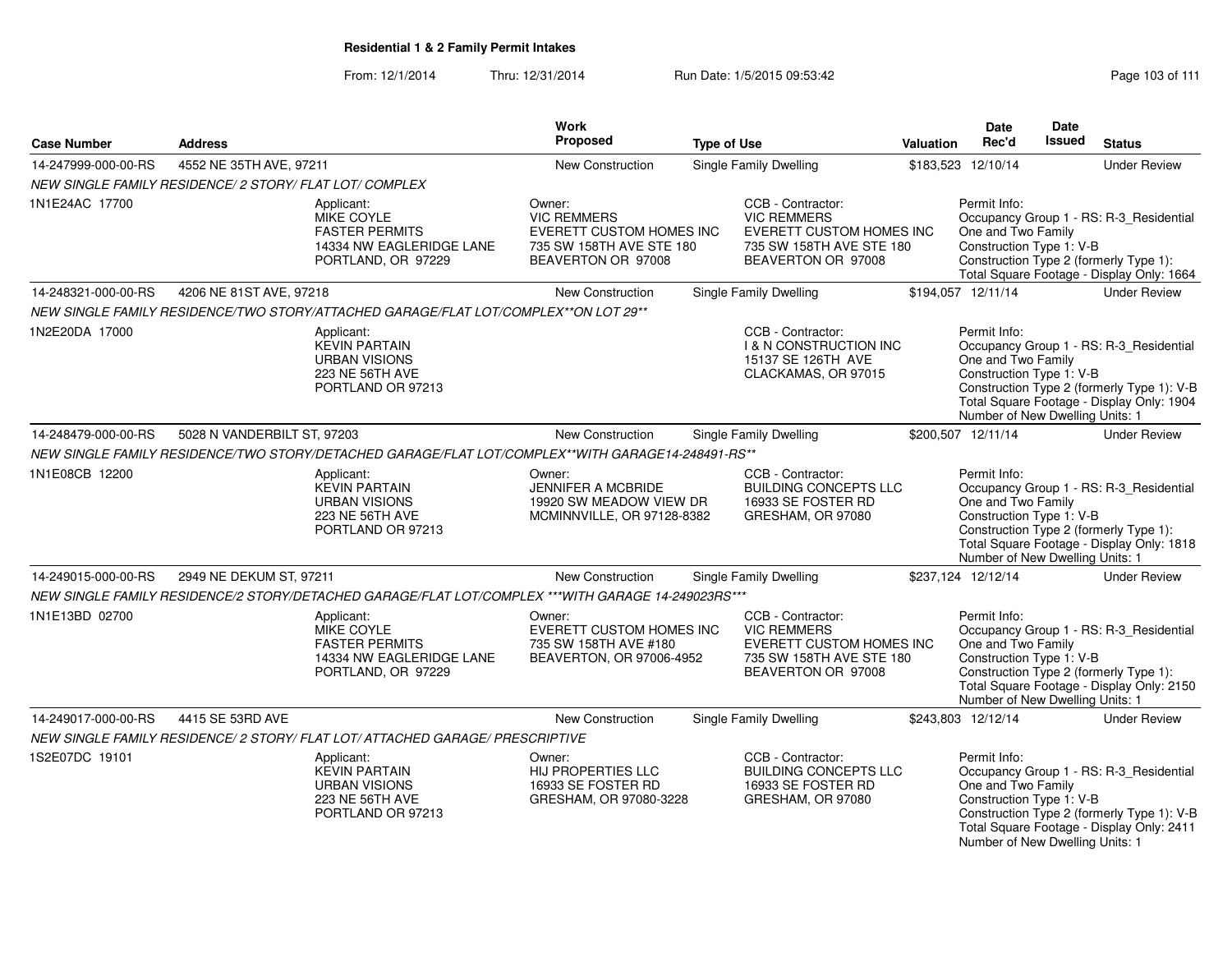# Residential 1 & 2 Family Permit Intakes

From: 12/1/2014 Thru: 12/31/2014 Run Date: 1/5/2015 09:53:42

| Case Number | Address | Work Proposed | Type of Use | Valuation | Date Rec'd | Date Issued | Status |
|---|---|---|---|---|---|---|---|
| 14-247999-000-00-RS | 4552 NE 35TH AVE, 97211 | New Construction | Single Family Dwelling | $183,523 | 12/10/14 | | Under Review |

NEW SINGLE FAMILY RESIDENCE/ 2 STORY/ FLAT LOT/ COMPLEX

1N1E24AC 17700

Applicant: MIKE COYLE, FASTER PERMITS, 14334 NW EAGLERIDGE LANE, PORTLAND, OR 97229

Owner: VIC REMMERS, EVERETT CUSTOM HOMES INC, 735 SW 158TH AVE STE 180, BEAVERTON OR 97008

CCB - Contractor: VIC REMMERS, EVERETT CUSTOM HOMES INC, 735 SW 158TH AVE STE 180, BEAVERTON OR 97008

Permit Info: Occupancy Group 1 - RS: R-3_Residential One and Two Family; Construction Type 1: V-B; Construction Type 2 (formerly Type 1):; Total Square Footage - Display Only: 1664

| Case Number | Address | Work Proposed | Type of Use | Valuation | Date Rec'd | Date Issued | Status |
|---|---|---|---|---|---|---|---|
| 14-248321-000-00-RS | 4206 NE 81ST AVE, 97218 | New Construction | Single Family Dwelling | $194,057 | 12/11/14 | | Under Review |

NEW SINGLE FAMILY RESIDENCE/TWO STORY/ATTACHED GARAGE/FLAT LOT/COMPLEX**ON LOT 29**

1N2E20DA 17000

Applicant: KEVIN PARTAIN, URBAN VISIONS, 223 NE 56TH AVE, PORTLAND OR 97213

CCB - Contractor: I & N CONSTRUCTION INC, 15137 SE 126TH AVE, CLACKAMAS, OR 97015

Permit Info: Occupancy Group 1 - RS: R-3_Residential One and Two Family; Construction Type 1: V-B; Construction Type 2 (formerly Type 1): V-B; Total Square Footage - Display Only: 1904; Number of New Dwelling Units: 1

| Case Number | Address | Work Proposed | Type of Use | Valuation | Date Rec'd | Date Issued | Status |
|---|---|---|---|---|---|---|---|
| 14-248479-000-00-RS | 5028 N VANDERBILT ST, 97203 | New Construction | Single Family Dwelling | $200,507 | 12/11/14 | | Under Review |

NEW SINGLE FAMILY RESIDENCE/TWO STORY/DETACHED GARAGE/FLAT LOT/COMPLEX**WITH GARAGE14-248491-RS**

1N1E08CB 12200

Applicant: KEVIN PARTAIN, URBAN VISIONS, 223 NE 56TH AVE, PORTLAND OR 97213

Owner: JENNIFER A MCBRIDE, 19920 SW MEADOW VIEW DR, MCMINNVILLE, OR 97128-8382

CCB - Contractor: BUILDING CONCEPTS LLC, 16933 SE FOSTER RD, GRESHAM, OR 97080

Permit Info: Occupancy Group 1 - RS: R-3_Residential One and Two Family; Construction Type 1: V-B; Construction Type 2 (formerly Type 1):; Total Square Footage - Display Only: 1818; Number of New Dwelling Units: 1

| Case Number | Address | Work Proposed | Type of Use | Valuation | Date Rec'd | Date Issued | Status |
|---|---|---|---|---|---|---|---|
| 14-249015-000-00-RS | 2949 NE DEKUM ST, 97211 | New Construction | Single Family Dwelling | $237,124 | 12/12/14 | | Under Review |

NEW SINGLE FAMILY RESIDENCE/2 STORY/DETACHED GARAGE/FLAT LOT/COMPLEX ***WITH GARAGE 14-249023RS***

1N1E13BD 02700

Applicant: MIKE COYLE, FASTER PERMITS, 14334 NW EAGLERIDGE LANE, PORTLAND, OR 97229

Owner: EVERETT CUSTOM HOMES INC, 735 SW 158TH AVE #180, BEAVERTON, OR 97006-4952

CCB - Contractor: VIC REMMERS, EVERETT CUSTOM HOMES INC, 735 SW 158TH AVE STE 180, BEAVERTON OR 97008

Permit Info: Occupancy Group 1 - RS: R-3_Residential One and Two Family; Construction Type 1: V-B; Construction Type 2 (formerly Type 1):; Total Square Footage - Display Only: 2150; Number of New Dwelling Units: 1

| Case Number | Address | Work Proposed | Type of Use | Valuation | Date Rec'd | Date Issued | Status |
|---|---|---|---|---|---|---|---|
| 14-249017-000-00-RS | 4415 SE 53RD AVE | New Construction | Single Family Dwelling | $243,803 | 12/12/14 | | Under Review |

NEW SINGLE FAMILY RESIDENCE/ 2 STORY/ FLAT LOT/ ATTACHED GARAGE/ PRESCRIPTIVE

1S2E07DC 19101

Applicant: KEVIN PARTAIN, URBAN VISIONS, 223 NE 56TH AVE, PORTLAND OR 97213

Owner: HIJ PROPERTIES LLC, 16933 SE FOSTER RD, GRESHAM, OR 97080-3228

CCB - Contractor: BUILDING CONCEPTS LLC, 16933 SE FOSTER RD, GRESHAM, OR 97080

Permit Info: Occupancy Group 1 - RS: R-3_Residential One and Two Family; Construction Type 1: V-B; Construction Type 2 (formerly Type 1): V-B; Total Square Footage - Display Only: 2411; Number of New Dwelling Units: 1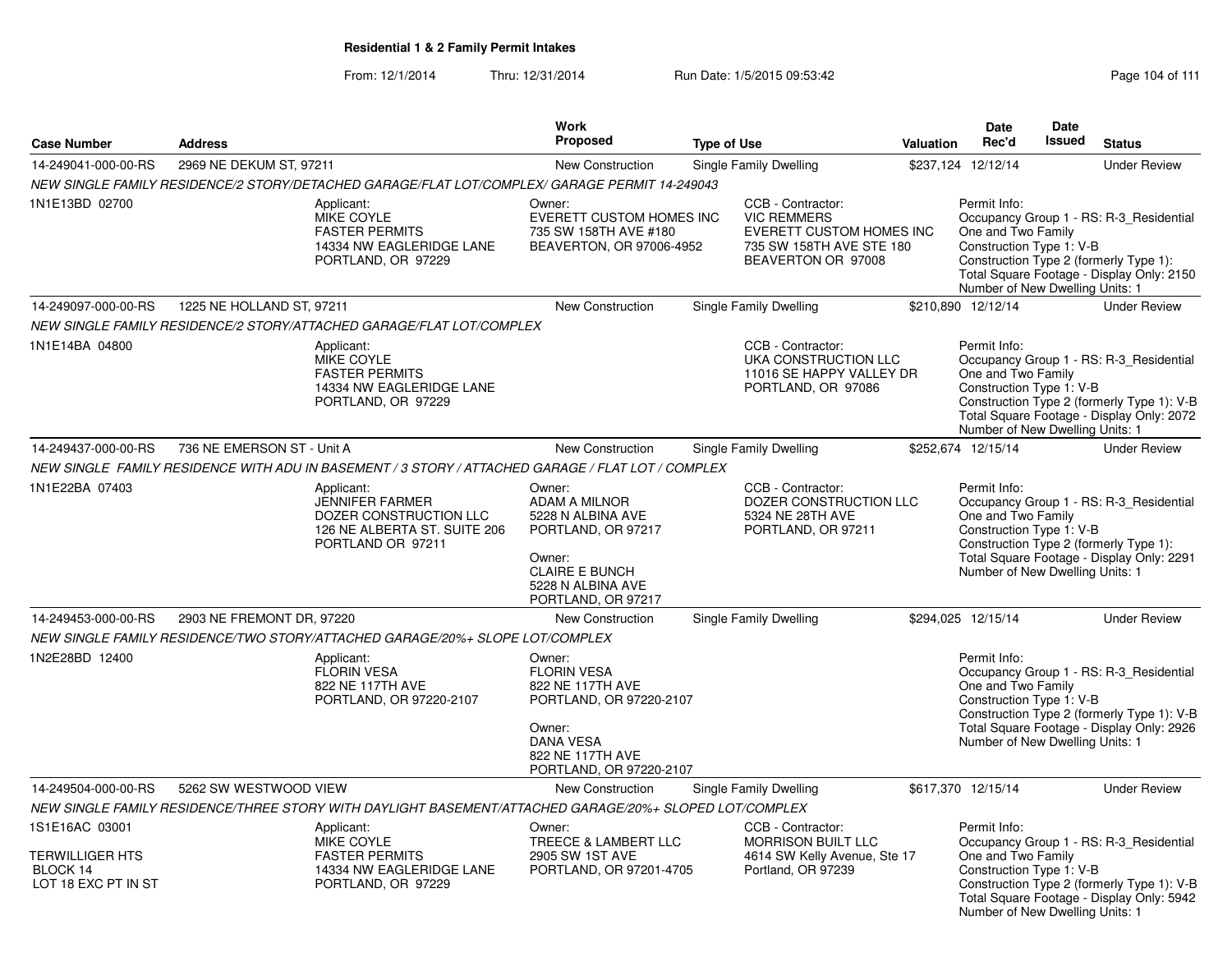# Residential 1 & 2 Family Permit Intakes

From: 12/1/2014 Thru: 12/31/2014 Run Date: 1/5/2015 09:53:42

| Case Number | Address | Work Proposed | Type of Use | Valuation | Date Rec'd | Date Issued | Status |
|---|---|---|---|---|---|---|---|
| 14-249041-000-00-RS | 2969 NE DEKUM ST, 97211 | New Construction | Single Family Dwelling | $237,124 | 12/12/14 | | Under Review |

*NEW SINGLE FAMILY RESIDENCE/2 STORY/DETACHED GARAGE/FLAT LOT/COMPLEX/ GARAGE PERMIT 14-249043*

1N1E13BD 02700

Applicant:
MIKE COYLE
FASTER PERMITS
14334 NW EAGLERIDGE LANE
PORTLAND, OR 97229

Owner:
EVERETT CUSTOM HOMES INC
735 SW 158TH AVE #180
BEAVERTON, OR 97006-4952

CCB - Contractor:
VIC REMMERS
EVERETT CUSTOM HOMES INC
735 SW 158TH AVE STE 180
BEAVERTON OR 97008

Permit Info:
Occupancy Group 1 - RS: R-3_Residential One and Two Family
Construction Type 1: V-B
Construction Type 2 (formerly Type 1):
Total Square Footage - Display Only: 2150
Number of New Dwelling Units: 1

| Case Number | Address | Work Proposed | Type of Use | Valuation | Date Rec'd | Date Issued | Status |
|---|---|---|---|---|---|---|---|
| 14-249097-000-00-RS | 1225 NE HOLLAND ST, 97211 | New Construction | Single Family Dwelling | $210,890 | 12/12/14 | | Under Review |

*NEW SINGLE FAMILY RESIDENCE/2 STORY/ATTACHED GARAGE/FLAT LOT/COMPLEX*

1N1E14BA 04800

Applicant:
MIKE COYLE
FASTER PERMITS
14334 NW EAGLERIDGE LANE
PORTLAND, OR 97229

CCB - Contractor:
UKA CONSTRUCTION LLC
11016 SE HAPPY VALLEY DR
PORTLAND, OR 97086

Permit Info:
Occupancy Group 1 - RS: R-3_Residential One and Two Family
Construction Type 1: V-B
Construction Type 2 (formerly Type 1): V-B
Total Square Footage - Display Only: 2072
Number of New Dwelling Units: 1

| Case Number | Address | Work Proposed | Type of Use | Valuation | Date Rec'd | Date Issued | Status |
|---|---|---|---|---|---|---|---|
| 14-249437-000-00-RS | 736 NE EMERSON ST - Unit A | New Construction | Single Family Dwelling | $252,674 | 12/15/14 | | Under Review |

*NEW SINGLE FAMILY RESIDENCE WITH ADU IN BASEMENT / 3 STORY / ATTACHED GARAGE / FLAT LOT / COMPLEX*

1N1E22BA 07403

Applicant:
JENNIFER FARMER
DOZER CONSTRUCTION LLC
126 NE ALBERTA ST. SUITE 206
PORTLAND OR 97211

Owner:
ADAM A MILNOR
5228 N ALBINA AVE
PORTLAND, OR 97217

Owner:
CLAIRE E BUNCH
5228 N ALBINA AVE
PORTLAND, OR 97217

CCB - Contractor:
DOZER CONSTRUCTION LLC
5324 NE 28TH AVE
PORTLAND, OR 97211

Permit Info:
Occupancy Group 1 - RS: R-3_Residential One and Two Family
Construction Type 1: V-B
Construction Type 2 (formerly Type 1):
Total Square Footage - Display Only: 2291
Number of New Dwelling Units: 1

| Case Number | Address | Work Proposed | Type of Use | Valuation | Date Rec'd | Date Issued | Status |
|---|---|---|---|---|---|---|---|
| 14-249453-000-00-RS | 2903 NE FREMONT DR, 97220 | New Construction | Single Family Dwelling | $294,025 | 12/15/14 | | Under Review |

*NEW SINGLE FAMILY RESIDENCE/TWO STORY/ATTACHED GARAGE/20%+ SLOPE LOT/COMPLEX*

1N2E28BD 12400

Applicant:
FLORIN VESA
822 NE 117TH AVE
PORTLAND, OR 97220-2107

Owner:
FLORIN VESA
822 NE 117TH AVE
PORTLAND, OR 97220-2107

Owner:
DANA VESA
822 NE 117TH AVE
PORTLAND, OR 97220-2107

Permit Info:
Occupancy Group 1 - RS: R-3_Residential One and Two Family
Construction Type 1: V-B
Construction Type 2 (formerly Type 1): V-B
Total Square Footage - Display Only: 2926
Number of New Dwelling Units: 1

| Case Number | Address | Work Proposed | Type of Use | Valuation | Date Rec'd | Date Issued | Status |
|---|---|---|---|---|---|---|---|
| 14-249504-000-00-RS | 5262 SW WESTWOOD VIEW | New Construction | Single Family Dwelling | $617,370 | 12/15/14 | | Under Review |

*NEW SINGLE FAMILY RESIDENCE/THREE STORY WITH DAYLIGHT BASEMENT/ATTACHED GARAGE/20%+ SLOPED LOT/COMPLEX*

1S1E16AC 03001

TERWILLIGER HTS
BLOCK 14
LOT 18 EXC PT IN ST

Applicant:
MIKE COYLE
FASTER PERMITS
14334 NW EAGLERIDGE LANE
PORTLAND, OR 97229

Owner:
TREECE & LAMBERT LLC
2905 SW 1ST AVE
PORTLAND, OR 97201-4705

CCB - Contractor:
MORRISON BUILT LLC
4614 SW Kelly Avenue, Ste 17
Portland, OR 97239

Permit Info:
Occupancy Group 1 - RS: R-3_Residential One and Two Family
Construction Type 1: V-B
Construction Type 2 (formerly Type 1): V-B
Total Square Footage - Display Only: 5942
Number of New Dwelling Units: 1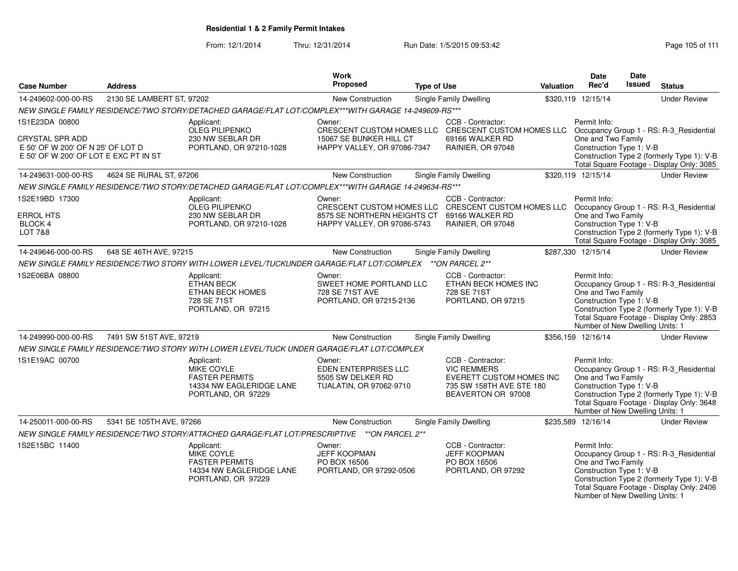# Residential 1 & 2 Family Permit Intakes

From: 12/1/2014 Thru: 12/31/2014 Run Date: 1/5/2015 09:53:42

| Case Number | Address | Work Proposed | Type of Use | Valuation | Date Rec'd | Date Issued | Status |
|---|---|---|---|---|---|---|---|
| 14-249602-000-00-RS | 2130 SE LAMBERT ST, 97202 | New Construction | Single Family Dwelling | $320,119 | 12/15/14 | | Under Review |

NEW SINGLE FAMILY RESIDENCE/TWO STORY/DETACHED GARAGE/FLAT LOT/COMPLEX***WITH GARAGE 14-249609-RS***

1S1E23DA 00800
CRYSTAL SPR ADD
E 50' OF W 200' OF N 25' OF LOT D
E 50' OF W 200' OF LOT E EXC PT IN ST

Applicant: OLEG PILIPENKO, 230 NW SEBLAR DR, PORTLAND, OR 97210-1028

Owner: CRESCENT CUSTOM HOMES LLC, 15067 SE BUNKER HILL CT, HAPPY VALLEY, OR 97086-7347

CCB - Contractor: CRESCENT CUSTOM HOMES LLC, 69166 WALKER RD, RAINIER, OR 97048

Permit Info: Occupancy Group 1 - RS: R-3_Residential One and Two Family; Construction Type 1: V-B; Construction Type 2 (formerly Type 1): V-B; Total Square Footage - Display Only: 3085

| Case Number | Address | Work Proposed | Type of Use | Valuation | Date Rec'd | Date Issued | Status |
|---|---|---|---|---|---|---|---|
| 14-249631-000-00-RS | 4624 SE RURAL ST, 97206 | New Construction | Single Family Dwelling | $320,119 | 12/15/14 | | Under Review |

NEW SINGLE FAMILY RESIDENCE/TWO STORY/DETACHED GARAGE/FLAT LOT/COMPLEX***WITH GARAGE 14-249634-RS***

1S2E19BD 17300
ERROL HTS
BLOCK 4
LOT 7&8

Applicant: OLEG PILIPENKO, 230 NW SEBLAR DR, PORTLAND, OR 97210-1028

Owner: CRESCENT CUSTOM HOMES LLC, 8575 SE NORTHERN HEIGHTS CT, HAPPY VALLEY, OR 97086-5743

CCB - Contractor: CRESCENT CUSTOM HOMES LLC, 69166 WALKER RD, RAINIER, OR 97048

Permit Info: Occupancy Group 1 - RS: R-3_Residential One and Two Family; Construction Type 1: V-B; Construction Type 2 (formerly Type 1): V-B; Total Square Footage - Display Only: 3085

| Case Number | Address | Work Proposed | Type of Use | Valuation | Date Rec'd | Date Issued | Status |
|---|---|---|---|---|---|---|---|
| 14-249646-000-00-RS | 648 SE 46TH AVE, 97215 | New Construction | Single Family Dwelling | $287,330 | 12/15/14 | | Under Review |

NEW SINGLE FAMILY RESIDENCE/TWO STORY WITH LOWER LEVEL/TUCKUNDER GARAGE/FLAT LOT/COMPLEX **ON PARCEL 2**

1S2E06BA 08800

Applicant: ETHAN BECK, ETHAN BECK HOMES, 728 SE 71ST, PORTLAND, OR 97215

Owner: SWEET HOME PORTLAND LLC, 728 SE 71ST AVE, PORTLAND, OR 97215-2136

CCB - Contractor: ETHAN BECK HOMES INC, 728 SE 71ST, PORTLAND, OR 97215

Permit Info: Occupancy Group 1 - RS: R-3_Residential One and Two Family; Construction Type 1: V-B; Construction Type 2 (formerly Type 1): V-B; Total Square Footage - Display Only: 2853; Number of New Dwelling Units: 1

| Case Number | Address | Work Proposed | Type of Use | Valuation | Date Rec'd | Date Issued | Status |
|---|---|---|---|---|---|---|---|
| 14-249990-000-00-RS | 7491 SW 51ST AVE, 97219 | New Construction | Single Family Dwelling | $356,159 | 12/16/14 | | Under Review |

NEW SINGLE FAMILY RESIDENCE/TWO STORY WITH LOWER LEVEL/TUCK UNDER GARAGE/FLAT LOT/COMPLEX

1S1E19AC 00700

Applicant: MIKE COYLE, FASTER PERMITS, 14334 NW EAGLERIDGE LANE, PORTLAND, OR 97229

Owner: EDEN ENTERPRISES LLC, 5505 SW DELKER RD, TUALATIN, OR 97062-9710

CCB - Contractor: VIC REMMERS, EVERETT CUSTOM HOMES INC, 735 SW 158TH AVE STE 180, BEAVERTON OR 97008

Permit Info: Occupancy Group 1 - RS: R-3_Residential One and Two Family; Construction Type 1: V-B; Construction Type 2 (formerly Type 1): V-B; Total Square Footage - Display Only: 3648; Number of New Dwelling Units: 1

| Case Number | Address | Work Proposed | Type of Use | Valuation | Date Rec'd | Date Issued | Status |
|---|---|---|---|---|---|---|---|
| 14-250011-000-00-RS | 5341 SE 105TH AVE, 97266 | New Construction | Single Family Dwelling | $235,589 | 12/16/14 | | Under Review |

NEW SINGLE FAMILY RESIDENCE/TWO STORY/ATTACHED GARAGE/FLAT LOT/PRESCRIPTIVE **ON PARCEL 2**

1S2E15BC 11400

Applicant: MIKE COYLE, FASTER PERMITS, 14334 NW EAGLERIDGE LANE, PORTLAND, OR 97229

Owner: JEFF KOOPMAN, PO BOX 16506, PORTLAND, OR 97292-0506

CCB - Contractor: JEFF KOOPMAN, PO BOX 16506, PORTLAND, OR 97292

Permit Info: Occupancy Group 1 - RS: R-3_Residential One and Two Family; Construction Type 1: V-B; Construction Type 2 (formerly Type 1): V-B; Total Square Footage - Display Only: 2406; Number of New Dwelling Units: 1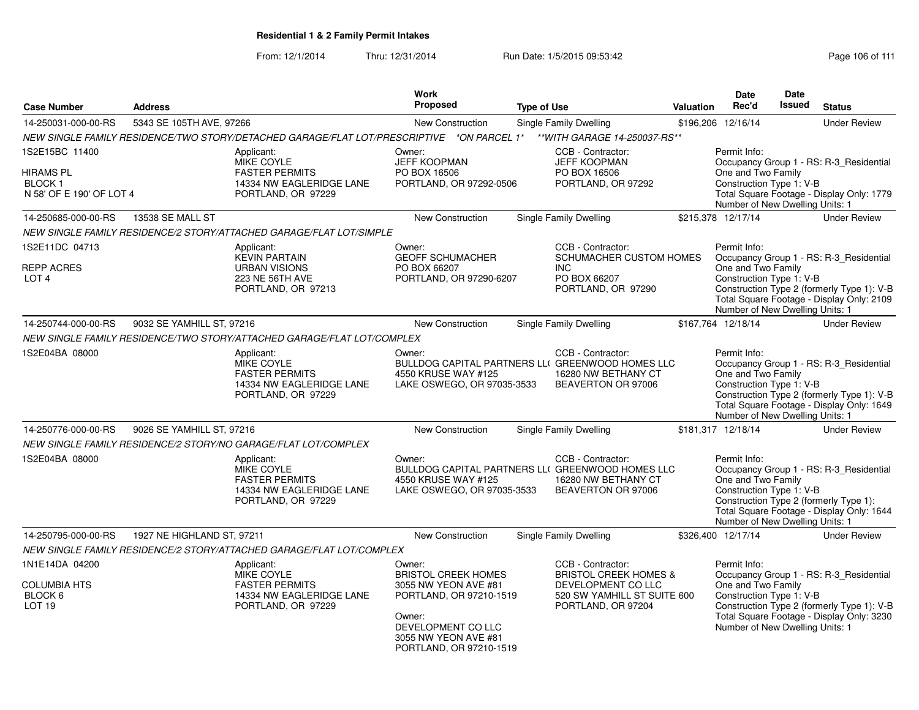**Residential 1 & 2 Family Permit Intakes**

From: 12/1/2014 Thru: 12/31/2014 Run Date: 1/5/2015 09:53:42

| Case Number | Address | Work Proposed | Type of Use | Valuation | Date Rec'd | Date Issued | Status |
|---|---|---|---|---|---|---|---|
| 14-250031-000-00-RS | 5343 SE 105TH AVE, 97266 | New Construction | Single Family Dwelling | $196,206 | 12/16/14 | | Under Review |

*NEW SINGLE FAMILY RESIDENCE/TWO STORY/DETACHED GARAGE/FLAT LOT/PRESCRIPTIVE *ON PARCEL 1* **WITH GARAGE 14-250037-RS***

1S2E15BC 11400
HIRAMS PL
BLOCK 1
N 58' OF E 190' OF LOT 4

Applicant: MIKE COYLE, FASTER PERMITS, 14334 NW EAGLERIDGE LANE, PORTLAND, OR 97229

Owner: JEFF KOOPMAN, PO BOX 16506, PORTLAND, OR 97292-0506

CCB - Contractor: JEFF KOOPMAN, PO BOX 16506, PORTLAND, OR 97292

Permit Info:
Occupancy Group 1 - RS: R-3_Residential One and Two Family
Construction Type 1: V-B
Total Square Footage - Display Only: 1779
Number of New Dwelling Units: 1

| Case Number | Address | Work Proposed | Type of Use | Valuation | Date Rec'd | Date Issued | Status |
|---|---|---|---|---|---|---|---|
| 14-250685-000-00-RS | 13538 SE MALL ST | New Construction | Single Family Dwelling | $215,378 | 12/17/14 | | Under Review |

*NEW SINGLE FAMILY RESIDENCE/2 STORY/ATTACHED GARAGE/FLAT LOT/SIMPLE*

1S2E11DC 04713
REPP ACRES
LOT 4

Applicant: KEVIN PARTAIN, URBAN VISIONS, 223 NE 56TH AVE, PORTLAND, OR 97213

Owner: GEOFF SCHUMACHER, PO BOX 66207, PORTLAND, OR 97290-6207

CCB - Contractor: SCHUMACHER CUSTOM HOMES INC, PO BOX 66207, PORTLAND, OR 97290

Permit Info:
Occupancy Group 1 - RS: R-3_Residential One and Two Family
Construction Type 1: V-B
Construction Type 2 (formerly Type 1): V-B
Total Square Footage - Display Only: 2109
Number of New Dwelling Units: 1

| Case Number | Address | Work Proposed | Type of Use | Valuation | Date Rec'd | Date Issued | Status |
|---|---|---|---|---|---|---|---|
| 14-250744-000-00-RS | 9032 SE YAMHILL ST, 97216 | New Construction | Single Family Dwelling | $167,764 | 12/18/14 | | Under Review |

*NEW SINGLE FAMILY RESIDENCE/TWO STORY/ATTACHED GARAGE/FLAT LOT/COMPLEX*

1S2E04BA 08000

Applicant: MIKE COYLE, FASTER PERMITS, 14334 NW EAGLERIDGE LANE, PORTLAND, OR 97229

Owner: BULLDOG CAPITAL PARTNERS LL(, 4550 KRUSE WAY #125, LAKE OSWEGO, OR 97035-3533

CCB - Contractor: GREENWOOD HOMES LLC, 16280 NW BETHANY CT, BEAVERTON OR 97006

Permit Info:
Occupancy Group 1 - RS: R-3_Residential One and Two Family
Construction Type 1: V-B
Construction Type 2 (formerly Type 1): V-B
Total Square Footage - Display Only: 1649
Number of New Dwelling Units: 1

| Case Number | Address | Work Proposed | Type of Use | Valuation | Date Rec'd | Date Issued | Status |
|---|---|---|---|---|---|---|---|
| 14-250776-000-00-RS | 9026 SE YAMHILL ST, 97216 | New Construction | Single Family Dwelling | $181,317 | 12/18/14 | | Under Review |

*NEW SINGLE FAMILY RESIDENCE/2 STORY/NO GARAGE/FLAT LOT/COMPLEX*

1S2E04BA 08000

Applicant: MIKE COYLE, FASTER PERMITS, 14334 NW EAGLERIDGE LANE, PORTLAND, OR 97229

Owner: BULLDOG CAPITAL PARTNERS LL(, 4550 KRUSE WAY #125, LAKE OSWEGO, OR 97035-3533

CCB - Contractor: GREENWOOD HOMES LLC, 16280 NW BETHANY CT, BEAVERTON OR 97006

Permit Info:
Occupancy Group 1 - RS: R-3_Residential One and Two Family
Construction Type 1: V-B
Construction Type 2 (formerly Type 1):
Total Square Footage - Display Only: 1644
Number of New Dwelling Units: 1

| Case Number | Address | Work Proposed | Type of Use | Valuation | Date Rec'd | Date Issued | Status |
|---|---|---|---|---|---|---|---|
| 14-250795-000-00-RS | 1927 NE HIGHLAND ST, 97211 | New Construction | Single Family Dwelling | $326,400 | 12/17/14 | | Under Review |

*NEW SINGLE FAMILY RESIDENCE/2 STORY/ATTACHED GARAGE/FLAT LOT/COMPLEX*

1N1E14DA 04200
COLUMBIA HTS
BLOCK 6
LOT 19

Applicant: MIKE COYLE, FASTER PERMITS, 14334 NW EAGLERIDGE LANE, PORTLAND, OR 97229

Owner: BRISTOL CREEK HOMES, 3055 NW YEON AVE #81, PORTLAND, OR 97210-1519

Owner: DEVELOPMENT CO LLC, 3055 NW YEON AVE #81, PORTLAND, OR 97210-1519

CCB - Contractor: BRISTOL CREEK HOMES & DEVELOPMENT CO LLC, 520 SW YAMHILL ST SUITE 600, PORTLAND, OR 97204

Permit Info:
Occupancy Group 1 - RS: R-3_Residential One and Two Family
Construction Type 1: V-B
Construction Type 2 (formerly Type 1): V-B
Total Square Footage - Display Only: 3230
Number of New Dwelling Units: 1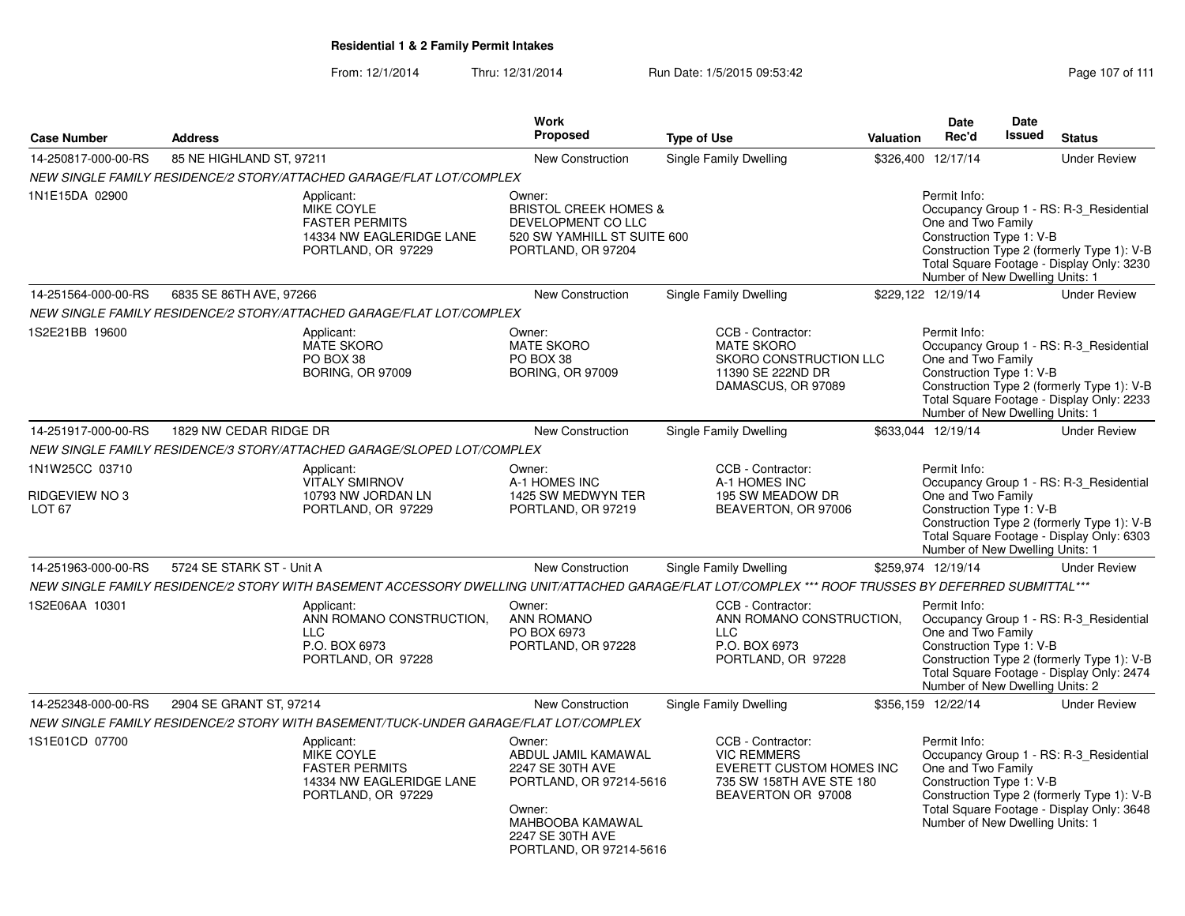**Residential 1 & 2 Family Permit Intakes**

From: 12/1/2014 Thru: 12/31/2014 Run Date: 1/5/2015 09:53:42

| Case Number | Address | Work Proposed | Type of Use | Valuation | Date Rec'd | Date Issued | Status |
|---|---|---|---|---|---|---|---|
| 14-250817-000-00-RS | 85 NE HIGHLAND ST, 97211 | New Construction | Single Family Dwelling | $326,400 | 12/17/14 | | Under Review |
| | *NEW SINGLE FAMILY RESIDENCE/2 STORY/ATTACHED GARAGE/FLAT LOT/COMPLEX* | | | | | | |
| 1N1E15DA 02900 | Applicant: MIKE COYLE, FASTER PERMITS, 14334 NW EAGLERIDGE LANE, PORTLAND, OR 97229 | Owner: BRISTOL CREEK HOMES & DEVELOPMENT CO LLC, 520 SW YAMHILL ST SUITE 600, PORTLAND, OR 97204 | | | Permit Info: Occupancy Group 1 - RS: R-3_Residential One and Two Family; Construction Type 1: V-B; Construction Type 2 (formerly Type 1): V-B; Total Square Footage - Display Only: 3230; Number of New Dwelling Units: 1 | | |
| 14-251564-000-00-RS | 6835 SE 86TH AVE, 97266 | New Construction | Single Family Dwelling | $229,122 | 12/19/14 | | Under Review |
| | *NEW SINGLE FAMILY RESIDENCE/2 STORY/ATTACHED GARAGE/FLAT LOT/COMPLEX* | | | | | | |
| 1S2E21BB 19600 | Applicant: MATE SKORO, PO BOX 38, BORING, OR 97009 | Owner: MATE SKORO, PO BOX 38, BORING, OR 97009 | CCB - Contractor: MATE SKORO, SKORO CONSTRUCTION LLC, 11390 SE 222ND DR, DAMASCUS, OR 97089 | | Permit Info: Occupancy Group 1 - RS: R-3_Residential One and Two Family; Construction Type 1: V-B; Construction Type 2 (formerly Type 1): V-B; Total Square Footage - Display Only: 2233; Number of New Dwelling Units: 1 | | |
| 14-251917-000-00-RS | 1829 NW CEDAR RIDGE DR | New Construction | Single Family Dwelling | $633,044 | 12/19/14 | | Under Review |
| | *NEW SINGLE FAMILY RESIDENCE/3 STORY/ATTACHED GARAGE/SLOPED LOT/COMPLEX* | | | | | | |
| 1N1W25CC 03710 RIDGEVIEW NO 3 LOT 67 | Applicant: VITALY SMIRNOV, 10793 NW JORDAN LN, PORTLAND, OR 97229 | Owner: A-1 HOMES INC, 1425 SW MEDWYN TER, PORTLAND, OR 97219 | CCB - Contractor: A-1 HOMES INC, 195 SW MEADOW DR, BEAVERTON, OR 97006 | | Permit Info: Occupancy Group 1 - RS: R-3_Residential One and Two Family; Construction Type 1: V-B; Construction Type 2 (formerly Type 1): V-B; Total Square Footage - Display Only: 6303; Number of New Dwelling Units: 1 | | |
| 14-251963-000-00-RS | 5724 SE STARK ST - Unit A | New Construction | Single Family Dwelling | $259,974 | 12/19/14 | | Under Review |
| | *NEW SINGLE FAMILY RESIDENCE/2 STORY WITH BASEMENT ACCESSORY DWELLING UNIT/ATTACHED GARAGE/FLAT LOT/COMPLEX *** ROOF TRUSSES BY DEFERRED SUBMITTAL**** | | | | | | |
| 1S2E06AA 10301 | Applicant: ANN ROMANO CONSTRUCTION, LLC, P.O. BOX 6973, PORTLAND, OR 97228 | Owner: ANN ROMANO, PO BOX 6973, PORTLAND, OR 97228 | CCB - Contractor: ANN ROMANO CONSTRUCTION, LLC, P.O. BOX 6973, PORTLAND, OR 97228 | | Permit Info: Occupancy Group 1 - RS: R-3_Residential One and Two Family; Construction Type 1: V-B; Construction Type 2 (formerly Type 1): V-B; Total Square Footage - Display Only: 2474; Number of New Dwelling Units: 2 | | |
| 14-252348-000-00-RS | 2904 SE GRANT ST, 97214 | New Construction | Single Family Dwelling | $356,159 | 12/22/14 | | Under Review |
| | *NEW SINGLE FAMILY RESIDENCE/2 STORY WITH BASEMENT/TUCK-UNDER GARAGE/FLAT LOT/COMPLEX* | | | | | | |
| 1S1E01CD 07700 | Applicant: MIKE COYLE, FASTER PERMITS, 14334 NW EAGLERIDGE LANE, PORTLAND, OR 97229 | Owner: ABDUL JAMIL KAMAWAL, 2247 SE 30TH AVE, PORTLAND, OR 97214-5616; Owner: MAHBOOBA KAMAWAL, 2247 SE 30TH AVE, PORTLAND, OR 97214-5616 | CCB - Contractor: VIC REMMERS, EVERETT CUSTOM HOMES INC, 735 SW 158TH AVE STE 180, BEAVERTON OR 97008 | | Permit Info: Occupancy Group 1 - RS: R-3_Residential One and Two Family; Construction Type 1: V-B; Construction Type 2 (formerly Type 1): V-B; Total Square Footage - Display Only: 3648; Number of New Dwelling Units: 1 | | |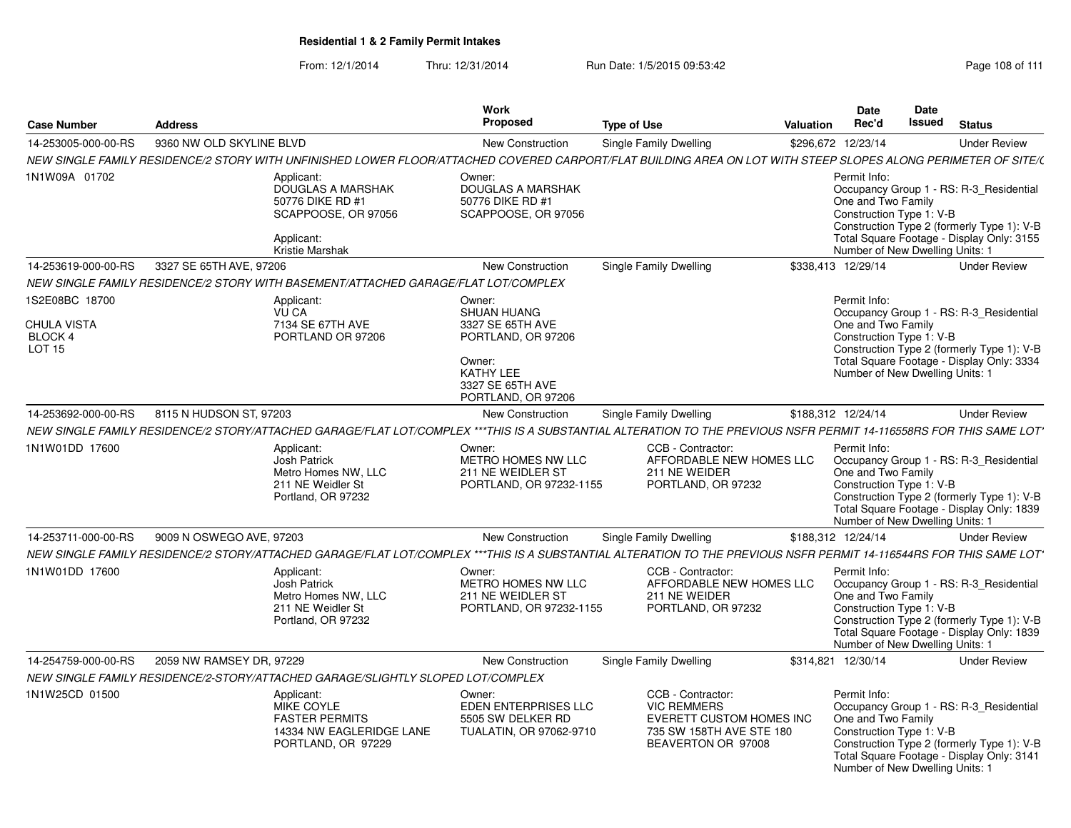**Residential 1 & 2 Family Permit Intakes**

From: 12/1/2014 Thru: 12/31/2014 Run Date: 1/5/2015 09:53:42

| Case Number | Address | Work Proposed | Type of Use | Valuation | Date Rec'd | Date Issued | Status |
|---|---|---|---|---|---|---|---|
| 14-253005-000-00-RS | 9360 NW OLD SKYLINE BLVD | New Construction | Single Family Dwelling | $296,672 | 12/23/14 | | Under Review |
| NEW SINGLE FAMILY RESIDENCE/2 STORY WITH UNFINISHED LOWER FLOOR/ATTACHED COVERED CARPORT/FLAT BUILDING AREA ON LOT WITH STEEP SLOPES ALONG PERIMETER OF SITE/( | | | | | | | |
| 1N1W09A 01702 | Applicant: DOUGLAS A MARSHAK 50776 DIKE RD #1 SCAPPOOSE, OR 97056<br>Applicant: Kristie Marshak | Owner: DOUGLAS A MARSHAK 50776 DIKE RD #1 SCAPPOOSE, OR 97056 | | | Permit Info: Occupancy Group 1 - RS: R-3_Residential One and Two Family Construction Type 1: V-B Construction Type 2 (formerly Type 1): V-B Total Square Footage - Display Only: 3155 Number of New Dwelling Units: 1 | | |
| 14-253619-000-00-RS | 3327 SE 65TH AVE, 97206 | New Construction | Single Family Dwelling | $338,413 | 12/29/14 | | Under Review |
| NEW SINGLE FAMILY RESIDENCE/2 STORY WITH BASEMENT/ATTACHED GARAGE/FLAT LOT/COMPLEX | | | | | | | |
| 1S2E08BC 18700<br>CHULA VISTA BLOCK 4 LOT 15 | Applicant: VU CA 7134 SE 67TH AVE PORTLAND OR 97206 | Owner: SHUAN HUANG 3327 SE 65TH AVE PORTLAND, OR 97206<br>Owner: KATHY LEE 3327 SE 65TH AVE PORTLAND, OR 97206 | | | Permit Info: Occupancy Group 1 - RS: R-3_Residential One and Two Family Construction Type 1: V-B Construction Type 2 (formerly Type 1): V-B Total Square Footage - Display Only: 3334 Number of New Dwelling Units: 1 | | |
| 14-253692-000-00-RS | 8115 N HUDSON ST, 97203 | New Construction | Single Family Dwelling | $188,312 | 12/24/14 | | Under Review |
| NEW SINGLE FAMILY RESIDENCE/2 STORY/ATTACHED GARAGE/FLAT LOT/COMPLEX ***THIS IS A SUBSTANTIAL ALTERATION TO THE PREVIOUS NSFR PERMIT 14-116558RS FOR THIS SAME LOT* | | | | | | | |
| 1N1W01DD 17600 | Applicant: Josh Patrick Metro Homes NW, LLC 211 NE Weidler St Portland, OR 97232 | Owner: METRO HOMES NW LLC 211 NE WEIDLER ST PORTLAND, OR 97232-1155 | CCB - Contractor: AFFORDABLE NEW HOMES LLC 211 NE WEIDER PORTLAND, OR 97232 | | Permit Info: Occupancy Group 1 - RS: R-3_Residential One and Two Family Construction Type 1: V-B Construction Type 2 (formerly Type 1): V-B Total Square Footage - Display Only: 1839 Number of New Dwelling Units: 1 | | |
| 14-253711-000-00-RS | 9009 N OSWEGO AVE, 97203 | New Construction | Single Family Dwelling | $188,312 | 12/24/14 | | Under Review |
| NEW SINGLE FAMILY RESIDENCE/2 STORY/ATTACHED GARAGE/FLAT LOT/COMPLEX ***THIS IS A SUBSTANTIAL ALTERATION TO THE PREVIOUS NSFR PERMIT 14-116544RS FOR THIS SAME LOT* | | | | | | | |
| 1N1W01DD 17600 | Applicant: Josh Patrick Metro Homes NW, LLC 211 NE Weidler St Portland, OR 97232 | Owner: METRO HOMES NW LLC 211 NE WEIDLER ST PORTLAND, OR 97232-1155 | CCB - Contractor: AFFORDABLE NEW HOMES LLC 211 NE WEIDER PORTLAND, OR 97232 | | Permit Info: Occupancy Group 1 - RS: R-3_Residential One and Two Family Construction Type 1: V-B Construction Type 2 (formerly Type 1): V-B Total Square Footage - Display Only: 1839 Number of New Dwelling Units: 1 | | |
| 14-254759-000-00-RS | 2059 NW RAMSEY DR, 97229 | New Construction | Single Family Dwelling | $314,821 | 12/30/14 | | Under Review |
| NEW SINGLE FAMILY RESIDENCE/2-STORY/ATTACHED GARAGE/SLIGHTLY SLOPED LOT/COMPLEX | | | | | | | |
| 1N1W25CD 01500 | Applicant: MIKE COYLE FASTER PERMITS 14334 NW EAGLERIDGE LANE PORTLAND, OR 97229 | Owner: EDEN ENTERPRISES LLC 5505 SW DELKER RD TUALATIN, OR 97062-9710 | CCB - Contractor: VIC REMMERS EVERETT CUSTOM HOMES INC 735 SW 158TH AVE STE 180 BEAVERTON OR 97008 | | Permit Info: Occupancy Group 1 - RS: R-3_Residential One and Two Family Construction Type 1: V-B Construction Type 2 (formerly Type 1): V-B Total Square Footage - Display Only: 3141 Number of New Dwelling Units: 1 | | |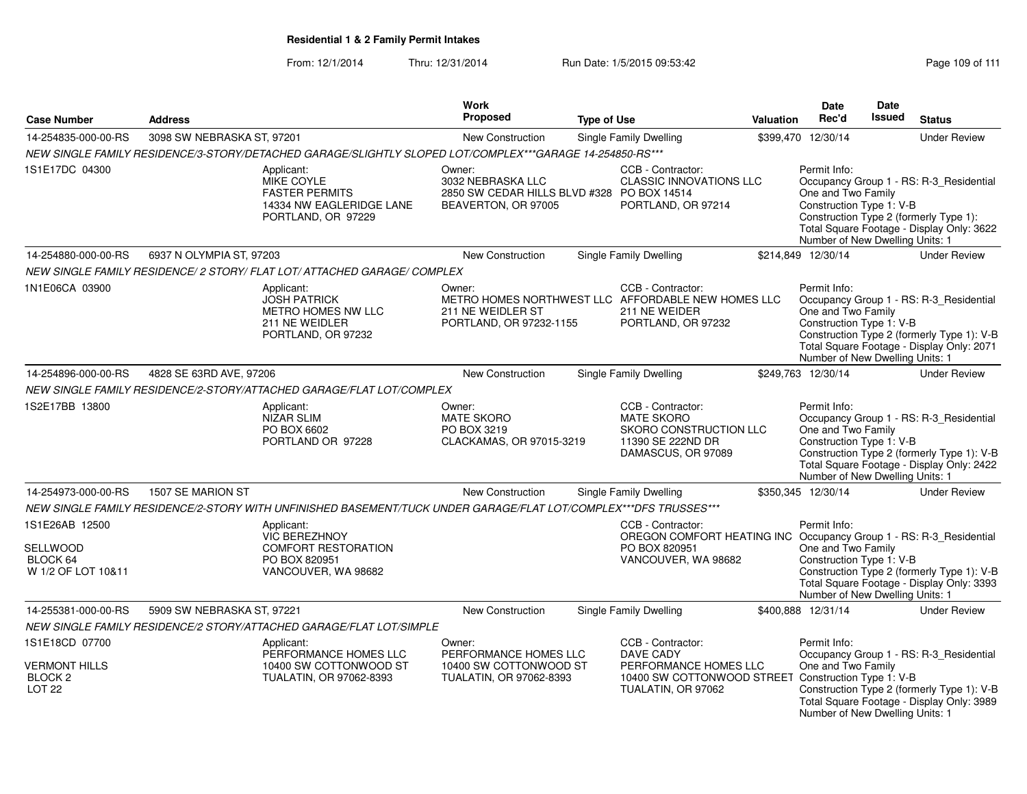**Residential 1 & 2 Family Permit Intakes**

From: 12/1/2014 Thru: 12/31/2014 Run Date: 1/5/2015 09:53:42

| Case Number | Address | Work Proposed | Type of Use | Valuation | Date Rec'd | Date Issued | Status |
|---|---|---|---|---|---|---|---|
| 14-254835-000-00-RS | 3098 SW NEBRASKA ST, 97201 | New Construction | Single Family Dwelling | $399,470 | 12/30/14 | | Under Review |

NEW SINGLE FAMILY RESIDENCE/3-STORY/DETACHED GARAGE/SLIGHTLY SLOPED LOT/COMPLEX***GARAGE 14-254850-RS***

1S1E17DC 04300

Applicant: MIKE COYLE, FASTER PERMITS, 14334 NW EAGLERIDGE LANE, PORTLAND, OR 97229

Owner: 3032 NEBRASKA LLC, 2850 SW CEDAR HILLS BLVD #328, BEAVERTON, OR 97005

CCB - Contractor: CLASSIC INNOVATIONS LLC, PO BOX 14514, PORTLAND, OR 97214

Permit Info: Occupancy Group 1 - RS: R-3_Residential One and Two Family; Construction Type 1: V-B; Construction Type 2 (formerly Type 1):; Total Square Footage - Display Only: 3622; Number of New Dwelling Units: 1

| Case Number | Address | Work Proposed | Type of Use | Valuation | Date Rec'd | Date Issued | Status |
|---|---|---|---|---|---|---|---|
| 14-254880-000-00-RS | 6937 N OLYMPIA ST, 97203 | New Construction | Single Family Dwelling | $214,849 | 12/30/14 | | Under Review |

NEW SINGLE FAMILY RESIDENCE/ 2 STORY/ FLAT LOT/ ATTACHED GARAGE/ COMPLEX

1N1E06CA 03900

Applicant: JOSH PATRICK, METRO HOMES NW LLC, 211 NE WEIDLER, PORTLAND, OR 97232

Owner: METRO HOMES NORTHWEST LLC, 211 NE WEIDLER ST, PORTLAND, OR 97232-1155

CCB - Contractor: AFFORDABLE NEW HOMES LLC, 211 NE WEIDER, PORTLAND, OR 97232

Permit Info: Occupancy Group 1 - RS: R-3_Residential One and Two Family; Construction Type 1: V-B; Construction Type 2 (formerly Type 1): V-B; Total Square Footage - Display Only: 2071; Number of New Dwelling Units: 1

| Case Number | Address | Work Proposed | Type of Use | Valuation | Date Rec'd | Date Issued | Status |
|---|---|---|---|---|---|---|---|
| 14-254896-000-00-RS | 4828 SE 63RD AVE, 97206 | New Construction | Single Family Dwelling | $249,763 | 12/30/14 | | Under Review |

NEW SINGLE FAMILY RESIDENCE/2-STORY/ATTACHED GARAGE/FLAT LOT/COMPLEX

1S2E17BB 13800

Applicant: NIZAR SLIM, PO BOX 6602, PORTLAND OR 97228

Owner: MATE SKORO, PO BOX 3219, CLACKAMAS, OR 97015-3219

CCB - Contractor: MATE SKORO, SKORO CONSTRUCTION LLC, 11390 SE 222ND DR, DAMASCUS, OR 97089

Permit Info: Occupancy Group 1 - RS: R-3_Residential One and Two Family; Construction Type 1: V-B; Construction Type 2 (formerly Type 1): V-B; Total Square Footage - Display Only: 2422; Number of New Dwelling Units: 1

| Case Number | Address | Work Proposed | Type of Use | Valuation | Date Rec'd | Date Issued | Status |
|---|---|---|---|---|---|---|---|
| 14-254973-000-00-RS | 1507 SE MARION ST | New Construction | Single Family Dwelling | $350,345 | 12/30/14 | | Under Review |

NEW SINGLE FAMILY RESIDENCE/2-STORY WITH UNFINISHED BASEMENT/TUCK UNDER GARAGE/FLAT LOT/COMPLEX***DFS TRUSSES***

1S1E26AB 12500
SELLWOOD
BLOCK 64
W 1/2 OF LOT 10&11

Applicant: VIC BEREZHNOY, COMFORT RESTORATION, PO BOX 820951, VANCOUVER, WA 98682

CCB - Contractor: OREGON COMFORT HEATING INC, PO BOX 820951, VANCOUVER, WA 98682

Permit Info: Occupancy Group 1 - RS: R-3_Residential One and Two Family; Construction Type 1: V-B; Construction Type 2 (formerly Type 1): V-B; Total Square Footage - Display Only: 3393; Number of New Dwelling Units: 1

| Case Number | Address | Work Proposed | Type of Use | Valuation | Date Rec'd | Date Issued | Status |
|---|---|---|---|---|---|---|---|
| 14-255381-000-00-RS | 5909 SW NEBRASKA ST, 97221 | New Construction | Single Family Dwelling | $400,888 | 12/31/14 | | Under Review |

NEW SINGLE FAMILY RESIDENCE/2 STORY/ATTACHED GARAGE/FLAT LOT/SIMPLE

1S1E18CD 07700
VERMONT HILLS
BLOCK 2
LOT 22

Applicant: PERFORMANCE HOMES LLC, 10400 SW COTTONWOOD ST, TUALATIN, OR 97062-8393

Owner: PERFORMANCE HOMES LLC, 10400 SW COTTONWOOD ST, TUALATIN, OR 97062-8393

CCB - Contractor: DAVE CADY, PERFORMANCE HOMES LLC, 10400 SW COTTONWOOD STREET, TUALATIN, OR 97062

Permit Info: Occupancy Group 1 - RS: R-3_Residential One and Two Family; Construction Type 1: V-B; Construction Type 2 (formerly Type 1): V-B; Total Square Footage - Display Only: 3989; Number of New Dwelling Units: 1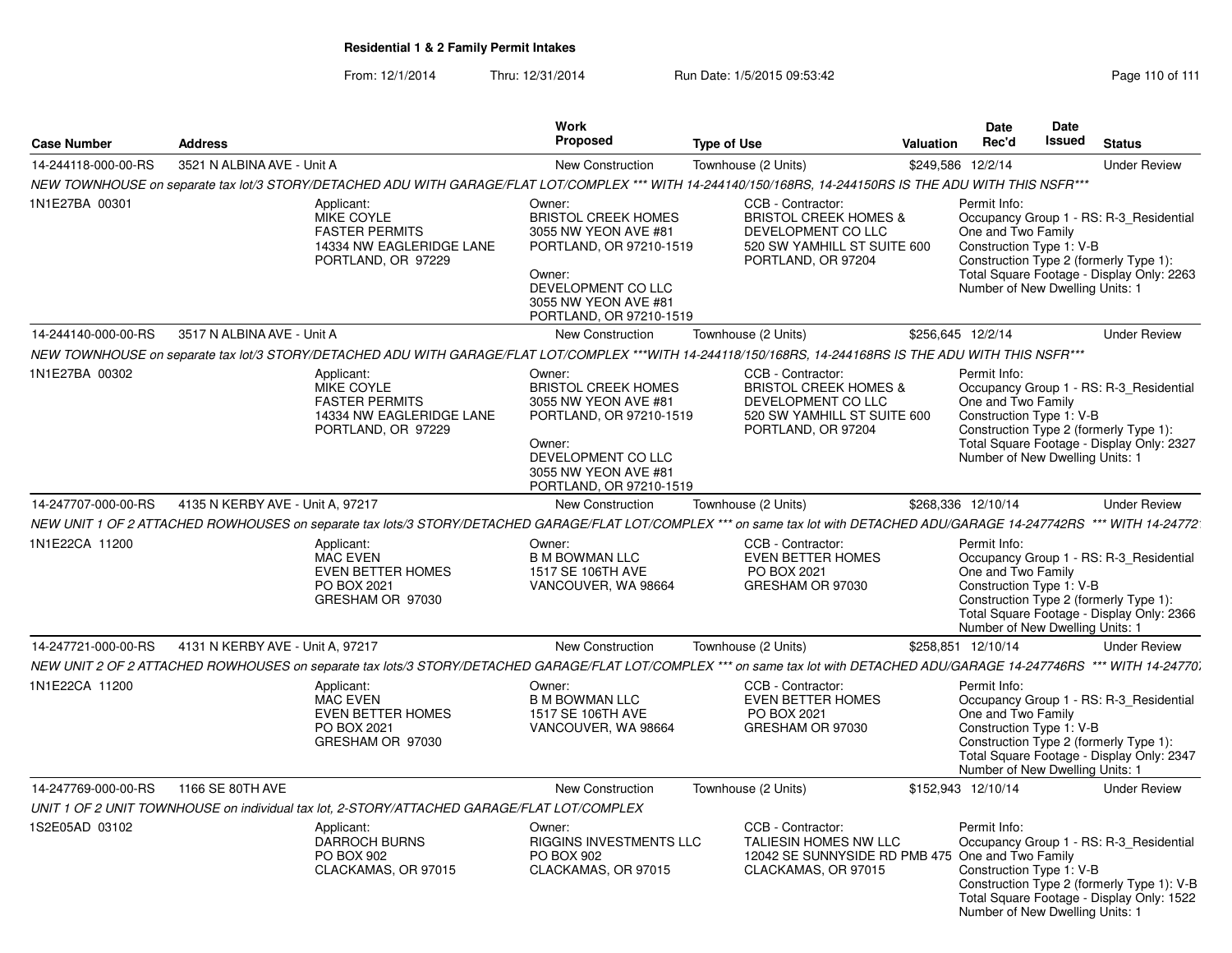**Residential 1 & 2 Family Permit Intakes**

From: 12/1/2014 Thru: 12/31/2014 Run Date: 1/5/2015 09:53:42

| Case Number | Address | Work Proposed | Type of Use | Valuation | Date Rec'd | Date Issued | Status |
|---|---|---|---|---|---|---|---|
| 14-244118-000-00-RS | 3521 N ALBINA AVE - Unit A | New Construction | Townhouse (2 Units) | $249,586 | 12/2/14 | | Under Review |

*NEW TOWNHOUSE on separate tax lot/3 STORY/DETACHED ADU WITH GARAGE/FLAT LOT/COMPLEX \*\*\* WITH 14-244140/150/168RS, 14-244150RS IS THE ADU WITH THIS NSFR\*\*\**

1N1E27BA 00301

Applicant: MIKE COYLE, FASTER PERMITS, 14334 NW EAGLERIDGE LANE, PORTLAND, OR 97229

Owner: BRISTOL CREEK HOMES, 3055 NW YEON AVE #81, PORTLAND, OR 97210-1519

Owner: DEVELOPMENT CO LLC, 3055 NW YEON AVE #81, PORTLAND, OR 97210-1519

CCB - Contractor: BRISTOL CREEK HOMES & DEVELOPMENT CO LLC, 520 SW YAMHILL ST SUITE 600, PORTLAND, OR 97204

Permit Info: Occupancy Group 1 - RS: R-3_Residential One and Two Family; Construction Type 1: V-B; Construction Type 2 (formerly Type 1):; Total Square Footage - Display Only: 2263; Number of New Dwelling Units: 1

| Case Number | Address | Work Proposed | Type of Use | Valuation | Date Rec'd | Date Issued | Status |
|---|---|---|---|---|---|---|---|
| 14-244140-000-00-RS | 3517 N ALBINA AVE - Unit A | New Construction | Townhouse (2 Units) | $256,645 | 12/2/14 | | Under Review |

*NEW TOWNHOUSE on separate tax lot/3 STORY/DETACHED ADU WITH GARAGE/FLAT LOT/COMPLEX \*\*\*WITH 14-244118/150/168RS, 14-244168RS IS THE ADU WITH THIS NSFR\*\*\**

1N1E27BA 00302

Applicant: MIKE COYLE, FASTER PERMITS, 14334 NW EAGLERIDGE LANE, PORTLAND, OR 97229

Owner: BRISTOL CREEK HOMES, 3055 NW YEON AVE #81, PORTLAND, OR 97210-1519

Owner: DEVELOPMENT CO LLC, 3055 NW YEON AVE #81, PORTLAND, OR 97210-1519

CCB - Contractor: BRISTOL CREEK HOMES & DEVELOPMENT CO LLC, 520 SW YAMHILL ST SUITE 600, PORTLAND, OR 97204

Permit Info: Occupancy Group 1 - RS: R-3_Residential One and Two Family; Construction Type 1: V-B; Construction Type 2 (formerly Type 1):; Total Square Footage - Display Only: 2327; Number of New Dwelling Units: 1

| Case Number | Address | Work Proposed | Type of Use | Valuation | Date Rec'd | Date Issued | Status |
|---|---|---|---|---|---|---|---|
| 14-247707-000-00-RS | 4135 N KERBY AVE - Unit A, 97217 | New Construction | Townhouse (2 Units) | $268,336 | 12/10/14 | | Under Review |

*NEW UNIT 1 OF 2 ATTACHED ROWHOUSES on separate tax lots/3 STORY/DETACHED GARAGE/FLAT LOT/COMPLEX \*\*\* on same tax lot with DETACHED ADU/GARAGE 14-247742RS \*\*\* WITH 14-24772*

1N1E22CA 11200

Applicant: MAC EVEN, EVEN BETTER HOMES, PO BOX 2021, GRESHAM OR 97030

Owner: B M BOWMAN LLC, 1517 SE 106TH AVE, VANCOUVER, WA 98664

CCB - Contractor: EVEN BETTER HOMES, PO BOX 2021, GRESHAM OR 97030

Permit Info: Occupancy Group 1 - RS: R-3_Residential One and Two Family; Construction Type 1: V-B; Construction Type 2 (formerly Type 1):; Total Square Footage - Display Only: 2366; Number of New Dwelling Units: 1

| Case Number | Address | Work Proposed | Type of Use | Valuation | Date Rec'd | Date Issued | Status |
|---|---|---|---|---|---|---|---|
| 14-247721-000-00-RS | 4131 N KERBY AVE - Unit A, 97217 | New Construction | Townhouse (2 Units) | $258,851 | 12/10/14 | | Under Review |

*NEW UNIT 2 OF 2 ATTACHED ROWHOUSES on separate tax lots/3 STORY/DETACHED GARAGE/FLAT LOT/COMPLEX \*\*\* on same tax lot with DETACHED ADU/GARAGE 14-247746RS \*\*\* WITH 14-24770*

1N1E22CA 11200

Applicant: MAC EVEN, EVEN BETTER HOMES, PO BOX 2021, GRESHAM OR 97030

Owner: B M BOWMAN LLC, 1517 SE 106TH AVE, VANCOUVER, WA 98664

CCB - Contractor: EVEN BETTER HOMES, PO BOX 2021, GRESHAM OR 97030

Permit Info: Occupancy Group 1 - RS: R-3_Residential One and Two Family; Construction Type 1: V-B; Construction Type 2 (formerly Type 1):; Total Square Footage - Display Only: 2347; Number of New Dwelling Units: 1

| Case Number | Address | Work Proposed | Type of Use | Valuation | Date Rec'd | Date Issued | Status |
|---|---|---|---|---|---|---|---|
| 14-247769-000-00-RS | 1166 SE 80TH AVE | New Construction | Townhouse (2 Units) | $152,943 | 12/10/14 | | Under Review |

*UNIT 1 OF 2 UNIT TOWNHOUSE on individual tax lot, 2-STORY/ATTACHED GARAGE/FLAT LOT/COMPLEX*

1S2E05AD 03102

Applicant: DARROCH BURNS, PO BOX 902, CLACKAMAS, OR 97015

Owner: RIGGINS INVESTMENTS LLC, PO BOX 902, CLACKAMAS, OR 97015

CCB - Contractor: TALIESIN HOMES NW LLC, 12042 SE SUNNYSIDE RD PMB 475, CLACKAMAS, OR 97015

Permit Info: Occupancy Group 1 - RS: R-3_Residential One and Two Family; Construction Type 1: V-B; Construction Type 2 (formerly Type 1): V-B; Total Square Footage - Display Only: 1522; Number of New Dwelling Units: 1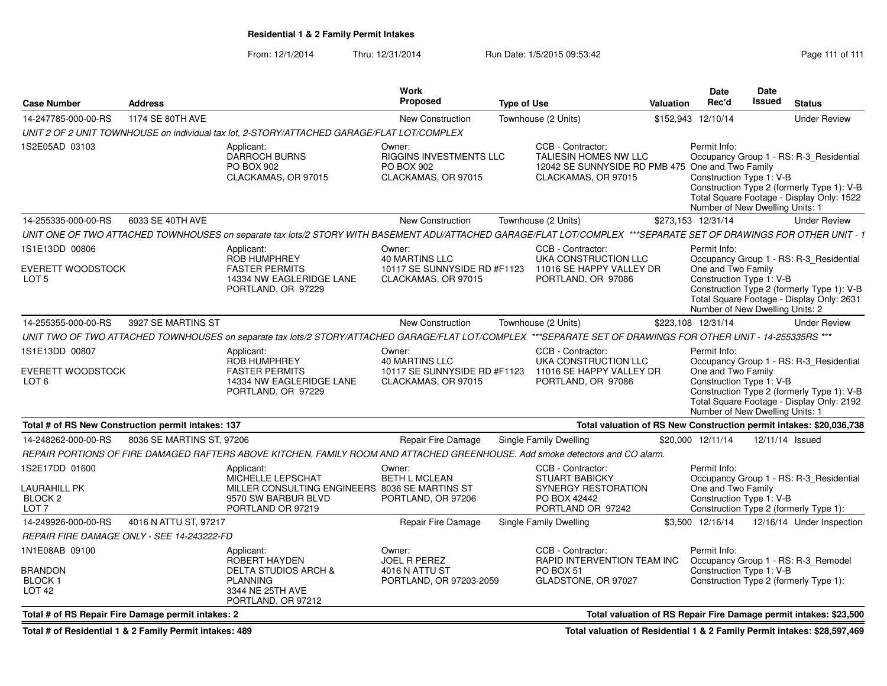## Residential 1 & 2 Family Permit Intakes

From: 12/1/2014 Thru: 12/31/2014 Run Date: 1/5/2015 09:53:42

| Case Number | Address | Work Proposed | Type of Use | Valuation | Date Rec'd | Date Issued | Status |
|---|---|---|---|---|---|---|---|
| 14-247785-000-00-RS | 1174 SE 80TH AVE | New Construction | Townhouse (2 Units) | $152,943 | 12/10/14 | | Under Review |

UNIT 2 OF 2 UNIT TOWNHOUSE on individual tax lot, 2-STORY/ATTACHED GARAGE/FLAT LOT/COMPLEX

1S2E05AD 03103

Applicant: DARROCH BURNS, PO BOX 902, CLACKAMAS, OR 97015

Owner: RIGGINS INVESTMENTS LLC, PO BOX 902, CLACKAMAS, OR 97015

CCB - Contractor: TALIESIN HOMES NW LLC, 12042 SE SUNNYSIDE RD PMB 475, CLACKAMAS, OR 97015

Permit Info: Occupancy Group 1 - RS: R-3_Residential One and Two Family; Construction Type 1: V-B; Construction Type 2 (formerly Type 1): V-B; Total Square Footage - Display Only: 1522; Number of New Dwelling Units: 1

| Case Number | Address | Work Proposed | Type of Use | Valuation | Date Rec'd | Date Issued | Status |
|---|---|---|---|---|---|---|---|
| 14-255335-000-00-RS | 6033 SE 40TH AVE | New Construction | Townhouse (2 Units) | $273,153 | 12/31/14 | | Under Review |

UNIT ONE OF TWO ATTACHED TOWNHOUSES on separate tax lots/2 STORY WITH BASEMENT ADU/ATTACHED GARAGE/FLAT LOT/COMPLEX ***SEPARATE SET OF DRAWINGS FOR OTHER UNIT - 1

1S1E13DD 00806
EVERETT WOODSTOCK
LOT 5

Applicant: ROB HUMPHREY, FASTER PERMITS, 14334 NW EAGLERIDGE LANE, PORTLAND, OR 97229

Owner: 40 MARTINS LLC, 10117 SE SUNNYSIDE RD #F1123, CLACKAMAS, OR 97015

CCB - Contractor: UKA CONSTRUCTION LLC, 11016 SE HAPPY VALLEY DR, PORTLAND, OR 97086

Permit Info: Occupancy Group 1 - RS: R-3_Residential One and Two Family; Construction Type 1: V-B; Construction Type 2 (formerly Type 1): V-B; Total Square Footage - Display Only: 2631; Number of New Dwelling Units: 2

| Case Number | Address | Work Proposed | Type of Use | Valuation | Date Rec'd | Date Issued | Status |
|---|---|---|---|---|---|---|---|
| 14-255355-000-00-RS | 3927 SE MARTINS ST | New Construction | Townhouse (2 Units) | $223,108 | 12/31/14 | | Under Review |

UNIT TWO OF TWO ATTACHED TOWNHOUSES on separate tax lots/2 STORY/ATTACHED GARAGE/FLAT LOT/COMPLEX ***SEPARATE SET OF DRAWINGS FOR OTHER UNIT - 14-255335RS ***

1S1E13DD 00807
EVERETT WOODSTOCK
LOT 6

Applicant: ROB HUMPHREY, FASTER PERMITS, 14334 NW EAGLERIDGE LANE, PORTLAND, OR 97229

Owner: 40 MARTINS LLC, 10117 SE SUNNYSIDE RD #F1123, CLACKAMAS, OR 97015

CCB - Contractor: UKA CONSTRUCTION LLC, 11016 SE HAPPY VALLEY DR, PORTLAND, OR 97086

Permit Info: Occupancy Group 1 - RS: R-3_Residential One and Two Family; Construction Type 1: V-B; Construction Type 2 (formerly Type 1): V-B; Total Square Footage - Display Only: 2192; Number of New Dwelling Units: 1

**Total # of RS New Construction permit intakes: 137** — **Total valuation of RS New Construction permit intakes: $20,036,738**

| Case Number | Address | Work Proposed | Type of Use | Valuation | Date Rec'd | Date Issued | Status |
|---|---|---|---|---|---|---|---|
| 14-248262-000-00-RS | 8036 SE MARTINS ST, 97206 | Repair Fire Damage | Single Family Dwelling | $20,000 | 12/11/14 | 12/11/14 | Issued |

REPAIR PORTIONS OF FIRE DAMAGED RAFTERS ABOVE KITCHEN, FAMILY ROOM AND ATTACHED GREENHOUSE. Add smoke detectors and CO alarm.

1S2E17DD 01600
LAURAHILL PK
BLOCK 2
LOT 7

Applicant: MICHELLE LEPSCHAT, MILLER CONSULTING ENGINEERS, 9570 SW BARBUR BLVD, PORTLAND OR 97219

Owner: BETH L MCLEAN, 8036 SE MARTINS ST, PORTLAND, OR 97206

CCB - Contractor: STUART BABICKY, SYNERGY RESTORATION, PO BOX 42442, PORTLAND OR 97242

Permit Info: Occupancy Group 1 - RS: R-3_Residential One and Two Family; Construction Type 1: V-B; Construction Type 2 (formerly Type 1):

| Case Number | Address | Work Proposed | Type of Use | Valuation | Date Rec'd | Date Issued | Status |
|---|---|---|---|---|---|---|---|
| 14-249926-000-00-RS | 4016 N ATTU ST, 97217 | Repair Fire Damage | Single Family Dwelling | $3,500 | 12/16/14 | 12/16/14 | Under Inspection |

REPAIR FIRE DAMAGE ONLY - SEE 14-243222-FD

1N1E08AB 09100
BRANDON
BLOCK 1
LOT 42

Applicant: ROBERT HAYDEN, DELTA STUDIOS ARCH & PLANNING, 3344 NE 25TH AVE, PORTLAND, OR 97212

Owner: JOEL R PEREZ, 4016 N ATTU ST, PORTLAND, OR 97203-2059

CCB - Contractor: RAPID INTERVENTION TEAM INC, PO BOX 51, GLADSTONE, OR 97027

Permit Info: Occupancy Group 1 - RS: R-3_Remodel; Construction Type 1: V-B; Construction Type 2 (formerly Type 1):

**Total # of RS Repair Fire Damage permit intakes: 2** — **Total valuation of RS Repair Fire Damage permit intakes: $23,500**

**Total # of Residential 1 & 2 Family Permit intakes: 489** — **Total valuation of Residential 1 & 2 Family Permit intakes: $28,597,469**